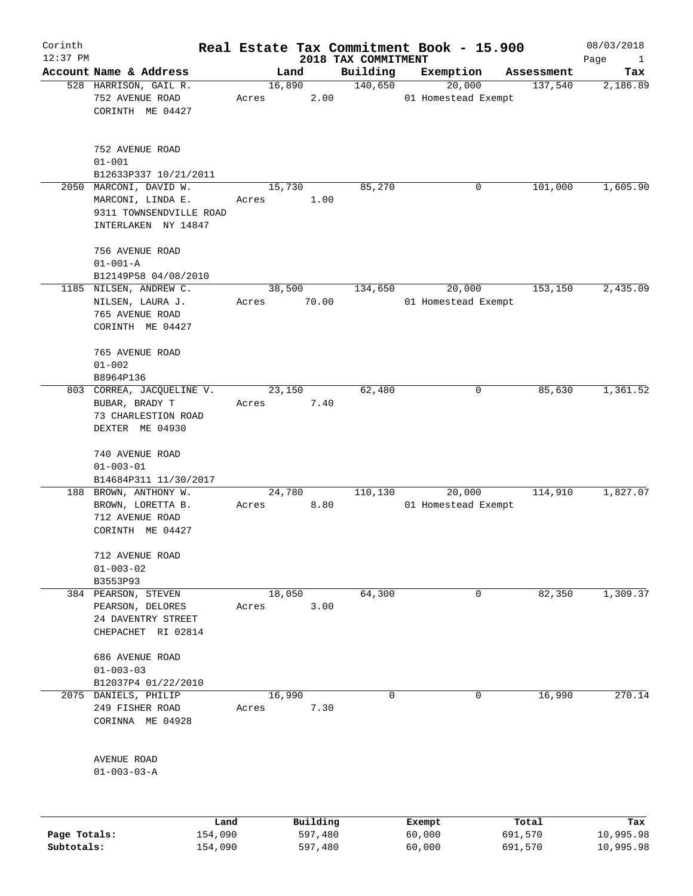# Real Estate Tax Commitment Book - 15.900

Corinth
12:37 PM

2018 TAX COMMITMENT

08/03/2018

| Account Name & Address | Land | Building | Exemption | Assessment | Tax |
|---|---|---|---|---|---|
| 528 HARRISON, GAIL R.<br>752 AVENUE ROAD<br>CORINTH ME 04427<br><br>752 AVENUE ROAD<br>01-001<br>B12633P337 10/21/2011 | 16,890<br>Acres 2.00 | 140,650 | 20,000<br>01 Homestead Exempt | 137,540 | 2,186.89 |
| 2050 MARCONI, DAVID W.<br>MARCONI, LINDA E.<br>9311 TOWNSENDVILLE ROAD<br>INTERLAKEN NY 14847<br><br>756 AVENUE ROAD<br>01-001-A<br>B12149P58 04/08/2010 | 15,730<br>Acres 1.00 | 85,270 | 0 | 101,000 | 1,605.90 |
| 1185 NILSEN, ANDREW C.<br>NILSEN, LAURA J.<br>765 AVENUE ROAD<br>CORINTH ME 04427<br><br>765 AVENUE ROAD<br>01-002<br>B8964P136 | 38,500<br>Acres 70.00 | 134,650 | 20,000<br>01 Homestead Exempt | 153,150 | 2,435.09 |
| 803 CORREA, JACQUELINE V.<br>BUBAR, BRADY T<br>73 CHARLESTION ROAD<br>DEXTER ME 04930<br><br>740 AVENUE ROAD<br>01-003-01<br>B14684P311 11/30/2017 | 23,150<br>Acres 7.40 | 62,480 | 0 | 85,630 | 1,361.52 |
| 188 BROWN, ANTHONY W.<br>BROWN, LORETTA B.<br>712 AVENUE ROAD<br>CORINTH ME 04427<br><br>712 AVENUE ROAD<br>01-003-02<br>B3553P93 | 24,780<br>Acres 8.80 | 110,130 | 20,000<br>01 Homestead Exempt | 114,910 | 1,827.07 |
| 384 PEARSON, STEVEN<br>PEARSON, DELORES<br>24 DAVENTRY STREET<br>CHEPACHET RI 02814<br><br>686 AVENUE ROAD<br>01-003-03<br>B12037P4 01/22/2010 | 18,050<br>Acres 3.00 | 64,300 | 0 | 82,350 | 1,309.37 |
| 2075 DANIELS, PHILIP<br>249 FISHER ROAD<br>CORINNA ME 04928<br><br>AVENUE ROAD<br>01-003-03-A | 16,990<br>Acres 7.30 | 0 | 0 | 16,990 | 270.14 |

| | Land | Building | Exempt | Total | Tax |
|---|---|---|---|---|---|
| **Page Totals:** | 154,090 | 597,480 | 60,000 | 691,570 | 10,995.98 |
| **Subtotals:** | 154,090 | 597,480 | 60,000 | 691,570 | 10,995.98 |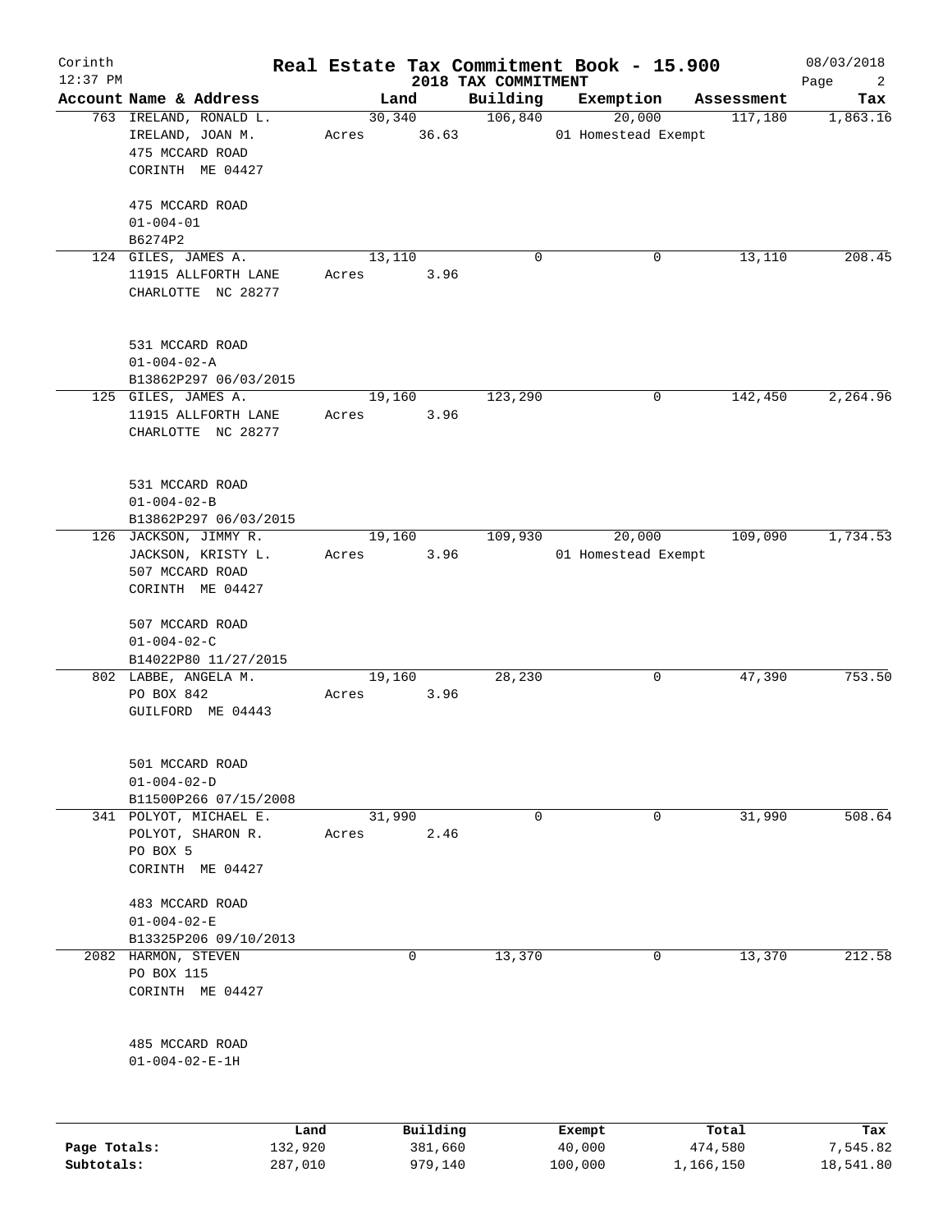Corinth
12:37 PM

# Real Estate Tax Commitment Book - 15.900

## 2018 TAX COMMITMENT

08/03/2018

| Account Name & Address | Land | Building | Exemption | Assessment | Tax |
|---|---|---|---|---|---|
| 763 IRELAND, RONALD L.<br>IRELAND, JOAN M.<br>475 MCCARD ROAD<br>CORINTH ME 04427<br><br>475 MCCARD ROAD<br>01-004-01<br>B6274P2 | 30,340<br>Acres 36.63 | 106,840 | 20,000<br>01 Homestead Exempt | 117,180 | 1,863.16 |
| 124 GILES, JAMES A.<br>11915 ALLFORTH LANE<br>CHARLOTTE NC 28277<br><br>531 MCCARD ROAD<br>01-004-02-A<br>B13862P297 06/03/2015 | 13,110<br>Acres 3.96 | 0 | 0 | 13,110 | 208.45 |
| 125 GILES, JAMES A.<br>11915 ALLFORTH LANE<br>CHARLOTTE NC 28277<br><br>531 MCCARD ROAD<br>01-004-02-B<br>B13862P297 06/03/2015 | 19,160<br>Acres 3.96 | 123,290 | 0 | 142,450 | 2,264.96 |
| 126 JACKSON, JIMMY R.<br>JACKSON, KRISTY L.<br>507 MCCARD ROAD<br>CORINTH ME 04427<br><br>507 MCCARD ROAD<br>01-004-02-C<br>B14022P80 11/27/2015 | 19,160<br>Acres 3.96 | 109,930 | 20,000<br>01 Homestead Exempt | 109,090 | 1,734.53 |
| 802 LABBE, ANGELA M.<br>PO BOX 842<br>GUILFORD ME 04443<br><br>501 MCCARD ROAD<br>01-004-02-D<br>B11500P266 07/15/2008 | 19,160<br>Acres 3.96 | 28,230 | 0 | 47,390 | 753.50 |
| 341 POLYOT, MICHAEL E.<br>POLYOT, SHARON R.<br>PO BOX 5<br>CORINTH ME 04427<br><br>483 MCCARD ROAD<br>01-004-02-E<br>B13325P206 09/10/2013 | 31,990<br>Acres 2.46 | 0 | 0 | 31,990 | 508.64 |
| 2082 HARMON, STEVEN<br>PO BOX 115<br>CORINTH ME 04427<br><br>485 MCCARD ROAD<br>01-004-02-E-1H | 0 | 13,370 | 0 | 13,370 | 212.58 |

| | Land | Building | Exempt | Total | Tax |
|---|---|---|---|---|---|
| Page Totals: | 132,920 | 381,660 | 40,000 | 474,580 | 7,545.82 |
| Subtotals: | 287,010 | 979,140 | 100,000 | 1,166,150 | 18,541.80 |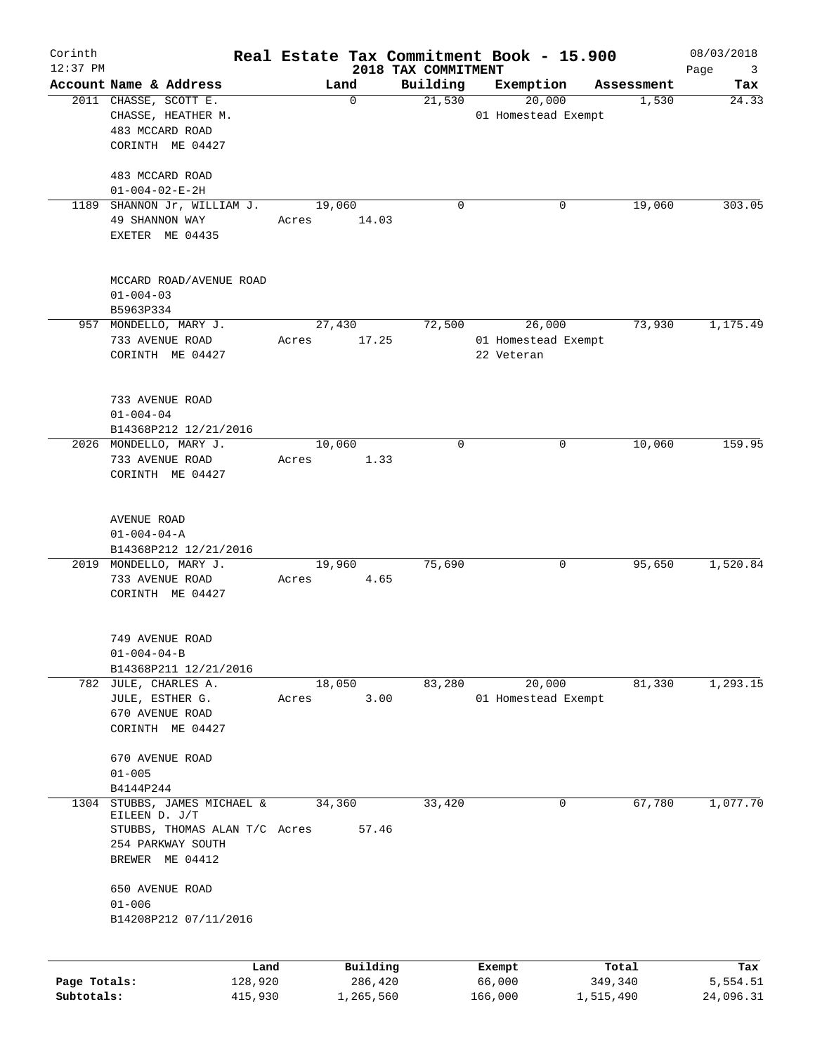# Corinth — Real Estate Tax Commitment Book - 15.900

2018 TAX COMMITMENT — 08/03/2018 — 12:37 PM

| Account Name & Address | Land | Building | Exemption | Assessment | Tax |
|---|---|---|---|---|---|
| 2011 CHASSE, SCOTT E.<br>CHASSE, HEATHER M.<br>483 MCCARD ROAD<br>CORINTH ME 04427<br><br>483 MCCARD ROAD<br>01-004-02-E-2H | 0 | 21,530 | 20,000<br>01 Homestead Exempt | 1,530 | 24.33 |
| 1189 SHANNON Jr, WILLIAM J.<br>49 SHANNON WAY<br>EXETER ME 04435<br><br>MCCARD ROAD/AVENUE ROAD<br>01-004-03<br>B5963P334 | 19,060<br>Acres 14.03 | 0 | 0 | 19,060 | 303.05 |
| 957 MONDELLO, MARY J.<br>733 AVENUE ROAD<br>CORINTH ME 04427<br><br>733 AVENUE ROAD<br>01-004-04<br>B14368P212 12/21/2016 | 27,430<br>Acres 17.25 | 72,500 | 26,000<br>01 Homestead Exempt<br>22 Veteran | 73,930 | 1,175.49 |
| 2026 MONDELLO, MARY J.<br>733 AVENUE ROAD<br>CORINTH ME 04427<br><br>AVENUE ROAD<br>01-004-04-A<br>B14368P212 12/21/2016 | 10,060<br>Acres 1.33 | 0 | 0 | 10,060 | 159.95 |
| 2019 MONDELLO, MARY J.<br>733 AVENUE ROAD<br>CORINTH ME 04427<br><br>749 AVENUE ROAD<br>01-004-04-B<br>B14368P211 12/21/2016 | 19,960<br>Acres 4.65 | 75,690 | 0 | 95,650 | 1,520.84 |
| 782 JULE, CHARLES A.<br>JULE, ESTHER G.<br>670 AVENUE ROAD<br>CORINTH ME 04427<br><br>670 AVENUE ROAD<br>01-005<br>B4144P244 | 18,050<br>Acres 3.00 | 83,280 | 20,000<br>01 Homestead Exempt | 81,330 | 1,293.15 |
| 1304 STUBBS, JAMES MICHAEL & EILEEN D. J/T<br>STUBBS, THOMAS ALAN T/C<br>254 PARKWAY SOUTH<br>BREWER ME 04412<br><br>650 AVENUE ROAD<br>01-006<br>B14208P212 07/11/2016 | 34,360<br>Acres 57.46 | 33,420 | 0 | 67,780 | 1,077.70 |

| | Land | Building | Exempt | Total | Tax |
|---|---|---|---|---|---|
| Page Totals: | 128,920 | 286,420 | 66,000 | 349,340 | 5,554.51 |
| Subtotals: | 415,930 | 1,265,560 | 166,000 | 1,515,490 | 24,096.31 |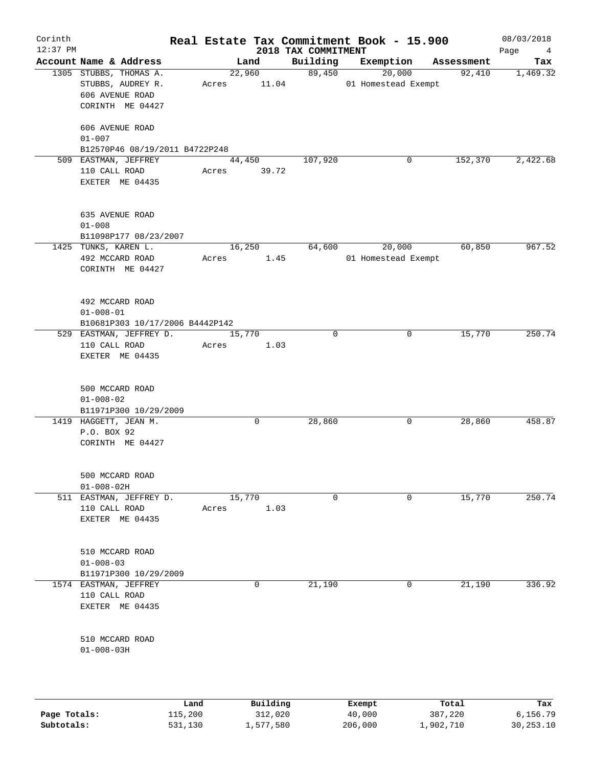Corinth  
12:37 PM

# Real Estate Tax Commitment Book - 15.900

## 2018 TAX COMMITMENT

08/03/2018  
Page 4

| Account Name & Address | Land | Building | Exemption | Assessment | Tax |
|---|---|---|---|---|---|
| 1305 STUBBS, THOMAS A. | 22,960 | 89,450 | 20,000 | 92,410 | 1,469.32 |
| STUBBS, AUDREY R. | Acres 11.04 | | 01 Homestead Exempt | | |
| 606 AVENUE ROAD | | | | | |
| CORINTH ME 04427 | | | | | |
| 606 AVENUE ROAD | | | | | |
| 01-007 | | | | | |
| B12570P46 08/19/2011 B4722P248 | | | | | |
| 509 EASTMAN, JEFFREY | 44,450 | 107,920 | 0 | 152,370 | 2,422.68 |
| 110 CALL ROAD | Acres 39.72 | | | | |
| EXETER ME 04435 | | | | | |
| 635 AVENUE ROAD | | | | | |
| 01-008 | | | | | |
| B11098P177 08/23/2007 | | | | | |
| 1425 TUNKS, KAREN L. | 16,250 | 64,600 | 20,000 | 60,850 | 967.52 |
| 492 MCCARD ROAD | Acres 1.45 | | 01 Homestead Exempt | | |
| CORINTH ME 04427 | | | | | |
| 492 MCCARD ROAD | | | | | |
| 01-008-01 | | | | | |
| B10681P303 10/17/2006 B4442P142 | | | | | |
| 529 EASTMAN, JEFFREY D. | 15,770 | 0 | 0 | 15,770 | 250.74 |
| 110 CALL ROAD | Acres 1.03 | | | | |
| EXETER ME 04435 | | | | | |
| 500 MCCARD ROAD | | | | | |
| 01-008-02 | | | | | |
| B11971P300 10/29/2009 | | | | | |
| 1419 HAGGETT, JEAN M. | 0 | 28,860 | 0 | 28,860 | 458.87 |
| P.O. BOX 92 | | | | | |
| CORINTH ME 04427 | | | | | |
| 500 MCCARD ROAD | | | | | |
| 01-008-02H | | | | | |
| 511 EASTMAN, JEFFREY D. | 15,770 | 0 | 0 | 15,770 | 250.74 |
| 110 CALL ROAD | Acres 1.03 | | | | |
| EXETER ME 04435 | | | | | |
| 510 MCCARD ROAD | | | | | |
| 01-008-03 | | | | | |
| B11971P300 10/29/2009 | | | | | |
| 1574 EASTMAN, JEFFREY | 0 | 21,190 | 0 | 21,190 | 336.92 |
| 110 CALL ROAD | | | | | |
| EXETER ME 04435 | | | | | |
| 510 MCCARD ROAD | | | | | |
| 01-008-03H | | | | | |

| | Land | Building | Exempt | Total | Tax |
|---|---|---|---|---|---|
| Page Totals: | 115,200 | 312,020 | 40,000 | 387,220 | 6,156.79 |
| Subtotals: | 531,130 | 1,577,580 | 206,000 | 1,902,710 | 30,253.10 |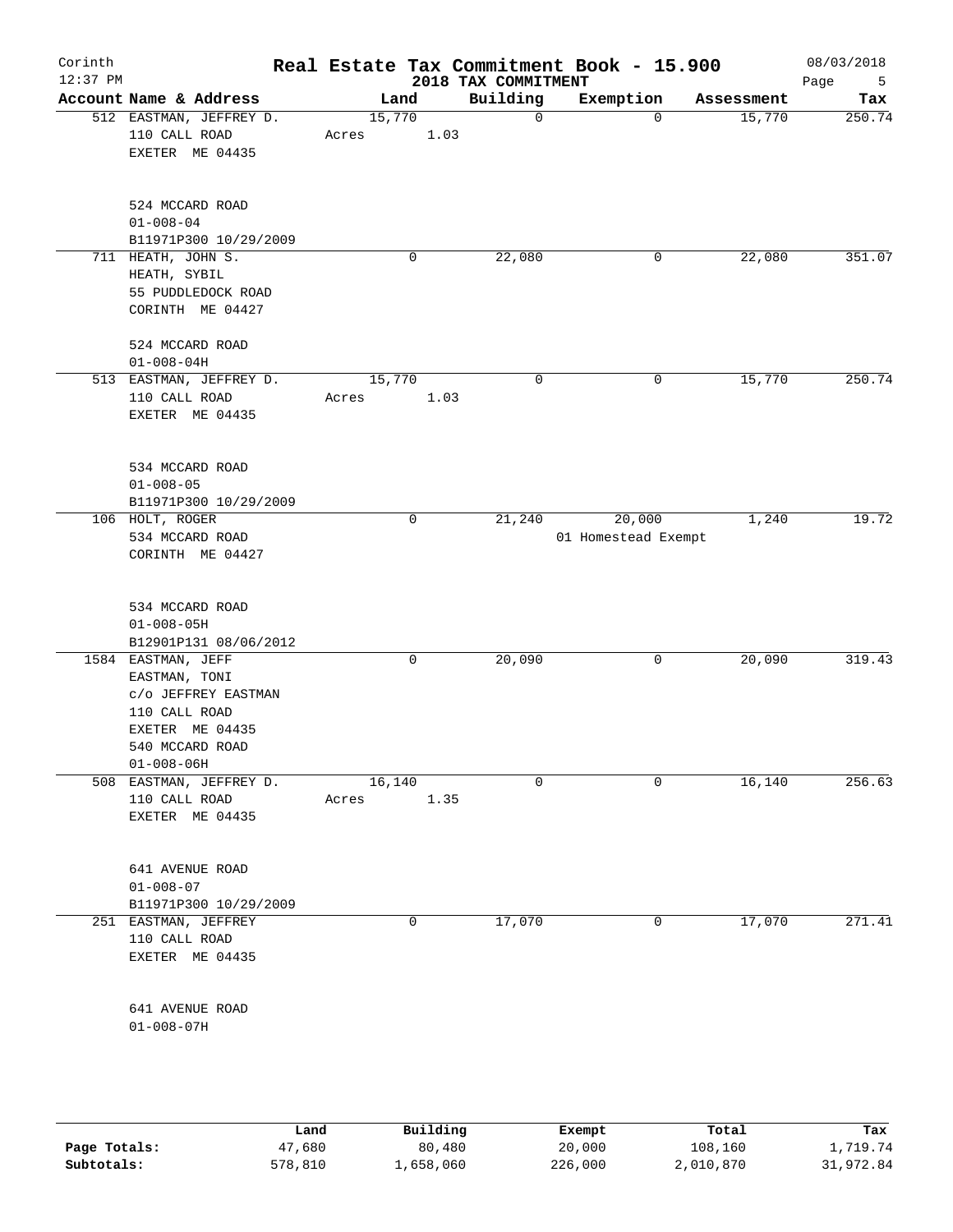# Real Estate Tax Commitment Book - 15.900

Corinth
12:37 PM

2018 TAX COMMITMENT

08/03/2018

| Account Name & Address | Land | Building | Exemption | Assessment | Tax |
|---|---|---|---|---|---|
| 512 EASTMAN, JEFFREY D.<br>110 CALL ROAD<br>EXETER ME 04435<br><br>524 MCCARD ROAD<br>01-008-04<br>B11971P300 10/29/2009 | 15,770<br>Acres 1.03 | 0 | 0 | 15,770 | 250.74 |
| 711 HEATH, JOHN S.<br>HEATH, SYBIL<br>55 PUDDLEDOCK ROAD<br>CORINTH ME 04427<br><br>524 MCCARD ROAD<br>01-008-04H | 0 | 22,080 | 0 | 22,080 | 351.07 |
| 513 EASTMAN, JEFFREY D.<br>110 CALL ROAD<br>EXETER ME 04435<br><br>534 MCCARD ROAD<br>01-008-05<br>B11971P300 10/29/2009 | 15,770<br>Acres 1.03 | 0 | 0 | 15,770 | 250.74 |
| 106 HOLT, ROGER<br>534 MCCARD ROAD<br>CORINTH ME 04427<br><br>534 MCCARD ROAD<br>01-008-05H<br>B12901P131 08/06/2012 | 0 | 21,240 | 20,000<br>01 Homestead Exempt | 1,240 | 19.72 |
| 1584 EASTMAN, JEFF<br>EASTMAN, TONI<br>c/o JEFFREY EASTMAN<br>110 CALL ROAD<br>EXETER ME 04435<br>540 MCCARD ROAD<br>01-008-06H | 0 | 20,090 | 0 | 20,090 | 319.43 |
| 508 EASTMAN, JEFFREY D.<br>110 CALL ROAD<br>EXETER ME 04435<br><br>641 AVENUE ROAD<br>01-008-07<br>B11971P300 10/29/2009 | 16,140<br>Acres 1.35 | 0 | 0 | 16,140 | 256.63 |
| 251 EASTMAN, JEFFREY<br>110 CALL ROAD<br>EXETER ME 04435<br><br>641 AVENUE ROAD<br>01-008-07H | 0 | 17,070 | 0 | 17,070 | 271.41 |

| | Land | Building | Exempt | Total | Tax |
|---|---|---|---|---|---|
| Page Totals: | 47,680 | 80,480 | 20,000 | 108,160 | 1,719.74 |
| Subtotals: | 578,810 | 1,658,060 | 226,000 | 2,010,870 | 31,972.84 |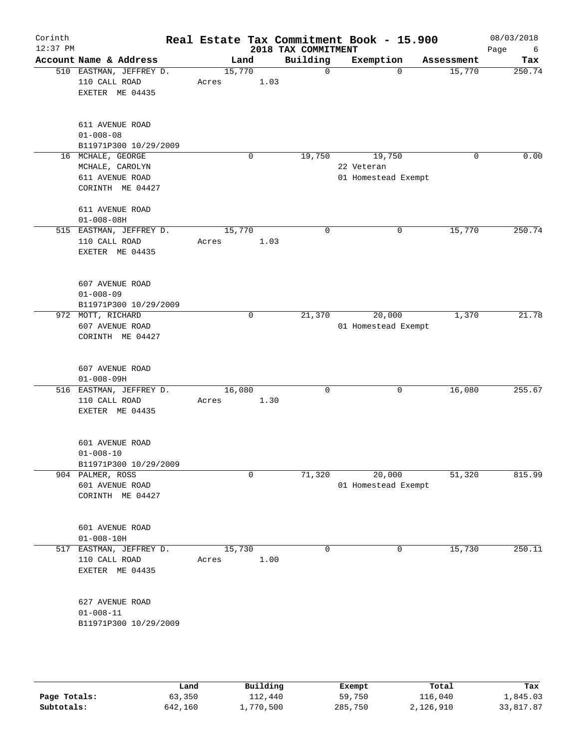Corinth
12:37 PM

# Real Estate Tax Commitment Book - 15.900

## 2018 TAX COMMITMENT

08/03/2018

| Account Name & Address | Land | Building | Exemption | Assessment | Tax |
|---|---|---|---|---|---|
| 510 EASTMAN, JEFFREY D.<br>110 CALL ROAD<br>EXETER ME 04435<br><br>611 AVENUE ROAD<br>01-008-08<br>B11971P300 10/29/2009 | 15,770<br>Acres 1.03 | 0 | 0 | 15,770 | 250.74 |
| 16 MCHALE, GEORGE<br>MCHALE, CAROLYN<br>611 AVENUE ROAD<br>CORINTH ME 04427<br><br>611 AVENUE ROAD<br>01-008-08H | 0 | 19,750 | 19,750<br>22 Veteran<br>01 Homestead Exempt | 0 | 0.00 |
| 515 EASTMAN, JEFFREY D.<br>110 CALL ROAD<br>EXETER ME 04435<br><br>607 AVENUE ROAD<br>01-008-09<br>B11971P300 10/29/2009 | 15,770<br>Acres 1.03 | 0 | 0 | 15,770 | 250.74 |
| 972 MOTT, RICHARD<br>607 AVENUE ROAD<br>CORINTH ME 04427<br><br>607 AVENUE ROAD<br>01-008-09H | 0 | 21,370 | 20,000<br>01 Homestead Exempt | 1,370 | 21.78 |
| 516 EASTMAN, JEFFREY D.<br>110 CALL ROAD<br>EXETER ME 04435<br><br>601 AVENUE ROAD<br>01-008-10<br>B11971P300 10/29/2009 | 16,080<br>Acres 1.30 | 0 | 0 | 16,080 | 255.67 |
| 904 PALMER, ROSS<br>601 AVENUE ROAD<br>CORINTH ME 04427<br><br>601 AVENUE ROAD<br>01-008-10H | 0 | 71,320 | 20,000<br>01 Homestead Exempt | 51,320 | 815.99 |
| 517 EASTMAN, JEFFREY D.<br>110 CALL ROAD<br>EXETER ME 04435<br><br>627 AVENUE ROAD<br>01-008-11<br>B11971P300 10/29/2009 | 15,730<br>Acres 1.00 | 0 | 0 | 15,730 | 250.11 |

| | Land | Building | Exempt | Total | Tax |
|---|---|---|---|---|---|
| Page Totals: | 63,350 | 112,440 | 59,750 | 116,040 | 1,845.03 |
| Subtotals: | 642,160 | 1,770,500 | 285,750 | 2,126,910 | 33,817.87 |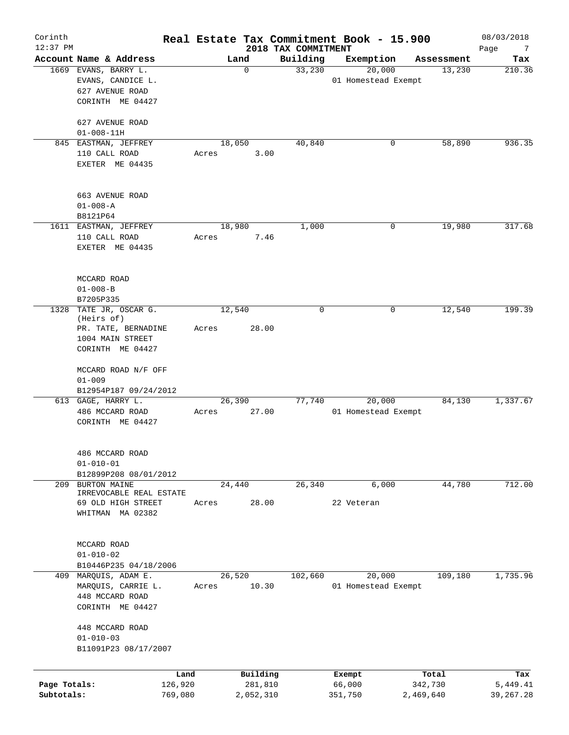# Real Estate Tax Commitment Book - 15.900

Corinth
12:37 PM

2018 TAX COMMITMENT

08/03/2018

| Account Name & Address | Land | Building | Exemption | Assessment | Tax |
|---|---|---|---|---|---|
| 1669 EVANS, BARRY L.<br>EVANS, CANDICE L.<br>627 AVENUE ROAD<br>CORINTH ME 04427<br><br>627 AVENUE ROAD<br>01-008-11H | 0 | 33,230 | 20,000<br>01 Homestead Exempt | 13,230 | 210.36 |
| 845 EASTMAN, JEFFREY<br>110 CALL ROAD<br>EXETER ME 04435<br><br>663 AVENUE ROAD<br>01-008-A<br>B8121P64 | 18,050<br>Acres 3.00 | 40,840 | 0 | 58,890 | 936.35 |
| 1611 EASTMAN, JEFFREY<br>110 CALL ROAD<br>EXETER ME 04435<br><br>MCCARD ROAD<br>01-008-B<br>B7205P335 | 18,980<br>Acres 7.46 | 1,000 | 0 | 19,980 | 317.68 |
| 1328 TATE JR, OSCAR G.<br>(Heirs of)<br>PR. TATE, BERNADINE<br>1004 MAIN STREET<br>CORINTH ME 04427<br><br>MCCARD ROAD N/F OFF<br>01-009<br>B12954P187 09/24/2012 | 12,540<br>Acres 28.00 | 0 | 0 | 12,540 | 199.39 |
| 613 GAGE, HARRY L.<br>486 MCCARD ROAD<br>CORINTH ME 04427<br><br>486 MCCARD ROAD<br>01-010-01<br>B12899P208 08/01/2012 | 26,390<br>Acres 27.00 | 77,740 | 20,000<br>01 Homestead Exempt | 84,130 | 1,337.67 |
| 209 BURTON MAINE<br>IRREVOCABLE REAL ESTATE<br>69 OLD HIGH STREET<br>WHITMAN MA 02382<br><br>MCCARD ROAD<br>01-010-02<br>B10446P235 04/18/2006 | 24,440<br>Acres 28.00 | 26,340 | 6,000<br>22 Veteran | 44,780 | 712.00 |
| 409 MARQUIS, ADAM E.<br>MARQUIS, CARRIE L.<br>448 MCCARD ROAD<br>CORINTH ME 04427<br><br>448 MCCARD ROAD<br>01-010-03<br>B11091P23 08/17/2007 | 26,520<br>Acres 10.30 | 102,660 | 20,000<br>01 Homestead Exempt | 109,180 | 1,735.96 |

| | Land | Building | Exempt | Total | Tax |
|---|---|---|---|---|---|
| Page Totals: | 126,920 | 281,810 | 66,000 | 342,730 | 5,449.41 |
| Subtotals: | 769,080 | 2,052,310 | 351,750 | 2,469,640 | 39,267.28 |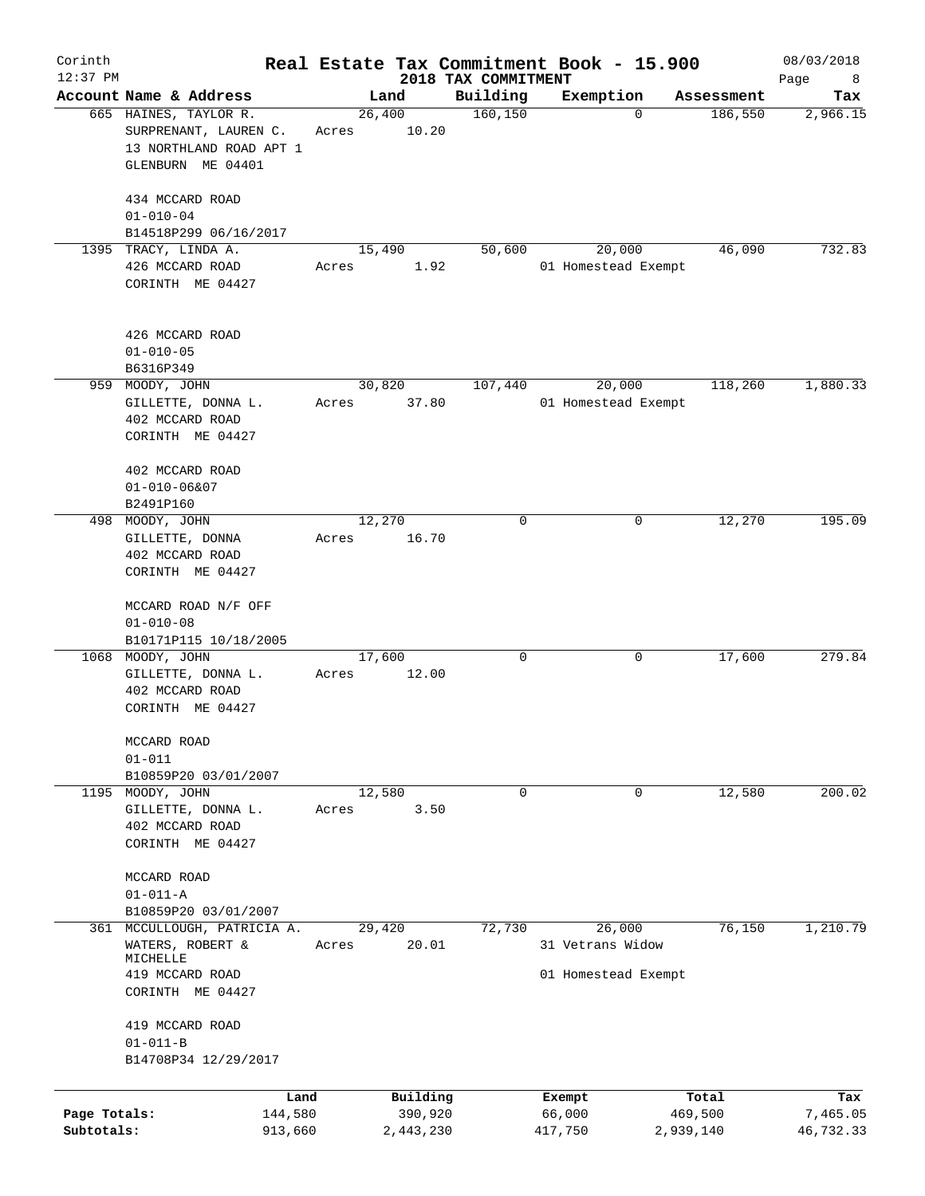Corinth
12:37 PM

# Real Estate Tax Commitment Book - 15.900

## 2018 TAX COMMITMENT

08/03/2018

| Account Name & Address | Land | Building | Exemption | Assessment | Tax |
|---|---|---|---|---|---|
| 665 HAINES, TAYLOR R.<br>SURPRENANT, LAUREN C.<br>13 NORTHLAND ROAD APT 1<br>GLENBURN ME 04401<br><br>434 MCCARD ROAD<br>01-010-04<br>B14518P299 06/16/2017 | 26,400<br>Acres 10.20 | 160,150 | 0 | 186,550 | 2,966.15 |
| 1395 TRACY, LINDA A.<br>426 MCCARD ROAD<br>CORINTH ME 04427<br><br>426 MCCARD ROAD<br>01-010-05<br>B6316P349 | 15,490<br>Acres 1.92 | 50,600 | 20,000<br>01 Homestead Exempt | 46,090 | 732.83 |
| 959 MOODY, JOHN<br>GILLETTE, DONNA L.<br>402 MCCARD ROAD<br>CORINTH ME 04427<br><br>402 MCCARD ROAD<br>01-010-06&07<br>B2491P160 | 30,820<br>Acres 37.80 | 107,440 | 20,000<br>01 Homestead Exempt | 118,260 | 1,880.33 |
| 498 MOODY, JOHN<br>GILLETTE, DONNA<br>402 MCCARD ROAD<br>CORINTH ME 04427<br><br>MCCARD ROAD N/F OFF<br>01-010-08<br>B10171P115 10/18/2005 | 12,270<br>Acres 16.70 | 0 | 0 | 12,270 | 195.09 |
| 1068 MOODY, JOHN<br>GILLETTE, DONNA L.<br>402 MCCARD ROAD<br>CORINTH ME 04427<br><br>MCCARD ROAD<br>01-011<br>B10859P20 03/01/2007 | 17,600<br>Acres 12.00 | 0 | 0 | 17,600 | 279.84 |
| 1195 MOODY, JOHN<br>GILLETTE, DONNA L.<br>402 MCCARD ROAD<br>CORINTH ME 04427<br><br>MCCARD ROAD<br>01-011-A<br>B10859P20 03/01/2007 | 12,580<br>Acres 3.50 | 0 | 0 | 12,580 | 200.02 |
| 361 MCCULLOUGH, PATRICIA A.<br>WATERS, ROBERT & MICHELLE<br>419 MCCARD ROAD<br>CORINTH ME 04427<br><br>419 MCCARD ROAD<br>01-011-B<br>B14708P34 12/29/2017 | 29,420<br>Acres 20.01 | 72,730 | 26,000<br>31 Vetrans Widow<br>01 Homestead Exempt | 76,150 | 1,210.79 |

| | Land | Building | Exempt | Total | Tax |
|---|---|---|---|---|---|
| Page Totals: | 144,580 | 390,920 | 66,000 | 469,500 | 7,465.05 |
| Subtotals: | 913,660 | 2,443,230 | 417,750 | 2,939,140 | 46,732.33 |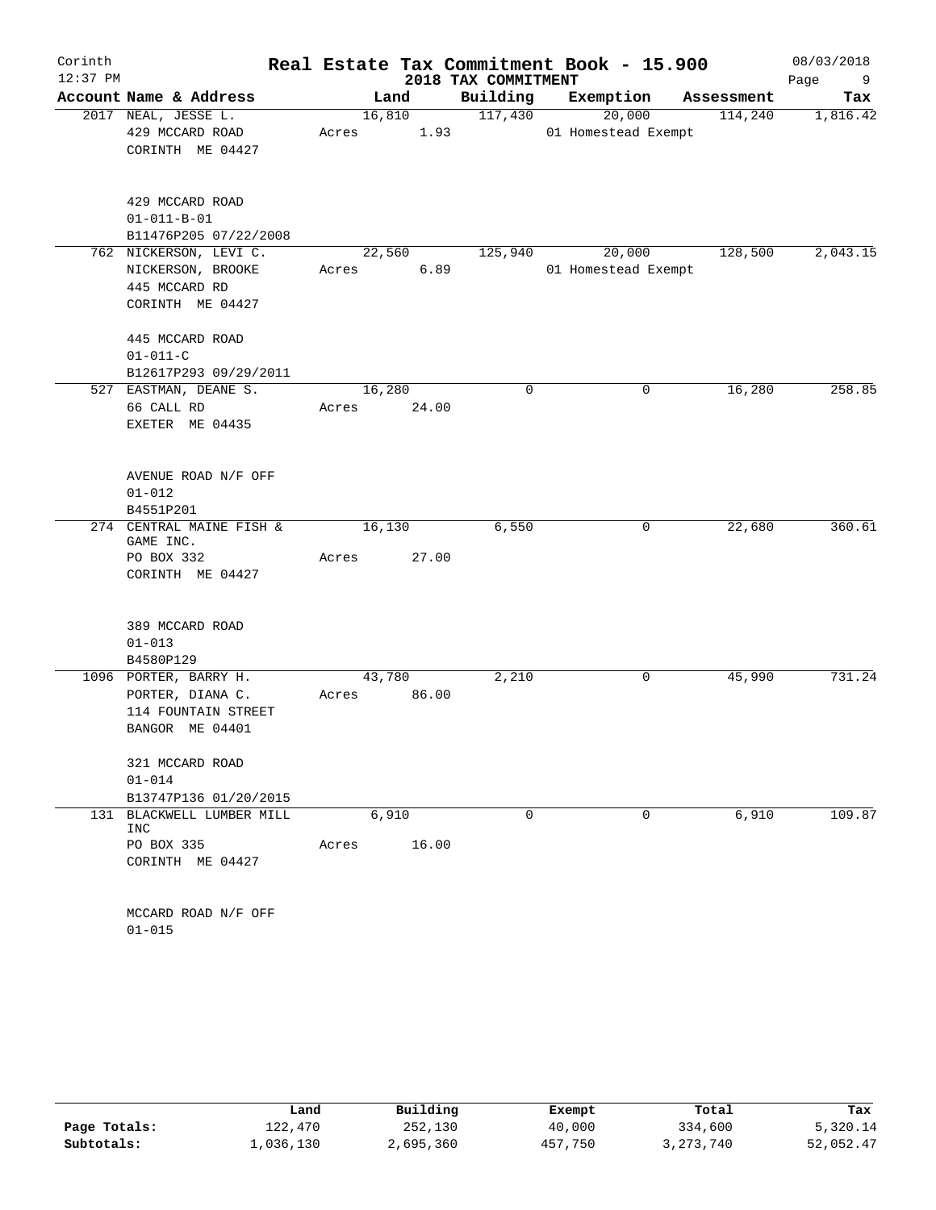# Real Estate Tax Commitment Book - 15.900

Corinth 12:37 PM — 2018 TAX COMMITMENT — 08/03/2018

| Account Name & Address | Land | Building | Exemption | Assessment | Tax |
|---|---|---|---|---|---|
| 2017 NEAL, JESSE L.<br>429 MCCARD ROAD<br>CORINTH ME 04427<br><br>429 MCCARD ROAD<br>01-011-B-01<br>B11476P205 07/22/2008 | 16,810<br>Acres 1.93 | 117,430 | 20,000<br>01 Homestead Exempt | 114,240 | 1,816.42 |
| 762 NICKERSON, LEVI C.<br>NICKERSON, BROOKE<br>445 MCCARD RD<br>CORINTH ME 04427<br><br>445 MCCARD ROAD<br>01-011-C<br>B12617P293 09/29/2011 | 22,560<br>Acres 6.89 | 125,940 | 20,000<br>01 Homestead Exempt | 128,500 | 2,043.15 |
| 527 EASTMAN, DEANE S.<br>66 CALL RD<br>EXETER ME 04435<br><br>AVENUE ROAD N/F OFF<br>01-012<br>B4551P201 | 16,280<br>Acres 24.00 | 0 | 0 | 16,280 | 258.85 |
| 274 CENTRAL MAINE FISH & GAME INC.<br>PO BOX 332<br>CORINTH ME 04427<br><br>389 MCCARD ROAD<br>01-013<br>B4580P129 | 16,130<br>Acres 27.00 | 6,550 | 0 | 22,680 | 360.61 |
| 1096 PORTER, BARRY H.<br>PORTER, DIANA C.<br>114 FOUNTAIN STREET<br>BANGOR ME 04401<br><br>321 MCCARD ROAD<br>01-014<br>B13747P136 01/20/2015 | 43,780<br>Acres 86.00 | 2,210 | 0 | 45,990 | 731.24 |
| 131 BLACKWELL LUMBER MILL INC<br>PO BOX 335<br>CORINTH ME 04427<br><br>MCCARD ROAD N/F OFF<br>01-015 | 6,910<br>Acres 16.00 | 0 | 0 | 6,910 | 109.87 |

| | Land | Building | Exempt | Total | Tax |
|---|---|---|---|---|---|
| Page Totals: | 122,470 | 252,130 | 40,000 | 334,600 | 5,320.14 |
| Subtotals: | 1,036,130 | 2,695,360 | 457,750 | 3,273,740 | 52,052.47 |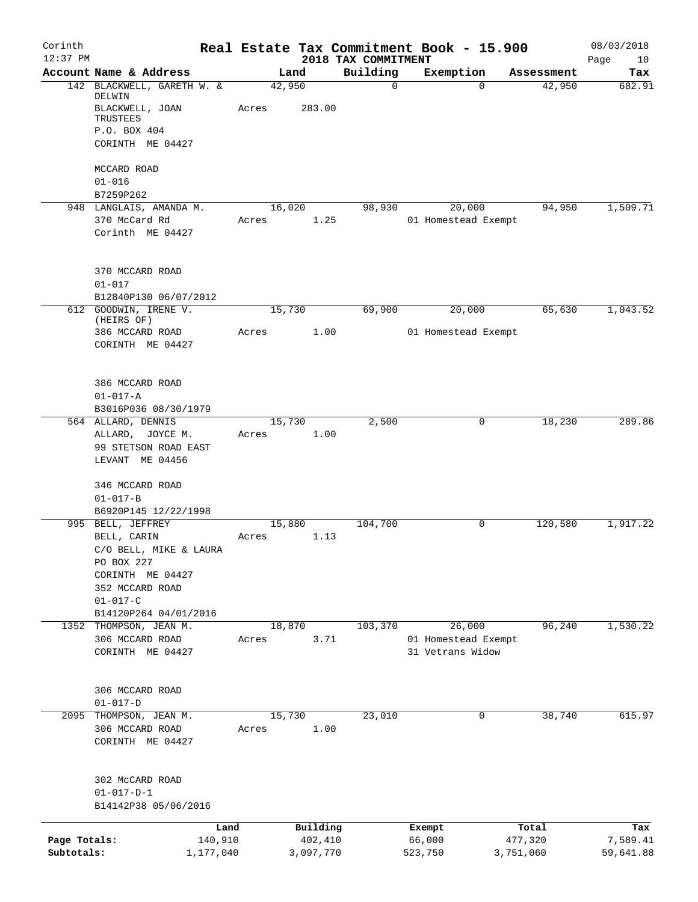Corinth 12:37 PM

# Real Estate Tax Commitment Book - 15.900

## 2018 TAX COMMITMENT

08/03/2018

| Account Name & Address | Land | Building | Exemption | Assessment | Tax |
|---|---|---|---|---|---|
| 142 BLACKWELL, GARETH W. & DELWIN<br>BLACKWELL, JOAN TRUSTEES<br>P.O. BOX 404<br>CORINTH ME 04427<br><br>MCCARD ROAD<br>01-016<br>B7259P262 | 42,950<br>Acres 283.00 | 0 | 0 | 42,950 | 682.91 |
| 948 LANGLAIS, AMANDA M.<br>370 McCard Rd<br>Corinth ME 04427<br><br>370 MCCARD ROAD<br>01-017<br>B12840P130 06/07/2012 | 16,020<br>Acres 1.25 | 98,930 | 20,000<br>01 Homestead Exempt | 94,950 | 1,509.71 |
| 612 GOODWIN, IRENE V. (HEIRS OF)<br>386 MCCARD ROAD<br>CORINTH ME 04427<br><br>386 MCCARD ROAD<br>01-017-A<br>B3016P036 08/30/1979 | 15,730<br>Acres 1.00 | 69,900 | 20,000<br>01 Homestead Exempt | 65,630 | 1,043.52 |
| 564 ALLARD, DENNIS<br>ALLARD, JOYCE M.<br>99 STETSON ROAD EAST<br>LEVANT ME 04456<br><br>346 MCCARD ROAD<br>01-017-B<br>B6920P145 12/22/1998 | 15,730<br>Acres 1.00 | 2,500 | 0 | 18,230 | 289.86 |
| 995 BELL, JEFFREY<br>BELL, CARIN<br>C/O BELL, MIKE & LAURA<br>PO BOX 227<br>CORINTH ME 04427<br>352 MCCARD ROAD<br>01-017-C<br>B14120P264 04/01/2016 | 15,880<br>Acres 1.13 | 104,700 | 0 | 120,580 | 1,917.22 |
| 1352 THOMPSON, JEAN M.<br>306 MCCARD ROAD<br>CORINTH ME 04427<br><br>306 MCCARD ROAD<br>01-017-D | 18,870<br>Acres 3.71 | 103,370 | 26,000<br>01 Homestead Exempt<br>31 Vetrans Widow | 96,240 | 1,530.22 |
| 2095 THOMPSON, JEAN M.<br>306 MCCARD ROAD<br>CORINTH ME 04427<br><br>302 McCARD ROAD<br>01-017-D-1<br>B14142P38 05/06/2016 | 15,730<br>Acres 1.00 | 23,010 | 0 | 38,740 | 615.97 |

| | Land | Building | Exempt | Total | Tax |
|---|---|---|---|---|---|
| Page Totals: | 140,910 | 402,410 | 66,000 | 477,320 | 7,589.41 |
| Subtotals: | 1,177,040 | 3,097,770 | 523,750 | 3,751,060 | 59,641.88 |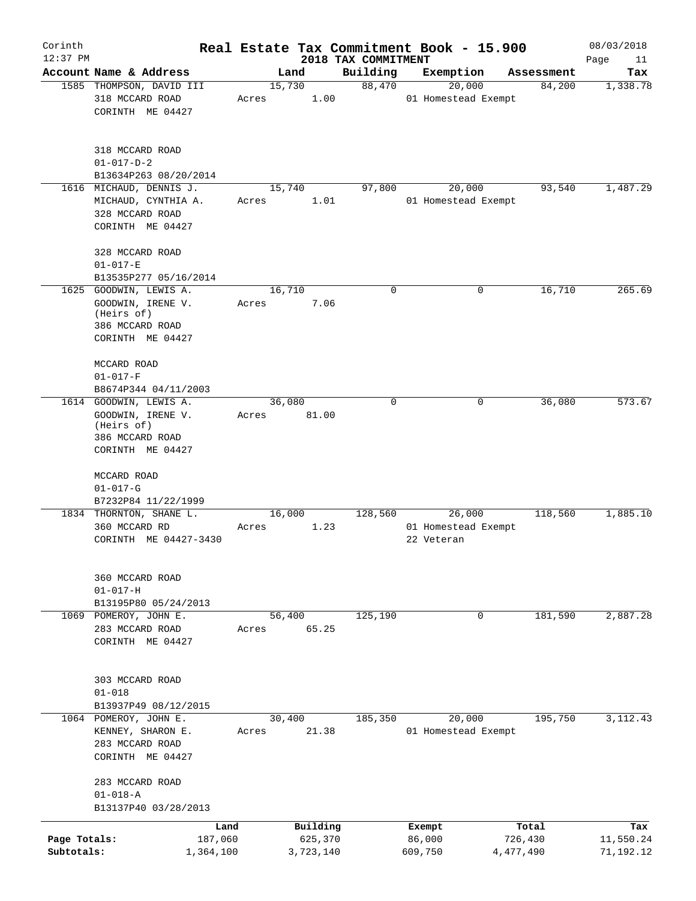Corinth 12:37 PM

# Real Estate Tax Commitment Book - 15.900

08/03/2018

2018 TAX COMMITMENT

| Account Name & Address | Land | Building | Exemption | Assessment | Tax |
|---|---|---|---|---|---|
| 1585 THOMPSON, DAVID III<br>318 MCCARD ROAD<br>CORINTH ME 04427<br><br>318 MCCARD ROAD<br>01-017-D-2<br>B13634P263 08/20/2014 | 15,730<br>Acres 1.00 | 88,470 | 20,000<br>01 Homestead Exempt | 84,200 | 1,338.78 |
| 1616 MICHAUD, DENNIS J.<br>MICHAUD, CYNTHIA A.<br>328 MCCARD ROAD<br>CORINTH ME 04427<br><br>328 MCCARD ROAD<br>01-017-E<br>B13535P277 05/16/2014 | 15,740<br>Acres 1.01 | 97,800 | 20,000<br>01 Homestead Exempt | 93,540 | 1,487.29 |
| 1625 GOODWIN, LEWIS A.<br>GOODWIN, IRENE V.<br>(Heirs of)<br>386 MCCARD ROAD<br>CORINTH ME 04427<br><br>MCCARD ROAD<br>01-017-F<br>B8674P344 04/11/2003 | 16,710<br>Acres 7.06 | 0 | 0 | 16,710 | 265.69 |
| 1614 GOODWIN, LEWIS A.<br>GOODWIN, IRENE V.<br>(Heirs of)<br>386 MCCARD ROAD<br>CORINTH ME 04427<br><br>MCCARD ROAD<br>01-017-G<br>B7232P84 11/22/1999 | 36,080<br>Acres 81.00 | 0 | 0 | 36,080 | 573.67 |
| 1834 THORNTON, SHANE L.<br>360 MCCARD RD<br>CORINTH ME 04427-3430<br><br>360 MCCARD ROAD<br>01-017-H<br>B13195P80 05/24/2013 | 16,000<br>Acres 1.23 | 128,560 | 26,000<br>01 Homestead Exempt<br>22 Veteran | 118,560 | 1,885.10 |
| 1069 POMEROY, JOHN E.<br>283 MCCARD ROAD<br>CORINTH ME 04427<br><br>303 MCCARD ROAD<br>01-018<br>B13937P49 08/12/2015 | 56,400<br>Acres 65.25 | 125,190 | 0 | 181,590 | 2,887.28 |
| 1064 POMEROY, JOHN E.<br>KENNEY, SHARON E.<br>283 MCCARD ROAD<br>CORINTH ME 04427<br><br>283 MCCARD ROAD<br>01-018-A<br>B13137P40 03/28/2013 | 30,400<br>Acres 21.38 | 185,350 | 20,000<br>01 Homestead Exempt | 195,750 | 3,112.43 |

| | Land | Building | Exempt | Total | Tax |
|---|---|---|---|---|---|
| Page Totals: | 187,060 | 625,370 | 86,000 | 726,430 | 11,550.24 |
| Subtotals: | 1,364,100 | 3,723,140 | 609,750 | 4,477,490 | 71,192.12 |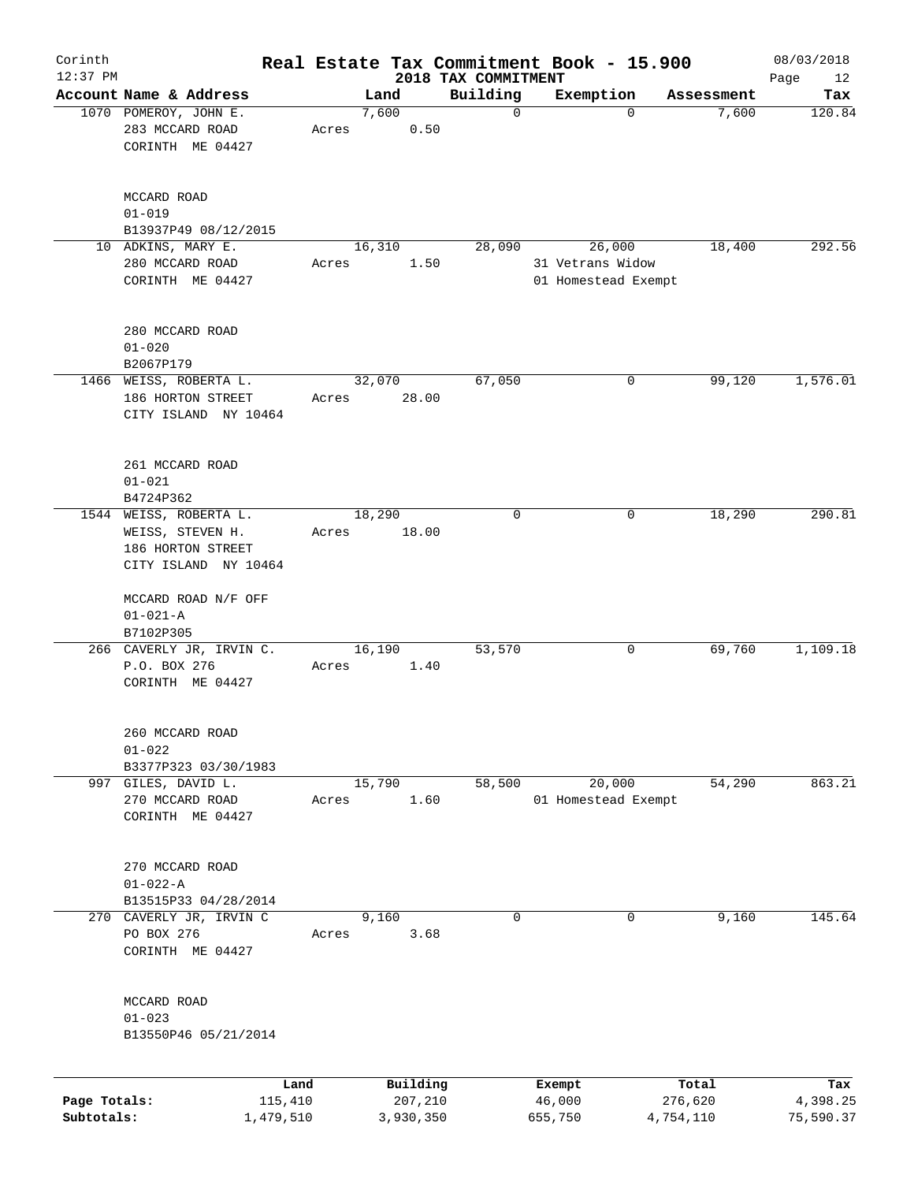# Real Estate Tax Commitment Book - 15.900

Corinth 12:37 PM — 2018 TAX COMMITMENT — 08/03/2018

| Account Name & Address | Land | Building | Exemption | Assessment | Tax |
|---|---|---|---|---|---|
| 1070 POMEROY, JOHN E.<br>283 MCCARD ROAD<br>CORINTH ME 04427<br><br>MCCARD ROAD<br>01-019<br>B13937P49 08/12/2015 | 7,600<br>Acres 0.50 | 0 | 0 | 7,600 | 120.84 |
| 10 ADKINS, MARY E.<br>280 MCCARD ROAD<br>CORINTH ME 04427<br><br>280 MCCARD ROAD<br>01-020<br>B2067P179 | 16,310<br>Acres 1.50 | 28,090 | 26,000<br>31 Vetrans Widow<br>01 Homestead Exempt | 18,400 | 292.56 |
| 1466 WEISS, ROBERTA L.<br>186 HORTON STREET<br>CITY ISLAND NY 10464<br><br>261 MCCARD ROAD<br>01-021<br>B4724P362 | 32,070<br>Acres 28.00 | 67,050 | 0 | 99,120 | 1,576.01 |
| 1544 WEISS, ROBERTA L.<br>WEISS, STEVEN H.<br>186 HORTON STREET<br>CITY ISLAND NY 10464<br><br>MCCARD ROAD N/F OFF<br>01-021-A<br>B7102P305 | 18,290<br>Acres 18.00 | 0 | 0 | 18,290 | 290.81 |
| 266 CAVERLY JR, IRVIN C.<br>P.O. BOX 276<br>CORINTH ME 04427<br><br>260 MCCARD ROAD<br>01-022<br>B3377P323 03/30/1983 | 16,190<br>Acres 1.40 | 53,570 | 0 | 69,760 | 1,109.18 |
| 997 GILES, DAVID L.<br>270 MCCARD ROAD<br>CORINTH ME 04427<br><br>270 MCCARD ROAD<br>01-022-A<br>B13515P33 04/28/2014 | 15,790<br>Acres 1.60 | 58,500 | 20,000<br>01 Homestead Exempt | 54,290 | 863.21 |
| 270 CAVERLY JR, IRVIN C<br>PO BOX 276<br>CORINTH ME 04427<br><br>MCCARD ROAD<br>01-023<br>B13550P46 05/21/2014 | 9,160<br>Acres 3.68 | 0 | 0 | 9,160 | 145.64 |

| | Land | Building | Exempt | Total | Tax |
|---|---|---|---|---|---|
| Page Totals: | 115,410 | 207,210 | 46,000 | 276,620 | 4,398.25 |
| Subtotals: | 1,479,510 | 3,930,350 | 655,750 | 4,754,110 | 75,590.37 |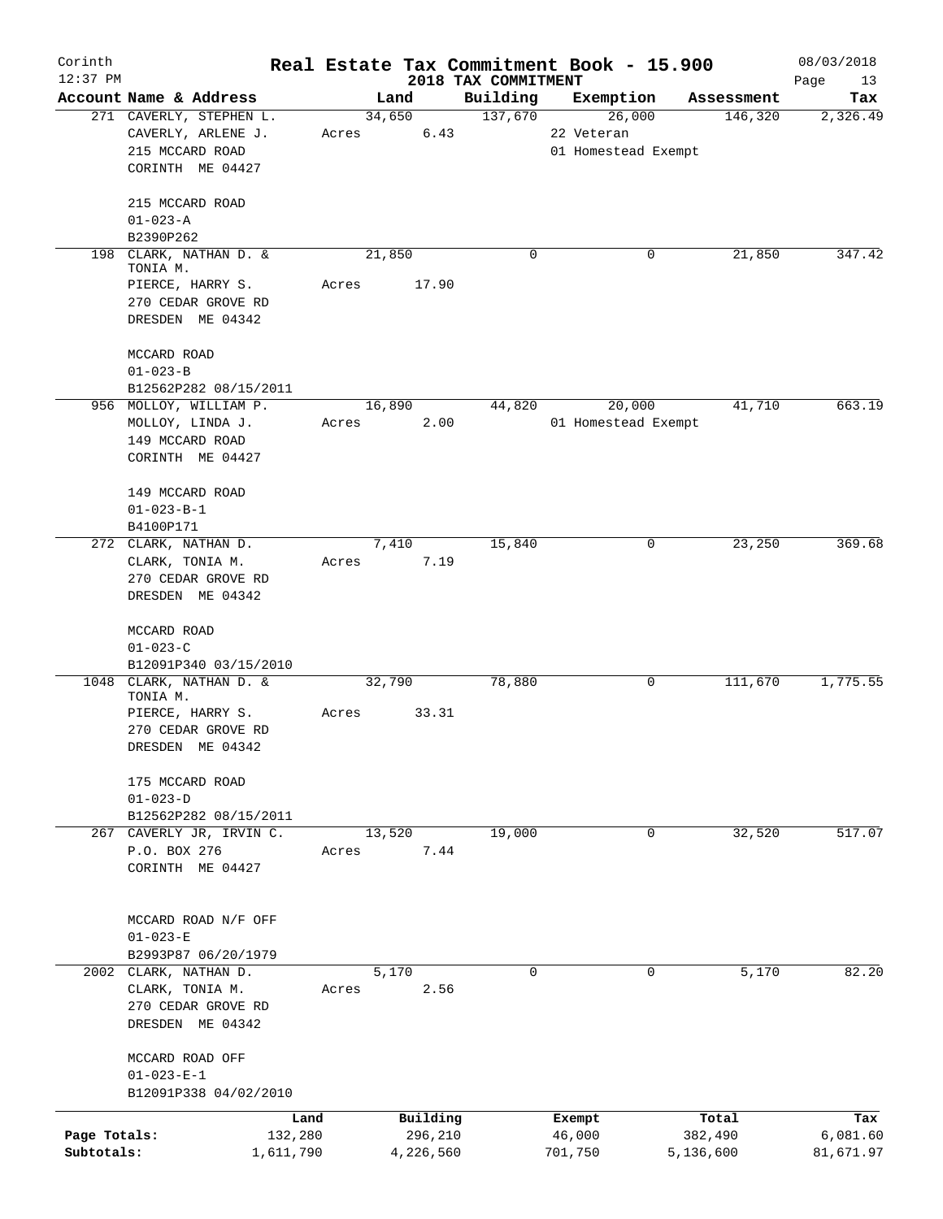# Real Estate Tax Commitment Book - 15.900

Corinth
12:37 PM
2018 TAX COMMITMENT
08/03/2018

| Account | Name & Address | Land | Building | Exemption | Assessment | Tax |
|---|---|---|---|---|---|---|
| 271 | CAVERLY, STEPHEN L.<br>CAVERLY, ARLENE J.<br>215 MCCARD ROAD<br>CORINTH ME 04427<br><br>215 MCCARD ROAD<br>01-023-A<br>B2390P262 | 34,650<br>Acres 6.43 | 137,670 | 26,000<br>22 Veteran<br>01 Homestead Exempt | 146,320 | 2,326.49 |
| 198 | CLARK, NATHAN D. & TONIA M.<br>PIERCE, HARRY S.<br>270 CEDAR GROVE RD<br>DRESDEN ME 04342<br><br>MCCARD ROAD<br>01-023-B<br>B12562P282 08/15/2011 | 21,850<br>Acres 17.90 | 0 | 0 | 21,850 | 347.42 |
| 956 | MOLLOY, WILLIAM P.<br>MOLLOY, LINDA J.<br>149 MCCARD ROAD<br>CORINTH ME 04427<br><br>149 MCCARD ROAD<br>01-023-B-1<br>B4100P171 | 16,890<br>Acres 2.00 | 44,820 | 20,000<br>01 Homestead Exempt | 41,710 | 663.19 |
| 272 | CLARK, NATHAN D.<br>CLARK, TONIA M.<br>270 CEDAR GROVE RD<br>DRESDEN ME 04342<br><br>MCCARD ROAD<br>01-023-C<br>B12091P340 03/15/2010 | 7,410<br>Acres 7.19 | 15,840 | 0 | 23,250 | 369.68 |
| 1048 | CLARK, NATHAN D. & TONIA M.<br>PIERCE, HARRY S.<br>270 CEDAR GROVE RD<br>DRESDEN ME 04342<br><br>175 MCCARD ROAD<br>01-023-D<br>B12562P282 08/15/2011 | 32,790<br>Acres 33.31 | 78,880 | 0 | 111,670 | 1,775.55 |
| 267 | CAVERLY JR, IRVIN C.<br>P.O. BOX 276<br>CORINTH ME 04427<br><br>MCCARD ROAD N/F OFF<br>01-023-E<br>B2993P87 06/20/1979 | 13,520<br>Acres 7.44 | 19,000 | 0 | 32,520 | 517.07 |
| 2002 | CLARK, NATHAN D.<br>CLARK, TONIA M.<br>270 CEDAR GROVE RD<br>DRESDEN ME 04342<br><br>MCCARD ROAD OFF<br>01-023-E-1<br>B12091P338 04/02/2010 | 5,170<br>Acres 2.56 | 0 | 0 | 5,170 | 82.20 |

| | Land | Building | Exempt | Total | Tax |
|---|---|---|---|---|---|
| Page Totals: | 132,280 | 296,210 | 46,000 | 382,490 | 6,081.60 |
| Subtotals: | 1,611,790 | 4,226,560 | 701,750 | 5,136,600 | 81,671.97 |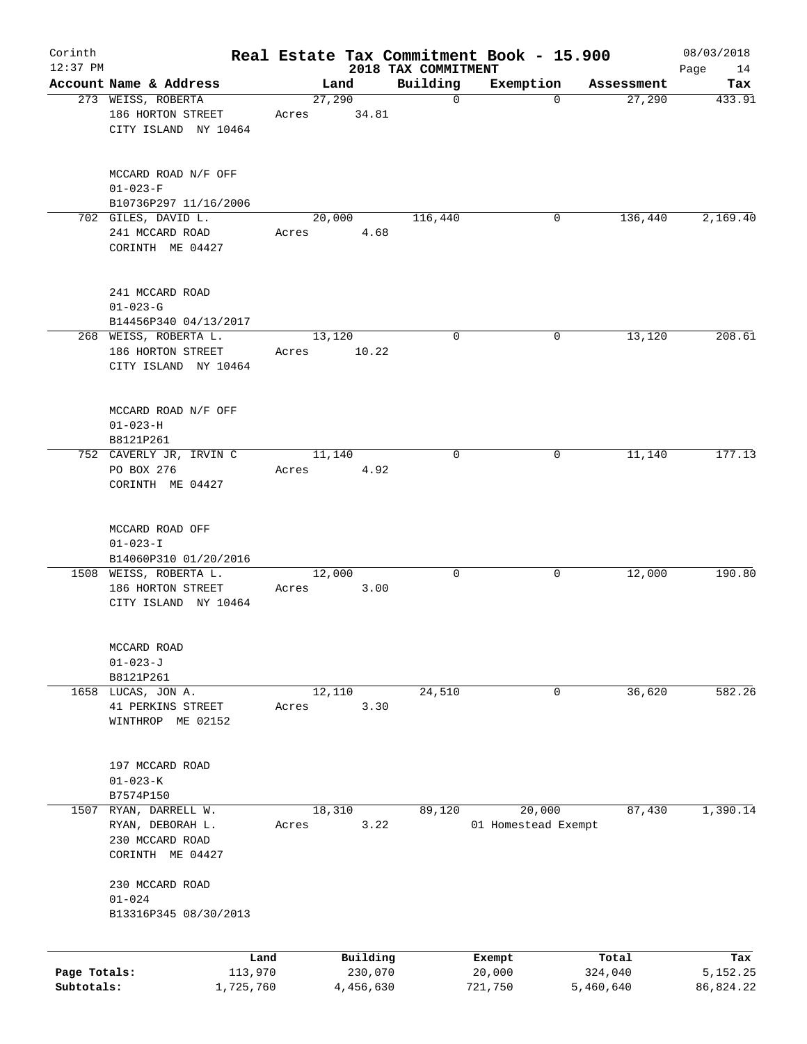Corinth 12:37 PM

# Real Estate Tax Commitment Book - 15.900
## 2018 TAX COMMITMENT

08/03/2018

| Account Name & Address | Land | Building | Exemption | Assessment | Tax |
|---|---|---|---|---|---|
| 273 WEISS, ROBERTA<br>186 HORTON STREET<br>CITY ISLAND NY 10464<br><br>MCCARD ROAD N/F OFF<br>01-023-F<br>B10736P297 11/16/2006 | 27,290<br>Acres 34.81 | 0 | 0 | 27,290 | 433.91 |
| 702 GILES, DAVID L.<br>241 MCCARD ROAD<br>CORINTH ME 04427<br><br>241 MCCARD ROAD<br>01-023-G<br>B14456P340 04/13/2017 | 20,000<br>Acres 4.68 | 116,440 | 0 | 136,440 | 2,169.40 |
| 268 WEISS, ROBERTA L.<br>186 HORTON STREET<br>CITY ISLAND NY 10464<br><br>MCCARD ROAD N/F OFF<br>01-023-H<br>B8121P261 | 13,120<br>Acres 10.22 | 0 | 0 | 13,120 | 208.61 |
| 752 CAVERLY JR, IRVIN C<br>PO BOX 276<br>CORINTH ME 04427<br><br>MCCARD ROAD OFF<br>01-023-I<br>B14060P310 01/20/2016 | 11,140<br>Acres 4.92 | 0 | 0 | 11,140 | 177.13 |
| 1508 WEISS, ROBERTA L.<br>186 HORTON STREET<br>CITY ISLAND NY 10464<br><br>MCCARD ROAD<br>01-023-J<br>B8121P261 | 12,000<br>Acres 3.00 | 0 | 0 | 12,000 | 190.80 |
| 1658 LUCAS, JON A.<br>41 PERKINS STREET<br>WINTHROP ME 02152<br><br>197 MCCARD ROAD<br>01-023-K<br>B7574P150 | 12,110<br>Acres 3.30 | 24,510 | 0 | 36,620 | 582.26 |
| 1507 RYAN, DARRELL W.<br>RYAN, DEBORAH L.<br>230 MCCARD ROAD<br>CORINTH ME 04427<br><br>230 MCCARD ROAD<br>01-024<br>B13316P345 08/30/2013 | 18,310<br>Acres 3.22 | 89,120 | 20,000<br>01 Homestead Exempt | 87,430 | 1,390.14 |

| | Land | Building | Exempt | Total | Tax |
|---|---|---|---|---|---|
| Page Totals: | 113,970 | 230,070 | 20,000 | 324,040 | 5,152.25 |
| Subtotals: | 1,725,760 | 4,456,630 | 721,750 | 5,460,640 | 86,824.22 |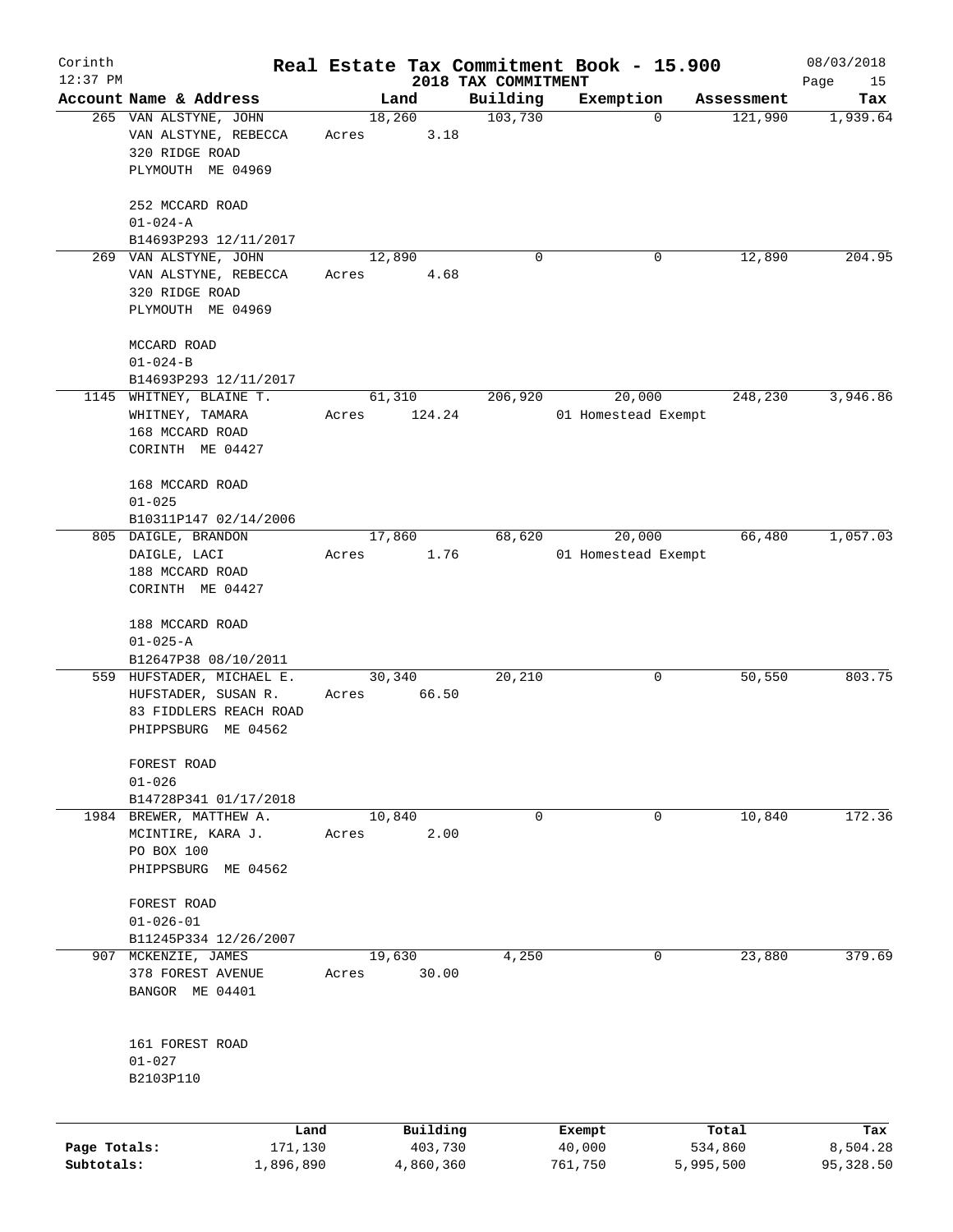# Real Estate Tax Commitment Book - 15.900

Corinth
12:37 PM

2018 TAX COMMITMENT

08/03/2018

| Account Name & Address | Land | Building | Exemption | Assessment | Tax |
|---|---|---|---|---|---|
| 265 VAN ALSTYNE, JOHN<br>VAN ALSTYNE, REBECCA<br>320 RIDGE ROAD<br>PLYMOUTH ME 04969<br><br>252 MCCARD ROAD<br>01-024-A<br>B14693P293 12/11/2017 | 18,260<br>Acres 3.18 | 103,730 | 0 | 121,990 | 1,939.64 |
| 269 VAN ALSTYNE, JOHN<br>VAN ALSTYNE, REBECCA<br>320 RIDGE ROAD<br>PLYMOUTH ME 04969<br><br>MCCARD ROAD<br>01-024-B<br>B14693P293 12/11/2017 | 12,890<br>Acres 4.68 | 0 | 0 | 12,890 | 204.95 |
| 1145 WHITNEY, BLAINE T.<br>WHITNEY, TAMARA<br>168 MCCARD ROAD<br>CORINTH ME 04427<br><br>168 MCCARD ROAD<br>01-025<br>B10311P147 02/14/2006 | 61,310<br>Acres 124.24 | 206,920 | 20,000<br>01 Homestead Exempt | 248,230 | 3,946.86 |
| 805 DAIGLE, BRANDON<br>DAIGLE, LACI<br>188 MCCARD ROAD<br>CORINTH ME 04427<br><br>188 MCCARD ROAD<br>01-025-A<br>B12647P38 08/10/2011 | 17,860<br>Acres 1.76 | 68,620 | 20,000<br>01 Homestead Exempt | 66,480 | 1,057.03 |
| 559 HUFSTADER, MICHAEL E.<br>HUFSTADER, SUSAN R.<br>83 FIDDLERS REACH ROAD<br>PHIPPSBURG ME 04562<br><br>FOREST ROAD<br>01-026<br>B14728P341 01/17/2018 | 30,340<br>Acres 66.50 | 20,210 | 0 | 50,550 | 803.75 |
| 1984 BREWER, MATTHEW A.<br>MCINTIRE, KARA J.<br>PO BOX 100<br>PHIPPSBURG ME 04562<br><br>FOREST ROAD<br>01-026-01<br>B11245P334 12/26/2007 | 10,840<br>Acres 2.00 | 0 | 0 | 10,840 | 172.36 |
| 907 MCKENZIE, JAMES<br>378 FOREST AVENUE<br>BANGOR ME 04401<br><br>161 FOREST ROAD<br>01-027<br>B2103P110 | 19,630<br>Acres 30.00 | 4,250 | 0 | 23,880 | 379.69 |

| | Land | Building | Exempt | Total | Tax |
|---|---|---|---|---|---|
| Page Totals: | 171,130 | 403,730 | 40,000 | 534,860 | 8,504.28 |
| Subtotals: | 1,896,890 | 4,860,360 | 761,750 | 5,995,500 | 95,328.50 |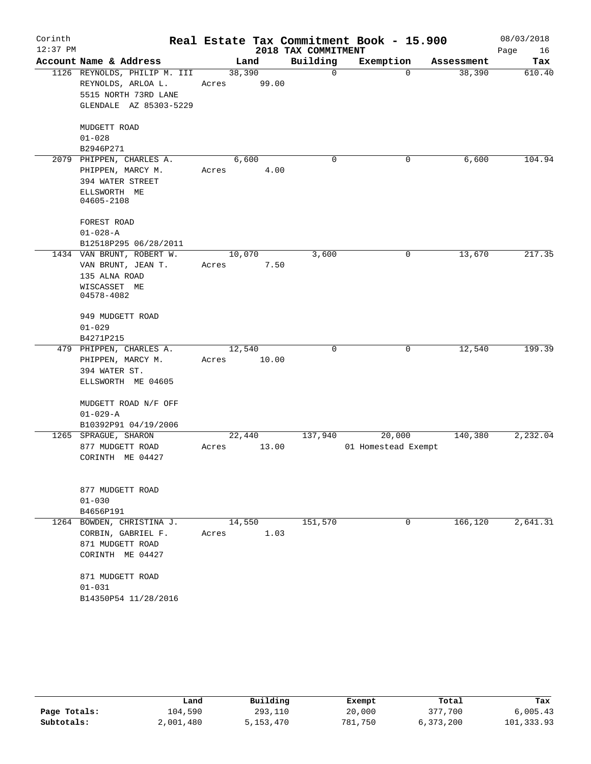Corinth
12:37 PM

# Real Estate Tax Commitment Book - 15.900

## 2018 TAX COMMITMENT

08/03/2018

| Account Name & Address | Land | Building | Exemption | Assessment | Tax |
|---|---|---|---|---|---|
| 1126 REYNOLDS, PHILIP M. III<br>REYNOLDS, ARLOA L.<br>5515 NORTH 73RD LANE<br>GLENDALE AZ 85303-5229<br><br>MUDGETT ROAD<br>01-028<br>B2946P271 | 38,390<br>Acres 99.00 | 0 | 0 | 38,390 | 610.40 |
| 2079 PHIPPEN, CHARLES A.<br>PHIPPEN, MARCY M.<br>394 WATER STREET<br>ELLSWORTH ME<br>04605-2108<br><br>FOREST ROAD<br>01-028-A<br>B12518P295 06/28/2011 | 6,600<br>Acres 4.00 | 0 | 0 | 6,600 | 104.94 |
| 1434 VAN BRUNT, ROBERT W.<br>VAN BRUNT, JEAN T.<br>135 ALNA ROAD<br>WISCASSET ME<br>04578-4082<br><br>949 MUDGETT ROAD<br>01-029<br>B4271P215 | 10,070<br>Acres 7.50 | 3,600 | 0 | 13,670 | 217.35 |
| 479 PHIPPEN, CHARLES A.<br>PHIPPEN, MARCY M.<br>394 WATER ST.<br>ELLSWORTH ME 04605<br><br>MUDGETT ROAD N/F OFF<br>01-029-A<br>B10392P91 04/19/2006 | 12,540<br>Acres 10.00 | 0 | 0 | 12,540 | 199.39 |
| 1265 SPRAGUE, SHARON<br>877 MUDGETT ROAD<br>CORINTH ME 04427<br><br>877 MUDGETT ROAD<br>01-030<br>B4656P191 | 22,440<br>Acres 13.00 | 137,940 | 20,000<br>01 Homestead Exempt | 140,380 | 2,232.04 |
| 1264 BOWDEN, CHRISTINA J.<br>CORBIN, GABRIEL F.<br>871 MUDGETT ROAD<br>CORINTH ME 04427<br><br>871 MUDGETT ROAD<br>01-031<br>B14350P54 11/28/2016 | 14,550<br>Acres 1.03 | 151,570 | 0 | 166,120 | 2,641.31 |

| | Land | Building | Exempt | Total | Tax |
|---|---|---|---|---|---|
| Page Totals: | 104,590 | 293,110 | 20,000 | 377,700 | 6,005.43 |
| Subtotals: | 2,001,480 | 5,153,470 | 781,750 | 6,373,200 | 101,333.93 |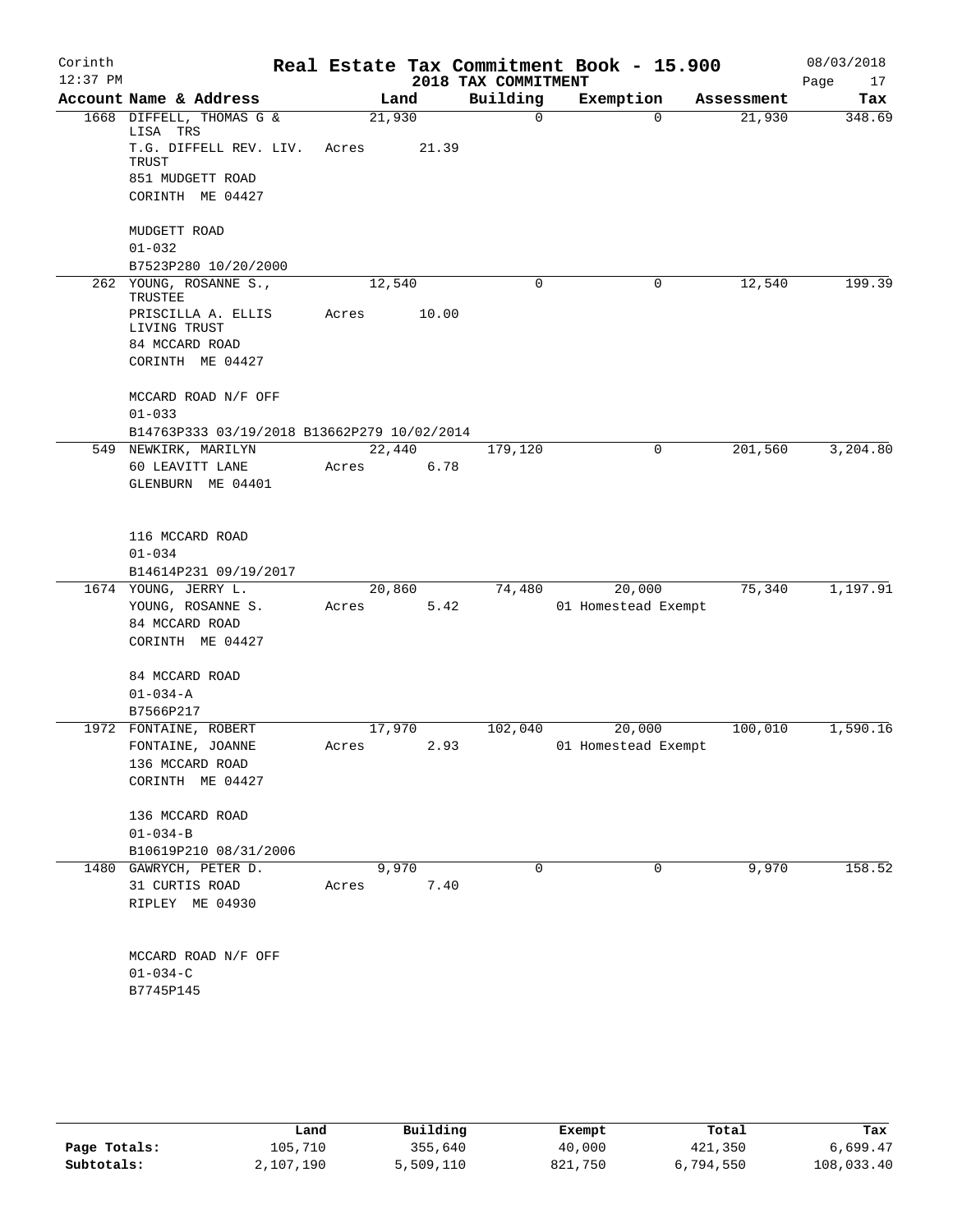Real Estate Tax Commitment Book - 15.900

2018 TAX COMMITMENT

Corinth 12:37 PM — 08/03/2018

| Account Name & Address | Land | Building | Exemption | Assessment | Tax |
|---|---|---|---|---|---|
| 1668 DIFFELL, THOMAS G & LISA TRS<br>T.G. DIFFELL REV. LIV. TRUST<br>851 MUDGETT ROAD<br>CORINTH ME 04427<br><br>MUDGETT ROAD<br>01-032<br>B7523P280 10/20/2000 | 21,930<br>Acres 21.39 | 0 | 0 | 21,930 | 348.69 |
| 262 YOUNG, ROSANNE S., TRUSTEE<br>PRISCILLA A. ELLIS LIVING TRUST<br>84 MCCARD ROAD<br>CORINTH ME 04427<br><br>MCCARD ROAD N/F OFF<br>01-033<br>B14763P333 03/19/2018 B13662P279 10/02/2014 | 12,540<br>Acres 10.00 | 0 | 0 | 12,540 | 199.39 |
| 549 NEWKIRK, MARILYN<br>60 LEAVITT LANE<br>GLENBURN ME 04401<br><br>116 MCCARD ROAD<br>01-034<br>B14614P231 09/19/2017 | 22,440<br>Acres 6.78 | 179,120 | 0 | 201,560 | 3,204.80 |
| 1674 YOUNG, JERRY L.<br>YOUNG, ROSANNE S.<br>84 MCCARD ROAD<br>CORINTH ME 04427<br><br>84 MCCARD ROAD<br>01-034-A<br>B7566P217 | 20,860<br>Acres 5.42 | 74,480 | 20,000<br>01 Homestead Exempt | 75,340 | 1,197.91 |
| 1972 FONTAINE, ROBERT<br>FONTAINE, JOANNE<br>136 MCCARD ROAD<br>CORINTH ME 04427<br><br>136 MCCARD ROAD<br>01-034-B<br>B10619P210 08/31/2006 | 17,970<br>Acres 2.93 | 102,040 | 20,000<br>01 Homestead Exempt | 100,010 | 1,590.16 |
| 1480 GAWRYCH, PETER D.<br>31 CURTIS ROAD<br>RIPLEY ME 04930<br><br>MCCARD ROAD N/F OFF<br>01-034-C<br>B7745P145 | 9,970<br>Acres 7.40 | 0 | 0 | 9,970 | 158.52 |

| | Land | Building | Exempt | Total | Tax |
|---|---|---|---|---|---|
| Page Totals: | 105,710 | 355,640 | 40,000 | 421,350 | 6,699.47 |
| Subtotals: | 2,107,190 | 5,509,110 | 821,750 | 6,794,550 | 108,033.40 |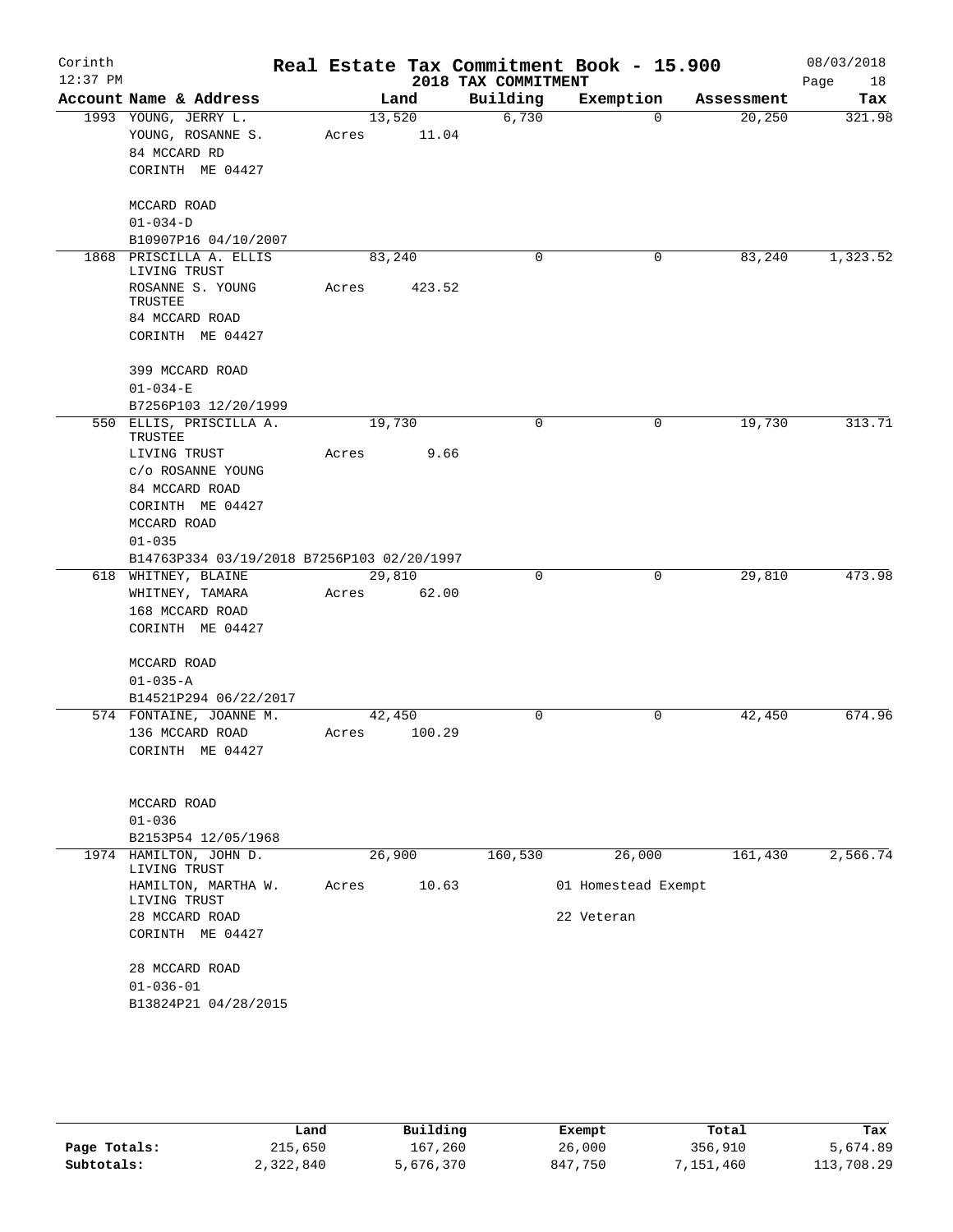Corinth 12:37 PM

# Real Estate Tax Commitment Book - 15.900
## 2018 TAX COMMITMENT

08/03/2018

| Account | Name & Address | Land | Building | Exemption | Assessment | Tax |
|---|---|---|---|---|---|---|
| 1993 | YOUNG, JERRY L.<br>YOUNG, ROSANNE S.<br>84 MCCARD RD<br>CORINTH ME 04427<br><br>MCCARD ROAD<br>01-034-D<br>B10907P16 04/10/2007 | 13,520<br>Acres 11.04 | 6,730 | 0 | 20,250 | 321.98 |
| 1868 | PRISCILLA A. ELLIS LIVING TRUST<br>ROSANNE S. YOUNG TRUSTEE<br>84 MCCARD ROAD<br>CORINTH ME 04427<br><br>399 MCCARD ROAD<br>01-034-E<br>B7256P103 12/20/1999 | 83,240<br>Acres 423.52 | 0 | 0 | 83,240 | 1,323.52 |
| 550 | ELLIS, PRISCILLA A. TRUSTEE<br>LIVING TRUST<br>c/o ROSANNE YOUNG<br>84 MCCARD ROAD<br>CORINTH ME 04427<br>MCCARD ROAD<br>01-035<br>B14763P334 03/19/2018 B7256P103 02/20/1997 | 19,730<br>Acres 9.66 | 0 | 0 | 19,730 | 313.71 |
| 618 | WHITNEY, BLAINE<br>WHITNEY, TAMARA<br>168 MCCARD ROAD<br>CORINTH ME 04427<br><br>MCCARD ROAD<br>01-035-A<br>B14521P294 06/22/2017 | 29,810<br>Acres 62.00 | 0 | 0 | 29,810 | 473.98 |
| 574 | FONTAINE, JOANNE M.<br>136 MCCARD ROAD<br>CORINTH ME 04427<br><br>MCCARD ROAD<br>01-036<br>B2153P54 12/05/1968 | 42,450<br>Acres 100.29 | 0 | 0 | 42,450 | 674.96 |
| 1974 | HAMILTON, JOHN D. LIVING TRUST<br>HAMILTON, MARTHA W. LIVING TRUST<br>28 MCCARD ROAD<br>CORINTH ME 04427<br><br>28 MCCARD ROAD<br>01-036-01<br>B13824P21 04/28/2015 | 26,900<br>Acres 10.63 | 160,530 | 26,000<br>01 Homestead Exempt<br>22 Veteran | 161,430 | 2,566.74 |

| | Land | Building | Exempt | Total | Tax |
|---|---|---|---|---|---|
| Page Totals: | 215,650 | 167,260 | 26,000 | 356,910 | 5,674.89 |
| Subtotals: | 2,322,840 | 5,676,370 | 847,750 | 7,151,460 | 113,708.29 |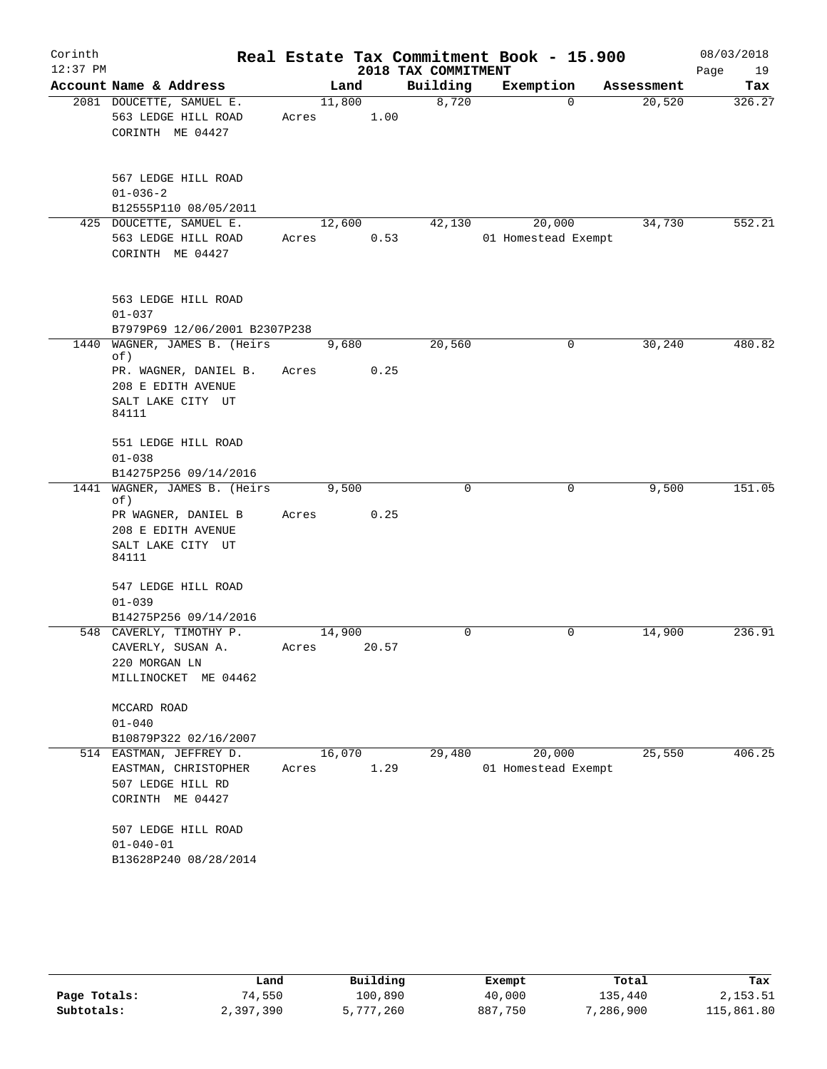# Real Estate Tax Commitment Book - 15.900

Corinth 12:37 PM — 2018 TAX COMMITMENT — 08/03/2018

| Account Name & Address | Land | Building | Exemption | Assessment | Tax |
|---|---|---|---|---|---|
| 2081 DOUCETTE, SAMUEL E.<br>563 LEDGE HILL ROAD<br>CORINTH ME 04427<br><br>567 LEDGE HILL ROAD<br>01-036-2<br>B12555P110 08/05/2011 | 11,800<br>Acres 1.00 | 8,720 | 0 | 20,520 | 326.27 |
| 425 DOUCETTE, SAMUEL E.<br>563 LEDGE HILL ROAD<br>CORINTH ME 04427<br><br>563 LEDGE HILL ROAD<br>01-037<br>B7979P69 12/06/2001 B2307P238 | 12,600<br>Acres 0.53 | 42,130 | 20,000<br>01 Homestead Exempt | 34,730 | 552.21 |
| 1440 WAGNER, JAMES B. (Heirs of)<br>PR. WAGNER, DANIEL B.<br>208 E EDITH AVENUE<br>SALT LAKE CITY UT 84111<br><br>551 LEDGE HILL ROAD<br>01-038<br>B14275P256 09/14/2016 | 9,680<br>Acres 0.25 | 20,560 | 0 | 30,240 | 480.82 |
| 1441 WAGNER, JAMES B. (Heirs of)<br>PR WAGNER, DANIEL B<br>208 E EDITH AVENUE<br>SALT LAKE CITY UT 84111<br><br>547 LEDGE HILL ROAD<br>01-039<br>B14275P256 09/14/2016 | 9,500<br>Acres 0.25 | 0 | 0 | 9,500 | 151.05 |
| 548 CAVERLY, TIMOTHY P.<br>CAVERLY, SUSAN A.<br>220 MORGAN LN<br>MILLINOCKET ME 04462<br><br>MCCARD ROAD<br>01-040<br>B10879P322 02/16/2007 | 14,900<br>Acres 20.57 | 0 | 0 | 14,900 | 236.91 |
| 514 EASTMAN, JEFFREY D.<br>EASTMAN, CHRISTOPHER<br>507 LEDGE HILL RD<br>CORINTH ME 04427<br><br>507 LEDGE HILL ROAD<br>01-040-01<br>B13628P240 08/28/2014 | 16,070<br>Acres 1.29 | 29,480 | 20,000<br>01 Homestead Exempt | 25,550 | 406.25 |

| | Land | Building | Exempt | Total | Tax |
|---|---|---|---|---|---|
| Page Totals: | 74,550 | 100,890 | 40,000 | 135,440 | 2,153.51 |
| Subtotals: | 2,397,390 | 5,777,260 | 887,750 | 7,286,900 | 115,861.80 |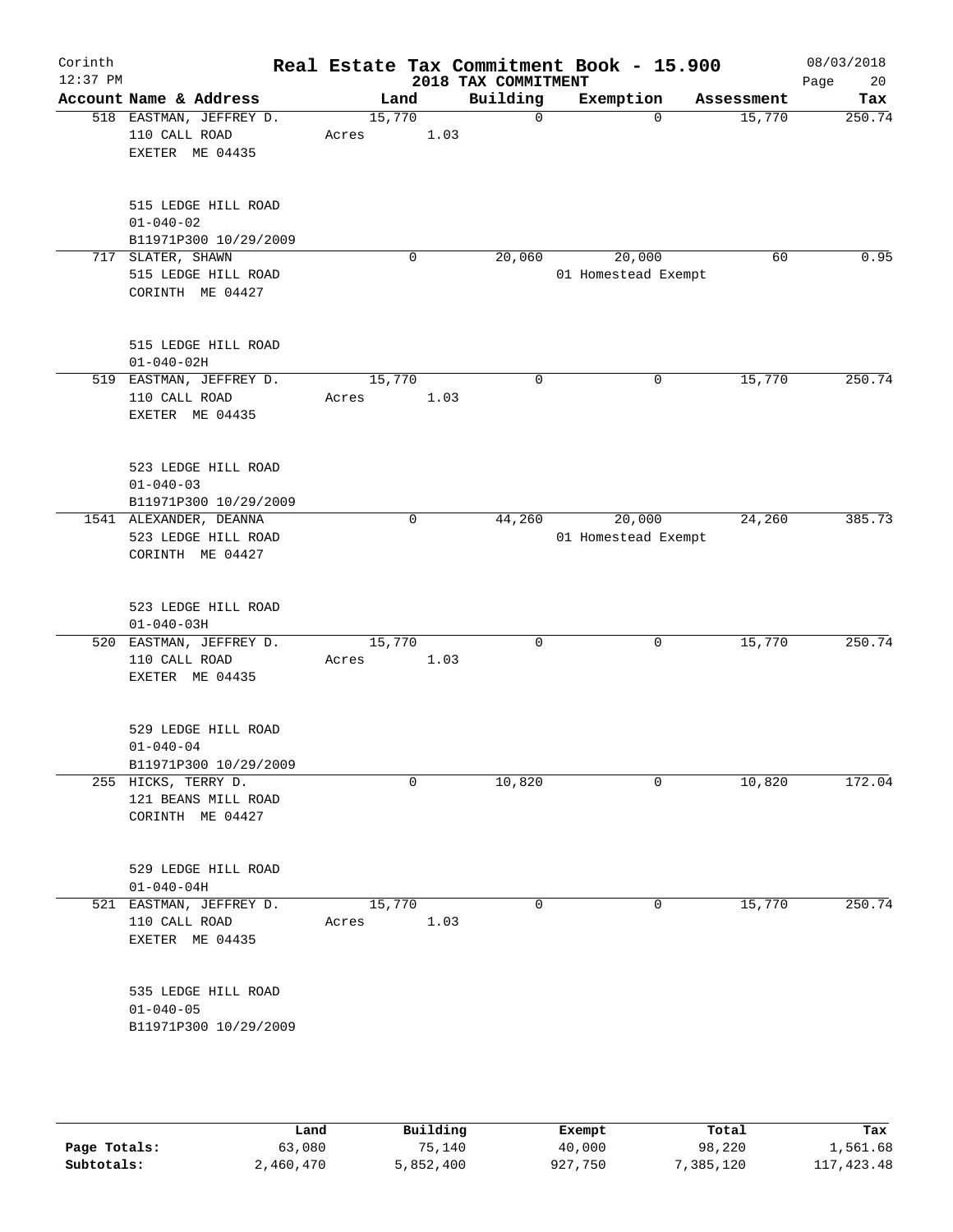# Real Estate Tax Commitment Book - 15.900

Corinth
12:37 PM

2018 TAX COMMITMENT

08/03/2018

| Account Name & Address | Land | Building | Exemption | Assessment | Tax |
|---|---|---|---|---|---|
| 518 EASTMAN, JEFFREY D.<br>110 CALL ROAD<br>EXETER ME 04435<br><br>515 LEDGE HILL ROAD<br>01-040-02<br>B11971P300 10/29/2009 | 15,770<br>Acres 1.03 | 0 | 0 | 15,770 | 250.74 |
| 717 SLATER, SHAWN<br>515 LEDGE HILL ROAD<br>CORINTH ME 04427<br><br>515 LEDGE HILL ROAD<br>01-040-02H | 0 | 20,060 | 20,000<br>01 Homestead Exempt | 60 | 0.95 |
| 519 EASTMAN, JEFFREY D.<br>110 CALL ROAD<br>EXETER ME 04435<br><br>523 LEDGE HILL ROAD<br>01-040-03<br>B11971P300 10/29/2009 | 15,770<br>Acres 1.03 | 0 | 0 | 15,770 | 250.74 |
| 1541 ALEXANDER, DEANNA<br>523 LEDGE HILL ROAD<br>CORINTH ME 04427<br><br>523 LEDGE HILL ROAD<br>01-040-03H | 0 | 44,260 | 20,000<br>01 Homestead Exempt | 24,260 | 385.73 |
| 520 EASTMAN, JEFFREY D.<br>110 CALL ROAD<br>EXETER ME 04435<br><br>529 LEDGE HILL ROAD<br>01-040-04<br>B11971P300 10/29/2009 | 15,770<br>Acres 1.03 | 0 | 0 | 15,770 | 250.74 |
| 255 HICKS, TERRY D.<br>121 BEANS MILL ROAD<br>CORINTH ME 04427<br><br>529 LEDGE HILL ROAD<br>01-040-04H | 0 | 10,820 | 0 | 10,820 | 172.04 |
| 521 EASTMAN, JEFFREY D.<br>110 CALL ROAD<br>EXETER ME 04435<br><br>535 LEDGE HILL ROAD<br>01-040-05<br>B11971P300 10/29/2009 | 15,770<br>Acres 1.03 | 0 | 0 | 15,770 | 250.74 |

| | Land | Building | Exempt | Total | Tax |
|---|---|---|---|---|---|
| Page Totals: | 63,080 | 75,140 | 40,000 | 98,220 | 1,561.68 |
| Subtotals: | 2,460,470 | 5,852,400 | 927,750 | 7,385,120 | 117,423.48 |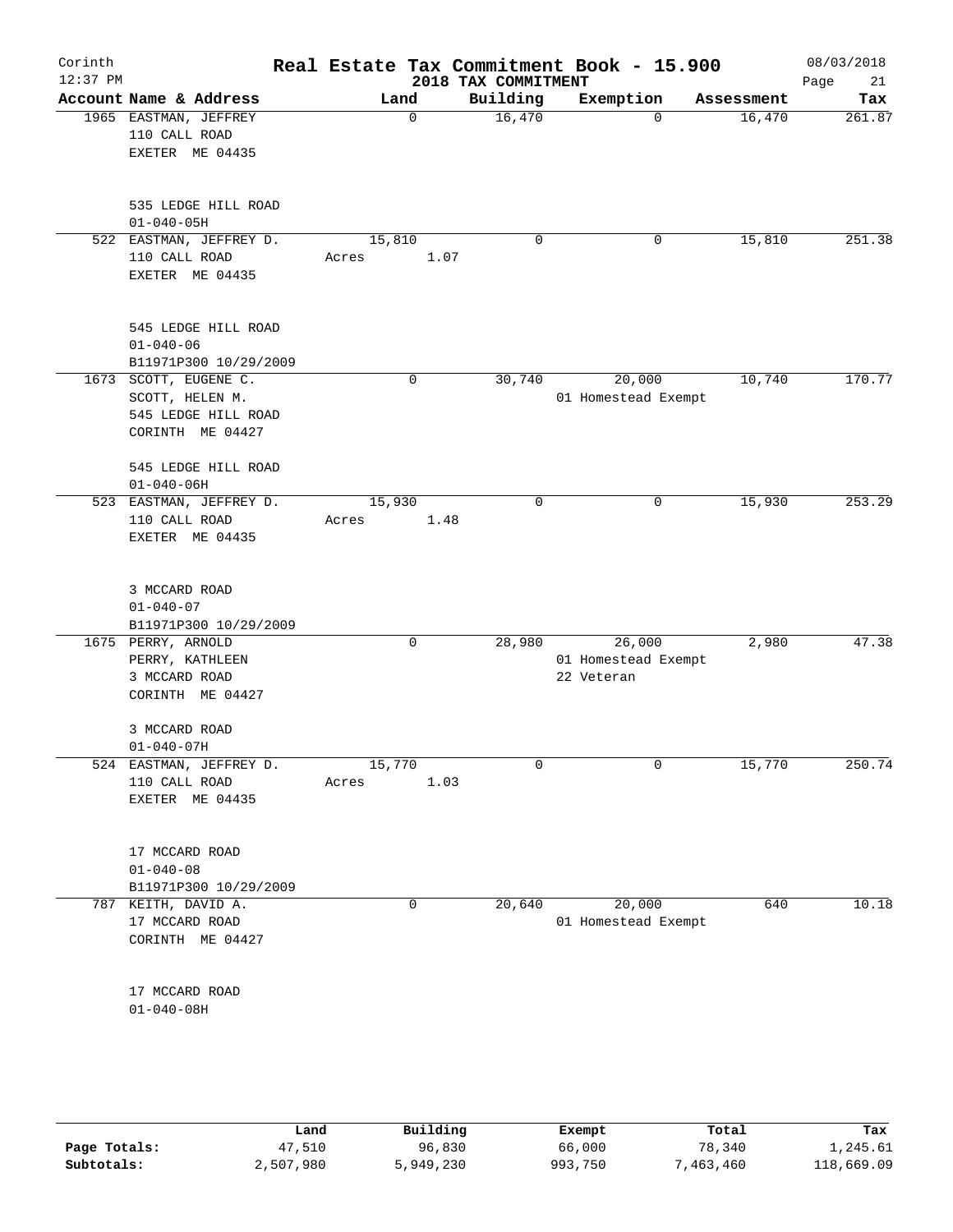Corinth
12:37 PM

# Real Estate Tax Commitment Book - 15.900

## 2018 TAX COMMITMENT

08/03/2018

| Account Name & Address | Land | Building | Exemption | Assessment | Tax |
|---|---|---|---|---|---|
| 1965 EASTMAN, JEFFREY<br>110 CALL ROAD<br>EXETER ME 04435<br><br>535 LEDGE HILL ROAD<br>01-040-05H | 0 | 16,470 | 0 | 16,470 | 261.87 |
| 522 EASTMAN, JEFFREY D.<br>110 CALL ROAD<br>EXETER ME 04435<br><br>545 LEDGE HILL ROAD<br>01-040-06<br>B11971P300 10/29/2009 | 15,810<br>Acres 1.07 | 0 | 0 | 15,810 | 251.38 |
| 1673 SCOTT, EUGENE C.<br>SCOTT, HELEN M.<br>545 LEDGE HILL ROAD<br>CORINTH ME 04427<br><br>545 LEDGE HILL ROAD<br>01-040-06H | 0 | 30,740 | 20,000<br>01 Homestead Exempt | 10,740 | 170.77 |
| 523 EASTMAN, JEFFREY D.<br>110 CALL ROAD<br>EXETER ME 04435<br><br>3 MCCARD ROAD<br>01-040-07<br>B11971P300 10/29/2009 | 15,930<br>Acres 1.48 | 0 | 0 | 15,930 | 253.29 |
| 1675 PERRY, ARNOLD<br>PERRY, KATHLEEN<br>3 MCCARD ROAD<br>CORINTH ME 04427<br><br>3 MCCARD ROAD<br>01-040-07H | 0 | 28,980 | 26,000<br>01 Homestead Exempt<br>22 Veteran | 2,980 | 47.38 |
| 524 EASTMAN, JEFFREY D.<br>110 CALL ROAD<br>EXETER ME 04435<br><br>17 MCCARD ROAD<br>01-040-08<br>B11971P300 10/29/2009 | 15,770<br>Acres 1.03 | 0 | 0 | 15,770 | 250.74 |
| 787 KEITH, DAVID A.<br>17 MCCARD ROAD<br>CORINTH ME 04427<br><br>17 MCCARD ROAD<br>01-040-08H | 0 | 20,640 | 20,000<br>01 Homestead Exempt | 640 | 10.18 |

| | Land | Building | Exempt | Total | Tax |
|---|---|---|---|---|---|
| Page Totals: | 47,510 | 96,830 | 66,000 | 78,340 | 1,245.61 |
| Subtotals: | 2,507,980 | 5,949,230 | 993,750 | 7,463,460 | 118,669.09 |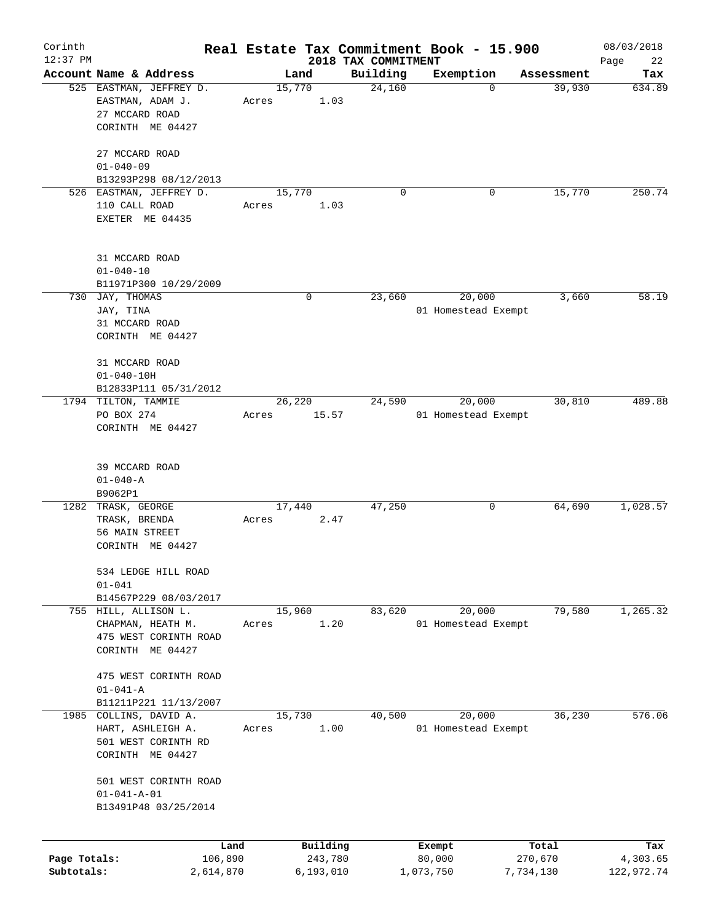Corinth 12:37 PM

# Real Estate Tax Commitment Book - 15.900

2018 TAX COMMITMENT

08/03/2018

| Account | Name & Address | Land | Building | Exemption | Assessment | Tax |
|---|---|---|---|---|---|---|
| 525 | EASTMAN, JEFFREY D.<br>EASTMAN, ADAM J.<br>27 MCCARD ROAD<br>CORINTH ME 04427<br><br>27 MCCARD ROAD<br>01-040-09<br>B13293P298 08/12/2013 | 15,770<br>Acres 1.03 | 24,160 | 0 | 39,930 | 634.89 |
| 526 | EASTMAN, JEFFREY D.<br>110 CALL ROAD<br>EXETER ME 04435<br><br>31 MCCARD ROAD<br>01-040-10<br>B11971P300 10/29/2009 | 15,770<br>Acres 1.03 | 0 | 0 | 15,770 | 250.74 |
| 730 | JAY, THOMAS<br>JAY, TINA<br>31 MCCARD ROAD<br>CORINTH ME 04427<br><br>31 MCCARD ROAD<br>01-040-10H<br>B12833P111 05/31/2012 | 0 | 23,660 | 20,000<br>01 Homestead Exempt | 3,660 | 58.19 |
| 1794 | TILTON, TAMMIE<br>PO BOX 274<br>CORINTH ME 04427<br><br>39 MCCARD ROAD<br>01-040-A<br>B9062P1 | 26,220<br>Acres 15.57 | 24,590 | 20,000<br>01 Homestead Exempt | 30,810 | 489.88 |
| 1282 | TRASK, GEORGE<br>TRASK, BRENDA<br>56 MAIN STREET<br>CORINTH ME 04427<br><br>534 LEDGE HILL ROAD<br>01-041<br>B14567P229 08/03/2017 | 17,440<br>Acres 2.47 | 47,250 | 0 | 64,690 | 1,028.57 |
| 755 | HILL, ALLISON L.<br>CHAPMAN, HEATH M.<br>475 WEST CORINTH ROAD<br>CORINTH ME 04427<br><br>475 WEST CORINTH ROAD<br>01-041-A<br>B11211P221 11/13/2007 | 15,960<br>Acres 1.20 | 83,620 | 20,000<br>01 Homestead Exempt | 79,580 | 1,265.32 |
| 1985 | COLLINS, DAVID A.<br>HART, ASHLEIGH A.<br>501 WEST CORINTH RD<br>CORINTH ME 04427<br><br>501 WEST CORINTH ROAD<br>01-041-A-01<br>B13491P48 03/25/2014 | 15,730<br>Acres 1.00 | 40,500 | 20,000<br>01 Homestead Exempt | 36,230 | 576.06 |

| | Land | Building | Exempt | Total | Tax |
|---|---|---|---|---|---|
| Page Totals: | 106,890 | 243,780 | 80,000 | 270,670 | 4,303.65 |
| Subtotals: | 2,614,870 | 6,193,010 | 1,073,750 | 7,734,130 | 122,972.74 |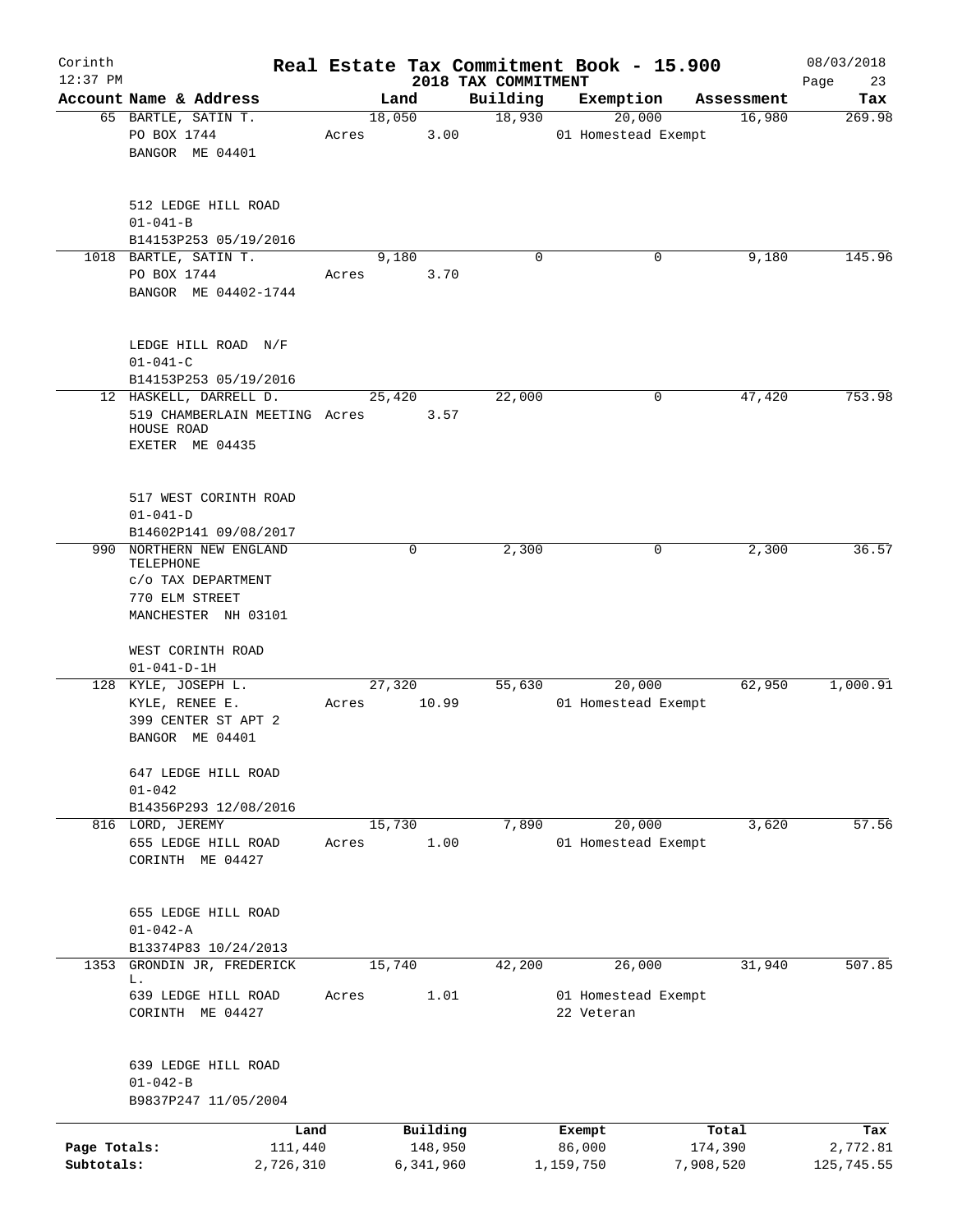Corinth — Real Estate Tax Commitment Book - 15.900 — 2018 TAX COMMITMENT — 08/03/2018

| Account | Name & Address | Land | Building | Exemption | Assessment | Tax |
|---|---|---|---|---|---|---|
| 65 | BARTLE, SATIN T.<br>PO BOX 1744<br>BANGOR ME 04401<br><br>512 LEDGE HILL ROAD<br>01-041-B<br>B14153P253 05/19/2016 | 18,050<br>Acres 3.00 | 18,930 | 20,000<br>01 Homestead Exempt | 16,980 | 269.98 |
| 1018 | BARTLE, SATIN T.<br>PO BOX 1744<br>BANGOR ME 04402-1744<br><br>LEDGE HILL ROAD N/F<br>01-041-C<br>B14153P253 05/19/2016 | 9,180<br>Acres 3.70 | 0 | 0 | 9,180 | 145.96 |
| 12 | HASKELL, DARRELL D.<br>519 CHAMBERLAIN MEETING HOUSE ROAD<br>EXETER ME 04435<br><br>517 WEST CORINTH ROAD<br>01-041-D<br>B14602P141 09/08/2017 | 25,420<br>Acres 3.57 | 22,000 | 0 | 47,420 | 753.98 |
| 990 | NORTHERN NEW ENGLAND TELEPHONE<br>c/o TAX DEPARTMENT<br>770 ELM STREET<br>MANCHESTER NH 03101<br><br>WEST CORINTH ROAD<br>01-041-D-1H | 0 | 2,300 | 0 | 2,300 | 36.57 |
| 128 | KYLE, JOSEPH L.<br>KYLE, RENEE E.<br>399 CENTER ST APT 2<br>BANGOR ME 04401<br><br>647 LEDGE HILL ROAD<br>01-042<br>B14356P293 12/08/2016 | 27,320<br>Acres 10.99 | 55,630 | 20,000<br>01 Homestead Exempt | 62,950 | 1,000.91 |
| 816 | LORD, JEREMY<br>655 LEDGE HILL ROAD<br>CORINTH ME 04427<br><br>655 LEDGE HILL ROAD<br>01-042-A<br>B13374P83 10/24/2013 | 15,730<br>Acres 1.00 | 7,890 | 20,000<br>01 Homestead Exempt | 3,620 | 57.56 |
| 1353 | GRONDIN JR, FREDERICK L.<br>639 LEDGE HILL ROAD<br>CORINTH ME 04427<br><br>639 LEDGE HILL ROAD<br>01-042-B<br>B9837P247 11/05/2004 | 15,740<br>Acres 1.01 | 42,200 | 26,000<br>01 Homestead Exempt<br>22 Veteran | 31,940 | 507.85 |

| | Land | Building | Exempt | Total | Tax |
|---|---|---|---|---|---|
| Page Totals: | 111,440 | 148,950 | 86,000 | 174,390 | 2,772.81 |
| Subtotals: | 2,726,310 | 6,341,960 | 1,159,750 | 7,908,520 | 125,745.55 |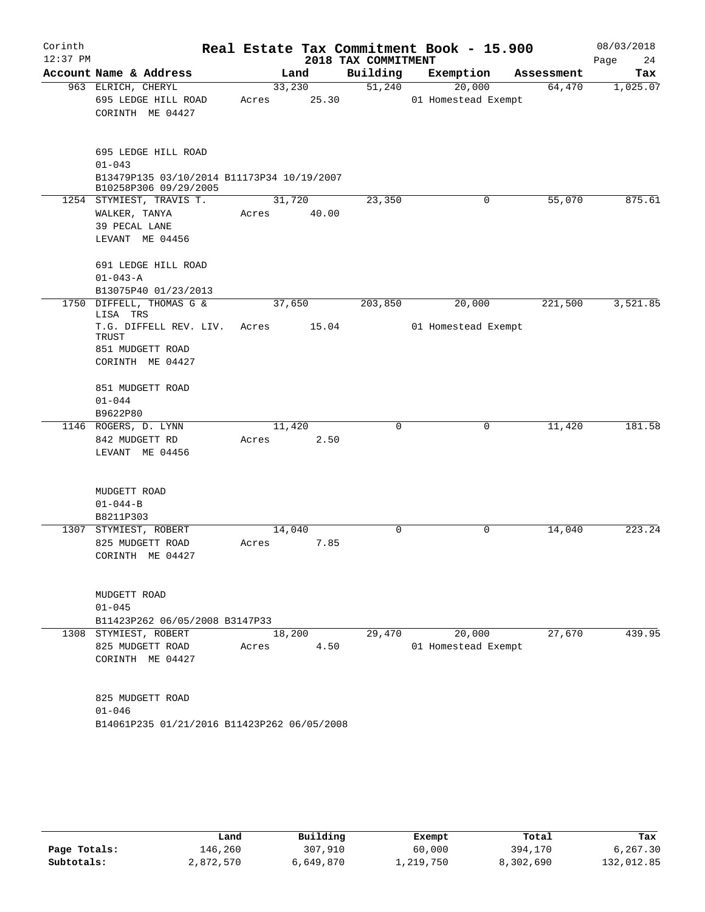Corinth 12:37 PM

# Real Estate Tax Commitment Book - 15.900

## 2018 TAX COMMITMENT

08/03/2018

| Account Name & Address | Land | Building | Exemption | Assessment | Tax |
|---|---|---|---|---|---|
| 963 ELRICH, CHERYL<br>695 LEDGE HILL ROAD<br>CORINTH ME 04427<br><br>695 LEDGE HILL ROAD<br>01-043<br>B13479P135 03/10/2014 B11173P34 10/19/2007<br>B10258P306 09/29/2005 | 33,230<br>Acres 25.30 | 51,240 | 20,000<br>01 Homestead Exempt | 64,470 | 1,025.07 |
| 1254 STYMIEST, TRAVIS T.<br>WALKER, TANYA<br>39 PECAL LANE<br>LEVANT ME 04456<br><br>691 LEDGE HILL ROAD<br>01-043-A<br>B13075P40 01/23/2013 | 31,720<br>Acres 40.00 | 23,350 | 0 | 55,070 | 875.61 |
| 1750 DIFFELL, THOMAS G & LISA TRS<br>T.G. DIFFELL REV. LIV. TRUST<br>851 MUDGETT ROAD<br>CORINTH ME 04427<br><br>851 MUDGETT ROAD<br>01-044<br>B9622P80 | 37,650<br>Acres 15.04 | 203,850 | 20,000<br>01 Homestead Exempt | 221,500 | 3,521.85 |
| 1146 ROGERS, D. LYNN<br>842 MUDGETT RD<br>LEVANT ME 04456<br><br>MUDGETT ROAD<br>01-044-B<br>B8211P303 | 11,420<br>Acres 2.50 | 0 | 0 | 11,420 | 181.58 |
| 1307 STYMIEST, ROBERT<br>825 MUDGETT ROAD<br>CORINTH ME 04427<br><br>MUDGETT ROAD<br>01-045<br>B11423P262 06/05/2008 B3147P33 | 14,040<br>Acres 7.85 | 0 | 0 | 14,040 | 223.24 |
| 1308 STYMIEST, ROBERT<br>825 MUDGETT ROAD<br>CORINTH ME 04427<br><br>825 MUDGETT ROAD<br>01-046<br>B14061P235 01/21/2016 B11423P262 06/05/2008 | 18,200<br>Acres 4.50 | 29,470 | 20,000<br>01 Homestead Exempt | 27,670 | 439.95 |

| | Land | Building | Exempt | Total | Tax |
|---|---|---|---|---|---|
| Page Totals: | 146,260 | 307,910 | 60,000 | 394,170 | 6,267.30 |
| Subtotals: | 2,872,570 | 6,649,870 | 1,219,750 | 8,302,690 | 132,012.85 |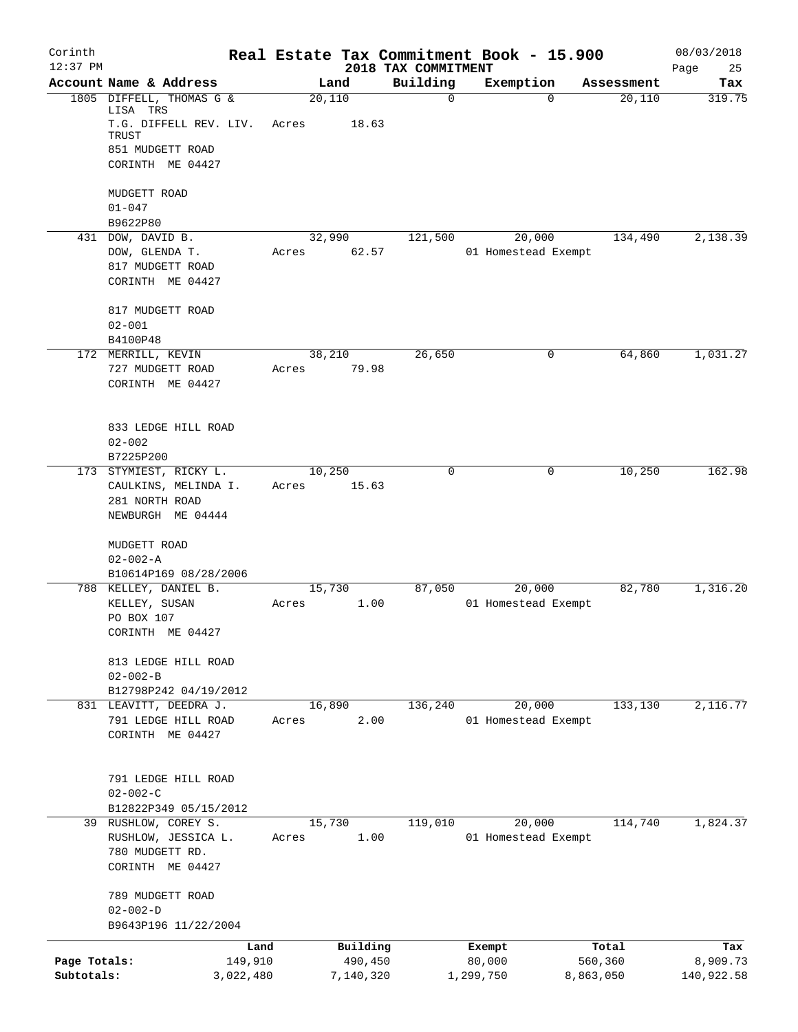Corinth
12:37 PM

**Real Estate Tax Commitment Book - 15.900**
**2018 TAX COMMITMENT**

08/03/2018

| Account Name & Address | Land | Building | Exemption | Assessment | Tax |
|---|---|---|---|---|---|
| 1805 DIFFELL, THOMAS G & LISA TRS<br>T.G. DIFFELL REV. LIV. TRUST<br>851 MUDGETT ROAD<br>CORINTH ME 04427<br><br>MUDGETT ROAD<br>01-047<br>B9622P80 | 20,110<br>Acres 18.63 | 0 | 0 | 20,110 | 319.75 |
| 431 DOW, DAVID B.<br>DOW, GLENDA T.<br>817 MUDGETT ROAD<br>CORINTH ME 04427<br><br>817 MUDGETT ROAD<br>02-001<br>B4100P48 | 32,990<br>Acres 62.57 | 121,500 | 20,000<br>01 Homestead Exempt | 134,490 | 2,138.39 |
| 172 MERRILL, KEVIN<br>727 MUDGETT ROAD<br>CORINTH ME 04427<br><br>833 LEDGE HILL ROAD<br>02-002<br>B7225P200 | 38,210<br>Acres 79.98 | 26,650 | 0 | 64,860 | 1,031.27 |
| 173 STYMIEST, RICKY L.<br>CAULKINS, MELINDA I.<br>281 NORTH ROAD<br>NEWBURGH ME 04444<br><br>MUDGETT ROAD<br>02-002-A<br>B10614P169 08/28/2006 | 10,250<br>Acres 15.63 | 0 | 0 | 10,250 | 162.98 |
| 788 KELLEY, DANIEL B.<br>KELLEY, SUSAN<br>PO BOX 107<br>CORINTH ME 04427<br><br>813 LEDGE HILL ROAD<br>02-002-B<br>B12798P242 04/19/2012 | 15,730<br>Acres 1.00 | 87,050 | 20,000<br>01 Homestead Exempt | 82,780 | 1,316.20 |
| 831 LEAVITT, DEEDRA J.<br>791 LEDGE HILL ROAD<br>CORINTH ME 04427<br><br>791 LEDGE HILL ROAD<br>02-002-C<br>B12822P349 05/15/2012 | 16,890<br>Acres 2.00 | 136,240 | 20,000<br>01 Homestead Exempt | 133,130 | 2,116.77 |
| 39 RUSHLOW, COREY S.<br>RUSHLOW, JESSICA L.<br>780 MUDGETT RD.<br>CORINTH ME 04427<br><br>789 MUDGETT ROAD<br>02-002-D<br>B9643P196 11/22/2004 | 15,730<br>Acres 1.00 | 119,010 | 20,000<br>01 Homestead Exempt | 114,740 | 1,824.37 |

| | Land | Building | Exempt | Total | Tax |
|---|---|---|---|---|---|
| Page Totals: | 149,910 | 490,450 | 80,000 | 560,360 | 8,909.73 |
| Subtotals: | 3,022,480 | 7,140,320 | 1,299,750 | 8,863,050 | 140,922.58 |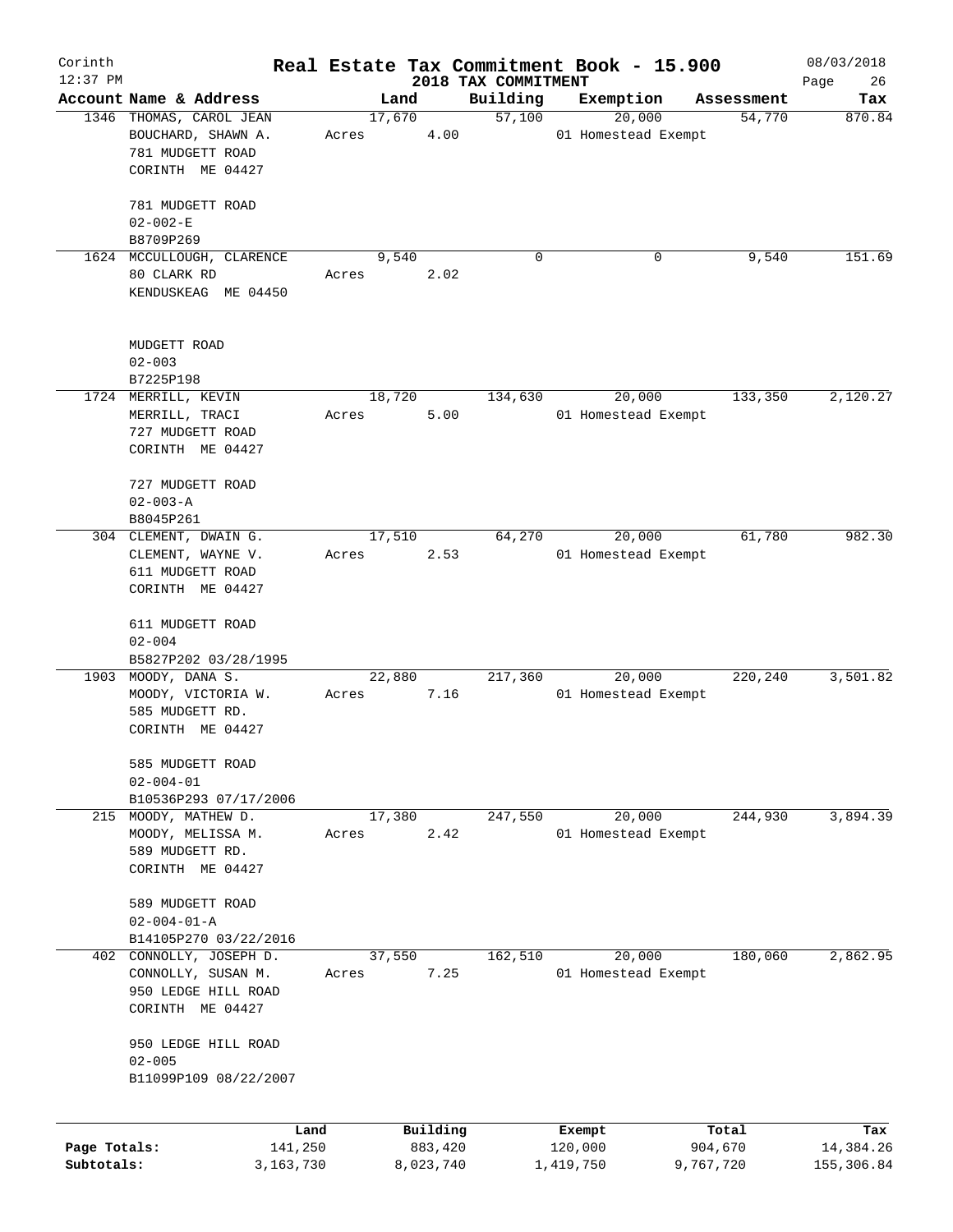# Real Estate Tax Commitment Book - 15.900

Corinth 12:37 PM — 2018 TAX COMMITMENT — 08/03/2018

| Account | Name & Address | Land | Building | Exemption | Assessment | Tax |
|---|---|---|---|---|---|---|
| 1346 | THOMAS, CAROL JEAN<br>BOUCHARD, SHAWN A.<br>781 MUDGETT ROAD<br>CORINTH ME 04427<br><br>781 MUDGETT ROAD<br>02-002-E<br>B8709P269 | 17,670<br>Acres 4.00 | 57,100 | 20,000<br>01 Homestead Exempt | 54,770 | 870.84 |
| 1624 | MCCULLOUGH, CLARENCE<br>80 CLARK RD<br>KENDUSKEAG ME 04450<br><br>MUDGETT ROAD<br>02-003<br>B7225P198 | 9,540<br>Acres 2.02 | 0 | 0 | 9,540 | 151.69 |
| 1724 | MERRILL, KEVIN<br>MERRILL, TRACI<br>727 MUDGETT ROAD<br>CORINTH ME 04427<br><br>727 MUDGETT ROAD<br>02-003-A<br>B8045P261 | 18,720<br>Acres 5.00 | 134,630 | 20,000<br>01 Homestead Exempt | 133,350 | 2,120.27 |
| 304 | CLEMENT, DWAIN G.<br>CLEMENT, WAYNE V.<br>611 MUDGETT ROAD<br>CORINTH ME 04427<br><br>611 MUDGETT ROAD<br>02-004<br>B5827P202 03/28/1995 | 17,510<br>Acres 2.53 | 64,270 | 20,000<br>01 Homestead Exempt | 61,780 | 982.30 |
| 1903 | MOODY, DANA S.<br>MOODY, VICTORIA W.<br>585 MUDGETT RD.<br>CORINTH ME 04427<br><br>585 MUDGETT ROAD<br>02-004-01<br>B10536P293 07/17/2006 | 22,880<br>Acres 7.16 | 217,360 | 20,000<br>01 Homestead Exempt | 220,240 | 3,501.82 |
| 215 | MOODY, MATHEW D.<br>MOODY, MELISSA M.<br>589 MUDGETT RD.<br>CORINTH ME 04427<br><br>589 MUDGETT ROAD<br>02-004-01-A<br>B14105P270 03/22/2016 | 17,380<br>Acres 2.42 | 247,550 | 20,000<br>01 Homestead Exempt | 244,930 | 3,894.39 |
| 402 | CONNOLLY, JOSEPH D.<br>CONNOLLY, SUSAN M.<br>950 LEDGE HILL ROAD<br>CORINTH ME 04427<br><br>950 LEDGE HILL ROAD<br>02-005<br>B11099P109 08/22/2007 | 37,550<br>Acres 7.25 | 162,510 | 20,000<br>01 Homestead Exempt | 180,060 | 2,862.95 |

| | Land | Building | Exempt | Total | Tax |
|---|---|---|---|---|---|
| Page Totals: | 141,250 | 883,420 | 120,000 | 904,670 | 14,384.26 |
| Subtotals: | 3,163,730 | 8,023,740 | 1,419,750 | 9,767,720 | 155,306.84 |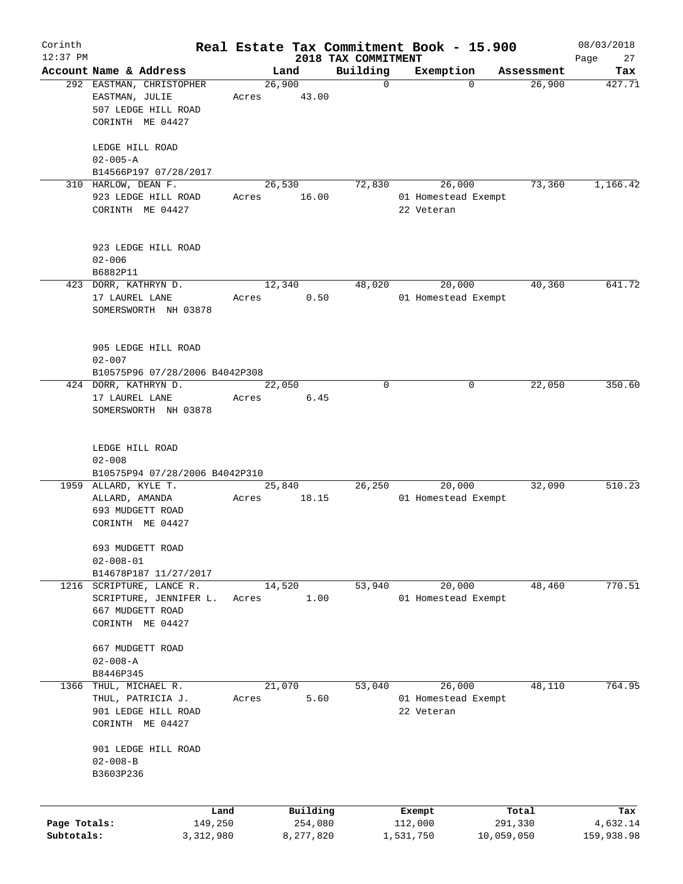Corinth 12:37 PM

# Real Estate Tax Commitment Book - 15.900

## 2018 TAX COMMITMENT

08/03/2018

| Account | Name & Address | Land | Building | Exemption | Assessment | Tax |
|---|---|---|---|---|---|---|
| 292 | EASTMAN, CHRISTOPHER<br>EASTMAN, JULIE<br>507 LEDGE HILL ROAD<br>CORINTH ME 04427<br><br>LEDGE HILL ROAD<br>02-005-A<br>B14566P197 07/28/2017 | 26,900<br>Acres 43.00 | 0 | 0 | 26,900 | 427.71 |
| 310 | HARLOW, DEAN F.<br>923 LEDGE HILL ROAD<br>CORINTH ME 04427<br><br>923 LEDGE HILL ROAD<br>02-006<br>B6882P11 | 26,530<br>Acres 16.00 | 72,830 | 26,000<br>01 Homestead Exempt<br>22 Veteran | 73,360 | 1,166.42 |
| 423 | DORR, KATHRYN D.<br>17 LAUREL LANE<br>SOMERSWORTH NH 03878<br><br>905 LEDGE HILL ROAD<br>02-007<br>B10575P96 07/28/2006 B4042P308 | 12,340<br>Acres 0.50 | 48,020 | 20,000<br>01 Homestead Exempt | 40,360 | 641.72 |
| 424 | DORR, KATHRYN D.<br>17 LAUREL LANE<br>SOMERSWORTH NH 03878<br><br>LEDGE HILL ROAD<br>02-008<br>B10575P94 07/28/2006 B4042P310 | 22,050<br>Acres 6.45 | 0 | 0 | 22,050 | 350.60 |
| 1959 | ALLARD, KYLE T.<br>ALLARD, AMANDA<br>693 MUDGETT ROAD<br>CORINTH ME 04427<br><br>693 MUDGETT ROAD<br>02-008-01<br>B14678P187 11/27/2017 | 25,840<br>Acres 18.15 | 26,250 | 20,000<br>01 Homestead Exempt | 32,090 | 510.23 |
| 1216 | SCRIPTURE, LANCE R.<br>SCRIPTURE, JENNIFER L.<br>667 MUDGETT ROAD<br>CORINTH ME 04427<br><br>667 MUDGETT ROAD<br>02-008-A<br>B8446P345 | 14,520<br>Acres 1.00 | 53,940 | 20,000<br>01 Homestead Exempt | 48,460 | 770.51 |
| 1366 | THUL, MICHAEL R.<br>THUL, PATRICIA J.<br>901 LEDGE HILL ROAD<br>CORINTH ME 04427<br><br>901 LEDGE HILL ROAD<br>02-008-B<br>B3603P236 | 21,070<br>Acres 5.60 | 53,040 | 26,000<br>01 Homestead Exempt<br>22 Veteran | 48,110 | 764.95 |

| | Land | Building | Exempt | Total | Tax |
|---|---|---|---|---|---|
| Page Totals: | 149,250 | 254,080 | 112,000 | 291,330 | 4,632.14 |
| Subtotals: | 3,312,980 | 8,277,820 | 1,531,750 | 10,059,050 | 159,938.98 |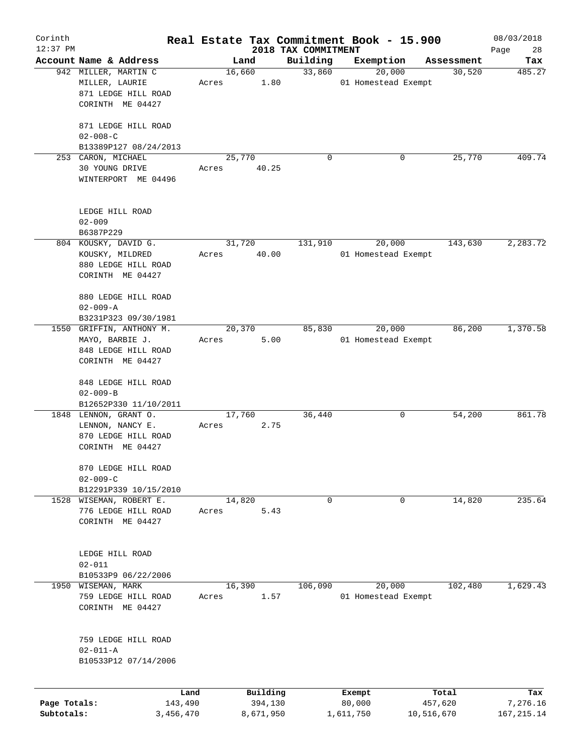Corinth 12:37 PM

# Real Estate Tax Commitment Book - 15.900

## 2018 TAX COMMITMENT

08/03/2018

| Account Name & Address | Land | Building | Exemption | Assessment | Tax |
|---|---|---|---|---|---|
| 942 MILLER, MARTIN C<br>MILLER, LAURIE<br>871 LEDGE HILL ROAD<br>CORINTH ME 04427<br><br>871 LEDGE HILL ROAD<br>02-008-C<br>B13389P127 08/24/2013 | 16,660<br>Acres 1.80 | 33,860 | 20,000<br>01 Homestead Exempt | 30,520 | 485.27 |
| 253 CARON, MICHAEL<br>30 YOUNG DRIVE<br>WINTERPORT ME 04496<br><br>LEDGE HILL ROAD<br>02-009<br>B6387P229 | 25,770<br>Acres 40.25 | 0 | 0 | 25,770 | 409.74 |
| 804 KOUSKY, DAVID G.<br>KOUSKY, MILDRED<br>880 LEDGE HILL ROAD<br>CORINTH ME 04427<br><br>880 LEDGE HILL ROAD<br>02-009-A<br>B3231P323 09/30/1981 | 31,720<br>Acres 40.00 | 131,910 | 20,000<br>01 Homestead Exempt | 143,630 | 2,283.72 |
| 1550 GRIFFIN, ANTHONY M.<br>MAYO, BARBIE J.<br>848 LEDGE HILL ROAD<br>CORINTH ME 04427<br><br>848 LEDGE HILL ROAD<br>02-009-B<br>B12652P330 11/10/2011 | 20,370<br>Acres 5.00 | 85,830 | 20,000<br>01 Homestead Exempt | 86,200 | 1,370.58 |
| 1848 LENNON, GRANT O.<br>LENNON, NANCY E.<br>870 LEDGE HILL ROAD<br>CORINTH ME 04427<br><br>870 LEDGE HILL ROAD<br>02-009-C<br>B12291P339 10/15/2010 | 17,760<br>Acres 2.75 | 36,440 | 0 | 54,200 | 861.78 |
| 1528 WISEMAN, ROBERT E.<br>776 LEDGE HILL ROAD<br>CORINTH ME 04427<br><br>LEDGE HILL ROAD<br>02-011<br>B10533P9 06/22/2006 | 14,820<br>Acres 5.43 | 0 | 0 | 14,820 | 235.64 |
| 1950 WISEMAN, MARK<br>759 LEDGE HILL ROAD<br>CORINTH ME 04427<br><br>759 LEDGE HILL ROAD<br>02-011-A<br>B10533P12 07/14/2006 | 16,390<br>Acres 1.57 | 106,090 | 20,000<br>01 Homestead Exempt | 102,480 | 1,629.43 |

| | Land | Building | Exempt | Total | Tax |
|---|---|---|---|---|---|
| Page Totals: | 143,490 | 394,130 | 80,000 | 457,620 | 7,276.16 |
| Subtotals: | 3,456,470 | 8,671,950 | 1,611,750 | 10,516,670 | 167,215.14 |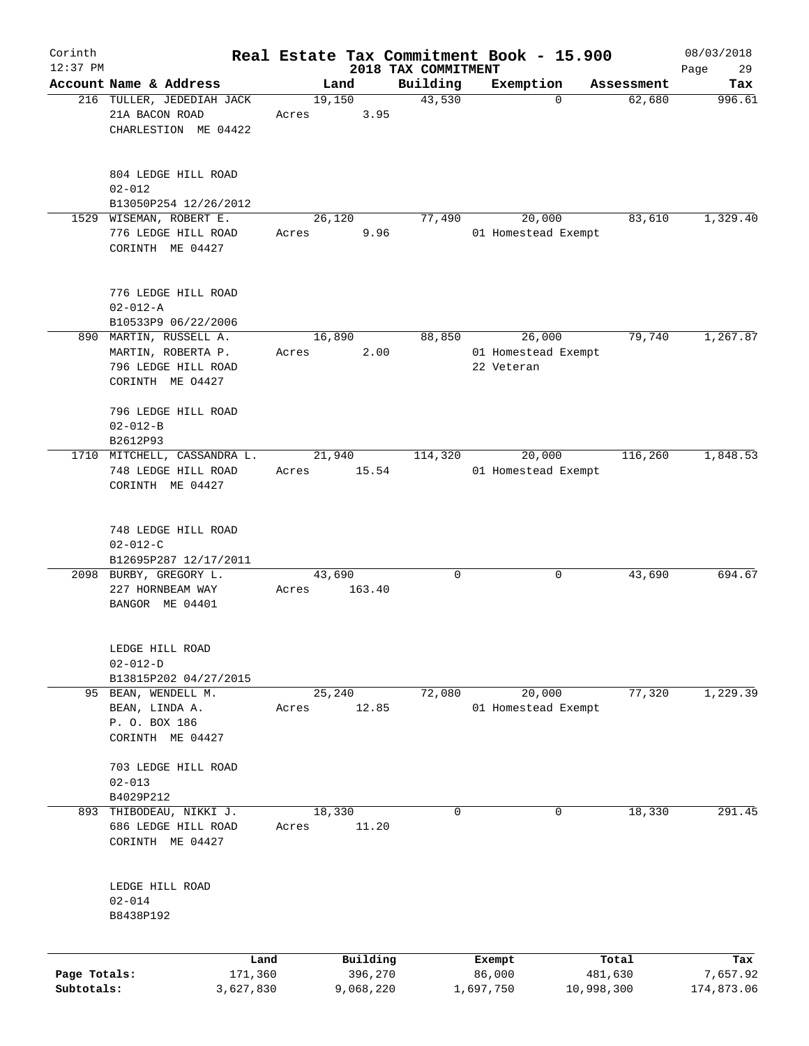# Real Estate Tax Commitment Book - 15.900

Corinth 12:37 PM — 2018 TAX COMMITMENT — 08/03/2018

| Account Name & Address | Land | Building | Exemption | Assessment | Tax |
|---|---|---|---|---|---|
| 216 TULLER, JEDEDIAH JACK<br>21A BACON ROAD<br>CHARLESTION ME 04422<br><br>804 LEDGE HILL ROAD<br>02-012<br>B13050P254 12/26/2012 | 19,150<br>Acres 3.95 | 43,530 | 0 | 62,680 | 996.61 |
| 1529 WISEMAN, ROBERT E.<br>776 LEDGE HILL ROAD<br>CORINTH ME 04427<br><br>776 LEDGE HILL ROAD<br>02-012-A<br>B10533P9 06/22/2006 | 26,120<br>Acres 9.96 | 77,490 | 20,000<br>01 Homestead Exempt | 83,610 | 1,329.40 |
| 890 MARTIN, RUSSELL A.<br>MARTIN, ROBERTA P.<br>796 LEDGE HILL ROAD<br>CORINTH ME 04427<br><br>796 LEDGE HILL ROAD<br>02-012-B<br>B2612P93 | 16,890<br>Acres 2.00 | 88,850 | 26,000<br>01 Homestead Exempt<br>22 Veteran | 79,740 | 1,267.87 |
| 1710 MITCHELL, CASSANDRA L.<br>748 LEDGE HILL ROAD<br>CORINTH ME 04427<br><br>748 LEDGE HILL ROAD<br>02-012-C<br>B12695P287 12/17/2011 | 21,940<br>Acres 15.54 | 114,320 | 20,000<br>01 Homestead Exempt | 116,260 | 1,848.53 |
| 2098 BURBY, GREGORY L.<br>227 HORNBEAM WAY<br>BANGOR ME 04401<br><br>LEDGE HILL ROAD<br>02-012-D<br>B13815P202 04/27/2015 | 43,690<br>Acres 163.40 | 0 | 0 | 43,690 | 694.67 |
| 95 BEAN, WENDELL M.<br>BEAN, LINDA A.<br>P. O. BOX 186<br>CORINTH ME 04427<br><br>703 LEDGE HILL ROAD<br>02-013<br>B4029P212 | 25,240<br>Acres 12.85 | 72,080 | 20,000<br>01 Homestead Exempt | 77,320 | 1,229.39 |
| 893 THIBODEAU, NIKKI J.<br>686 LEDGE HILL ROAD<br>CORINTH ME 04427<br><br>LEDGE HILL ROAD<br>02-014<br>B8438P192 | 18,330<br>Acres 11.20 | 0 | 0 | 18,330 | 291.45 |

| | Land | Building | Exempt | Total | Tax |
|---|---|---|---|---|---|
| Page Totals: | 171,360 | 396,270 | 86,000 | 481,630 | 7,657.92 |
| Subtotals: | 3,627,830 | 9,068,220 | 1,697,750 | 10,998,300 | 174,873.06 |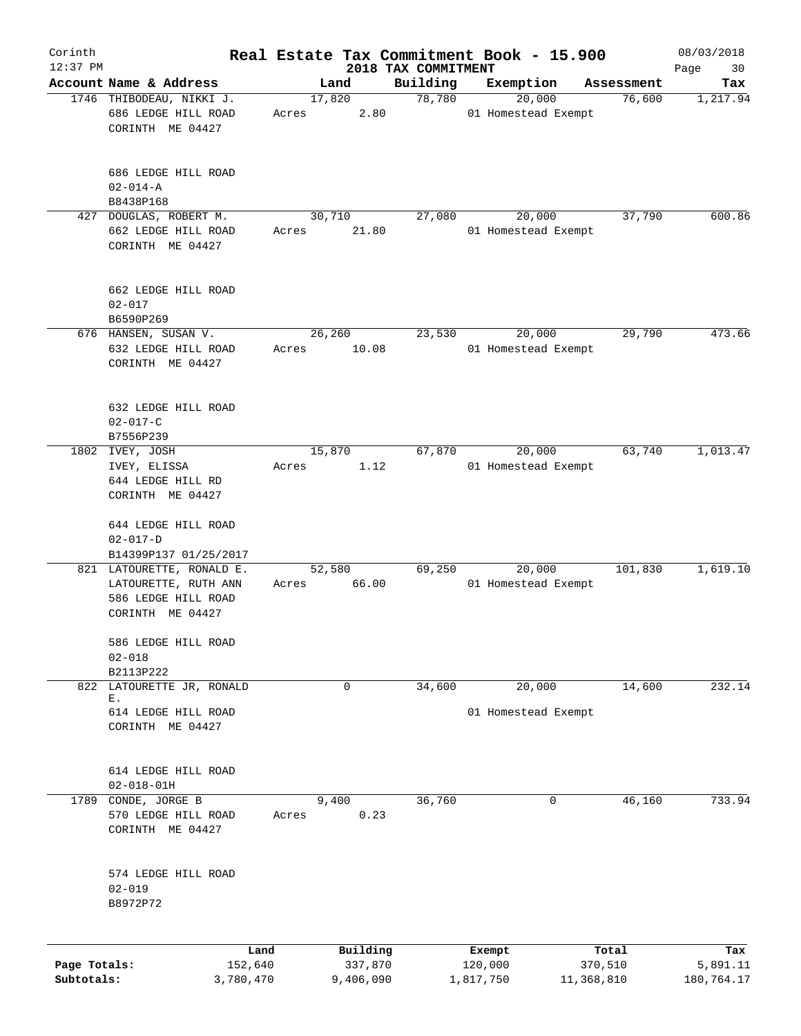# Real Estate Tax Commitment Book - 15.900

Corinth
12:37 PM

2018 TAX COMMITMENT

08/03/2018

| Account Name & Address | Land | Building | Exemption | Assessment | Tax |
|---|---|---|---|---|---|
| 1746 THIBODEAU, NIKKI J.<br>686 LEDGE HILL ROAD<br>CORINTH ME 04427<br><br>686 LEDGE HILL ROAD<br>02-014-A<br>B8438P168 | 17,820<br>Acres 2.80 | 78,780 | 20,000<br>01 Homestead Exempt | 76,600 | 1,217.94 |
| 427 DOUGLAS, ROBERT M.<br>662 LEDGE HILL ROAD<br>CORINTH ME 04427<br><br>662 LEDGE HILL ROAD<br>02-017<br>B6590P269 | 30,710<br>Acres 21.80 | 27,080 | 20,000<br>01 Homestead Exempt | 37,790 | 600.86 |
| 676 HANSEN, SUSAN V.<br>632 LEDGE HILL ROAD<br>CORINTH ME 04427<br><br>632 LEDGE HILL ROAD<br>02-017-C<br>B7556P239 | 26,260<br>Acres 10.08 | 23,530 | 20,000<br>01 Homestead Exempt | 29,790 | 473.66 |
| 1802 IVEY, JOSH<br>IVEY, ELISSA<br>644 LEDGE HILL RD<br>CORINTH ME 04427<br><br>644 LEDGE HILL ROAD<br>02-017-D<br>B14399P137 01/25/2017 | 15,870<br>Acres 1.12 | 67,870 | 20,000<br>01 Homestead Exempt | 63,740 | 1,013.47 |
| 821 LATOURETTE, RONALD E.<br>LATOURETTE, RUTH ANN<br>586 LEDGE HILL ROAD<br>CORINTH ME 04427<br><br>586 LEDGE HILL ROAD<br>02-018<br>B2113P222 | 52,580<br>Acres 66.00 | 69,250 | 20,000<br>01 Homestead Exempt | 101,830 | 1,619.10 |
| 822 LATOURETTE JR, RONALD E.<br>614 LEDGE HILL ROAD<br>CORINTH ME 04427<br><br>614 LEDGE HILL ROAD<br>02-018-01H | 0 | 34,600 | 20,000<br>01 Homestead Exempt | 14,600 | 232.14 |
| 1789 CONDE, JORGE B<br>570 LEDGE HILL ROAD<br>CORINTH ME 04427<br><br>574 LEDGE HILL ROAD<br>02-019<br>B8972P72 | 9,400<br>Acres 0.23 | 36,760 | 0 | 46,160 | 733.94 |

| | Land | Building | Exempt | Total | Tax |
|---|---|---|---|---|---|
| Page Totals: | 152,640 | 337,870 | 120,000 | 370,510 | 5,891.11 |
| Subtotals: | 3,780,470 | 9,406,090 | 1,817,750 | 11,368,810 | 180,764.17 |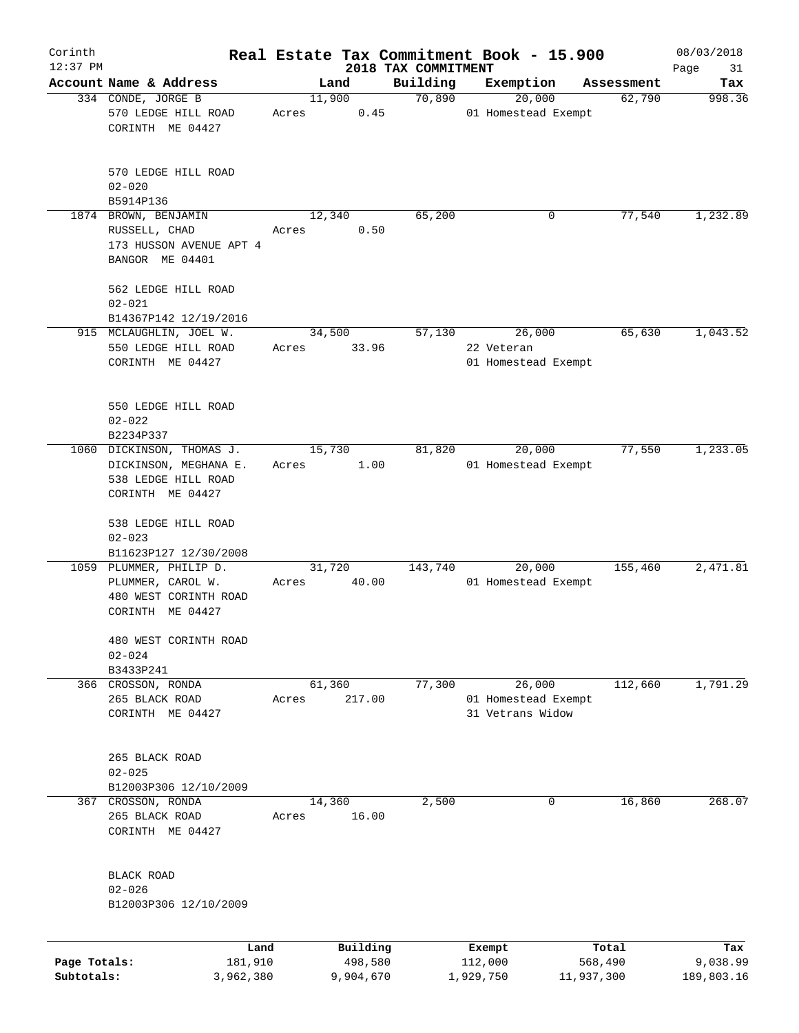# Corinth — Real Estate Tax Commitment Book - 15.900

12:37 PM — 2018 TAX COMMITMENT — 08/03/2018

| Account Name & Address | Land | Building | Exemption | Assessment | Tax |
|---|---|---|---|---|---|
| 334 CONDE, JORGE B<br>570 LEDGE HILL ROAD<br>CORINTH ME 04427<br><br>570 LEDGE HILL ROAD<br>02-020<br>B5914P136 | 11,900<br>Acres 0.45 | 70,890 | 20,000<br>01 Homestead Exempt | 62,790 | 998.36 |
| 1874 BROWN, BENJAMIN<br>RUSSELL, CHAD<br>173 HUSSON AVENUE APT 4<br>BANGOR ME 04401<br><br>562 LEDGE HILL ROAD<br>02-021<br>B14367P142 12/19/2016 | 12,340<br>Acres 0.50 | 65,200 | 0 | 77,540 | 1,232.89 |
| 915 MCLAUGHLIN, JOEL W.<br>550 LEDGE HILL ROAD<br>CORINTH ME 04427<br><br>550 LEDGE HILL ROAD<br>02-022<br>B2234P337 | 34,500<br>Acres 33.96 | 57,130 | 26,000<br>22 Veteran<br>01 Homestead Exempt | 65,630 | 1,043.52 |
| 1060 DICKINSON, THOMAS J.<br>DICKINSON, MEGHANA E.<br>538 LEDGE HILL ROAD<br>CORINTH ME 04427<br><br>538 LEDGE HILL ROAD<br>02-023<br>B11623P127 12/30/2008 | 15,730<br>Acres 1.00 | 81,820 | 20,000<br>01 Homestead Exempt | 77,550 | 1,233.05 |
| 1059 PLUMMER, PHILIP D.<br>PLUMMER, CAROL W.<br>480 WEST CORINTH ROAD<br>CORINTH ME 04427<br><br>480 WEST CORINTH ROAD<br>02-024<br>B3433P241 | 31,720<br>Acres 40.00 | 143,740 | 20,000<br>01 Homestead Exempt | 155,460 | 2,471.81 |
| 366 CROSSON, RONDA<br>265 BLACK ROAD<br>CORINTH ME 04427<br><br>265 BLACK ROAD<br>02-025<br>B12003P306 12/10/2009 | 61,360<br>Acres 217.00 | 77,300 | 26,000<br>01 Homestead Exempt<br>31 Vetrans Widow | 112,660 | 1,791.29 |
| 367 CROSSON, RONDA<br>265 BLACK ROAD<br>CORINTH ME 04427<br><br>BLACK ROAD<br>02-026<br>B12003P306 12/10/2009 | 14,360<br>Acres 16.00 | 2,500 | 0 | 16,860 | 268.07 |

| | Land | Building | Exempt | Total | Tax |
|---|---|---|---|---|---|
| Page Totals: | 181,910 | 498,580 | 112,000 | 568,490 | 9,038.99 |
| Subtotals: | 3,962,380 | 9,904,670 | 1,929,750 | 11,937,300 | 189,803.16 |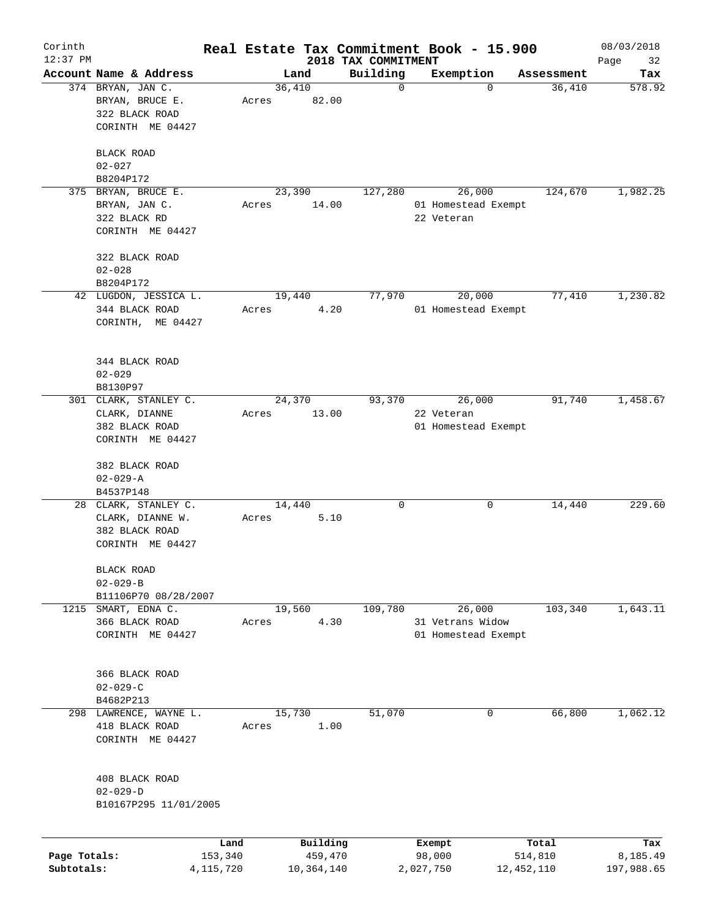Corinth
12:37 PM

# Real Estate Tax Commitment Book - 15.900

## 2018 TAX COMMITMENT

08/03/2018

| Account Name & Address | Land | Building | Exemption | Assessment | Tax |
|---|---|---|---|---|---|
| 374 BRYAN, JAN C.<br>BRYAN, BRUCE E.<br>322 BLACK ROAD<br>CORINTH ME 04427<br><br>BLACK ROAD<br>02-027<br>B8204P172 | 36,410<br>Acres 82.00 | 0 | 0 | 36,410 | 578.92 |
| 375 BRYAN, BRUCE E.<br>BRYAN, JAN C.<br>322 BLACK RD<br>CORINTH ME 04427<br><br>322 BLACK ROAD<br>02-028<br>B8204P172 | 23,390<br>Acres 14.00 | 127,280 | 26,000<br>01 Homestead Exempt<br>22 Veteran | 124,670 | 1,982.25 |
| 42 LUGDON, JESSICA L.<br>344 BLACK ROAD<br>CORINTH, ME 04427<br><br>344 BLACK ROAD<br>02-029<br>B8130P97 | 19,440<br>Acres 4.20 | 77,970 | 20,000<br>01 Homestead Exempt | 77,410 | 1,230.82 |
| 301 CLARK, STANLEY C.<br>CLARK, DIANNE<br>382 BLACK ROAD<br>CORINTH ME 04427<br><br>382 BLACK ROAD<br>02-029-A<br>B4537P148 | 24,370<br>Acres 13.00 | 93,370 | 26,000<br>22 Veteran<br>01 Homestead Exempt | 91,740 | 1,458.67 |
| 28 CLARK, STANLEY C.<br>CLARK, DIANNE W.<br>382 BLACK ROAD<br>CORINTH ME 04427<br><br>BLACK ROAD<br>02-029-B<br>B11106P70 08/28/2007 | 14,440<br>Acres 5.10 | 0 | 0 | 14,440 | 229.60 |
| 1215 SMART, EDNA C.<br>366 BLACK ROAD<br>CORINTH ME 04427<br><br>366 BLACK ROAD<br>02-029-C<br>B4682P213 | 19,560<br>Acres 4.30 | 109,780 | 26,000<br>31 Vetrans Widow<br>01 Homestead Exempt | 103,340 | 1,643.11 |
| 298 LAWRENCE, WAYNE L.<br>418 BLACK ROAD<br>CORINTH ME 04427<br><br>408 BLACK ROAD<br>02-029-D<br>B10167P295 11/01/2005 | 15,730<br>Acres 1.00 | 51,070 | 0 | 66,800 | 1,062.12 |

| | Land | Building | Exempt | Total | Tax |
|---|---|---|---|---|---|
| Page Totals: | 153,340 | 459,470 | 98,000 | 514,810 | 8,185.49 |
| Subtotals: | 4,115,720 | 10,364,140 | 2,027,750 | 12,452,110 | 197,988.65 |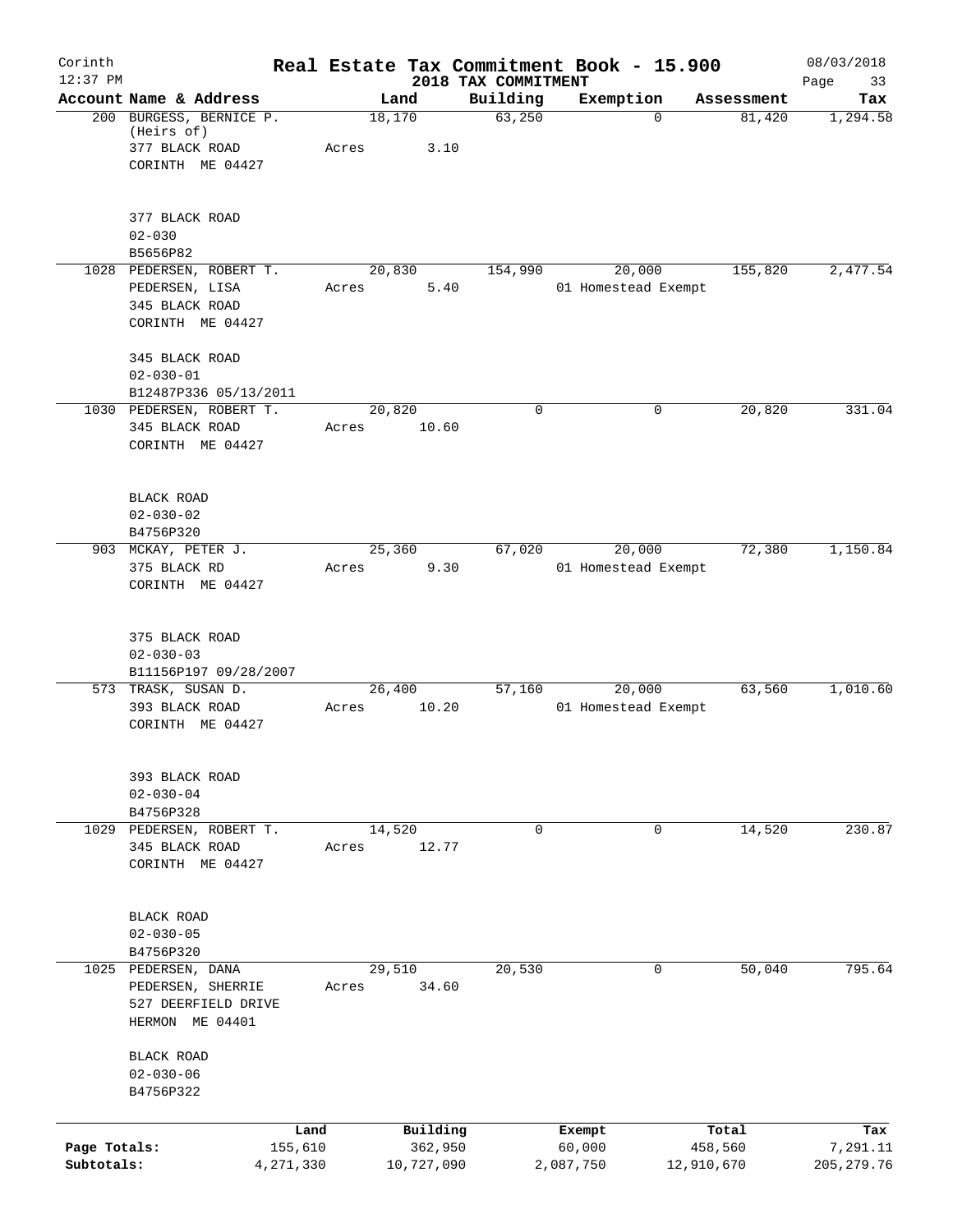Corinth 12:37 PM

# Real Estate Tax Commitment Book - 15.900

## 2018 TAX COMMITMENT

08/03/2018

| Account Name & Address | Land | Building | Exemption | Assessment | Tax |
|---|---|---|---|---|---|
| 200 BURGESS, BERNICE P. (Heirs of) 377 BLACK ROAD CORINTH ME 04427 377 BLACK ROAD 02-030 B5656P82 | 18,170 Acres 3.10 | 63,250 | 0 | 81,420 | 1,294.58 |
| 1028 PEDERSEN, ROBERT T. PEDERSEN, LISA 345 BLACK ROAD CORINTH ME 04427 345 BLACK ROAD 02-030-01 B12487P336 05/13/2011 | 20,830 Acres 5.40 | 154,990 | 20,000 01 Homestead Exempt | 155,820 | 2,477.54 |
| 1030 PEDERSEN, ROBERT T. 345 BLACK ROAD CORINTH ME 04427 BLACK ROAD 02-030-02 B4756P320 | 20,820 Acres 10.60 | 0 | 0 | 20,820 | 331.04 |
| 903 MCKAY, PETER J. 375 BLACK RD CORINTH ME 04427 375 BLACK ROAD 02-030-03 B11156P197 09/28/2007 | 25,360 Acres 9.30 | 67,020 | 20,000 01 Homestead Exempt | 72,380 | 1,150.84 |
| 573 TRASK, SUSAN D. 393 BLACK ROAD CORINTH ME 04427 393 BLACK ROAD 02-030-04 B4756P328 | 26,400 Acres 10.20 | 57,160 | 20,000 01 Homestead Exempt | 63,560 | 1,010.60 |
| 1029 PEDERSEN, ROBERT T. 345 BLACK ROAD CORINTH ME 04427 BLACK ROAD 02-030-05 B4756P320 | 14,520 Acres 12.77 | 0 | 0 | 14,520 | 230.87 |
| 1025 PEDERSEN, DANA PEDERSEN, SHERRIE 527 DEERFIELD DRIVE HERMON ME 04401 BLACK ROAD 02-030-06 B4756P322 | 29,510 Acres 34.60 | 20,530 | 0 | 50,040 | 795.64 |

| | Land | Building | Exempt | Total | Tax |
|---|---|---|---|---|---|
| Page Totals: | 155,610 | 362,950 | 60,000 | 458,560 | 7,291.11 |
| Subtotals: | 4,271,330 | 10,727,090 | 2,087,750 | 12,910,670 | 205,279.76 |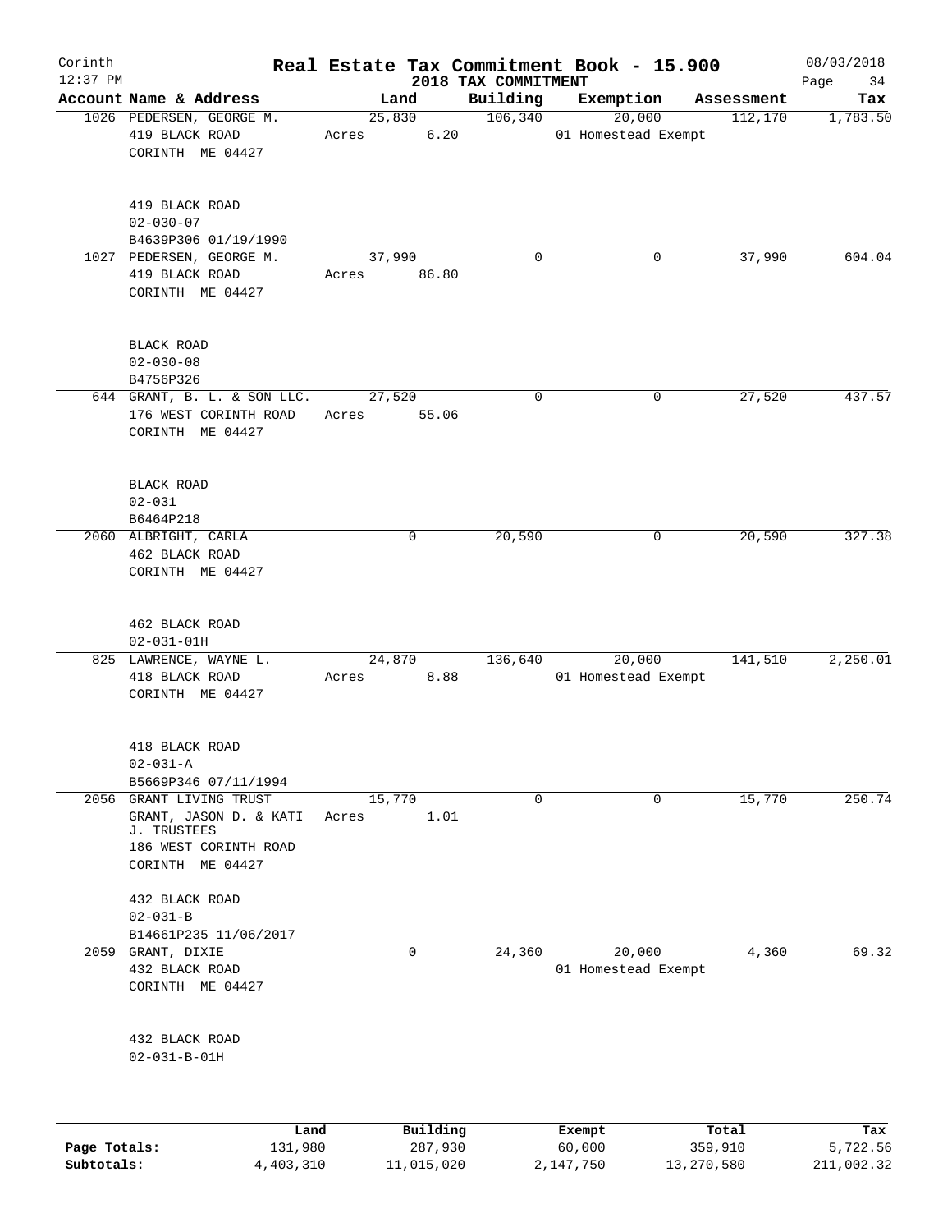# Real Estate Tax Commitment Book - 15.900

Corinth 12:37 PM — 2018 TAX COMMITMENT — 08/03/2018

| Account Name & Address | Land | Building | Exemption | Assessment | Tax |
|---|---|---|---|---|---|
| 1026 PEDERSEN, GEORGE M.<br>419 BLACK ROAD<br>CORINTH ME 04427<br><br>419 BLACK ROAD<br>02-030-07<br>B4639P306 01/19/1990 | 25,830<br>Acres 6.20 | 106,340 | 20,000<br>01 Homestead Exempt | 112,170 | 1,783.50 |
| 1027 PEDERSEN, GEORGE M.<br>419 BLACK ROAD<br>CORINTH ME 04427<br><br>BLACK ROAD<br>02-030-08<br>B4756P326 | 37,990<br>Acres 86.80 | 0 | 0 | 37,990 | 604.04 |
| 644 GRANT, B. L. & SON LLC.<br>176 WEST CORINTH ROAD<br>CORINTH ME 04427<br><br>BLACK ROAD<br>02-031<br>B6464P218 | 27,520<br>Acres 55.06 | 0 | 0 | 27,520 | 437.57 |
| 2060 ALBRIGHT, CARLA<br>462 BLACK ROAD<br>CORINTH ME 04427<br><br>462 BLACK ROAD<br>02-031-01H | 0 | 20,590 | 0 | 20,590 | 327.38 |
| 825 LAWRENCE, WAYNE L.<br>418 BLACK ROAD<br>CORINTH ME 04427<br><br>418 BLACK ROAD<br>02-031-A<br>B5669P346 07/11/1994 | 24,870<br>Acres 8.88 | 136,640 | 20,000<br>01 Homestead Exempt | 141,510 | 2,250.01 |
| 2056 GRANT LIVING TRUST<br>GRANT, JASON D. & KATI J. TRUSTEES<br>186 WEST CORINTH ROAD<br>CORINTH ME 04427<br><br>432 BLACK ROAD<br>02-031-B<br>B14661P235 11/06/2017 | 15,770<br>Acres 1.01 | 0 | 0 | 15,770 | 250.74 |
| 2059 GRANT, DIXIE<br>432 BLACK ROAD<br>CORINTH ME 04427<br><br>432 BLACK ROAD<br>02-031-B-01H | 0 | 24,360 | 20,000<br>01 Homestead Exempt | 4,360 | 69.32 |

| | Land | Building | Exempt | Total | Tax |
|---|---|---|---|---|---|
| Page Totals: | 131,980 | 287,930 | 60,000 | 359,910 | 5,722.56 |
| Subtotals: | 4,403,310 | 11,015,020 | 2,147,750 | 13,270,580 | 211,002.32 |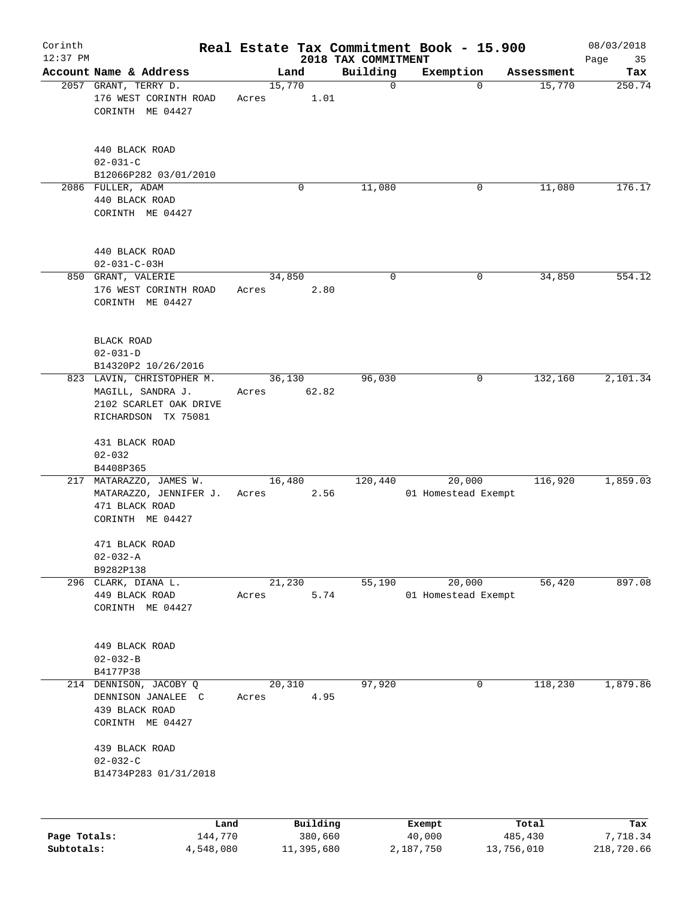# Real Estate Tax Commitment Book - 15.900

Corinth 12:37 PM — 2018 TAX COMMITMENT — 08/03/2018

| Account Name & Address | Land | Building | Exemption | Assessment | Tax |
|---|---|---|---|---|---|
| 2057 GRANT, TERRY D.<br>176 WEST CORINTH ROAD<br>CORINTH ME 04427<br><br>440 BLACK ROAD<br>02-031-C<br>B12066P282 03/01/2010 | 15,770<br>Acres 1.01 | 0 | 0 | 15,770 | 250.74 |
| 2086 FULLER, ADAM<br>440 BLACK ROAD<br>CORINTH ME 04427<br><br>440 BLACK ROAD<br>02-031-C-03H | 0 | 11,080 | 0 | 11,080 | 176.17 |
| 850 GRANT, VALERIE<br>176 WEST CORINTH ROAD<br>CORINTH ME 04427<br><br>BLACK ROAD<br>02-031-D<br>B14320P2 10/26/2016 | 34,850<br>Acres 2.80 | 0 | 0 | 34,850 | 554.12 |
| 823 LAVIN, CHRISTOPHER M.<br>MAGILL, SANDRA J.<br>2102 SCARLET OAK DRIVE<br>RICHARDSON TX 75081<br><br>431 BLACK ROAD<br>02-032<br>B4408P365 | 36,130<br>Acres 62.82 | 96,030 | 0 | 132,160 | 2,101.34 |
| 217 MATARAZZO, JAMES W.<br>MATARAZZO, JENNIFER J.<br>471 BLACK ROAD<br>CORINTH ME 04427<br><br>471 BLACK ROAD<br>02-032-A<br>B9282P138 | 16,480<br>Acres 2.56 | 120,440 | 20,000<br>01 Homestead Exempt | 116,920 | 1,859.03 |
| 296 CLARK, DIANA L.<br>449 BLACK ROAD<br>CORINTH ME 04427<br><br>449 BLACK ROAD<br>02-032-B<br>B4177P38 | 21,230<br>Acres 5.74 | 55,190 | 20,000<br>01 Homestead Exempt | 56,420 | 897.08 |
| 214 DENNISON, JACOBY Q<br>DENNISON JANALEE C<br>439 BLACK ROAD<br>CORINTH ME 04427<br><br>439 BLACK ROAD<br>02-032-C<br>B14734P283 01/31/2018 | 20,310<br>Acres 4.95 | 97,920 | 0 | 118,230 | 1,879.86 |

| | Land | Building | Exempt | Total | Tax |
|---|---|---|---|---|---|
| Page Totals: | 144,770 | 380,660 | 40,000 | 485,430 | 7,718.34 |
| Subtotals: | 4,548,080 | 11,395,680 | 2,187,750 | 13,756,010 | 218,720.66 |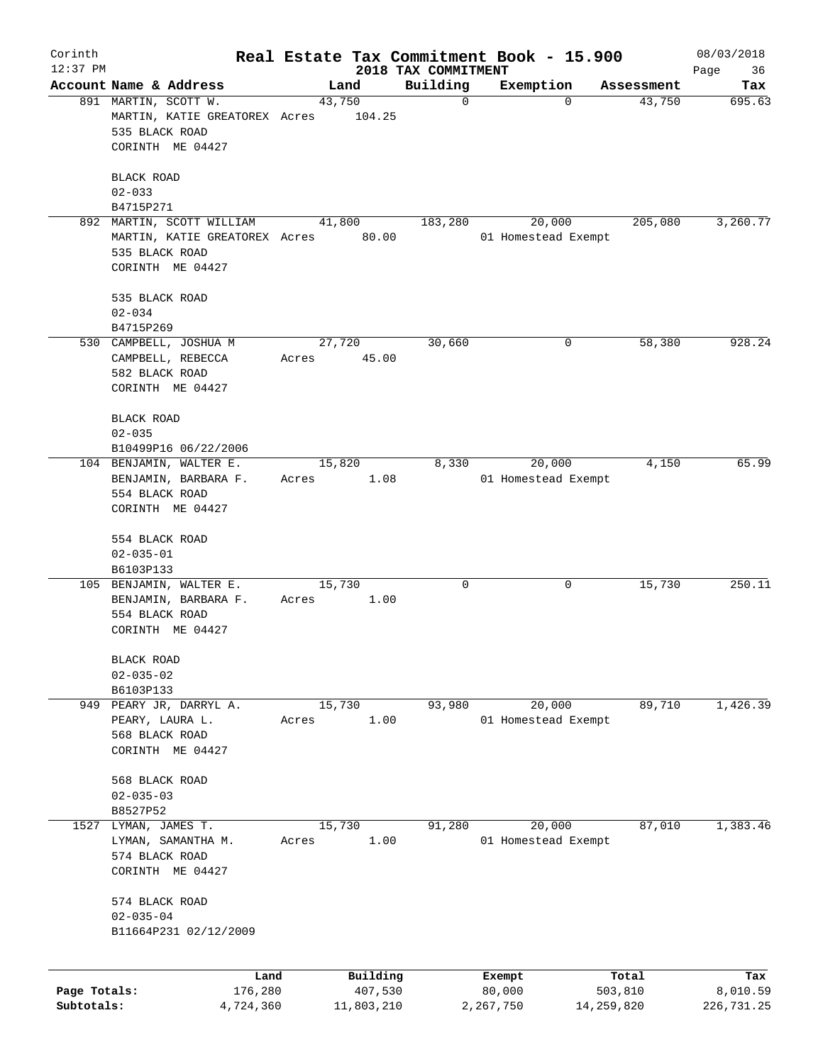# Corinth — Real Estate Tax Commitment Book - 15.900

12:37 PM — 2018 TAX COMMITMENT — 08/03/2018

| Account | Name & Address | Land | Building | Exemption | Assessment | Tax |
|---|---|---|---|---|---|---|
| 891 | MARTIN, SCOTT W.<br>MARTIN, KATIE GREATOREX<br>535 BLACK ROAD<br>CORINTH ME 04427<br><br>BLACK ROAD<br>02-033<br>B4715P271 | 43,750<br>Acres 104.25 | 0 | 0 | 43,750 | 695.63 |
| 892 | MARTIN, SCOTT WILLIAM<br>MARTIN, KATIE GREATOREX<br>535 BLACK ROAD<br>CORINTH ME 04427<br><br>535 BLACK ROAD<br>02-034<br>B4715P269 | 41,800<br>Acres 80.00 | 183,280 | 20,000<br>01 Homestead Exempt | 205,080 | 3,260.77 |
| 530 | CAMPBELL, JOSHUA M<br>CAMPBELL, REBECCA<br>582 BLACK ROAD<br>CORINTH ME 04427<br><br>BLACK ROAD<br>02-035<br>B10499P16 06/22/2006 | 27,720<br>Acres 45.00 | 30,660 | 0 | 58,380 | 928.24 |
| 104 | BENJAMIN, WALTER E.<br>BENJAMIN, BARBARA F.<br>554 BLACK ROAD<br>CORINTH ME 04427<br><br>554 BLACK ROAD<br>02-035-01<br>B6103P133 | 15,820<br>Acres 1.08 | 8,330 | 20,000<br>01 Homestead Exempt | 4,150 | 65.99 |
| 105 | BENJAMIN, WALTER E.<br>BENJAMIN, BARBARA F.<br>554 BLACK ROAD<br>CORINTH ME 04427<br><br>BLACK ROAD<br>02-035-02<br>B6103P133 | 15,730<br>Acres 1.00 | 0 | 0 | 15,730 | 250.11 |
| 949 | PEARY JR, DARRYL A.<br>PEARY, LAURA L.<br>568 BLACK ROAD<br>CORINTH ME 04427<br><br>568 BLACK ROAD<br>02-035-03<br>B8527P52 | 15,730<br>Acres 1.00 | 93,980 | 20,000<br>01 Homestead Exempt | 89,710 | 1,426.39 |
| 1527 | LYMAN, JAMES T.<br>LYMAN, SAMANTHA M.<br>574 BLACK ROAD<br>CORINTH ME 04427<br><br>574 BLACK ROAD<br>02-035-04<br>B11664P231 02/12/2009 | 15,730<br>Acres 1.00 | 91,280 | 20,000<br>01 Homestead Exempt | 87,010 | 1,383.46 |

| | Land | Building | Exempt | Total | Tax |
|---|---|---|---|---|---|
| Page Totals: | 176,280 | 407,530 | 80,000 | 503,810 | 8,010.59 |
| Subtotals: | 4,724,360 | 11,803,210 | 2,267,750 | 14,259,820 | 226,731.25 |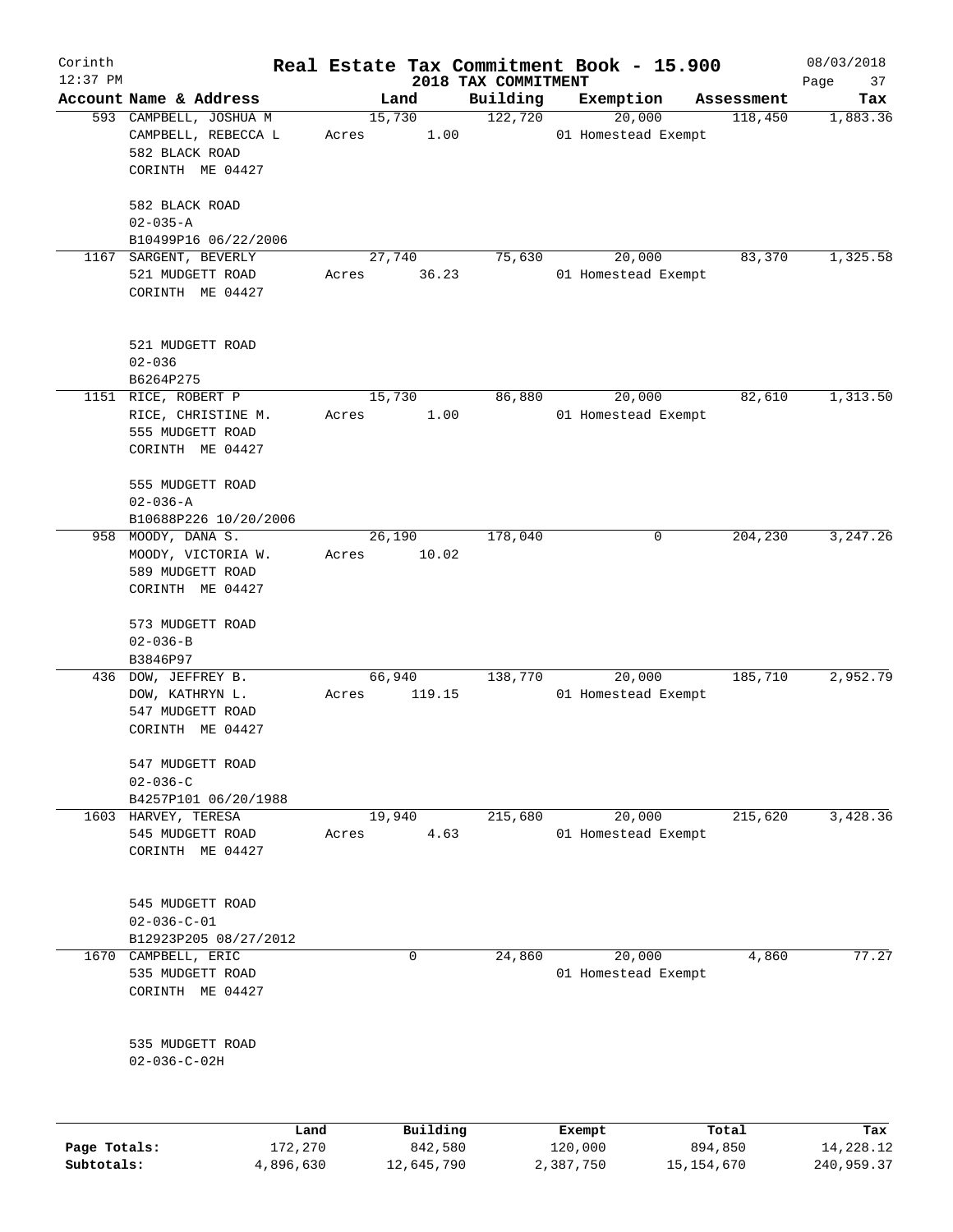Corinth 12:37 PM

# Real Estate Tax Commitment Book - 15.900

## 2018 TAX COMMITMENT

08/03/2018

| Account | Name & Address | Land | Building | Exemption | Assessment | Tax |
|---|---|---|---|---|---|---|
| 593 | CAMPBELL, JOSHUA M<br>CAMPBELL, REBECCA L<br>582 BLACK ROAD<br>CORINTH ME 04427<br><br>582 BLACK ROAD<br>02-035-A<br>B10499P16 06/22/2006 | 15,730<br>Acres 1.00 | 122,720 | 20,000<br>01 Homestead Exempt | 118,450 | 1,883.36 |
| 1167 | SARGENT, BEVERLY<br>521 MUDGETT ROAD<br>CORINTH ME 04427<br><br>521 MUDGETT ROAD<br>02-036<br>B6264P275 | 27,740<br>Acres 36.23 | 75,630 | 20,000<br>01 Homestead Exempt | 83,370 | 1,325.58 |
| 1151 | RICE, ROBERT P<br>RICE, CHRISTINE M.<br>555 MUDGETT ROAD<br>CORINTH ME 04427<br><br>555 MUDGETT ROAD<br>02-036-A<br>B10688P226 10/20/2006 | 15,730<br>Acres 1.00 | 86,880 | 20,000<br>01 Homestead Exempt | 82,610 | 1,313.50 |
| 958 | MOODY, DANA S.<br>MOODY, VICTORIA W.<br>589 MUDGETT ROAD<br>CORINTH ME 04427<br><br>573 MUDGETT ROAD<br>02-036-B<br>B3846P97 | 26,190<br>Acres 10.02 | 178,040 | 0 | 204,230 | 3,247.26 |
| 436 | DOW, JEFFREY B.<br>DOW, KATHRYN L.<br>547 MUDGETT ROAD<br>CORINTH ME 04427<br><br>547 MUDGETT ROAD<br>02-036-C<br>B4257P101 06/20/1988 | 66,940<br>Acres 119.15 | 138,770 | 20,000<br>01 Homestead Exempt | 185,710 | 2,952.79 |
| 1603 | HARVEY, TERESA<br>545 MUDGETT ROAD<br>CORINTH ME 04427<br><br>545 MUDGETT ROAD<br>02-036-C-01<br>B12923P205 08/27/2012 | 19,940<br>Acres 4.63 | 215,680 | 20,000<br>01 Homestead Exempt | 215,620 | 3,428.36 |
| 1670 | CAMPBELL, ERIC<br>535 MUDGETT ROAD<br>CORINTH ME 04427<br><br>535 MUDGETT ROAD<br>02-036-C-02H | 0 | 24,860 | 20,000<br>01 Homestead Exempt | 4,860 | 77.27 |

| | Land | Building | Exempt | Total | Tax |
|---|---|---|---|---|---|
| Page Totals: | 172,270 | 842,580 | 120,000 | 894,850 | 14,228.12 |
| Subtotals: | 4,896,630 | 12,645,790 | 2,387,750 | 15,154,670 | 240,959.37 |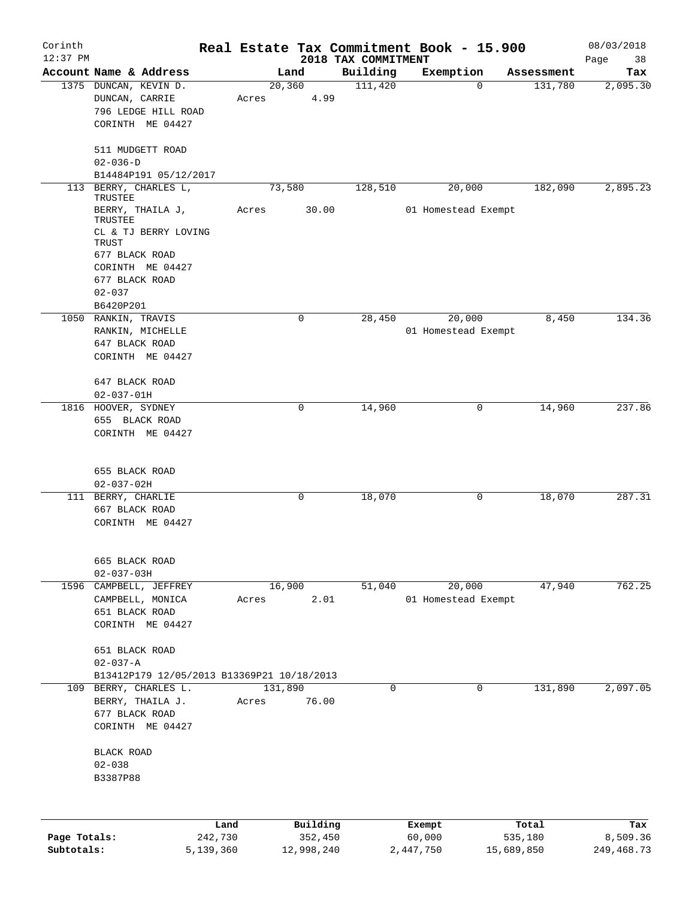Corinth 12:37 PM

# Real Estate Tax Commitment Book - 15.900

## 2018 TAX COMMITMENT

08/03/2018

| Account Name & Address | Land | Building | Exemption | Assessment | Tax |
|---|---|---|---|---|---|
| 1375 DUNCAN, KEVIN D.<br>DUNCAN, CARRIE<br>796 LEDGE HILL ROAD<br>CORINTH ME 04427<br><br>511 MUDGETT ROAD<br>02-036-D<br>B14484P191 05/12/2017 | 20,360<br>Acres 4.99 | 111,420 | 0 | 131,780 | 2,095.30 |
| 113 BERRY, CHARLES L, TRUSTEE<br>BERRY, THAILA J, TRUSTEE<br>CL & TJ BERRY LOVING TRUST<br>677 BLACK ROAD<br>CORINTH ME 04427<br>677 BLACK ROAD<br>02-037<br>B6420P201 | 73,580<br>Acres 30.00 | 128,510 | 20,000<br>01 Homestead Exempt | 182,090 | 2,895.23 |
| 1050 RANKIN, TRAVIS<br>RANKIN, MICHELLE<br>647 BLACK ROAD<br>CORINTH ME 04427<br><br>647 BLACK ROAD<br>02-037-01H | 0 | 28,450 | 20,000<br>01 Homestead Exempt | 8,450 | 134.36 |
| 1816 HOOVER, SYDNEY<br>655 BLACK ROAD<br>CORINTH ME 04427<br><br>655 BLACK ROAD<br>02-037-02H | 0 | 14,960 | 0 | 14,960 | 237.86 |
| 111 BERRY, CHARLIE<br>667 BLACK ROAD<br>CORINTH ME 04427<br><br>665 BLACK ROAD<br>02-037-03H | 0 | 18,070 | 0 | 18,070 | 287.31 |
| 1596 CAMPBELL, JEFFREY<br>CAMPBELL, MONICA<br>651 BLACK ROAD<br>CORINTH ME 04427<br><br>651 BLACK ROAD<br>02-037-A<br>B13412P179 12/05/2013 B13369P21 10/18/2013 | 16,900<br>Acres 2.01 | 51,040 | 20,000<br>01 Homestead Exempt | 47,940 | 762.25 |
| 109 BERRY, CHARLES L.<br>BERRY, THAILA J.<br>677 BLACK ROAD<br>CORINTH ME 04427<br><br>BLACK ROAD<br>02-038<br>B3387P88 | 131,890<br>Acres 76.00 | 0 | 0 | 131,890 | 2,097.05 |

| | Land | Building | Exempt | Total | Tax |
|---|---|---|---|---|---|
| Page Totals: | 242,730 | 352,450 | 60,000 | 535,180 | 8,509.36 |
| Subtotals: | 5,139,360 | 12,998,240 | 2,447,750 | 15,689,850 | 249,468.73 |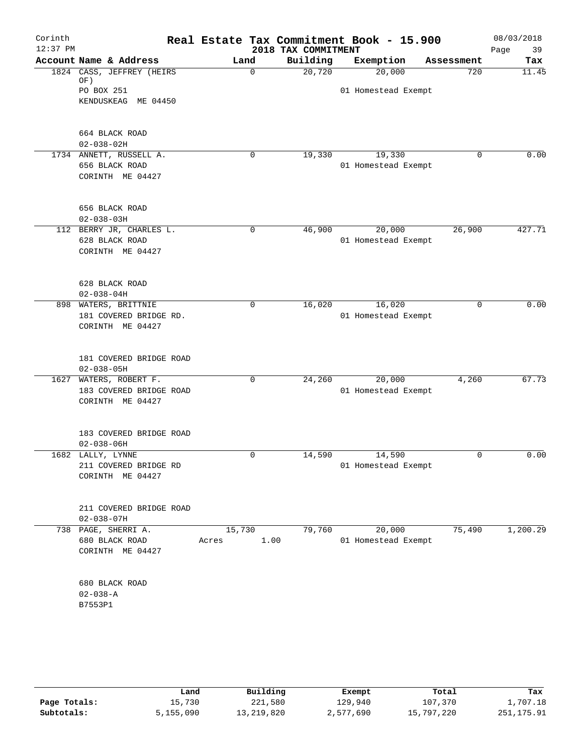# Real Estate Tax Commitment Book - 15.900

Corinth
12:37 PM

2018 TAX COMMITMENT

08/03/2018

| Account Name & Address | Land | Building | Exemption | Assessment | Tax |
|---|---|---|---|---|---|
| 1824 CASS, JEFFREY (HEIRS OF)<br>PO BOX 251<br>KENDUSKEAG ME 04450<br><br>664 BLACK ROAD<br>02-038-02H | 0 | 20,720 | 20,000<br>01 Homestead Exempt | 720 | 11.45 |
| 1734 ANNETT, RUSSELL A.<br>656 BLACK ROAD<br>CORINTH ME 04427<br><br>656 BLACK ROAD<br>02-038-03H | 0 | 19,330 | 19,330<br>01 Homestead Exempt | 0 | 0.00 |
| 112 BERRY JR, CHARLES L.<br>628 BLACK ROAD<br>CORINTH ME 04427<br><br>628 BLACK ROAD<br>02-038-04H | 0 | 46,900 | 20,000<br>01 Homestead Exempt | 26,900 | 427.71 |
| 898 WATERS, BRITTNIE<br>181 COVERED BRIDGE RD.<br>CORINTH ME 04427<br><br>181 COVERED BRIDGE ROAD<br>02-038-05H | 0 | 16,020 | 16,020<br>01 Homestead Exempt | 0 | 0.00 |
| 1627 WATERS, ROBERT F.<br>183 COVERED BRIDGE ROAD<br>CORINTH ME 04427<br><br>183 COVERED BRIDGE ROAD<br>02-038-06H | 0 | 24,260 | 20,000<br>01 Homestead Exempt | 4,260 | 67.73 |
| 1682 LALLY, LYNNE<br>211 COVERED BRIDGE RD<br>CORINTH ME 04427<br><br>211 COVERED BRIDGE ROAD<br>02-038-07H | 0 | 14,590 | 14,590<br>01 Homestead Exempt | 0 | 0.00 |
| 738 PAGE, SHERRI A.<br>680 BLACK ROAD<br>CORINTH ME 04427<br><br>680 BLACK ROAD<br>02-038-A<br>B7553P1 | 15,730<br>Acres 1.00 | 79,760 | 20,000<br>01 Homestead Exempt | 75,490 | 1,200.29 |

| | Land | Building | Exempt | Total | Tax |
|---|---|---|---|---|---|
| Page Totals: | 15,730 | 221,580 | 129,940 | 107,370 | 1,707.18 |
| Subtotals: | 5,155,090 | 13,219,820 | 2,577,690 | 15,797,220 | 251,175.91 |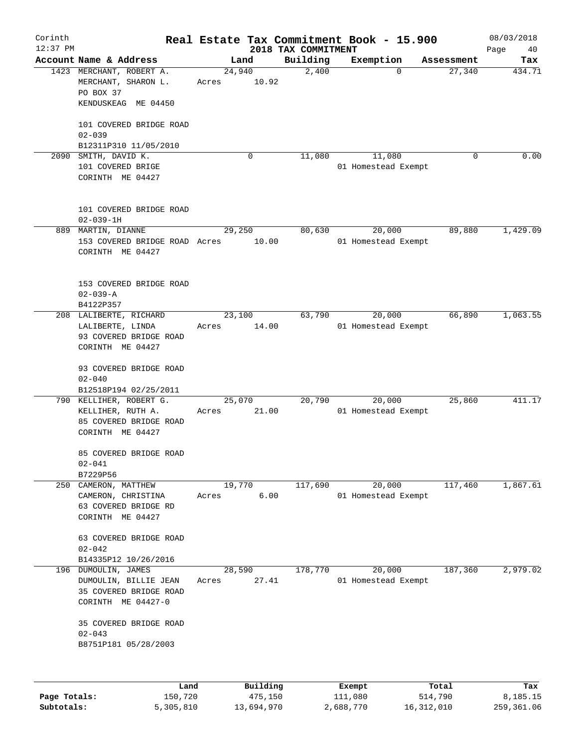Corinth 12:37 PM

# Real Estate Tax Commitment Book - 15.900

## 2018 TAX COMMITMENT

08/03/2018

| Account | Name & Address | Land | Building | Exemption | Assessment | Tax |
|---|---|---|---|---|---|---|
| 1423 | MERCHANT, ROBERT A.<br>MERCHANT, SHARON L.<br>PO BOX 37<br>KENDUSKEAG ME 04450<br><br>101 COVERED BRIDGE ROAD<br>02-039<br>B12311P310 11/05/2010 | 24,940<br>Acres 10.92 | 2,400 | 0 | 27,340 | 434.71 |
| 2090 | SMITH, DAVID K.<br>101 COVERED BRIGE<br>CORINTH ME 04427<br><br>101 COVERED BRIDGE ROAD<br>02-039-1H | 0 | 11,080 | 11,080<br>01 Homestead Exempt | 0 | 0.00 |
| 889 | MARTIN, DIANNE<br>153 COVERED BRIDGE ROAD<br>CORINTH ME 04427<br><br>153 COVERED BRIDGE ROAD<br>02-039-A<br>B4122P357 | 29,250<br>Acres 10.00 | 80,630 | 20,000<br>01 Homestead Exempt | 89,880 | 1,429.09 |
| 208 | LALIBERTE, RICHARD<br>LALIBERTE, LINDA<br>93 COVERED BRIDGE ROAD<br>CORINTH ME 04427<br><br>93 COVERED BRIDGE ROAD<br>02-040<br>B12518P194 02/25/2011 | 23,100<br>Acres 14.00 | 63,790 | 20,000<br>01 Homestead Exempt | 66,890 | 1,063.55 |
| 790 | KELLIHER, ROBERT G.<br>KELLIHER, RUTH A.<br>85 COVERED BRIDGE ROAD<br>CORINTH ME 04427<br><br>85 COVERED BRIDGE ROAD<br>02-041<br>B7229P56 | 25,070<br>Acres 21.00 | 20,790 | 20,000<br>01 Homestead Exempt | 25,860 | 411.17 |
| 250 | CAMERON, MATTHEW<br>CAMERON, CHRISTINA<br>63 COVERED BRIDGE RD<br>CORINTH ME 04427<br><br>63 COVERED BRIDGE ROAD<br>02-042<br>B14335P12 10/26/2016 | 19,770<br>Acres 6.00 | 117,690 | 20,000<br>01 Homestead Exempt | 117,460 | 1,867.61 |
| 196 | DUMOULIN, JAMES<br>DUMOULIN, BILLIE JEAN<br>35 COVERED BRIDGE ROAD<br>CORINTH ME 04427-0<br><br>35 COVERED BRIDGE ROAD<br>02-043<br>B8751P181 05/28/2003 | 28,590<br>Acres 27.41 | 178,770 | 20,000<br>01 Homestead Exempt | 187,360 | 2,979.02 |

| | Land | Building | Exempt | Total | Tax |
|---|---|---|---|---|---|
| Page Totals: | 150,720 | 475,150 | 111,080 | 514,790 | 8,185.15 |
| Subtotals: | 5,305,810 | 13,694,970 | 2,688,770 | 16,312,010 | 259,361.06 |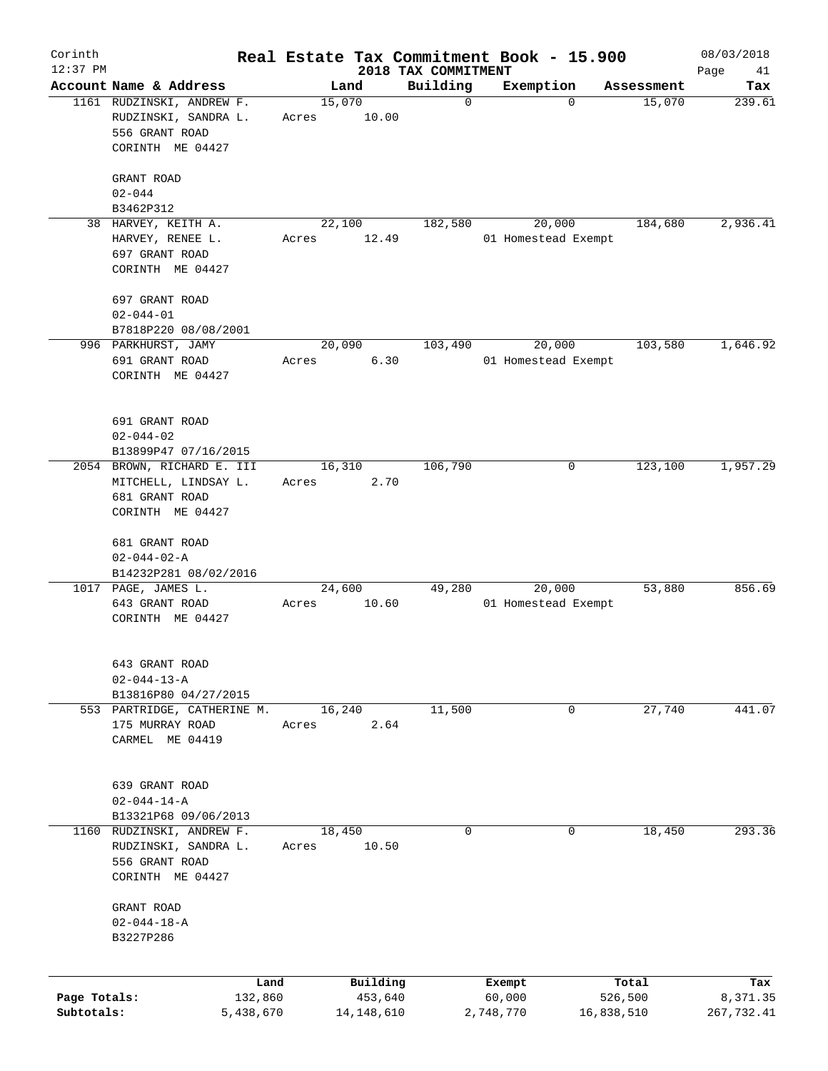Corinth 12:37 PM

# Real Estate Tax Commitment Book - 15.900

## 2018 TAX COMMITMENT

08/03/2018

| Account Name & Address | Land | Building | Exemption | Assessment | Tax |
|---|---|---|---|---|---|
| 1161 RUDZINSKI, ANDREW F.<br>RUDZINSKI, SANDRA L.<br>556 GRANT ROAD<br>CORINTH ME 04427<br><br>GRANT ROAD<br>02-044<br>B3462P312 | 15,070<br>Acres 10.00 | 0 | 0 | 15,070 | 239.61 |
| 38 HARVEY, KEITH A.<br>HARVEY, RENEE L.<br>697 GRANT ROAD<br>CORINTH ME 04427<br><br>697 GRANT ROAD<br>02-044-01<br>B7818P220 08/08/2001 | 22,100<br>Acres 12.49 | 182,580 | 20,000<br>01 Homestead Exempt | 184,680 | 2,936.41 |
| 996 PARKHURST, JAMY<br>691 GRANT ROAD<br>CORINTH ME 04427<br><br>691 GRANT ROAD<br>02-044-02<br>B13899P47 07/16/2015 | 20,090<br>Acres 6.30 | 103,490 | 20,000<br>01 Homestead Exempt | 103,580 | 1,646.92 |
| 2054 BROWN, RICHARD E. III<br>MITCHELL, LINDSAY L.<br>681 GRANT ROAD<br>CORINTH ME 04427<br><br>681 GRANT ROAD<br>02-044-02-A<br>B14232P281 08/02/2016 | 16,310<br>Acres 2.70 | 106,790 | 0 | 123,100 | 1,957.29 |
| 1017 PAGE, JAMES L.<br>643 GRANT ROAD<br>CORINTH ME 04427<br><br>643 GRANT ROAD<br>02-044-13-A<br>B13816P80 04/27/2015 | 24,600<br>Acres 10.60 | 49,280 | 20,000<br>01 Homestead Exempt | 53,880 | 856.69 |
| 553 PARTRIDGE, CATHERINE M.<br>175 MURRAY ROAD<br>CARMEL ME 04419<br><br>639 GRANT ROAD<br>02-044-14-A<br>B13321P68 09/06/2013 | 16,240<br>Acres 2.64 | 11,500 | 0 | 27,740 | 441.07 |
| 1160 RUDZINSKI, ANDREW F.<br>RUDZINSKI, SANDRA L.<br>556 GRANT ROAD<br>CORINTH ME 04427<br><br>GRANT ROAD<br>02-044-18-A<br>B3227P286 | 18,450<br>Acres 10.50 | 0 | 0 | 18,450 | 293.36 |

| | Land | Building | Exempt | Total | Tax |
|---|---|---|---|---|---|
| Page Totals: | 132,860 | 453,640 | 60,000 | 526,500 | 8,371.35 |
| Subtotals: | 5,438,670 | 14,148,610 | 2,748,770 | 16,838,510 | 267,732.41 |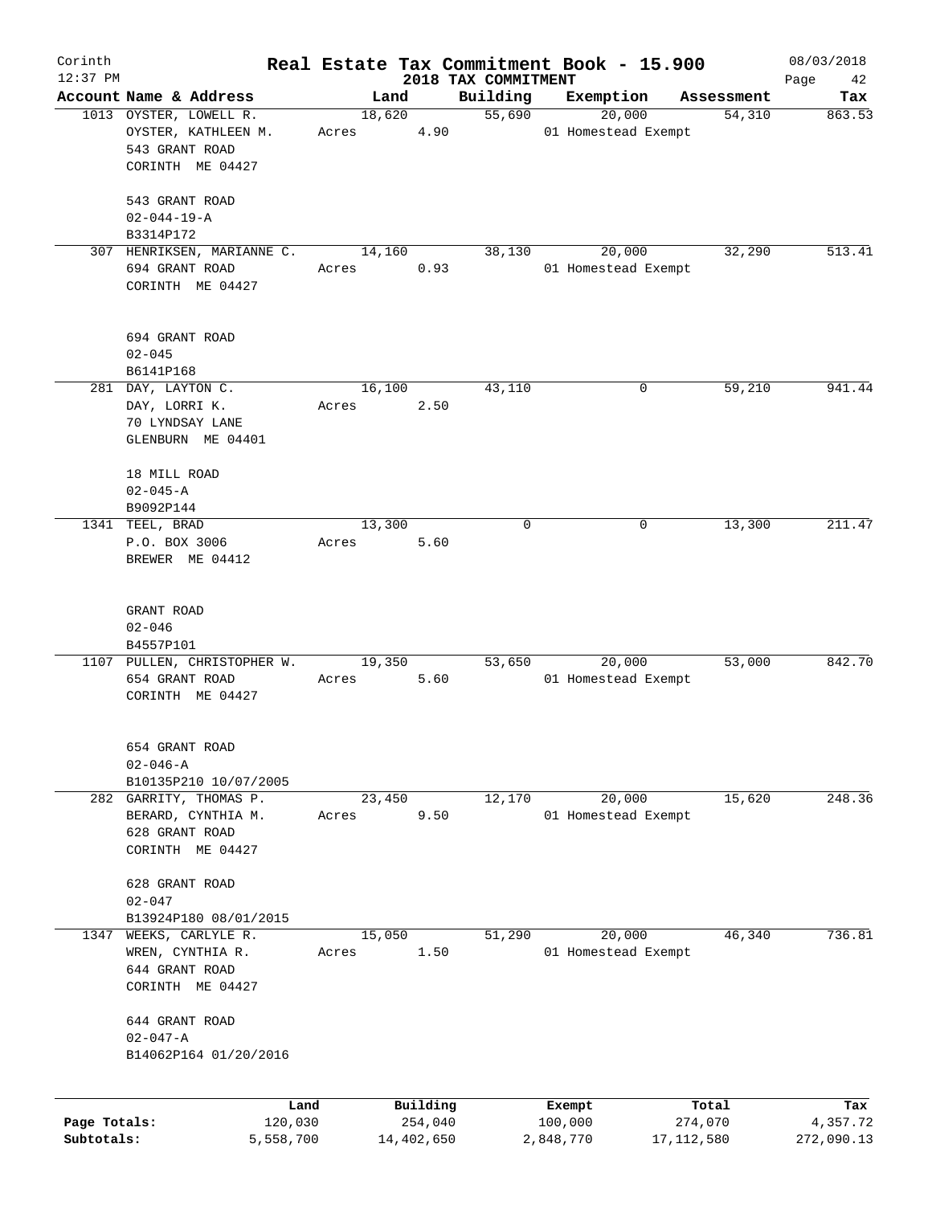Corinth 12:37 PM

# Real Estate Tax Commitment Book - 15.900

## 2018 TAX COMMITMENT

08/03/2018

| Account Name & Address | Land | Building | Exemption | Assessment | Tax |
|---|---|---|---|---|---|
| 1013 OYSTER, LOWELL R.<br>OYSTER, KATHLEEN M.<br>543 GRANT ROAD<br>CORINTH ME 04427<br><br>543 GRANT ROAD<br>02-044-19-A<br>B3314P172 | 18,620<br>Acres 4.90 | 55,690 | 20,000<br>01 Homestead Exempt | 54,310 | 863.53 |
| 307 HENRIKSEN, MARIANNE C.<br>694 GRANT ROAD<br>CORINTH ME 04427<br><br>694 GRANT ROAD<br>02-045<br>B6141P168 | 14,160<br>Acres 0.93 | 38,130 | 20,000<br>01 Homestead Exempt | 32,290 | 513.41 |
| 281 DAY, LAYTON C.<br>DAY, LORRI K.<br>70 LYNDSAY LANE<br>GLENBURN ME 04401<br><br>18 MILL ROAD<br>02-045-A<br>B9092P144 | 16,100<br>Acres 2.50 | 43,110 | 0 | 59,210 | 941.44 |
| 1341 TEEL, BRAD<br>P.O. BOX 3006<br>BREWER ME 04412<br><br>GRANT ROAD<br>02-046<br>B4557P101 | 13,300<br>Acres 5.60 | 0 | 0 | 13,300 | 211.47 |
| 1107 PULLEN, CHRISTOPHER W.<br>654 GRANT ROAD<br>CORINTH ME 04427<br><br>654 GRANT ROAD<br>02-046-A<br>B10135P210 10/07/2005 | 19,350<br>Acres 5.60 | 53,650 | 20,000<br>01 Homestead Exempt | 53,000 | 842.70 |
| 282 GARRITY, THOMAS P.<br>BERARD, CYNTHIA M.<br>628 GRANT ROAD<br>CORINTH ME 04427<br><br>628 GRANT ROAD<br>02-047<br>B13924P180 08/01/2015 | 23,450<br>Acres 9.50 | 12,170 | 20,000<br>01 Homestead Exempt | 15,620 | 248.36 |
| 1347 WEEKS, CARLYLE R.<br>WREN, CYNTHIA R.<br>644 GRANT ROAD<br>CORINTH ME 04427<br><br>644 GRANT ROAD<br>02-047-A<br>B14062P164 01/20/2016 | 15,050<br>Acres 1.50 | 51,290 | 20,000<br>01 Homestead Exempt | 46,340 | 736.81 |

| | Land | Building | Exempt | Total | Tax |
|---|---|---|---|---|---|
| Page Totals: | 120,030 | 254,040 | 100,000 | 274,070 | 4,357.72 |
| Subtotals: | 5,558,700 | 14,402,650 | 2,848,770 | 17,112,580 | 272,090.13 |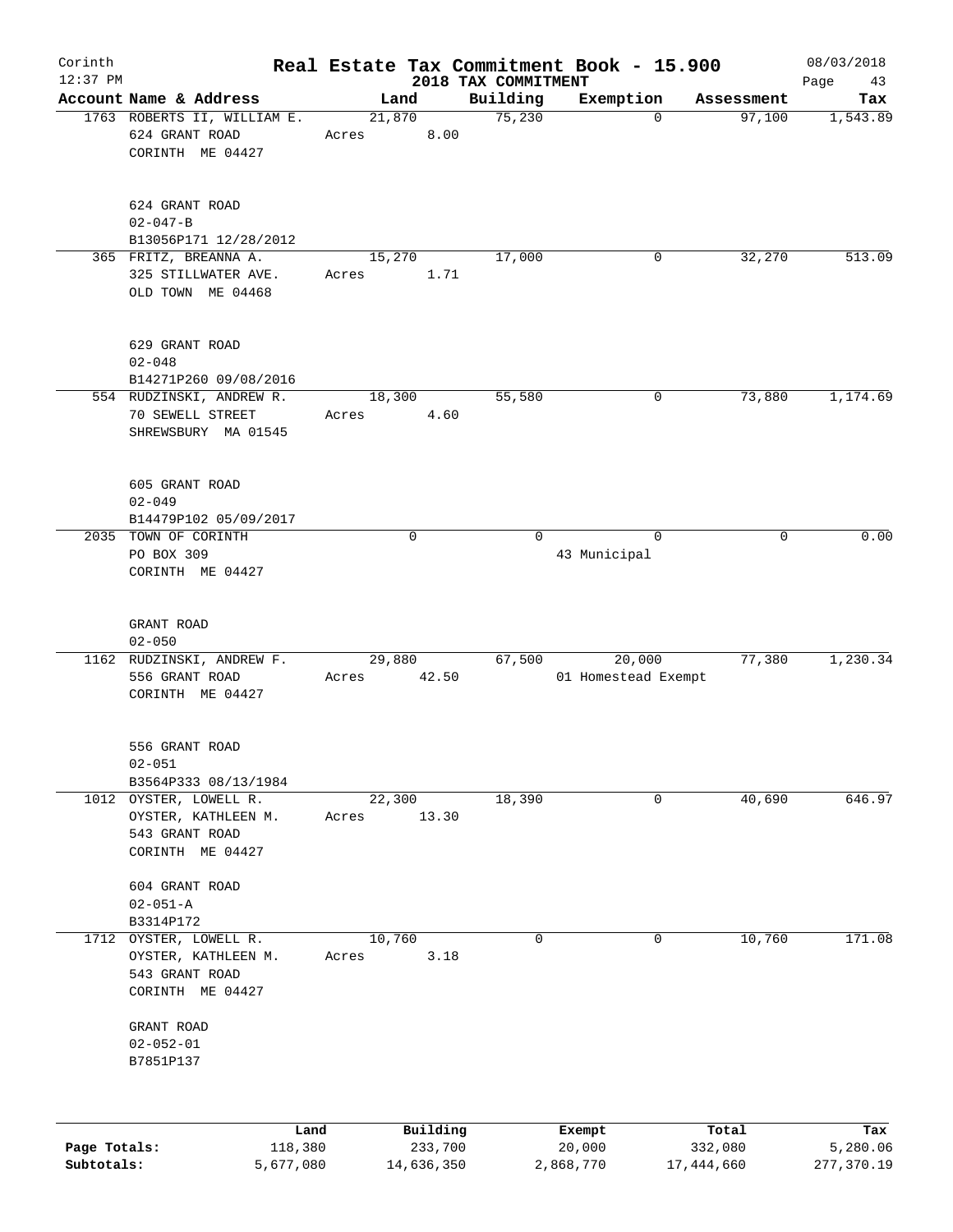# Real Estate Tax Commitment Book - 15.900

Corinth 12:37 PM — 2018 TAX COMMITMENT — 08/03/2018

| Account Name & Address | Land | Building | Exemption | Assessment | Tax |
|---|---|---|---|---|---|
| 1763 ROBERTS II, WILLIAM E.<br>624 GRANT ROAD<br>CORINTH ME 04427<br><br>624 GRANT ROAD<br>02-047-B<br>B13056P171 12/28/2012 | 21,870<br>Acres 8.00 | 75,230 | 0 | 97,100 | 1,543.89 |
| 365 FRITZ, BREANNA A.<br>325 STILLWATER AVE.<br>OLD TOWN ME 04468<br><br>629 GRANT ROAD<br>02-048<br>B14271P260 09/08/2016 | 15,270<br>Acres 1.71 | 17,000 | 0 | 32,270 | 513.09 |
| 554 RUDZINSKI, ANDREW R.<br>70 SEWELL STREET<br>SHREWSBURY MA 01545<br><br>605 GRANT ROAD<br>02-049<br>B14479P102 05/09/2017 | 18,300<br>Acres 4.60 | 55,580 | 0 | 73,880 | 1,174.69 |
| 2035 TOWN OF CORINTH<br>PO BOX 309<br>CORINTH ME 04427<br><br>GRANT ROAD<br>02-050 | 0 | 0 | 0<br>43 Municipal | 0 | 0.00 |
| 1162 RUDZINSKI, ANDREW F.<br>556 GRANT ROAD<br>CORINTH ME 04427<br><br>556 GRANT ROAD<br>02-051<br>B3564P333 08/13/1984 | 29,880<br>Acres 42.50 | 67,500 | 20,000<br>01 Homestead Exempt | 77,380 | 1,230.34 |
| 1012 OYSTER, LOWELL R.<br>OYSTER, KATHLEEN M.<br>543 GRANT ROAD<br>CORINTH ME 04427<br><br>604 GRANT ROAD<br>02-051-A<br>B3314P172 | 22,300<br>Acres 13.30 | 18,390 | 0 | 40,690 | 646.97 |
| 1712 OYSTER, LOWELL R.<br>OYSTER, KATHLEEN M.<br>543 GRANT ROAD<br>CORINTH ME 04427<br><br>GRANT ROAD<br>02-052-01<br>B7851P137 | 10,760<br>Acres 3.18 | 0 | 0 | 10,760 | 171.08 |

| | Land | Building | Exempt | Total | Tax |
|---|---|---|---|---|---|
| Page Totals: | 118,380 | 233,700 | 20,000 | 332,080 | 5,280.06 |
| Subtotals: | 5,677,080 | 14,636,350 | 2,868,770 | 17,444,660 | 277,370.19 |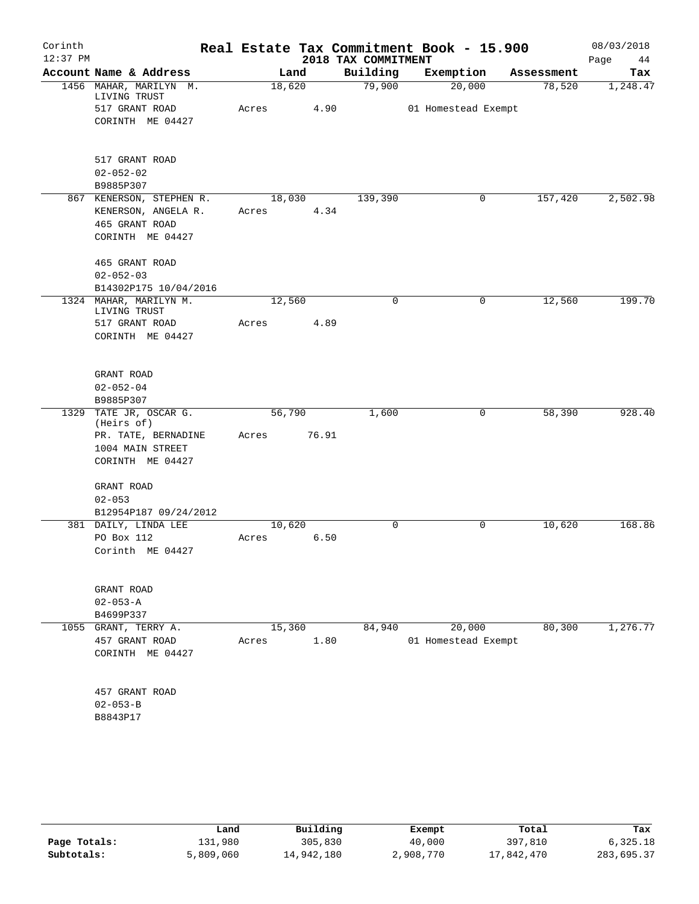Corinth 12:37 PM

# Real Estate Tax Commitment Book - 15.900
## 2018 TAX COMMITMENT

08/03/2018

| Account Name & Address | Land | Building | Exemption | Assessment | Tax |
|---|---|---|---|---|---|
| 1456 MAHAR, MARILYN M. LIVING TRUST<br>517 GRANT ROAD<br>CORINTH ME 04427<br><br>517 GRANT ROAD<br>02-052-02<br>B9885P307 | 18,620<br>Acres 4.90 | 79,900 | 20,000<br>01 Homestead Exempt | 78,520 | 1,248.47 |
| 867 KENERSON, STEPHEN R.<br>KENERSON, ANGELA R.<br>465 GRANT ROAD<br>CORINTH ME 04427<br><br>465 GRANT ROAD<br>02-052-03<br>B14302P175 10/04/2016 | 18,030<br>Acres 4.34 | 139,390 | 0 | 157,420 | 2,502.98 |
| 1324 MAHAR, MARILYN M. LIVING TRUST<br>517 GRANT ROAD<br>CORINTH ME 04427<br><br>GRANT ROAD<br>02-052-04<br>B9885P307 | 12,560<br>Acres 4.89 | 0 | 0 | 12,560 | 199.70 |
| 1329 TATE JR, OSCAR G. (Heirs of)<br>PR. TATE, BERNADINE<br>1004 MAIN STREET<br>CORINTH ME 04427<br><br>GRANT ROAD<br>02-053<br>B12954P187 09/24/2012 | 56,790<br>Acres 76.91 | 1,600 | 0 | 58,390 | 928.40 |
| 381 DAILY, LINDA LEE<br>PO Box 112<br>Corinth ME 04427<br><br>GRANT ROAD<br>02-053-A<br>B4699P337 | 10,620<br>Acres 6.50 | 0 | 0 | 10,620 | 168.86 |
| 1055 GRANT, TERRY A.<br>457 GRANT ROAD<br>CORINTH ME 04427<br><br>457 GRANT ROAD<br>02-053-B<br>B8843P17 | 15,360<br>Acres 1.80 | 84,940 | 20,000<br>01 Homestead Exempt | 80,300 | 1,276.77 |

| | Land | Building | Exempt | Total | Tax |
|---|---|---|---|---|---|
| Page Totals: | 131,980 | 305,830 | 40,000 | 397,810 | 6,325.18 |
| Subtotals: | 5,809,060 | 14,942,180 | 2,908,770 | 17,842,470 | 283,695.37 |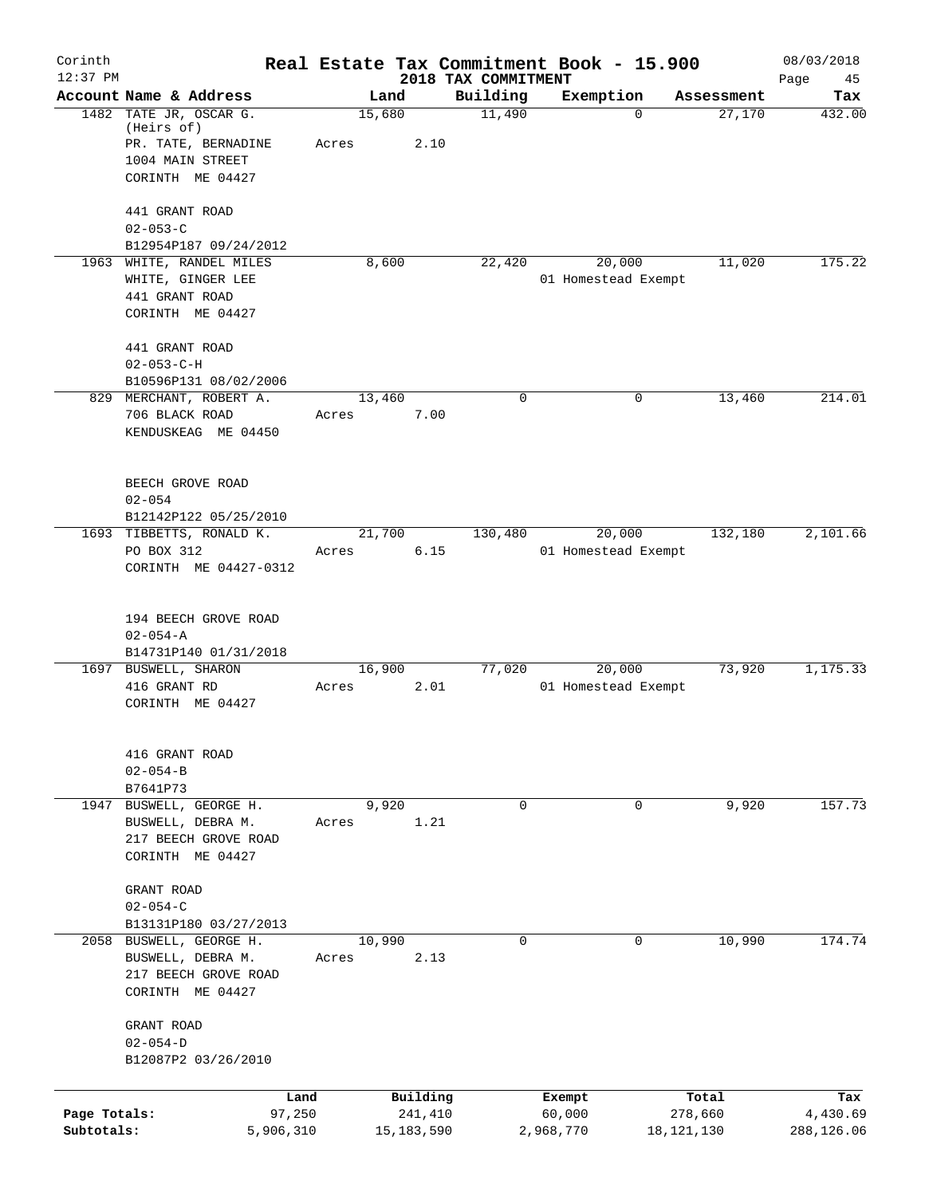Corinth 12:37 PM

# Real Estate Tax Commitment Book - 15.900

2018 TAX COMMITMENT

08/03/2018

| Account Name & Address | Land | Building | Exemption | Assessment | Tax |
|---|---|---|---|---|---|
| 1482 TATE JR, OSCAR G. (Heirs of) PR. TATE, BERNADINE 1004 MAIN STREET CORINTH ME 04427 441 GRANT ROAD 02-053-C B12954P187 09/24/2012 | 15,680 Acres 2.10 | 11,490 | 0 | 27,170 | 432.00 |
| 1963 WHITE, RANDEL MILES WHITE, GINGER LEE 441 GRANT ROAD CORINTH ME 04427 441 GRANT ROAD 02-053-C-H B10596P131 08/02/2006 | 8,600 | 22,420 | 20,000 01 Homestead Exempt | 11,020 | 175.22 |
| 829 MERCHANT, ROBERT A. 706 BLACK ROAD KENDUSKEAG ME 04450 BEECH GROVE ROAD 02-054 B12142P122 05/25/2010 | 13,460 Acres 7.00 | 0 | 0 | 13,460 | 214.01 |
| 1693 TIBBETTS, RONALD K. PO BOX 312 CORINTH ME 04427-0312 194 BEECH GROVE ROAD 02-054-A B14731P140 01/31/2018 | 21,700 Acres 6.15 | 130,480 | 20,000 01 Homestead Exempt | 132,180 | 2,101.66 |
| 1697 BUSWELL, SHARON 416 GRANT RD CORINTH ME 04427 416 GRANT ROAD 02-054-B B7641P73 | 16,900 Acres 2.01 | 77,020 | 20,000 01 Homestead Exempt | 73,920 | 1,175.33 |
| 1947 BUSWELL, GEORGE H. BUSWELL, DEBRA M. 217 BEECH GROVE ROAD CORINTH ME 04427 GRANT ROAD 02-054-C B13131P180 03/27/2013 | 9,920 Acres 1.21 | 0 | 0 | 9,920 | 157.73 |
| 2058 BUSWELL, GEORGE H. BUSWELL, DEBRA M. 217 BEECH GROVE ROAD CORINTH ME 04427 GRANT ROAD 02-054-D B12087P2 03/26/2010 | 10,990 Acres 2.13 | 0 | 0 | 10,990 | 174.74 |

| | Land | Building | Exempt | Total | Tax |
|---|---|---|---|---|---|
| Page Totals: | 97,250 | 241,410 | 60,000 | 278,660 | 4,430.69 |
| Subtotals: | 5,906,310 | 15,183,590 | 2,968,770 | 18,121,130 | 288,126.06 |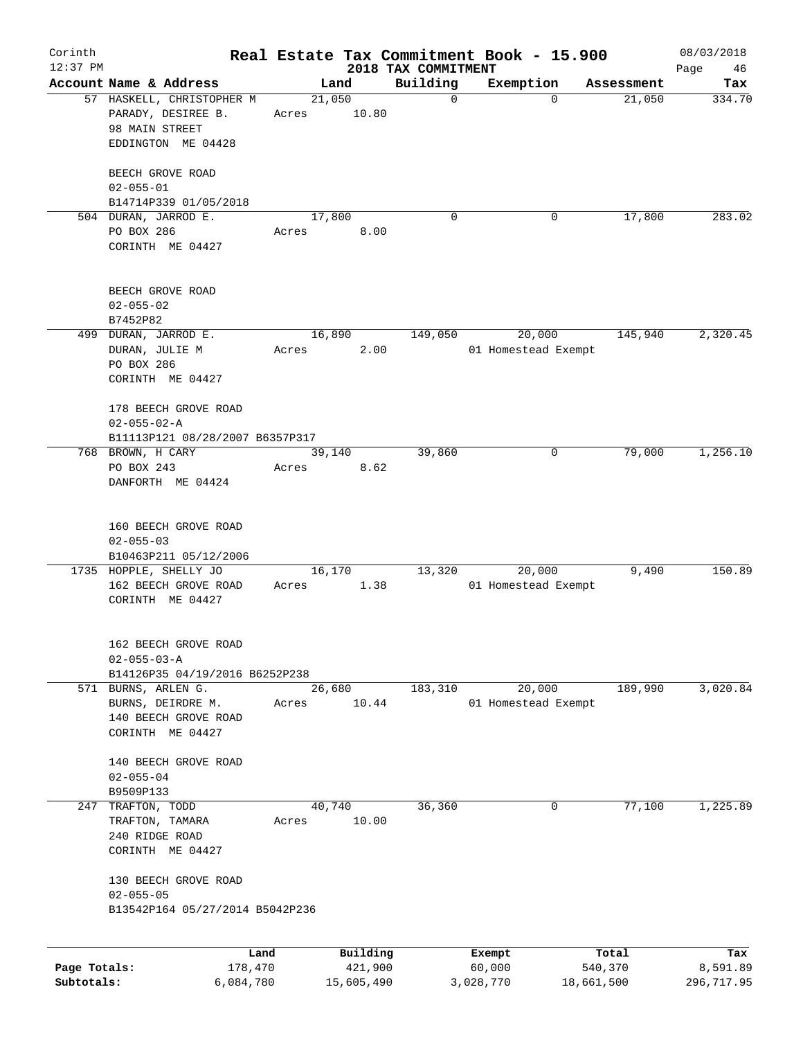# Real Estate Tax Commitment Book - 15.900

Corinth 12:37 PM — 2018 TAX COMMITMENT — 08/03/2018

| Account Name & Address | Land | Building | Exemption | Assessment | Tax |
|---|---|---|---|---|---|
| 57 HASKELL, CHRISTOPHER M<br>PARADY, DESIREE B.<br>98 MAIN STREET<br>EDDINGTON ME 04428<br><br>BEECH GROVE ROAD<br>02-055-01<br>B14714P339 01/05/2018 | 21,050<br>Acres 10.80 | 0 | 0 | 21,050 | 334.70 |
| 504 DURAN, JARROD E.<br>PO BOX 286<br>CORINTH ME 04427<br><br>BEECH GROVE ROAD<br>02-055-02<br>B7452P82 | 17,800<br>Acres 8.00 | 0 | 0 | 17,800 | 283.02 |
| 499 DURAN, JARROD E.<br>DURAN, JULIE M<br>PO BOX 286<br>CORINTH ME 04427<br><br>178 BEECH GROVE ROAD<br>02-055-02-A<br>B11113P121 08/28/2007 B6357P317 | 16,890<br>Acres 2.00 | 149,050 | 20,000<br>01 Homestead Exempt | 145,940 | 2,320.45 |
| 768 BROWN, H CARY<br>PO BOX 243<br>DANFORTH ME 04424<br><br>160 BEECH GROVE ROAD<br>02-055-03<br>B10463P211 05/12/2006 | 39,140<br>Acres 8.62 | 39,860 | 0 | 79,000 | 1,256.10 |
| 1735 HOPPLE, SHELLY JO<br>162 BEECH GROVE ROAD<br>CORINTH ME 04427<br><br>162 BEECH GROVE ROAD<br>02-055-03-A<br>B14126P35 04/19/2016 B6252P238 | 16,170<br>Acres 1.38 | 13,320 | 20,000<br>01 Homestead Exempt | 9,490 | 150.89 |
| 571 BURNS, ARLEN G.<br>BURNS, DEIRDRE M.<br>140 BEECH GROVE ROAD<br>CORINTH ME 04427<br><br>140 BEECH GROVE ROAD<br>02-055-04<br>B9509P133 | 26,680<br>Acres 10.44 | 183,310 | 20,000<br>01 Homestead Exempt | 189,990 | 3,020.84 |
| 247 TRAFTON, TODD<br>TRAFTON, TAMARA<br>240 RIDGE ROAD<br>CORINTH ME 04427<br><br>130 BEECH GROVE ROAD<br>02-055-05<br>B13542P164 05/27/2014 B5042P236 | 40,740<br>Acres 10.00 | 36,360 | 0 | 77,100 | 1,225.89 |

| | Land | Building | Exempt | Total | Tax |
|---|---|---|---|---|---|
| Page Totals: | 178,470 | 421,900 | 60,000 | 540,370 | 8,591.89 |
| Subtotals: | 6,084,780 | 15,605,490 | 3,028,770 | 18,661,500 | 296,717.95 |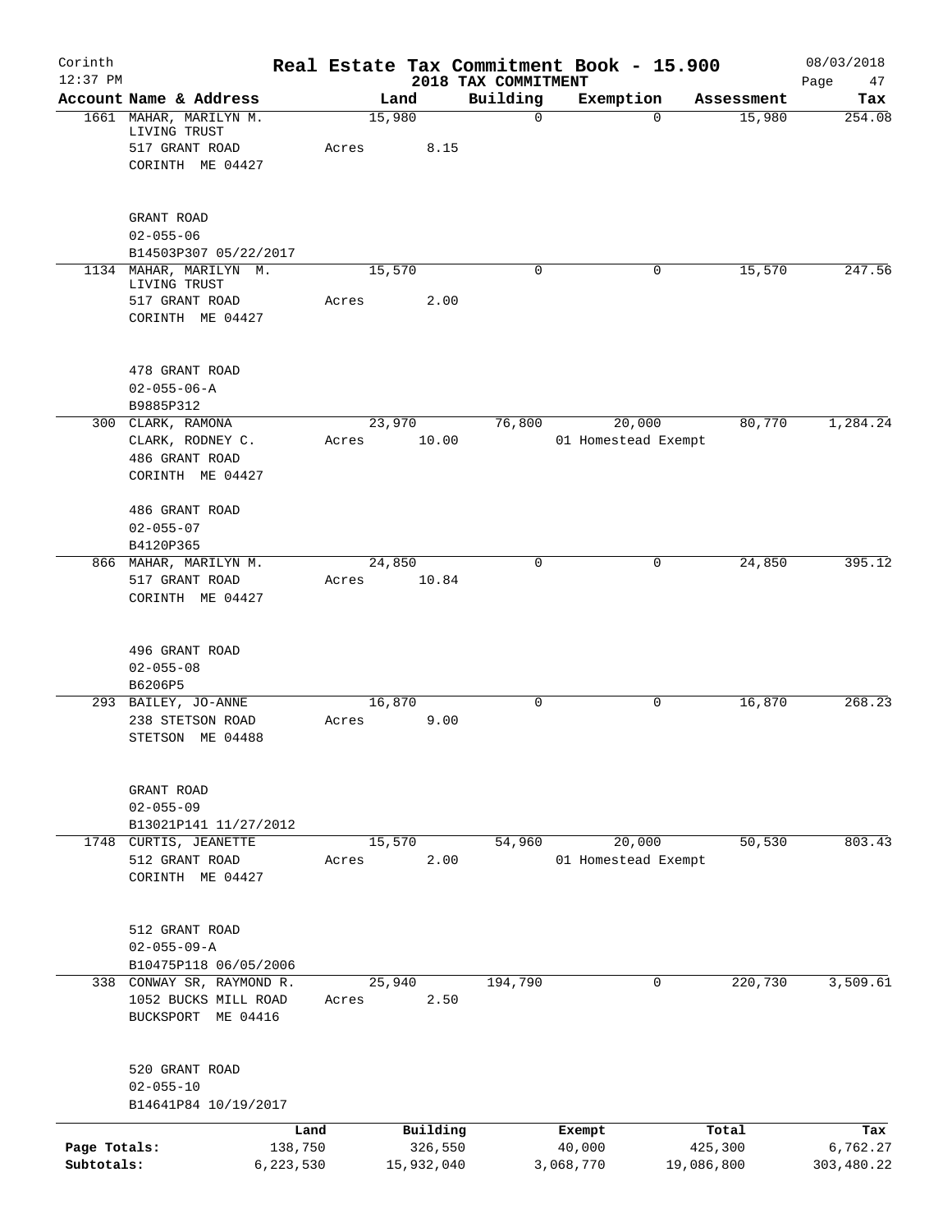Corinth 12:37 PM — Real Estate Tax Commitment Book - 15.900 — 2018 TAX COMMITMENT — 08/03/2018

| Account Name & Address | Land | Building | Exemption | Assessment | Tax |
|---|---|---|---|---|---|
| 1661 MAHAR, MARILYN M. LIVING TRUST<br>517 GRANT ROAD<br>CORINTH ME 04427<br><br>GRANT ROAD<br>02-055-06<br>B14503P307 05/22/2017 | 15,980<br>Acres 8.15 | 0 | 0 | 15,980 | 254.08 |
| 1134 MAHAR, MARILYN M. LIVING TRUST<br>517 GRANT ROAD<br>CORINTH ME 04427<br><br>478 GRANT ROAD<br>02-055-06-A<br>B9885P312 | 15,570<br>Acres 2.00 | 0 | 0 | 15,570 | 247.56 |
| 300 CLARK, RAMONA<br>CLARK, RODNEY C.<br>486 GRANT ROAD<br>CORINTH ME 04427<br><br>486 GRANT ROAD<br>02-055-07<br>B4120P365 | 23,970<br>Acres 10.00 | 76,800 | 20,000<br>01 Homestead Exempt | 80,770 | 1,284.24 |
| 866 MAHAR, MARILYN M.<br>517 GRANT ROAD<br>CORINTH ME 04427<br><br>496 GRANT ROAD<br>02-055-08<br>B6206P5 | 24,850<br>Acres 10.84 | 0 | 0 | 24,850 | 395.12 |
| 293 BAILEY, JO-ANNE<br>238 STETSON ROAD<br>STETSON ME 04488<br><br>GRANT ROAD<br>02-055-09<br>B13021P141 11/27/2012 | 16,870<br>Acres 9.00 | 0 | 0 | 16,870 | 268.23 |
| 1748 CURTIS, JEANETTE<br>512 GRANT ROAD<br>CORINTH ME 04427<br><br>512 GRANT ROAD<br>02-055-09-A<br>B10475P118 06/05/2006 | 15,570<br>Acres 2.00 | 54,960 | 20,000<br>01 Homestead Exempt | 50,530 | 803.43 |
| 338 CONWAY SR, RAYMOND R.<br>1052 BUCKS MILL ROAD<br>BUCKSPORT ME 04416<br><br>520 GRANT ROAD<br>02-055-10<br>B14641P84 10/19/2017 | 25,940<br>Acres 2.50 | 194,790 | 0 | 220,730 | 3,509.61 |

| | Land | Building | Exempt | Total | Tax |
|---|---|---|---|---|---|
| Page Totals: | 138,750 | 326,550 | 40,000 | 425,300 | 6,762.27 |
| Subtotals: | 6,223,530 | 15,932,040 | 3,068,770 | 19,086,800 | 303,480.22 |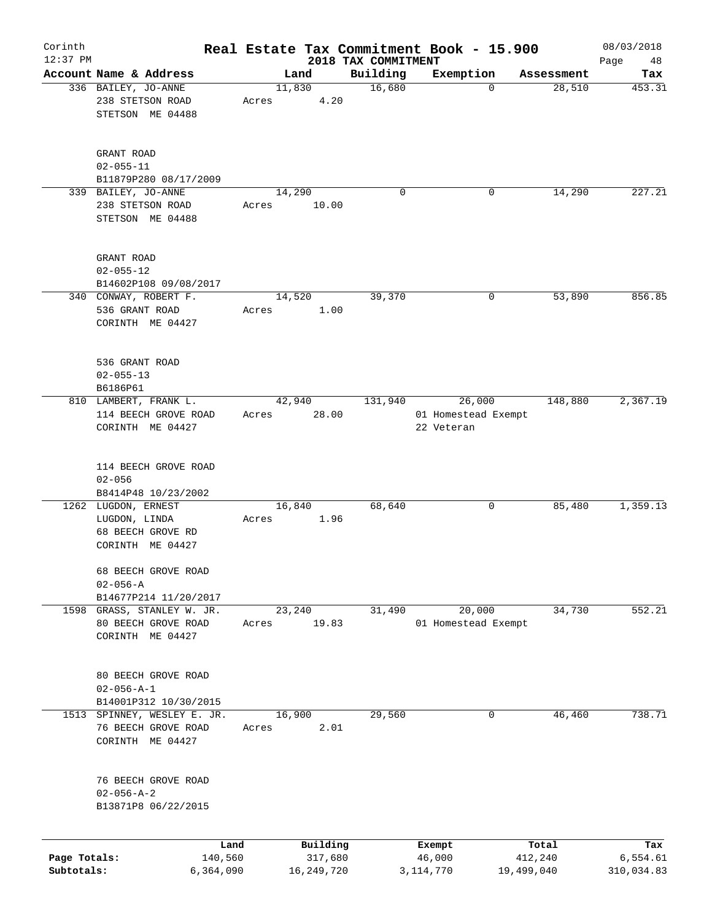# Real Estate Tax Commitment Book - 15.900

Corinth
12:37 PM

2018 TAX COMMITMENT

08/03/2018

| Account Name & Address | Land | Building | Exemption | Assessment | Tax |
|---|---|---|---|---|---|
| 336 BAILEY, JO-ANNE<br>238 STETSON ROAD<br>STETSON ME 04488<br><br>GRANT ROAD<br>02-055-11<br>B11879P280 08/17/2009 | 11,830<br>Acres 4.20 | 16,680 | 0 | 28,510 | 453.31 |
| 339 BAILEY, JO-ANNE<br>238 STETSON ROAD<br>STETSON ME 04488<br><br>GRANT ROAD<br>02-055-12<br>B14602P108 09/08/2017 | 14,290<br>Acres 10.00 | 0 | 0 | 14,290 | 227.21 |
| 340 CONWAY, ROBERT F.<br>536 GRANT ROAD<br>CORINTH ME 04427<br><br>536 GRANT ROAD<br>02-055-13<br>B6186P61 | 14,520<br>Acres 1.00 | 39,370 | 0 | 53,890 | 856.85 |
| 810 LAMBERT, FRANK L.<br>114 BEECH GROVE ROAD<br>CORINTH ME 04427<br><br>114 BEECH GROVE ROAD<br>02-056<br>B8414P48 10/23/2002 | 42,940<br>Acres 28.00 | 131,940 | 26,000<br>01 Homestead Exempt<br>22 Veteran | 148,880 | 2,367.19 |
| 1262 LUGDON, ERNEST<br>LUGDON, LINDA<br>68 BEECH GROVE RD<br>CORINTH ME 04427<br><br>68 BEECH GROVE ROAD<br>02-056-A<br>B14677P214 11/20/2017 | 16,840<br>Acres 1.96 | 68,640 | 0 | 85,480 | 1,359.13 |
| 1598 GRASS, STANLEY W. JR.<br>80 BEECH GROVE ROAD<br>CORINTH ME 04427<br><br>80 BEECH GROVE ROAD<br>02-056-A-1<br>B14001P312 10/30/2015 | 23,240<br>Acres 19.83 | 31,490 | 20,000<br>01 Homestead Exempt | 34,730 | 552.21 |
| 1513 SPINNEY, WESLEY E. JR.<br>76 BEECH GROVE ROAD<br>CORINTH ME 04427<br><br>76 BEECH GROVE ROAD<br>02-056-A-2<br>B13871P8 06/22/2015 | 16,900<br>Acres 2.01 | 29,560 | 0 | 46,460 | 738.71 |

| | Land | Building | Exempt | Total | Tax |
|---|---|---|---|---|---|
| Page Totals: | 140,560 | 317,680 | 46,000 | 412,240 | 6,554.61 |
| Subtotals: | 6,364,090 | 16,249,720 | 3,114,770 | 19,499,040 | 310,034.83 |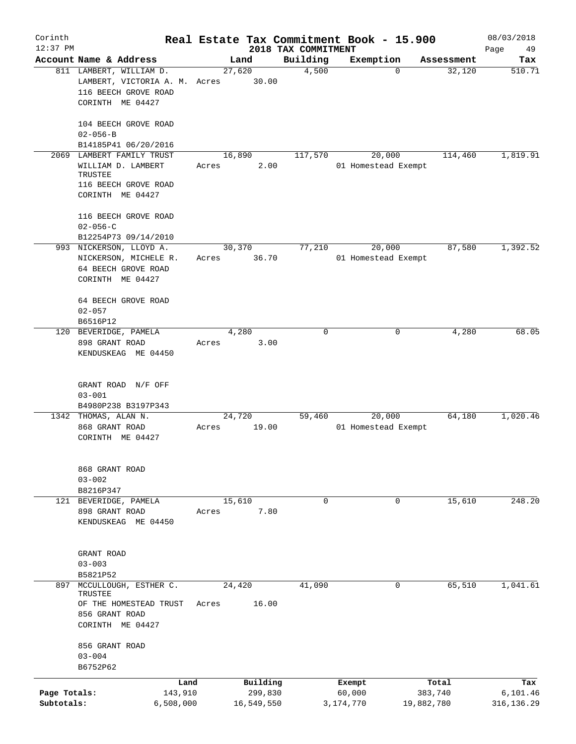Corinth 12:37 PM

# Real Estate Tax Commitment Book - 15.900

2018 TAX COMMITMENT

08/03/2018

| Account | Name & Address | Land | Building | Exemption | Assessment | Tax |
|---|---|---|---|---|---|---|
| 811 | LAMBERT, WILLIAM D.<br>LAMBERT, VICTORIA A. M.<br>116 BEECH GROVE ROAD<br>CORINTH ME 04427<br><br>104 BEECH GROVE ROAD<br>02-056-B<br>B14185P41 06/20/2016 | 27,620<br>Acres 30.00 | 4,500 | 0 | 32,120 | 510.71 |
| 2069 | LAMBERT FAMILY TRUST<br>WILLIAM D. LAMBERT TRUSTEE<br>116 BEECH GROVE ROAD<br>CORINTH ME 04427<br><br>116 BEECH GROVE ROAD<br>02-056-C<br>B12254P73 09/14/2010 | 16,890<br>Acres 2.00 | 117,570 | 20,000<br>01 Homestead Exempt | 114,460 | 1,819.91 |
| 993 | NICKERSON, LLOYD A.<br>NICKERSON, MICHELE R.<br>64 BEECH GROVE ROAD<br>CORINTH ME 04427<br><br>64 BEECH GROVE ROAD<br>02-057<br>B6516P12 | 30,370<br>Acres 36.70 | 77,210 | 20,000<br>01 Homestead Exempt | 87,580 | 1,392.52 |
| 120 | BEVERIDGE, PAMELA<br>898 GRANT ROAD<br>KENDUSKEAG ME 04450<br><br>GRANT ROAD N/F OFF<br>03-001<br>B4980P238 B3197P343 | 4,280<br>Acres 3.00 | 0 | 0 | 4,280 | 68.05 |
| 1342 | THOMAS, ALAN N.<br>868 GRANT ROAD<br>CORINTH ME 04427<br><br>868 GRANT ROAD<br>03-002<br>B8216P347 | 24,720<br>Acres 19.00 | 59,460 | 20,000<br>01 Homestead Exempt | 64,180 | 1,020.46 |
| 121 | BEVERIDGE, PAMELA<br>898 GRANT ROAD<br>KENDUSKEAG ME 04450<br><br>GRANT ROAD<br>03-003<br>B5821P52 | 15,610<br>Acres 7.80 | 0 | 0 | 15,610 | 248.20 |
| 897 | MCCULLOUGH, ESTHER C. TRUSTEE<br>OF THE HOMESTEAD TRUST<br>856 GRANT ROAD<br>CORINTH ME 04427<br><br>856 GRANT ROAD<br>03-004<br>B6752P62 | 24,420<br>Acres 16.00 | 41,090 | 0 | 65,510 | 1,041.61 |

| | Land | Building | Exempt | Total | Tax |
|---|---|---|---|---|---|
| Page Totals: | 143,910 | 299,830 | 60,000 | 383,740 | 6,101.46 |
| Subtotals: | 6,508,000 | 16,549,550 | 3,174,770 | 19,882,780 | 316,136.29 |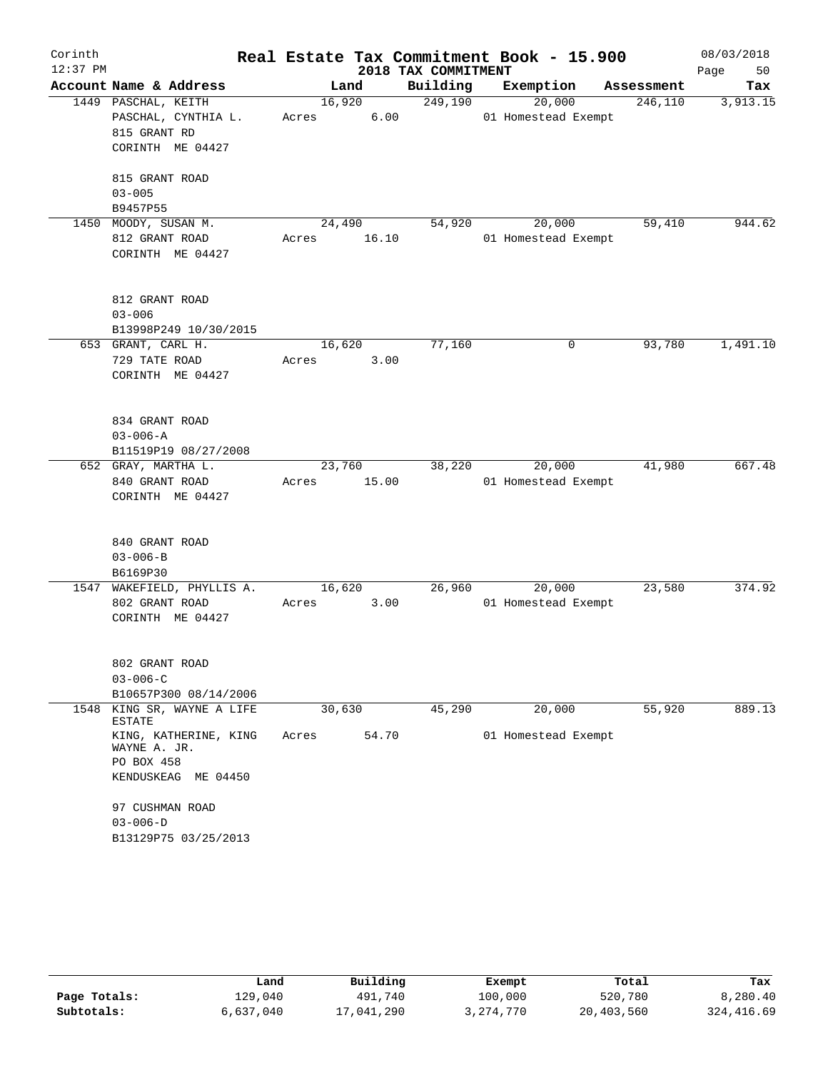# Real Estate Tax Commitment Book - 15.900

Corinth 12:37 PM — 2018 TAX COMMITMENT — 08/03/2018

| Account Name & Address | Land | Building | Exemption | Assessment | Tax |
|---|---|---|---|---|---|
| 1449 PASCHAL, KEITH<br>PASCHAL, CYNTHIA L.<br>815 GRANT RD<br>CORINTH ME 04427<br><br>815 GRANT ROAD<br>03-005<br>B9457P55 | 16,920<br>Acres 6.00 | 249,190 | 20,000<br>01 Homestead Exempt | 246,110 | 3,913.15 |
| 1450 MOODY, SUSAN M.<br>812 GRANT ROAD<br>CORINTH ME 04427<br><br>812 GRANT ROAD<br>03-006<br>B13998P249 10/30/2015 | 24,490<br>Acres 16.10 | 54,920 | 20,000<br>01 Homestead Exempt | 59,410 | 944.62 |
| 653 GRANT, CARL H.<br>729 TATE ROAD<br>CORINTH ME 04427<br><br>834 GRANT ROAD<br>03-006-A<br>B11519P19 08/27/2008 | 16,620<br>Acres 3.00 | 77,160 | 0 | 93,780 | 1,491.10 |
| 652 GRAY, MARTHA L.<br>840 GRANT ROAD<br>CORINTH ME 04427<br><br>840 GRANT ROAD<br>03-006-B<br>B6169P30 | 23,760<br>Acres 15.00 | 38,220 | 20,000<br>01 Homestead Exempt | 41,980 | 667.48 |
| 1547 WAKEFIELD, PHYLLIS A.<br>802 GRANT ROAD<br>CORINTH ME 04427<br><br>802 GRANT ROAD<br>03-006-C<br>B10657P300 08/14/2006 | 16,620<br>Acres 3.00 | 26,960 | 20,000<br>01 Homestead Exempt | 23,580 | 374.92 |
| 1548 KING SR, WAYNE A LIFE ESTATE<br>KING, KATHERINE, KING WAYNE A. JR.<br>PO BOX 458<br>KENDUSKEAG ME 04450<br><br>97 CUSHMAN ROAD<br>03-006-D<br>B13129P75 03/25/2013 | 30,630<br>Acres 54.70 | 45,290 | 20,000<br>01 Homestead Exempt | 55,920 | 889.13 |

| | Land | Building | Exempt | Total | Tax |
|---|---|---|---|---|---|
| Page Totals: | 129,040 | 491,740 | 100,000 | 520,780 | 8,280.40 |
| Subtotals: | 6,637,040 | 17,041,290 | 3,274,770 | 20,403,560 | 324,416.69 |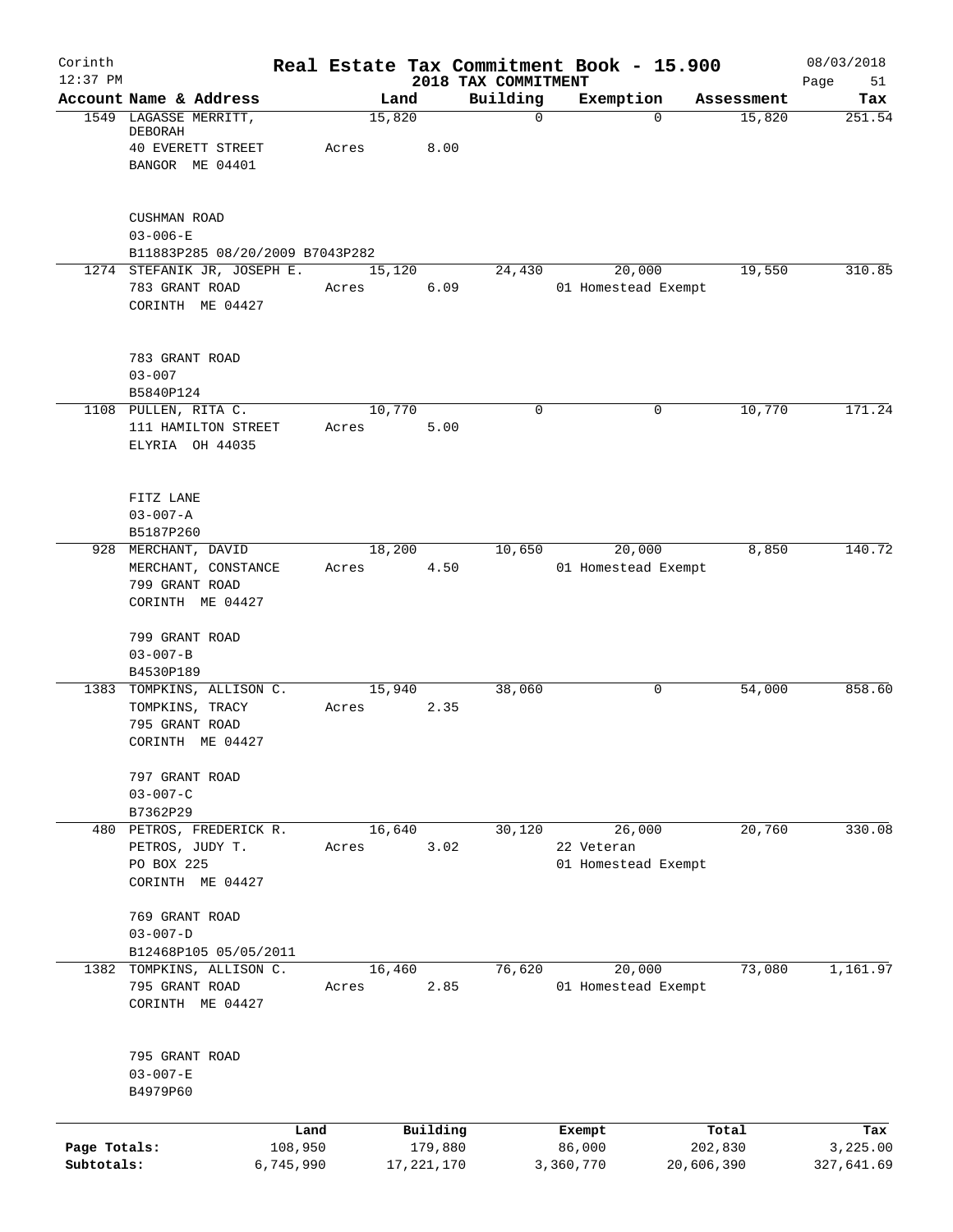Corinth 12:37 PM

# Real Estate Tax Commitment Book - 15.900

## 2018 TAX COMMITMENT

08/03/2018

| Account Name & Address | Land | Building | Exemption | Assessment | Tax |
|---|---|---|---|---|---|
| 1549 LAGASSE MERRITT, DEBORAH<br>40 EVERETT STREET<br>BANGOR ME 04401<br><br>CUSHMAN ROAD<br>03-006-E<br>B11883P285 08/20/2009 B7043P282 | 15,820<br>Acres 8.00 | 0 | 0 | 15,820 | 251.54 |
| 1274 STEFANIK JR, JOSEPH E.<br>783 GRANT ROAD<br>CORINTH ME 04427<br><br>783 GRANT ROAD<br>03-007<br>B5840P124 | 15,120<br>Acres 6.09 | 24,430 | 20,000<br>01 Homestead Exempt | 19,550 | 310.85 |
| 1108 PULLEN, RITA C.<br>111 HAMILTON STREET<br>ELYRIA OH 44035<br><br>FITZ LANE<br>03-007-A<br>B5187P260 | 10,770<br>Acres 5.00 | 0 | 0 | 10,770 | 171.24 |
| 928 MERCHANT, DAVID<br>MERCHANT, CONSTANCE<br>799 GRANT ROAD<br>CORINTH ME 04427<br><br>799 GRANT ROAD<br>03-007-B<br>B4530P189 | 18,200<br>Acres 4.50 | 10,650 | 20,000<br>01 Homestead Exempt | 8,850 | 140.72 |
| 1383 TOMPKINS, ALLISON C.<br>TOMPKINS, TRACY<br>795 GRANT ROAD<br>CORINTH ME 04427<br><br>797 GRANT ROAD<br>03-007-C<br>B7362P29 | 15,940<br>Acres 2.35 | 38,060 | 0 | 54,000 | 858.60 |
| 480 PETROS, FREDERICK R.<br>PETROS, JUDY T.<br>PO BOX 225<br>CORINTH ME 04427<br><br>769 GRANT ROAD<br>03-007-D<br>B12468P105 05/05/2011 | 16,640<br>Acres 3.02 | 30,120 | 26,000<br>22 Veteran<br>01 Homestead Exempt | 20,760 | 330.08 |
| 1382 TOMPKINS, ALLISON C.<br>795 GRANT ROAD<br>CORINTH ME 04427<br><br>795 GRANT ROAD<br>03-007-E<br>B4979P60 | 16,460<br>Acres 2.85 | 76,620 | 20,000<br>01 Homestead Exempt | 73,080 | 1,161.97 |

| | Land | Building | Exempt | Total | Tax |
|---|---|---|---|---|---|
| Page Totals: | 108,950 | 179,880 | 86,000 | 202,830 | 3,225.00 |
| Subtotals: | 6,745,990 | 17,221,170 | 3,360,770 | 20,606,390 | 327,641.69 |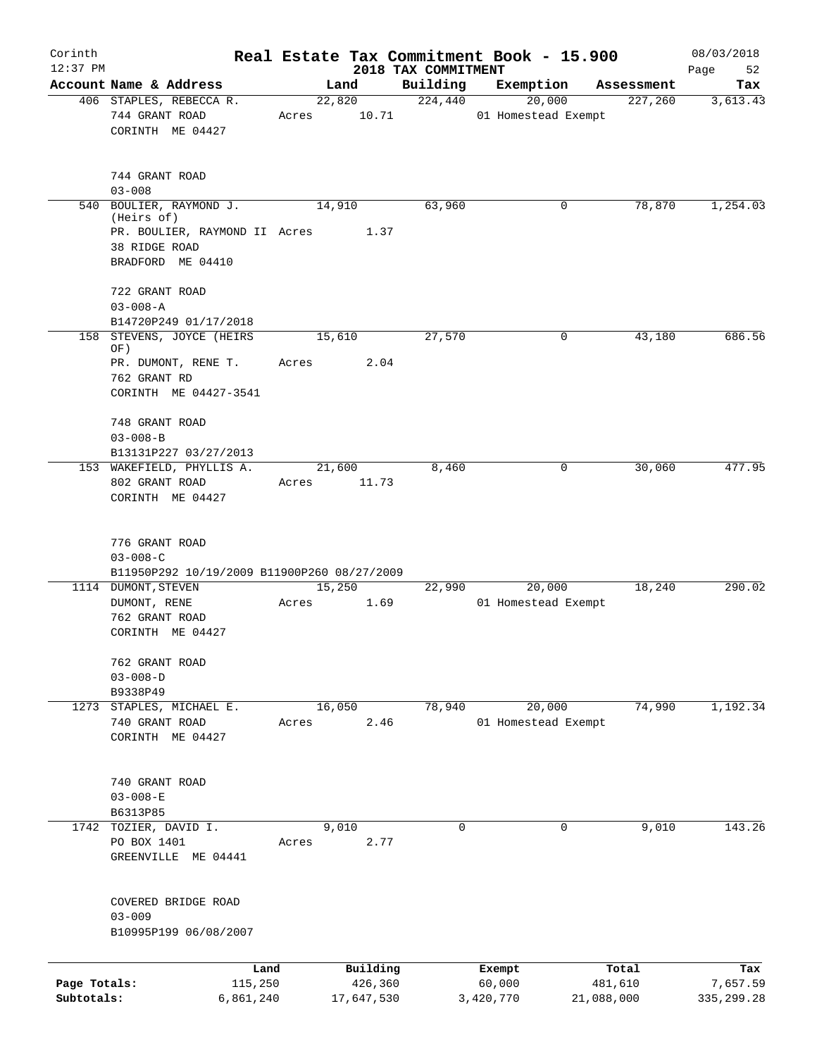Corinth 12:37 PM

# Real Estate Tax Commitment Book - 15.900

## 2018 TAX COMMITMENT

08/03/2018

| Account Name & Address | Land | Building | Exemption | Assessment | Tax |
|---|---|---|---|---|---|
| 406 STAPLES, REBECCA R.<br>744 GRANT ROAD<br>CORINTH ME 04427<br><br>744 GRANT ROAD<br>03-008 | 22,820<br>Acres 10.71 | 224,440 | 20,000<br>01 Homestead Exempt | 227,260 | 3,613.43 |
| 540 BOULIER, RAYMOND J. (Heirs of)<br>PR. BOULIER, RAYMOND II<br>38 RIDGE ROAD<br>BRADFORD ME 04410<br><br>722 GRANT ROAD<br>03-008-A<br>B14720P249 01/17/2018 | 14,910<br>Acres 1.37 | 63,960 | 0 | 78,870 | 1,254.03 |
| 158 STEVENS, JOYCE (HEIRS OF)<br>PR. DUMONT, RENE T.<br>762 GRANT RD<br>CORINTH ME 04427-3541<br><br>748 GRANT ROAD<br>03-008-B<br>B13131P227 03/27/2013 | 15,610<br>Acres 2.04 | 27,570 | 0 | 43,180 | 686.56 |
| 153 WAKEFIELD, PHYLLIS A.<br>802 GRANT ROAD<br>CORINTH ME 04427<br><br>776 GRANT ROAD<br>03-008-C<br>B11950P292 10/19/2009 B11900P260 08/27/2009 | 21,600<br>Acres 11.73 | 8,460 | 0 | 30,060 | 477.95 |
| 1114 DUMONT, STEVEN<br>DUMONT, RENE<br>762 GRANT ROAD<br>CORINTH ME 04427<br><br>762 GRANT ROAD<br>03-008-D<br>B9338P49 | 15,250<br>Acres 1.69 | 22,990 | 20,000<br>01 Homestead Exempt | 18,240 | 290.02 |
| 1273 STAPLES, MICHAEL E.<br>740 GRANT ROAD<br>CORINTH ME 04427<br><br>740 GRANT ROAD<br>03-008-E<br>B6313P85 | 16,050<br>Acres 2.46 | 78,940 | 20,000<br>01 Homestead Exempt | 74,990 | 1,192.34 |
| 1742 TOZIER, DAVID I.<br>PO BOX 1401<br>GREENVILLE ME 04441<br><br>COVERED BRIDGE ROAD<br>03-009<br>B10995P199 06/08/2007 | 9,010<br>Acres 2.77 | 0 | 0 | 9,010 | 143.26 |

| | Land | Building | Exempt | Total | Tax |
|---|---|---|---|---|---|
| Page Totals: | 115,250 | 426,360 | 60,000 | 481,610 | 7,657.59 |
| Subtotals: | 6,861,240 | 17,647,530 | 3,420,770 | 21,088,000 | 335,299.28 |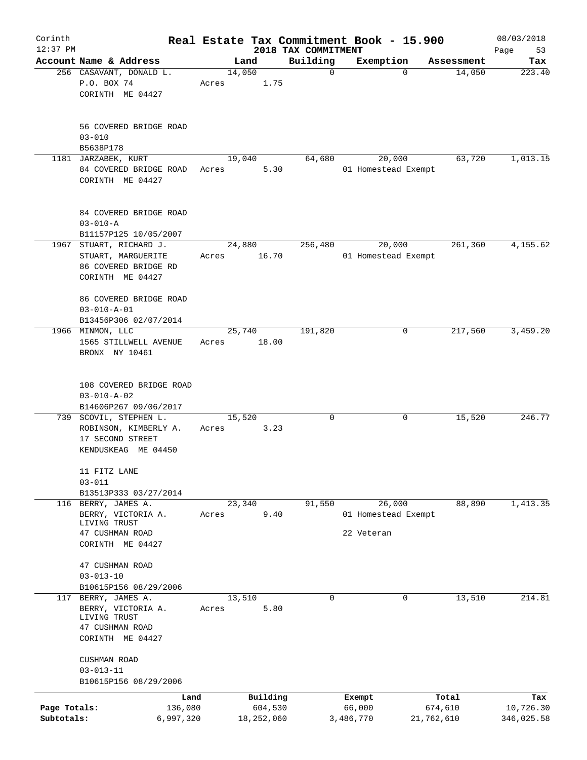Corinth 12:37 PM

# Real Estate Tax Commitment Book - 15.900

## 2018 TAX COMMITMENT

08/03/2018

| Account Name & Address | Land | Building | Exemption | Assessment | Tax |
|---|---|---|---|---|---|
| 256 CASAVANT, DONALD L.<br>P.O. BOX 74<br>CORINTH ME 04427<br><br>56 COVERED BRIDGE ROAD<br>03-010<br>B5638P178 | 14,050<br>Acres 1.75 | 0 | 0 | 14,050 | 223.40 |
| 1181 JARZABEK, KURT<br>84 COVERED BRIDGE ROAD<br>CORINTH ME 04427<br><br>84 COVERED BRIDGE ROAD<br>03-010-A<br>B11157P125 10/05/2007 | 19,040<br>Acres 5.30 | 64,680 | 20,000<br>01 Homestead Exempt | 63,720 | 1,013.15 |
| 1967 STUART, RICHARD J.<br>STUART, MARGUERITE<br>86 COVERED BRIDGE RD<br>CORINTH ME 04427<br><br>86 COVERED BRIDGE ROAD<br>03-010-A-01<br>B13456P306 02/07/2014 | 24,880<br>Acres 16.70 | 256,480 | 20,000<br>01 Homestead Exempt | 261,360 | 4,155.62 |
| 1966 MINMON, LLC<br>1565 STILLWELL AVENUE<br>BRONX NY 10461<br><br>108 COVERED BRIDGE ROAD<br>03-010-A-02<br>B14606P267 09/06/2017 | 25,740<br>Acres 18.00 | 191,820 | 0 | 217,560 | 3,459.20 |
| 739 SCOVIL, STEPHEN L.<br>ROBINSON, KIMBERLY A.<br>17 SECOND STREET<br>KENDUSKEAG ME 04450<br><br>11 FITZ LANE<br>03-011<br>B13513P333 03/27/2014 | 15,520<br>Acres 3.23 | 0 | 0 | 15,520 | 246.77 |
| 116 BERRY, JAMES A.<br>BERRY, VICTORIA A.<br>LIVING TRUST<br>47 CUSHMAN ROAD<br>CORINTH ME 04427<br><br>47 CUSHMAN ROAD<br>03-013-10<br>B10615P156 08/29/2006 | 23,340<br>Acres 9.40 | 91,550 | 26,000<br>01 Homestead Exempt<br>22 Veteran | 88,890 | 1,413.35 |
| 117 BERRY, JAMES A.<br>BERRY, VICTORIA A.<br>LIVING TRUST<br>47 CUSHMAN ROAD<br>CORINTH ME 04427<br><br>CUSHMAN ROAD<br>03-013-11<br>B10615P156 08/29/2006 | 13,510<br>Acres 5.80 | 0 | 0 | 13,510 | 214.81 |

| | Land | Building | Exempt | Total | Tax |
|---|---|---|---|---|---|
| Page Totals: | 136,080 | 604,530 | 66,000 | 674,610 | 10,726.30 |
| Subtotals: | 6,997,320 | 18,252,060 | 3,486,770 | 21,762,610 | 346,025.58 |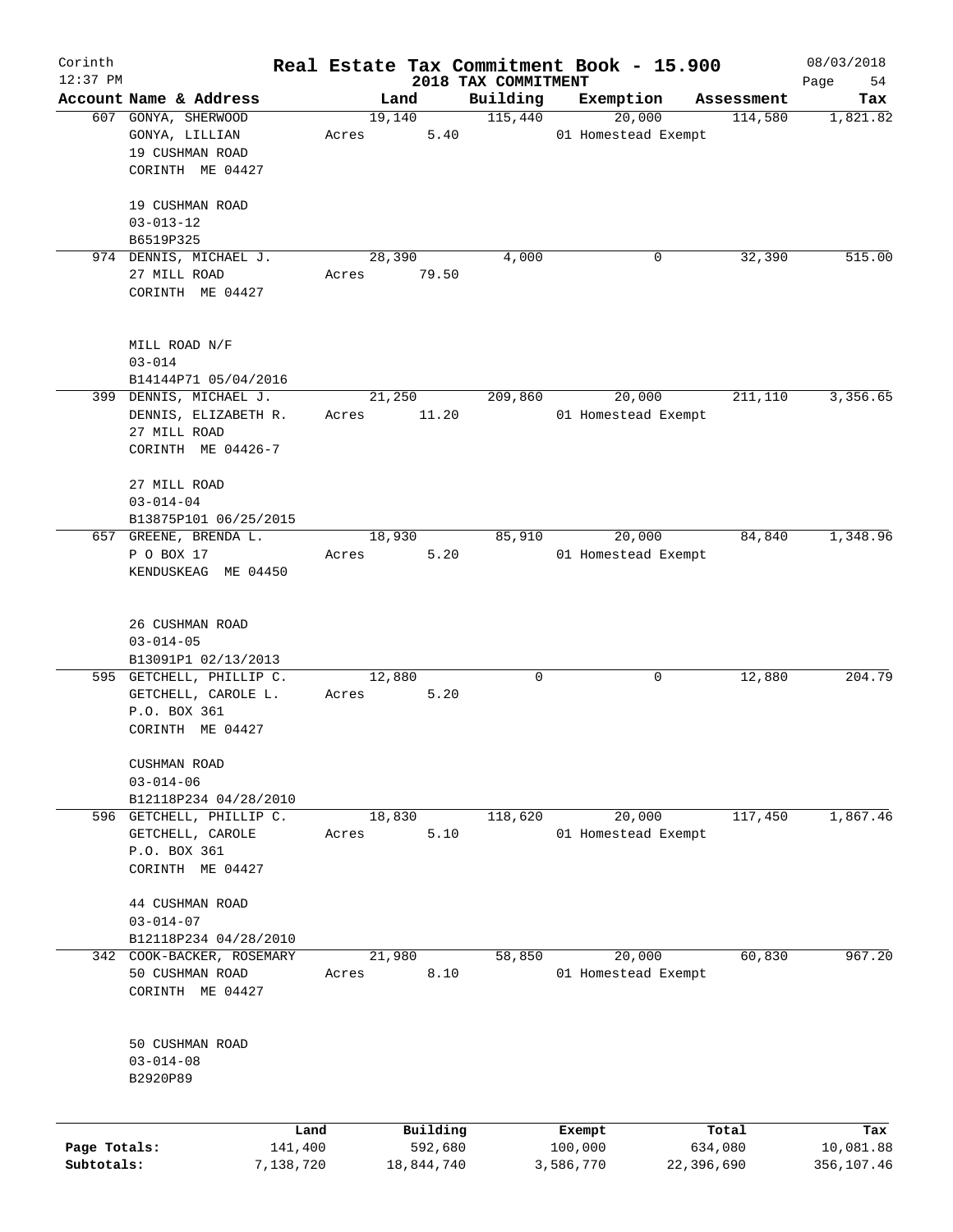# Real Estate Tax Commitment Book - 15.900

Corinth
12:37 PM

2018 TAX COMMITMENT

08/03/2018

| Account Name & Address | Land | Building | Exemption | Assessment | Tax |
|---|---|---|---|---|---|
| 607 GONYA, SHERWOOD<br>GONYA, LILLIAN<br>19 CUSHMAN ROAD<br>CORINTH ME 04427<br><br>19 CUSHMAN ROAD<br>03-013-12<br>B6519P325 | 19,140<br>Acres 5.40 | 115,440 | 20,000<br>01 Homestead Exempt | 114,580 | 1,821.82 |
| 974 DENNIS, MICHAEL J.<br>27 MILL ROAD<br>CORINTH ME 04427<br><br>MILL ROAD N/F<br>03-014<br>B14144P71 05/04/2016 | 28,390<br>Acres 79.50 | 4,000 | 0 | 32,390 | 515.00 |
| 399 DENNIS, MICHAEL J.<br>DENNIS, ELIZABETH R.<br>27 MILL ROAD<br>CORINTH ME 04426-7<br><br>27 MILL ROAD<br>03-014-04<br>B13875P101 06/25/2015 | 21,250<br>Acres 11.20 | 209,860 | 20,000<br>01 Homestead Exempt | 211,110 | 3,356.65 |
| 657 GREENE, BRENDA L.<br>P O BOX 17<br>KENDUSKEAG ME 04450<br><br>26 CUSHMAN ROAD<br>03-014-05<br>B13091P1 02/13/2013 | 18,930<br>Acres 5.20 | 85,910 | 20,000<br>01 Homestead Exempt | 84,840 | 1,348.96 |
| 595 GETCHELL, PHILLIP C.<br>GETCHELL, CAROLE L.<br>P.O. BOX 361<br>CORINTH ME 04427<br><br>CUSHMAN ROAD<br>03-014-06<br>B12118P234 04/28/2010 | 12,880<br>Acres 5.20 | 0 | 0 | 12,880 | 204.79 |
| 596 GETCHELL, PHILLIP C.<br>GETCHELL, CAROLE<br>P.O. BOX 361<br>CORINTH ME 04427<br><br>44 CUSHMAN ROAD<br>03-014-07<br>B12118P234 04/28/2010 | 18,830<br>Acres 5.10 | 118,620 | 20,000<br>01 Homestead Exempt | 117,450 | 1,867.46 |
| 342 COOK-BACKER, ROSEMARY<br>50 CUSHMAN ROAD<br>CORINTH ME 04427<br><br>50 CUSHMAN ROAD<br>03-014-08<br>B2920P89 | 21,980<br>Acres 8.10 | 58,850 | 20,000<br>01 Homestead Exempt | 60,830 | 967.20 |

| | Land | Building | Exempt | Total | Tax |
|---|---|---|---|---|---|
| Page Totals: | 141,400 | 592,680 | 100,000 | 634,080 | 10,081.88 |
| Subtotals: | 7,138,720 | 18,844,740 | 3,586,770 | 22,396,690 | 356,107.46 |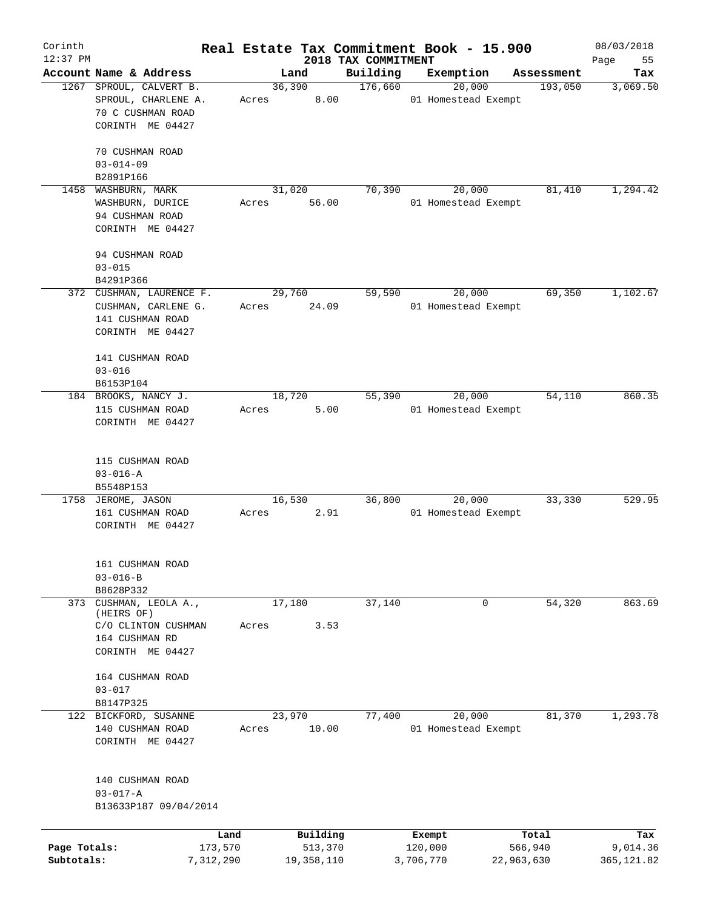# Corinth — Real Estate Tax Commitment Book - 15.900 — 2018 TAX COMMITMENT

12:37 PM — 08/03/2018

| Account | Name & Address | Land | Building | Exemption | Assessment | Tax |
|---|---|---|---|---|---|---|
| 1267 | SPROUL, CALVERT B.<br>SPROUL, CHARLENE A.<br>70 C CUSHMAN ROAD<br>CORINTH ME 04427<br><br>70 CUSHMAN ROAD<br>03-014-09<br>B2891P166 | 36,390<br>Acres 8.00 | 176,660 | 20,000<br>01 Homestead Exempt | 193,050 | 3,069.50 |
| 1458 | WASHBURN, MARK<br>WASHBURN, DURICE<br>94 CUSHMAN ROAD<br>CORINTH ME 04427<br><br>94 CUSHMAN ROAD<br>03-015<br>B4291P366 | 31,020<br>Acres 56.00 | 70,390 | 20,000<br>01 Homestead Exempt | 81,410 | 1,294.42 |
| 372 | CUSHMAN, LAURENCE F.<br>CUSHMAN, CARLENE G.<br>141 CUSHMAN ROAD<br>CORINTH ME 04427<br><br>141 CUSHMAN ROAD<br>03-016<br>B6153P104 | 29,760<br>Acres 24.09 | 59,590 | 20,000<br>01 Homestead Exempt | 69,350 | 1,102.67 |
| 184 | BROOKS, NANCY J.<br>115 CUSHMAN ROAD<br>CORINTH ME 04427<br><br>115 CUSHMAN ROAD<br>03-016-A<br>B5548P153 | 18,720<br>Acres 5.00 | 55,390 | 20,000<br>01 Homestead Exempt | 54,110 | 860.35 |
| 1758 | JEROME, JASON<br>161 CUSHMAN ROAD<br>CORINTH ME 04427<br><br>161 CUSHMAN ROAD<br>03-016-B<br>B8628P332 | 16,530<br>Acres 2.91 | 36,800 | 20,000<br>01 Homestead Exempt | 33,330 | 529.95 |
| 373 | CUSHMAN, LEOLA A., (HEIRS OF)<br>C/O CLINTON CUSHMAN<br>164 CUSHMAN RD<br>CORINTH ME 04427<br><br>164 CUSHMAN ROAD<br>03-017<br>B8147P325 | 17,180<br>Acres 3.53 | 37,140 | 0 | 54,320 | 863.69 |
| 122 | BICKFORD, SUSANNE<br>140 CUSHMAN ROAD<br>CORINTH ME 04427<br><br>140 CUSHMAN ROAD<br>03-017-A<br>B13633P187 09/04/2014 | 23,970<br>Acres 10.00 | 77,400 | 20,000<br>01 Homestead Exempt | 81,370 | 1,293.78 |

| | Land | Building | Exempt | Total | Tax |
|---|---|---|---|---|---|
| Page Totals: | 173,570 | 513,370 | 120,000 | 566,940 | 9,014.36 |
| Subtotals: | 7,312,290 | 19,358,110 | 3,706,770 | 22,963,630 | 365,121.82 |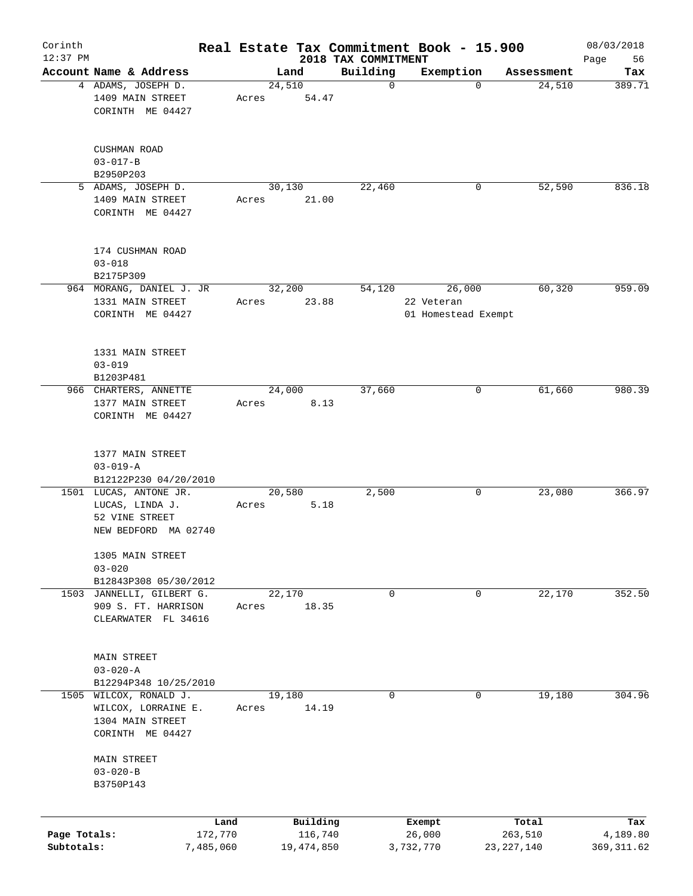Corinth
12:37 PM

# Real Estate Tax Commitment Book - 15.900

## 2018 TAX COMMITMENT

08/03/2018

| Account Name & Address | Land | Building | Exemption | Assessment | Tax |
|---|---|---|---|---|---|
| 4 ADAMS, JOSEPH D.<br>1409 MAIN STREET<br>CORINTH ME 04427<br><br>CUSHMAN ROAD<br>03-017-B<br>B2950P203 | 24,510<br>Acres 54.47 | 0 | 0 | 24,510 | 389.71 |
| 5 ADAMS, JOSEPH D.<br>1409 MAIN STREET<br>CORINTH ME 04427<br><br>174 CUSHMAN ROAD<br>03-018<br>B2175P309 | 30,130<br>Acres 21.00 | 22,460 | 0 | 52,590 | 836.18 |
| 964 MORANG, DANIEL J. JR<br>1331 MAIN STREET<br>CORINTH ME 04427<br><br>1331 MAIN STREET<br>03-019<br>B1203P481 | 32,200<br>Acres 23.88 | 54,120 | 26,000<br>22 Veteran<br>01 Homestead Exempt | 60,320 | 959.09 |
| 966 CHARTERS, ANNETTE<br>1377 MAIN STREET<br>CORINTH ME 04427<br><br>1377 MAIN STREET<br>03-019-A<br>B12122P230 04/20/2010 | 24,000<br>Acres 8.13 | 37,660 | 0 | 61,660 | 980.39 |
| 1501 LUCAS, ANTONE JR.<br>LUCAS, LINDA J.<br>52 VINE STREET<br>NEW BEDFORD MA 02740<br><br>1305 MAIN STREET<br>03-020<br>B12843P308 05/30/2012 | 20,580<br>Acres 5.18 | 2,500 | 0 | 23,080 | 366.97 |
| 1503 JANNELLI, GILBERT G.<br>909 S. FT. HARRISON<br>CLEARWATER FL 34616<br><br>MAIN STREET<br>03-020-A<br>B12294P348 10/25/2010 | 22,170<br>Acres 18.35 | 0 | 0 | 22,170 | 352.50 |
| 1505 WILCOX, RONALD J.<br>WILCOX, LORRAINE E.<br>1304 MAIN STREET<br>CORINTH ME 04427<br><br>MAIN STREET<br>03-020-B<br>B3750P143 | 19,180<br>Acres 14.19 | 0 | 0 | 19,180 | 304.96 |

| | Land | Building | Exempt | Total | Tax |
|---|---|---|---|---|---|
| Page Totals: | 172,770 | 116,740 | 26,000 | 263,510 | 4,189.80 |
| Subtotals: | 7,485,060 | 19,474,850 | 3,732,770 | 23,227,140 | 369,311.62 |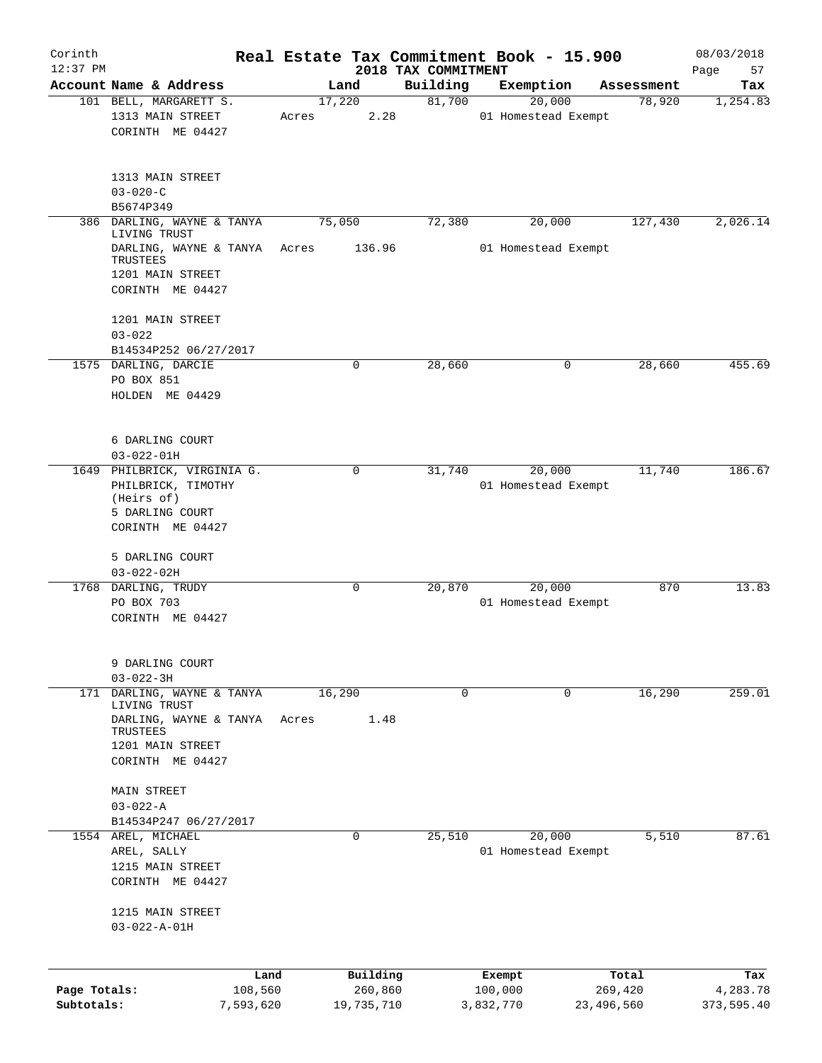# Real Estate Tax Commitment Book - 15.900

Corinth
12:37 PM

2018 TAX COMMITMENT

08/03/2018

| Account | Name & Address | Land | Building | Exemption | Assessment | Tax |
|---|---|---|---|---|---|---|
| 101 | BELL, MARGARETT S.<br>1313 MAIN STREET<br>CORINTH ME 04427<br><br>1313 MAIN STREET<br>03-020-C<br>B5674P349 | 17,220<br>Acres 2.28 | 81,700 | 20,000<br>01 Homestead Exempt | 78,920 | 1,254.83 |
| 386 | DARLING, WAYNE & TANYA LIVING TRUST<br>DARLING, WAYNE & TANYA TRUSTEES<br>1201 MAIN STREET<br>CORINTH ME 04427<br><br>1201 MAIN STREET<br>03-022<br>B14534P252 06/27/2017 | 75,050<br>Acres 136.96 | 72,380 | 20,000<br>01 Homestead Exempt | 127,430 | 2,026.14 |
| 1575 | DARLING, DARCIE<br>PO BOX 851<br>HOLDEN ME 04429<br><br>6 DARLING COURT<br>03-022-01H | 0 | 28,660 | 0 | 28,660 | 455.69 |
| 1649 | PHILBRICK, VIRGINIA G.<br>PHILBRICK, TIMOTHY (Heirs of)<br>5 DARLING COURT<br>CORINTH ME 04427<br><br>5 DARLING COURT<br>03-022-02H | 0 | 31,740 | 20,000<br>01 Homestead Exempt | 11,740 | 186.67 |
| 1768 | DARLING, TRUDY<br>PO BOX 703<br>CORINTH ME 04427<br><br>9 DARLING COURT<br>03-022-3H | 0 | 20,870 | 20,000<br>01 Homestead Exempt | 870 | 13.83 |
| 171 | DARLING, WAYNE & TANYA LIVING TRUST<br>DARLING, WAYNE & TANYA TRUSTEES<br>1201 MAIN STREET<br>CORINTH ME 04427<br><br>MAIN STREET<br>03-022-A<br>B14534P247 06/27/2017 | 16,290<br>Acres 1.48 | 0 | 0 | 16,290 | 259.01 |
| 1554 | AREL, MICHAEL<br>AREL, SALLY<br>1215 MAIN STREET<br>CORINTH ME 04427<br><br>1215 MAIN STREET<br>03-022-A-01H | 0 | 25,510 | 20,000<br>01 Homestead Exempt | 5,510 | 87.61 |

| | Land | Building | Exempt | Total | Tax |
|---|---|---|---|---|---|
| **Page Totals:** | 108,560 | 260,860 | 100,000 | 269,420 | 4,283.78 |
| **Subtotals:** | 7,593,620 | 19,735,710 | 3,832,770 | 23,496,560 | 373,595.40 |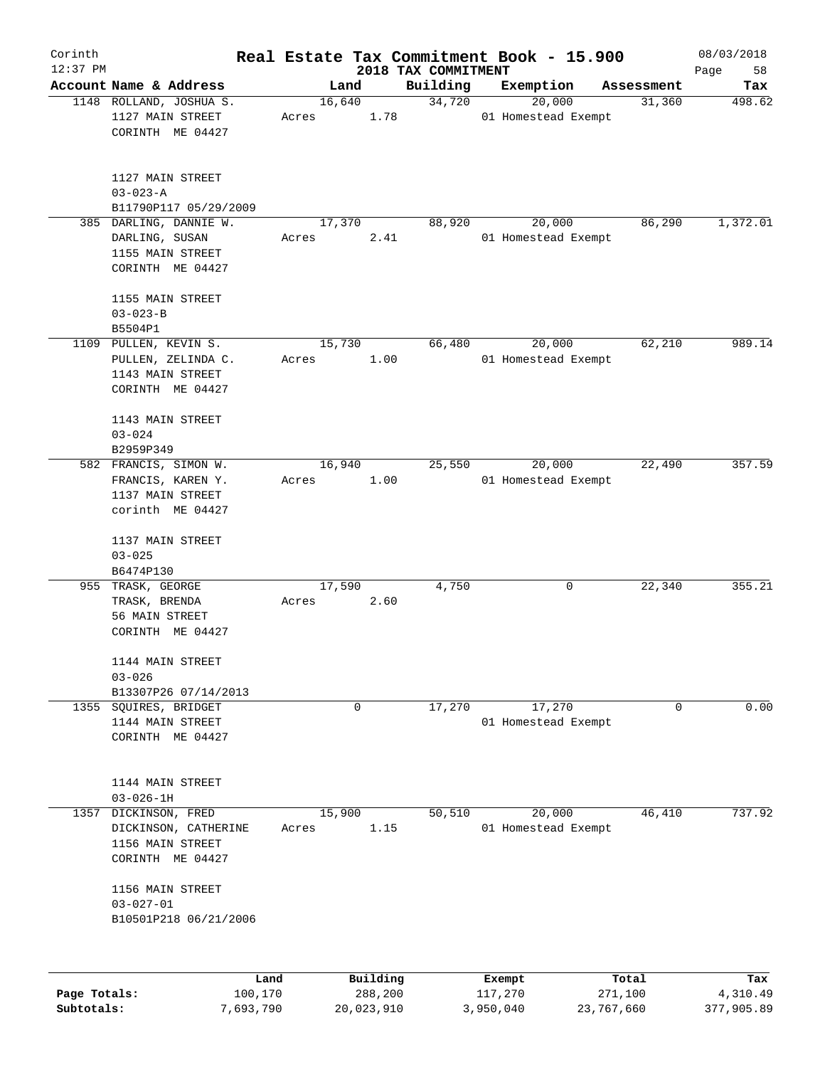# Corinth — Real Estate Tax Commitment Book - 15.900

12:37 PM — 2018 TAX COMMITMENT — 08/03/2018

| Account Name & Address | Land | Building | Exemption | Assessment | Tax |
|---|---|---|---|---|---|
| 1148 ROLLAND, JOSHUA S.<br>1127 MAIN STREET<br>CORINTH ME 04427<br><br>1127 MAIN STREET<br>03-023-A<br>B11790P117 05/29/2009 | 16,640<br>Acres 1.78 | 34,720 | 20,000<br>01 Homestead Exempt | 31,360 | 498.62 |
| 385 DARLING, DANNIE W.<br>DARLING, SUSAN<br>1155 MAIN STREET<br>CORINTH ME 04427<br><br>1155 MAIN STREET<br>03-023-B<br>B5504P1 | 17,370<br>Acres 2.41 | 88,920 | 20,000<br>01 Homestead Exempt | 86,290 | 1,372.01 |
| 1109 PULLEN, KEVIN S.<br>PULLEN, ZELINDA C.<br>1143 MAIN STREET<br>CORINTH ME 04427<br><br>1143 MAIN STREET<br>03-024<br>B2959P349 | 15,730<br>Acres 1.00 | 66,480 | 20,000<br>01 Homestead Exempt | 62,210 | 989.14 |
| 582 FRANCIS, SIMON W.<br>FRANCIS, KAREN Y.<br>1137 MAIN STREET<br>corinth ME 04427<br><br>1137 MAIN STREET<br>03-025<br>B6474P130 | 16,940<br>Acres 1.00 | 25,550 | 20,000<br>01 Homestead Exempt | 22,490 | 357.59 |
| 955 TRASK, GEORGE<br>TRASK, BRENDA<br>56 MAIN STREET<br>CORINTH ME 04427<br><br>1144 MAIN STREET<br>03-026<br>B13307P26 07/14/2013 | 17,590<br>Acres 2.60 | 4,750 | 0 | 22,340 | 355.21 |
| 1355 SQUIRES, BRIDGET<br>1144 MAIN STREET<br>CORINTH ME 04427<br><br>1144 MAIN STREET<br>03-026-1H | 0 | 17,270 | 17,270<br>01 Homestead Exempt | 0 | 0.00 |
| 1357 DICKINSON, FRED<br>DICKINSON, CATHERINE<br>1156 MAIN STREET<br>CORINTH ME 04427<br><br>1156 MAIN STREET<br>03-027-01<br>B10501P218 06/21/2006 | 15,900<br>Acres 1.15 | 50,510 | 20,000<br>01 Homestead Exempt | 46,410 | 737.92 |

| | Land | Building | Exempt | Total | Tax |
|---|---|---|---|---|---|
| Page Totals: | 100,170 | 288,200 | 117,270 | 271,100 | 4,310.49 |
| Subtotals: | 7,693,790 | 20,023,910 | 3,950,040 | 23,767,660 | 377,905.89 |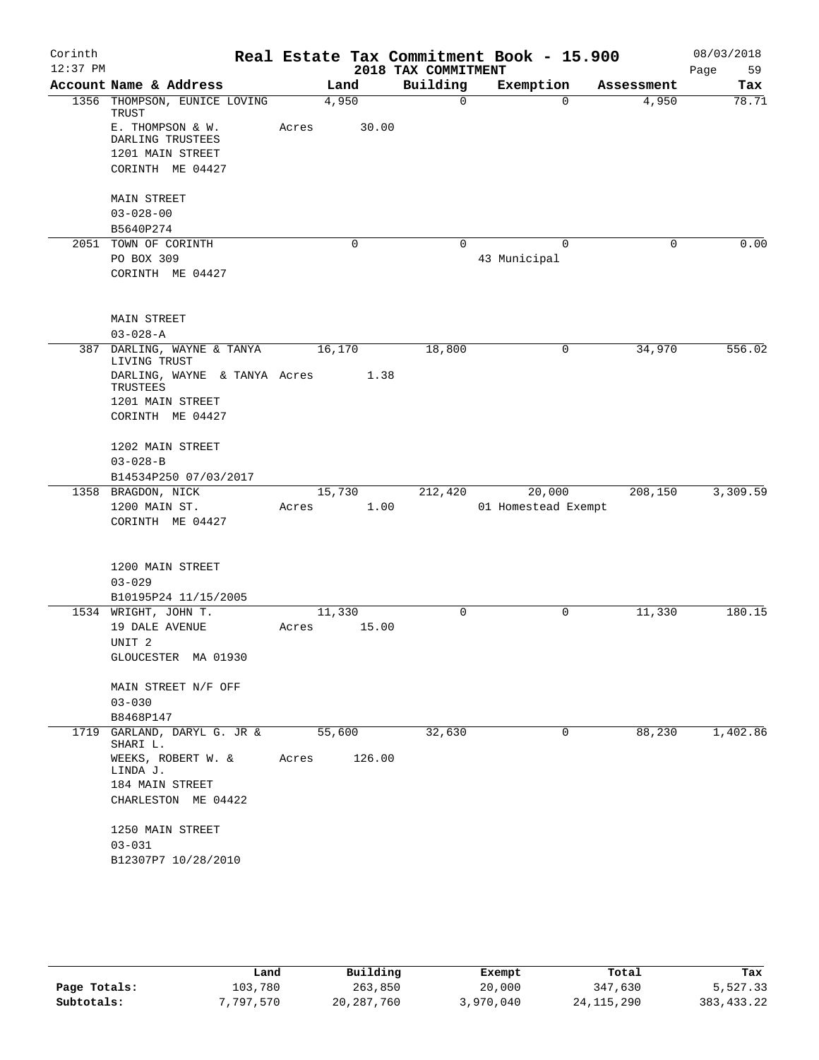Corinth
12:37 PM

# Real Estate Tax Commitment Book - 15.900

## 2018 TAX COMMITMENT

08/03/2018

| Account | Name & Address | Land | Building | Exemption | Assessment | Tax |
|---|---|---|---|---|---|---|
| 1356 | THOMPSON, EUNICE LOVING TRUST<br>E. THOMPSON & W. DARLING TRUSTEES<br>1201 MAIN STREET<br>CORINTH ME 04427<br><br>MAIN STREET<br>03-028-00<br>B5640P274 | 4,950<br>Acres 30.00 | 0 | 0 | 4,950 | 78.71 |
| 2051 | TOWN OF CORINTH<br>PO BOX 309<br>CORINTH ME 04427<br><br>MAIN STREET<br>03-028-A | 0 | 0 | 0<br>43 Municipal | 0 | 0.00 |
| 387 | DARLING, WAYNE & TANYA LIVING TRUST<br>DARLING, WAYNE & TANYA TRUSTEES<br>1201 MAIN STREET<br>CORINTH ME 04427<br><br>1202 MAIN STREET<br>03-028-B<br>B14534P250 07/03/2017 | 16,170<br>Acres 1.38 | 18,800 | 0 | 34,970 | 556.02 |
| 1358 | BRAGDON, NICK<br>1200 MAIN ST.<br>CORINTH ME 04427<br><br>1200 MAIN STREET<br>03-029<br>B10195P24 11/15/2005 | 15,730<br>Acres 1.00 | 212,420 | 20,000<br>01 Homestead Exempt | 208,150 | 3,309.59 |
| 1534 | WRIGHT, JOHN T.<br>19 DALE AVENUE<br>UNIT 2<br>GLOUCESTER MA 01930<br><br>MAIN STREET N/F OFF<br>03-030<br>B8468P147 | 11,330<br>Acres 15.00 | 0 | 0 | 11,330 | 180.15 |
| 1719 | GARLAND, DARYL G. JR & SHARI L.<br>WEEKS, ROBERT W. & LINDA J.<br>184 MAIN STREET<br>CHARLESTON ME 04422<br><br>1250 MAIN STREET<br>03-031<br>B12307P7 10/28/2010 | 55,600<br>Acres 126.00 | 32,630 | 0 | 88,230 | 1,402.86 |

| | Land | Building | Exempt | Total | Tax |
|---|---|---|---|---|---|
| Page Totals: | 103,780 | 263,850 | 20,000 | 347,630 | 5,527.33 |
| Subtotals: | 7,797,570 | 20,287,760 | 3,970,040 | 24,115,290 | 383,433.22 |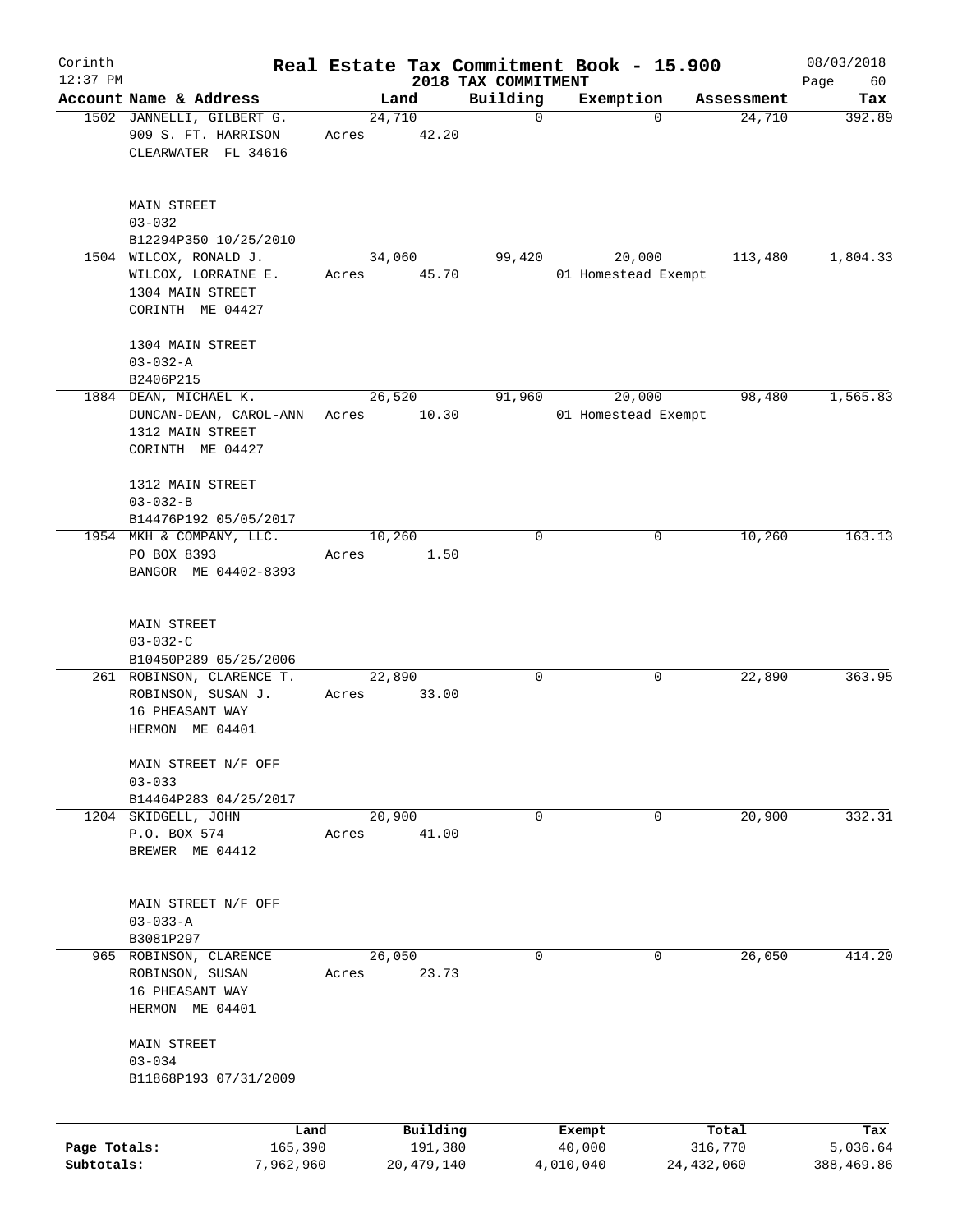# Real Estate Tax Commitment Book - 15.900

Corinth 12:37 PM — 2018 TAX COMMITMENT — 08/03/2018

| Account Name & Address | Land | Building | Exemption | Assessment | Tax |
|---|---|---|---|---|---|
| 1502 JANNELLI, GILBERT G.<br>909 S. FT. HARRISON<br>CLEARWATER FL 34616<br><br>MAIN STREET<br>03-032<br>B12294P350 10/25/2010 | 24,710<br>Acres 42.20 | 0 | 0 | 24,710 | 392.89 |
| 1504 WILCOX, RONALD J.<br>WILCOX, LORRAINE E.<br>1304 MAIN STREET<br>CORINTH ME 04427<br><br>1304 MAIN STREET<br>03-032-A<br>B2406P215 | 34,060<br>Acres 45.70 | 99,420 | 20,000<br>01 Homestead Exempt | 113,480 | 1,804.33 |
| 1884 DEAN, MICHAEL K.<br>DUNCAN-DEAN, CAROL-ANN<br>1312 MAIN STREET<br>CORINTH ME 04427<br><br>1312 MAIN STREET<br>03-032-B<br>B14476P192 05/05/2017 | 26,520<br>Acres 10.30 | 91,960 | 20,000<br>01 Homestead Exempt | 98,480 | 1,565.83 |
| 1954 MKH & COMPANY, LLC.<br>PO BOX 8393<br>BANGOR ME 04402-8393<br><br>MAIN STREET<br>03-032-C<br>B10450P289 05/25/2006 | 10,260<br>Acres 1.50 | 0 | 0 | 10,260 | 163.13 |
| 261 ROBINSON, CLARENCE T.<br>ROBINSON, SUSAN J.<br>16 PHEASANT WAY<br>HERMON ME 04401<br><br>MAIN STREET N/F OFF<br>03-033<br>B14464P283 04/25/2017 | 22,890<br>Acres 33.00 | 0 | 0 | 22,890 | 363.95 |
| 1204 SKIDGELL, JOHN<br>P.O. BOX 574<br>BREWER ME 04412<br><br>MAIN STREET N/F OFF<br>03-033-A<br>B3081P297 | 20,900<br>Acres 41.00 | 0 | 0 | 20,900 | 332.31 |
| 965 ROBINSON, CLARENCE<br>ROBINSON, SUSAN<br>16 PHEASANT WAY<br>HERMON ME 04401<br><br>MAIN STREET<br>03-034<br>B11868P193 07/31/2009 | 26,050<br>Acres 23.73 | 0 | 0 | 26,050 | 414.20 |

| | Land | Building | Exempt | Total | Tax |
|---|---|---|---|---|---|
| Page Totals: | 165,390 | 191,380 | 40,000 | 316,770 | 5,036.64 |
| Subtotals: | 7,962,960 | 20,479,140 | 4,010,040 | 24,432,060 | 388,469.86 |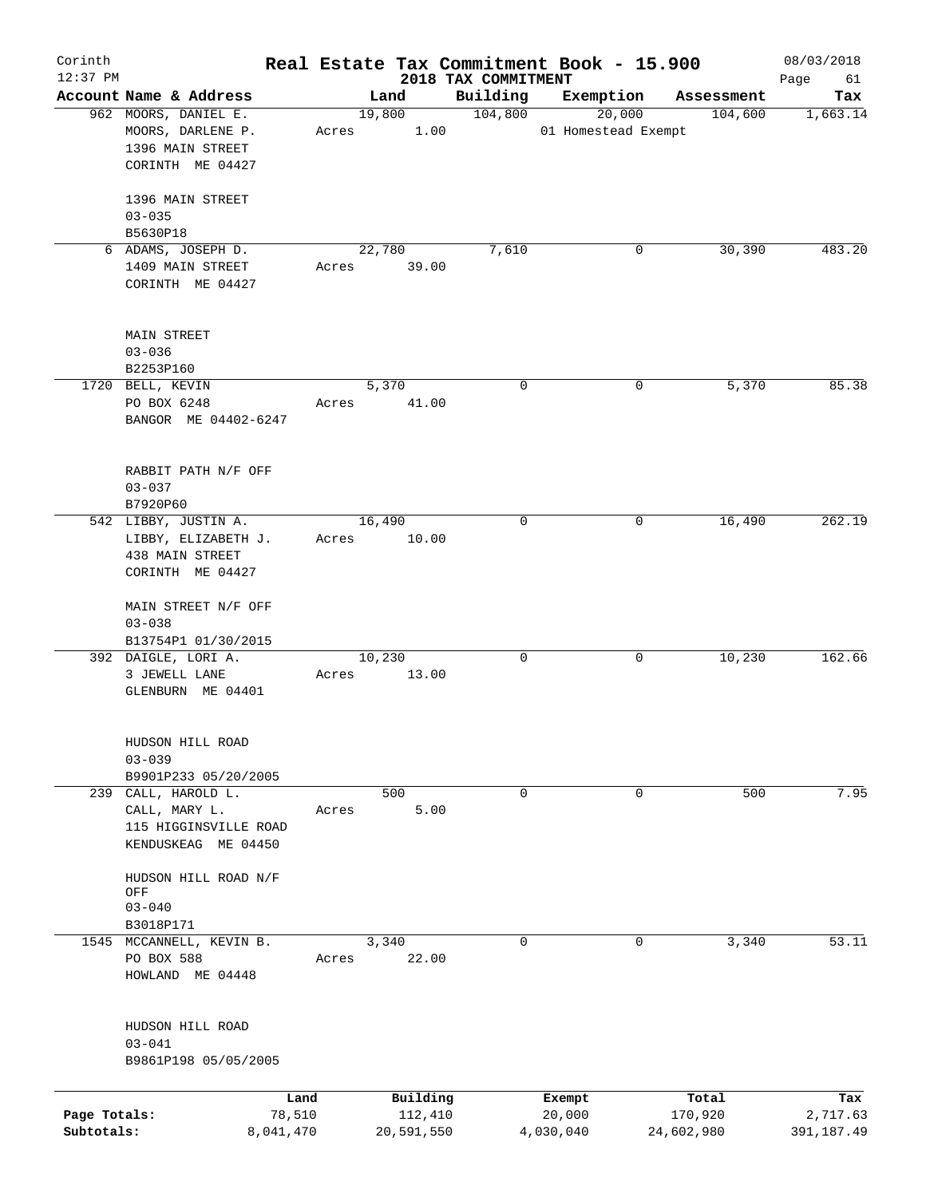Corinth
12:37 PM

# Real Estate Tax Commitment Book - 15.900

## 2018 TAX COMMITMENT

08/03/2018
Page 61

| Account Name & Address | Land | Building | Exemption | Assessment | Tax |
|---|---|---|---|---|---|
| 962 MOORS, DANIEL E.<br>MOORS, DARLENE P.<br>1396 MAIN STREET<br>CORINTH ME 04427<br><br>1396 MAIN STREET<br>03-035<br>B5630P18 | 19,800<br>Acres 1.00 | 104,800 | 20,000<br>01 Homestead Exempt | 104,600 | 1,663.14 |
| 6 ADAMS, JOSEPH D.<br>1409 MAIN STREET<br>CORINTH ME 04427<br><br>MAIN STREET<br>03-036<br>B2253P160 | 22,780<br>Acres 39.00 | 7,610 | 0 | 30,390 | 483.20 |
| 1720 BELL, KEVIN<br>PO BOX 6248<br>BANGOR ME 04402-6247<br><br>RABBIT PATH N/F OFF<br>03-037<br>B7920P60 | 5,370<br>Acres 41.00 | 0 | 0 | 5,370 | 85.38 |
| 542 LIBBY, JUSTIN A.<br>LIBBY, ELIZABETH J.<br>438 MAIN STREET<br>CORINTH ME 04427<br><br>MAIN STREET N/F OFF<br>03-038<br>B13754P1 01/30/2015 | 16,490<br>Acres 10.00 | 0 | 0 | 16,490 | 262.19 |
| 392 DAIGLE, LORI A.<br>3 JEWELL LANE<br>GLENBURN ME 04401<br><br>HUDSON HILL ROAD<br>03-039<br>B9901P233 05/20/2005 | 10,230<br>Acres 13.00 | 0 | 0 | 10,230 | 162.66 |
| 239 CALL, HAROLD L.<br>CALL, MARY L.<br>115 HIGGINSVILLE ROAD<br>KENDUSKEAG ME 04450<br><br>HUDSON HILL ROAD N/F OFF<br>03-040<br>B3018P171 | 500<br>Acres 5.00 | 0 | 0 | 500 | 7.95 |
| 1545 MCCANNELL, KEVIN B.<br>PO BOX 588<br>HOWLAND ME 04448<br><br>HUDSON HILL ROAD<br>03-041<br>B9861P198 05/05/2005 | 3,340<br>Acres 22.00 | 0 | 0 | 3,340 | 53.11 |

| | Land | Building | Exempt | Total | Tax |
|---|---|---|---|---|---|
| Page Totals: | 78,510 | 112,410 | 20,000 | 170,920 | 2,717.63 |
| Subtotals: | 8,041,470 | 20,591,550 | 4,030,040 | 24,602,980 | 391,187.49 |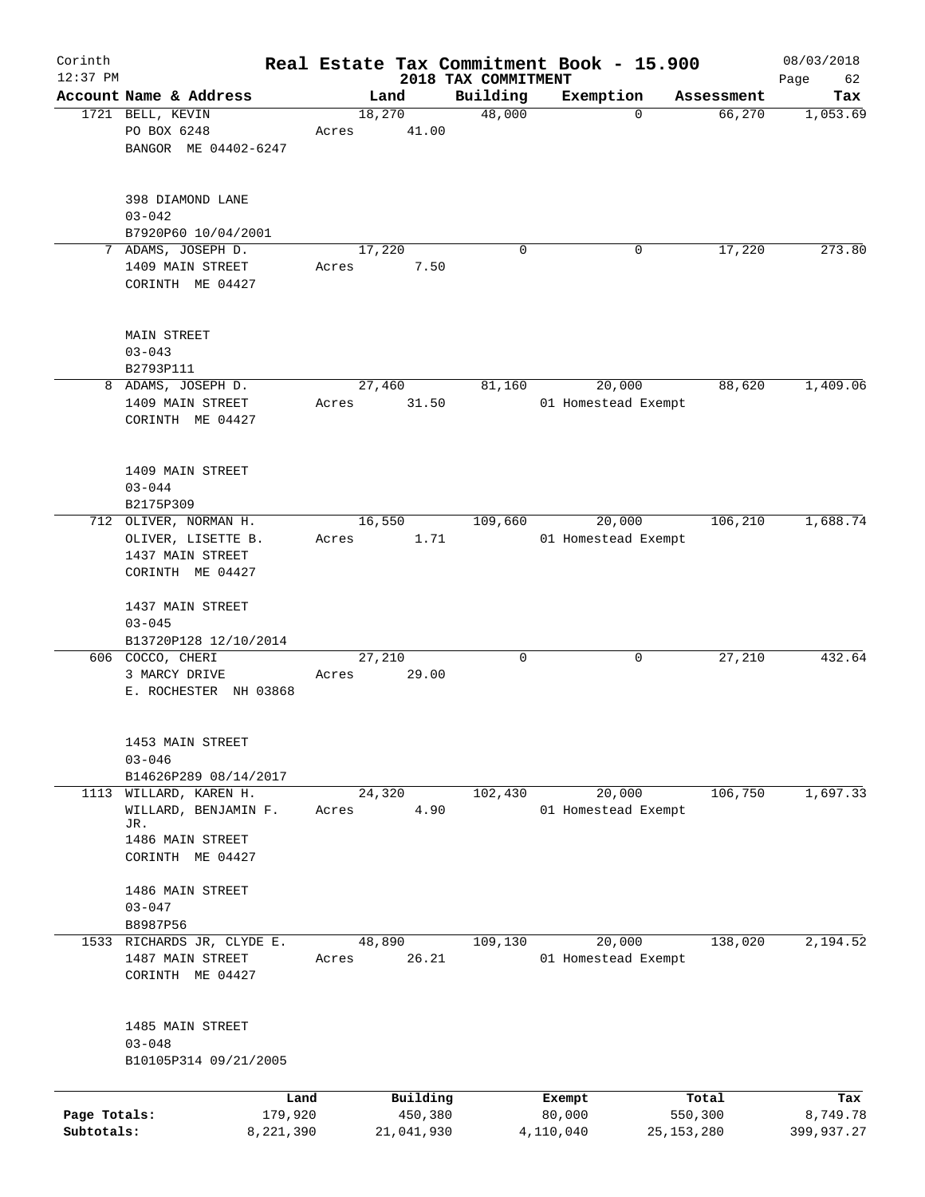# Real Estate Tax Commitment Book - 15.900

Corinth
12:37 PM

2018 TAX COMMITMENT

08/03/2018

| Account Name & Address | Land | Building | Exemption | Assessment | Tax |
|---|---|---|---|---|---|
| 1721 BELL, KEVIN<br>PO BOX 6248<br>BANGOR ME 04402-6247<br><br>398 DIAMOND LANE<br>03-042<br>B7920P60 10/04/2001 | 18,270<br>Acres 41.00 | 48,000 | 0 | 66,270 | 1,053.69 |
| 7 ADAMS, JOSEPH D.<br>1409 MAIN STREET<br>CORINTH ME 04427<br><br>MAIN STREET<br>03-043<br>B2793P111 | 17,220<br>Acres 7.50 | 0 | 0 | 17,220 | 273.80 |
| 8 ADAMS, JOSEPH D.<br>1409 MAIN STREET<br>CORINTH ME 04427<br><br>1409 MAIN STREET<br>03-044<br>B2175P309 | 27,460<br>Acres 31.50 | 81,160 | 20,000<br>01 Homestead Exempt | 88,620 | 1,409.06 |
| 712 OLIVER, NORMAN H.<br>OLIVER, LISETTE B.<br>1437 MAIN STREET<br>CORINTH ME 04427<br><br>1437 MAIN STREET<br>03-045<br>B13720P128 12/10/2014 | 16,550<br>Acres 1.71 | 109,660 | 20,000<br>01 Homestead Exempt | 106,210 | 1,688.74 |
| 606 COCCO, CHERI<br>3 MARCY DRIVE<br>E. ROCHESTER NH 03868<br><br>1453 MAIN STREET<br>03-046<br>B14626P289 08/14/2017 | 27,210<br>Acres 29.00 | 0 | 0 | 27,210 | 432.64 |
| 1113 WILLARD, KAREN H.<br>WILLARD, BENJAMIN F. JR.<br>1486 MAIN STREET<br>CORINTH ME 04427<br><br>1486 MAIN STREET<br>03-047<br>B8987P56 | 24,320<br>Acres 4.90 | 102,430 | 20,000<br>01 Homestead Exempt | 106,750 | 1,697.33 |
| 1533 RICHARDS JR, CLYDE E.<br>1487 MAIN STREET<br>CORINTH ME 04427<br><br>1485 MAIN STREET<br>03-048<br>B10105P314 09/21/2005 | 48,890<br>Acres 26.21 | 109,130 | 20,000<br>01 Homestead Exempt | 138,020 | 2,194.52 |

| | Land | Building | Exempt | Total | Tax |
|---|---|---|---|---|---|
| Page Totals: | 179,920 | 450,380 | 80,000 | 550,300 | 8,749.78 |
| Subtotals: | 8,221,390 | 21,041,930 | 4,110,040 | 25,153,280 | 399,937.27 |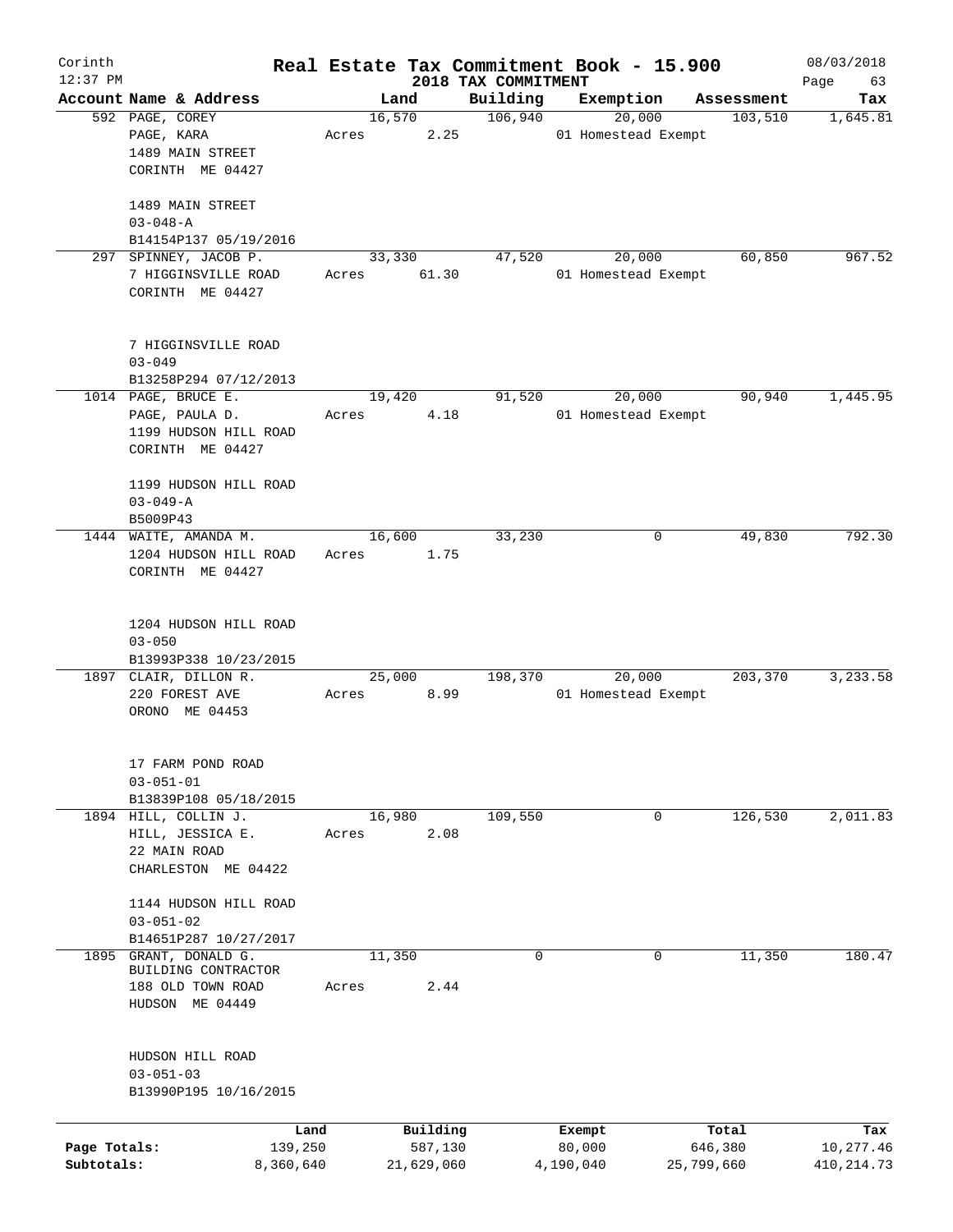# Real Estate Tax Commitment Book - 15.900

Corinth
12:37 PM

2018 TAX COMMITMENT

08/03/2018

| Account Name & Address | Land | Building | Exemption | Assessment | Tax |
|---|---|---|---|---|---|
| 592 PAGE, COREY<br>PAGE, KARA<br>1489 MAIN STREET<br>CORINTH ME 04427<br><br>1489 MAIN STREET<br>03-048-A<br>B14154P137 05/19/2016 | 16,570<br>Acres 2.25 | 106,940 | 20,000<br>01 Homestead Exempt | 103,510 | 1,645.81 |
| 297 SPINNEY, JACOB P.<br>7 HIGGINSVILLE ROAD<br>CORINTH ME 04427<br><br>7 HIGGINSVILLE ROAD<br>03-049<br>B13258P294 07/12/2013 | 33,330<br>Acres 61.30 | 47,520 | 20,000<br>01 Homestead Exempt | 60,850 | 967.52 |
| 1014 PAGE, BRUCE E.<br>PAGE, PAULA D.<br>1199 HUDSON HILL ROAD<br>CORINTH ME 04427<br><br>1199 HUDSON HILL ROAD<br>03-049-A<br>B5009P43 | 19,420<br>Acres 4.18 | 91,520 | 20,000<br>01 Homestead Exempt | 90,940 | 1,445.95 |
| 1444 WAITE, AMANDA M.<br>1204 HUDSON HILL ROAD<br>CORINTH ME 04427<br><br>1204 HUDSON HILL ROAD<br>03-050<br>B13993P338 10/23/2015 | 16,600<br>Acres 1.75 | 33,230 | 0 | 49,830 | 792.30 |
| 1897 CLAIR, DILLON R.<br>220 FOREST AVE<br>ORONO ME 04453<br><br>17 FARM POND ROAD<br>03-051-01<br>B13839P108 05/18/2015 | 25,000<br>Acres 8.99 | 198,370 | 20,000<br>01 Homestead Exempt | 203,370 | 3,233.58 |
| 1894 HILL, COLLIN J.<br>HILL, JESSICA E.<br>22 MAIN ROAD<br>CHARLESTON ME 04422<br><br>1144 HUDSON HILL ROAD<br>03-051-02<br>B14651P287 10/27/2017 | 16,980<br>Acres 2.08 | 109,550 | 0 | 126,530 | 2,011.83 |
| 1895 GRANT, DONALD G.<br>BUILDING CONTRACTOR<br>188 OLD TOWN ROAD<br>HUDSON ME 04449<br><br>HUDSON HILL ROAD<br>03-051-03<br>B13990P195 10/16/2015 | 11,350<br>Acres 2.44 | 0 | 0 | 11,350 | 180.47 |

| | Land | Building | Exempt | Total | Tax |
|---|---|---|---|---|---|
| Page Totals: | 139,250 | 587,130 | 80,000 | 646,380 | 10,277.46 |
| Subtotals: | 8,360,640 | 21,629,060 | 4,190,040 | 25,799,660 | 410,214.73 |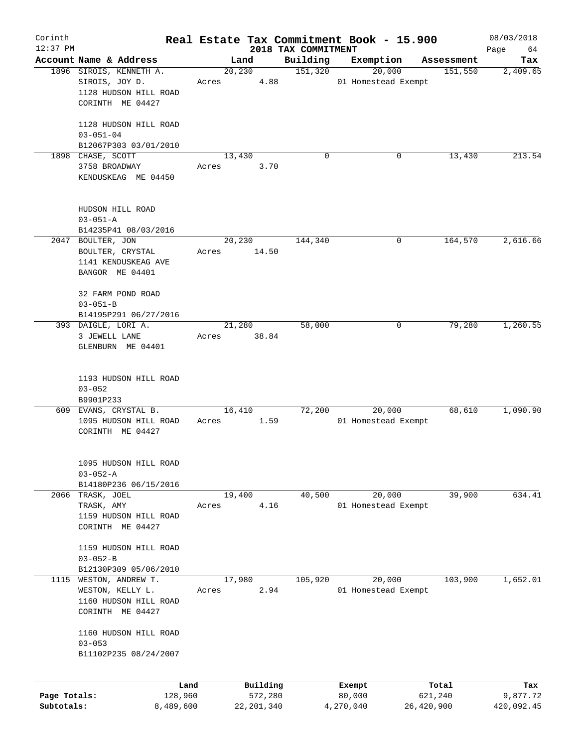Corinth
12:37 PM

# Real Estate Tax Commitment Book - 15.900

2018 TAX COMMITMENT

08/03/2018

| Account Name & Address | Land | Building | Exemption | Assessment | Tax |
|---|---|---|---|---|---|
| 1896 SIROIS, KENNETH A.<br>SIROIS, JOY D.<br>1128 HUDSON HILL ROAD<br>CORINTH ME 04427<br><br>1128 HUDSON HILL ROAD<br>03-051-04<br>B12067P303 03/01/2010 | 20,230<br>Acres 4.88 | 151,320 | 20,000<br>01 Homestead Exempt | 151,550 | 2,409.65 |
| 1898 CHASE, SCOTT<br>3758 BROADWAY<br>KENDUSKEAG ME 04450<br><br>HUDSON HILL ROAD<br>03-051-A<br>B14235P41 08/03/2016 | 13,430<br>Acres 3.70 | 0 | 0 | 13,430 | 213.54 |
| 2047 BOULTER, JON<br>BOULTER, CRYSTAL<br>1141 KENDUSKEAG AVE<br>BANGOR ME 04401<br><br>32 FARM POND ROAD<br>03-051-B<br>B14195P291 06/27/2016 | 20,230<br>Acres 14.50 | 144,340 | 0 | 164,570 | 2,616.66 |
| 393 DAIGLE, LORI A.<br>3 JEWELL LANE<br>GLENBURN ME 04401<br><br>1193 HUDSON HILL ROAD<br>03-052<br>B9901P233 | 21,280<br>Acres 38.84 | 58,000 | 0 | 79,280 | 1,260.55 |
| 609 EVANS, CRYSTAL B.<br>1095 HUDSON HILL ROAD<br>CORINTH ME 04427<br><br>1095 HUDSON HILL ROAD<br>03-052-A<br>B14180P236 06/15/2016 | 16,410<br>Acres 1.59 | 72,200 | 20,000<br>01 Homestead Exempt | 68,610 | 1,090.90 |
| 2066 TRASK, JOEL<br>TRASK, AMY<br>1159 HUDSON HILL ROAD<br>CORINTH ME 04427<br><br>1159 HUDSON HILL ROAD<br>03-052-B<br>B12130P309 05/06/2010 | 19,400<br>Acres 4.16 | 40,500 | 20,000<br>01 Homestead Exempt | 39,900 | 634.41 |
| 1115 WESTON, ANDREW T.<br>WESTON, KELLY L.<br>1160 HUDSON HILL ROAD<br>CORINTH ME 04427<br><br>1160 HUDSON HILL ROAD<br>03-053<br>B11102P235 08/24/2007 | 17,980<br>Acres 2.94 | 105,920 | 20,000<br>01 Homestead Exempt | 103,900 | 1,652.01 |

| | Land | Building | Exempt | Total | Tax |
|---|---|---|---|---|---|
| Page Totals: | 128,960 | 572,280 | 80,000 | 621,240 | 9,877.72 |
| Subtotals: | 8,489,600 | 22,201,340 | 4,270,040 | 26,420,900 | 420,092.45 |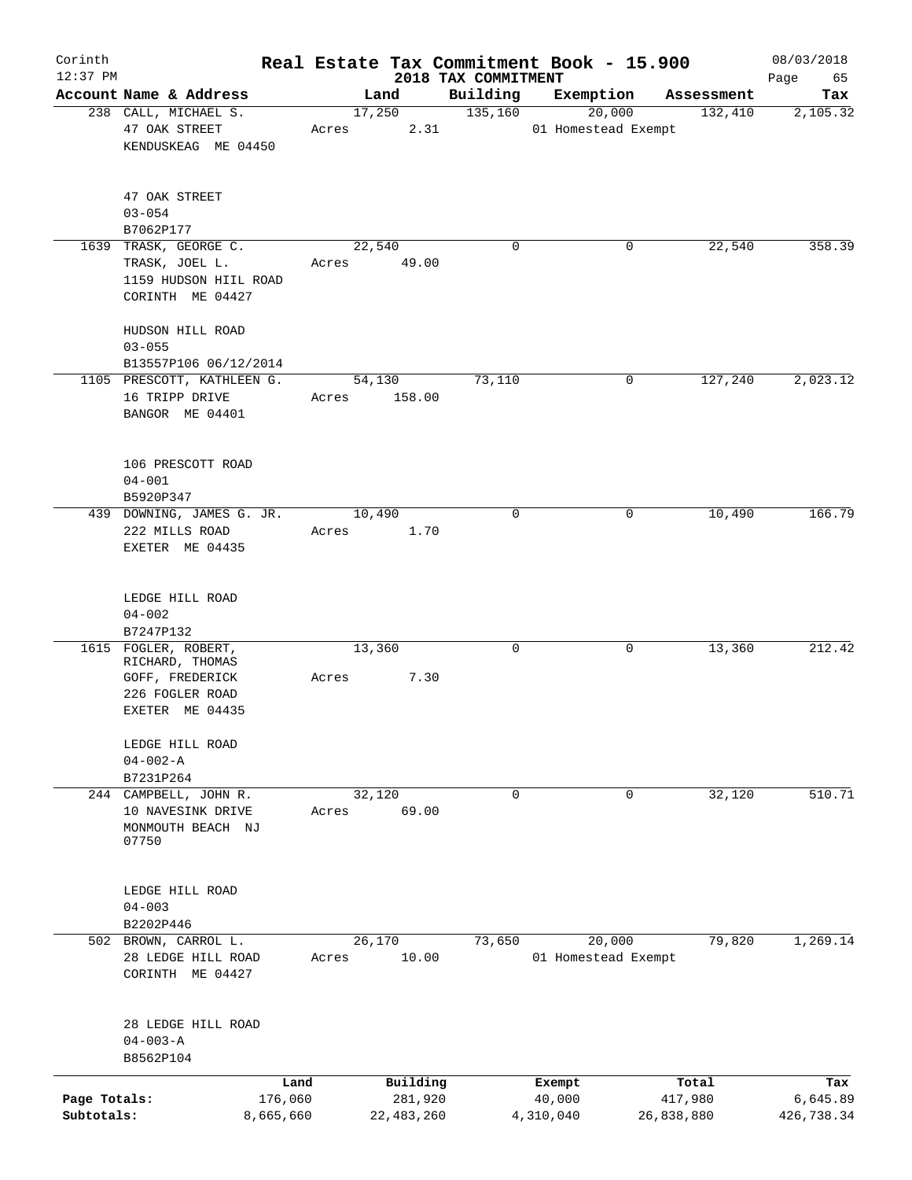# Corinth — Real Estate Tax Commitment Book - 15.900

12:37 PM — 2018 TAX COMMITMENT — 08/03/2018

| Account Name & Address | Land | Building | Exemption | Assessment | Tax |
|---|---|---|---|---|---|
| 238 CALL, MICHAEL S.<br>47 OAK STREET<br>KENDUSKEAG ME 04450<br><br>47 OAK STREET<br>03-054<br>B7062P177 | 17,250<br>Acres 2.31 | 135,160 | 20,000<br>01 Homestead Exempt | 132,410 | 2,105.32 |
| 1639 TRASK, GEORGE C.<br>TRASK, JOEL L.<br>1159 HUDSON HIIL ROAD<br>CORINTH ME 04427<br><br>HUDSON HILL ROAD<br>03-055<br>B13557P106 06/12/2014 | 22,540<br>Acres 49.00 | 0 | 0 | 22,540 | 358.39 |
| 1105 PRESCOTT, KATHLEEN G.<br>16 TRIPP DRIVE<br>BANGOR ME 04401<br><br>106 PRESCOTT ROAD<br>04-001<br>B5920P347 | 54,130<br>Acres 158.00 | 73,110 | 0 | 127,240 | 2,023.12 |
| 439 DOWNING, JAMES G. JR.<br>222 MILLS ROAD<br>EXETER ME 04435<br><br>LEDGE HILL ROAD<br>04-002<br>B7247P132 | 10,490<br>Acres 1.70 | 0 | 0 | 10,490 | 166.79 |
| 1615 FOGLER, ROBERT,<br>RICHARD, THOMAS<br>GOFF, FREDERICK<br>226 FOGLER ROAD<br>EXETER ME 04435<br><br>LEDGE HILL ROAD<br>04-002-A<br>B7231P264 | 13,360<br>Acres 7.30 | 0 | 0 | 13,360 | 212.42 |
| 244 CAMPBELL, JOHN R.<br>10 NAVESINK DRIVE<br>MONMOUTH BEACH NJ<br>07750<br><br>LEDGE HILL ROAD<br>04-003<br>B2202P446 | 32,120<br>Acres 69.00 | 0 | 0 | 32,120 | 510.71 |
| 502 BROWN, CARROL L.<br>28 LEDGE HILL ROAD<br>CORINTH ME 04427<br><br>28 LEDGE HILL ROAD<br>04-003-A<br>B8562P104 | 26,170<br>Acres 10.00 | 73,650 | 20,000<br>01 Homestead Exempt | 79,820 | 1,269.14 |

| | Land | Building | Exempt | Total | Tax |
|---|---|---|---|---|---|
| Page Totals: | 176,060 | 281,920 | 40,000 | 417,980 | 6,645.89 |
| Subtotals: | 8,665,660 | 22,483,260 | 4,310,040 | 26,838,880 | 426,738.34 |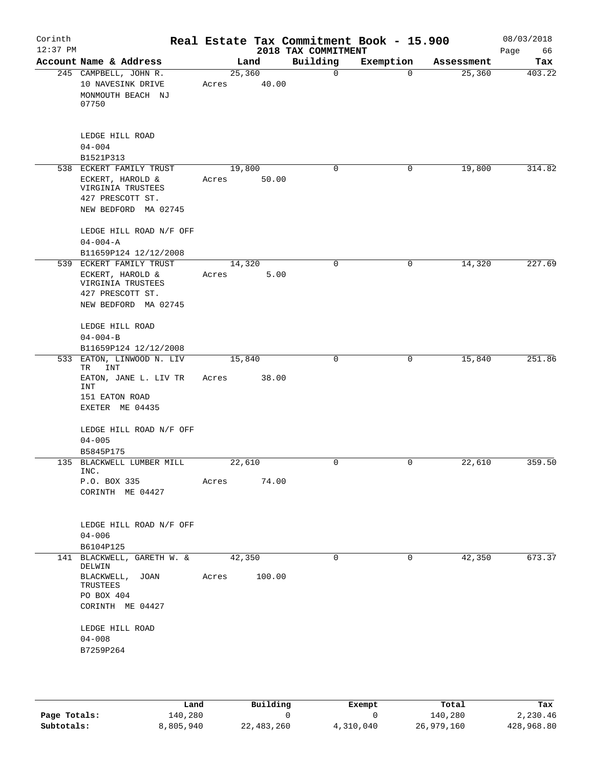Corinth 12:37 PM

# Real Estate Tax Commitment Book - 15.900

## 2018 TAX COMMITMENT

08/03/2018 Page 66

| Account Name & Address | Land | Building | Exemption | Assessment | Tax |
|---|---|---|---|---|---|
| 245 CAMPBELL, JOHN R.<br>10 NAVESINK DRIVE<br>MONMOUTH BEACH NJ 07750<br><br>LEDGE HILL ROAD<br>04-004<br>B1521P313 | 25,360<br>Acres 40.00 | 0 | 0 | 25,360 | 403.22 |
| 538 ECKERT FAMILY TRUST<br>ECKERT, HAROLD & VIRGINIA TRUSTEES<br>427 PRESCOTT ST.<br>NEW BEDFORD MA 02745<br><br>LEDGE HILL ROAD N/F OFF<br>04-004-A<br>B11659P124 12/12/2008 | 19,800<br>Acres 50.00 | 0 | 0 | 19,800 | 314.82 |
| 539 ECKERT FAMILY TRUST<br>ECKERT, HAROLD & VIRGINIA TRUSTEES<br>427 PRESCOTT ST.<br>NEW BEDFORD MA 02745<br><br>LEDGE HILL ROAD<br>04-004-B<br>B11659P124 12/12/2008 | 14,320<br>Acres 5.00 | 0 | 0 | 14,320 | 227.69 |
| 533 EATON, LINWOOD N. LIV TR INT<br>EATON, JANE L. LIV TR INT<br>151 EATON ROAD<br>EXETER ME 04435<br><br>LEDGE HILL ROAD N/F OFF<br>04-005<br>B5845P175 | 15,840<br>Acres 38.00 | 0 | 0 | 15,840 | 251.86 |
| 135 BLACKWELL LUMBER MILL INC.<br>P.O. BOX 335<br>CORINTH ME 04427<br><br>LEDGE HILL ROAD N/F OFF<br>04-006<br>B6104P125 | 22,610<br>Acres 74.00 | 0 | 0 | 22,610 | 359.50 |
| 141 BLACKWELL, GARETH W. & DELWIN<br>BLACKWELL, JOAN TRUSTEES<br>PO BOX 404<br>CORINTH ME 04427<br><br>LEDGE HILL ROAD<br>04-008<br>B7259P264 | 42,350<br>Acres 100.00 | 0 | 0 | 42,350 | 673.37 |

| | Land | Building | Exempt | Total | Tax |
|---|---|---|---|---|---|
| **Page Totals:** | 140,280 | 0 | 0 | 140,280 | 2,230.46 |
| **Subtotals:** | 8,805,940 | 22,483,260 | 4,310,040 | 26,979,160 | 428,968.80 |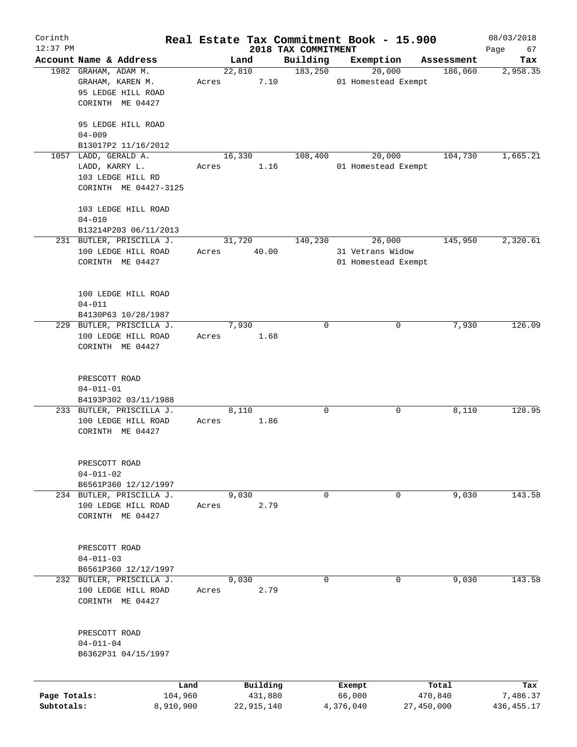# Real Estate Tax Commitment Book - 15.900

Corinth 12:37 PM — 2018 TAX COMMITMENT — 08/03/2018

| Account Name & Address | Land | Building | Exemption | Assessment | Tax |
|---|---|---|---|---|---|
| 1982 GRAHAM, ADAM M.<br>GRAHAM, KAREN M.<br>95 LEDGE HILL ROAD<br>CORINTH ME 04427<br><br>95 LEDGE HILL ROAD<br>04-009<br>B13017P2 11/16/2012 | 22,810<br>Acres 7.10 | 183,250 | 20,000<br>01 Homestead Exempt | 186,060 | 2,958.35 |
| 1057 LADD, GERALD A.<br>LADD, KARRY L.<br>103 LEDGE HILL RD<br>CORINTH ME 04427-3125<br><br>103 LEDGE HILL ROAD<br>04-010<br>B13214P203 06/11/2013 | 16,330<br>Acres 1.16 | 108,400 | 20,000<br>01 Homestead Exempt | 104,730 | 1,665.21 |
| 231 BUTLER, PRISCILLA J.<br>100 LEDGE HILL ROAD<br>CORINTH ME 04427<br><br>100 LEDGE HILL ROAD<br>04-011<br>B4130P63 10/28/1987 | 31,720<br>Acres 40.00 | 140,230 | 26,000<br>31 Vetrans Widow<br>01 Homestead Exempt | 145,950 | 2,320.61 |
| 229 BUTLER, PRISCILLA J.<br>100 LEDGE HILL ROAD<br>CORINTH ME 04427<br><br>PRESCOTT ROAD<br>04-011-01<br>B4193P302 03/11/1988 | 7,930<br>Acres 1.68 | 0 | 0 | 7,930 | 126.09 |
| 233 BUTLER, PRISCILLA J.<br>100 LEDGE HILL ROAD<br>CORINTH ME 04427<br><br>PRESCOTT ROAD<br>04-011-02<br>B6561P360 12/12/1997 | 8,110<br>Acres 1.86 | 0 | 0 | 8,110 | 128.95 |
| 234 BUTLER, PRISCILLA J.<br>100 LEDGE HILL ROAD<br>CORINTH ME 04427<br><br>PRESCOTT ROAD<br>04-011-03<br>B6561P360 12/12/1997 | 9,030<br>Acres 2.79 | 0 | 0 | 9,030 | 143.58 |
| 232 BUTLER, PRISCILLA J.<br>100 LEDGE HILL ROAD<br>CORINTH ME 04427<br><br>PRESCOTT ROAD<br>04-011-04<br>B6362P31 04/15/1997 | 9,030<br>Acres 2.79 | 0 | 0 | 9,030 | 143.58 |

| | Land | Building | Exempt | Total | Tax |
|---|---|---|---|---|---|
| Page Totals: | 104,960 | 431,880 | 66,000 | 470,840 | 7,486.37 |
| Subtotals: | 8,910,900 | 22,915,140 | 4,376,040 | 27,450,000 | 436,455.17 |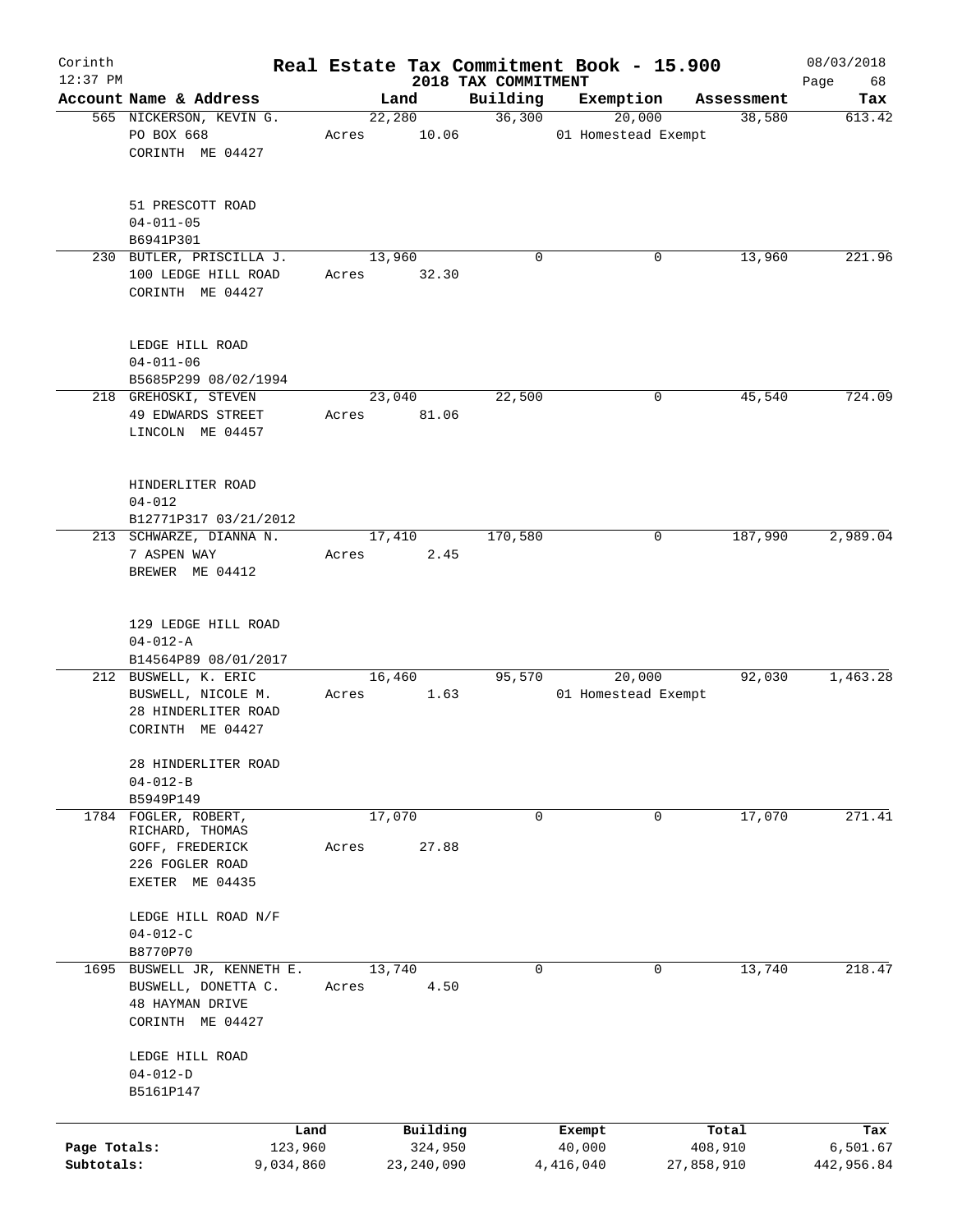Corinth
12:37 PM

# Real Estate Tax Commitment Book - 15.900

2018 TAX COMMITMENT

08/03/2018

| Account Name & Address | Land | Building | Exemption | Assessment | Tax |
|---|---|---|---|---|---|
| 565 NICKERSON, KEVIN G.<br>PO BOX 668<br>CORINTH ME 04427<br><br>51 PRESCOTT ROAD<br>04-011-05<br>B6941P301 | 22,280<br>Acres 10.06 | 36,300 | 20,000<br>01 Homestead Exempt | 38,580 | 613.42 |
| 230 BUTLER, PRISCILLA J.<br>100 LEDGE HILL ROAD<br>CORINTH ME 04427<br><br>LEDGE HILL ROAD<br>04-011-06<br>B5685P299 08/02/1994 | 13,960<br>Acres 32.30 | 0 | 0 | 13,960 | 221.96 |
| 218 GREHOSKI, STEVEN<br>49 EDWARDS STREET<br>LINCOLN ME 04457<br><br>HINDERLITER ROAD<br>04-012<br>B12771P317 03/21/2012 | 23,040<br>Acres 81.06 | 22,500 | 0 | 45,540 | 724.09 |
| 213 SCHWARZE, DIANNA N.<br>7 ASPEN WAY<br>BREWER ME 04412<br><br>129 LEDGE HILL ROAD<br>04-012-A<br>B14564P89 08/01/2017 | 17,410<br>Acres 2.45 | 170,580 | 0 | 187,990 | 2,989.04 |
| 212 BUSWELL, K. ERIC<br>BUSWELL, NICOLE M.<br>28 HINDERLITER ROAD<br>CORINTH ME 04427<br><br>28 HINDERLITER ROAD<br>04-012-B<br>B5949P149 | 16,460<br>Acres 1.63 | 95,570 | 20,000<br>01 Homestead Exempt | 92,030 | 1,463.28 |
| 1784 FOGLER, ROBERT,<br>RICHARD, THOMAS<br>GOFF, FREDERICK<br>226 FOGLER ROAD<br>EXETER ME 04435<br><br>LEDGE HILL ROAD N/F<br>04-012-C<br>B8770P70 | 17,070<br>Acres 27.88 | 0 | 0 | 17,070 | 271.41 |
| 1695 BUSWELL JR, KENNETH E.<br>BUSWELL, DONETTA C.<br>48 HAYMAN DRIVE<br>CORINTH ME 04427<br><br>LEDGE HILL ROAD<br>04-012-D<br>B5161P147 | 13,740<br>Acres 4.50 | 0 | 0 | 13,740 | 218.47 |

| | Land | Building | Exempt | Total | Tax |
|---|---|---|---|---|---|
| Page Totals: | 123,960 | 324,950 | 40,000 | 408,910 | 6,501.67 |
| Subtotals: | 9,034,860 | 23,240,090 | 4,416,040 | 27,858,910 | 442,956.84 |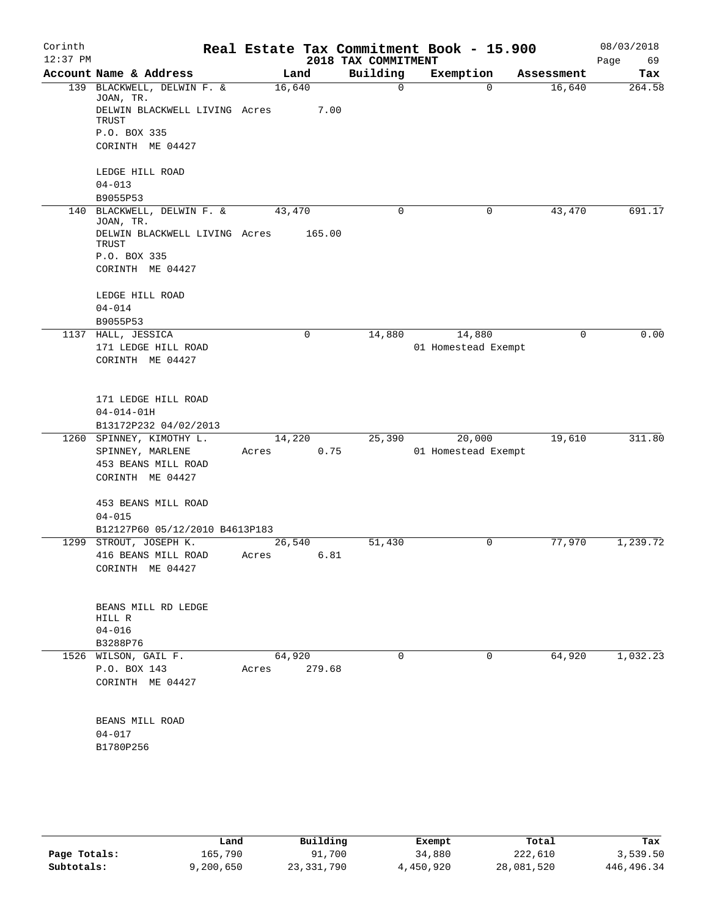# Real Estate Tax Commitment Book - 15.900

Corinth 12:37 PM — 2018 TAX COMMITMENT — 08/03/2018

| Account Name & Address | Land | Building | Exemption | Assessment | Tax |
|---|---|---|---|---|---|
| 139 BLACKWELL, DELWIN F. & JOAN, TR.<br>DELWIN BLACKWELL LIVING TRUST<br>P.O. BOX 335<br>CORINTH ME 04427<br><br>LEDGE HILL ROAD<br>04-013<br>B9055P53 | 16,640<br>Acres 7.00 | 0 | 0 | 16,640 | 264.58 |
| 140 BLACKWELL, DELWIN F. & JOAN, TR.<br>DELWIN BLACKWELL LIVING TRUST<br>P.O. BOX 335<br>CORINTH ME 04427<br><br>LEDGE HILL ROAD<br>04-014<br>B9055P53 | 43,470<br>Acres 165.00 | 0 | 0 | 43,470 | 691.17 |
| 1137 HALL, JESSICA<br>171 LEDGE HILL ROAD<br>CORINTH ME 04427<br><br>171 LEDGE HILL ROAD<br>04-014-01H<br>B13172P232 04/02/2013 | 0 | 14,880 | 14,880<br>01 Homestead Exempt | 0 | 0.00 |
| 1260 SPINNEY, KIMOTHY L.<br>SPINNEY, MARLENE<br>453 BEANS MILL ROAD<br>CORINTH ME 04427<br><br>453 BEANS MILL ROAD<br>04-015<br>B12127P60 05/12/2010 B4613P183 | 14,220<br>Acres 0.75 | 25,390 | 20,000<br>01 Homestead Exempt | 19,610 | 311.80 |
| 1299 STROUT, JOSEPH K.<br>416 BEANS MILL ROAD<br>CORINTH ME 04427<br><br>BEANS MILL RD LEDGE HILL R<br>04-016<br>B3288P76 | 26,540<br>Acres 6.81 | 51,430 | 0 | 77,970 | 1,239.72 |
| 1526 WILSON, GAIL F.<br>P.O. BOX 143<br>CORINTH ME 04427<br><br>BEANS MILL ROAD<br>04-017<br>B1780P256 | 64,920<br>Acres 279.68 | 0 | 0 | 64,920 | 1,032.23 |

| | Land | Building | Exempt | Total | Tax |
|---|---|---|---|---|---|
| Page Totals: | 165,790 | 91,700 | 34,880 | 222,610 | 3,539.50 |
| Subtotals: | 9,200,650 | 23,331,790 | 4,450,920 | 28,081,520 | 446,496.34 |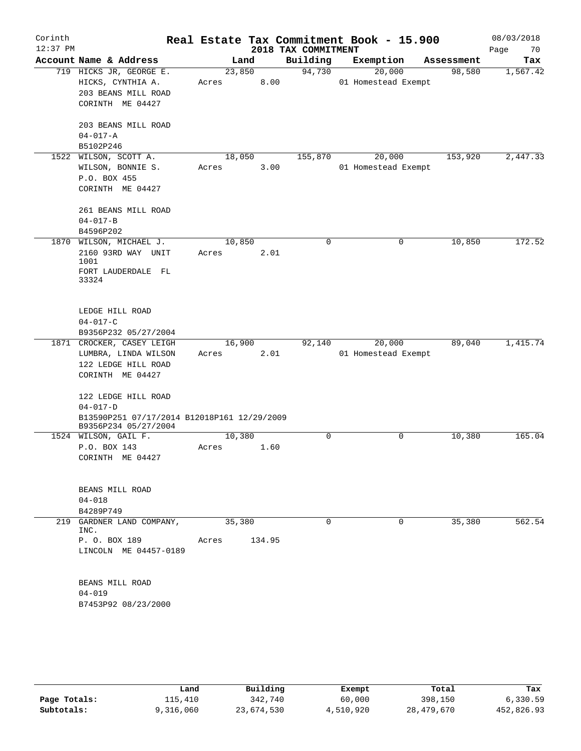# Real Estate Tax Commitment Book - 15.900

Corinth
12:37 PM

2018 TAX COMMITMENT

08/03/2018

| Account Name & Address | Land | Building | Exemption | Assessment | Tax |
|---|---|---|---|---|---|
| 719 HICKS JR, GEORGE E. | 23,850 | 94,730 | 20,000 | 98,580 | 1,567.42 |
| HICKS, CYNTHIA A. | Acres 8.00 | | 01 Homestead Exempt | | |
| 203 BEANS MILL ROAD | | | | | |
| CORINTH ME 04427 | | | | | |
| 203 BEANS MILL ROAD | | | | | |
| 04-017-A | | | | | |
| B5102P246 | | | | | |
| 1522 WILSON, SCOTT A. | 18,050 | 155,870 | 20,000 | 153,920 | 2,447.33 |
| WILSON, BONNIE S. | Acres 3.00 | | 01 Homestead Exempt | | |
| P.O. BOX 455 | | | | | |
| CORINTH ME 04427 | | | | | |
| 261 BEANS MILL ROAD | | | | | |
| 04-017-B | | | | | |
| B4596P202 | | | | | |
| 1870 WILSON, MICHAEL J. | 10,850 | 0 | 0 | 10,850 | 172.52 |
| 2160 93RD WAY UNIT 1001 | Acres 2.01 | | | | |
| FORT LAUDERDALE FL 33324 | | | | | |
| LEDGE HILL ROAD | | | | | |
| 04-017-C | | | | | |
| B9356P232 05/27/2004 | | | | | |
| 1871 CROCKER, CASEY LEIGH | 16,900 | 92,140 | 20,000 | 89,040 | 1,415.74 |
| LUMBRA, LINDA WILSON | Acres 2.01 | | 01 Homestead Exempt | | |
| 122 LEDGE HILL ROAD | | | | | |
| CORINTH ME 04427 | | | | | |
| 122 LEDGE HILL ROAD | | | | | |
| 04-017-D | | | | | |
| B13590P251 07/17/2014 B12018P161 12/29/2009 B9356P234 05/27/2004 | | | | | |
| 1524 WILSON, GAIL F. | 10,380 | 0 | 0 | 10,380 | 165.04 |
| P.O. BOX 143 | Acres 1.60 | | | | |
| CORINTH ME 04427 | | | | | |
| BEANS MILL ROAD | | | | | |
| 04-018 | | | | | |
| B4289P749 | | | | | |
| 219 GARDNER LAND COMPANY, INC. | 35,380 | 0 | 0 | 35,380 | 562.54 |
| P. O. BOX 189 | Acres 134.95 | | | | |
| LINCOLN ME 04457-0189 | | | | | |
| BEANS MILL ROAD | | | | | |
| 04-019 | | | | | |
| B7453P92 08/23/2000 | | | | | |

| | Land | Building | Exempt | Total | Tax |
|---|---|---|---|---|---|
| Page Totals: | 115,410 | 342,740 | 60,000 | 398,150 | 6,330.59 |
| Subtotals: | 9,316,060 | 23,674,530 | 4,510,920 | 28,479,670 | 452,826.93 |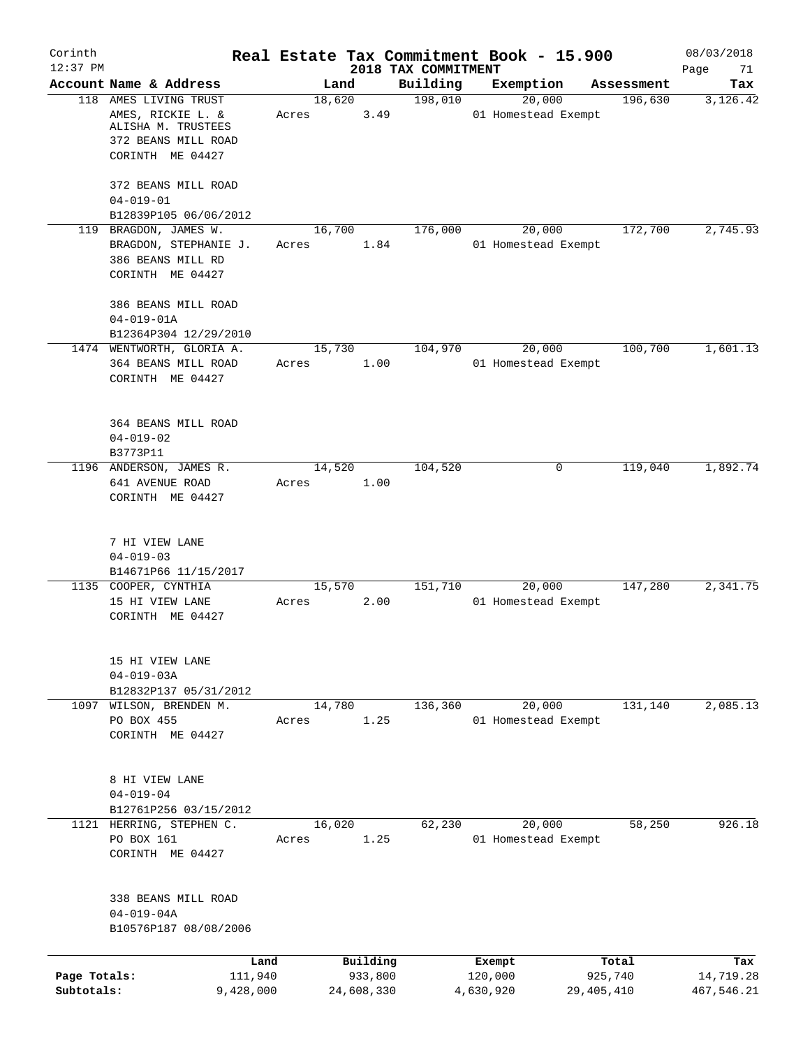Corinth
12:37 PM

# Real Estate Tax Commitment Book - 15.900

## 2018 TAX COMMITMENT

08/03/2018

| Account | Name & Address | Land | Building | Exemption | Assessment | Tax |
|---|---|---|---|---|---|---|
| 118 | AMES LIVING TRUST<br>AMES, RICKIE L. &<br>ALISHA M. TRUSTEES<br>372 BEANS MILL ROAD<br>CORINTH ME 04427<br><br>372 BEANS MILL ROAD<br>04-019-01<br>B12839P105 06/06/2012 | 18,620<br>Acres 3.49 | 198,010 | 20,000<br>01 Homestead Exempt | 196,630 | 3,126.42 |
| 119 | BRAGDON, JAMES W.<br>BRAGDON, STEPHANIE J.<br>386 BEANS MILL RD<br>CORINTH ME 04427<br><br>386 BEANS MILL ROAD<br>04-019-01A<br>B12364P304 12/29/2010 | 16,700<br>Acres 1.84 | 176,000 | 20,000<br>01 Homestead Exempt | 172,700 | 2,745.93 |
| 1474 | WENTWORTH, GLORIA A.<br>364 BEANS MILL ROAD<br>CORINTH ME 04427<br><br>364 BEANS MILL ROAD<br>04-019-02<br>B3773P11 | 15,730<br>Acres 1.00 | 104,970 | 20,000<br>01 Homestead Exempt | 100,700 | 1,601.13 |
| 1196 | ANDERSON, JAMES R.<br>641 AVENUE ROAD<br>CORINTH ME 04427<br><br>7 HI VIEW LANE<br>04-019-03<br>B14671P66 11/15/2017 | 14,520<br>Acres 1.00 | 104,520 | 0 | 119,040 | 1,892.74 |
| 1135 | COOPER, CYNTHIA<br>15 HI VIEW LANE<br>CORINTH ME 04427<br><br>15 HI VIEW LANE<br>04-019-03A<br>B12832P137 05/31/2012 | 15,570<br>Acres 2.00 | 151,710 | 20,000<br>01 Homestead Exempt | 147,280 | 2,341.75 |
| 1097 | WILSON, BRENDEN M.<br>PO BOX 455<br>CORINTH ME 04427<br><br>8 HI VIEW LANE<br>04-019-04<br>B12761P256 03/15/2012 | 14,780<br>Acres 1.25 | 136,360 | 20,000<br>01 Homestead Exempt | 131,140 | 2,085.13 |
| 1121 | HERRING, STEPHEN C.<br>PO BOX 161<br>CORINTH ME 04427<br><br>338 BEANS MILL ROAD<br>04-019-04A<br>B10576P187 08/08/2006 | 16,020<br>Acres 1.25 | 62,230 | 20,000<br>01 Homestead Exempt | 58,250 | 926.18 |

| | Land | Building | Exempt | Total | Tax |
|---|---|---|---|---|---|
| Page Totals: | 111,940 | 933,800 | 120,000 | 925,740 | 14,719.28 |
| Subtotals: | 9,428,000 | 24,608,330 | 4,630,920 | 29,405,410 | 467,546.21 |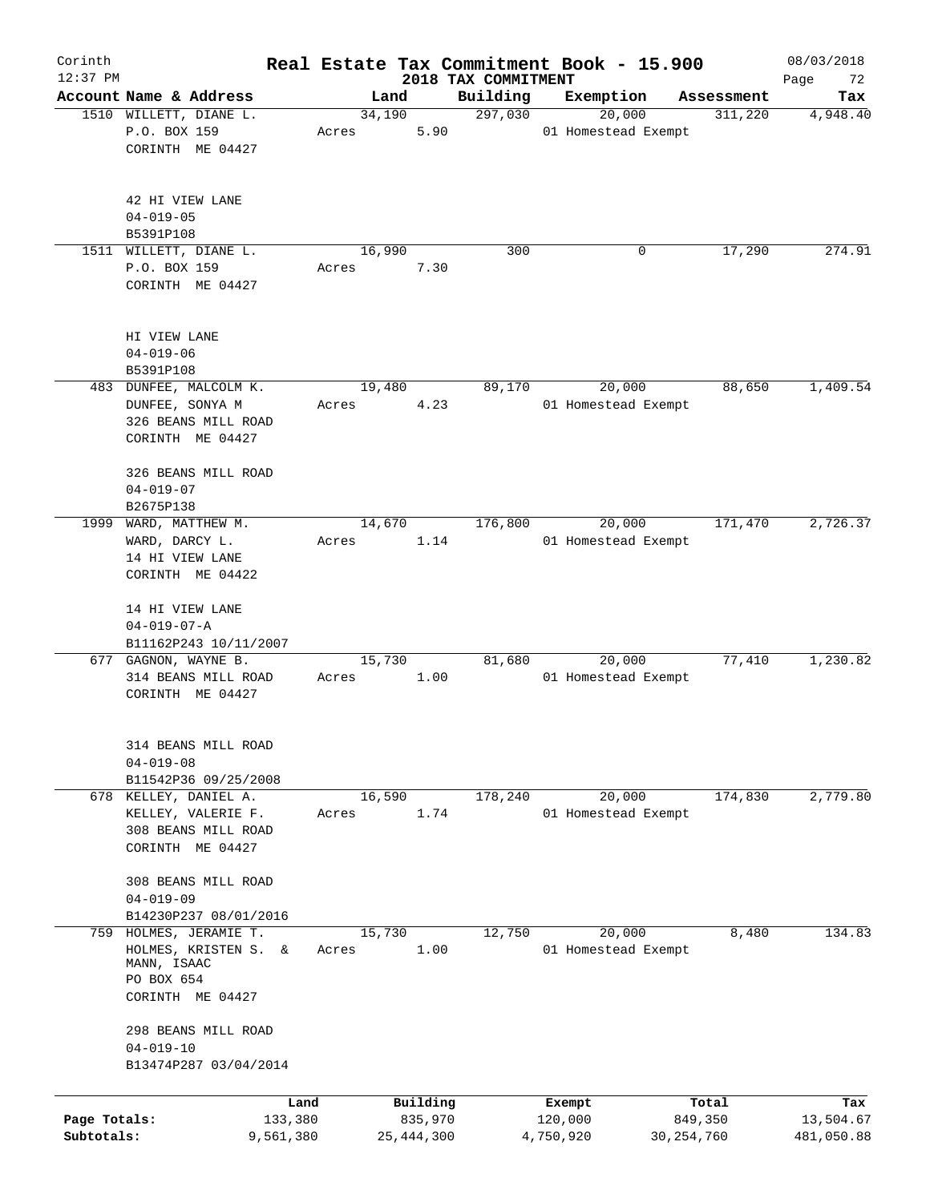# Real Estate Tax Commitment Book - 15.900

Corinth 12:37 PM — 2018 TAX COMMITMENT — 08/03/2018

| Account | Name & Address | Land | Building | Exemption | Assessment | Tax |
|---|---|---|---|---|---|---|
| 1510 | WILLETT, DIANE L.<br>P.O. BOX 159<br>CORINTH ME 04427<br><br>42 HI VIEW LANE<br>04-019-05<br>B5391P108 | 34,190<br>Acres 5.90 | 297,030 | 20,000<br>01 Homestead Exempt | 311,220 | 4,948.40 |
| 1511 | WILLETT, DIANE L.<br>P.O. BOX 159<br>CORINTH ME 04427<br><br>HI VIEW LANE<br>04-019-06<br>B5391P108 | 16,990<br>Acres 7.30 | 300 | 0 | 17,290 | 274.91 |
| 483 | DUNFEE, MALCOLM K.<br>DUNFEE, SONYA M<br>326 BEANS MILL ROAD<br>CORINTH ME 04427<br><br>326 BEANS MILL ROAD<br>04-019-07<br>B2675P138 | 19,480<br>Acres 4.23 | 89,170 | 20,000<br>01 Homestead Exempt | 88,650 | 1,409.54 |
| 1999 | WARD, MATTHEW M.<br>WARD, DARCY L.<br>14 HI VIEW LANE<br>CORINTH ME 04422<br><br>14 HI VIEW LANE<br>04-019-07-A<br>B11162P243 10/11/2007 | 14,670<br>Acres 1.14 | 176,800 | 20,000<br>01 Homestead Exempt | 171,470 | 2,726.37 |
| 677 | GAGNON, WAYNE B.<br>314 BEANS MILL ROAD<br>CORINTH ME 04427<br><br>314 BEANS MILL ROAD<br>04-019-08<br>B11542P36 09/25/2008 | 15,730<br>Acres 1.00 | 81,680 | 20,000<br>01 Homestead Exempt | 77,410 | 1,230.82 |
| 678 | KELLEY, DANIEL A.<br>KELLEY, VALERIE F.<br>308 BEANS MILL ROAD<br>CORINTH ME 04427<br><br>308 BEANS MILL ROAD<br>04-019-09<br>B14230P237 08/01/2016 | 16,590<br>Acres 1.74 | 178,240 | 20,000<br>01 Homestead Exempt | 174,830 | 2,779.80 |
| 759 | HOLMES, JERAMIE T.<br>HOLMES, KRISTEN S. &<br>MANN, ISAAC<br>PO BOX 654<br>CORINTH ME 04427<br><br>298 BEANS MILL ROAD<br>04-019-10<br>B13474P287 03/04/2014 | 15,730<br>Acres 1.00 | 12,750 | 20,000<br>01 Homestead Exempt | 8,480 | 134.83 |

| | Land | Building | Exempt | Total | Tax |
|---|---|---|---|---|---|
| Page Totals: | 133,380 | 835,970 | 120,000 | 849,350 | 13,504.67 |
| Subtotals: | 9,561,380 | 25,444,300 | 4,750,920 | 30,254,760 | 481,050.88 |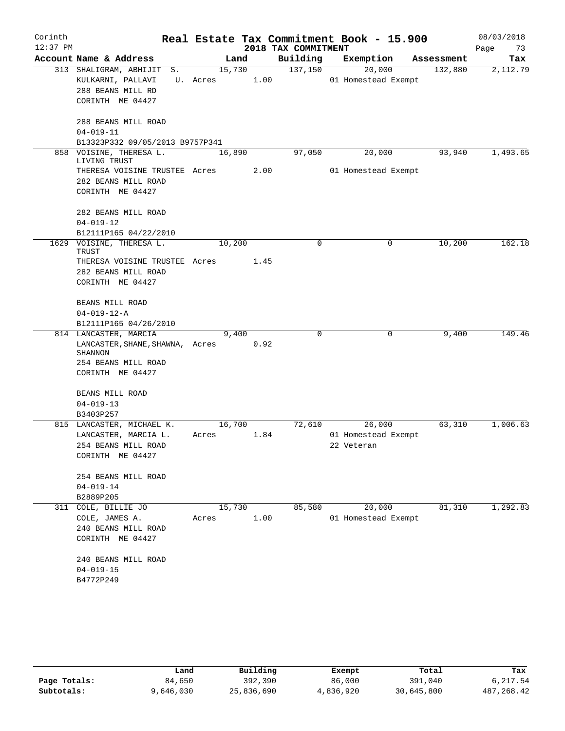# Real Estate Tax Commitment Book - 15.900

Corinth — 12:37 PM — 2018 TAX COMMITMENT — 08/03/2018

| Account Name & Address | Land | Building | Exemption | Assessment | Tax |
|---|---|---|---|---|---|
| 313 SHALIGRAM, ABHIJIT S.<br>KULKARNI, PALLAVI U.<br>288 BEANS MILL RD<br>CORINTH ME 04427<br><br>288 BEANS MILL ROAD<br>04-019-11<br>B13323P332 09/05/2013 B9757P341 | 15,730<br>Acres 1.00 | 137,150 | 20,000<br>01 Homestead Exempt | 132,880 | 2,112.79 |
| 858 VOISINE, THERESA L. LIVING TRUST<br>THERESA VOISINE TRUSTEE<br>282 BEANS MILL ROAD<br>CORINTH ME 04427<br><br>282 BEANS MILL ROAD<br>04-019-12<br>B12111P165 04/22/2010 | 16,890<br>Acres 2.00 | 97,050 | 20,000<br>01 Homestead Exempt | 93,940 | 1,493.65 |
| 1629 VOISINE, THERESA L. TRUST<br>THERESA VOISINE TRUSTEE<br>282 BEANS MILL ROAD<br>CORINTH ME 04427<br><br>BEANS MILL ROAD<br>04-019-12-A<br>B12111P165 04/26/2010 | 10,200<br>Acres 1.45 | 0 | 0 | 10,200 | 162.18 |
| 814 LANCASTER, MARCIA<br>LANCASTER, SHANE, SHAWNA, SHANNON<br>254 BEANS MILL ROAD<br>CORINTH ME 04427<br><br>BEANS MILL ROAD<br>04-019-13<br>B3403P257 | 9,400<br>Acres 0.92 | 0 | 0 | 9,400 | 149.46 |
| 815 LANCASTER, MICHAEL K.<br>LANCASTER, MARCIA L.<br>254 BEANS MILL ROAD<br>CORINTH ME 04427<br><br>254 BEANS MILL ROAD<br>04-019-14<br>B2889P205 | 16,700<br>Acres 1.84 | 72,610 | 26,000<br>01 Homestead Exempt<br>22 Veteran | 63,310 | 1,006.63 |
| 311 COLE, BILLIE JO<br>COLE, JAMES A.<br>240 BEANS MILL ROAD<br>CORINTH ME 04427<br><br>240 BEANS MILL ROAD<br>04-019-15<br>B4772P249 | 15,730<br>Acres 1.00 | 85,580 | 20,000<br>01 Homestead Exempt | 81,310 | 1,292.83 |

| | Land | Building | Exempt | Total | Tax |
|---|---|---|---|---|---|
| Page Totals: | 84,650 | 392,390 | 86,000 | 391,040 | 6,217.54 |
| Subtotals: | 9,646,030 | 25,836,690 | 4,836,920 | 30,645,800 | 487,268.42 |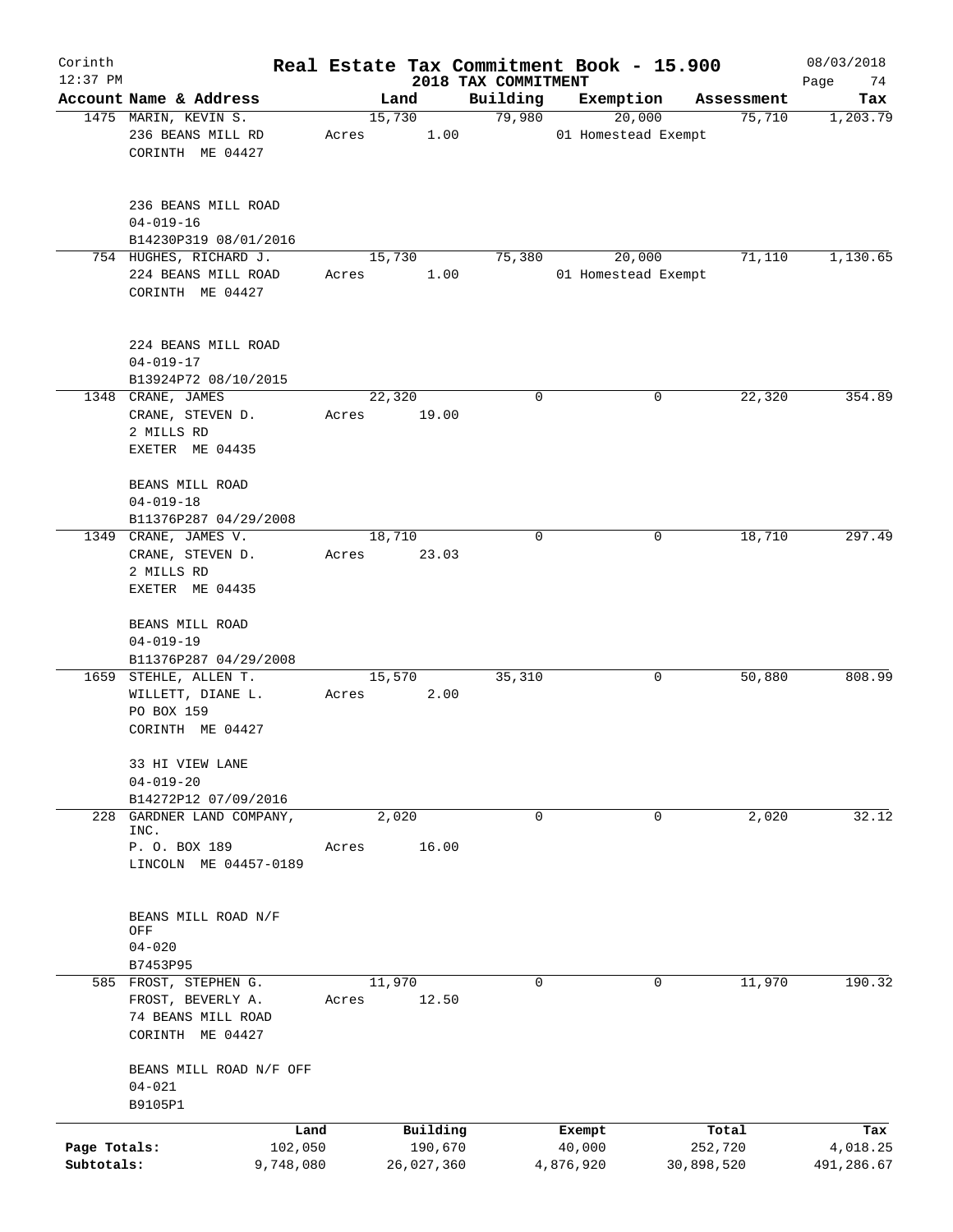# Corinth — Real Estate Tax Commitment Book - 15.900

12:37 PM — 2018 TAX COMMITMENT — 08/03/2018

| Account Name & Address | Land | Building | Exemption | Assessment | Tax |
|---|---|---|---|---|---|
| 1475 MARIN, KEVIN S.<br>236 BEANS MILL RD<br>CORINTH ME 04427<br><br>236 BEANS MILL ROAD<br>04-019-16<br>B14230P319 08/01/2016 | 15,730<br>Acres 1.00 | 79,980 | 20,000<br>01 Homestead Exempt | 75,710 | 1,203.79 |
| 754 HUGHES, RICHARD J.<br>224 BEANS MILL ROAD<br>CORINTH ME 04427<br><br>224 BEANS MILL ROAD<br>04-019-17<br>B13924P72 08/10/2015 | 15,730<br>Acres 1.00 | 75,380 | 20,000<br>01 Homestead Exempt | 71,110 | 1,130.65 |
| 1348 CRANE, JAMES<br>CRANE, STEVEN D.<br>2 MILLS RD<br>EXETER ME 04435<br><br>BEANS MILL ROAD<br>04-019-18<br>B11376P287 04/29/2008 | 22,320<br>Acres 19.00 | 0 | 0 | 22,320 | 354.89 |
| 1349 CRANE, JAMES V.<br>CRANE, STEVEN D.<br>2 MILLS RD<br>EXETER ME 04435<br><br>BEANS MILL ROAD<br>04-019-19<br>B11376P287 04/29/2008 | 18,710<br>Acres 23.03 | 0 | 0 | 18,710 | 297.49 |
| 1659 STEHLE, ALLEN T.<br>WILLETT, DIANE L.<br>PO BOX 159<br>CORINTH ME 04427<br><br>33 HI VIEW LANE<br>04-019-20<br>B14272P12 07/09/2016 | 15,570<br>Acres 2.00 | 35,310 | 0 | 50,880 | 808.99 |
| 228 GARDNER LAND COMPANY, INC.<br>P. O. BOX 189<br>LINCOLN ME 04457-0189<br><br>BEANS MILL ROAD N/F OFF<br>04-020<br>B7453P95 | 2,020<br>Acres 16.00 | 0 | 0 | 2,020 | 32.12 |
| 585 FROST, STEPHEN G.<br>FROST, BEVERLY A.<br>74 BEANS MILL ROAD<br>CORINTH ME 04427<br><br>BEANS MILL ROAD N/F OFF<br>04-021<br>B9105P1 | 11,970<br>Acres 12.50 | 0 | 0 | 11,970 | 190.32 |

| | Land | Building | Exempt | Total | Tax |
|---|---|---|---|---|---|
| Page Totals: | 102,050 | 190,670 | 40,000 | 252,720 | 4,018.25 |
| Subtotals: | 9,748,080 | 26,027,360 | 4,876,920 | 30,898,520 | 491,286.67 |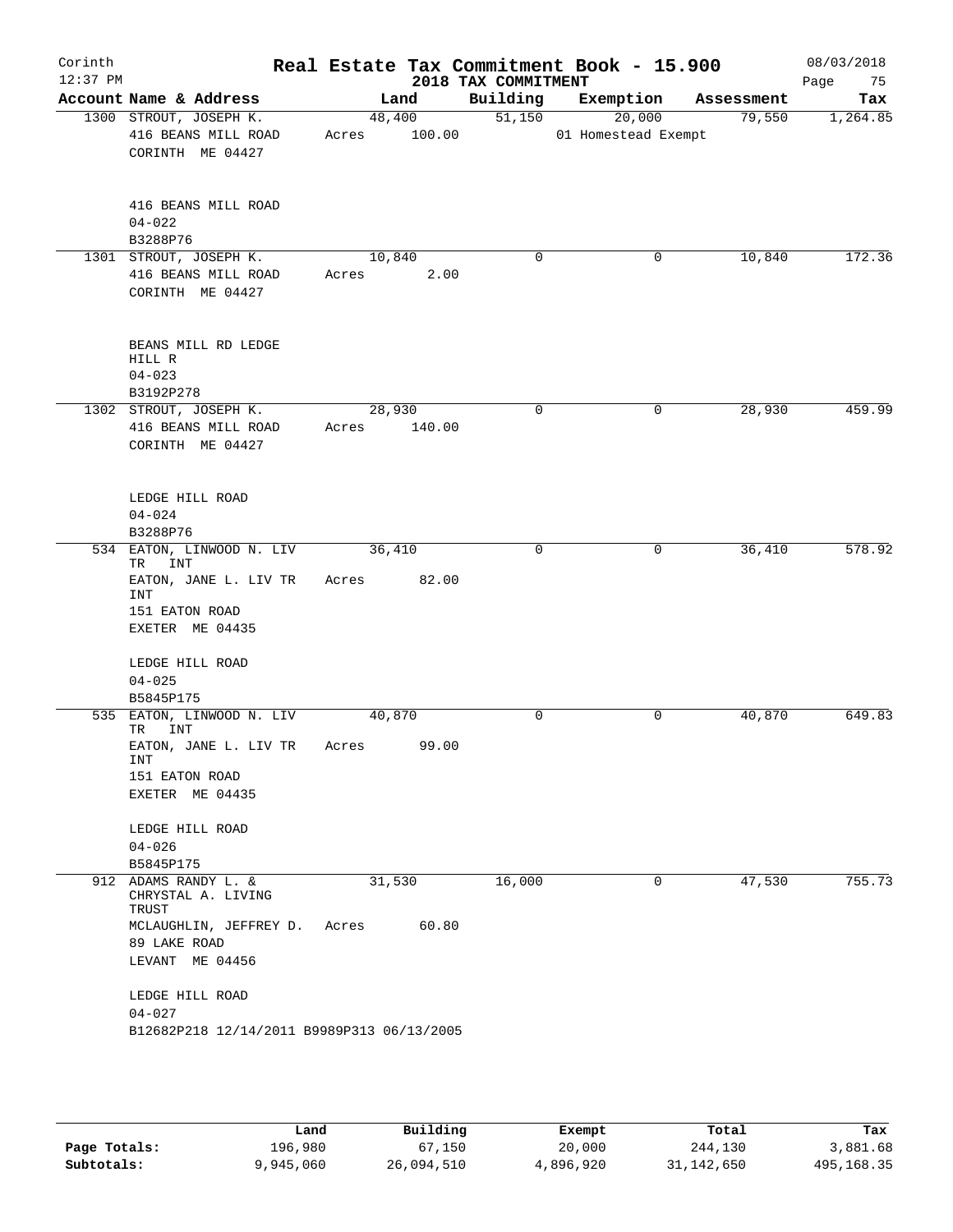# Real Estate Tax Commitment Book - 15.900

Corinth
12:37 PM

2018 TAX COMMITMENT

08/03/2018

| Account Name & Address | Land | Building | Exemption | Assessment | Tax |
|---|---|---|---|---|---|
| 1300 STROUT, JOSEPH K.<br>416 BEANS MILL ROAD<br>CORINTH ME 04427<br><br>416 BEANS MILL ROAD<br>04-022<br>B3288P76 | 48,400<br>Acres 100.00 | 51,150 | 20,000<br>01 Homestead Exempt | 79,550 | 1,264.85 |
| 1301 STROUT, JOSEPH K.<br>416 BEANS MILL ROAD<br>CORINTH ME 04427<br><br>BEANS MILL RD LEDGE HILL R<br>04-023<br>B3192P278 | 10,840<br>Acres 2.00 | 0 | 0 | 10,840 | 172.36 |
| 1302 STROUT, JOSEPH K.<br>416 BEANS MILL ROAD<br>CORINTH ME 04427<br><br>LEDGE HILL ROAD<br>04-024<br>B3288P76 | 28,930<br>Acres 140.00 | 0 | 0 | 28,930 | 459.99 |
| 534 EATON, LINWOOD N. LIV TR INT<br>EATON, JANE L. LIV TR INT<br>151 EATON ROAD<br>EXETER ME 04435<br><br>LEDGE HILL ROAD<br>04-025<br>B5845P175 | 36,410<br>Acres 82.00 | 0 | 0 | 36,410 | 578.92 |
| 535 EATON, LINWOOD N. LIV TR INT<br>EATON, JANE L. LIV TR INT<br>151 EATON ROAD<br>EXETER ME 04435<br><br>LEDGE HILL ROAD<br>04-026<br>B5845P175 | 40,870<br>Acres 99.00 | 0 | 0 | 40,870 | 649.83 |
| 912 ADAMS RANDY L. & CHRYSTAL A. LIVING TRUST<br>MCLAUGHLIN, JEFFREY D.<br>89 LAKE ROAD<br>LEVANT ME 04456<br><br>LEDGE HILL ROAD<br>04-027<br>B12682P218 12/14/2011 B9989P313 06/13/2005 | 31,530<br>Acres 60.80 | 16,000 | 0 | 47,530 | 755.73 |

| | Land | Building | Exempt | Total | Tax |
|---|---|---|---|---|---|
| Page Totals: | 196,980 | 67,150 | 20,000 | 244,130 | 3,881.68 |
| Subtotals: | 9,945,060 | 26,094,510 | 4,896,920 | 31,142,650 | 495,168.35 |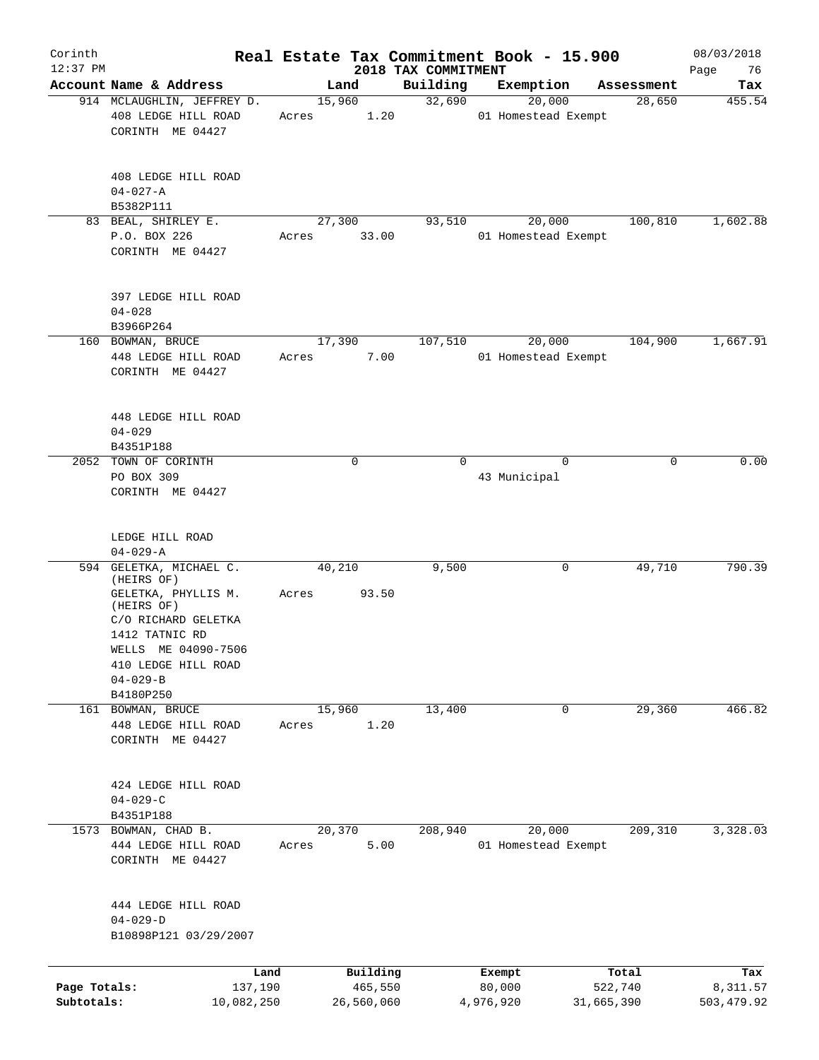Corinth 12:37 PM

# Real Estate Tax Commitment Book - 15.900

## 2018 TAX COMMITMENT

08/03/2018

| Account | Name & Address | Land | Building | Exemption | Assessment | Tax |
|---|---|---|---|---|---|---|
| 914 | MCLAUGHLIN, JEFFREY D.<br>408 LEDGE HILL ROAD<br>CORINTH ME 04427<br><br>408 LEDGE HILL ROAD<br>04-027-A<br>B5382P111 | 15,960<br>Acres 1.20 | 32,690 | 20,000<br>01 Homestead Exempt | 28,650 | 455.54 |
| 83 | BEAL, SHIRLEY E.<br>P.O. BOX 226<br>CORINTH ME 04427<br><br>397 LEDGE HILL ROAD<br>04-028<br>B3966P264 | 27,300<br>Acres 33.00 | 93,510 | 20,000<br>01 Homestead Exempt | 100,810 | 1,602.88 |
| 160 | BOWMAN, BRUCE<br>448 LEDGE HILL ROAD<br>CORINTH ME 04427<br><br>448 LEDGE HILL ROAD<br>04-029<br>B4351P188 | 17,390<br>Acres 7.00 | 107,510 | 20,000<br>01 Homestead Exempt | 104,900 | 1,667.91 |
| 2052 | TOWN OF CORINTH<br>PO BOX 309<br>CORINTH ME 04427<br><br>LEDGE HILL ROAD<br>04-029-A | 0 | 0 | 0<br>43 Municipal | 0 | 0.00 |
| 594 | GELETKA, MICHAEL C. (HEIRS OF)<br>GELETKA, PHYLLIS M. (HEIRS OF)<br>C/O RICHARD GELETKA<br>1412 TATNIC RD<br>WELLS ME 04090-7506<br>410 LEDGE HILL ROAD<br>04-029-B<br>B4180P250 | 40,210<br>Acres 93.50 | 9,500 | 0 | 49,710 | 790.39 |
| 161 | BOWMAN, BRUCE<br>448 LEDGE HILL ROAD<br>CORINTH ME 04427<br><br>424 LEDGE HILL ROAD<br>04-029-C<br>B4351P188 | 15,960<br>Acres 1.20 | 13,400 | 0 | 29,360 | 466.82 |
| 1573 | BOWMAN, CHAD B.<br>444 LEDGE HILL ROAD<br>CORINTH ME 04427<br><br>444 LEDGE HILL ROAD<br>04-029-D<br>B10898P121 03/29/2007 | 20,370<br>Acres 5.00 | 208,940 | 20,000<br>01 Homestead Exempt | 209,310 | 3,328.03 |

| | Land | Building | Exempt | Total | Tax |
|---|---|---|---|---|---|
| Page Totals: | 137,190 | 465,550 | 80,000 | 522,740 | 8,311.57 |
| Subtotals: | 10,082,250 | 26,560,060 | 4,976,920 | 31,665,390 | 503,479.92 |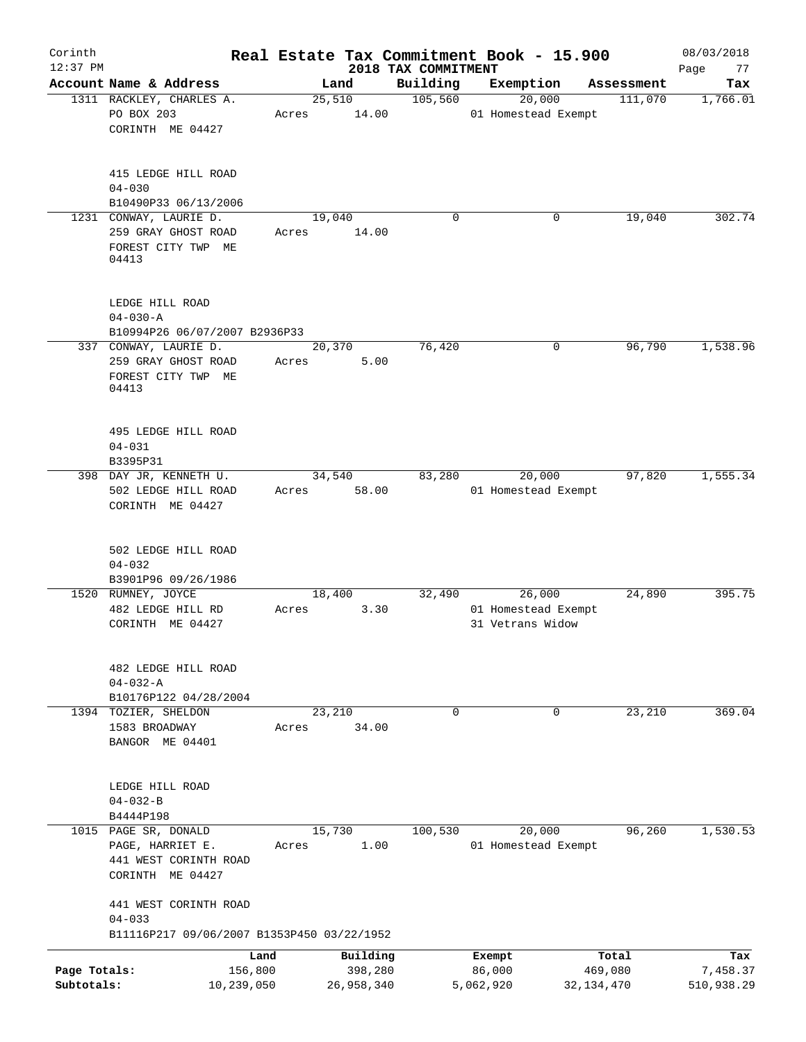# Real Estate Tax Commitment Book - 15.900

Corinth 12:37 PM — 2018 TAX COMMITMENT — 08/03/2018

| Account Name & Address | Land | Building | Exemption | Assessment | Tax |
|---|---|---|---|---|---|
| 1311 RACKLEY, CHARLES A.<br>PO BOX 203<br>CORINTH ME 04427<br><br>415 LEDGE HILL ROAD<br>04-030<br>B10490P33 06/13/2006 | 25,510<br>Acres 14.00 | 105,560 | 20,000<br>01 Homestead Exempt | 111,070 | 1,766.01 |
| 1231 CONWAY, LAURIE D.<br>259 GRAY GHOST ROAD<br>FOREST CITY TWP ME 04413<br><br>LEDGE HILL ROAD<br>04-030-A<br>B10994P26 06/07/2007 B2936P33 | 19,040<br>Acres 14.00 | 0 | 0 | 19,040 | 302.74 |
| 337 CONWAY, LAURIE D.<br>259 GRAY GHOST ROAD<br>FOREST CITY TWP ME 04413<br><br>495 LEDGE HILL ROAD<br>04-031<br>B3395P31 | 20,370<br>Acres 5.00 | 76,420 | 0 | 96,790 | 1,538.96 |
| 398 DAY JR, KENNETH U.<br>502 LEDGE HILL ROAD<br>CORINTH ME 04427<br><br>502 LEDGE HILL ROAD<br>04-032<br>B3901P96 09/26/1986 | 34,540<br>Acres 58.00 | 83,280 | 20,000<br>01 Homestead Exempt | 97,820 | 1,555.34 |
| 1520 RUMNEY, JOYCE<br>482 LEDGE HILL RD<br>CORINTH ME 04427<br><br>482 LEDGE HILL ROAD<br>04-032-A<br>B10176P122 04/28/2004 | 18,400<br>Acres 3.30 | 32,490 | 26,000<br>01 Homestead Exempt<br>31 Vetrans Widow | 24,890 | 395.75 |
| 1394 TOZIER, SHELDON<br>1583 BROADWAY<br>BANGOR ME 04401<br><br>LEDGE HILL ROAD<br>04-032-B<br>B4444P198 | 23,210<br>Acres 34.00 | 0 | 0 | 23,210 | 369.04 |
| 1015 PAGE SR, DONALD<br>PAGE, HARRIET E.<br>441 WEST CORINTH ROAD<br>CORINTH ME 04427<br><br>441 WEST CORINTH ROAD<br>04-033<br>B11116P217 09/06/2007 B1353P450 03/22/1952 | 15,730<br>Acres 1.00 | 100,530 | 20,000<br>01 Homestead Exempt | 96,260 | 1,530.53 |

| | Land | Building | Exempt | Total | Tax |
|---|---|---|---|---|---|
| Page Totals: | 156,800 | 398,280 | 86,000 | 469,080 | 7,458.37 |
| Subtotals: | 10,239,050 | 26,958,340 | 5,062,920 | 32,134,470 | 510,938.29 |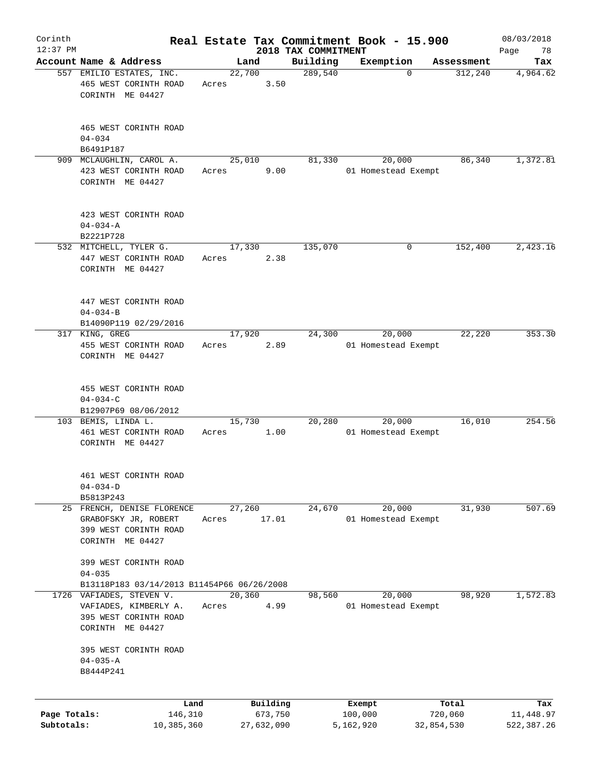Corinth
12:37 PM

# Real Estate Tax Commitment Book - 15.900

## 2018 TAX COMMITMENT

08/03/2018

| Account Name & Address | Land | Building | Exemption | Assessment | Tax |
|---|---|---|---|---|---|
| 557 EMILIO ESTATES, INC.<br>465 WEST CORINTH ROAD<br>CORINTH ME 04427<br><br>465 WEST CORINTH ROAD<br>04-034<br>B6491P187 | 22,700<br>Acres 3.50 | 289,540 | 0 | 312,240 | 4,964.62 |
| 909 MCLAUGHLIN, CAROL A.<br>423 WEST CORINTH ROAD<br>CORINTH ME 04427<br><br>423 WEST CORINTH ROAD<br>04-034-A<br>B2221P728 | 25,010<br>Acres 9.00 | 81,330 | 20,000<br>01 Homestead Exempt | 86,340 | 1,372.81 |
| 532 MITCHELL, TYLER G.<br>447 WEST CORINTH ROAD<br>CORINTH ME 04427<br><br>447 WEST CORINTH ROAD<br>04-034-B<br>B14090P119 02/29/2016 | 17,330<br>Acres 2.38 | 135,070 | 0 | 152,400 | 2,423.16 |
| 317 KING, GREG<br>455 WEST CORINTH ROAD<br>CORINTH ME 04427<br><br>455 WEST CORINTH ROAD<br>04-034-C<br>B12907P69 08/06/2012 | 17,920<br>Acres 2.89 | 24,300 | 20,000<br>01 Homestead Exempt | 22,220 | 353.30 |
| 103 BEMIS, LINDA L.<br>461 WEST CORINTH ROAD<br>CORINTH ME 04427<br><br>461 WEST CORINTH ROAD<br>04-034-D<br>B5813P243 | 15,730<br>Acres 1.00 | 20,280 | 20,000<br>01 Homestead Exempt | 16,010 | 254.56 |
| 25 FRENCH, DENISE FLORENCE<br>GRABOFSKY JR, ROBERT<br>399 WEST CORINTH ROAD<br>CORINTH ME 04427<br><br>399 WEST CORINTH ROAD<br>04-035<br>B13118P183 03/14/2013 B11454P66 06/26/2008 | 27,260<br>Acres 17.01 | 24,670 | 20,000<br>01 Homestead Exempt | 31,930 | 507.69 |
| 1726 VAFIADES, STEVEN V.<br>VAFIADES, KIMBERLY A.<br>395 WEST CORINTH ROAD<br>CORINTH ME 04427<br><br>395 WEST CORINTH ROAD<br>04-035-A<br>B8444P241 | 20,360<br>Acres 4.99 | 98,560 | 20,000<br>01 Homestead Exempt | 98,920 | 1,572.83 |

| | Land | Building | Exempt | Total | Tax |
|---|---|---|---|---|---|
| Page Totals: | 146,310 | 673,750 | 100,000 | 720,060 | 11,448.97 |
| Subtotals: | 10,385,360 | 27,632,090 | 5,162,920 | 32,854,530 | 522,387.26 |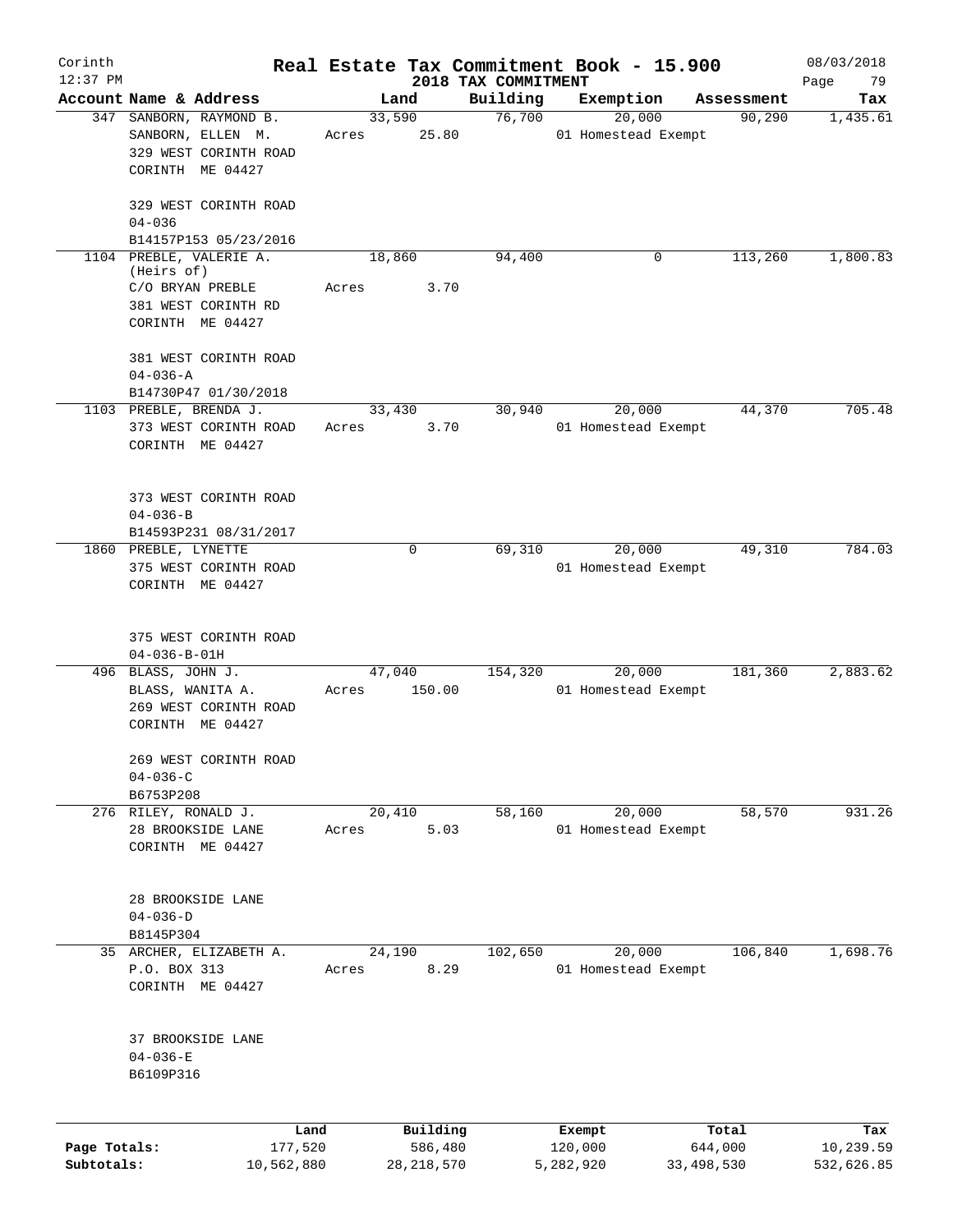Corinth 12:37 PM

# Real Estate Tax Commitment Book - 15.900

2018 TAX COMMITMENT

08/03/2018

| Account | Name & Address | Land | Building | Exemption | Assessment | Tax |
|---|---|---|---|---|---|---|
| 347 | SANBORN, RAYMOND B.<br>SANBORN, ELLEN M.<br>329 WEST CORINTH ROAD<br>CORINTH ME 04427<br><br>329 WEST CORINTH ROAD<br>04-036<br>B14157P153 05/23/2016 | 33,590<br>Acres 25.80 | 76,700 | 20,000<br>01 Homestead Exempt | 90,290 | 1,435.61 |
| 1104 | PREBLE, VALERIE A. (Heirs of)<br>C/O BRYAN PREBLE<br>381 WEST CORINTH RD<br>CORINTH ME 04427<br><br>381 WEST CORINTH ROAD<br>04-036-A<br>B14730P47 01/30/2018 | 18,860<br>Acres 3.70 | 94,400 | 0 | 113,260 | 1,800.83 |
| 1103 | PREBLE, BRENDA J.<br>373 WEST CORINTH ROAD<br>CORINTH ME 04427<br><br>373 WEST CORINTH ROAD<br>04-036-B<br>B14593P231 08/31/2017 | 33,430<br>Acres 3.70 | 30,940 | 20,000<br>01 Homestead Exempt | 44,370 | 705.48 |
| 1860 | PREBLE, LYNETTE<br>375 WEST CORINTH ROAD<br>CORINTH ME 04427<br><br>375 WEST CORINTH ROAD<br>04-036-B-01H | 0 | 69,310 | 20,000<br>01 Homestead Exempt | 49,310 | 784.03 |
| 496 | BLASS, JOHN J.<br>BLASS, WANITA A.<br>269 WEST CORINTH ROAD<br>CORINTH ME 04427<br><br>269 WEST CORINTH ROAD<br>04-036-C<br>B6753P208 | 47,040<br>Acres 150.00 | 154,320 | 20,000<br>01 Homestead Exempt | 181,360 | 2,883.62 |
| 276 | RILEY, RONALD J.<br>28 BROOKSIDE LANE<br>CORINTH ME 04427<br><br>28 BROOKSIDE LANE<br>04-036-D<br>B8145P304 | 20,410<br>Acres 5.03 | 58,160 | 20,000<br>01 Homestead Exempt | 58,570 | 931.26 |
| 35 | ARCHER, ELIZABETH A.<br>P.O. BOX 313<br>CORINTH ME 04427<br><br>37 BROOKSIDE LANE<br>04-036-E<br>B6109P316 | 24,190<br>Acres 8.29 | 102,650 | 20,000<br>01 Homestead Exempt | 106,840 | 1,698.76 |

| | Land | Building | Exempt | Total | Tax |
|---|---|---|---|---|---|
| Page Totals: | 177,520 | 586,480 | 120,000 | 644,000 | 10,239.59 |
| Subtotals: | 10,562,880 | 28,218,570 | 5,282,920 | 33,498,530 | 532,626.85 |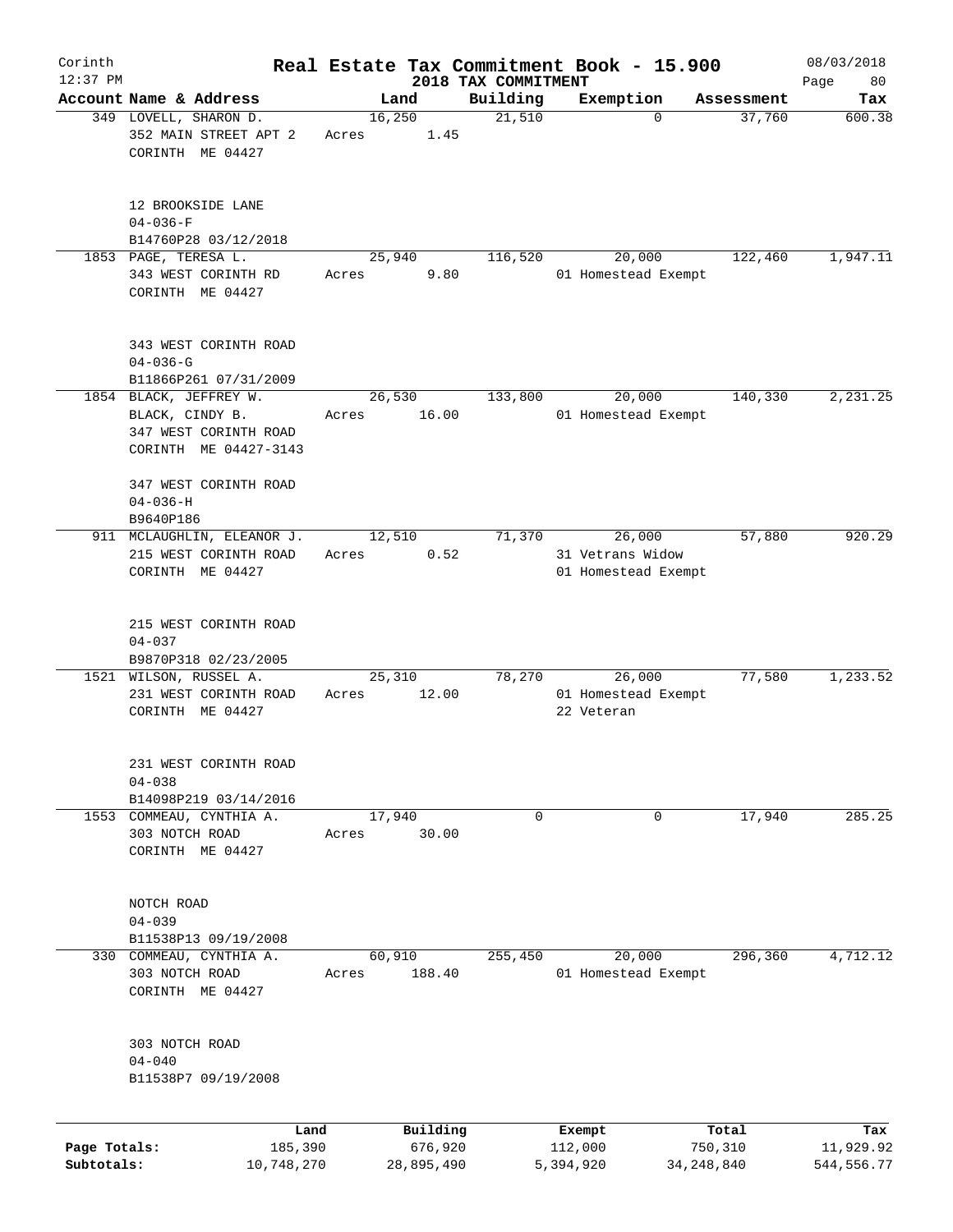# Real Estate Tax Commitment Book - 15.900

Corinth 12:37 PM — 2018 TAX COMMITMENT — 08/03/2018

| Account Name & Address | Land | Building | Exemption | Assessment | Tax |
|---|---|---|---|---|---|
| 349 LOVELL, SHARON D.<br>352 MAIN STREET APT 2<br>CORINTH ME 04427<br><br>12 BROOKSIDE LANE<br>04-036-F<br>B14760P28 03/12/2018 | 16,250<br>Acres 1.45 | 21,510 | 0 | 37,760 | 600.38 |
| 1853 PAGE, TERESA L.<br>343 WEST CORINTH RD<br>CORINTH ME 04427<br><br>343 WEST CORINTH ROAD<br>04-036-G<br>B11866P261 07/31/2009 | 25,940<br>Acres 9.80 | 116,520 | 20,000<br>01 Homestead Exempt | 122,460 | 1,947.11 |
| 1854 BLACK, JEFFREY W.<br>BLACK, CINDY B.<br>347 WEST CORINTH ROAD<br>CORINTH ME 04427-3143<br><br>347 WEST CORINTH ROAD<br>04-036-H<br>B9640P186 | 26,530<br>Acres 16.00 | 133,800 | 20,000<br>01 Homestead Exempt | 140,330 | 2,231.25 |
| 911 MCLAUGHLIN, ELEANOR J.<br>215 WEST CORINTH ROAD<br>CORINTH ME 04427<br><br>215 WEST CORINTH ROAD<br>04-037<br>B9870P318 02/23/2005 | 12,510<br>Acres 0.52 | 71,370 | 26,000<br>31 Vetrans Widow<br>01 Homestead Exempt | 57,880 | 920.29 |
| 1521 WILSON, RUSSEL A.<br>231 WEST CORINTH ROAD<br>CORINTH ME 04427<br><br>231 WEST CORINTH ROAD<br>04-038<br>B14098P219 03/14/2016 | 25,310<br>Acres 12.00 | 78,270 | 26,000<br>01 Homestead Exempt<br>22 Veteran | 77,580 | 1,233.52 |
| 1553 COMMEAU, CYNTHIA A.<br>303 NOTCH ROAD<br>CORINTH ME 04427<br><br>NOTCH ROAD<br>04-039<br>B11538P13 09/19/2008 | 17,940<br>Acres 30.00 | 0 | 0 | 17,940 | 285.25 |
| 330 COMMEAU, CYNTHIA A.<br>303 NOTCH ROAD<br>CORINTH ME 04427<br><br>303 NOTCH ROAD<br>04-040<br>B11538P7 09/19/2008 | 60,910<br>Acres 188.40 | 255,450 | 20,000<br>01 Homestead Exempt | 296,360 | 4,712.12 |

| | Land | Building | Exempt | Total | Tax |
|---|---|---|---|---|---|
| Page Totals: | 185,390 | 676,920 | 112,000 | 750,310 | 11,929.92 |
| Subtotals: | 10,748,270 | 28,895,490 | 5,394,920 | 34,248,840 | 544,556.77 |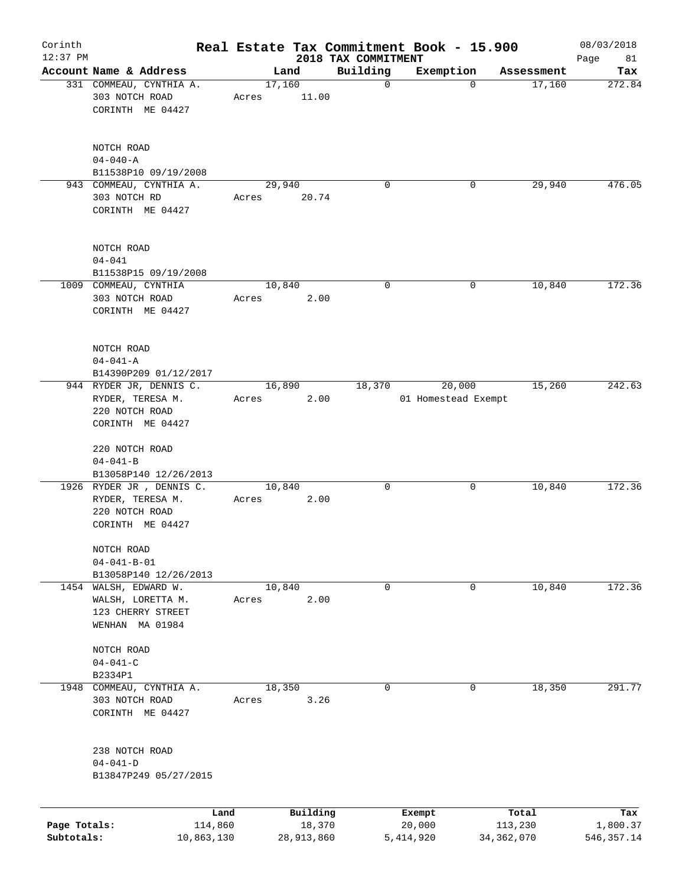Corinth 12:37 PM

# Real Estate Tax Commitment Book - 15.900

## 2018 TAX COMMITMENT

08/03/2018 Page 81

| Account Name & Address | Land | Building | Exemption | Assessment | Tax |
|---|---|---|---|---|---|
| 331 COMMEAU, CYNTHIA A.<br>303 NOTCH ROAD<br>CORINTH ME 04427<br><br>NOTCH ROAD<br>04-040-A<br>B11538P10 09/19/2008 | 17,160<br>Acres 11.00 | 0 | 0 | 17,160 | 272.84 |
| 943 COMMEAU, CYNTHIA A.<br>303 NOTCH RD<br>CORINTH ME 04427<br><br>NOTCH ROAD<br>04-041<br>B11538P15 09/19/2008 | 29,940<br>Acres 20.74 | 0 | 0 | 29,940 | 476.05 |
| 1009 COMMEAU, CYNTHIA<br>303 NOTCH ROAD<br>CORINTH ME 04427<br><br>NOTCH ROAD<br>04-041-A<br>B14390P209 01/12/2017 | 10,840<br>Acres 2.00 | 0 | 0 | 10,840 | 172.36 |
| 944 RYDER JR, DENNIS C.<br>RYDER, TERESA M.<br>220 NOTCH ROAD<br>CORINTH ME 04427<br><br>220 NOTCH ROAD<br>04-041-B<br>B13058P140 12/26/2013 | 16,890<br>Acres 2.00 | 18,370 | 20,000<br>01 Homestead Exempt | 15,260 | 242.63 |
| 1926 RYDER JR , DENNIS C.<br>RYDER, TERESA M.<br>220 NOTCH ROAD<br>CORINTH ME 04427<br><br>NOTCH ROAD<br>04-041-B-01<br>B13058P140 12/26/2013 | 10,840<br>Acres 2.00 | 0 | 0 | 10,840 | 172.36 |
| 1454 WALSH, EDWARD W.<br>WALSH, LORETTA M.<br>123 CHERRY STREET<br>WENHAM MA 01984<br><br>NOTCH ROAD<br>04-041-C<br>B2334P1 | 10,840<br>Acres 2.00 | 0 | 0 | 10,840 | 172.36 |
| 1948 COMMEAU, CYNTHIA A.<br>303 NOTCH ROAD<br>CORINTH ME 04427<br><br>238 NOTCH ROAD<br>04-041-D<br>B13847P249 05/27/2015 | 18,350<br>Acres 3.26 | 0 | 0 | 18,350 | 291.77 |

| | Land | Building | Exempt | Total | Tax |
|---|---|---|---|---|---|
| Page Totals: | 114,860 | 18,370 | 20,000 | 113,230 | 1,800.37 |
| Subtotals: | 10,863,130 | 28,913,860 | 5,414,920 | 34,362,070 | 546,357.14 |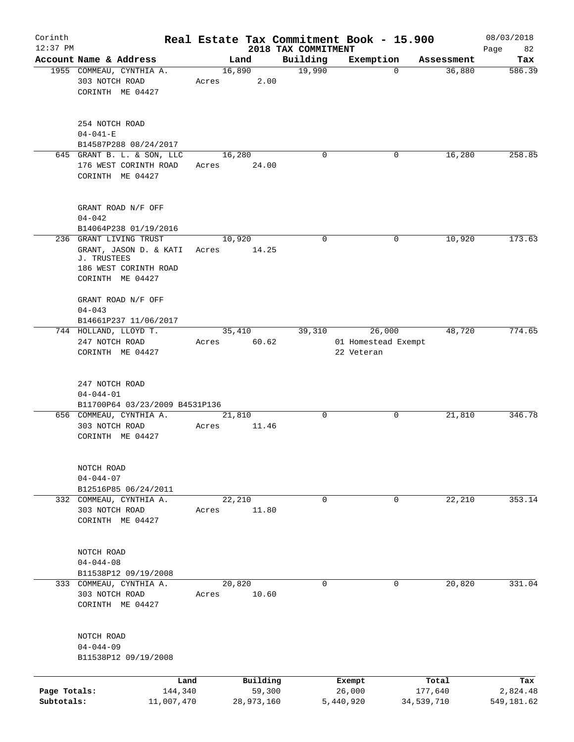Corinth 12:37 PM

# Real Estate Tax Commitment Book - 15.900

## 2018 TAX COMMITMENT

08/03/2018

| Account Name & Address | Land | Building | Exemption | Assessment | Tax |
|---|---|---|---|---|---|
| 1955 COMMEAU, CYNTHIA A.<br>303 NOTCH ROAD<br>CORINTH ME 04427<br><br>254 NOTCH ROAD<br>04-041-E<br>B14587P288 08/24/2017 | 16,890<br>Acres 2.00 | 19,990 | 0 | 36,880 | 586.39 |
| 645 GRANT B. L. & SON, LLC<br>176 WEST CORINTH ROAD<br>CORINTH ME 04427<br><br>GRANT ROAD N/F OFF<br>04-042<br>B14064P238 01/19/2016 | 16,280<br>Acres 24.00 | 0 | 0 | 16,280 | 258.85 |
| 236 GRANT LIVING TRUST<br>GRANT, JASON D. & KATI J. TRUSTEES<br>186 WEST CORINTH ROAD<br>CORINTH ME 04427<br><br>GRANT ROAD N/F OFF<br>04-043<br>B14661P237 11/06/2017 | 10,920<br>Acres 14.25 | 0 | 0 | 10,920 | 173.63 |
| 744 HOLLAND, LLOYD T.<br>247 NOTCH ROAD<br>CORINTH ME 04427<br><br>247 NOTCH ROAD<br>04-044-01<br>B11700P64 03/23/2009 B4531P136 | 35,410<br>Acres 60.62 | 39,310 | 26,000<br>01 Homestead Exempt<br>22 Veteran | 48,720 | 774.65 |
| 656 COMMEAU, CYNTHIA A.<br>303 NOTCH ROAD<br>CORINTH ME 04427<br><br>NOTCH ROAD<br>04-044-07<br>B12516P85 06/24/2011 | 21,810<br>Acres 11.46 | 0 | 0 | 21,810 | 346.78 |
| 332 COMMEAU, CYNTHIA A.<br>303 NOTCH ROAD<br>CORINTH ME 04427<br><br>NOTCH ROAD<br>04-044-08<br>B11538P12 09/19/2008 | 22,210<br>Acres 11.80 | 0 | 0 | 22,210 | 353.14 |
| 333 COMMEAU, CYNTHIA A.<br>303 NOTCH ROAD<br>CORINTH ME 04427<br><br>NOTCH ROAD<br>04-044-09<br>B11538P12 09/19/2008 | 20,820<br>Acres 10.60 | 0 | 0 | 20,820 | 331.04 |

| | Land | Building | Exempt | Total | Tax |
|---|---|---|---|---|---|
| Page Totals: | 144,340 | 59,300 | 26,000 | 177,640 | 2,824.48 |
| Subtotals: | 11,007,470 | 28,973,160 | 5,440,920 | 34,539,710 | 549,181.62 |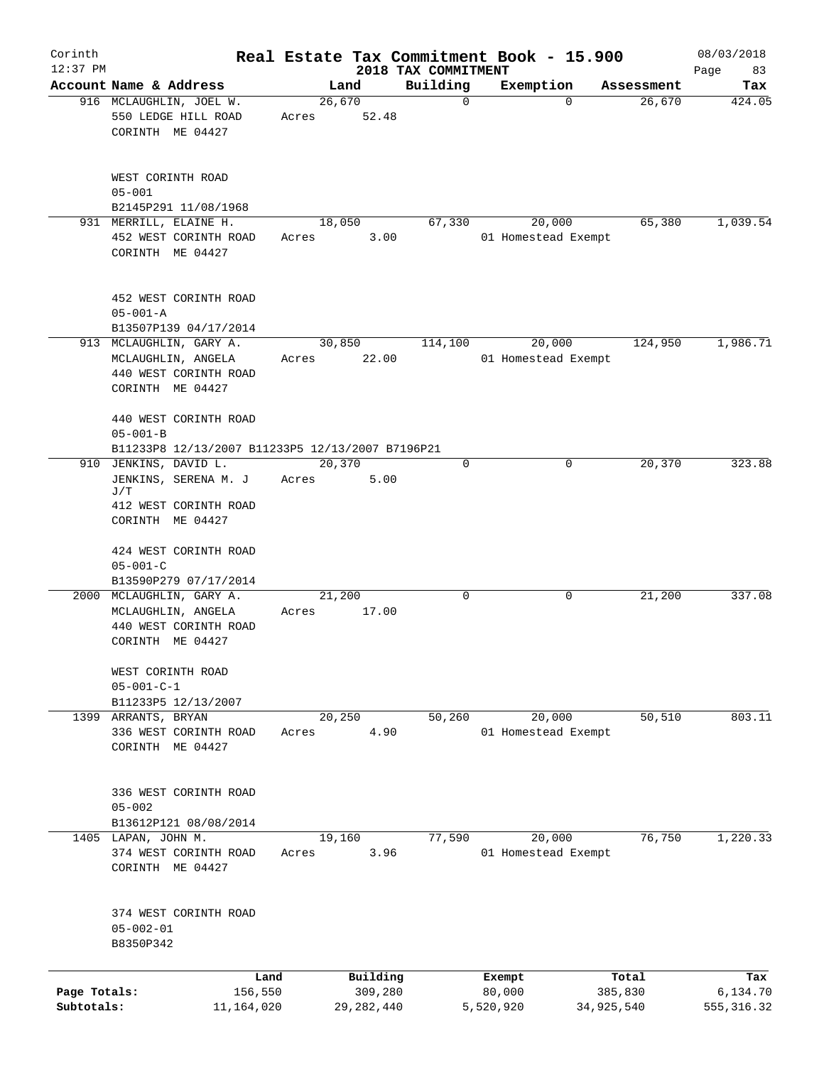# Corinth — Real Estate Tax Commitment Book - 15.900

12:37 PM — 2018 TAX COMMITMENT — 08/03/2018

| Account | Name & Address | Land | Building | Exemption | Assessment | Tax |
|---|---|---|---|---|---|---|
| 916 | MCLAUGHLIN, JOEL W.<br>550 LEDGE HILL ROAD<br>CORINTH ME 04427<br><br>WEST CORINTH ROAD<br>05-001<br>B2145P291 11/08/1968 | 26,670<br>Acres 52.48 | 0 | 0 | 26,670 | 424.05 |
| 931 | MERRILL, ELAINE H.<br>452 WEST CORINTH ROAD<br>CORINTH ME 04427<br><br>452 WEST CORINTH ROAD<br>05-001-A<br>B13507P139 04/17/2014 | 18,050<br>Acres 3.00 | 67,330 | 20,000<br>01 Homestead Exempt | 65,380 | 1,039.54 |
| 913 | MCLAUGHLIN, GARY A.<br>MCLAUGHLIN, ANGELA<br>440 WEST CORINTH ROAD<br>CORINTH ME 04427<br><br>440 WEST CORINTH ROAD<br>05-001-B<br>B11233P8 12/13/2007 B11233P5 12/13/2007 B7196P21 | 30,850<br>Acres 22.00 | 114,100 | 20,000<br>01 Homestead Exempt | 124,950 | 1,986.71 |
| 910 | JENKINS, DAVID L.<br>JENKINS, SERENA M. J J/T<br>412 WEST CORINTH ROAD<br>CORINTH ME 04427<br><br>424 WEST CORINTH ROAD<br>05-001-C<br>B13590P279 07/17/2014 | 20,370<br>Acres 5.00 | 0 | 0 | 20,370 | 323.88 |
| 2000 | MCLAUGHLIN, GARY A.<br>MCLAUGHLIN, ANGELA<br>440 WEST CORINTH ROAD<br>CORINTH ME 04427<br><br>WEST CORINTH ROAD<br>05-001-C-1<br>B11233P5 12/13/2007 | 21,200<br>Acres 17.00 | 0 | 0 | 21,200 | 337.08 |
| 1399 | ARRANTS, BRYAN<br>336 WEST CORINTH ROAD<br>CORINTH ME 04427<br><br>336 WEST CORINTH ROAD<br>05-002<br>B13612P121 08/08/2014 | 20,250<br>Acres 4.90 | 50,260 | 20,000<br>01 Homestead Exempt | 50,510 | 803.11 |
| 1405 | LAPAN, JOHN M.<br>374 WEST CORINTH ROAD<br>CORINTH ME 04427<br><br>374 WEST CORINTH ROAD<br>05-002-01<br>B8350P342 | 19,160<br>Acres 3.96 | 77,590 | 20,000<br>01 Homestead Exempt | 76,750 | 1,220.33 |

| | Land | Building | Exempt | Total | Tax |
|---|---|---|---|---|---|
| Page Totals: | 156,550 | 309,280 | 80,000 | 385,830 | 6,134.70 |
| Subtotals: | 11,164,020 | 29,282,440 | 5,520,920 | 34,925,540 | 555,316.32 |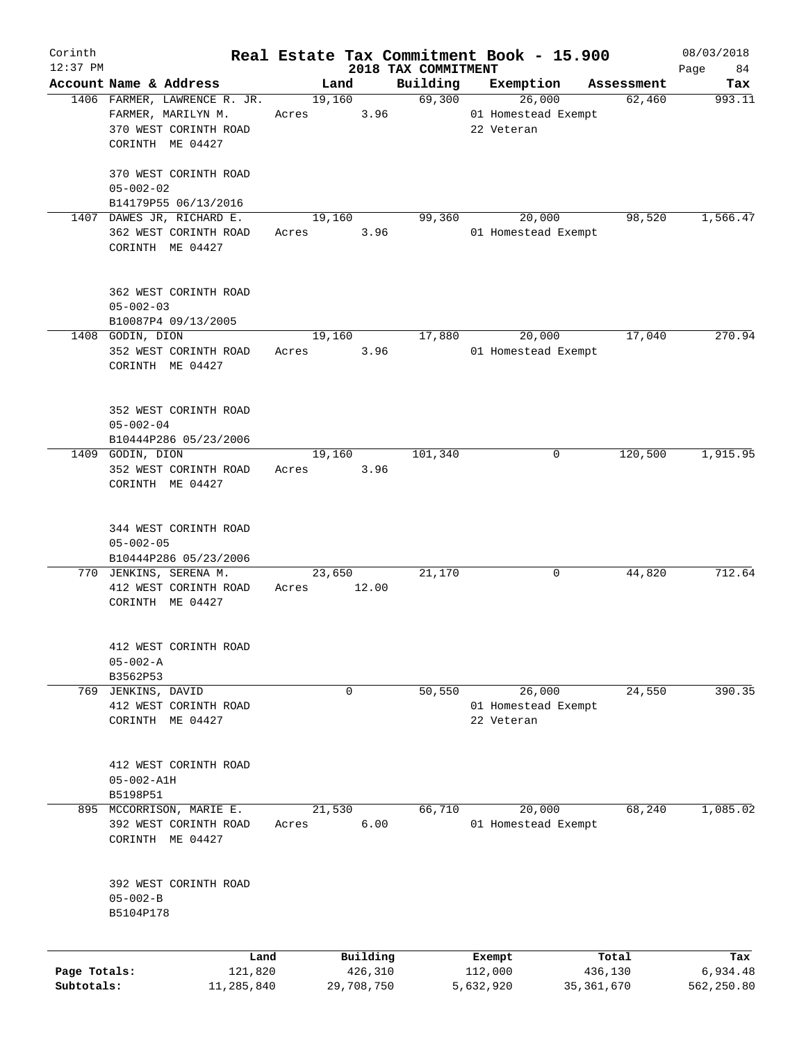# Real Estate Tax Commitment Book - 15.900

Corinth
12:37 PM

2018 TAX COMMITMENT

08/03/2018

| Account | Name & Address | Land | Building | Exemption | Assessment | Tax |
|---|---|---|---|---|---|---|
| 1406 | FARMER, LAWRENCE R. JR.<br>FARMER, MARILYN M.<br>370 WEST CORINTH ROAD<br>CORINTH ME 04427<br><br>370 WEST CORINTH ROAD<br>05-002-02<br>B14179P55 06/13/2016 | 19,160<br>Acres 3.96 | 69,300 | 26,000<br>01 Homestead Exempt<br>22 Veteran | 62,460 | 993.11 |
| 1407 | DAWES JR, RICHARD E.<br>362 WEST CORINTH ROAD<br>CORINTH ME 04427<br><br>362 WEST CORINTH ROAD<br>05-002-03<br>B10087P4 09/13/2005 | 19,160<br>Acres 3.96 | 99,360 | 20,000<br>01 Homestead Exempt | 98,520 | 1,566.47 |
| 1408 | GODIN, DION<br>352 WEST CORINTH ROAD<br>CORINTH ME 04427<br><br>352 WEST CORINTH ROAD<br>05-002-04<br>B10444P286 05/23/2006 | 19,160<br>Acres 3.96 | 17,880 | 20,000<br>01 Homestead Exempt | 17,040 | 270.94 |
| 1409 | GODIN, DION<br>352 WEST CORINTH ROAD<br>CORINTH ME 04427<br><br>344 WEST CORINTH ROAD<br>05-002-05<br>B10444P286 05/23/2006 | 19,160<br>Acres 3.96 | 101,340 | 0 | 120,500 | 1,915.95 |
| 770 | JENKINS, SERENA M.<br>412 WEST CORINTH ROAD<br>CORINTH ME 04427<br><br>412 WEST CORINTH ROAD<br>05-002-A<br>B3562P53 | 23,650<br>Acres 12.00 | 21,170 | 0 | 44,820 | 712.64 |
| 769 | JENKINS, DAVID<br>412 WEST CORINTH ROAD<br>CORINTH ME 04427<br><br>412 WEST CORINTH ROAD<br>05-002-A1H<br>B5198P51 | 0 | 50,550 | 26,000<br>01 Homestead Exempt<br>22 Veteran | 24,550 | 390.35 |
| 895 | MCCORRISON, MARIE E.<br>392 WEST CORINTH ROAD<br>CORINTH ME 04427<br><br>392 WEST CORINTH ROAD<br>05-002-B<br>B5104P178 | 21,530<br>Acres 6.00 | 66,710 | 20,000<br>01 Homestead Exempt | 68,240 | 1,085.02 |

| | Land | Building | Exempt | Total | Tax |
|---|---|---|---|---|---|
| Page Totals: | 121,820 | 426,310 | 112,000 | 436,130 | 6,934.48 |
| Subtotals: | 11,285,840 | 29,708,750 | 5,632,920 | 35,361,670 | 562,250.80 |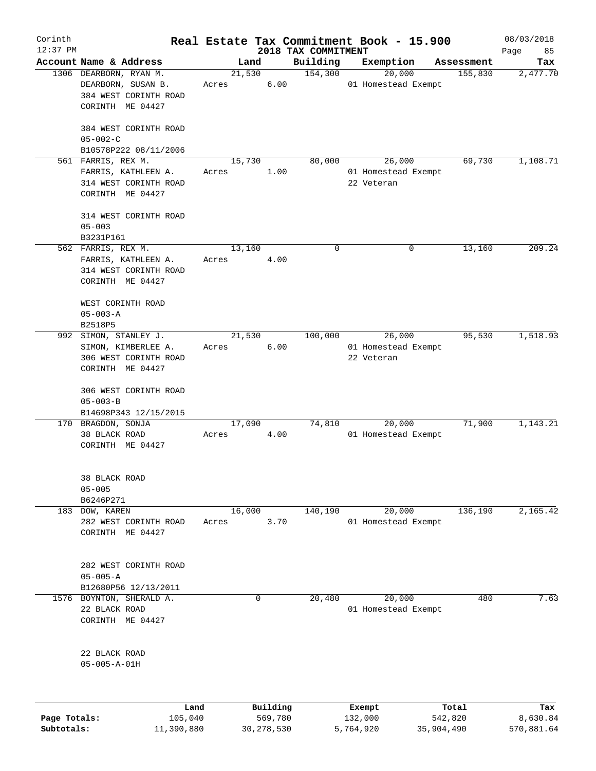Corinth
12:37 PM

# Real Estate Tax Commitment Book - 15.900
## 2018 TAX COMMITMENT

08/03/2018

| Account | Name & Address | Land | Building | Exemption | Assessment | Tax |
|---|---|---|---|---|---|---|
| 1306 | DEARBORN, RYAN M.<br>DEARBORN, SUSAN B.<br>384 WEST CORINTH ROAD<br>CORINTH ME 04427<br><br>384 WEST CORINTH ROAD<br>05-002-C<br>B10578P222 08/11/2006 | 21,530<br>Acres 6.00 | 154,300 | 20,000<br>01 Homestead Exempt | 155,830 | 2,477.70 |
| 561 | FARRIS, REX M.<br>FARRIS, KATHLEEN A.<br>314 WEST CORINTH ROAD<br>CORINTH ME 04427<br><br>314 WEST CORINTH ROAD<br>05-003<br>B3231P161 | 15,730<br>Acres 1.00 | 80,000 | 26,000<br>01 Homestead Exempt<br>22 Veteran | 69,730 | 1,108.71 |
| 562 | FARRIS, REX M.<br>FARRIS, KATHLEEN A.<br>314 WEST CORINTH ROAD<br>CORINTH ME 04427<br><br>WEST CORINTH ROAD<br>05-003-A<br>B2518P5 | 13,160<br>Acres 4.00 | 0 | 0 | 13,160 | 209.24 |
| 992 | SIMON, STANLEY J.<br>SIMON, KIMBERLEE A.<br>306 WEST CORINTH ROAD<br>CORINTH ME 04427<br><br>306 WEST CORINTH ROAD<br>05-003-B<br>B14698P343 12/15/2015 | 21,530<br>Acres 6.00 | 100,000 | 26,000<br>01 Homestead Exempt<br>22 Veteran | 95,530 | 1,518.93 |
| 170 | BRAGDON, SONJA<br>38 BLACK ROAD<br>CORINTH ME 04427<br><br>38 BLACK ROAD<br>05-005<br>B6246P271 | 17,090<br>Acres 4.00 | 74,810 | 20,000<br>01 Homestead Exempt | 71,900 | 1,143.21 |
| 183 | DOW, KAREN<br>282 WEST CORINTH ROAD<br>CORINTH ME 04427<br><br>282 WEST CORINTH ROAD<br>05-005-A<br>B12680P56 12/13/2011 | 16,000<br>Acres 3.70 | 140,190 | 20,000<br>01 Homestead Exempt | 136,190 | 2,165.42 |
| 1576 | BOYNTON, SHERALD A.<br>22 BLACK ROAD<br>CORINTH ME 04427<br><br>22 BLACK ROAD<br>05-005-A-01H | 0 | 20,480 | 20,000<br>01 Homestead Exempt | 480 | 7.63 |

| | Land | Building | Exempt | Total | Tax |
|---|---|---|---|---|---|
| Page Totals: | 105,040 | 569,780 | 132,000 | 542,820 | 8,630.84 |
| Subtotals: | 11,390,880 | 30,278,530 | 5,764,920 | 35,904,490 | 570,881.64 |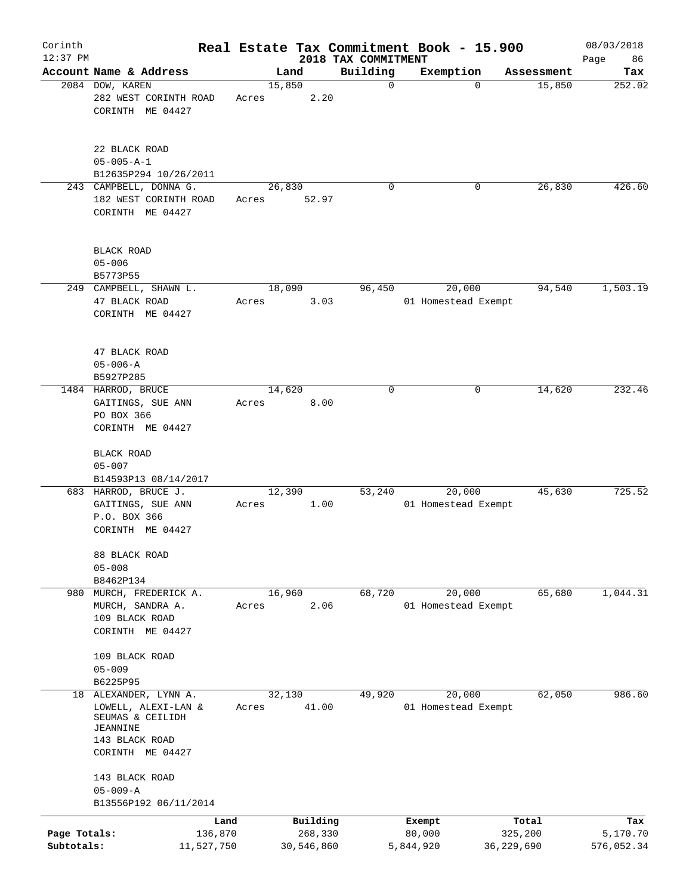Corinth 12:37 PM

# Real Estate Tax Commitment Book - 15.900

## 2018 TAX COMMITMENT

08/03/2018

| Account | Name & Address | Land | Building | Exemption | Assessment | Tax |
|---|---|---|---|---|---|---|
| 2084 | DOW, KAREN<br>282 WEST CORINTH ROAD<br>CORINTH ME 04427<br><br>22 BLACK ROAD<br>05-005-A-1<br>B12635P294 10/26/2011 | 15,850<br>Acres 2.20 | 0 | 0 | 15,850 | 252.02 |
| 243 | CAMPBELL, DONNA G.<br>182 WEST CORINTH ROAD<br>CORINTH ME 04427<br><br>BLACK ROAD<br>05-006<br>B5773P55 | 26,830<br>Acres 52.97 | 0 | 0 | 26,830 | 426.60 |
| 249 | CAMPBELL, SHAWN L.<br>47 BLACK ROAD<br>CORINTH ME 04427<br><br>47 BLACK ROAD<br>05-006-A<br>B5927P285 | 18,090<br>Acres 3.03 | 96,450 | 20,000<br>01 Homestead Exempt | 94,540 | 1,503.19 |
| 1484 | HARROD, BRUCE<br>GAITINGS, SUE ANN<br>PO BOX 366<br>CORINTH ME 04427<br><br>BLACK ROAD<br>05-007<br>B14593P13 08/14/2017 | 14,620<br>Acres 8.00 | 0 | 0 | 14,620 | 232.46 |
| 683 | HARROD, BRUCE J.<br>GAITINGS, SUE ANN<br>P.O. BOX 366<br>CORINTH ME 04427<br><br>88 BLACK ROAD<br>05-008<br>B8462P134 | 12,390<br>Acres 1.00 | 53,240 | 20,000<br>01 Homestead Exempt | 45,630 | 725.52 |
| 980 | MURCH, FREDERICK A.<br>MURCH, SANDRA A.<br>109 BLACK ROAD<br>CORINTH ME 04427<br><br>109 BLACK ROAD<br>05-009<br>B6225P95 | 16,960<br>Acres 2.06 | 68,720 | 20,000<br>01 Homestead Exempt | 65,680 | 1,044.31 |
| 18 | ALEXANDER, LYNN A.<br>LOWELL, ALEXI-LAN &<br>SEUMAS & CEILIDH<br>JEANNINE<br>143 BLACK ROAD<br>CORINTH ME 04427<br><br>143 BLACK ROAD<br>05-009-A<br>B13556P192 06/11/2014 | 32,130<br>Acres 41.00 | 49,920 | 20,000<br>01 Homestead Exempt | 62,050 | 986.60 |

| | Land | Building | Exempt | Total | Tax |
|---|---|---|---|---|---|
| Page Totals: | 136,870 | 268,330 | 80,000 | 325,200 | 5,170.70 |
| Subtotals: | 11,527,750 | 30,546,860 | 5,844,920 | 36,229,690 | 576,052.34 |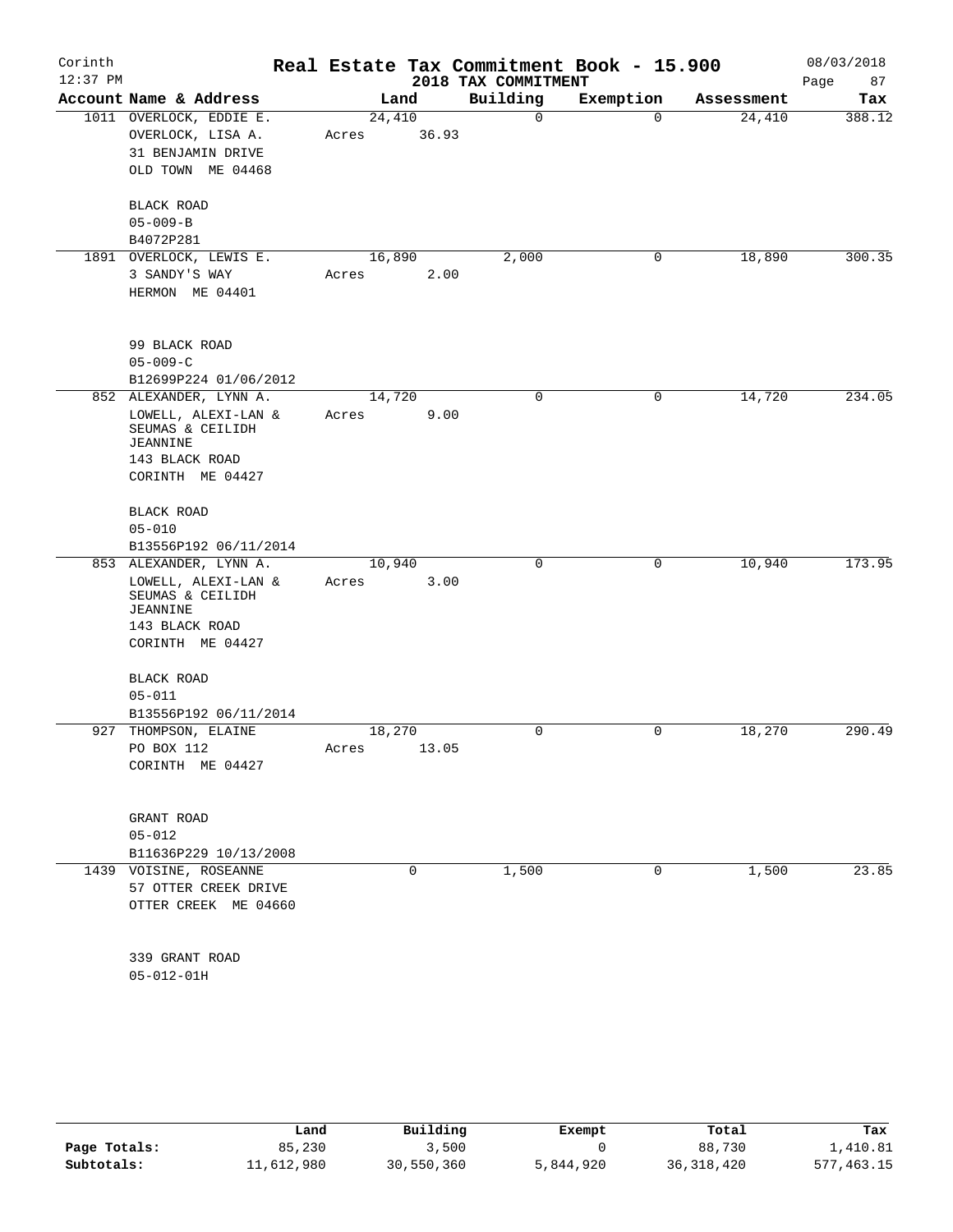# Real Estate Tax Commitment Book - 15.900

Corinth
12:37 PM

2018 TAX COMMITMENT

08/03/2018

| Account Name & Address | Land | Building | Exemption | Assessment | Tax |
|---|---|---|---|---|---|
| 1011 OVERLOCK, EDDIE E.<br>OVERLOCK, LISA A.<br>31 BENJAMIN DRIVE<br>OLD TOWN ME 04468<br><br>BLACK ROAD<br>05-009-B<br>B4072P281 | 24,410<br>Acres 36.93 | 0 | 0 | 24,410 | 388.12 |
| 1891 OVERLOCK, LEWIS E.<br>3 SANDY'S WAY<br>HERMON ME 04401<br><br>99 BLACK ROAD<br>05-009-C<br>B12699P224 01/06/2012 | 16,890<br>Acres 2.00 | 2,000 | 0 | 18,890 | 300.35 |
| 852 ALEXANDER, LYNN A.<br>LOWELL, ALEXI-LAN &<br>SEUMAS & CEILIDH<br>JEANNINE<br>143 BLACK ROAD<br>CORINTH ME 04427<br><br>BLACK ROAD<br>05-010<br>B13556P192 06/11/2014 | 14,720<br>Acres 9.00 | 0 | 0 | 14,720 | 234.05 |
| 853 ALEXANDER, LYNN A.<br>LOWELL, ALEXI-LAN &<br>SEUMAS & CEILIDH<br>JEANNINE<br>143 BLACK ROAD<br>CORINTH ME 04427<br><br>BLACK ROAD<br>05-011<br>B13556P192 06/11/2014 | 10,940<br>Acres 3.00 | 0 | 0 | 10,940 | 173.95 |
| 927 THOMPSON, ELAINE<br>PO BOX 112<br>CORINTH ME 04427<br><br>GRANT ROAD<br>05-012<br>B11636P229 10/13/2008 | 18,270<br>Acres 13.05 | 0 | 0 | 18,270 | 290.49 |
| 1439 VOISINE, ROSEANNE<br>57 OTTER CREEK DRIVE<br>OTTER CREEK ME 04660<br><br>339 GRANT ROAD<br>05-012-01H | 0 | 1,500 | 0 | 1,500 | 23.85 |

| | Land | Building | Exempt | Total | Tax |
|---|---|---|---|---|---|
| Page Totals: | 85,230 | 3,500 | 0 | 88,730 | 1,410.81 |
| Subtotals: | 11,612,980 | 30,550,360 | 5,844,920 | 36,318,420 | 577,463.15 |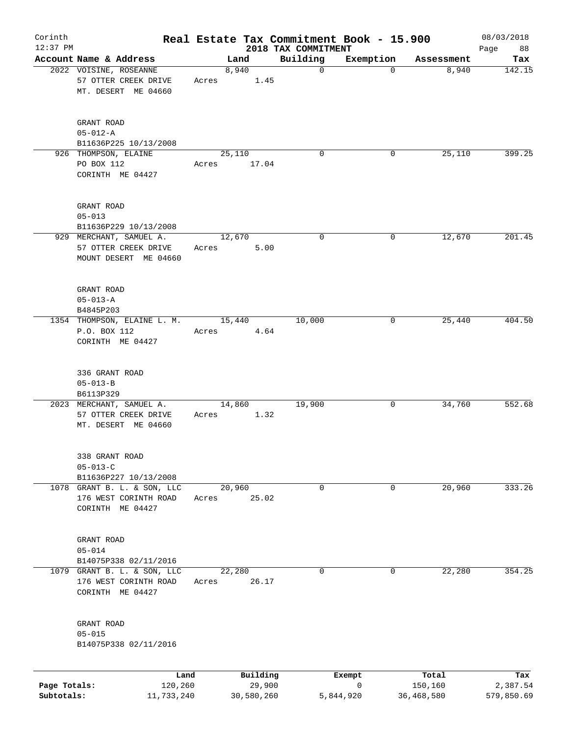# Real Estate Tax Commitment Book - 15.900

Corinth
12:37 PM

2018 TAX COMMITMENT

08/03/2018

| Account Name & Address | Land | Building | Exemption | Assessment | Tax |
|---|---|---|---|---|---|
| 2022 VOISINE, ROSEANNE<br>57 OTTER CREEK DRIVE<br>MT. DESERT ME 04660<br><br>GRANT ROAD<br>05-012-A<br>B11636P225 10/13/2008 | 8,940<br>Acres 1.45 | 0 | 0 | 8,940 | 142.15 |
| 926 THOMPSON, ELAINE<br>PO BOX 112<br>CORINTH ME 04427<br><br>GRANT ROAD<br>05-013<br>B11636P229 10/13/2008 | 25,110<br>Acres 17.04 | 0 | 0 | 25,110 | 399.25 |
| 929 MERCHANT, SAMUEL A.<br>57 OTTER CREEK DRIVE<br>MOUNT DESERT ME 04660<br><br>GRANT ROAD<br>05-013-A<br>B4845P203 | 12,670<br>Acres 5.00 | 0 | 0 | 12,670 | 201.45 |
| 1354 THOMPSON, ELAINE L. M.<br>P.O. BOX 112<br>CORINTH ME 04427<br><br>336 GRANT ROAD<br>05-013-B<br>B6113P329 | 15,440<br>Acres 4.64 | 10,000 | 0 | 25,440 | 404.50 |
| 2023 MERCHANT, SAMUEL A.<br>57 OTTER CREEK DRIVE<br>MT. DESERT ME 04660<br><br>338 GRANT ROAD<br>05-013-C<br>B11636P227 10/13/2008 | 14,860<br>Acres 1.32 | 19,900 | 0 | 34,760 | 552.68 |
| 1078 GRANT B. L. & SON, LLC<br>176 WEST CORINTH ROAD<br>CORINTH ME 04427<br><br>GRANT ROAD<br>05-014<br>B14075P338 02/11/2016 | 20,960<br>Acres 25.02 | 0 | 0 | 20,960 | 333.26 |
| 1079 GRANT B. L. & SON, LLC<br>176 WEST CORINTH ROAD<br>CORINTH ME 04427<br><br>GRANT ROAD<br>05-015<br>B14075P338 02/11/2016 | 22,280<br>Acres 26.17 | 0 | 0 | 22,280 | 354.25 |

| | Land | Building | Exempt | Total | Tax |
|---|---|---|---|---|---|
| Page Totals: | 120,260 | 29,900 | 0 | 150,160 | 2,387.54 |
| Subtotals: | 11,733,240 | 30,580,260 | 5,844,920 | 36,468,580 | 579,850.69 |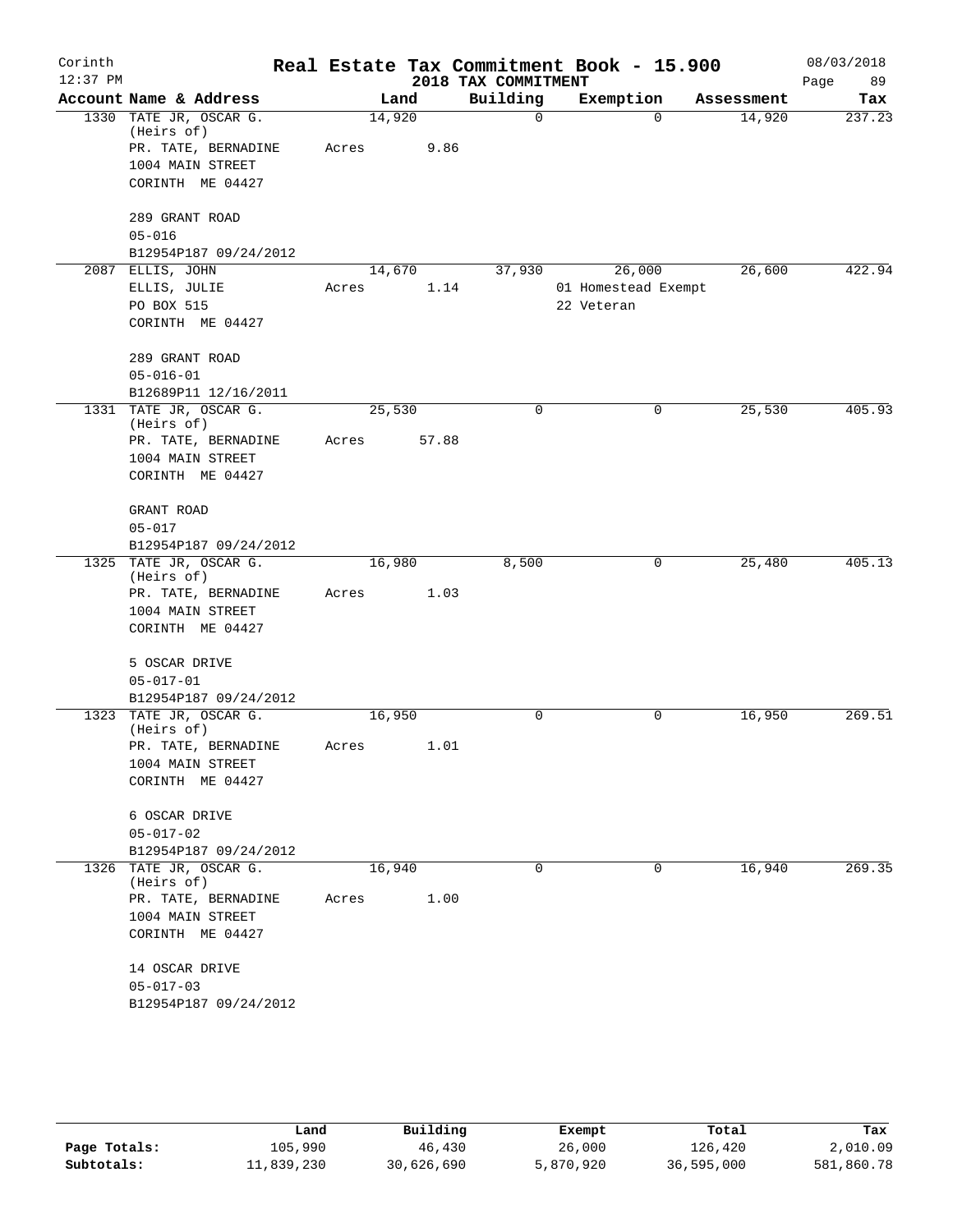Corinth
12:37 PM

# Real Estate Tax Commitment Book - 15.900

08/03/2018

## 2018 TAX COMMITMENT

| Account | Name & Address | Land | Building | Exemption | Assessment | Tax |
|---|---|---|---|---|---|---|
| 1330 | TATE JR, OSCAR G. (Heirs of)<br>PR. TATE, BERNADINE<br>1004 MAIN STREET<br>CORINTH ME 04427<br><br>289 GRANT ROAD<br>05-016<br>B12954P187 09/24/2012 | 14,920<br>Acres 9.86 | 0 | 0 | 14,920 | 237.23 |
| 2087 | ELLIS, JOHN<br>ELLIS, JULIE<br>PO BOX 515<br>CORINTH ME 04427<br><br>289 GRANT ROAD<br>05-016-01<br>B12689P11 12/16/2011 | 14,670<br>Acres 1.14 | 37,930 | 26,000<br>01 Homestead Exempt<br>22 Veteran | 26,600 | 422.94 |
| 1331 | TATE JR, OSCAR G. (Heirs of)<br>PR. TATE, BERNADINE<br>1004 MAIN STREET<br>CORINTH ME 04427<br><br>GRANT ROAD<br>05-017<br>B12954P187 09/24/2012 | 25,530<br>Acres 57.88 | 0 | 0 | 25,530 | 405.93 |
| 1325 | TATE JR, OSCAR G. (Heirs of)<br>PR. TATE, BERNADINE<br>1004 MAIN STREET<br>CORINTH ME 04427<br><br>5 OSCAR DRIVE<br>05-017-01<br>B12954P187 09/24/2012 | 16,980<br>Acres 1.03 | 8,500 | 0 | 25,480 | 405.13 |
| 1323 | TATE JR, OSCAR G. (Heirs of)<br>PR. TATE, BERNADINE<br>1004 MAIN STREET<br>CORINTH ME 04427<br><br>6 OSCAR DRIVE<br>05-017-02<br>B12954P187 09/24/2012 | 16,950<br>Acres 1.01 | 0 | 0 | 16,950 | 269.51 |
| 1326 | TATE JR, OSCAR G. (Heirs of)<br>PR. TATE, BERNADINE<br>1004 MAIN STREET<br>CORINTH ME 04427<br><br>14 OSCAR DRIVE<br>05-017-03<br>B12954P187 09/24/2012 | 16,940<br>Acres 1.00 | 0 | 0 | 16,940 | 269.35 |

| | Land | Building | Exempt | Total | Tax |
|---|---|---|---|---|---|
| Page Totals: | 105,990 | 46,430 | 26,000 | 126,420 | 2,010.09 |
| Subtotals: | 11,839,230 | 30,626,690 | 5,870,920 | 36,595,000 | 581,860.78 |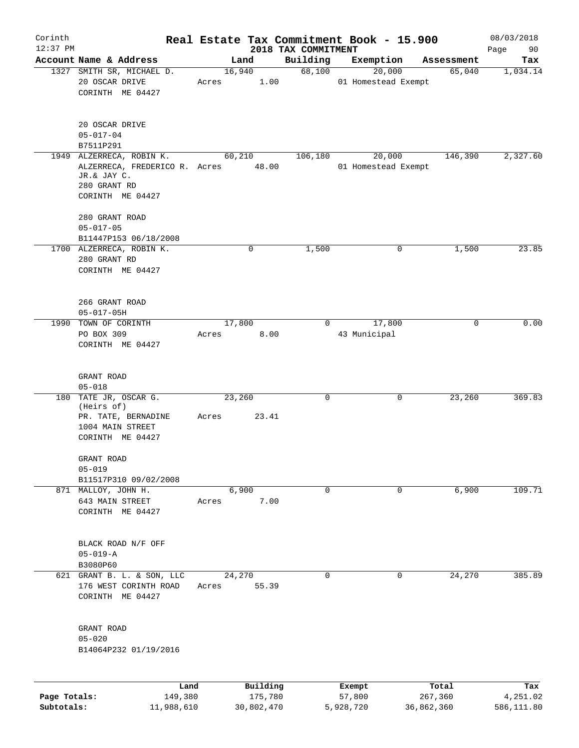# Real Estate Tax Commitment Book - 15.900

Corinth
12:37 PM
2018 TAX COMMITMENT
08/03/2018

| Account Name & Address | Land | Building | Exemption | Assessment | Tax |
|---|---|---|---|---|---|
| 1327 SMITH SR, MICHAEL D.<br>20 OSCAR DRIVE<br>CORINTH ME 04427<br><br>20 OSCAR DRIVE<br>05-017-04<br>B7511P291 | 16,940<br>Acres 1.00 | 68,100 | 20,000<br>01 Homestead Exempt | 65,040 | 1,034.14 |
| 1949 ALZERRECA, ROBIN K.<br>ALZERRECA, FREDERICO R. JR.& JAY C.<br>280 GRANT RD<br>CORINTH ME 04427<br><br>280 GRANT ROAD<br>05-017-05<br>B11447P153 06/18/2008 | 60,210<br>Acres 48.00 | 106,180 | 20,000<br>01 Homestead Exempt | 146,390 | 2,327.60 |
| 1700 ALZERRECA, ROBIN K.<br>280 GRANT RD<br>CORINTH ME 04427<br><br>266 GRANT ROAD<br>05-017-05H | 0 | 1,500 | 0 | 1,500 | 23.85 |
| 1990 TOWN OF CORINTH<br>PO BOX 309<br>CORINTH ME 04427<br><br>GRANT ROAD<br>05-018 | 17,800<br>Acres 8.00 | 0 | 17,800<br>43 Municipal | 0 | 0.00 |
| 180 TATE JR, OSCAR G. (Heirs of)<br>PR. TATE, BERNADINE<br>1004 MAIN STREET<br>CORINTH ME 04427<br><br>GRANT ROAD<br>05-019<br>B11517P310 09/02/2008 | 23,260<br>Acres 23.41 | 0 | 0 | 23,260 | 369.83 |
| 871 MALLOY, JOHN H.<br>643 MAIN STREET<br>CORINTH ME 04427<br><br>BLACK ROAD N/F OFF<br>05-019-A<br>B3080P60 | 6,900<br>Acres 7.00 | 0 | 0 | 6,900 | 109.71 |
| 621 GRANT B. L. & SON, LLC<br>176 WEST CORINTH ROAD<br>CORINTH ME 04427<br><br>GRANT ROAD<br>05-020<br>B14064P232 01/19/2016 | 24,270<br>Acres 55.39 | 0 | 0 | 24,270 | 385.89 |

| | Land | Building | Exempt | Total | Tax |
|---|---|---|---|---|---|
| Page Totals: | 149,380 | 175,780 | 57,800 | 267,360 | 4,251.02 |
| Subtotals: | 11,988,610 | 30,802,470 | 5,928,720 | 36,862,360 | 586,111.80 |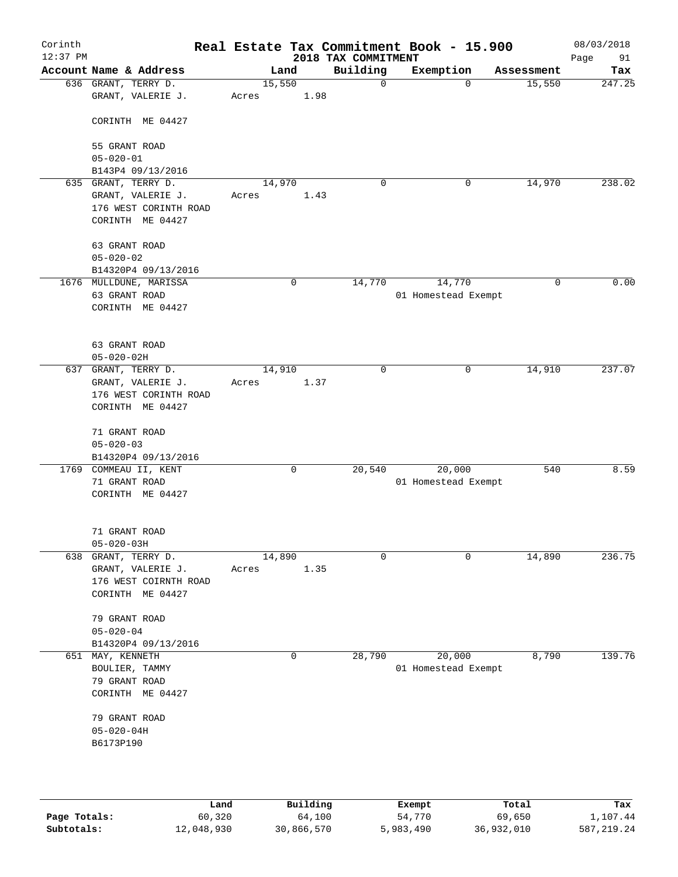# Real Estate Tax Commitment Book - 15.900

Corinth
12:37 PM

2018 TAX COMMITMENT

08/03/2018

| Account | Name & Address | Land | Building | Exemption | Assessment | Tax |
|---|---|---|---|---|---|---|
| 636 | GRANT, TERRY D.<br>GRANT, VALERIE J.<br><br>CORINTH ME 04427<br><br>55 GRANT ROAD<br>05-020-01<br>B143P4 09/13/2016 | 15,550<br>Acres 1.98 | 0 | 0 | 15,550 | 247.25 |
| 635 | GRANT, TERRY D.<br>GRANT, VALERIE J.<br>176 WEST CORINTH ROAD<br>CORINTH ME 04427<br><br>63 GRANT ROAD<br>05-020-02<br>B14320P4 09/13/2016 | 14,970<br>Acres 1.43 | 0 | 0 | 14,970 | 238.02 |
| 1676 | MULLDUNE, MARISSA<br>63 GRANT ROAD<br>CORINTH ME 04427<br><br>63 GRANT ROAD<br>05-020-02H | 0 | 14,770 | 14,770<br>01 Homestead Exempt | 0 | 0.00 |
| 637 | GRANT, TERRY D.<br>GRANT, VALERIE J.<br>176 WEST CORINTH ROAD<br>CORINTH ME 04427<br><br>71 GRANT ROAD<br>05-020-03<br>B14320P4 09/13/2016 | 14,910<br>Acres 1.37 | 0 | 0 | 14,910 | 237.07 |
| 1769 | COMMEAU II, KENT<br>71 GRANT ROAD<br>CORINTH ME 04427<br><br>71 GRANT ROAD<br>05-020-03H | 0 | 20,540 | 20,000<br>01 Homestead Exempt | 540 | 8.59 |
| 638 | GRANT, TERRY D.<br>GRANT, VALERIE J.<br>176 WEST COIRNTH ROAD<br>CORINTH ME 04427<br><br>79 GRANT ROAD<br>05-020-04<br>B14320P4 09/13/2016 | 14,890<br>Acres 1.35 | 0 | 0 | 14,890 | 236.75 |
| 651 | MAY, KENNETH<br>BOULIER, TAMMY<br>79 GRANT ROAD<br>CORINTH ME 04427<br><br>79 GRANT ROAD<br>05-020-04H<br>B6173P190 | 0 | 28,790 | 20,000<br>01 Homestead Exempt | 8,790 | 139.76 |

| | Land | Building | Exempt | Total | Tax |
|---|---|---|---|---|---|
| Page Totals: | 60,320 | 64,100 | 54,770 | 69,650 | 1,107.44 |
| Subtotals: | 12,048,930 | 30,866,570 | 5,983,490 | 36,932,010 | 587,219.24 |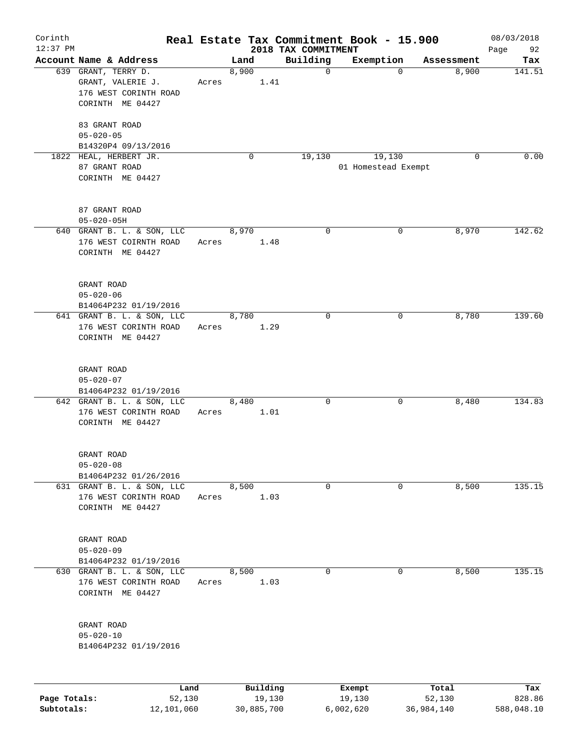# Real Estate Tax Commitment Book - 15.900

Corinth
12:37 PM

2018 TAX COMMITMENT

08/03/2018

| Account Name & Address | Land | Building | Exemption | Assessment | Tax |
|---|---|---|---|---|---|
| 639 GRANT, TERRY D.<br>GRANT, VALERIE J.<br>176 WEST CORINTH ROAD<br>CORINTH ME 04427<br><br>83 GRANT ROAD<br>05-020-05<br>B14320P4 09/13/2016 | 8,900<br>Acres 1.41 | 0 | 0 | 8,900 | 141.51 |
| 1822 HEAL, HERBERT JR.<br>87 GRANT ROAD<br>CORINTH ME 04427<br><br>87 GRANT ROAD<br>05-020-05H | 0 | 19,130 | 19,130<br>01 Homestead Exempt | 0 | 0.00 |
| 640 GRANT B. L. & SON, LLC<br>176 WEST COIRNTH ROAD<br>CORINTH ME 04427<br><br>GRANT ROAD<br>05-020-06<br>B14064P232 01/19/2016 | 8,970<br>Acres 1.48 | 0 | 0 | 8,970 | 142.62 |
| 641 GRANT B. L. & SON, LLC<br>176 WEST CORINTH ROAD<br>CORINTH ME 04427<br><br>GRANT ROAD<br>05-020-07<br>B14064P232 01/19/2016 | 8,780<br>Acres 1.29 | 0 | 0 | 8,780 | 139.60 |
| 642 GRANT B. L. & SON, LLC<br>176 WEST CORINTH ROAD<br>CORINTH ME 04427<br><br>GRANT ROAD<br>05-020-08<br>B14064P232 01/26/2016 | 8,480<br>Acres 1.01 | 0 | 0 | 8,480 | 134.83 |
| 631 GRANT B. L. & SON, LLC<br>176 WEST CORINTH ROAD<br>CORINTH ME 04427<br><br>GRANT ROAD<br>05-020-09<br>B14064P232 01/19/2016 | 8,500<br>Acres 1.03 | 0 | 0 | 8,500 | 135.15 |
| 630 GRANT B. L. & SON, LLC<br>176 WEST CORINTH ROAD<br>CORINTH ME 04427<br><br>GRANT ROAD<br>05-020-10<br>B14064P232 01/19/2016 | 8,500<br>Acres 1.03 | 0 | 0 | 8,500 | 135.15 |

| | Land | Building | Exempt | Total | Tax |
|---|---|---|---|---|---|
| Page Totals: | 52,130 | 19,130 | 19,130 | 52,130 | 828.86 |
| Subtotals: | 12,101,060 | 30,885,700 | 6,002,620 | 36,984,140 | 588,048.10 |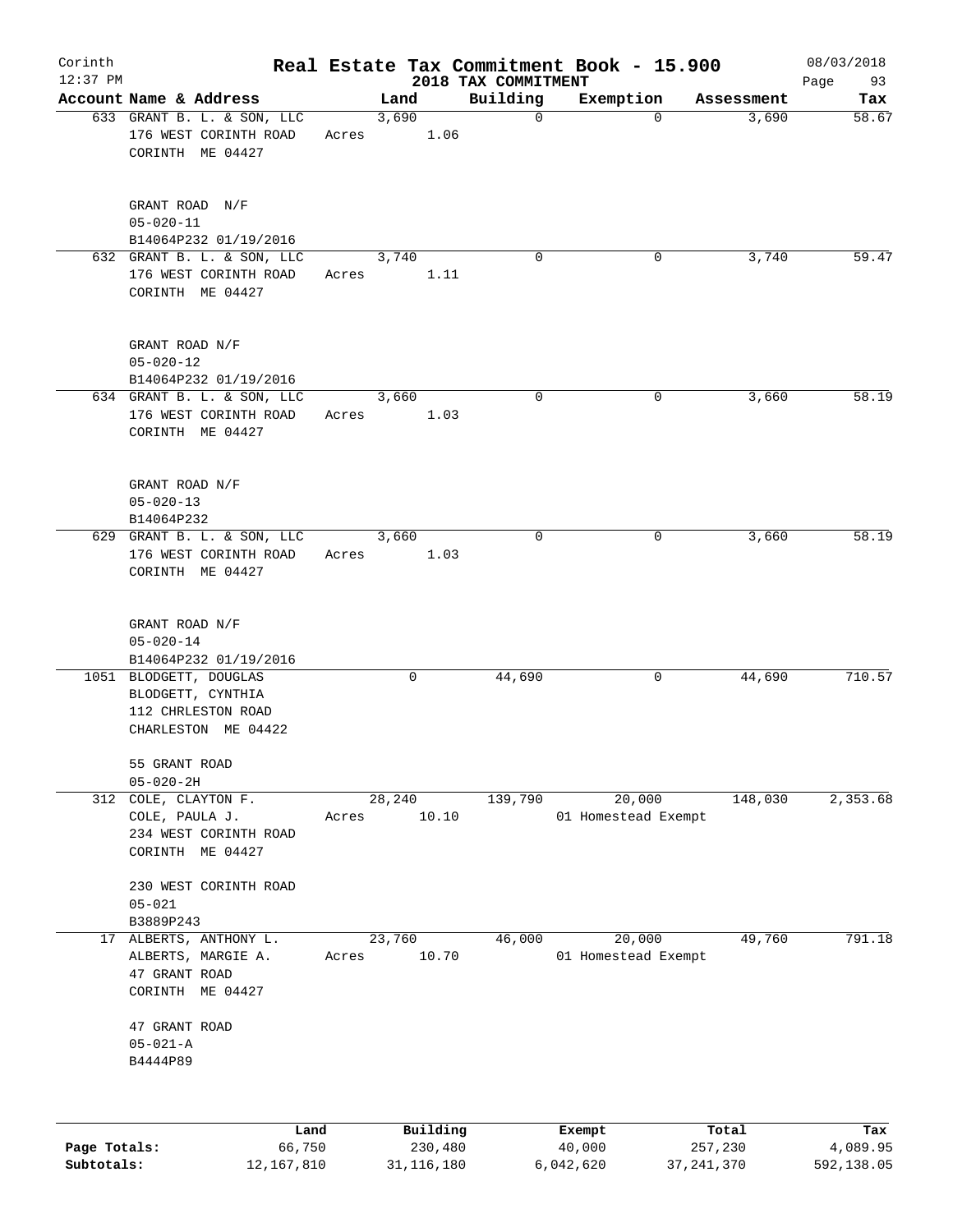# Real Estate Tax Commitment Book - 15.900

Corinth
12:37 PM

2018 TAX COMMITMENT

08/03/2018

| Account Name & Address | Land | Building | Exemption | Assessment | Tax |
|---|---|---|---|---|---|
| 633 GRANT B. L. & SON, LLC<br>176 WEST CORINTH ROAD<br>CORINTH ME 04427<br><br>GRANT ROAD N/F<br>05-020-11<br>B14064P232 01/19/2016 | 3,690<br>Acres 1.06 | 0 | 0 | 3,690 | 58.67 |
| 632 GRANT B. L. & SON, LLC<br>176 WEST CORINTH ROAD<br>CORINTH ME 04427<br><br>GRANT ROAD N/F<br>05-020-12<br>B14064P232 01/19/2016 | 3,740<br>Acres 1.11 | 0 | 0 | 3,740 | 59.47 |
| 634 GRANT B. L. & SON, LLC<br>176 WEST CORINTH ROAD<br>CORINTH ME 04427<br><br>GRANT ROAD N/F<br>05-020-13<br>B14064P232 | 3,660<br>Acres 1.03 | 0 | 0 | 3,660 | 58.19 |
| 629 GRANT B. L. & SON, LLC<br>176 WEST CORINTH ROAD<br>CORINTH ME 04427<br><br>GRANT ROAD N/F<br>05-020-14<br>B14064P232 01/19/2016 | 3,660<br>Acres 1.03 | 0 | 0 | 3,660 | 58.19 |
| 1051 BLODGETT, DOUGLAS<br>BLODGETT, CYNTHIA<br>112 CHRLESTON ROAD<br>CHARLESTON ME 04422<br><br>55 GRANT ROAD<br>05-020-2H | 0 | 44,690 | 0 | 44,690 | 710.57 |
| 312 COLE, CLAYTON F.<br>COLE, PAULA J.<br>234 WEST CORINTH ROAD<br>CORINTH ME 04427<br><br>230 WEST CORINTH ROAD<br>05-021<br>B3889P243 | 28,240<br>Acres 10.10 | 139,790 | 20,000<br>01 Homestead Exempt | 148,030 | 2,353.68 |
| 17 ALBERTS, ANTHONY L.<br>ALBERTS, MARGIE A.<br>47 GRANT ROAD<br>CORINTH ME 04427<br><br>47 GRANT ROAD<br>05-021-A<br>B4444P89 | 23,760<br>Acres 10.70 | 46,000 | 20,000<br>01 Homestead Exempt | 49,760 | 791.18 |

| | Land | Building | Exempt | Total | Tax |
|---|---|---|---|---|---|
| **Page Totals:** | 66,750 | 230,480 | 40,000 | 257,230 | 4,089.95 |
| **Subtotals:** | 12,167,810 | 31,116,180 | 6,042,620 | 37,241,370 | 592,138.05 |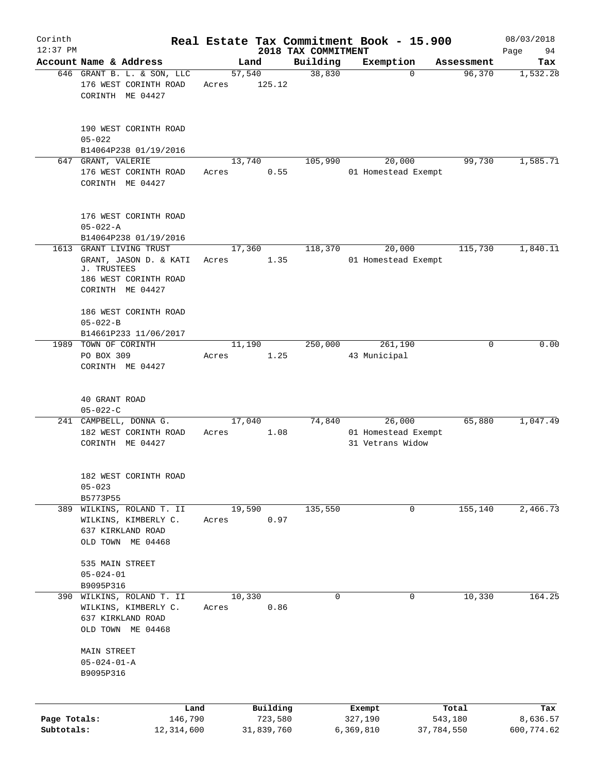# Real Estate Tax Commitment Book - 15.900

Corinth 12:37 PM — 2018 TAX COMMITMENT — 08/03/2018

| Account Name & Address | Land | Building | Exemption | Assessment | Tax |
|---|---|---|---|---|---|
| 646 GRANT B. L. & SON, LLC<br>176 WEST CORINTH ROAD<br>CORINTH ME 04427<br><br>190 WEST CORINTH ROAD<br>05-022<br>B14064P238 01/19/2016 | 57,540<br>Acres 125.12 | 38,830 | 0 | 96,370 | 1,532.28 |
| 647 GRANT, VALERIE<br>176 WEST CORINTH ROAD<br>CORINTH ME 04427<br><br>176 WEST CORINTH ROAD<br>05-022-A<br>B14064P238 01/19/2016 | 13,740<br>Acres 0.55 | 105,990 | 20,000<br>01 Homestead Exempt | 99,730 | 1,585.71 |
| 1613 GRANT LIVING TRUST<br>GRANT, JASON D. & KATI J. TRUSTEES<br>186 WEST CORINTH ROAD<br>CORINTH ME 04427<br><br>186 WEST CORINTH ROAD<br>05-022-B<br>B14661P233 11/06/2017 | 17,360<br>Acres 1.35 | 118,370 | 20,000<br>01 Homestead Exempt | 115,730 | 1,840.11 |
| 1989 TOWN OF CORINTH<br>PO BOX 309<br>CORINTH ME 04427<br><br>40 GRANT ROAD<br>05-022-C | 11,190<br>Acres 1.25 | 250,000 | 261,190<br>43 Municipal | 0 | 0.00 |
| 241 CAMPBELL, DONNA G.<br>182 WEST CORINTH ROAD<br>CORINTH ME 04427<br><br>182 WEST CORINTH ROAD<br>05-023<br>B5773P55 | 17,040<br>Acres 1.08 | 74,840 | 26,000<br>01 Homestead Exempt<br>31 Vetrans Widow | 65,880 | 1,047.49 |
| 389 WILKINS, ROLAND T. II<br>WILKINS, KIMBERLY C.<br>637 KIRKLAND ROAD<br>OLD TOWN ME 04468<br><br>535 MAIN STREET<br>05-024-01<br>B9095P316 | 19,590<br>Acres 0.97 | 135,550 | 0 | 155,140 | 2,466.73 |
| 390 WILKINS, ROLAND T. II<br>WILKINS, KIMBERLY C.<br>637 KIRKLAND ROAD<br>OLD TOWN ME 04468<br><br>MAIN STREET<br>05-024-01-A<br>B9095P316 | 10,330<br>Acres 0.86 | 0 | 0 | 10,330 | 164.25 |

| | Land | Building | Exempt | Total | Tax |
|---|---|---|---|---|---|
| Page Totals: | 146,790 | 723,580 | 327,190 | 543,180 | 8,636.57 |
| Subtotals: | 12,314,600 | 31,839,760 | 6,369,810 | 37,784,550 | 600,774.62 |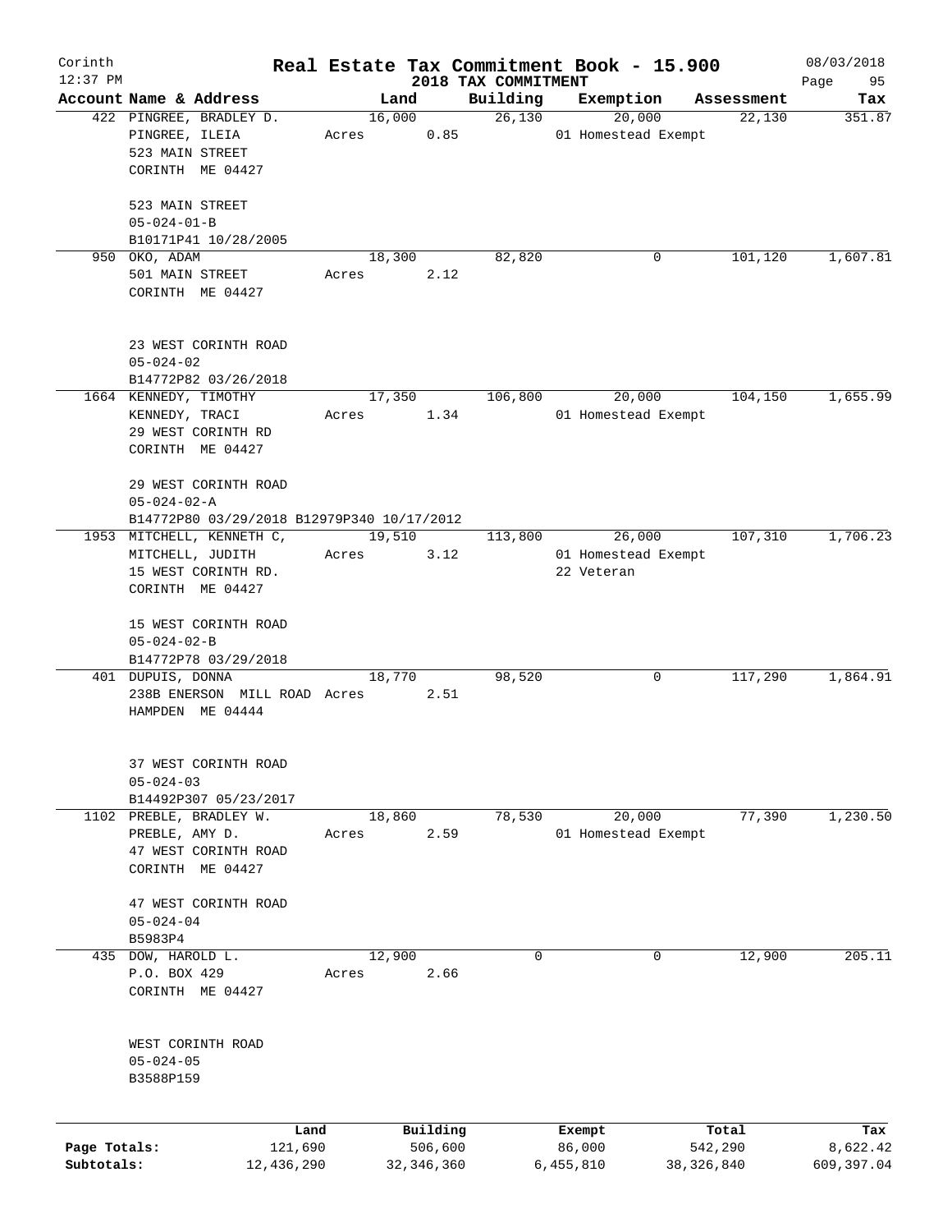# Real Estate Tax Commitment Book - 15.900

Corinth
12:37 PM

2018 TAX COMMITMENT

08/03/2018

| Account Name & Address | Land | Building | Exemption | Assessment | Tax |
|---|---|---|---|---|---|
| 422 PINGREE, BRADLEY D.<br>PINGREE, ILEIA<br>523 MAIN STREET<br>CORINTH ME 04427<br><br>523 MAIN STREET<br>05-024-01-B<br>B10171P41 10/28/2005 | 16,000<br>Acres 0.85 | 26,130 | 20,000<br>01 Homestead Exempt | 22,130 | 351.87 |
| 950 OKO, ADAM<br>501 MAIN STREET<br>CORINTH ME 04427<br><br>23 WEST CORINTH ROAD<br>05-024-02<br>B14772P82 03/26/2018 | 18,300<br>Acres 2.12 | 82,820 | 0 | 101,120 | 1,607.81 |
| 1664 KENNEDY, TIMOTHY<br>KENNEDY, TRACI<br>29 WEST CORINTH RD<br>CORINTH ME 04427<br><br>29 WEST CORINTH ROAD<br>05-024-02-A<br>B14772P80 03/29/2018 B12979P340 10/17/2012 | 17,350<br>Acres 1.34 | 106,800 | 20,000<br>01 Homestead Exempt | 104,150 | 1,655.99 |
| 1953 MITCHELL, KENNETH C,<br>MITCHELL, JUDITH<br>15 WEST CORINTH RD.<br>CORINTH ME 04427<br><br>15 WEST CORINTH ROAD<br>05-024-02-B<br>B14772P78 03/29/2018 | 19,510<br>Acres 3.12 | 113,800 | 26,000<br>01 Homestead Exempt<br>22 Veteran | 107,310 | 1,706.23 |
| 401 DUPUIS, DONNA<br>238B ENERSON MILL ROAD<br>HAMPDEN ME 04444<br><br>37 WEST CORINTH ROAD<br>05-024-03<br>B14492P307 05/23/2017 | 18,770<br>Acres 2.51 | 98,520 | 0 | 117,290 | 1,864.91 |
| 1102 PREBLE, BRADLEY W.<br>PREBLE, AMY D.<br>47 WEST CORINTH ROAD<br>CORINTH ME 04427<br><br>47 WEST CORINTH ROAD<br>05-024-04<br>B5983P4 | 18,860<br>Acres 2.59 | 78,530 | 20,000<br>01 Homestead Exempt | 77,390 | 1,230.50 |
| 435 DOW, HAROLD L.<br>P.O. BOX 429<br>CORINTH ME 04427<br><br>WEST CORINTH ROAD<br>05-024-05<br>B3588P159 | 12,900<br>Acres 2.66 | 0 | 0 | 12,900 | 205.11 |

| | Land | Building | Exempt | Total | Tax |
|---|---|---|---|---|---|
| Page Totals: | 121,690 | 506,600 | 86,000 | 542,290 | 8,622.42 |
| Subtotals: | 12,436,290 | 32,346,360 | 6,455,810 | 38,326,840 | 609,397.04 |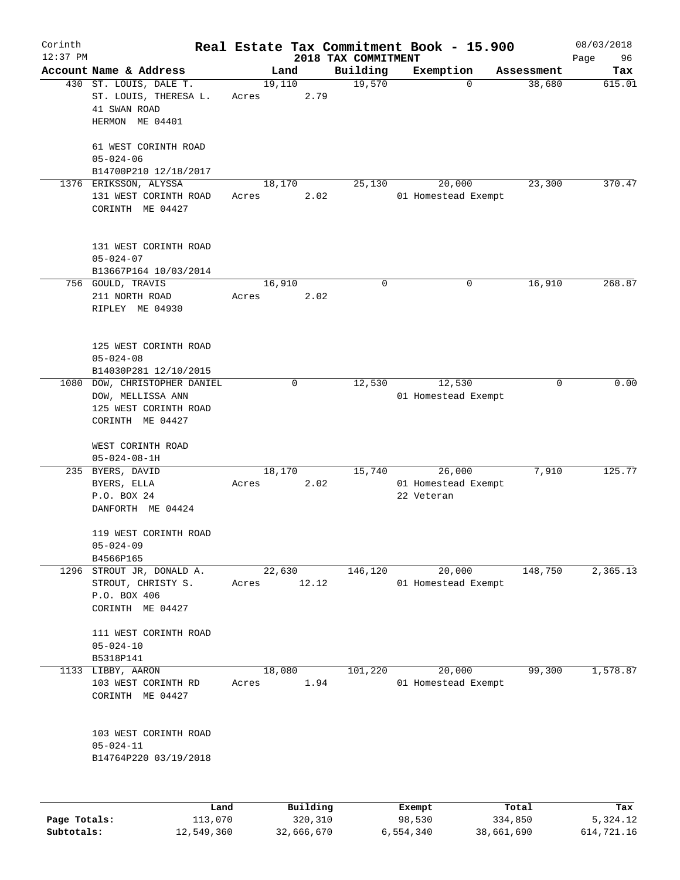# Real Estate Tax Commitment Book - 15.900

Corinth
12:37 PM

2018 TAX COMMITMENT

08/03/2018

| Account Name & Address | Land | Building | Exemption | Assessment | Tax |
|---|---|---|---|---|---|
| 430 ST. LOUIS, DALE T.<br>ST. LOUIS, THERESA L.<br>41 SWAN ROAD<br>HERMON ME 04401<br><br>61 WEST CORINTH ROAD<br>05-024-06<br>B14700P210 12/18/2017 | 19,110<br>Acres 2.79 | 19,570 | 0 | 38,680 | 615.01 |
| 1376 ERIKSSON, ALYSSA<br>131 WEST CORINTH ROAD<br>CORINTH ME 04427<br><br>131 WEST CORINTH ROAD<br>05-024-07<br>B13667P164 10/03/2014 | 18,170<br>Acres 2.02 | 25,130 | 20,000<br>01 Homestead Exempt | 23,300 | 370.47 |
| 756 GOULD, TRAVIS<br>211 NORTH ROAD<br>RIPLEY ME 04930<br><br>125 WEST CORINTH ROAD<br>05-024-08<br>B14030P281 12/10/2015 | 16,910<br>Acres 2.02 | 0 | 0 | 16,910 | 268.87 |
| 1080 DOW, CHRISTOPHER DANIEL<br>DOW, MELLISSA ANN<br>125 WEST CORINTH ROAD<br>CORINTH ME 04427<br><br>WEST CORINTH ROAD<br>05-024-08-1H | 0 | 12,530 | 12,530<br>01 Homestead Exempt | 0 | 0.00 |
| 235 BYERS, DAVID<br>BYERS, ELLA<br>P.O. BOX 24<br>DANFORTH ME 04424<br><br>119 WEST CORINTH ROAD<br>05-024-09<br>B4566P165 | 18,170<br>Acres 2.02 | 15,740 | 26,000<br>01 Homestead Exempt<br>22 Veteran | 7,910 | 125.77 |
| 1296 STROUT JR, DONALD A.<br>STROUT, CHRISTY S.<br>P.O. BOX 406<br>CORINTH ME 04427<br><br>111 WEST CORINTH ROAD<br>05-024-10<br>B5318P141 | 22,630<br>Acres 12.12 | 146,120 | 20,000<br>01 Homestead Exempt | 148,750 | 2,365.13 |
| 1133 LIBBY, AARON<br>103 WEST CORINTH RD<br>CORINTH ME 04427<br><br>103 WEST CORINTH ROAD<br>05-024-11<br>B14764P220 03/19/2018 | 18,080<br>Acres 1.94 | 101,220 | 20,000<br>01 Homestead Exempt | 99,300 | 1,578.87 |

| | Land | Building | Exempt | Total | Tax |
|---|---|---|---|---|---|
| **Page Totals:** | 113,070 | 320,310 | 98,530 | 334,850 | 5,324.12 |
| **Subtotals:** | 12,549,360 | 32,666,670 | 6,554,340 | 38,661,690 | 614,721.16 |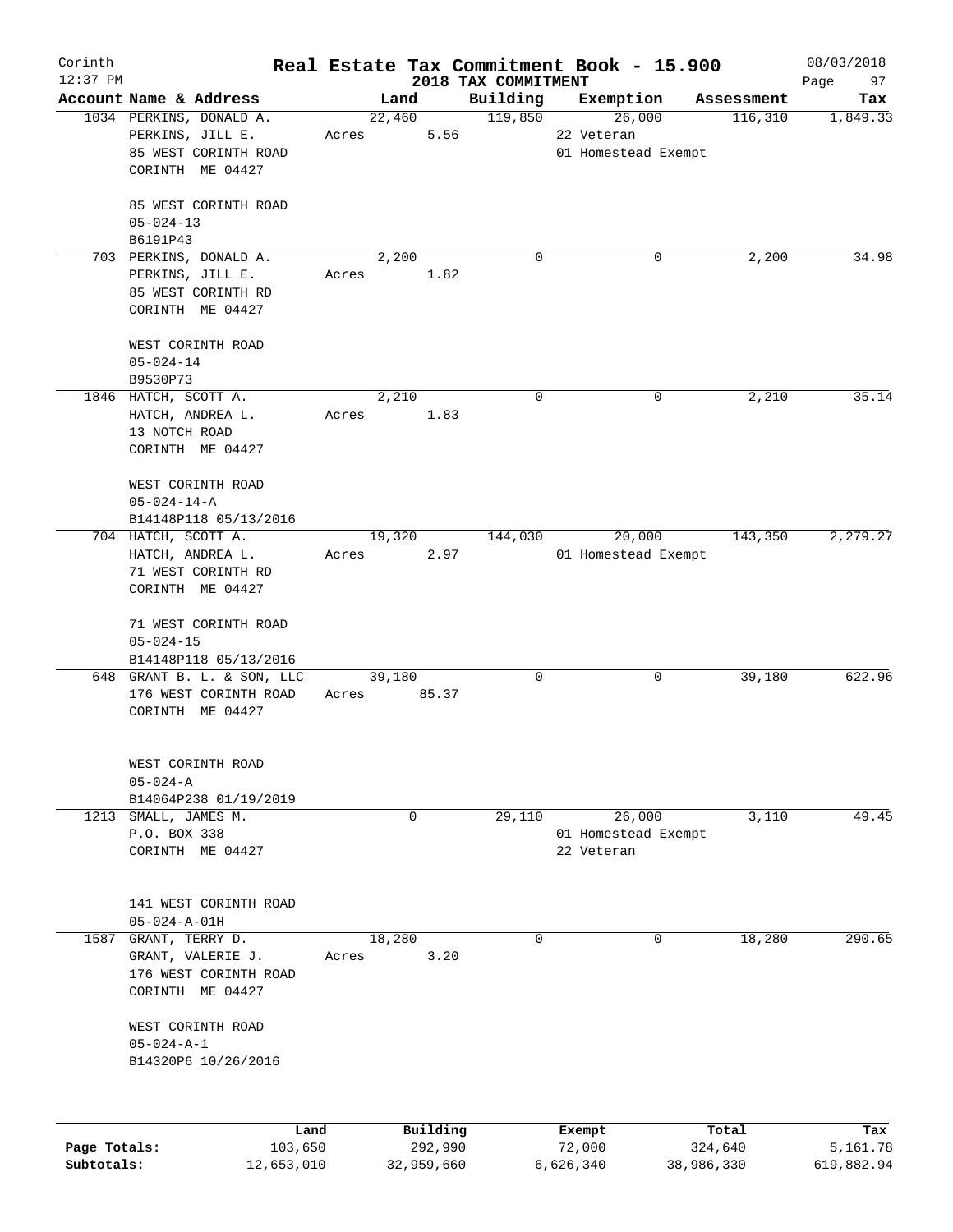# Real Estate Tax Commitment Book - 15.900

Corinth
12:37 PM

## 2018 TAX COMMITMENT

08/03/2018

| Account Name & Address | Land | Building | Exemption | Assessment | Tax |
|---|---|---|---|---|---|
| 1034 PERKINS, DONALD A.<br>PERKINS, JILL E.<br>85 WEST CORINTH ROAD<br>CORINTH ME 04427<br><br>85 WEST CORINTH ROAD<br>05-024-13<br>B6191P43 | 22,460<br>Acres 5.56 | 119,850 | 26,000<br>22 Veteran<br>01 Homestead Exempt | 116,310 | 1,849.33 |
| 703 PERKINS, DONALD A.<br>PERKINS, JILL E.<br>85 WEST CORINTH RD<br>CORINTH ME 04427<br><br>WEST CORINTH ROAD<br>05-024-14<br>B9530P73 | 2,200<br>Acres 1.82 | 0 | 0 | 2,200 | 34.98 |
| 1846 HATCH, SCOTT A.<br>HATCH, ANDREA L.<br>13 NOTCH ROAD<br>CORINTH ME 04427<br><br>WEST CORINTH ROAD<br>05-024-14-A<br>B14148P118 05/13/2016 | 2,210<br>Acres 1.83 | 0 | 0 | 2,210 | 35.14 |
| 704 HATCH, SCOTT A.<br>HATCH, ANDREA L.<br>71 WEST CORINTH RD<br>CORINTH ME 04427<br><br>71 WEST CORINTH ROAD<br>05-024-15<br>B14148P118 05/13/2016 | 19,320<br>Acres 2.97 | 144,030 | 20,000<br>01 Homestead Exempt | 143,350 | 2,279.27 |
| 648 GRANT B. L. & SON, LLC<br>176 WEST CORINTH ROAD<br>CORINTH ME 04427<br><br>WEST CORINTH ROAD<br>05-024-A<br>B14064P238 01/19/2019 | 39,180<br>Acres 85.37 | 0 | 0 | 39,180 | 622.96 |
| 1213 SMALL, JAMES M.<br>P.O. BOX 338<br>CORINTH ME 04427<br><br>141 WEST CORINTH ROAD<br>05-024-A-01H | 0 | 29,110 | 26,000<br>01 Homestead Exempt<br>22 Veteran | 3,110 | 49.45 |
| 1587 GRANT, TERRY D.<br>GRANT, VALERIE J.<br>176 WEST CORINTH ROAD<br>CORINTH ME 04427<br><br>WEST CORINTH ROAD<br>05-024-A-1<br>B14320P6 10/26/2016 | 18,280<br>Acres 3.20 | 0 | 0 | 18,280 | 290.65 |

| | Land | Building | Exempt | Total | Tax |
|---|---|---|---|---|---|
| **Page Totals:** | 103,650 | 292,990 | 72,000 | 324,640 | 5,161.78 |
| **Subtotals:** | 12,653,010 | 32,959,660 | 6,626,340 | 38,986,330 | 619,882.94 |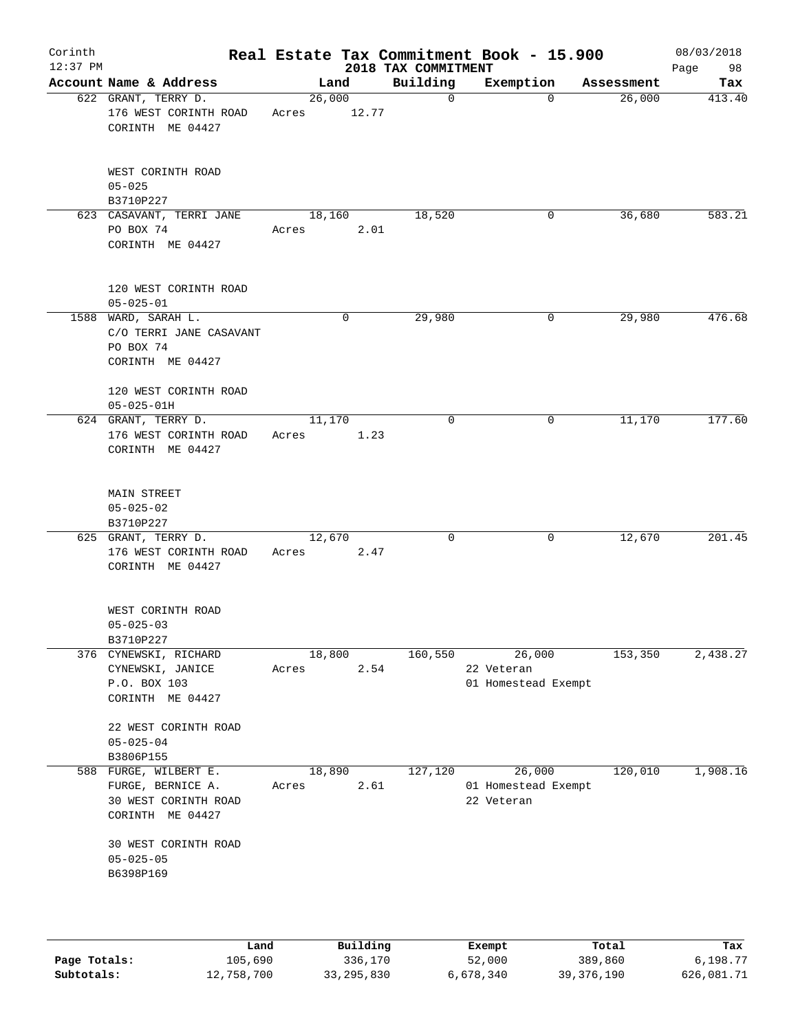# Real Estate Tax Commitment Book - 15.900

Corinth
12:37 PM

2018 TAX COMMITMENT

08/03/2018

| Account Name & Address | Land | Building | Exemption | Assessment | Tax |
|---|---|---|---|---|---|
| 622 GRANT, TERRY D.<br>176 WEST CORINTH ROAD<br>CORINTH ME 04427<br><br>WEST CORINTH ROAD<br>05-025<br>B3710P227 | 26,000<br>Acres 12.77 | 0 | 0 | 26,000 | 413.40 |
| 623 CASAVANT, TERRI JANE<br>PO BOX 74<br>CORINTH ME 04427<br><br>120 WEST CORINTH ROAD<br>05-025-01 | 18,160<br>Acres 2.01 | 18,520 | 0 | 36,680 | 583.21 |
| 1588 WARD, SARAH L.<br>C/O TERRI JANE CASAVANT<br>PO BOX 74<br>CORINTH ME 04427<br><br>120 WEST CORINTH ROAD<br>05-025-01H | 0 | 29,980 | 0 | 29,980 | 476.68 |
| 624 GRANT, TERRY D.<br>176 WEST CORINTH ROAD<br>CORINTH ME 04427<br><br>MAIN STREET<br>05-025-02<br>B3710P227 | 11,170<br>Acres 1.23 | 0 | 0 | 11,170 | 177.60 |
| 625 GRANT, TERRY D.<br>176 WEST CORINTH ROAD<br>CORINTH ME 04427<br><br>WEST CORINTH ROAD<br>05-025-03<br>B3710P227 | 12,670<br>Acres 2.47 | 0 | 0 | 12,670 | 201.45 |
| 376 CYNEWSKI, RICHARD<br>CYNEWSKI, JANICE<br>P.O. BOX 103<br>CORINTH ME 04427<br><br>22 WEST CORINTH ROAD<br>05-025-04<br>B3806P155 | 18,800<br>Acres 2.54 | 160,550 | 26,000<br>22 Veteran<br>01 Homestead Exempt | 153,350 | 2,438.27 |
| 588 FURGE, WILBERT E.<br>FURGE, BERNICE A.<br>30 WEST CORINTH ROAD<br>CORINTH ME 04427<br><br>30 WEST CORINTH ROAD<br>05-025-05<br>B6398P169 | 18,890<br>Acres 2.61 | 127,120 | 26,000<br>01 Homestead Exempt<br>22 Veteran | 120,010 | 1,908.16 |

| | Land | Building | Exempt | Total | Tax |
|---|---|---|---|---|---|
| **Page Totals:** | 105,690 | 336,170 | 52,000 | 389,860 | 6,198.77 |
| **Subtotals:** | 12,758,700 | 33,295,830 | 6,678,340 | 39,376,190 | 626,081.71 |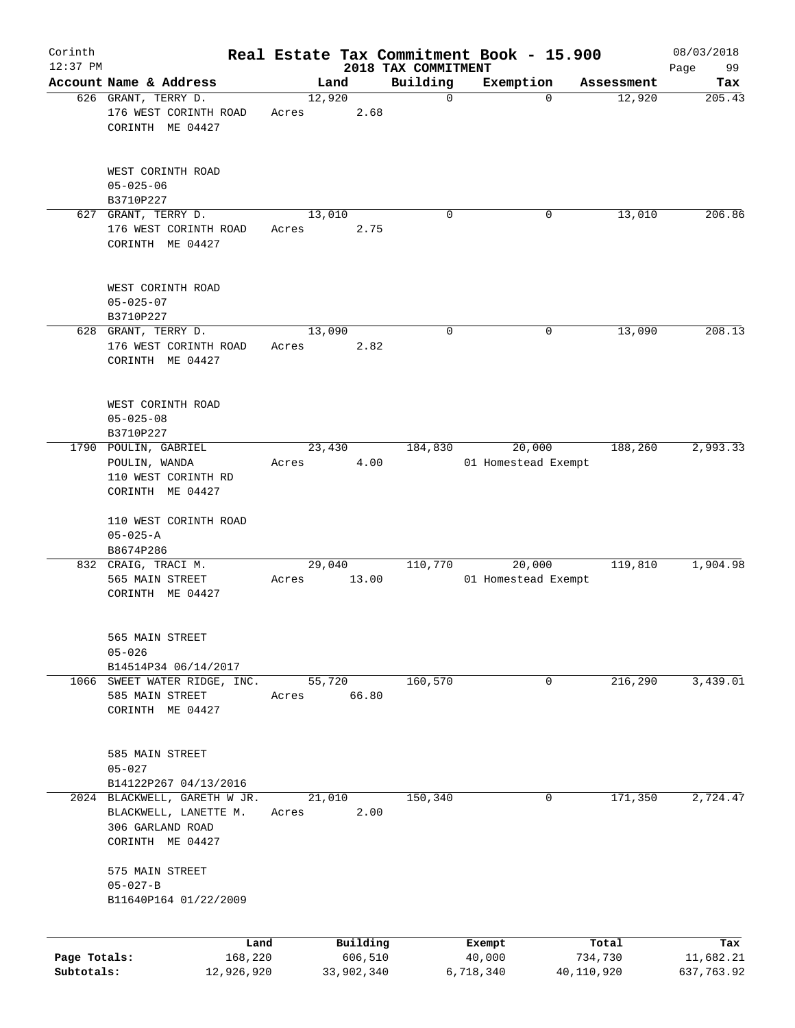# Real Estate Tax Commitment Book - 15.900

Corinth
12:37 PM

2018 TAX COMMITMENT

08/03/2018

| Account Name & Address | Land | Building | Exemption | Assessment | Tax |
|---|---|---|---|---|---|
| 626 GRANT, TERRY D.<br>176 WEST CORINTH ROAD<br>CORINTH ME 04427<br><br>WEST CORINTH ROAD<br>05-025-06<br>B3710P227 | 12,920<br>Acres 2.68 | 0 | 0 | 12,920 | 205.43 |
| 627 GRANT, TERRY D.<br>176 WEST CORINTH ROAD<br>CORINTH ME 04427<br><br>WEST CORINTH ROAD<br>05-025-07<br>B3710P227 | 13,010<br>Acres 2.75 | 0 | 0 | 13,010 | 206.86 |
| 628 GRANT, TERRY D.<br>176 WEST CORINTH ROAD<br>CORINTH ME 04427<br><br>WEST CORINTH ROAD<br>05-025-08<br>B3710P227 | 13,090<br>Acres 2.82 | 0 | 0 | 13,090 | 208.13 |
| 1790 POULIN, GABRIEL<br>POULIN, WANDA<br>110 WEST CORINTH RD<br>CORINTH ME 04427<br><br>110 WEST CORINTH ROAD<br>05-025-A<br>B8674P286 | 23,430<br>Acres 4.00 | 184,830 | 20,000<br>01 Homestead Exempt | 188,260 | 2,993.33 |
| 832 CRAIG, TRACI M.<br>565 MAIN STREET<br>CORINTH ME 04427<br><br>565 MAIN STREET<br>05-026<br>B14514P34 06/14/2017 | 29,040<br>Acres 13.00 | 110,770 | 20,000<br>01 Homestead Exempt | 119,810 | 1,904.98 |
| 1066 SWEET WATER RIDGE, INC.<br>585 MAIN STREET<br>CORINTH ME 04427<br><br>585 MAIN STREET<br>05-027<br>B14122P267 04/13/2016 | 55,720<br>Acres 66.80 | 160,570 | 0 | 216,290 | 3,439.01 |
| 2024 BLACKWELL, GARETH W JR.<br>BLACKWELL, LANETTE M.<br>306 GARLAND ROAD<br>CORINTH ME 04427<br><br>575 MAIN STREET<br>05-027-B<br>B11640P164 01/22/2009 | 21,010<br>Acres 2.00 | 150,340 | 0 | 171,350 | 2,724.47 |

| | Land | Building | Exempt | Total | Tax |
|---|---|---|---|---|---|
| Page Totals: | 168,220 | 606,510 | 40,000 | 734,730 | 11,682.21 |
| Subtotals: | 12,926,920 | 33,902,340 | 6,718,340 | 40,110,920 | 637,763.92 |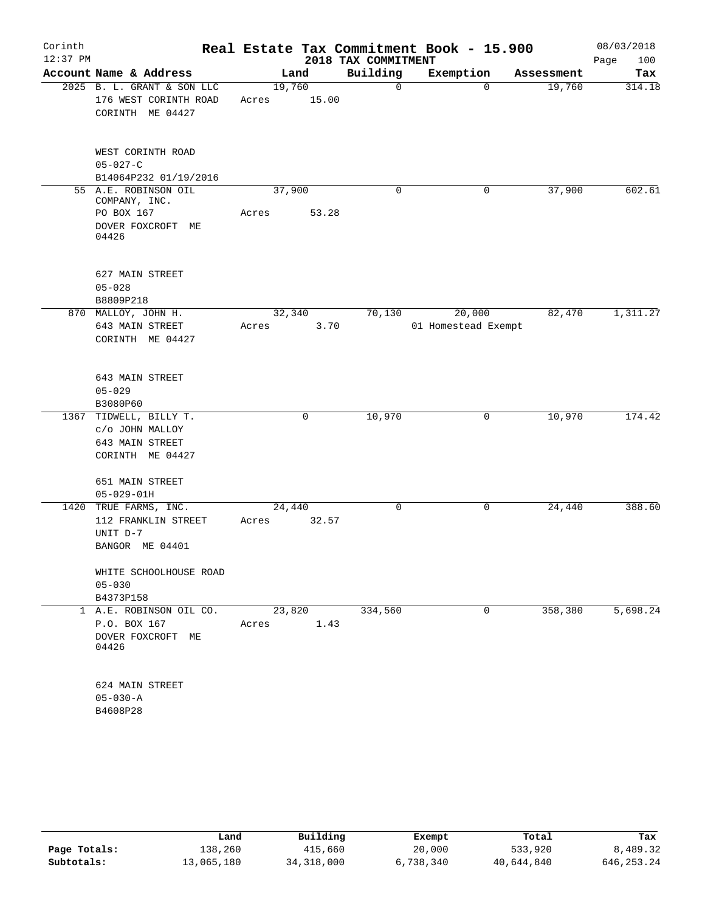# Real Estate Tax Commitment Book - 15.900

Corinth
12:37 PM

## 2018 TAX COMMITMENT

08/03/2018

| Account Name & Address | Land | Building | Exemption | Assessment | Tax |
|---|---|---|---|---|---|
| 2025 B. L. GRANT & SON LLC<br>176 WEST CORINTH ROAD<br>CORINTH ME 04427<br><br>WEST CORINTH ROAD<br>05-027-C<br>B14064P232 01/19/2016 | 19,760<br>Acres 15.00 | 0 | 0 | 19,760 | 314.18 |
| 55 A.E. ROBINSON OIL COMPANY, INC.<br>PO BOX 167<br>DOVER FOXCROFT ME 04426<br><br>627 MAIN STREET<br>05-028<br>B8809P218 | 37,900<br>Acres 53.28 | 0 | 0 | 37,900 | 602.61 |
| 870 MALLOY, JOHN H.<br>643 MAIN STREET<br>CORINTH ME 04427<br><br>643 MAIN STREET<br>05-029<br>B3080P60 | 32,340<br>Acres 3.70 | 70,130 | 20,000<br>01 Homestead Exempt | 82,470 | 1,311.27 |
| 1367 TIDWELL, BILLY T.<br>c/o JOHN MALLOY<br>643 MAIN STREET<br>CORINTH ME 04427<br><br>651 MAIN STREET<br>05-029-01H | 0 | 10,970 | 0 | 10,970 | 174.42 |
| 1420 TRUE FARMS, INC.<br>112 FRANKLIN STREET<br>UNIT D-7<br>BANGOR ME 04401<br><br>WHITE SCHOOLHOUSE ROAD<br>05-030<br>B4373P158 | 24,440<br>Acres 32.57 | 0 | 0 | 24,440 | 388.60 |
| 1 A.E. ROBINSON OIL CO.<br>P.O. BOX 167<br>DOVER FOXCROFT ME 04426<br><br>624 MAIN STREET<br>05-030-A<br>B4608P28 | 23,820<br>Acres 1.43 | 334,560 | 0 | 358,380 | 5,698.24 |

| | Land | Building | Exempt | Total | Tax |
|---|---|---|---|---|---|
| Page Totals: | 138,260 | 415,660 | 20,000 | 533,920 | 8,489.32 |
| Subtotals: | 13,065,180 | 34,318,000 | 6,738,340 | 40,644,840 | 646,253.24 |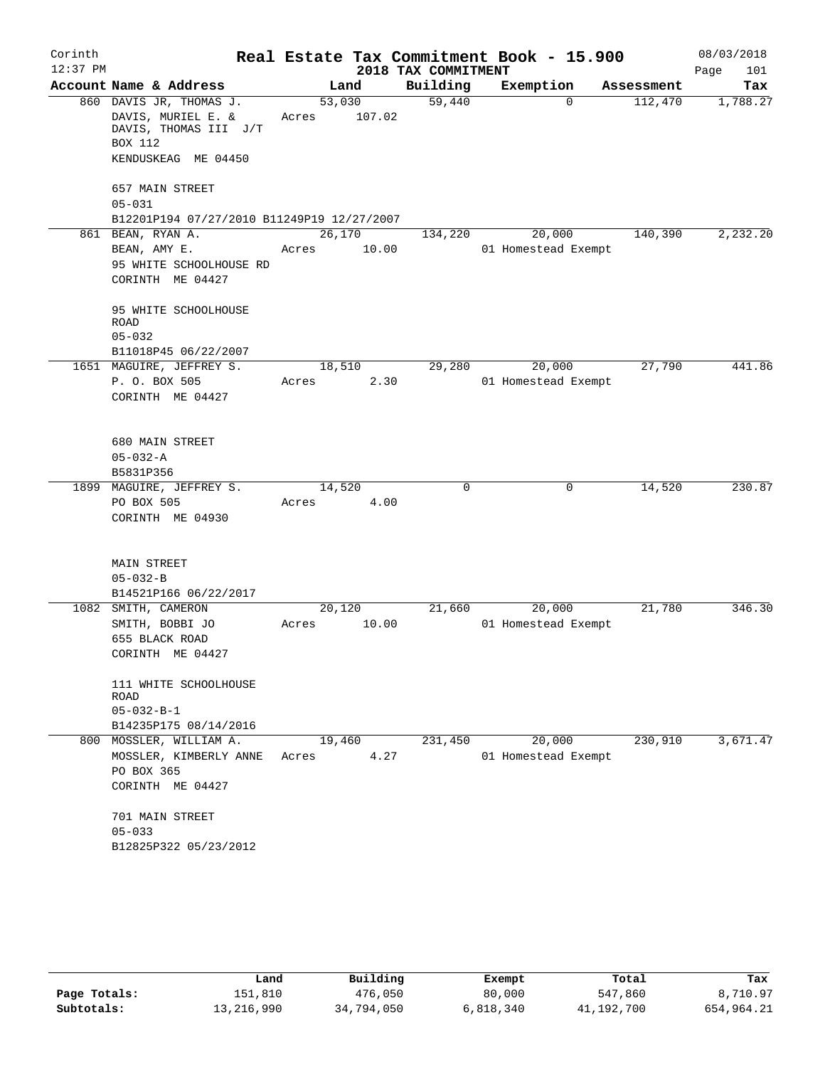Corinth
12:37 PM

# Real Estate Tax Commitment Book - 15.900

## 2018 TAX COMMITMENT

08/03/2018

| Account Name & Address | Land | Building | Exemption | Assessment | Tax |
|---|---|---|---|---|---|
| 860 DAVIS JR, THOMAS J.<br>DAVIS, MURIEL E. &<br>DAVIS, THOMAS III J/T<br>BOX 112<br>KENDUSKEAG ME 04450<br><br>657 MAIN STREET<br>05-031<br>B12201P194 07/27/2010 B11249P19 12/27/2007 | 53,030<br>Acres 107.02 | 59,440 | 0 | 112,470 | 1,788.27 |
| 861 BEAN, RYAN A.<br>BEAN, AMY E.<br>95 WHITE SCHOOLHOUSE RD<br>CORINTH ME 04427<br><br>95 WHITE SCHOOLHOUSE ROAD<br>05-032<br>B11018P45 06/22/2007 | 26,170<br>Acres 10.00 | 134,220 | 20,000<br>01 Homestead Exempt | 140,390 | 2,232.20 |
| 1651 MAGUIRE, JEFFREY S.<br>P. O. BOX 505<br>CORINTH ME 04427<br><br>680 MAIN STREET<br>05-032-A<br>B5831P356 | 18,510<br>Acres 2.30 | 29,280 | 20,000<br>01 Homestead Exempt | 27,790 | 441.86 |
| 1899 MAGUIRE, JEFFREY S.<br>PO BOX 505<br>CORINTH ME 04930<br><br>MAIN STREET<br>05-032-B<br>B14521P166 06/22/2017 | 14,520<br>Acres 4.00 | 0 | 0 | 14,520 | 230.87 |
| 1082 SMITH, CAMERON<br>SMITH, BOBBI JO<br>655 BLACK ROAD<br>CORINTH ME 04427<br><br>111 WHITE SCHOOLHOUSE ROAD<br>05-032-B-1<br>B14235P175 08/14/2016 | 20,120<br>Acres 10.00 | 21,660 | 20,000<br>01 Homestead Exempt | 21,780 | 346.30 |
| 800 MOSSLER, WILLIAM A.<br>MOSSLER, KIMBERLY ANNE<br>PO BOX 365<br>CORINTH ME 04427<br><br>701 MAIN STREET<br>05-033<br>B12825P322 05/23/2012 | 19,460<br>Acres 4.27 | 231,450 | 20,000<br>01 Homestead Exempt | 230,910 | 3,671.47 |

| | Land | Building | Exempt | Total | Tax |
|---|---|---|---|---|---|
| Page Totals: | 151,810 | 476,050 | 80,000 | 547,860 | 8,710.97 |
| Subtotals: | 13,216,990 | 34,794,050 | 6,818,340 | 41,192,700 | 654,964.21 |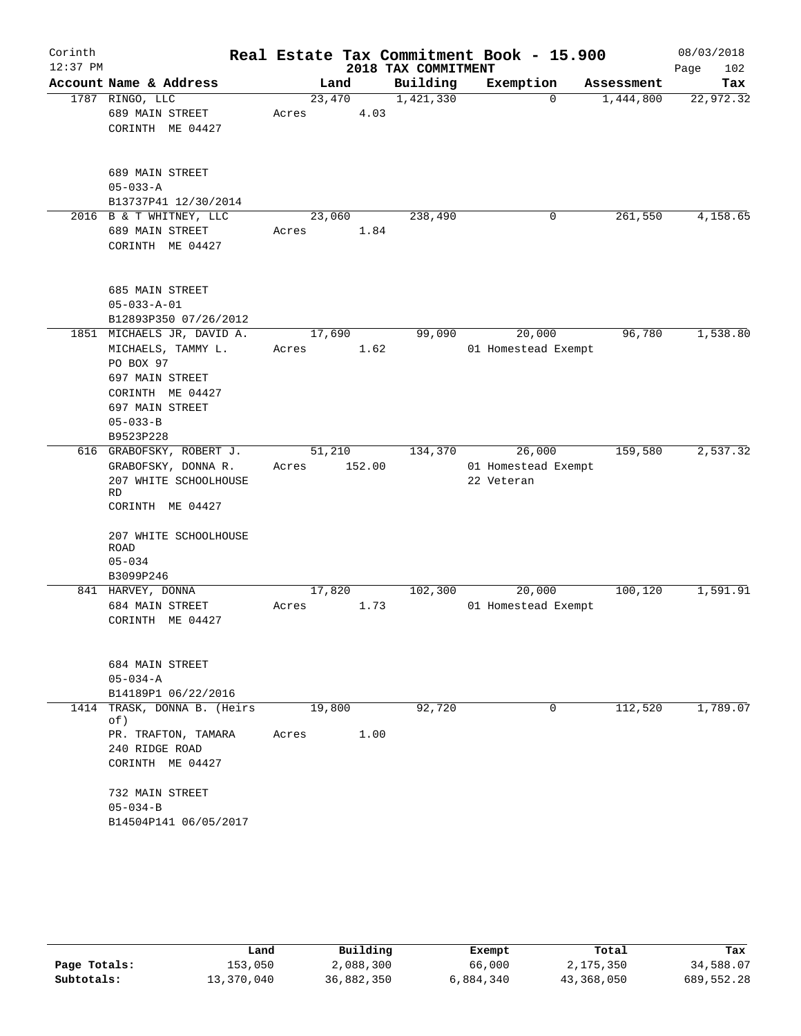# Real Estate Tax Commitment Book - 15.900

Corinth
12:37 PM
2018 TAX COMMITMENT
08/03/2018

| Account Name & Address | Land | Building | Exemption | Assessment | Tax |
|---|---|---|---|---|---|
| 1787 RINGO, LLC<br>689 MAIN STREET<br>CORINTH ME 04427<br><br>689 MAIN STREET<br>05-033-A<br>B13737P41 12/30/2014 | 23,470<br>Acres 4.03 | 1,421,330 | 0 | 1,444,800 | 22,972.32 |
| 2016 B & T WHITNEY, LLC<br>689 MAIN STREET<br>CORINTH ME 04427<br><br>685 MAIN STREET<br>05-033-A-01<br>B12893P350 07/26/2012 | 23,060<br>Acres 1.84 | 238,490 | 0 | 261,550 | 4,158.65 |
| 1851 MICHAELS JR, DAVID A.<br>MICHAELS, TAMMY L.<br>PO BOX 97<br>697 MAIN STREET<br>CORINTH ME 04427<br>697 MAIN STREET<br>05-033-B<br>B9523P228 | 17,690<br>Acres 1.62 | 99,090 | 20,000<br>01 Homestead Exempt | 96,780 | 1,538.80 |
| 616 GRABOFSKY, ROBERT J.<br>GRABOFSKY, DONNA R.<br>207 WHITE SCHOOLHOUSE RD<br>CORINTH ME 04427<br><br>207 WHITE SCHOOLHOUSE ROAD<br>05-034<br>B3099P246 | 51,210<br>Acres 152.00 | 134,370 | 26,000<br>01 Homestead Exempt<br>22 Veteran | 159,580 | 2,537.32 |
| 841 HARVEY, DONNA<br>684 MAIN STREET<br>CORINTH ME 04427<br><br>684 MAIN STREET<br>05-034-A<br>B14189P1 06/22/2016 | 17,820<br>Acres 1.73 | 102,300 | 20,000<br>01 Homestead Exempt | 100,120 | 1,591.91 |
| 1414 TRASK, DONNA B. (Heirs of)<br>PR. TRAFTON, TAMARA<br>240 RIDGE ROAD<br>CORINTH ME 04427<br><br>732 MAIN STREET<br>05-034-B<br>B14504P141 06/05/2017 | 19,800<br>Acres 1.00 | 92,720 | 0 | 112,520 | 1,789.07 |

| | Land | Building | Exempt | Total | Tax |
|---|---|---|---|---|---|
| Page Totals: | 153,050 | 2,088,300 | 66,000 | 2,175,350 | 34,588.07 |
| Subtotals: | 13,370,040 | 36,882,350 | 6,884,340 | 43,368,050 | 689,552.28 |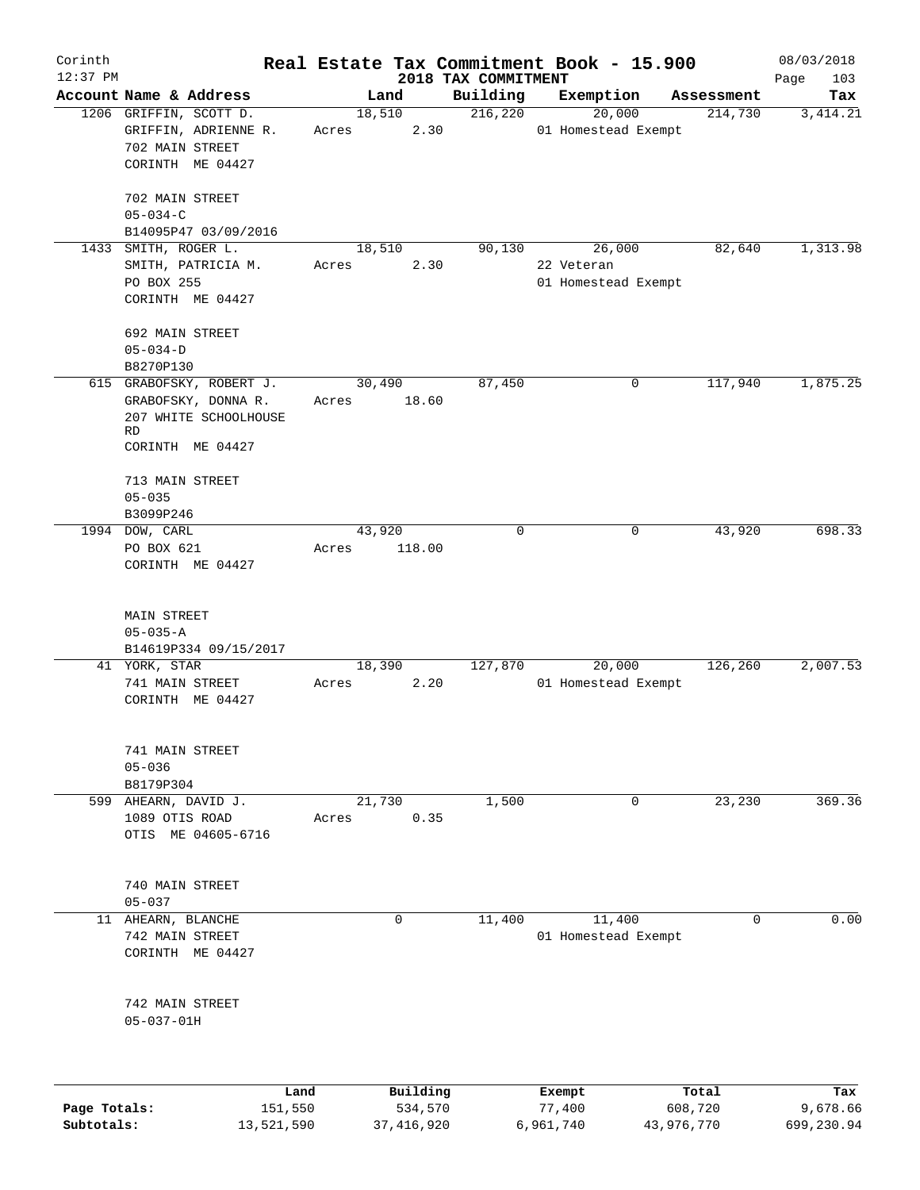# Real Estate Tax Commitment Book - 15.900

Corinth
12:37 PM

## 2018 TAX COMMITMENT

08/03/2018

| Account Name & Address | Land | Building | Exemption | Assessment | Tax |
|---|---|---|---|---|---|
| 1206 GRIFFIN, SCOTT D.<br>GRIFFIN, ADRIENNE R.<br>702 MAIN STREET<br>CORINTH ME 04427<br><br>702 MAIN STREET<br>05-034-C<br>B14095P47 03/09/2016 | 18,510<br>Acres 2.30 | 216,220 | 20,000<br>01 Homestead Exempt | 214,730 | 3,414.21 |
| 1433 SMITH, ROGER L.<br>SMITH, PATRICIA M.<br>PO BOX 255<br>CORINTH ME 04427<br><br>692 MAIN STREET<br>05-034-D<br>B8270P130 | 18,510<br>Acres 2.30 | 90,130 | 26,000<br>22 Veteran<br>01 Homestead Exempt | 82,640 | 1,313.98 |
| 615 GRABOFSKY, ROBERT J.<br>GRABOFSKY, DONNA R.<br>207 WHITE SCHOOLHOUSE RD<br>CORINTH ME 04427<br><br>713 MAIN STREET<br>05-035<br>B3099P246 | 30,490<br>Acres 18.60 | 87,450 | 0 | 117,940 | 1,875.25 |
| 1994 DOW, CARL<br>PO BOX 621<br>CORINTH ME 04427<br><br>MAIN STREET<br>05-035-A<br>B14619P334 09/15/2017 | 43,920<br>Acres 118.00 | 0 | 0 | 43,920 | 698.33 |
| 41 YORK, STAR<br>741 MAIN STREET<br>CORINTH ME 04427<br><br>741 MAIN STREET<br>05-036<br>B8179P304 | 18,390<br>Acres 2.20 | 127,870 | 20,000<br>01 Homestead Exempt | 126,260 | 2,007.53 |
| 599 AHEARN, DAVID J.<br>1089 OTIS ROAD<br>OTIS ME 04605-6716<br><br>740 MAIN STREET<br>05-037 | 21,730<br>Acres 0.35 | 1,500 | 0 | 23,230 | 369.36 |
| 11 AHEARN, BLANCHE<br>742 MAIN STREET<br>CORINTH ME 04427<br><br>742 MAIN STREET<br>05-037-01H | 0 | 11,400 | 11,400<br>01 Homestead Exempt | 0 | 0.00 |

| | Land | Building | Exempt | Total | Tax |
|---|---|---|---|---|---|
| **Page Totals:** | 151,550 | 534,570 | 77,400 | 608,720 | 9,678.66 |
| **Subtotals:** | 13,521,590 | 37,416,920 | 6,961,740 | 43,976,770 | 699,230.94 |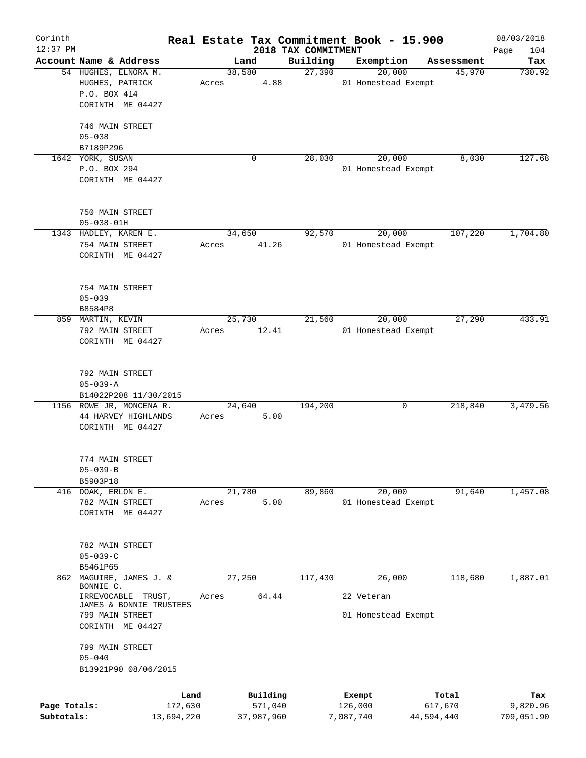Corinth 12:37 PM

# Real Estate Tax Commitment Book - 15.900

## 2018 TAX COMMITMENT

08/03/2018

| Account Name & Address | Land | Building | Exemption | Assessment | Tax |
|---|---|---|---|---|---|
| 54 HUGHES, ELNORA M.<br>HUGHES, PATRICK<br>P.O. BOX 414<br>CORINTH ME 04427<br><br>746 MAIN STREET<br>05-038<br>B7189P296 | 38,580<br>Acres 4.88 | 27,390 | 20,000<br>01 Homestead Exempt | 45,970 | 730.92 |
| 1642 YORK, SUSAN<br>P.O. BOX 294<br>CORINTH ME 04427<br><br>750 MAIN STREET<br>05-038-01H | 0 | 28,030 | 20,000<br>01 Homestead Exempt | 8,030 | 127.68 |
| 1343 HADLEY, KAREN E.<br>754 MAIN STREET<br>CORINTH ME 04427<br><br>754 MAIN STREET<br>05-039<br>B8584P8 | 34,650<br>Acres 41.26 | 92,570 | 20,000<br>01 Homestead Exempt | 107,220 | 1,704.80 |
| 859 MARTIN, KEVIN<br>792 MAIN STREET<br>CORINTH ME 04427<br><br>792 MAIN STREET<br>05-039-A<br>B14022P208 11/30/2015 | 25,730<br>Acres 12.41 | 21,560 | 20,000<br>01 Homestead Exempt | 27,290 | 433.91 |
| 1156 ROWE JR, MONCENA R.<br>44 HARVEY HIGHLANDS<br>CORINTH ME 04427<br><br>774 MAIN STREET<br>05-039-B<br>B5903P18 | 24,640<br>Acres 5.00 | 194,200 | 0 | 218,840 | 3,479.56 |
| 416 DOAK, ERLON E.<br>782 MAIN STREET<br>CORINTH ME 04427<br><br>782 MAIN STREET<br>05-039-C<br>B5461P65 | 21,780<br>Acres 5.00 | 89,860 | 20,000<br>01 Homestead Exempt | 91,640 | 1,457.08 |
| 862 MAGUIRE, JAMES J. & BONNIE C.<br>IRREVOCABLE TRUST,<br>JAMES & BONNIE TRUSTEES<br>799 MAIN STREET<br>CORINTH ME 04427<br><br>799 MAIN STREET<br>05-040<br>B13921P90 08/06/2015 | 27,250<br>Acres 64.44 | 117,430 | 26,000<br>22 Veteran<br>01 Homestead Exempt | 118,680 | 1,887.01 |

| | Land | Building | Exempt | Total | Tax |
|---|---|---|---|---|---|
| Page Totals: | 172,630 | 571,040 | 126,000 | 617,670 | 9,820.96 |
| Subtotals: | 13,694,220 | 37,987,960 | 7,087,740 | 44,594,440 | 709,051.90 |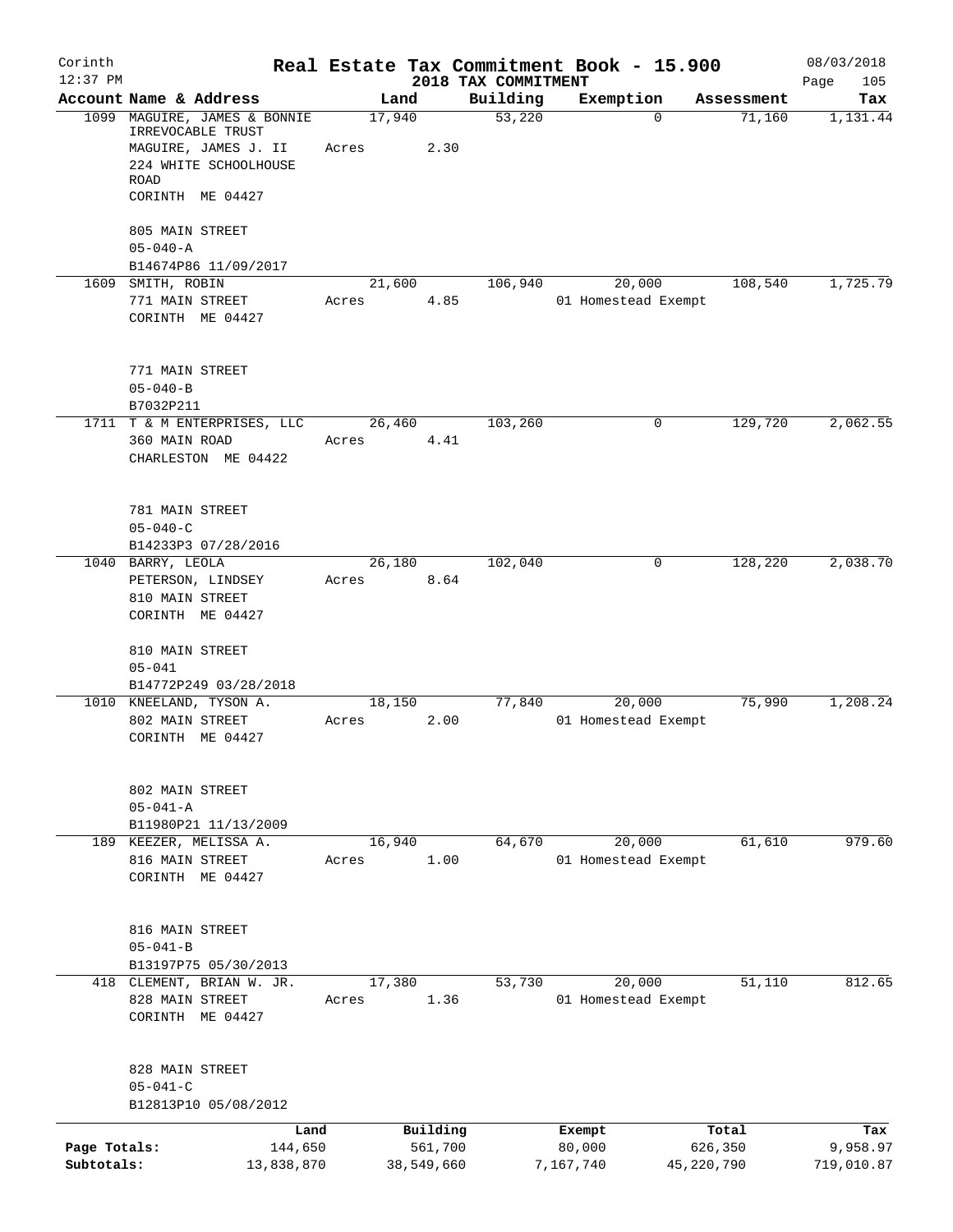# Real Estate Tax Commitment Book - 15.900

Corinth
12:37 PM

2018 TAX COMMITMENT

08/03/2018

| Account | Name & Address | Land | Building | Exemption | Assessment | Tax |
|---|---|---|---|---|---|---|
| 1099 | MAGUIRE, JAMES & BONNIE IRREVOCABLE TRUST<br>MAGUIRE, JAMES J. II<br>224 WHITE SCHOOLHOUSE ROAD<br>CORINTH ME 04427<br><br>805 MAIN STREET<br>05-040-A<br>B14674P86 11/09/2017 | 17,940<br>Acres 2.30 | 53,220 | 0 | 71,160 | 1,131.44 |
| 1609 | SMITH, ROBIN<br>771 MAIN STREET<br>CORINTH ME 04427<br><br>771 MAIN STREET<br>05-040-B<br>B7032P211 | 21,600<br>Acres 4.85 | 106,940 | 20,000<br>01 Homestead Exempt | 108,540 | 1,725.79 |
| 1711 | T & M ENTERPRISES, LLC<br>360 MAIN ROAD<br>CHARLESTON ME 04422<br><br>781 MAIN STREET<br>05-040-C<br>B14233P3 07/28/2016 | 26,460<br>Acres 4.41 | 103,260 | 0 | 129,720 | 2,062.55 |
| 1040 | BARRY, LEOLA<br>PETERSON, LINDSEY<br>810 MAIN STREET<br>CORINTH ME 04427<br><br>810 MAIN STREET<br>05-041<br>B14772P249 03/28/2018 | 26,180<br>Acres 8.64 | 102,040 | 0 | 128,220 | 2,038.70 |
| 1010 | KNEELAND, TYSON A.<br>802 MAIN STREET<br>CORINTH ME 04427<br><br>802 MAIN STREET<br>05-041-A<br>B11980P21 11/13/2009 | 18,150<br>Acres 2.00 | 77,840 | 20,000<br>01 Homestead Exempt | 75,990 | 1,208.24 |
| 189 | KEEZER, MELISSA A.<br>816 MAIN STREET<br>CORINTH ME 04427<br><br>816 MAIN STREET<br>05-041-B<br>B13197P75 05/30/2013 | 16,940<br>Acres 1.00 | 64,670 | 20,000<br>01 Homestead Exempt | 61,610 | 979.60 |
| 418 | CLEMENT, BRIAN W. JR.<br>828 MAIN STREET<br>CORINTH ME 04427<br><br>828 MAIN STREET<br>05-041-C<br>B12813P10 05/08/2012 | 17,380<br>Acres 1.36 | 53,730 | 20,000<br>01 Homestead Exempt | 51,110 | 812.65 |

| | Land | Building | Exempt | Total | Tax |
|---|---|---|---|---|---|
| Page Totals: | 144,650 | 561,700 | 80,000 | 626,350 | 9,958.97 |
| Subtotals: | 13,838,870 | 38,549,660 | 7,167,740 | 45,220,790 | 719,010.87 |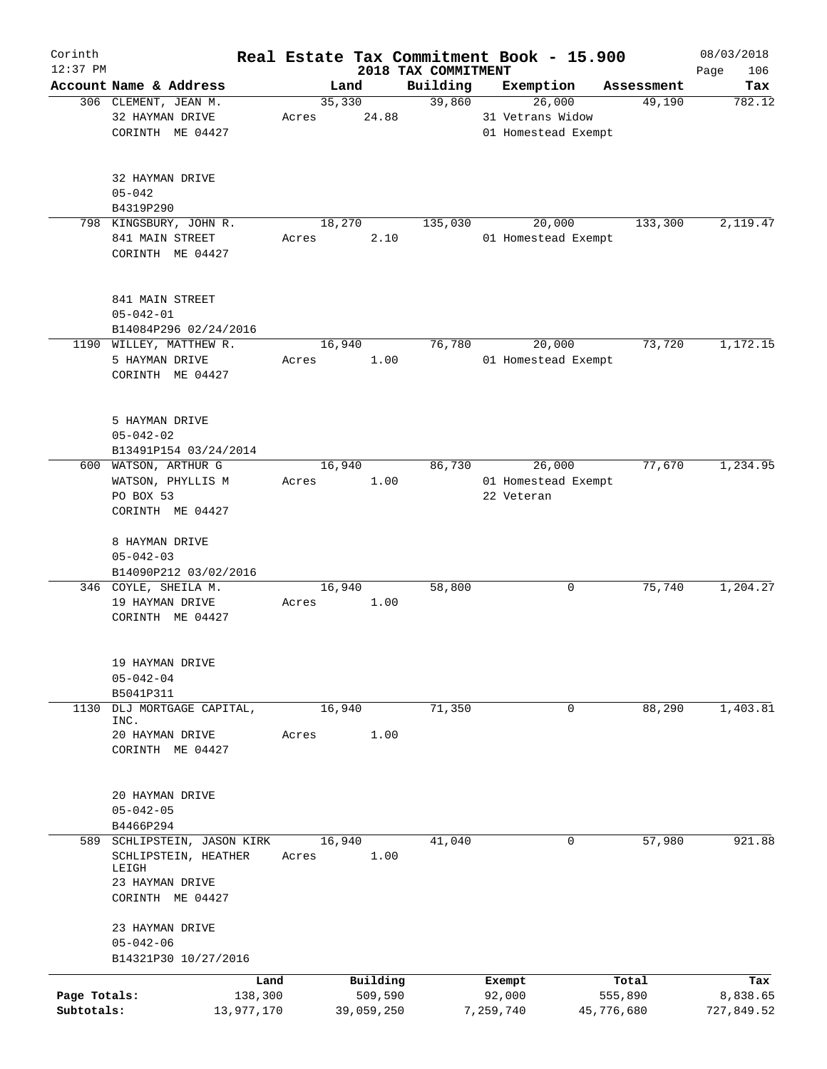Corinth 12:37 PM

# Real Estate Tax Commitment Book - 15.900

## 2018 TAX COMMITMENT

08/03/2018

| Account Name & Address | Land | Building | Exemption | Assessment | Tax |
|---|---|---|---|---|---|
| 306 CLEMENT, JEAN M.<br>32 HAYMAN DRIVE<br>CORINTH ME 04427<br><br>32 HAYMAN DRIVE<br>05-042<br>B4319P290 | 35,330<br>Acres 24.88 | 39,860 | 26,000<br>31 Vetrans Widow<br>01 Homestead Exempt | 49,190 | 782.12 |
| 798 KINGSBURY, JOHN R.<br>841 MAIN STREET<br>CORINTH ME 04427<br><br>841 MAIN STREET<br>05-042-01<br>B14084P296 02/24/2016 | 18,270<br>Acres 2.10 | 135,030 | 20,000<br>01 Homestead Exempt | 133,300 | 2,119.47 |
| 1190 WILLEY, MATTHEW R.<br>5 HAYMAN DRIVE<br>CORINTH ME 04427<br><br>5 HAYMAN DRIVE<br>05-042-02<br>B13491P154 03/24/2014 | 16,940<br>Acres 1.00 | 76,780 | 20,000<br>01 Homestead Exempt | 73,720 | 1,172.15 |
| 600 WATSON, ARTHUR G<br>WATSON, PHYLLIS M<br>PO BOX 53<br>CORINTH ME 04427<br><br>8 HAYMAN DRIVE<br>05-042-03<br>B14090P212 03/02/2016 | 16,940<br>Acres 1.00 | 86,730 | 26,000<br>01 Homestead Exempt<br>22 Veteran | 77,670 | 1,234.95 |
| 346 COYLE, SHEILA M.<br>19 HAYMAN DRIVE<br>CORINTH ME 04427<br><br>19 HAYMAN DRIVE<br>05-042-04<br>B5041P311 | 16,940<br>Acres 1.00 | 58,800 | 0 | 75,740 | 1,204.27 |
| 1130 DLJ MORTGAGE CAPITAL, INC.<br>20 HAYMAN DRIVE<br>CORINTH ME 04427<br><br>20 HAYMAN DRIVE<br>05-042-05<br>B4466P294 | 16,940<br>Acres 1.00 | 71,350 | 0 | 88,290 | 1,403.81 |
| 589 SCHLIPSTEIN, JASON KIRK<br>SCHLIPSTEIN, HEATHER LEIGH<br>23 HAYMAN DRIVE<br>CORINTH ME 04427<br><br>23 HAYMAN DRIVE<br>05-042-06<br>B14321P30 10/27/2016 | 16,940<br>Acres 1.00 | 41,040 | 0 | 57,980 | 921.88 |

| | Land | Building | Exempt | Total | Tax |
|---|---|---|---|---|---|
| Page Totals: | 138,300 | 509,590 | 92,000 | 555,890 | 8,838.65 |
| Subtotals: | 13,977,170 | 39,059,250 | 7,259,740 | 45,776,680 | 727,849.52 |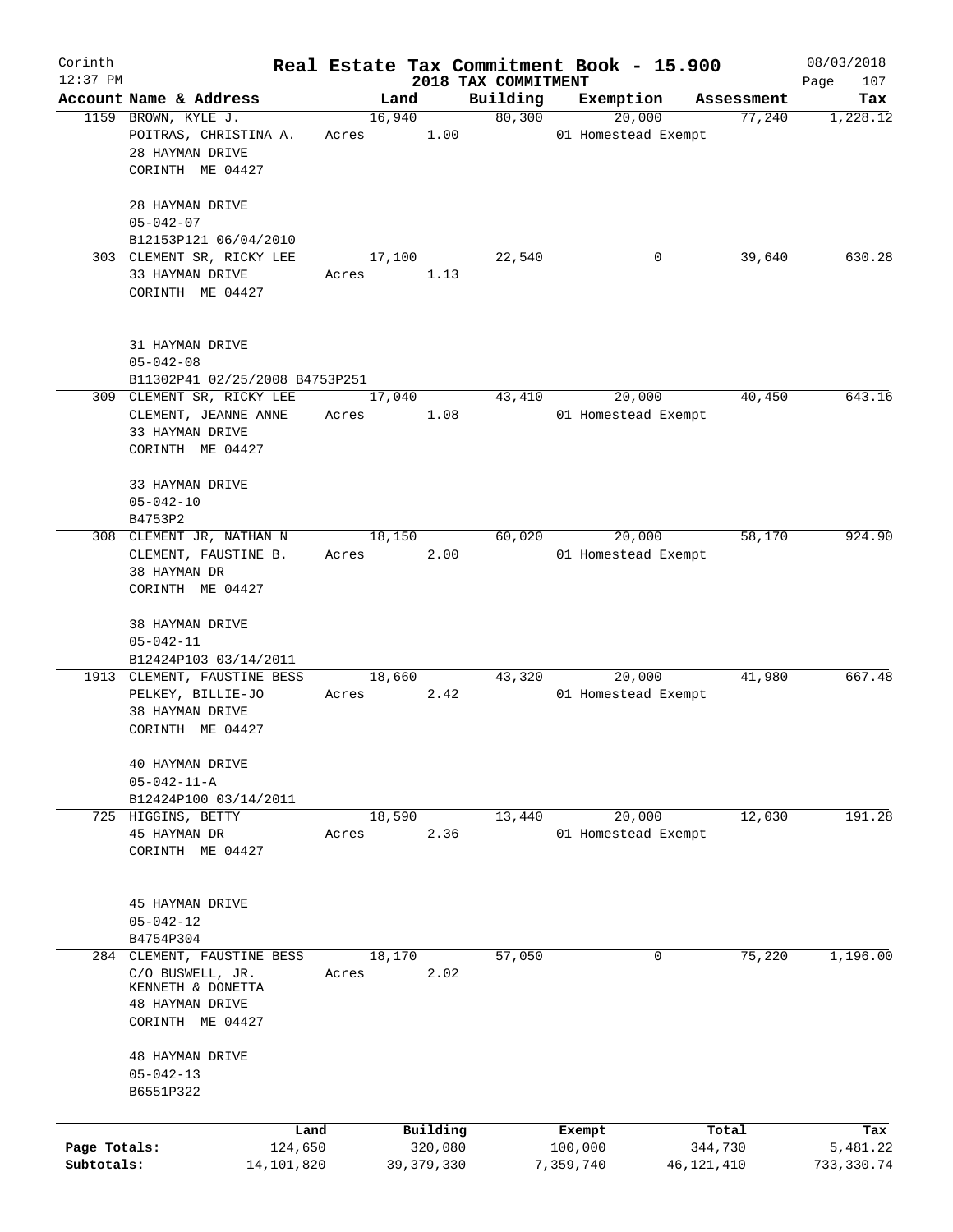# Real Estate Tax Commitment Book - 15.900

Corinth — 2018 TAX COMMITMENT — 08/03/2018 12:37 PM

| Account Name & Address | Land | Building | Exemption | Assessment | Tax |
|---|---|---|---|---|---|
| 1159 BROWN, KYLE J.<br>POITRAS, CHRISTINA A.<br>28 HAYMAN DRIVE<br>CORINTH ME 04427<br><br>28 HAYMAN DRIVE<br>05-042-07<br>B12153P121 06/04/2010 | 16,940<br>Acres 1.00 | 80,300 | 20,000<br>01 Homestead Exempt | 77,240 | 1,228.12 |
| 303 CLEMENT SR, RICKY LEE<br>33 HAYMAN DRIVE<br>CORINTH ME 04427<br><br>31 HAYMAN DRIVE<br>05-042-08<br>B11302P41 02/25/2008 B4753P251 | 17,100<br>Acres 1.13 | 22,540 | 0 | 39,640 | 630.28 |
| 309 CLEMENT SR, RICKY LEE<br>CLEMENT, JEANNE ANNE<br>33 HAYMAN DRIVE<br>CORINTH ME 04427<br><br>33 HAYMAN DRIVE<br>05-042-10<br>B4753P2 | 17,040<br>Acres 1.08 | 43,410 | 20,000<br>01 Homestead Exempt | 40,450 | 643.16 |
| 308 CLEMENT JR, NATHAN N<br>CLEMENT, FAUSTINE B.<br>38 HAYMAN DR<br>CORINTH ME 04427<br><br>38 HAYMAN DRIVE<br>05-042-11<br>B12424P103 03/14/2011 | 18,150<br>Acres 2.00 | 60,020 | 20,000<br>01 Homestead Exempt | 58,170 | 924.90 |
| 1913 CLEMENT, FAUSTINE BESS<br>PELKEY, BILLIE-JO<br>38 HAYMAN DRIVE<br>CORINTH ME 04427<br><br>40 HAYMAN DRIVE<br>05-042-11-A<br>B12424P100 03/14/2011 | 18,660<br>Acres 2.42 | 43,320 | 20,000<br>01 Homestead Exempt | 41,980 | 667.48 |
| 725 HIGGINS, BETTY<br>45 HAYMAN DR<br>CORINTH ME 04427<br><br>45 HAYMAN DRIVE<br>05-042-12<br>B4754P304 | 18,590<br>Acres 2.36 | 13,440 | 20,000<br>01 Homestead Exempt | 12,030 | 191.28 |
| 284 CLEMENT, FAUSTINE BESS<br>C/O BUSWELL, JR. KENNETH & DONETTA<br>48 HAYMAN DRIVE<br>CORINTH ME 04427<br><br>48 HAYMAN DRIVE<br>05-042-13<br>B6551P322 | 18,170<br>Acres 2.02 | 57,050 | 0 | 75,220 | 1,196.00 |

| | Land | Building | Exempt | Total | Tax |
|---|---|---|---|---|---|
| Page Totals: | 124,650 | 320,080 | 100,000 | 344,730 | 5,481.22 |
| Subtotals: | 14,101,820 | 39,379,330 | 7,359,740 | 46,121,410 | 733,330.74 |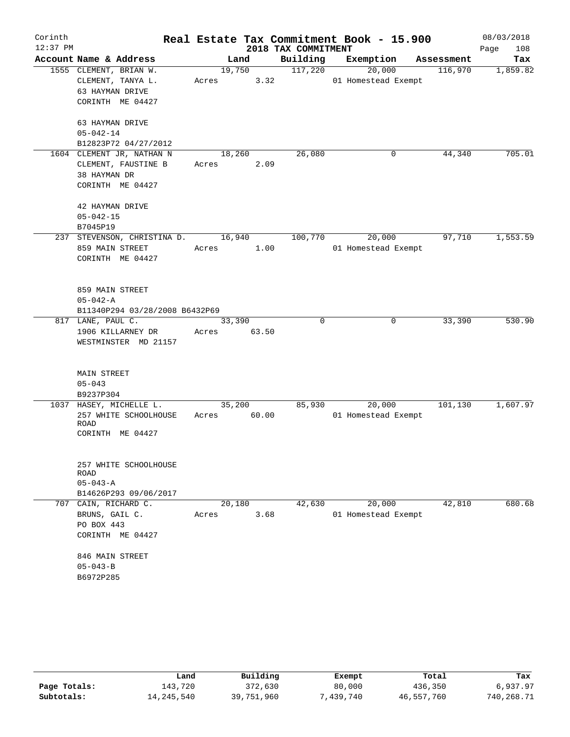# Real Estate Tax Commitment Book - 15.900

Corinth
12:37 PM

2018 TAX COMMITMENT

08/03/2018
Page 108

| Account Name & Address | Land | Building | Exemption | Assessment | Tax |
|---|---|---|---|---|---|
| 1555 CLEMENT, BRIAN W.<br>CLEMENT, TANYA L.<br>63 HAYMAN DRIVE<br>CORINTH ME 04427<br><br>63 HAYMAN DRIVE<br>05-042-14<br>B12823P72 04/27/2012 | 19,750<br>Acres 3.32 | 117,220 | 20,000<br>01 Homestead Exempt | 116,970 | 1,859.82 |
| 1604 CLEMENT JR, NATHAN N<br>CLEMENT, FAUSTINE B<br>38 HAYMAN DR<br>CORINTH ME 04427<br><br>42 HAYMAN DRIVE<br>05-042-15<br>B7045P19 | 18,260<br>Acres 2.09 | 26,080 | 0 | 44,340 | 705.01 |
| 237 STEVENSON, CHRISTINA D.<br>859 MAIN STREET<br>CORINTH ME 04427<br><br>859 MAIN STREET<br>05-042-A<br>B11340P294 03/28/2008 B6432P69 | 16,940<br>Acres 1.00 | 100,770 | 20,000<br>01 Homestead Exempt | 97,710 | 1,553.59 |
| 817 LANE, PAUL C.<br>1906 KILLARNEY DR<br>WESTMINSTER MD 21157<br><br>MAIN STREET<br>05-043<br>B9237P304 | 33,390<br>Acres 63.50 | 0 | 0 | 33,390 | 530.90 |
| 1037 HASEY, MICHELLE L.<br>257 WHITE SCHOOLHOUSE ROAD<br>CORINTH ME 04427<br><br>257 WHITE SCHOOLHOUSE ROAD<br>05-043-A<br>B14626P293 09/06/2017 | 35,200<br>Acres 60.00 | 85,930 | 20,000<br>01 Homestead Exempt | 101,130 | 1,607.97 |
| 707 CAIN, RICHARD C.<br>BRUNS, GAIL C.<br>PO BOX 443<br>CORINTH ME 04427<br><br>846 MAIN STREET<br>05-043-B<br>B6972P285 | 20,180<br>Acres 3.68 | 42,630 | 20,000<br>01 Homestead Exempt | 42,810 | 680.68 |

| | Land | Building | Exempt | Total | Tax |
|---|---|---|---|---|---|
| Page Totals: | 143,720 | 372,630 | 80,000 | 436,350 | 6,937.97 |
| Subtotals: | 14,245,540 | 39,751,960 | 7,439,740 | 46,557,760 | 740,268.71 |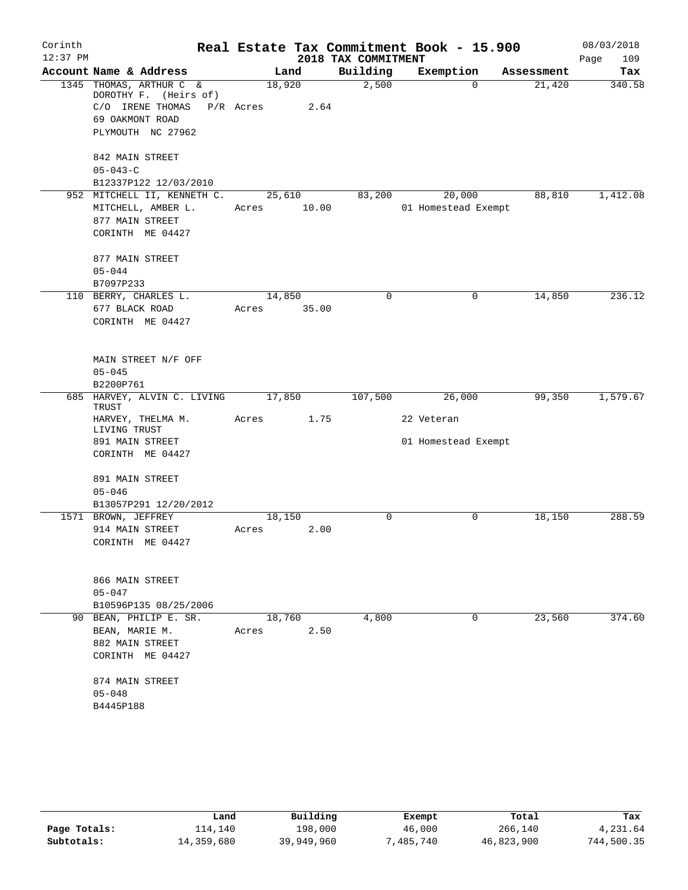# Real Estate Tax Commitment Book - 15.900

Corinth 12:37 PM — 2018 TAX COMMITMENT — 08/03/2018

| Account | Name & Address | Land | Building | Exemption | Assessment | Tax |
|---|---|---|---|---|---|---|
| 1345 | THOMAS, ARTHUR C & DOROTHY F. (Heirs of)<br>C/O IRENE THOMAS<br>69 OAKMONT ROAD<br>PLYMOUTH NC 27962<br><br>842 MAIN STREET<br>05-043-C<br>B12337P122 12/03/2010 | 18,920<br>P/R Acres 2.64 | 2,500 | 0 | 21,420 | 340.58 |
| 952 | MITCHELL II, KENNETH C.<br>MITCHELL, AMBER L.<br>877 MAIN STREET<br>CORINTH ME 04427<br><br>877 MAIN STREET<br>05-044<br>B7097P233 | 25,610<br>Acres 10.00 | 83,200 | 20,000<br>01 Homestead Exempt | 88,810 | 1,412.08 |
| 110 | BERRY, CHARLES L.<br>677 BLACK ROAD<br>CORINTH ME 04427<br><br>MAIN STREET N/F OFF<br>05-045<br>B2200P761 | 14,850<br>Acres 35.00 | 0 | 0 | 14,850 | 236.12 |
| 685 | HARVEY, ALVIN C. LIVING TRUST<br>HARVEY, THELMA M. LIVING TRUST<br>891 MAIN STREET<br>CORINTH ME 04427<br><br>891 MAIN STREET<br>05-046<br>B13057P291 12/20/2012 | 17,850<br>Acres 1.75 | 107,500 | 26,000<br>22 Veteran<br>01 Homestead Exempt | 99,350 | 1,579.67 |
| 1571 | BROWN, JEFFREY<br>914 MAIN STREET<br>CORINTH ME 04427<br><br>866 MAIN STREET<br>05-047<br>B10596P135 08/25/2006 | 18,150<br>Acres 2.00 | 0 | 0 | 18,150 | 288.59 |
| 90 | BEAN, PHILIP E. SR.<br>BEAN, MARIE M.<br>882 MAIN STREET<br>CORINTH ME 04427<br><br>874 MAIN STREET<br>05-048<br>B4445P188 | 18,760<br>Acres 2.50 | 4,800 | 0 | 23,560 | 374.60 |

| | Land | Building | Exempt | Total | Tax |
|---|---|---|---|---|---|
| Page Totals: | 114,140 | 198,000 | 46,000 | 266,140 | 4,231.64 |
| Subtotals: | 14,359,680 | 39,949,960 | 7,485,740 | 46,823,900 | 744,500.35 |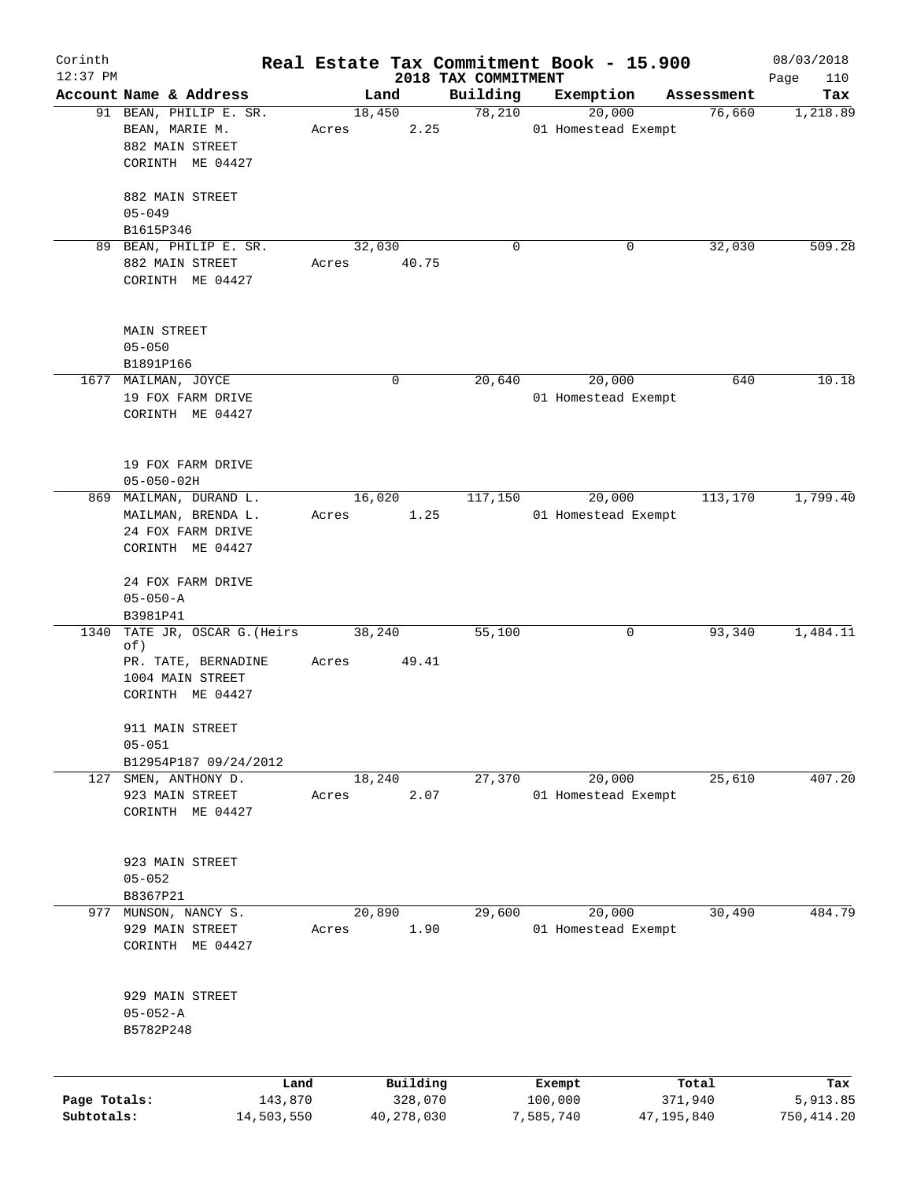# Real Estate Tax Commitment Book - 15.900

Corinth
12:37 PM

08/03/2018

## 2018 TAX COMMITMENT

| Account Name & Address | Land | Building | Exemption | Assessment | Tax |
|---|---|---|---|---|---|
| 91 BEAN, PHILIP E. SR.<br>BEAN, MARIE M.<br>882 MAIN STREET<br>CORINTH ME 04427<br><br>882 MAIN STREET<br>05-049<br>B1615P346 | 18,450<br>Acres 2.25 | 78,210 | 20,000<br>01 Homestead Exempt | 76,660 | 1,218.89 |
| 89 BEAN, PHILIP E. SR.<br>882 MAIN STREET<br>CORINTH ME 04427<br><br>MAIN STREET<br>05-050<br>B1891P166 | 32,030<br>Acres 40.75 | 0 | 0 | 32,030 | 509.28 |
| 1677 MAILMAN, JOYCE<br>19 FOX FARM DRIVE<br>CORINTH ME 04427<br><br>19 FOX FARM DRIVE<br>05-050-02H | 0 | 20,640 | 20,000<br>01 Homestead Exempt | 640 | 10.18 |
| 869 MAILMAN, DURAND L.<br>MAILMAN, BRENDA L.<br>24 FOX FARM DRIVE<br>CORINTH ME 04427<br><br>24 FOX FARM DRIVE<br>05-050-A<br>B3981P41 | 16,020<br>Acres 1.25 | 117,150 | 20,000<br>01 Homestead Exempt | 113,170 | 1,799.40 |
| 1340 TATE JR, OSCAR G.(Heirs of)<br>PR. TATE, BERNADINE<br>1004 MAIN STREET<br>CORINTH ME 04427<br><br>911 MAIN STREET<br>05-051<br>B12954P187 09/24/2012 | 38,240<br>Acres 49.41 | 55,100 | 0 | 93,340 | 1,484.11 |
| 127 SMEN, ANTHONY D.<br>923 MAIN STREET<br>CORINTH ME 04427<br><br>923 MAIN STREET<br>05-052<br>B8367P21 | 18,240<br>Acres 2.07 | 27,370 | 20,000<br>01 Homestead Exempt | 25,610 | 407.20 |
| 977 MUNSON, NANCY S.<br>929 MAIN STREET<br>CORINTH ME 04427<br><br>929 MAIN STREET<br>05-052-A<br>B5782P248 | 20,890<br>Acres 1.90 | 29,600 | 20,000<br>01 Homestead Exempt | 30,490 | 484.79 |

| | Land | Building | Exempt | Total | Tax |
|---|---|---|---|---|---|
| Page Totals: | 143,870 | 328,070 | 100,000 | 371,940 | 5,913.85 |
| Subtotals: | 14,503,550 | 40,278,030 | 7,585,740 | 47,195,840 | 750,414.20 |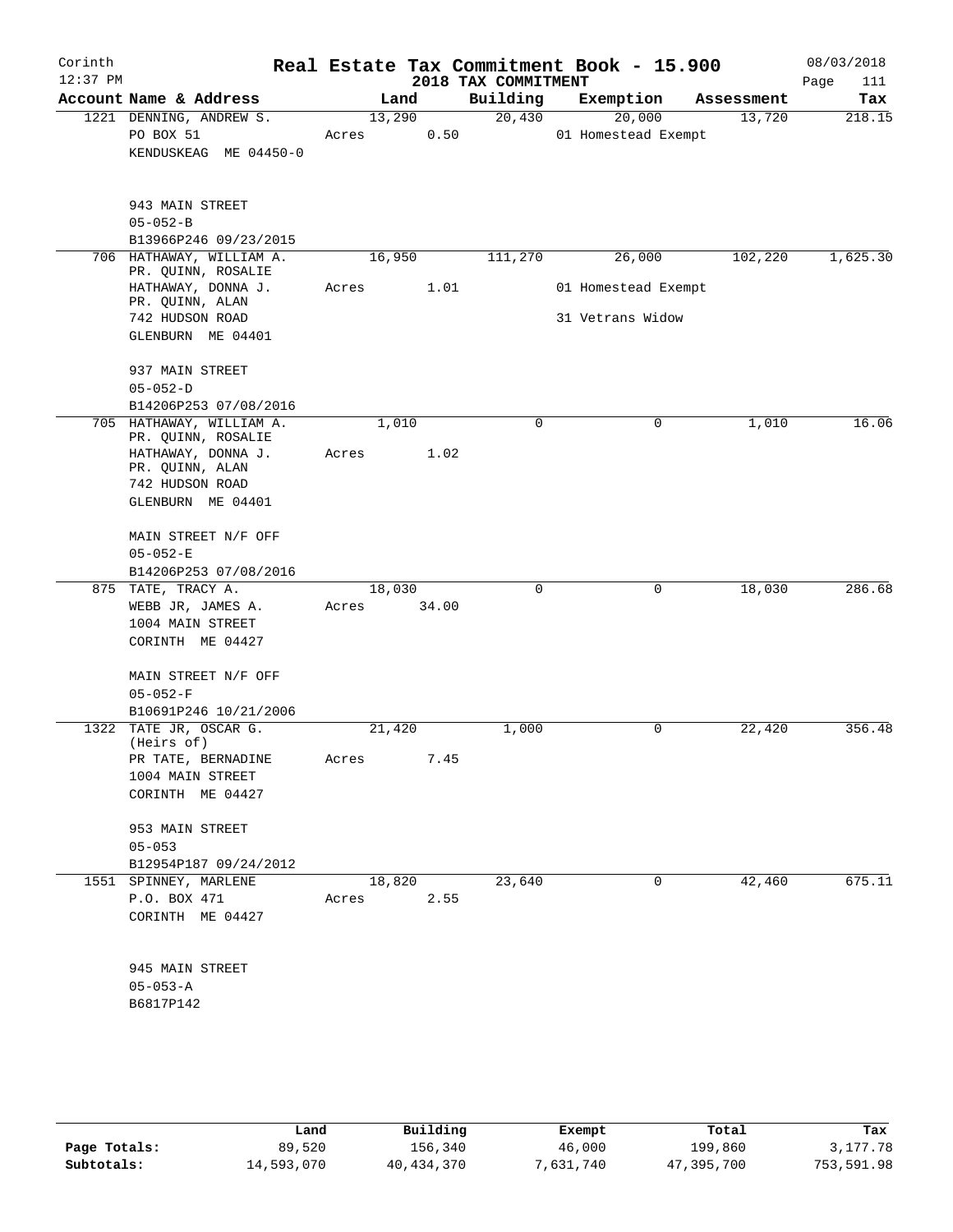Corinth 12:37 PM

# Real Estate Tax Commitment Book - 15.900

## 2018 TAX COMMITMENT

08/03/2018 Page 111

| Account Name & Address | Land | Building | Exemption | Assessment | Tax |
|---|---|---|---|---|---|
| 1221 DENNING, ANDREW S.<br>PO BOX 51<br>KENDUSKEAG ME 04450-0<br><br>943 MAIN STREET<br>05-052-B<br>B13966P246 09/23/2015 | 13,290<br>Acres 0.50 | 20,430 | 20,000<br>01 Homestead Exempt | 13,720 | 218.15 |
| 706 HATHAWAY, WILLIAM A.<br>PR. QUINN, ROSALIE<br>HATHAWAY, DONNA J.<br>PR. QUINN, ALAN<br>742 HUDSON ROAD<br>GLENBURN ME 04401<br><br>937 MAIN STREET<br>05-052-D<br>B14206P253 07/08/2016 | 16,950<br>Acres 1.01 | 111,270 | 26,000<br>01 Homestead Exempt<br>31 Vetrans Widow | 102,220 | 1,625.30 |
| 705 HATHAWAY, WILLIAM A.<br>PR. QUINN, ROSALIE<br>HATHAWAY, DONNA J.<br>PR. QUINN, ALAN<br>742 HUDSON ROAD<br>GLENBURN ME 04401<br><br>MAIN STREET N/F OFF<br>05-052-E<br>B14206P253 07/08/2016 | 1,010<br>Acres 1.02 | 0 | 0 | 1,010 | 16.06 |
| 875 TATE, TRACY A.<br>WEBB JR, JAMES A.<br>1004 MAIN STREET<br>CORINTH ME 04427<br><br>MAIN STREET N/F OFF<br>05-052-F<br>B10691P246 10/21/2006 | 18,030<br>Acres 34.00 | 0 | 0 | 18,030 | 286.68 |
| 1322 TATE JR, OSCAR G.<br>(Heirs of)<br>PR TATE, BERNADINE<br>1004 MAIN STREET<br>CORINTH ME 04427<br><br>953 MAIN STREET<br>05-053<br>B12954P187 09/24/2012 | 21,420<br>Acres 7.45 | 1,000 | 0 | 22,420 | 356.48 |
| 1551 SPINNEY, MARLENE<br>P.O. BOX 471<br>CORINTH ME 04427<br><br>945 MAIN STREET<br>05-053-A<br>B6817P142 | 18,820<br>Acres 2.55 | 23,640 | 0 | 42,460 | 675.11 |

| | Land | Building | Exempt | Total | Tax |
|---|---|---|---|---|---|
| Page Totals: | 89,520 | 156,340 | 46,000 | 199,860 | 3,177.78 |
| Subtotals: | 14,593,070 | 40,434,370 | 7,631,740 | 47,395,700 | 753,591.98 |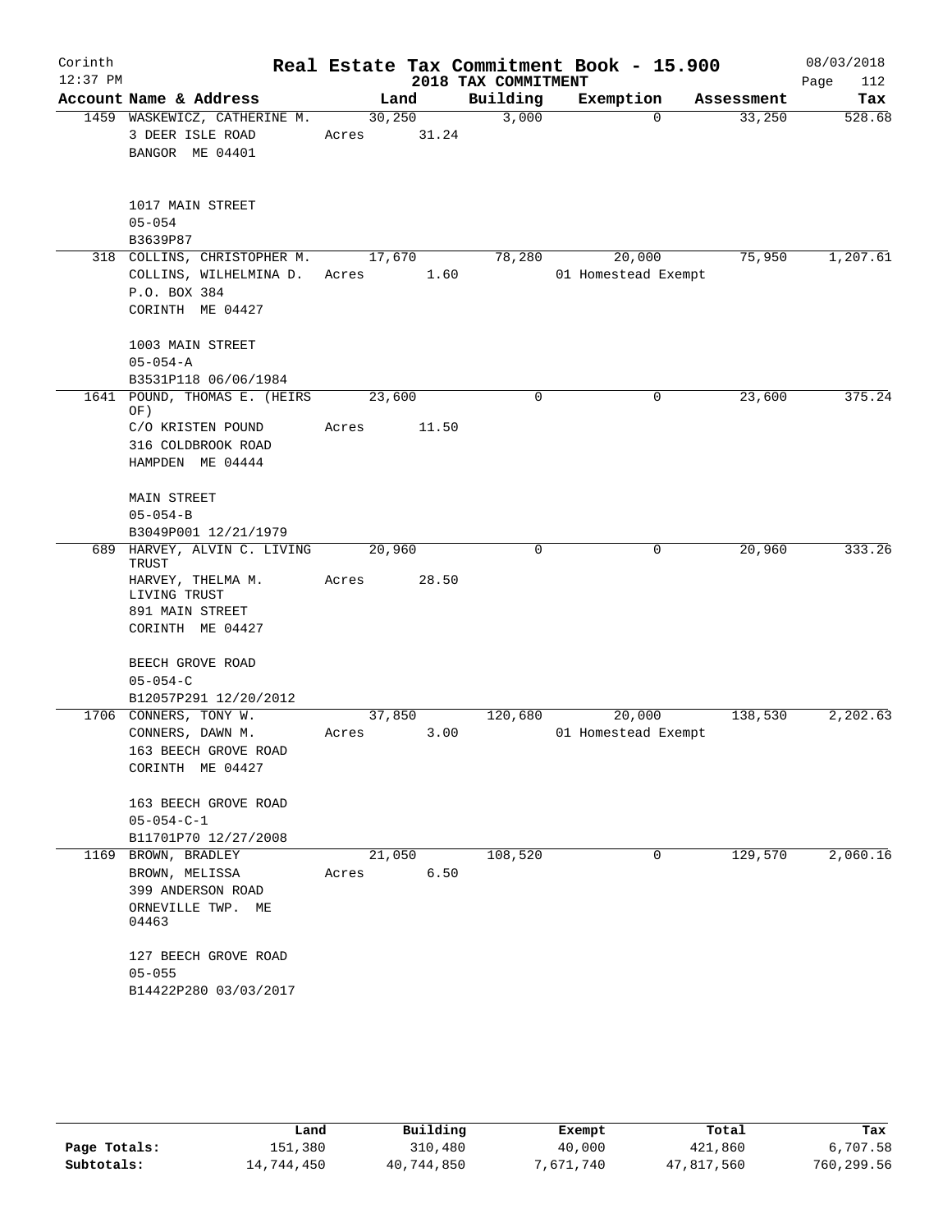# Real Estate Tax Commitment Book - 15.900

Corinth 12:37 PM — 2018 TAX COMMITMENT — 08/03/2018

| Account Name & Address | Land | Building | Exemption | Assessment | Tax |
|---|---|---|---|---|---|
| 1459 WASKEWICZ, CATHERINE M.<br>3 DEER ISLE ROAD<br>BANGOR ME 04401<br><br>1017 MAIN STREET<br>05-054<br>B3639P87 | 30,250<br>Acres 31.24 | 3,000 | 0 | 33,250 | 528.68 |
| 318 COLLINS, CHRISTOPHER M.<br>COLLINS, WILHELMINA D.<br>P.O. BOX 384<br>CORINTH ME 04427<br><br>1003 MAIN STREET<br>05-054-A<br>B3531P118 06/06/1984 | 17,670<br>Acres 1.60 | 78,280 | 20,000<br>01 Homestead Exempt | 75,950 | 1,207.61 |
| 1641 POUND, THOMAS E. (HEIRS OF)<br>C/O KRISTEN POUND<br>316 COLDBROOK ROAD<br>HAMPDEN ME 04444<br><br>MAIN STREET<br>05-054-B<br>B3049P001 12/21/1979 | 23,600<br>Acres 11.50 | 0 | 0 | 23,600 | 375.24 |
| 689 HARVEY, ALVIN C. LIVING TRUST<br>HARVEY, THELMA M. LIVING TRUST<br>891 MAIN STREET<br>CORINTH ME 04427<br><br>BEECH GROVE ROAD<br>05-054-C<br>B12057P291 12/20/2012 | 20,960<br>Acres 28.50 | 0 | 0 | 20,960 | 333.26 |
| 1706 CONNERS, TONY W.<br>CONNERS, DAWN M.<br>163 BEECH GROVE ROAD<br>CORINTH ME 04427<br><br>163 BEECH GROVE ROAD<br>05-054-C-1<br>B11701P70 12/27/2008 | 37,850<br>Acres 3.00 | 120,680 | 20,000<br>01 Homestead Exempt | 138,530 | 2,202.63 |
| 1169 BROWN, BRADLEY<br>BROWN, MELISSA<br>399 ANDERSON ROAD<br>ORNEVILLE TWP. ME 04463<br><br>127 BEECH GROVE ROAD<br>05-055<br>B14422P280 03/03/2017 | 21,050<br>Acres 6.50 | 108,520 | 0 | 129,570 | 2,060.16 |

| | Land | Building | Exempt | Total | Tax |
|---|---|---|---|---|---|
| Page Totals: | 151,380 | 310,480 | 40,000 | 421,860 | 6,707.58 |
| Subtotals: | 14,744,450 | 40,744,850 | 7,671,740 | 47,817,560 | 760,299.56 |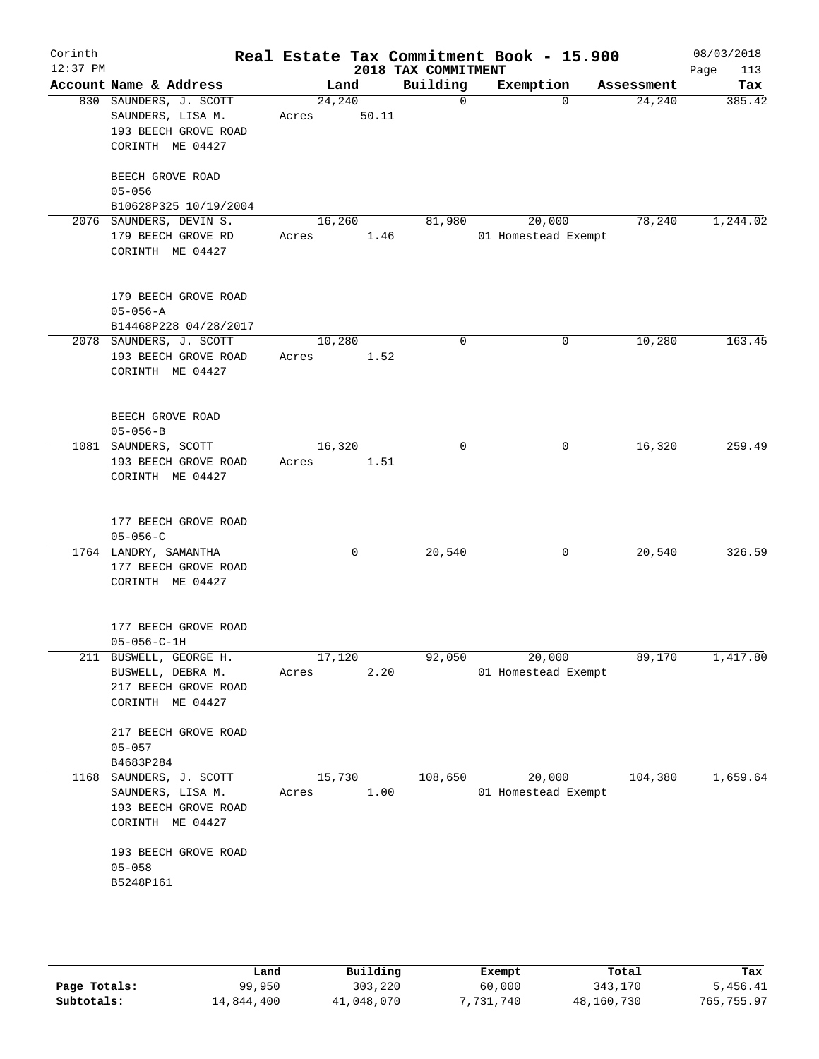# Real Estate Tax Commitment Book - 15.900

Corinth
12:37 PM
2018 TAX COMMITMENT
08/03/2018
Page 113

| Account | Name & Address | Land | Building | Exemption | Assessment | Tax |
|---|---|---|---|---|---|---|
| 830 | SAUNDERS, J. SCOTT<br>SAUNDERS, LISA M.<br>193 BEECH GROVE ROAD<br>CORINTH ME 04427<br><br>BEECH GROVE ROAD<br>05-056<br>B10628P325 10/19/2004 | 24,240<br>Acres 50.11 | 0 | 0 | 24,240 | 385.42 |
| 2076 | SAUNDERS, DEVIN S.<br>179 BEECH GROVE RD<br>CORINTH ME 04427<br><br>179 BEECH GROVE ROAD<br>05-056-A<br>B14468P228 04/28/2017 | 16,260<br>Acres 1.46 | 81,980 | 20,000<br>01 Homestead Exempt | 78,240 | 1,244.02 |
| 2078 | SAUNDERS, J. SCOTT<br>193 BEECH GROVE ROAD<br>CORINTH ME 04427<br><br>BEECH GROVE ROAD<br>05-056-B | 10,280<br>Acres 1.52 | 0 | 0 | 10,280 | 163.45 |
| 1081 | SAUNDERS, SCOTT<br>193 BEECH GROVE ROAD<br>CORINTH ME 04427<br><br>177 BEECH GROVE ROAD<br>05-056-C | 16,320<br>Acres 1.51 | 0 | 0 | 16,320 | 259.49 |
| 1764 | LANDRY, SAMANTHA<br>177 BEECH GROVE ROAD<br>CORINTH ME 04427<br><br>177 BEECH GROVE ROAD<br>05-056-C-1H | 0 | 20,540 | 0 | 20,540 | 326.59 |
| 211 | BUSWELL, GEORGE H.<br>BUSWELL, DEBRA M.<br>217 BEECH GROVE ROAD<br>CORINTH ME 04427<br><br>217 BEECH GROVE ROAD<br>05-057<br>B4683P284 | 17,120<br>Acres 2.20 | 92,050 | 20,000<br>01 Homestead Exempt | 89,170 | 1,417.80 |
| 1168 | SAUNDERS, J. SCOTT<br>SAUNDERS, LISA M.<br>193 BEECH GROVE ROAD<br>CORINTH ME 04427<br><br>193 BEECH GROVE ROAD<br>05-058<br>B5248P161 | 15,730<br>Acres 1.00 | 108,650 | 20,000<br>01 Homestead Exempt | 104,380 | 1,659.64 |

| | Land | Building | Exempt | Total | Tax |
|---|---|---|---|---|---|
| Page Totals: | 99,950 | 303,220 | 60,000 | 343,170 | 5,456.41 |
| Subtotals: | 14,844,400 | 41,048,070 | 7,731,740 | 48,160,730 | 765,755.97 |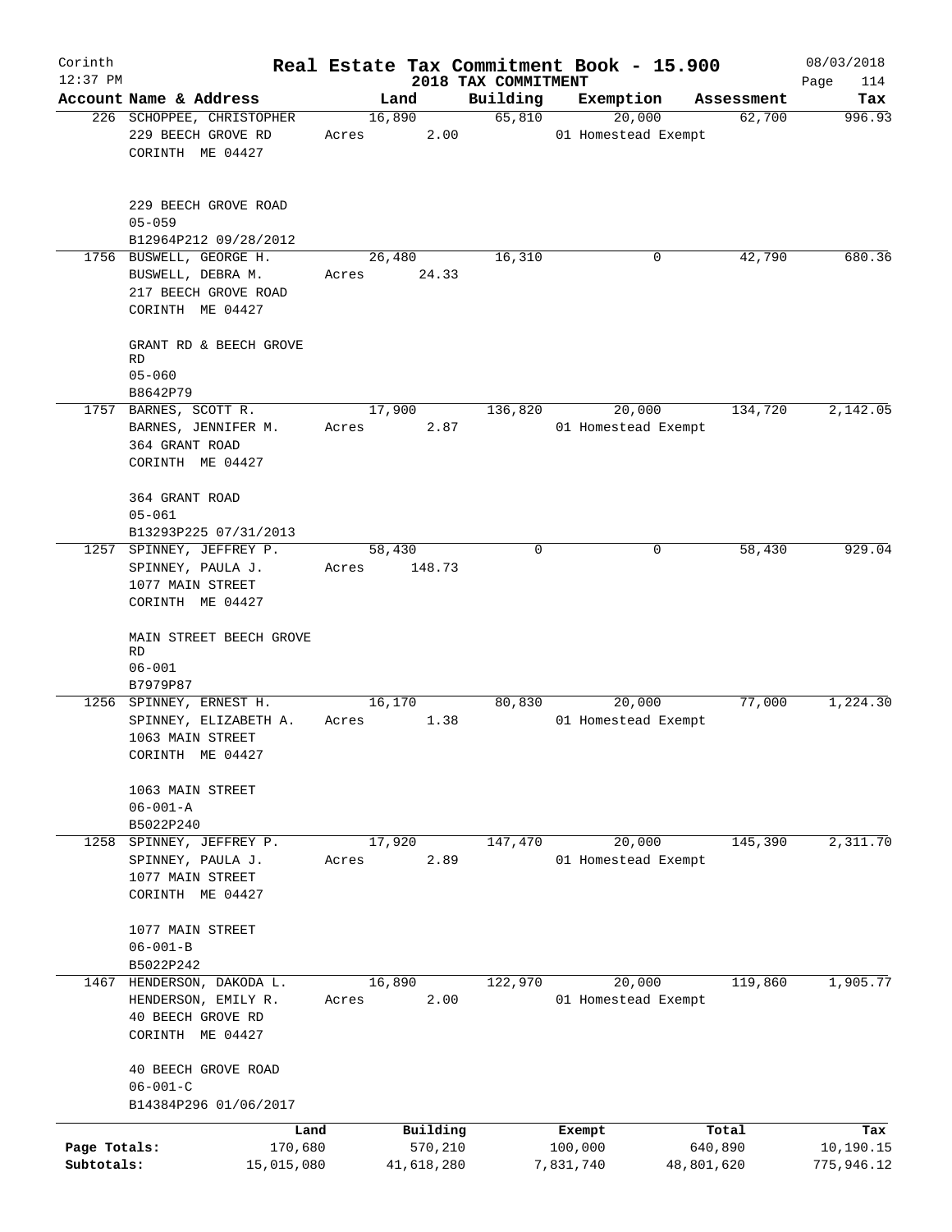# Real Estate Tax Commitment Book - 15.900

Corinth 12:37 PM — 2018 TAX COMMITMENT — 08/03/2018

| Account | Name & Address | Land | Building | Exemption | Assessment | Tax |
|---|---|---|---|---|---|---|
| 226 | SCHOPPEE, CHRISTOPHER<br>229 BEECH GROVE RD<br>CORINTH ME 04427<br><br>229 BEECH GROVE ROAD<br>05-059<br>B12964P212 09/28/2012 | 16,890<br>Acres 2.00 | 65,810 | 20,000<br>01 Homestead Exempt | 62,700 | 996.93 |
| 1756 | BUSWELL, GEORGE H.<br>BUSWELL, DEBRA M.<br>217 BEECH GROVE ROAD<br>CORINTH ME 04427<br><br>GRANT RD & BEECH GROVE RD<br>05-060<br>B8642P79 | 26,480<br>Acres 24.33 | 16,310 | 0 | 42,790 | 680.36 |
| 1757 | BARNES, SCOTT R.<br>BARNES, JENNIFER M.<br>364 GRANT ROAD<br>CORINTH ME 04427<br><br>364 GRANT ROAD<br>05-061<br>B13293P225 07/31/2013 | 17,900<br>Acres 2.87 | 136,820 | 20,000<br>01 Homestead Exempt | 134,720 | 2,142.05 |
| 1257 | SPINNEY, JEFFREY P.<br>SPINNEY, PAULA J.<br>1077 MAIN STREET<br>CORINTH ME 04427<br><br>MAIN STREET BEECH GROVE RD<br>06-001<br>B7979P87 | 58,430<br>Acres 148.73 | 0 | 0 | 58,430 | 929.04 |
| 1256 | SPINNEY, ERNEST H.<br>SPINNEY, ELIZABETH A.<br>1063 MAIN STREET<br>CORINTH ME 04427<br><br>1063 MAIN STREET<br>06-001-A<br>B5022P240 | 16,170<br>Acres 1.38 | 80,830 | 20,000<br>01 Homestead Exempt | 77,000 | 1,224.30 |
| 1258 | SPINNEY, JEFFREY P.<br>SPINNEY, PAULA J.<br>1077 MAIN STREET<br>CORINTH ME 04427<br><br>1077 MAIN STREET<br>06-001-B<br>B5022P242 | 17,920<br>Acres 2.89 | 147,470 | 20,000<br>01 Homestead Exempt | 145,390 | 2,311.70 |
| 1467 | HENDERSON, DAKODA L.<br>HENDERSON, EMILY R.<br>40 BEECH GROVE RD<br>CORINTH ME 04427<br><br>40 BEECH GROVE ROAD<br>06-001-C<br>B14384P296 01/06/2017 | 16,890<br>Acres 2.00 | 122,970 | 20,000<br>01 Homestead Exempt | 119,860 | 1,905.77 |

| | Land | Building | Exempt | Total | Tax |
|---|---|---|---|---|---|
| Page Totals: | 170,680 | 570,210 | 100,000 | 640,890 | 10,190.15 |
| Subtotals: | 15,015,080 | 41,618,280 | 7,831,740 | 48,801,620 | 775,946.12 |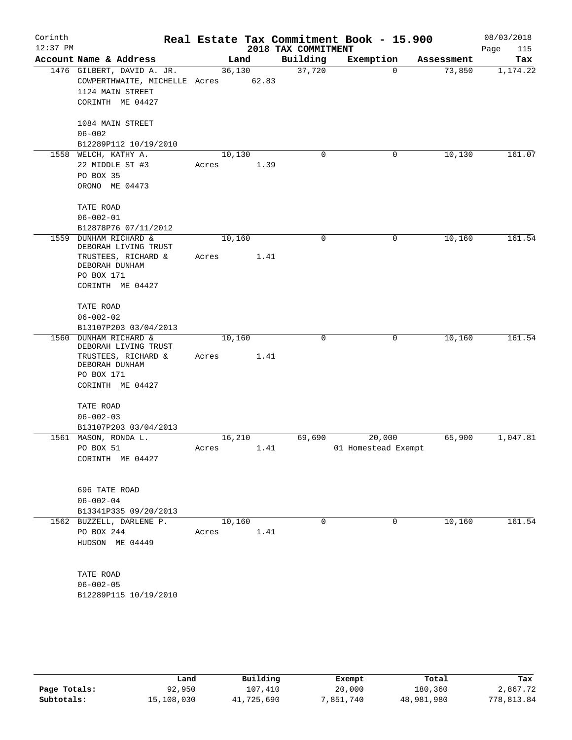Corinth 12:37 PM

# Real Estate Tax Commitment Book - 15.900

## 2018 TAX COMMITMENT

08/03/2018

| Account | Name & Address | Land | Building | Exemption | Assessment | Tax |
|---|---|---|---|---|---|---|
| 1476 | GILBERT, DAVID A. JR.<br>COWPERTHWAITE, MICHELLE<br>1124 MAIN STREET<br>CORINTH ME 04427<br><br>1084 MAIN STREET<br>06-002<br>B12289P112 10/19/2010 | 36,130<br>Acres 62.83 | 37,720 | 0 | 73,850 | 1,174.22 |
| 1558 | WELCH, KATHY A.<br>22 MIDDLE ST #3<br>PO BOX 35<br>ORONO ME 04473<br><br>TATE ROAD<br>06-002-01<br>B12878P76 07/11/2012 | 10,130<br>Acres 1.39 | 0 | 0 | 10,130 | 161.07 |
| 1559 | DUNHAM RICHARD & DEBORAH LIVING TRUST<br>TRUSTEES, RICHARD & DEBORAH DUNHAM<br>PO BOX 171<br>CORINTH ME 04427<br><br>TATE ROAD<br>06-002-02<br>B13107P203 03/04/2013 | 10,160<br>Acres 1.41 | 0 | 0 | 10,160 | 161.54 |
| 1560 | DUNHAM RICHARD & DEBORAH LIVING TRUST<br>TRUSTEES, RICHARD & DEBORAH DUNHAM<br>PO BOX 171<br>CORINTH ME 04427<br><br>TATE ROAD<br>06-002-03<br>B13107P203 03/04/2013 | 10,160<br>Acres 1.41 | 0 | 0 | 10,160 | 161.54 |
| 1561 | MASON, RONDA L.<br>PO BOX 51<br>CORINTH ME 04427<br><br>696 TATE ROAD<br>06-002-04<br>B13341P335 09/20/2013 | 16,210<br>Acres 1.41 | 69,690 | 20,000<br>01 Homestead Exempt | 65,900 | 1,047.81 |
| 1562 | BUZZELL, DARLENE P.<br>PO BOX 244<br>HUDSON ME 04449<br><br>TATE ROAD<br>06-002-05<br>B12289P115 10/19/2010 | 10,160<br>Acres 1.41 | 0 | 0 | 10,160 | 161.54 |

| | Land | Building | Exempt | Total | Tax |
|---|---|---|---|---|---|
| Page Totals: | 92,950 | 107,410 | 20,000 | 180,360 | 2,867.72 |
| Subtotals: | 15,108,030 | 41,725,690 | 7,851,740 | 48,981,980 | 778,813.84 |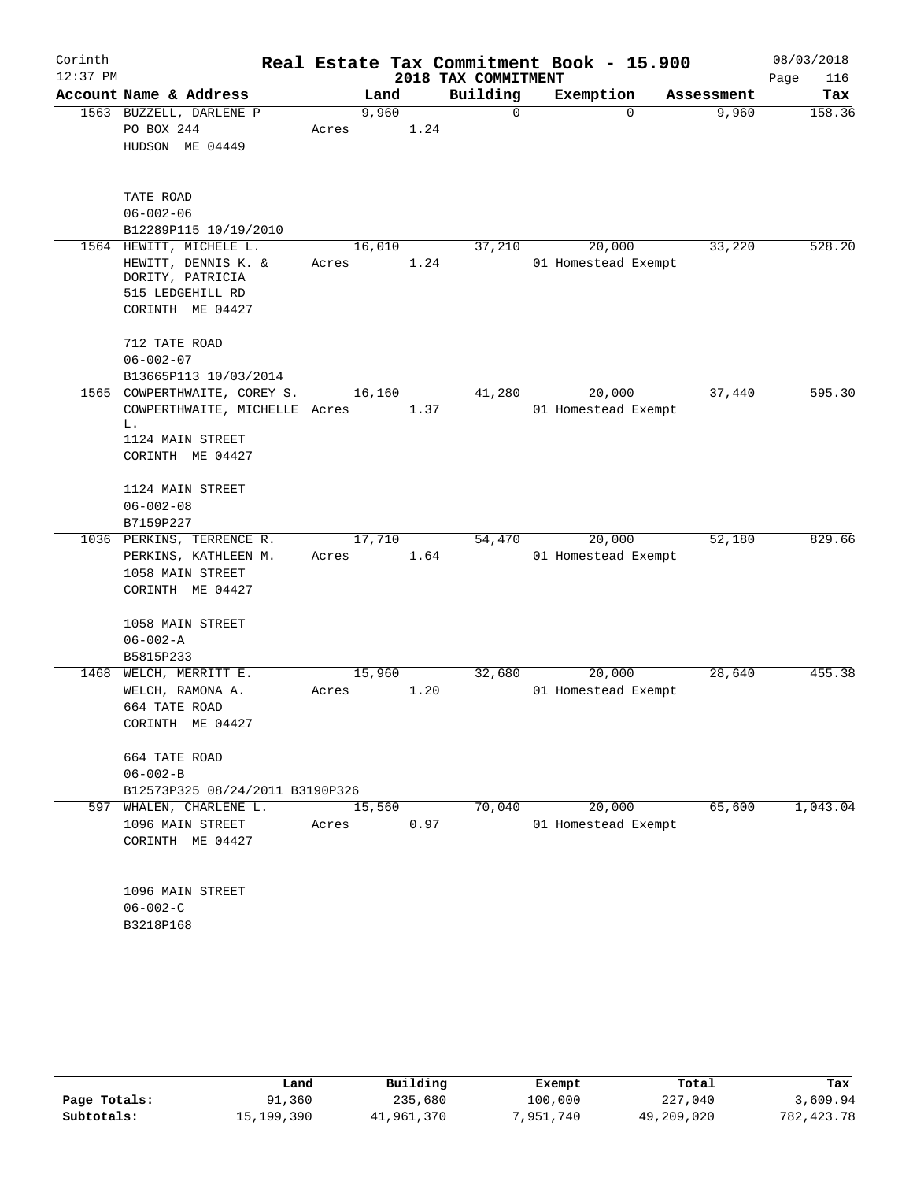Corinth
12:37 PM

# Real Estate Tax Commitment Book - 15.900

## 2018 TAX COMMITMENT

08/03/2018
Page 116

| Account Name & Address | Land | Building | Exemption | Assessment | Tax |
|---|---|---|---|---|---|
| 1563 BUZZELL, DARLENE P<br>PO BOX 244<br>HUDSON ME 04449<br><br>TATE ROAD<br>06-002-06<br>B12289P115 10/19/2010 | 9,960<br>Acres 1.24 | 0 | 0 | 9,960 | 158.36 |
| 1564 HEWITT, MICHELE L.<br>HEWITT, DENNIS K. &<br>DORITY, PATRICIA<br>515 LEDGEHILL RD<br>CORINTH ME 04427<br><br>712 TATE ROAD<br>06-002-07<br>B13665P113 10/03/2014 | 16,010<br>Acres 1.24 | 37,210 | 20,000<br>01 Homestead Exempt | 33,220 | 528.20 |
| 1565 COWPERTHWAITE, COREY S.<br>COWPERTHWAITE, MICHELLE L.<br>1124 MAIN STREET<br>CORINTH ME 04427<br><br>1124 MAIN STREET<br>06-002-08<br>B7159P227 | 16,160<br>Acres 1.37 | 41,280 | 20,000<br>01 Homestead Exempt | 37,440 | 595.30 |
| 1036 PERKINS, TERRENCE R.<br>PERKINS, KATHLEEN M.<br>1058 MAIN STREET<br>CORINTH ME 04427<br><br>1058 MAIN STREET<br>06-002-A<br>B5815P233 | 17,710<br>Acres 1.64 | 54,470 | 20,000<br>01 Homestead Exempt | 52,180 | 829.66 |
| 1468 WELCH, MERRITT E.<br>WELCH, RAMONA A.<br>664 TATE ROAD<br>CORINTH ME 04427<br><br>664 TATE ROAD<br>06-002-B<br>B12573P325 08/24/2011 B3190P326 | 15,960<br>Acres 1.20 | 32,680 | 20,000<br>01 Homestead Exempt | 28,640 | 455.38 |
| 597 WHALEN, CHARLENE L.<br>1096 MAIN STREET<br>CORINTH ME 04427<br><br>1096 MAIN STREET<br>06-002-C<br>B3218P168 | 15,560<br>Acres 0.97 | 70,040 | 20,000<br>01 Homestead Exempt | 65,600 | 1,043.04 |

| | Land | Building | Exempt | Total | Tax |
|---|---|---|---|---|---|
| Page Totals: | 91,360 | 235,680 | 100,000 | 227,040 | 3,609.94 |
| Subtotals: | 15,199,390 | 41,961,370 | 7,951,740 | 49,209,020 | 782,423.78 |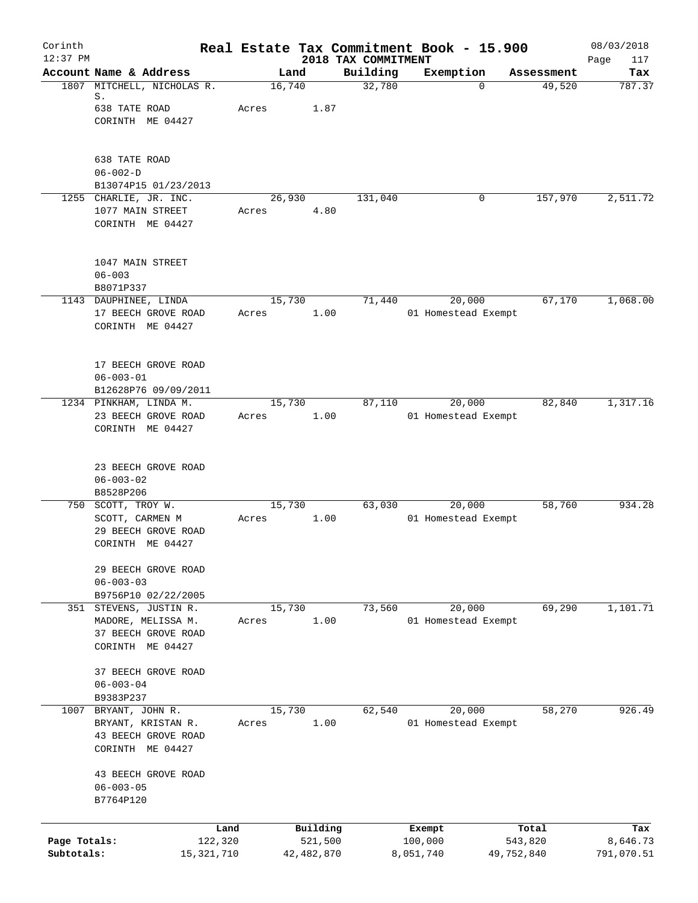Corinth 12:37 PM

# Real Estate Tax Commitment Book - 15.900

## 2018 TAX COMMITMENT

08/03/2018

| Account | Name & Address | Land | Building | Exemption | Assessment | Tax |
|---|---|---|---|---|---|---|
| 1807 | MITCHELL, NICHOLAS R. S.<br>638 TATE ROAD<br>CORINTH ME 04427<br><br>638 TATE ROAD<br>06-002-D<br>B13074P15 01/23/2013 | 16,740<br>Acres 1.87 | 32,780 | 0 | 49,520 | 787.37 |
| 1255 | CHARLIE, JR. INC.<br>1077 MAIN STREET<br>CORINTH ME 04427<br><br>1047 MAIN STREET<br>06-003<br>B8071P337 | 26,930<br>Acres 4.80 | 131,040 | 0 | 157,970 | 2,511.72 |
| 1143 | DAUPHINEE, LINDA<br>17 BEECH GROVE ROAD<br>CORINTH ME 04427<br><br>17 BEECH GROVE ROAD<br>06-003-01<br>B12628P76 09/09/2011 | 15,730<br>Acres 1.00 | 71,440 | 20,000<br>01 Homestead Exempt | 67,170 | 1,068.00 |
| 1234 | PINKHAM, LINDA M.<br>23 BEECH GROVE ROAD<br>CORINTH ME 04427<br><br>23 BEECH GROVE ROAD<br>06-003-02<br>B8528P206 | 15,730<br>Acres 1.00 | 87,110 | 20,000<br>01 Homestead Exempt | 82,840 | 1,317.16 |
| 750 | SCOTT, TROY W.<br>SCOTT, CARMEN M<br>29 BEECH GROVE ROAD<br>CORINTH ME 04427<br><br>29 BEECH GROVE ROAD<br>06-003-03<br>B9756P10 02/22/2005 | 15,730<br>Acres 1.00 | 63,030 | 20,000<br>01 Homestead Exempt | 58,760 | 934.28 |
| 351 | STEVENS, JUSTIN R.<br>MADORE, MELISSA M.<br>37 BEECH GROVE ROAD<br>CORINTH ME 04427<br><br>37 BEECH GROVE ROAD<br>06-003-04<br>B9383P237 | 15,730<br>Acres 1.00 | 73,560 | 20,000<br>01 Homestead Exempt | 69,290 | 1,101.71 |
| 1007 | BRYANT, JOHN R.<br>BRYANT, KRISTAN R.<br>43 BEECH GROVE ROAD<br>CORINTH ME 04427<br><br>43 BEECH GROVE ROAD<br>06-003-05<br>B7764P120 | 15,730<br>Acres 1.00 | 62,540 | 20,000<br>01 Homestead Exempt | 58,270 | 926.49 |

| | Land | Building | Exempt | Total | Tax |
|---|---|---|---|---|---|
| Page Totals: | 122,320 | 521,500 | 100,000 | 543,820 | 8,646.73 |
| Subtotals: | 15,321,710 | 42,482,870 | 8,051,740 | 49,752,840 | 791,070.51 |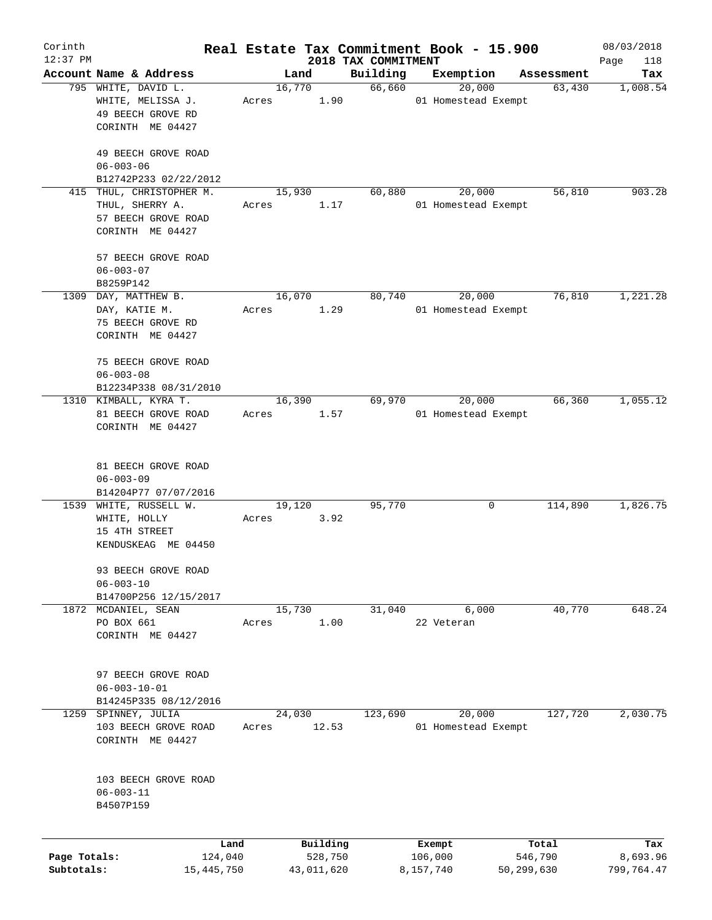# Real Estate Tax Commitment Book - 15.900

Corinth
12:37 PM

2018 TAX COMMITMENT

08/03/2018

| Account Name & Address | Land | Building | Exemption | Assessment | Tax |
|---|---|---|---|---|---|
| 795 WHITE, DAVID L.<br>WHITE, MELISSA J.<br>49 BEECH GROVE RD<br>CORINTH ME 04427<br><br>49 BEECH GROVE ROAD<br>06-003-06<br>B12742P233 02/22/2012 | 16,770<br>Acres 1.90 | 66,660 | 20,000<br>01 Homestead Exempt | 63,430 | 1,008.54 |
| 415 THUL, CHRISTOPHER M.<br>THUL, SHERRY A.<br>57 BEECH GROVE ROAD<br>CORINTH ME 04427<br><br>57 BEECH GROVE ROAD<br>06-003-07<br>B8259P142 | 15,930<br>Acres 1.17 | 60,880 | 20,000<br>01 Homestead Exempt | 56,810 | 903.28 |
| 1309 DAY, MATTHEW B.<br>DAY, KATIE M.<br>75 BEECH GROVE RD<br>CORINTH ME 04427<br><br>75 BEECH GROVE ROAD<br>06-003-08<br>B12234P338 08/31/2010 | 16,070<br>Acres 1.29 | 80,740 | 20,000<br>01 Homestead Exempt | 76,810 | 1,221.28 |
| 1310 KIMBALL, KYRA T.<br>81 BEECH GROVE ROAD<br>CORINTH ME 04427<br><br>81 BEECH GROVE ROAD<br>06-003-09<br>B14204P77 07/07/2016 | 16,390<br>Acres 1.57 | 69,970 | 20,000<br>01 Homestead Exempt | 66,360 | 1,055.12 |
| 1539 WHITE, RUSSELL W.<br>WHITE, HOLLY<br>15 4TH STREET<br>KENDUSKEAG ME 04450<br><br>93 BEECH GROVE ROAD<br>06-003-10<br>B14700P256 12/15/2017 | 19,120<br>Acres 3.92 | 95,770 | 0 | 114,890 | 1,826.75 |
| 1872 MCDANIEL, SEAN<br>PO BOX 661<br>CORINTH ME 04427<br><br>97 BEECH GROVE ROAD<br>06-003-10-01<br>B14245P335 08/12/2016 | 15,730<br>Acres 1.00 | 31,040 | 6,000<br>22 Veteran | 40,770 | 648.24 |
| 1259 SPINNEY, JULIA<br>103 BEECH GROVE ROAD<br>CORINTH ME 04427<br><br>103 BEECH GROVE ROAD<br>06-003-11<br>B4507P159 | 24,030<br>Acres 12.53 | 123,690 | 20,000<br>01 Homestead Exempt | 127,720 | 2,030.75 |

| | Land | Building | Exempt | Total | Tax |
|---|---|---|---|---|---|
| Page Totals: | 124,040 | 528,750 | 106,000 | 546,790 | 8,693.96 |
| Subtotals: | 15,445,750 | 43,011,620 | 8,157,740 | 50,299,630 | 799,764.47 |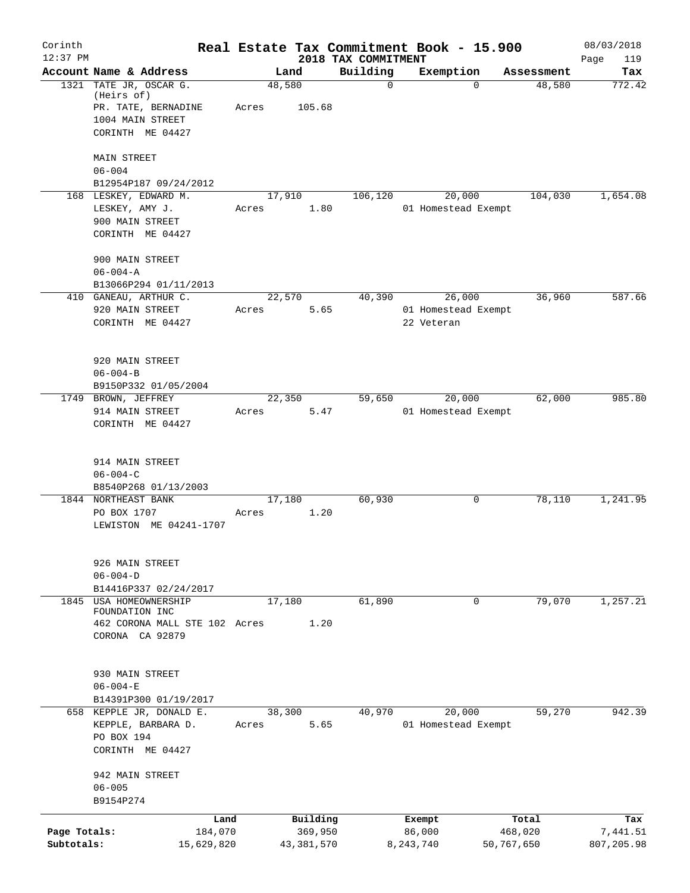# Real Estate Tax Commitment Book - 15.900

Corinth 12:37 PM — 2018 TAX COMMITMENT — 08/03/2018

| Account | Name & Address | Land | Building | Exemption | Assessment | Tax |
|---|---|---|---|---|---|---|
| 1321 | TATE JR, OSCAR G. (Heirs of) PR. TATE, BERNADINE 1004 MAIN STREET CORINTH ME 04427 MAIN STREET 06-004 B12954P187 09/24/2012 | 48,580 Acres 105.68 | 0 | 0 | 48,580 | 772.42 |
| 168 | LESKEY, EDWARD M. LESKEY, AMY J. 900 MAIN STREET CORINTH ME 04427 900 MAIN STREET 06-004-A B13066P294 01/11/2013 | 17,910 Acres 1.80 | 106,120 | 20,000 01 Homestead Exempt | 104,030 | 1,654.08 |
| 410 | GANEAU, ARTHUR C. 920 MAIN STREET CORINTH ME 04427 920 MAIN STREET 06-004-B B9150P332 01/05/2004 | 22,570 Acres 5.65 | 40,390 | 26,000 01 Homestead Exempt 22 Veteran | 36,960 | 587.66 |
| 1749 | BROWN, JEFFREY 914 MAIN STREET CORINTH ME 04427 914 MAIN STREET 06-004-C B8540P268 01/13/2003 | 22,350 Acres 5.47 | 59,650 | 20,000 01 Homestead Exempt | 62,000 | 985.80 |
| 1844 | NORTHEAST BANK PO BOX 1707 LEWISTON ME 04241-1707 926 MAIN STREET 06-004-D B14416P337 02/24/2017 | 17,180 Acres 1.20 | 60,930 | 0 | 78,110 | 1,241.95 |
| 1845 | USA HOMEOWNERSHIP FOUNDATION INC 462 CORONA MALL STE 102 CORONA CA 92879 930 MAIN STREET 06-004-E B14391P300 01/19/2017 | 17,180 Acres 1.20 | 61,890 | 0 | 79,070 | 1,257.21 |
| 658 | KEPPLE JR, DONALD E. KEPPLE, BARBARA D. PO BOX 194 CORINTH ME 04427 942 MAIN STREET 06-005 B9154P274 | 38,300 Acres 5.65 | 40,970 | 20,000 01 Homestead Exempt | 59,270 | 942.39 |

| | Land | Building | Exempt | Total | Tax |
|---|---|---|---|---|---|
| Page Totals: | 184,070 | 369,950 | 86,000 | 468,020 | 7,441.51 |
| Subtotals: | 15,629,820 | 43,381,570 | 8,243,740 | 50,767,650 | 807,205.98 |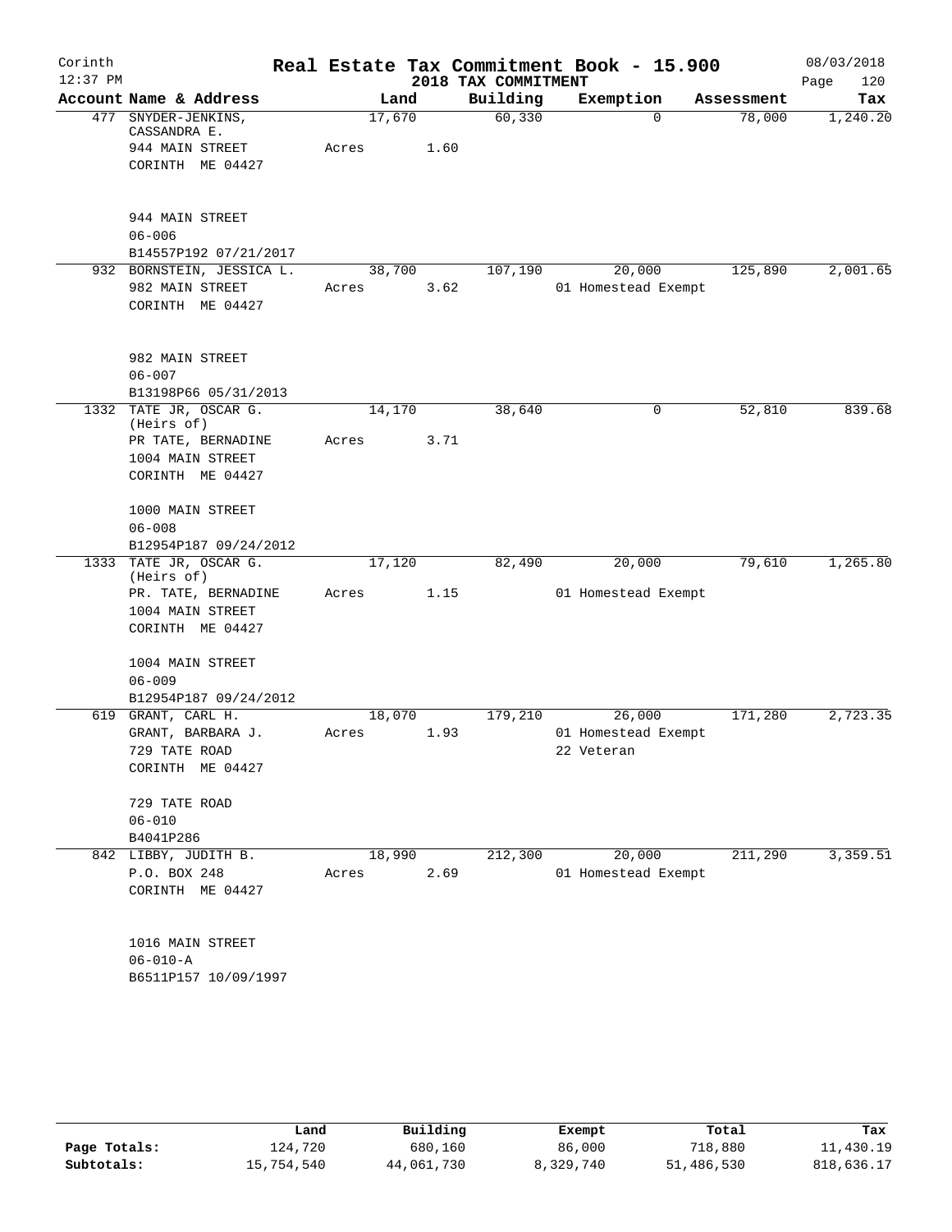Corinth 12:37 PM

# Real Estate Tax Commitment Book - 15.900
## 2018 TAX COMMITMENT

08/03/2018

| Account Name & Address | Land | Building | Exemption | Assessment | Tax |
|---|---|---|---|---|---|
| 477 SNYDER-JENKINS, CASSANDRA E.<br>944 MAIN STREET<br>CORINTH ME 04427<br><br>944 MAIN STREET<br>06-006<br>B14557P192 07/21/2017 | 17,670<br>Acres 1.60 | 60,330 | 0 | 78,000 | 1,240.20 |
| 932 BORNSTEIN, JESSICA L.<br>982 MAIN STREET<br>CORINTH ME 04427<br><br>982 MAIN STREET<br>06-007<br>B13198P66 05/31/2013 | 38,700<br>Acres 3.62 | 107,190 | 20,000<br>01 Homestead Exempt | 125,890 | 2,001.65 |
| 1332 TATE JR, OSCAR G. (Heirs of)<br>PR TATE, BERNADINE<br>1004 MAIN STREET<br>CORINTH ME 04427<br><br>1000 MAIN STREET<br>06-008<br>B12954P187 09/24/2012 | 14,170<br>Acres 3.71 | 38,640 | 0 | 52,810 | 839.68 |
| 1333 TATE JR, OSCAR G. (Heirs of)<br>PR. TATE, BERNADINE<br>1004 MAIN STREET<br>CORINTH ME 04427<br><br>1004 MAIN STREET<br>06-009<br>B12954P187 09/24/2012 | 17,120<br>Acres 1.15 | 82,490 | 20,000<br>01 Homestead Exempt | 79,610 | 1,265.80 |
| 619 GRANT, CARL H.<br>GRANT, BARBARA J.<br>729 TATE ROAD<br>CORINTH ME 04427<br><br>729 TATE ROAD<br>06-010<br>B4041P286 | 18,070<br>Acres 1.93 | 179,210 | 26,000<br>01 Homestead Exempt<br>22 Veteran | 171,280 | 2,723.35 |
| 842 LIBBY, JUDITH B.<br>P.O. BOX 248<br>CORINTH ME 04427<br><br>1016 MAIN STREET<br>06-010-A<br>B6511P157 10/09/1997 | 18,990<br>Acres 2.69 | 212,300 | 20,000<br>01 Homestead Exempt | 211,290 | 3,359.51 |

| | Land | Building | Exempt | Total | Tax |
|---|---|---|---|---|---|
| Page Totals: | 124,720 | 680,160 | 86,000 | 718,880 | 11,430.19 |
| Subtotals: | 15,754,540 | 44,061,730 | 8,329,740 | 51,486,530 | 818,636.17 |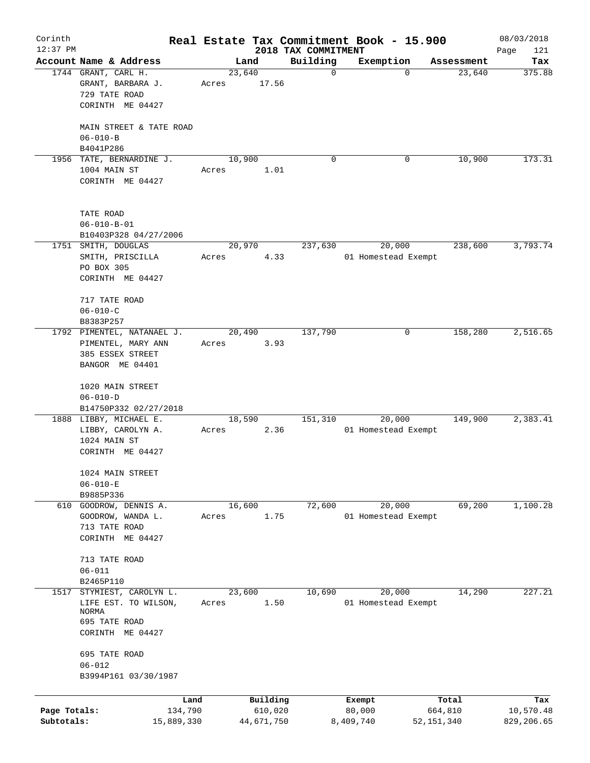# Real Estate Tax Commitment Book - 15.900

## 2018 TAX COMMITMENT

Corinth
12:37 PM

08/03/2018

| Account Name & Address | Land | Building | Exemption | Assessment | Tax |
|---|---|---|---|---|---|
| 1744 GRANT, CARL H.<br>GRANT, BARBARA J.<br>729 TATE ROAD<br>CORINTH ME 04427<br><br>MAIN STREET & TATE ROAD<br>06-010-B<br>B4041P286 | 23,640<br>Acres 17.56 | 0 | 0 | 23,640 | 375.88 |
| 1956 TATE, BERNARDINE J.<br>1004 MAIN ST<br>CORINTH ME 04427<br><br>TATE ROAD<br>06-010-B-01<br>B10403P328 04/27/2006 | 10,900<br>Acres 1.01 | 0 | 0 | 10,900 | 173.31 |
| 1751 SMITH, DOUGLAS<br>SMITH, PRISCILLA<br>PO BOX 305<br>CORINTH ME 04427<br><br>717 TATE ROAD<br>06-010-C<br>B8383P257 | 20,970<br>Acres 4.33 | 237,630 | 20,000<br>01 Homestead Exempt | 238,600 | 3,793.74 |
| 1792 PIMENTEL, NATANAEL J.<br>PIMENTEL, MARY ANN<br>385 ESSEX STREET<br>BANGOR ME 04401<br><br>1020 MAIN STREET<br>06-010-D<br>B14750P332 02/27/2018 | 20,490<br>Acres 3.93 | 137,790 | 0 | 158,280 | 2,516.65 |
| 1888 LIBBY, MICHAEL E.<br>LIBBY, CAROLYN A.<br>1024 MAIN ST<br>CORINTH ME 04427<br><br>1024 MAIN STREET<br>06-010-E<br>B9885P336 | 18,590<br>Acres 2.36 | 151,310 | 20,000<br>01 Homestead Exempt | 149,900 | 2,383.41 |
| 610 GOODROW, DENNIS A.<br>GOODROW, WANDA L.<br>713 TATE ROAD<br>CORINTH ME 04427<br><br>713 TATE ROAD<br>06-011<br>B2465P110 | 16,600<br>Acres 1.75 | 72,600 | 20,000<br>01 Homestead Exempt | 69,200 | 1,100.28 |
| 1517 STYMIEST, CAROLYN L.<br>LIFE EST. TO WILSON, NORMA<br>695 TATE ROAD<br>CORINTH ME 04427<br><br>695 TATE ROAD<br>06-012<br>B3994P161 03/30/1987 | 23,600<br>Acres 1.50 | 10,690 | 20,000<br>01 Homestead Exempt | 14,290 | 227.21 |

| | Land | Building | Exempt | Total | Tax |
|---|---|---|---|---|---|
| Page Totals: | 134,790 | 610,020 | 80,000 | 664,810 | 10,570.48 |
| Subtotals: | 15,889,330 | 44,671,750 | 8,409,740 | 52,151,340 | 829,206.65 |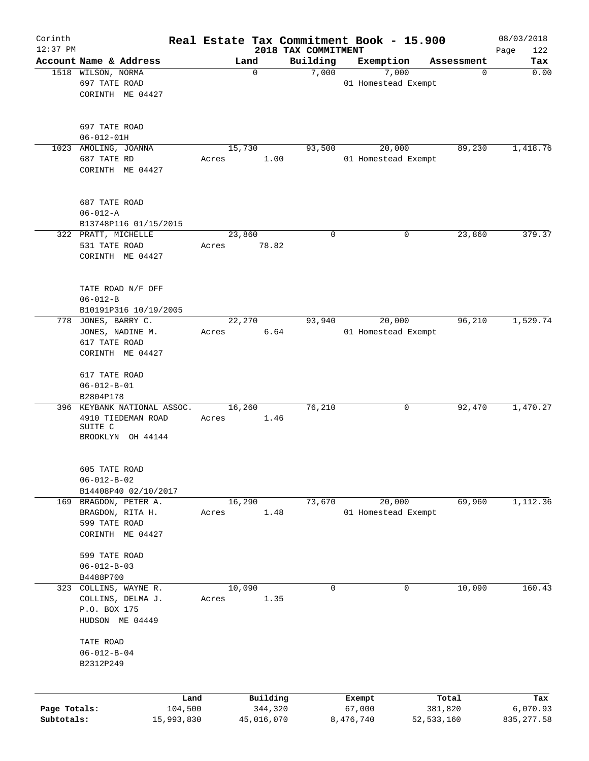# Real Estate Tax Commitment Book - 15.900

Corinth
12:37 PM

2018 TAX COMMITMENT

08/03/2018

| Account Name & Address | Land | Building | Exemption | Assessment | Tax |
|---|---|---|---|---|---|
| 1518 WILSON, NORMA<br>697 TATE ROAD<br>CORINTH ME 04427<br><br>697 TATE ROAD<br>06-012-01H | 0 | 7,000 | 7,000<br>01 Homestead Exempt | 0 | 0.00 |
| 1023 AMOLING, JOANNA<br>687 TATE RD<br>CORINTH ME 04427<br><br>687 TATE ROAD<br>06-012-A<br>B13748P116 01/15/2015 | 15,730<br>Acres 1.00 | 93,500 | 20,000<br>01 Homestead Exempt | 89,230 | 1,418.76 |
| 322 PRATT, MICHELLE<br>531 TATE ROAD<br>CORINTH ME 04427<br><br>TATE ROAD N/F OFF<br>06-012-B<br>B10191P316 10/19/2005 | 23,860<br>Acres 78.82 | 0 | 0 | 23,860 | 379.37 |
| 778 JONES, BARRY C.<br>JONES, NADINE M.<br>617 TATE ROAD<br>CORINTH ME 04427<br><br>617 TATE ROAD<br>06-012-B-01<br>B2804P178 | 22,270<br>Acres 6.64 | 93,940 | 20,000<br>01 Homestead Exempt | 96,210 | 1,529.74 |
| 396 KEYBANK NATIONAL ASSOC.<br>4910 TIEDEMAN ROAD<br>SUITE C<br>BROOKLYN OH 44144<br><br>605 TATE ROAD<br>06-012-B-02<br>B14408P40 02/10/2017 | 16,260<br>Acres 1.46 | 76,210 | 0 | 92,470 | 1,470.27 |
| 169 BRAGDON, PETER A.<br>BRAGDON, RITA H.<br>599 TATE ROAD<br>CORINTH ME 04427<br><br>599 TATE ROAD<br>06-012-B-03<br>B4488P700 | 16,290<br>Acres 1.48 | 73,670 | 20,000<br>01 Homestead Exempt | 69,960 | 1,112.36 |
| 323 COLLINS, WAYNE R.<br>COLLINS, DELMA J.<br>P.O. BOX 175<br>HUDSON ME 04449<br><br>TATE ROAD<br>06-012-B-04<br>B2312P249 | 10,090<br>Acres 1.35 | 0 | 0 | 10,090 | 160.43 |

| | Land | Building | Exempt | Total | Tax |
|---|---|---|---|---|---|
| Page Totals: | 104,500 | 344,320 | 67,000 | 381,820 | 6,070.93 |
| Subtotals: | 15,993,830 | 45,016,070 | 8,476,740 | 52,533,160 | 835,277.58 |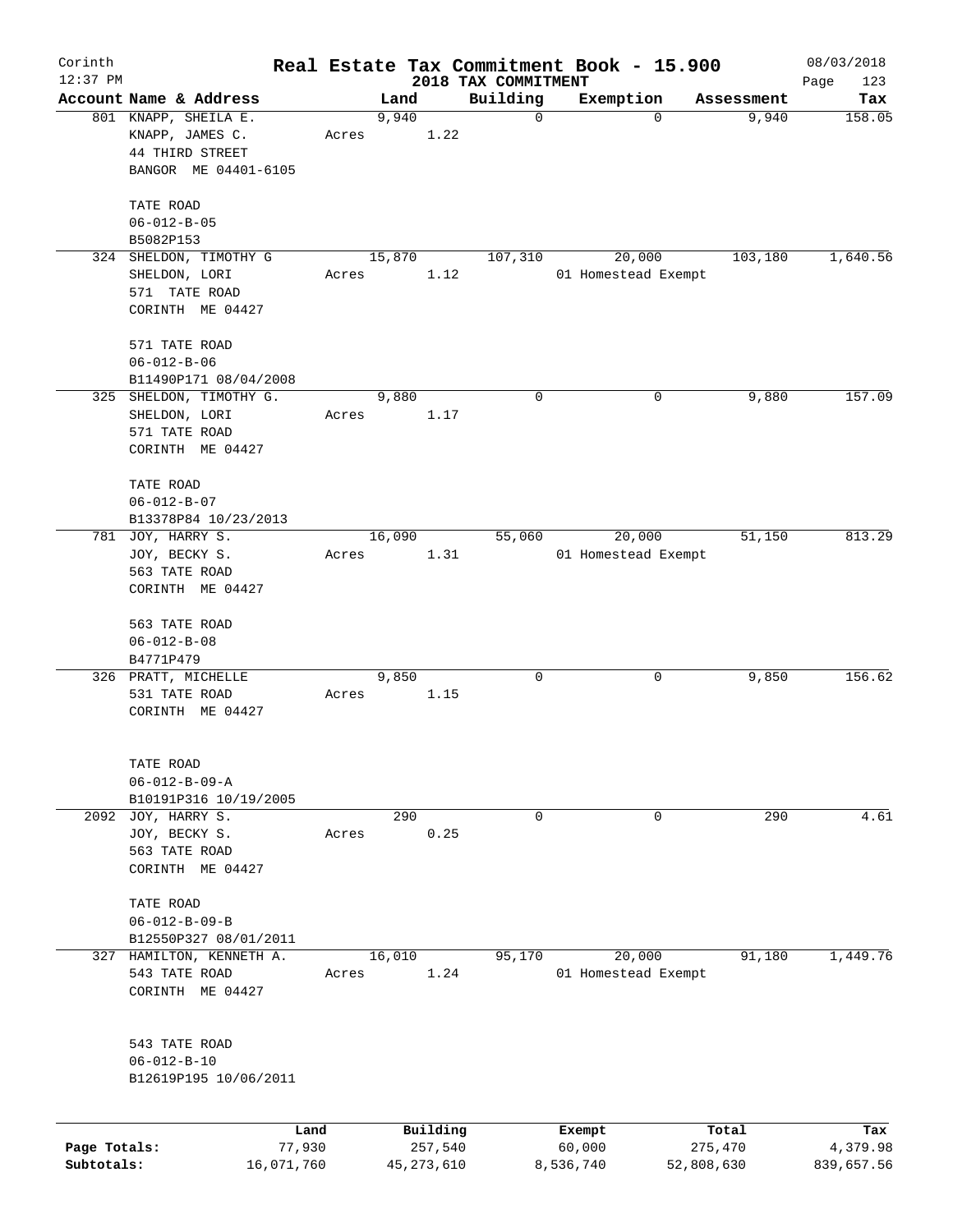# Real Estate Tax Commitment Book - 15.900

Corinth
12:37 PM

2018 TAX COMMITMENT

08/03/2018

| Account Name & Address | Land | Building | Exemption | Assessment | Tax |
|---|---|---|---|---|---|
| 801 KNAPP, SHEILA E.<br>KNAPP, JAMES C.<br>44 THIRD STREET<br>BANGOR ME 04401-6105<br><br>TATE ROAD<br>06-012-B-05<br>B5082P153 | 9,940<br>Acres 1.22 | 0 | 0 | 9,940 | 158.05 |
| 324 SHELDON, TIMOTHY G<br>SHELDON, LORI<br>571 TATE ROAD<br>CORINTH ME 04427<br><br>571 TATE ROAD<br>06-012-B-06<br>B11490P171 08/04/2008 | 15,870<br>Acres 1.12 | 107,310 | 20,000<br>01 Homestead Exempt | 103,180 | 1,640.56 |
| 325 SHELDON, TIMOTHY G.<br>SHELDON, LORI<br>571 TATE ROAD<br>CORINTH ME 04427<br><br>TATE ROAD<br>06-012-B-07<br>B13378P84 10/23/2013 | 9,880<br>Acres 1.17 | 0 | 0 | 9,880 | 157.09 |
| 781 JOY, HARRY S.<br>JOY, BECKY S.<br>563 TATE ROAD<br>CORINTH ME 04427<br><br>563 TATE ROAD<br>06-012-B-08<br>B4771P479 | 16,090<br>Acres 1.31 | 55,060 | 20,000<br>01 Homestead Exempt | 51,150 | 813.29 |
| 326 PRATT, MICHELLE<br>531 TATE ROAD<br>CORINTH ME 04427<br><br>TATE ROAD<br>06-012-B-09-A<br>B10191P316 10/19/2005 | 9,850<br>Acres 1.15 | 0 | 0 | 9,850 | 156.62 |
| 2092 JOY, HARRY S.<br>JOY, BECKY S.<br>563 TATE ROAD<br>CORINTH ME 04427<br><br>TATE ROAD<br>06-012-B-09-B<br>B12550P327 08/01/2011 | 290<br>Acres 0.25 | 0 | 0 | 290 | 4.61 |
| 327 HAMILTON, KENNETH A.<br>543 TATE ROAD<br>CORINTH ME 04427<br><br>543 TATE ROAD<br>06-012-B-10<br>B12619P195 10/06/2011 | 16,010<br>Acres 1.24 | 95,170 | 20,000<br>01 Homestead Exempt | 91,180 | 1,449.76 |

| | Land | Building | Exempt | Total | Tax |
|---|---|---|---|---|---|
| Page Totals: | 77,930 | 257,540 | 60,000 | 275,470 | 4,379.98 |
| Subtotals: | 16,071,760 | 45,273,610 | 8,536,740 | 52,808,630 | 839,657.56 |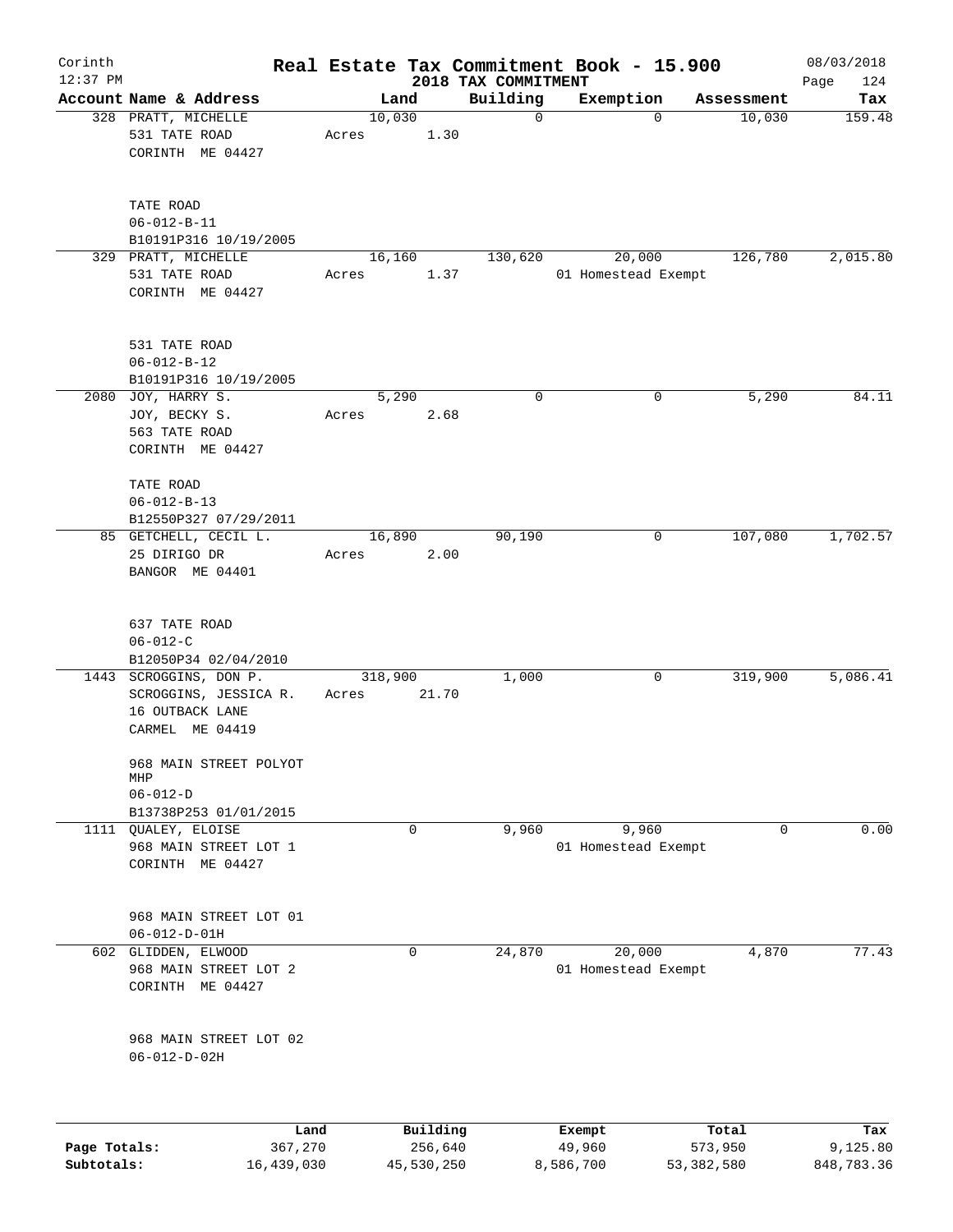Corinth 12:37 PM

# Real Estate Tax Commitment Book - 15.900

2018 TAX COMMITMENT

08/03/2018

| Account | Name & Address | Land | Building | Exemption | Assessment | Tax |
|---|---|---|---|---|---|---|
| 328 | PRATT, MICHELLE<br>531 TATE ROAD<br>CORINTH ME 04427<br><br>TATE ROAD<br>06-012-B-11<br>B10191P316 10/19/2005 | 10,030<br>Acres 1.30 | 0 | 0 | 10,030 | 159.48 |
| 329 | PRATT, MICHELLE<br>531 TATE ROAD<br>CORINTH ME 04427<br><br>531 TATE ROAD<br>06-012-B-12<br>B10191P316 10/19/2005 | 16,160<br>Acres 1.37 | 130,620 | 20,000<br>01 Homestead Exempt | 126,780 | 2,015.80 |
| 2080 | JOY, HARRY S.<br>JOY, BECKY S.<br>563 TATE ROAD<br>CORINTH ME 04427<br><br>TATE ROAD<br>06-012-B-13<br>B12550P327 07/29/2011 | 5,290<br>Acres 2.68 | 0 | 0 | 5,290 | 84.11 |
| 85 | GETCHELL, CECIL L.<br>25 DIRIGO DR<br>BANGOR ME 04401<br><br>637 TATE ROAD<br>06-012-C<br>B12050P34 02/04/2010 | 16,890<br>Acres 2.00 | 90,190 | 0 | 107,080 | 1,702.57 |
| 1443 | SCROGGINS, DON P.<br>SCROGGINS, JESSICA R.<br>16 OUTBACK LANE<br>CARMEL ME 04419<br><br>968 MAIN STREET POLYOT MHP<br>06-012-D<br>B13738P253 01/01/2015 | 318,900<br>Acres 21.70 | 1,000 | 0 | 319,900 | 5,086.41 |
| 1111 | QUALEY, ELOISE<br>968 MAIN STREET LOT 1<br>CORINTH ME 04427<br><br>968 MAIN STREET LOT 01<br>06-012-D-01H | 0 | 9,960 | 9,960<br>01 Homestead Exempt | 0 | 0.00 |
| 602 | GLIDDEN, ELWOOD<br>968 MAIN STREET LOT 2<br>CORINTH ME 04427<br><br>968 MAIN STREET LOT 02<br>06-012-D-02H | 0 | 24,870 | 20,000<br>01 Homestead Exempt | 4,870 | 77.43 |

| | Land | Building | Exempt | Total | Tax |
|---|---|---|---|---|---|
| Page Totals: | 367,270 | 256,640 | 49,960 | 573,950 | 9,125.80 |
| Subtotals: | 16,439,030 | 45,530,250 | 8,586,700 | 53,382,580 | 848,783.36 |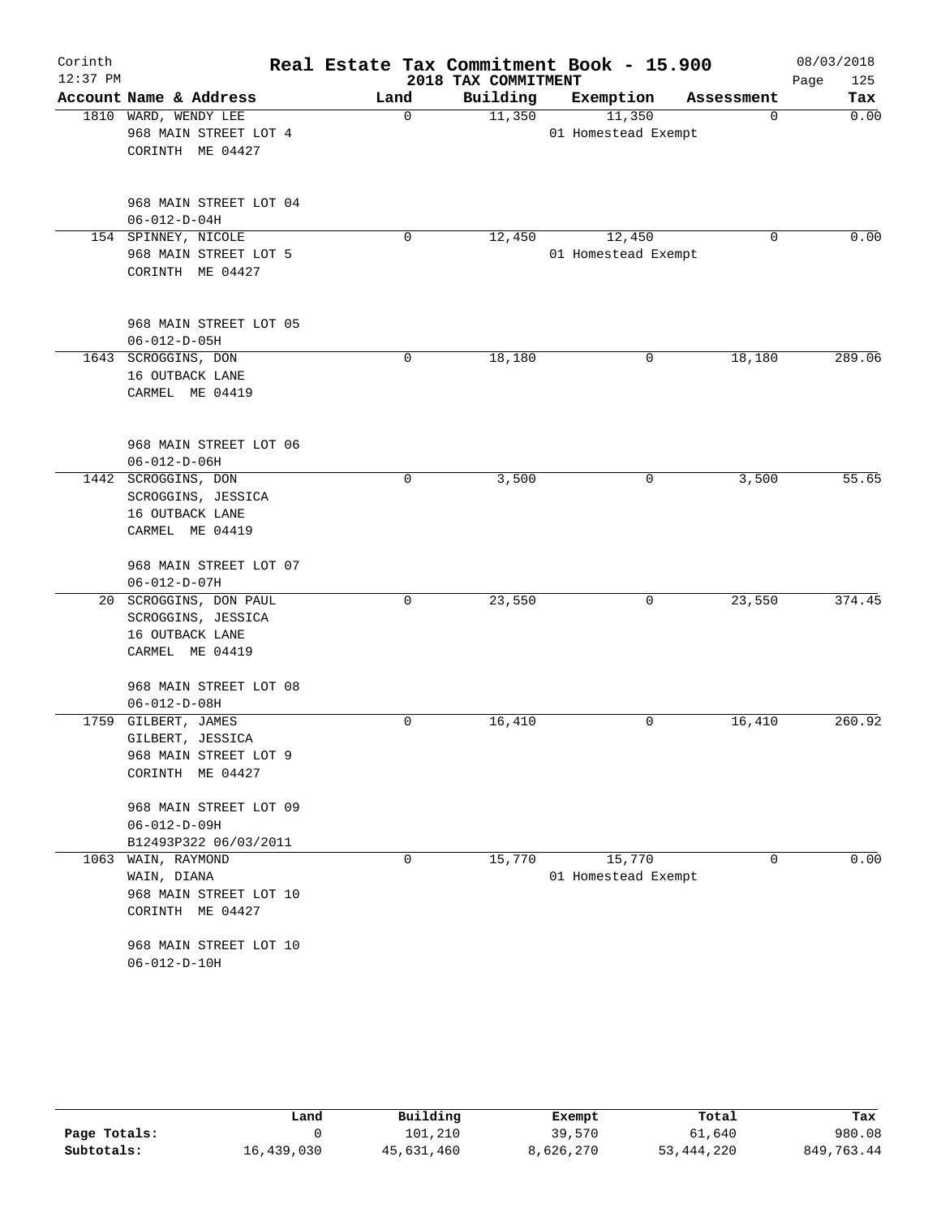# Real Estate Tax Commitment Book - 15.900

Corinth
12:37 PM

2018 TAX COMMITMENT

08/03/2018

| Account Name & Address | Land | Building | Exemption | Assessment | Tax |
|---|---|---|---|---|---|
| 1810 WARD, WENDY LEE<br>968 MAIN STREET LOT 4<br>CORINTH ME 04427<br><br>968 MAIN STREET LOT 04<br>06-012-D-04H | 0 | 11,350 | 11,350<br>01 Homestead Exempt | 0 | 0.00 |
| 154 SPINNEY, NICOLE<br>968 MAIN STREET LOT 5<br>CORINTH ME 04427<br><br>968 MAIN STREET LOT 05<br>06-012-D-05H | 0 | 12,450 | 12,450<br>01 Homestead Exempt | 0 | 0.00 |
| 1643 SCROGGINS, DON<br>16 OUTBACK LANE<br>CARMEL ME 04419<br><br>968 MAIN STREET LOT 06<br>06-012-D-06H | 0 | 18,180 | 0 | 18,180 | 289.06 |
| 1442 SCROGGINS, DON<br>SCROGGINS, JESSICA<br>16 OUTBACK LANE<br>CARMEL ME 04419<br><br>968 MAIN STREET LOT 07<br>06-012-D-07H | 0 | 3,500 | 0 | 3,500 | 55.65 |
| 20 SCROGGINS, DON PAUL<br>SCROGGINS, JESSICA<br>16 OUTBACK LANE<br>CARMEL ME 04419<br><br>968 MAIN STREET LOT 08<br>06-012-D-08H | 0 | 23,550 | 0 | 23,550 | 374.45 |
| 1759 GILBERT, JAMES<br>GILBERT, JESSICA<br>968 MAIN STREET LOT 9<br>CORINTH ME 04427<br><br>968 MAIN STREET LOT 09<br>06-012-D-09H<br>B12493P322 06/03/2011 | 0 | 16,410 | 0 | 16,410 | 260.92 |
| 1063 WAIN, RAYMOND<br>WAIN, DIANA<br>968 MAIN STREET LOT 10<br>CORINTH ME 04427<br><br>968 MAIN STREET LOT 10<br>06-012-D-10H | 0 | 15,770 | 15,770<br>01 Homestead Exempt | 0 | 0.00 |

| | Land | Building | Exempt | Total | Tax |
|---|---|---|---|---|---|
| Page Totals: | 0 | 101,210 | 39,570 | 61,640 | 980.08 |
| Subtotals: | 16,439,030 | 45,631,460 | 8,626,270 | 53,444,220 | 849,763.44 |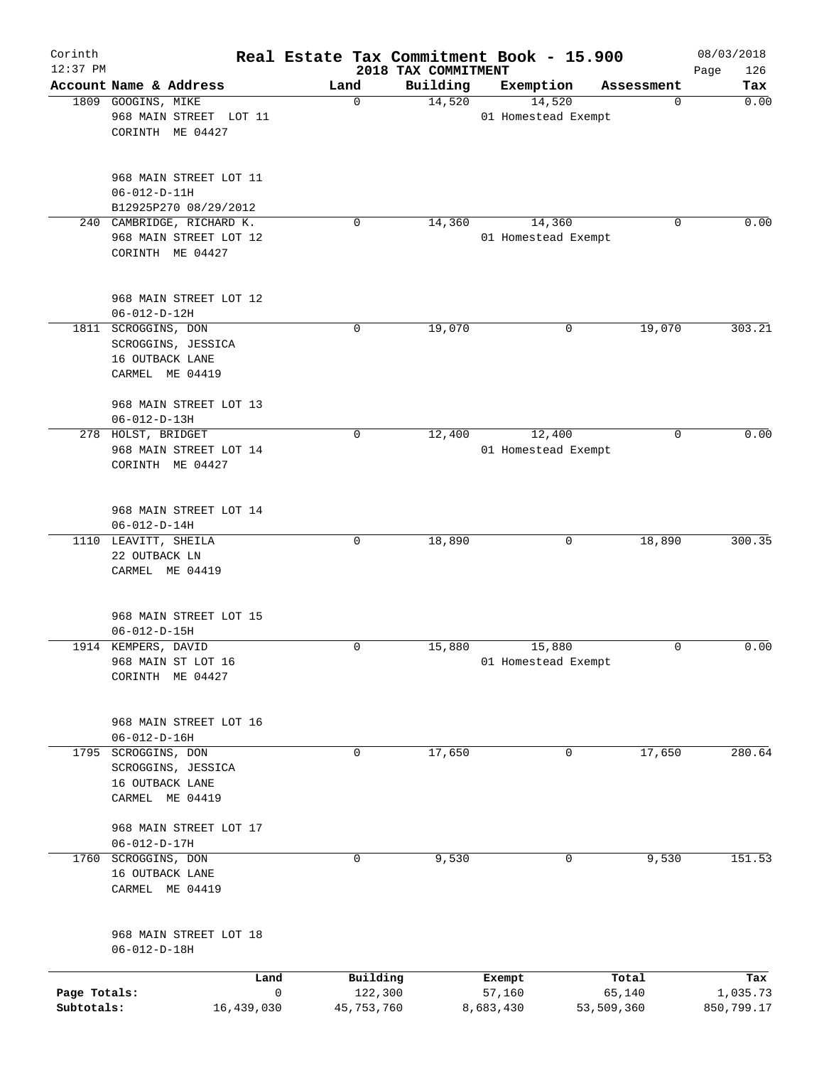# Real Estate Tax Commitment Book - 15.900

Corinth
12:37 PM

2018 TAX COMMITMENT

08/03/2018

| Account Name & Address | Land | Building | Exemption | Assessment | Tax |
|---|---|---|---|---|---|
| 1809 GOOGINS, MIKE<br>968 MAIN STREET LOT 11<br>CORINTH ME 04427<br><br>968 MAIN STREET LOT 11<br>06-012-D-11H<br>B12925P270 08/29/2012 | 0 | 14,520 | 14,520<br>01 Homestead Exempt | 0 | 0.00 |
| 240 CAMBRIDGE, RICHARD K.<br>968 MAIN STREET LOT 12<br>CORINTH ME 04427<br><br>968 MAIN STREET LOT 12<br>06-012-D-12H | 0 | 14,360 | 14,360<br>01 Homestead Exempt | 0 | 0.00 |
| 1811 SCROGGINS, DON<br>SCROGGINS, JESSICA<br>16 OUTBACK LANE<br>CARMEL ME 04419<br><br>968 MAIN STREET LOT 13<br>06-012-D-13H | 0 | 19,070 | 0 | 19,070 | 303.21 |
| 278 HOLST, BRIDGET<br>968 MAIN STREET LOT 14<br>CORINTH ME 04427<br><br>968 MAIN STREET LOT 14<br>06-012-D-14H | 0 | 12,400 | 12,400<br>01 Homestead Exempt | 0 | 0.00 |
| 1110 LEAVITT, SHEILA<br>22 OUTBACK LN<br>CARMEL ME 04419<br><br>968 MAIN STREET LOT 15<br>06-012-D-15H | 0 | 18,890 | 0 | 18,890 | 300.35 |
| 1914 KEMPERS, DAVID<br>968 MAIN ST LOT 16<br>CORINTH ME 04427<br><br>968 MAIN STREET LOT 16<br>06-012-D-16H | 0 | 15,880 | 15,880<br>01 Homestead Exempt | 0 | 0.00 |
| 1795 SCROGGINS, DON<br>SCROGGINS, JESSICA<br>16 OUTBACK LANE<br>CARMEL ME 04419<br><br>968 MAIN STREET LOT 17<br>06-012-D-17H | 0 | 17,650 | 0 | 17,650 | 280.64 |
| 1760 SCROGGINS, DON<br>16 OUTBACK LANE<br>CARMEL ME 04419<br><br>968 MAIN STREET LOT 18<br>06-012-D-18H | 0 | 9,530 | 0 | 9,530 | 151.53 |

| | Land | Building | Exempt | Total | Tax |
|---|---|---|---|---|---|
| Page Totals: | 0 | 122,300 | 57,160 | 65,140 | 1,035.73 |
| Subtotals: | 16,439,030 | 45,753,760 | 8,683,430 | 53,509,360 | 850,799.17 |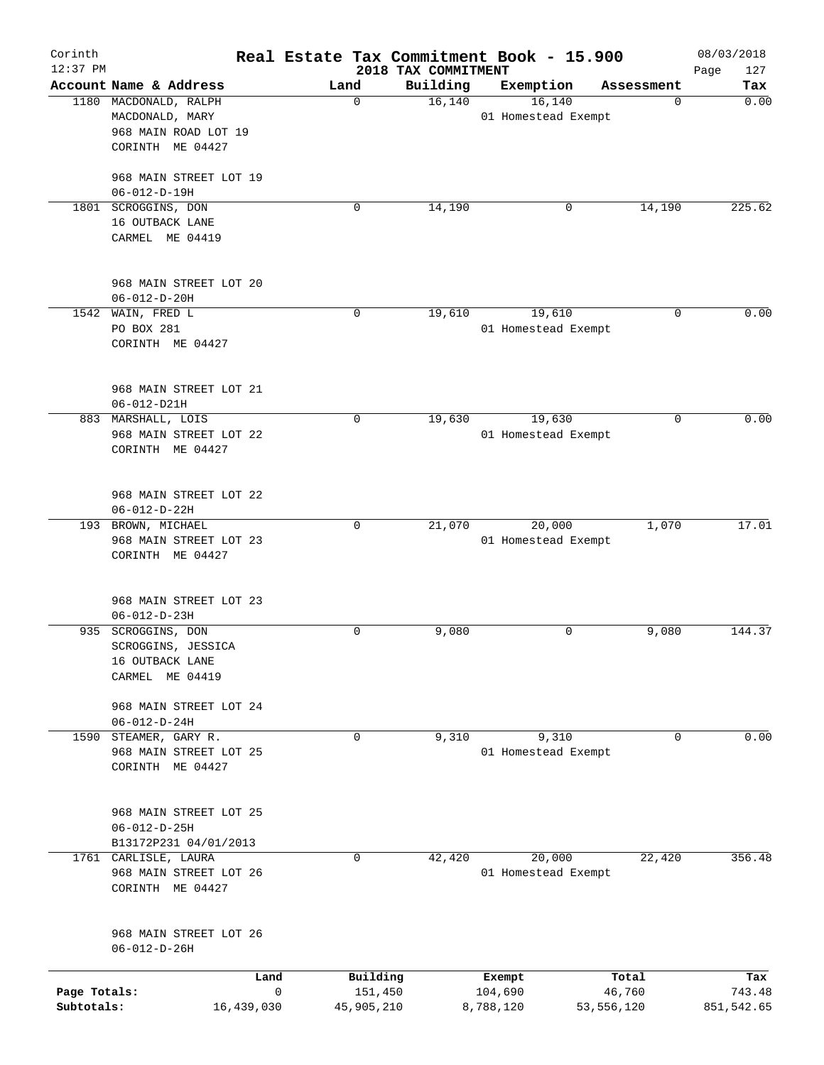Corinth
12:37 PM

# Real Estate Tax Commitment Book - 15.900

## 2018 TAX COMMITMENT

08/03/2018

| Account Name & Address | Land | Building | Exemption | Assessment | Tax |
|---|---|---|---|---|---|
| 1180 MACDONALD, RALPH<br>MACDONALD, MARY<br>968 MAIN ROAD LOT 19<br>CORINTH ME 04427<br><br>968 MAIN STREET LOT 19<br>06-012-D-19H | 0 | 16,140 | 16,140<br>01 Homestead Exempt | 0 | 0.00 |
| 1801 SCROGGINS, DON<br>16 OUTBACK LANE<br>CARMEL ME 04419<br><br>968 MAIN STREET LOT 20<br>06-012-D-20H | 0 | 14,190 | 0 | 14,190 | 225.62 |
| 1542 WAIN, FRED L<br>PO BOX 281<br>CORINTH ME 04427<br><br>968 MAIN STREET LOT 21<br>06-012-D21H | 0 | 19,610 | 19,610<br>01 Homestead Exempt | 0 | 0.00 |
| 883 MARSHALL, LOIS<br>968 MAIN STREET LOT 22<br>CORINTH ME 04427<br><br>968 MAIN STREET LOT 22<br>06-012-D-22H | 0 | 19,630 | 19,630<br>01 Homestead Exempt | 0 | 0.00 |
| 193 BROWN, MICHAEL<br>968 MAIN STREET LOT 23<br>CORINTH ME 04427<br><br>968 MAIN STREET LOT 23<br>06-012-D-23H | 0 | 21,070 | 20,000<br>01 Homestead Exempt | 1,070 | 17.01 |
| 935 SCROGGINS, DON<br>SCROGGINS, JESSICA<br>16 OUTBACK LANE<br>CARMEL ME 04419<br><br>968 MAIN STREET LOT 24<br>06-012-D-24H | 0 | 9,080 | 0 | 9,080 | 144.37 |
| 1590 STEAMER, GARY R.<br>968 MAIN STREET LOT 25<br>CORINTH ME 04427<br><br>968 MAIN STREET LOT 25<br>06-012-D-25H<br>B13172P231 04/01/2013 | 0 | 9,310 | 9,310<br>01 Homestead Exempt | 0 | 0.00 |
| 1761 CARLISLE, LAURA<br>968 MAIN STREET LOT 26<br>CORINTH ME 04427<br><br>968 MAIN STREET LOT 26<br>06-012-D-26H | 0 | 42,420 | 20,000<br>01 Homestead Exempt | 22,420 | 356.48 |

| | Land | Building | Exempt | Total | Tax |
|---|---|---|---|---|---|
| Page Totals: | 0 | 151,450 | 104,690 | 46,760 | 743.48 |
| Subtotals: | 16,439,030 | 45,905,210 | 8,788,120 | 53,556,120 | 851,542.65 |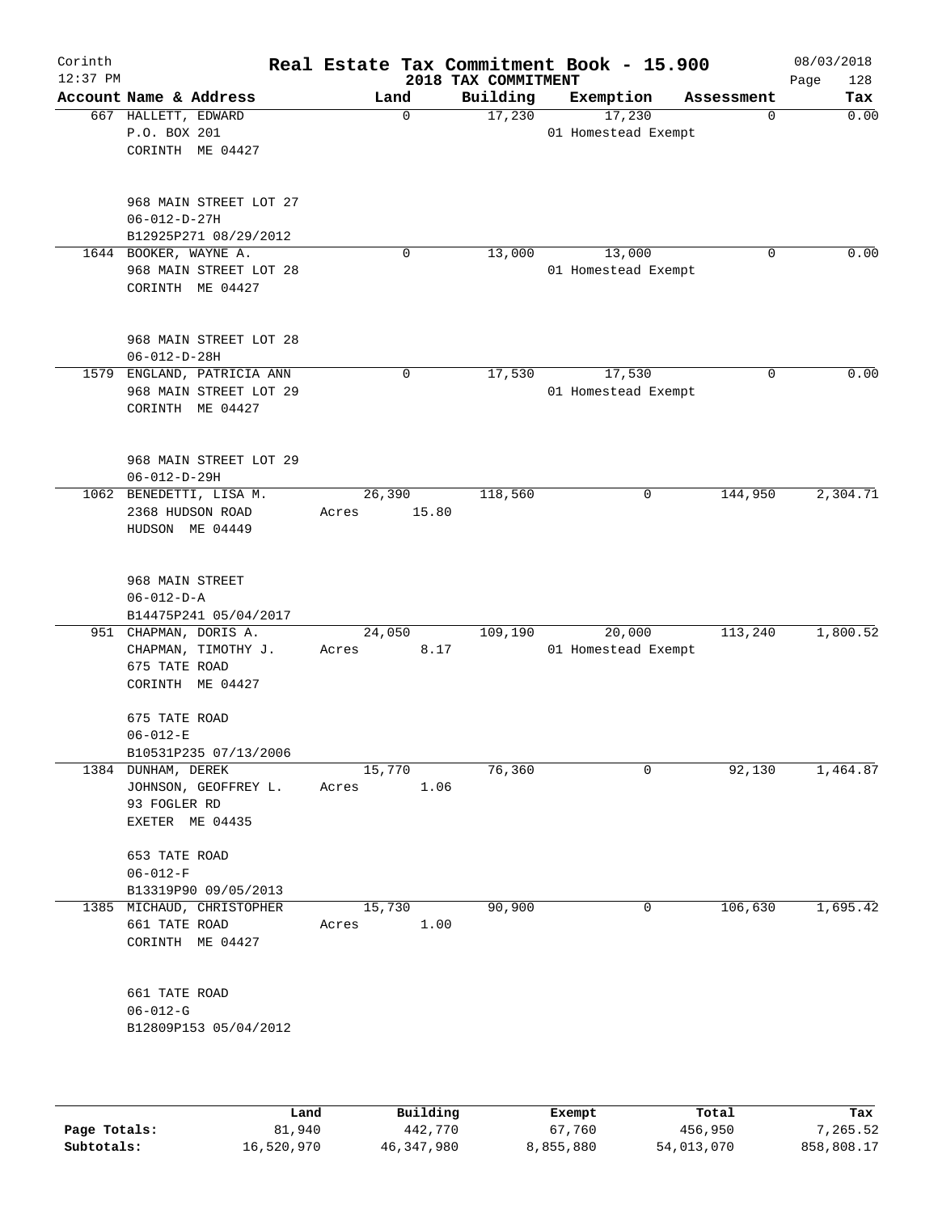# Real Estate Tax Commitment Book - 15.900

Corinth
12:37 PM

2018 TAX COMMITMENT

08/03/2018

| Account Name & Address | Land | Building | Exemption | Assessment | Tax |
|---|---|---|---|---|---|
| 667 HALLETT, EDWARD<br>P.O. BOX 201<br>CORINTH ME 04427<br><br>968 MAIN STREET LOT 27<br>06-012-D-27H<br>B12925P271 08/29/2012 | 0 | 17,230 | 17,230<br>01 Homestead Exempt | 0 | 0.00 |
| 1644 BOOKER, WAYNE A.<br>968 MAIN STREET LOT 28<br>CORINTH ME 04427<br><br>968 MAIN STREET LOT 28<br>06-012-D-28H | 0 | 13,000 | 13,000<br>01 Homestead Exempt | 0 | 0.00 |
| 1579 ENGLAND, PATRICIA ANN<br>968 MAIN STREET LOT 29<br>CORINTH ME 04427<br><br>968 MAIN STREET LOT 29<br>06-012-D-29H | 0 | 17,530 | 17,530<br>01 Homestead Exempt | 0 | 0.00 |
| 1062 BENEDETTI, LISA M.<br>2368 HUDSON ROAD<br>HUDSON ME 04449<br><br>968 MAIN STREET<br>06-012-D-A<br>B14475P241 05/04/2017 | 26,390<br>Acres 15.80 | 118,560 | 0 | 144,950 | 2,304.71 |
| 951 CHAPMAN, DORIS A.<br>CHAPMAN, TIMOTHY J.<br>675 TATE ROAD<br>CORINTH ME 04427<br><br>675 TATE ROAD<br>06-012-E<br>B10531P235 07/13/2006 | 24,050<br>Acres 8.17 | 109,190 | 20,000<br>01 Homestead Exempt | 113,240 | 1,800.52 |
| 1384 DUNHAM, DEREK<br>JOHNSON, GEOFFREY L.<br>93 FOGLER RD<br>EXETER ME 04435<br><br>653 TATE ROAD<br>06-012-F<br>B13319P90 09/05/2013 | 15,770<br>Acres 1.06 | 76,360 | 0 | 92,130 | 1,464.87 |
| 1385 MICHAUD, CHRISTOPHER<br>661 TATE ROAD<br>CORINTH ME 04427<br><br>661 TATE ROAD<br>06-012-G<br>B12809P153 05/04/2012 | 15,730<br>Acres 1.00 | 90,900 | 0 | 106,630 | 1,695.42 |

| | Land | Building | Exempt | Total | Tax |
|---|---|---|---|---|---|
| Page Totals: | 81,940 | 442,770 | 67,760 | 456,950 | 7,265.52 |
| Subtotals: | 16,520,970 | 46,347,980 | 8,855,880 | 54,013,070 | 858,808.17 |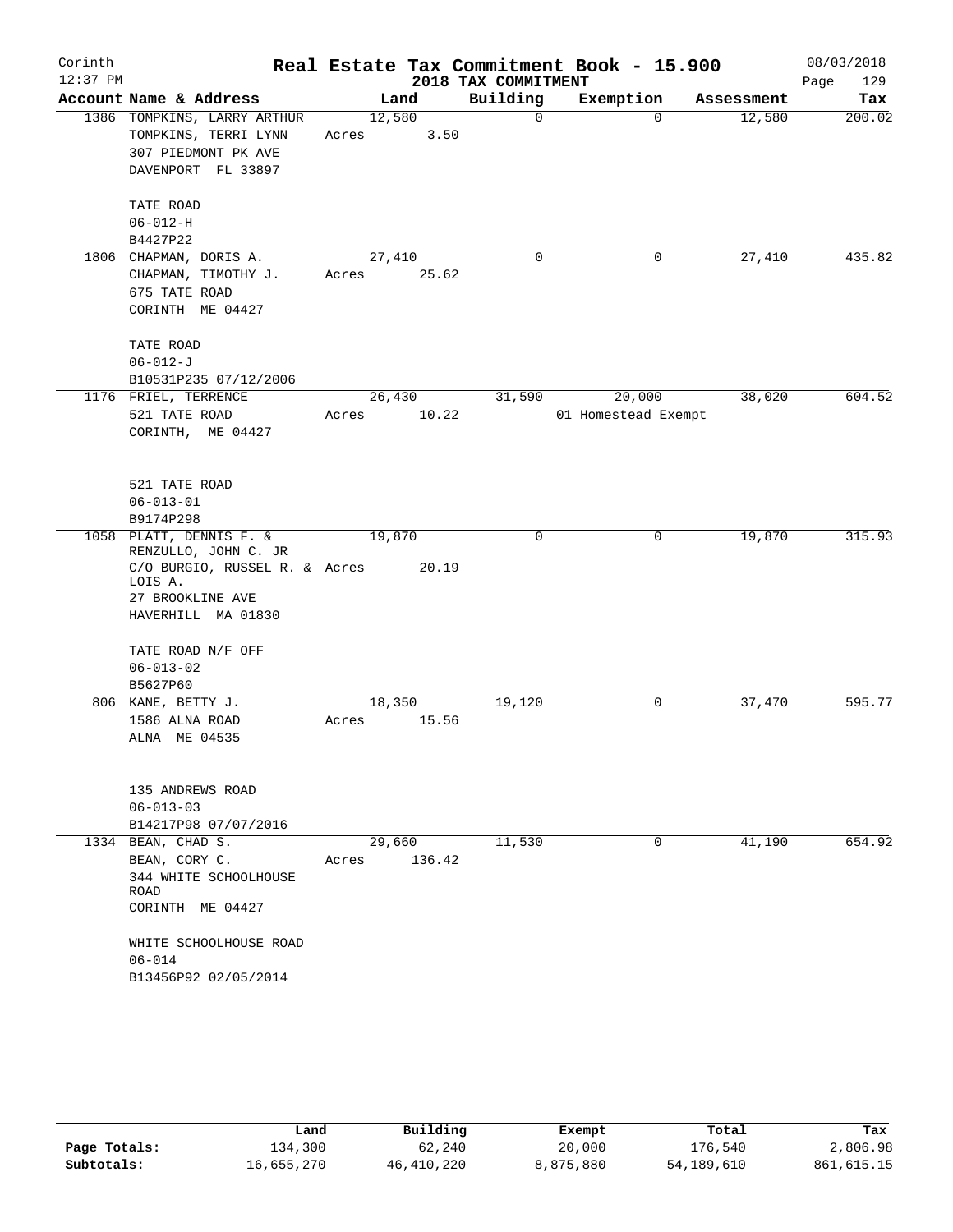Corinth 12:37 PM

# Real Estate Tax Commitment Book - 15.900

## 2018 TAX COMMITMENT

08/03/2018

| Account Name & Address | Land | Building | Exemption | Assessment | Tax |
|---|---|---|---|---|---|
| 1386 TOMPKINS, LARRY ARTHUR<br>TOMPKINS, TERRI LYNN<br>307 PIEDMONT PK AVE<br>DAVENPORT FL 33897<br><br>TATE ROAD<br>06-012-H<br>B4427P22 | 12,580<br>Acres 3.50 | 0 | 0 | 12,580 | 200.02 |
| 1806 CHAPMAN, DORIS A.<br>CHAPMAN, TIMOTHY J.<br>675 TATE ROAD<br>CORINTH ME 04427<br><br>TATE ROAD<br>06-012-J<br>B10531P235 07/12/2006 | 27,410<br>Acres 25.62 | 0 | 0 | 27,410 | 435.82 |
| 1176 FRIEL, TERRENCE<br>521 TATE ROAD<br>CORINTH, ME 04427<br><br>521 TATE ROAD<br>06-013-01<br>B9174P298 | 26,430<br>Acres 10.22 | 31,590 | 20,000<br>01 Homestead Exempt | 38,020 | 604.52 |
| 1058 PLATT, DENNIS F. &<br>RENZULLO, JOHN C. JR<br>C/O BURGIO, RUSSEL R. & LOIS A.<br>27 BROOKLINE AVE<br>HAVERHILL MA 01830<br><br>TATE ROAD N/F OFF<br>06-013-02<br>B5627P60 | 19,870<br>Acres 20.19 | 0 | 0 | 19,870 | 315.93 |
| 806 KANE, BETTY J.<br>1586 ALNA ROAD<br>ALNA ME 04535<br><br>135 ANDREWS ROAD<br>06-013-03<br>B14217P98 07/07/2016 | 18,350<br>Acres 15.56 | 19,120 | 0 | 37,470 | 595.77 |
| 1334 BEAN, CHAD S.<br>BEAN, CORY C.<br>344 WHITE SCHOOLHOUSE ROAD<br>CORINTH ME 04427<br><br>WHITE SCHOOLHOUSE ROAD<br>06-014<br>B13456P92 02/05/2014 | 29,660<br>Acres 136.42 | 11,530 | 0 | 41,190 | 654.92 |

| | Land | Building | Exempt | Total | Tax |
|---|---|---|---|---|---|
| **Page Totals:** | 134,300 | 62,240 | 20,000 | 176,540 | 2,806.98 |
| **Subtotals:** | 16,655,270 | 46,410,220 | 8,875,880 | 54,189,610 | 861,615.15 |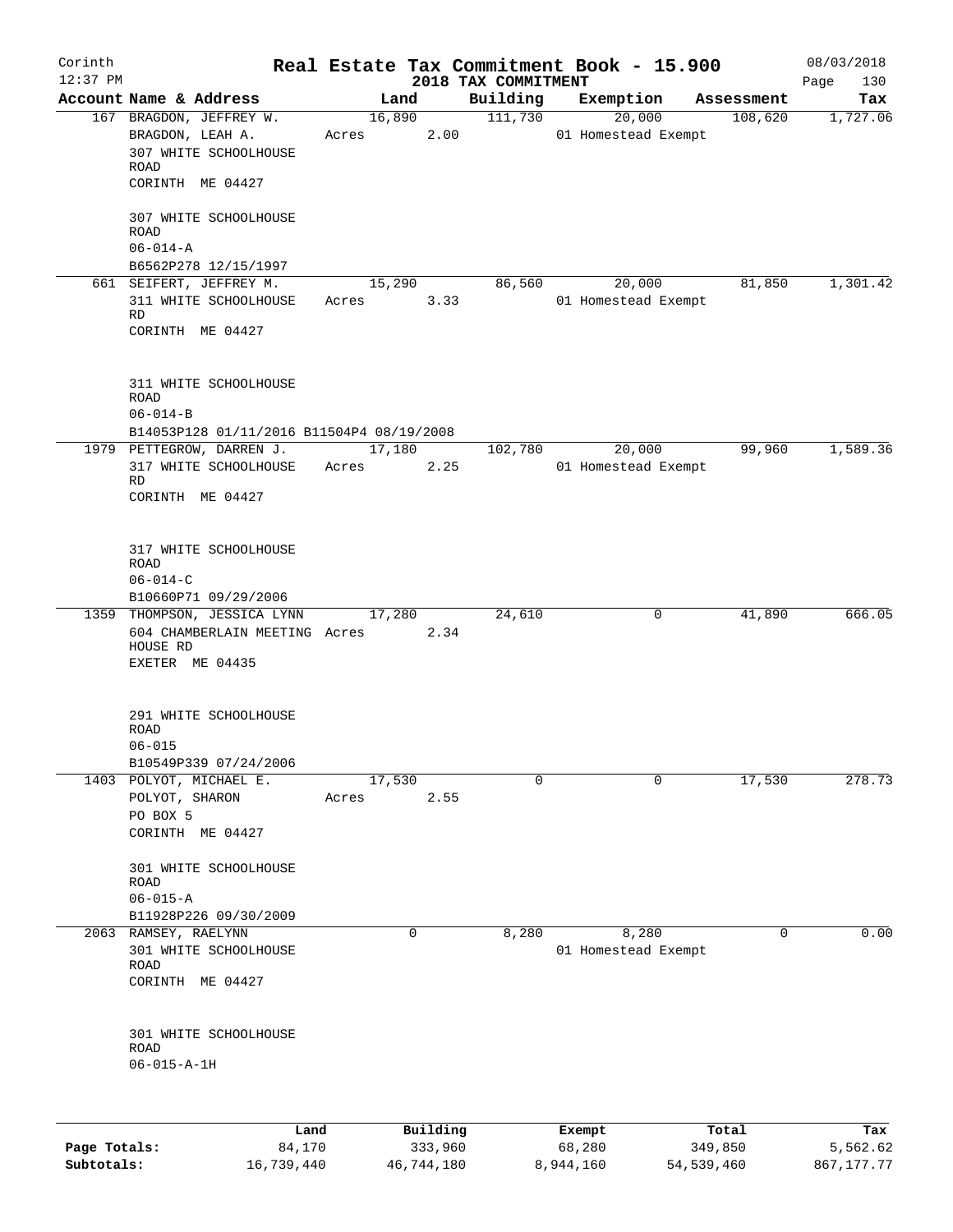# Real Estate Tax Commitment Book - 15.900

Corinth 12:37 PM — 2018 TAX COMMITMENT — 08/03/2018

| Account Name & Address | Land | Building | Exemption | Assessment | Tax |
|---|---|---|---|---|---|
| 167 BRAGDON, JEFFREY W.<br>BRAGDON, LEAH A.<br>307 WHITE SCHOOLHOUSE ROAD<br>CORINTH ME 04427<br><br>307 WHITE SCHOOLHOUSE ROAD<br>06-014-A<br>B6562P278 12/15/1997 | 16,890<br>Acres 2.00 | 111,730 | 20,000<br>01 Homestead Exempt | 108,620 | 1,727.06 |
| 661 SEIFERT, JEFFREY M.<br>311 WHITE SCHOOLHOUSE RD<br>CORINTH ME 04427<br><br>311 WHITE SCHOOLHOUSE ROAD<br>06-014-B<br>B14053P128 01/11/2016 B11504P4 08/19/2008 | 15,290<br>Acres 3.33 | 86,560 | 20,000<br>01 Homestead Exempt | 81,850 | 1,301.42 |
| 1979 PETTEGROW, DARREN J.<br>317 WHITE SCHOOLHOUSE RD<br>CORINTH ME 04427<br><br>317 WHITE SCHOOLHOUSE ROAD<br>06-014-C<br>B10660P71 09/29/2006 | 17,180<br>Acres 2.25 | 102,780 | 20,000<br>01 Homestead Exempt | 99,960 | 1,589.36 |
| 1359 THOMPSON, JESSICA LYNN<br>604 CHAMBERLAIN MEETING HOUSE RD<br>EXETER ME 04435<br><br>291 WHITE SCHOOLHOUSE ROAD<br>06-015<br>B10549P339 07/24/2006 | 17,280<br>Acres 2.34 | 24,610 | 0 | 41,890 | 666.05 |
| 1403 POLYOT, MICHAEL E.<br>POLYOT, SHARON<br>PO BOX 5<br>CORINTH ME 04427<br><br>301 WHITE SCHOOLHOUSE ROAD<br>06-015-A<br>B11928P226 09/30/2009 | 17,530<br>Acres 2.55 | 0 | 0 | 17,530 | 278.73 |
| 2063 RAMSEY, RAELYNN<br>301 WHITE SCHOOLHOUSE ROAD<br>CORINTH ME 04427<br><br>301 WHITE SCHOOLHOUSE ROAD<br>06-015-A-1H | 0 | 8,280 | 8,280<br>01 Homestead Exempt | 0 | 0.00 |

| | Land | Building | Exempt | Total | Tax |
|---|---|---|---|---|---|
| Page Totals: | 84,170 | 333,960 | 68,280 | 349,850 | 5,562.62 |
| Subtotals: | 16,739,440 | 46,744,180 | 8,944,160 | 54,539,460 | 867,177.77 |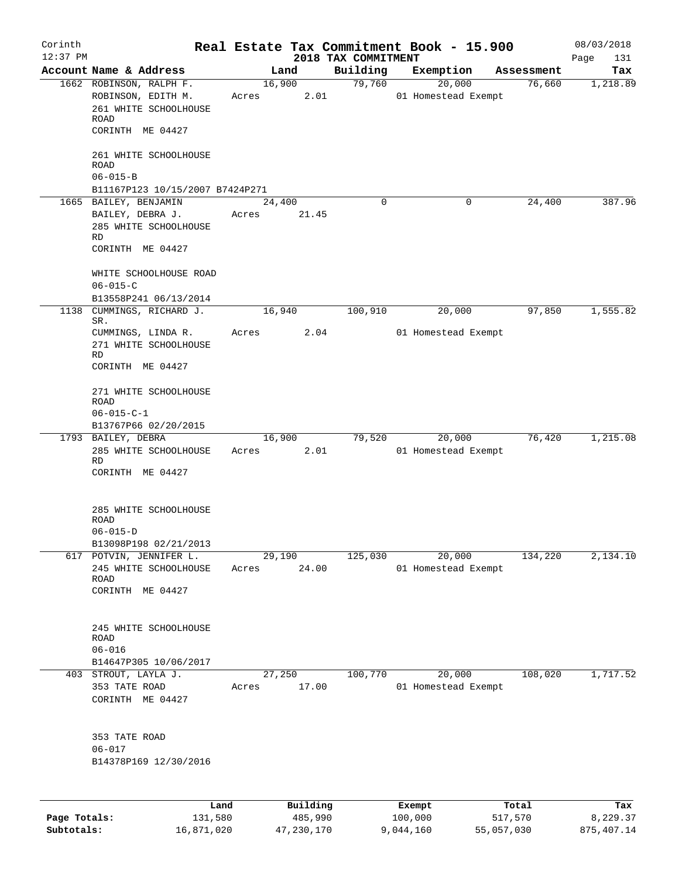Corinth 12:37 PM

# Real Estate Tax Commitment Book - 15.900

## 2018 TAX COMMITMENT

08/03/2018

| Account | Name & Address | Land | Building | Exemption | Assessment | Tax |
|---|---|---|---|---|---|---|
| 1662 | ROBINSON, RALPH F.<br>ROBINSON, EDITH M.<br>261 WHITE SCHOOLHOUSE ROAD<br>CORINTH ME 04427<br><br>261 WHITE SCHOOLHOUSE ROAD<br>06-015-B<br>B11167P123 10/15/2007 B7424P271 | 16,900<br>Acres 2.01 | 79,760 | 20,000<br>01 Homestead Exempt | 76,660 | 1,218.89 |
| 1665 | BAILEY, BENJAMIN<br>BAILEY, DEBRA J.<br>285 WHITE SCHOOLHOUSE RD<br>CORINTH ME 04427<br><br>WHITE SCHOOLHOUSE ROAD<br>06-015-C<br>B13558P241 06/13/2014 | 24,400<br>Acres 21.45 | 0 | 0 | 24,400 | 387.96 |
| 1138 | CUMMINGS, RICHARD J. SR.<br>CUMMINGS, LINDA R.<br>271 WHITE SCHOOLHOUSE RD<br>CORINTH ME 04427<br><br>271 WHITE SCHOOLHOUSE ROAD<br>06-015-C-1<br>B13767P66 02/20/2015 | 16,940<br>Acres 2.04 | 100,910 | 20,000<br>01 Homestead Exempt | 97,850 | 1,555.82 |
| 1793 | BAILEY, DEBRA<br>285 WHITE SCHOOLHOUSE RD<br>CORINTH ME 04427<br><br>285 WHITE SCHOOLHOUSE ROAD<br>06-015-D<br>B13098P198 02/21/2013 | 16,900<br>Acres 2.01 | 79,520 | 20,000<br>01 Homestead Exempt | 76,420 | 1,215.08 |
| 617 | POTVIN, JENNIFER L.<br>245 WHITE SCHOOLHOUSE ROAD<br>CORINTH ME 04427<br><br>245 WHITE SCHOOLHOUSE ROAD<br>06-016<br>B14647P305 10/06/2017 | 29,190<br>Acres 24.00 | 125,030 | 20,000<br>01 Homestead Exempt | 134,220 | 2,134.10 |
| 403 | STROUT, LAYLA J.<br>353 TATE ROAD<br>CORINTH ME 04427<br><br>353 TATE ROAD<br>06-017<br>B14378P169 12/30/2016 | 27,250<br>Acres 17.00 | 100,770 | 20,000<br>01 Homestead Exempt | 108,020 | 1,717.52 |

| | Land | Building | Exempt | Total | Tax |
|---|---|---|---|---|---|
| Page Totals: | 131,580 | 485,990 | 100,000 | 517,570 | 8,229.37 |
| Subtotals: | 16,871,020 | 47,230,170 | 9,044,160 | 55,057,030 | 875,407.14 |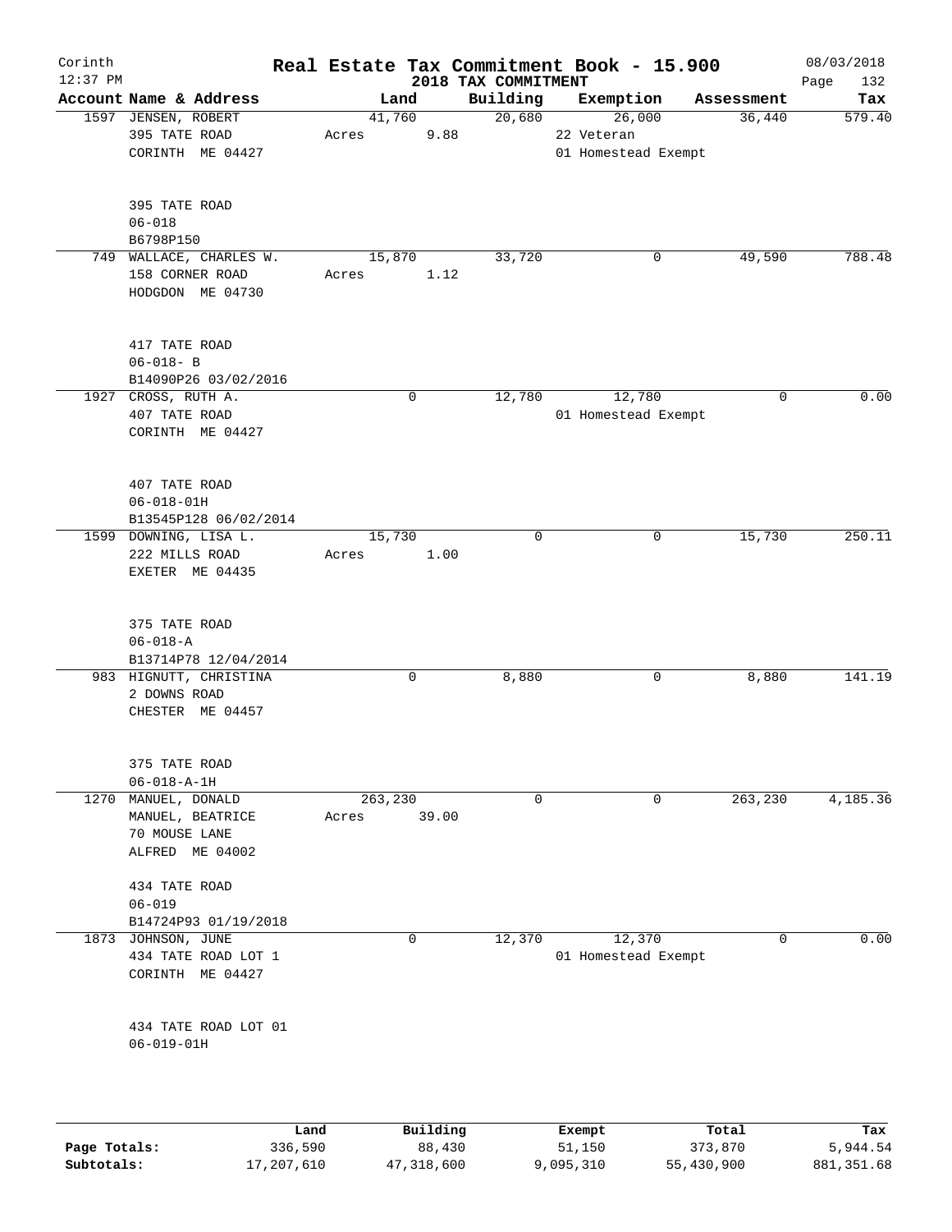# Real Estate Tax Commitment Book - 15.900

Corinth
12:37 PM

2018 TAX COMMITMENT

08/03/2018

| Account Name & Address | Land | | Building | Exemption | Assessment | Tax |
|---|---|---|---|---|---|---|
| 1597 JENSEN, ROBERT<br>395 TATE ROAD<br>CORINTH ME 04427<br><br>395 TATE ROAD<br>06-018<br>B6798P150 | 41,760<br>Acres | 9.88 | 20,680 | 26,000<br>22 Veteran<br>01 Homestead Exempt | 36,440 | 579.40 |
| 749 WALLACE, CHARLES W.<br>158 CORNER ROAD<br>HODGDON ME 04730<br><br>417 TATE ROAD<br>06-018- B<br>B14090P26 03/02/2016 | 15,870<br>Acres | 1.12 | 33,720 | 0 | 49,590 | 788.48 |
| 1927 CROSS, RUTH A.<br>407 TATE ROAD<br>CORINTH ME 04427<br><br>407 TATE ROAD<br>06-018-01H<br>B13545P128 06/02/2014 | 0 | | 12,780 | 12,780<br>01 Homestead Exempt | 0 | 0.00 |
| 1599 DOWNING, LISA L.<br>222 MILLS ROAD<br>EXETER ME 04435<br><br>375 TATE ROAD<br>06-018-A<br>B13714P78 12/04/2014 | 15,730<br>Acres | 1.00 | 0 | 0 | 15,730 | 250.11 |
| 983 HIGNUTT, CHRISTINA<br>2 DOWNS ROAD<br>CHESTER ME 04457<br><br>375 TATE ROAD<br>06-018-A-1H | 0 | | 8,880 | 0 | 8,880 | 141.19 |
| 1270 MANUEL, DONALD<br>MANUEL, BEATRICE<br>70 MOUSE LANE<br>ALFRED ME 04002<br><br>434 TATE ROAD<br>06-019<br>B14724P93 01/19/2018 | 263,230<br>Acres | 39.00 | 0 | 0 | 263,230 | 4,185.36 |
| 1873 JOHNSON, JUNE<br>434 TATE ROAD LOT 1<br>CORINTH ME 04427<br><br>434 TATE ROAD LOT 01<br>06-019-01H | 0 | | 12,370 | 12,370<br>01 Homestead Exempt | 0 | 0.00 |

| | Land | Building | Exempt | Total | Tax |
|---|---|---|---|---|---|
| Page Totals: | 336,590 | 88,430 | 51,150 | 373,870 | 5,944.54 |
| Subtotals: | 17,207,610 | 47,318,600 | 9,095,310 | 55,430,900 | 881,351.68 |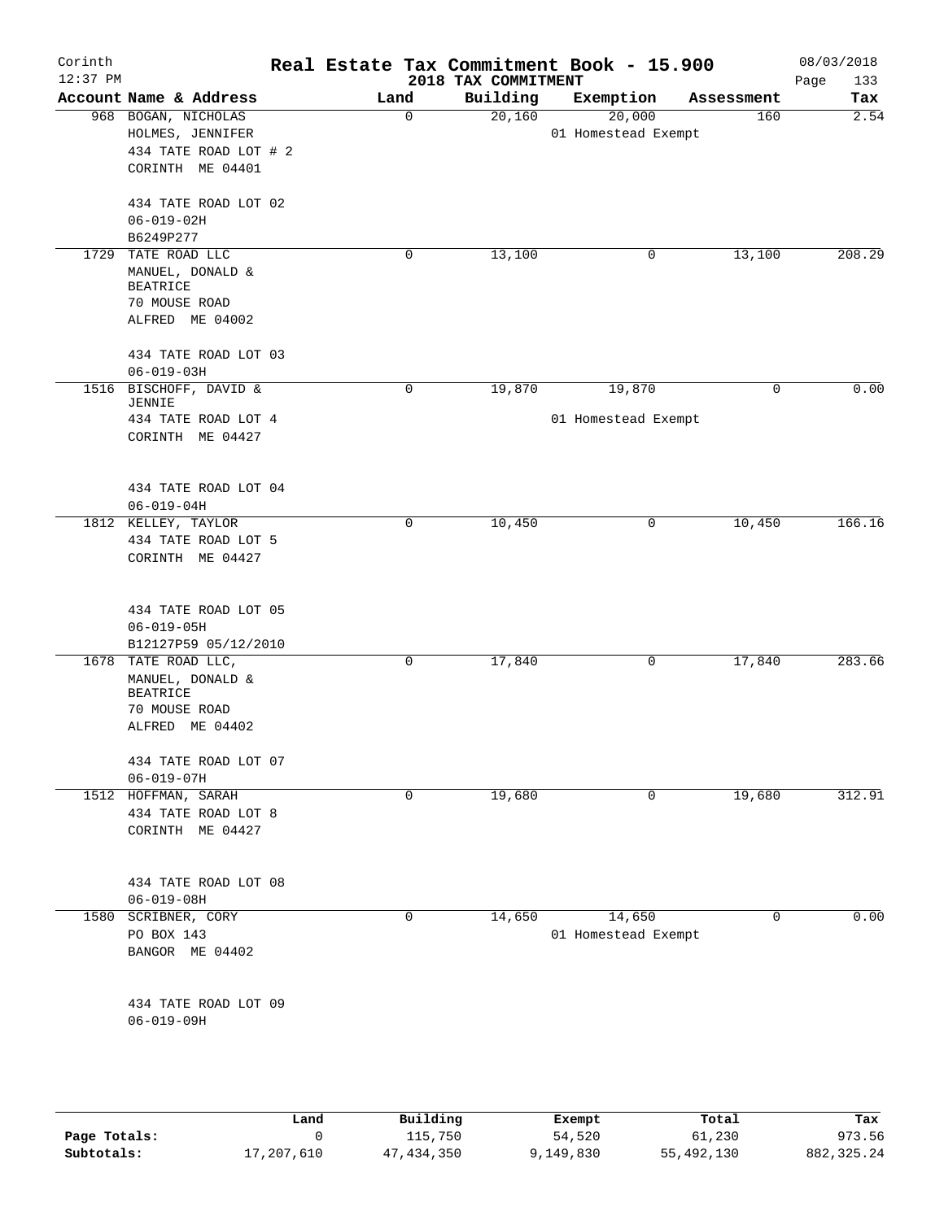# Real Estate Tax Commitment Book - 15.900

Corinth 12:37 PM — 2018 TAX COMMITMENT — 08/03/2018

| Account | Name & Address | Land | Building | Exemption | Assessment | Tax |
|---|---|---|---|---|---|---|
| 968 | BOGAN, NICHOLAS<br>HOLMES, JENNIFER<br>434 TATE ROAD LOT # 2<br>CORINTH ME 04401<br><br>434 TATE ROAD LOT 02<br>06-019-02H<br>B6249P277 | 0 | 20,160 | 20,000<br>01 Homestead Exempt | 160 | 2.54 |
| 1729 | TATE ROAD LLC<br>MANUEL, DONALD & BEATRICE<br>70 MOUSE ROAD<br>ALFRED ME 04002<br><br>434 TATE ROAD LOT 03<br>06-019-03H | 0 | 13,100 | 0 | 13,100 | 208.29 |
| 1516 | BISCHOFF, DAVID & JENNIE<br>434 TATE ROAD LOT 4<br>CORINTH ME 04427<br><br>434 TATE ROAD LOT 04<br>06-019-04H | 0 | 19,870 | 19,870<br>01 Homestead Exempt | 0 | 0.00 |
| 1812 | KELLEY, TAYLOR<br>434 TATE ROAD LOT 5<br>CORINTH ME 04427<br><br>434 TATE ROAD LOT 05<br>06-019-05H<br>B12127P59 05/12/2010 | 0 | 10,450 | 0 | 10,450 | 166.16 |
| 1678 | TATE ROAD LLC,<br>MANUEL, DONALD & BEATRICE<br>70 MOUSE ROAD<br>ALFRED ME 04402<br><br>434 TATE ROAD LOT 07<br>06-019-07H | 0 | 17,840 | 0 | 17,840 | 283.66 |
| 1512 | HOFFMAN, SARAH<br>434 TATE ROAD LOT 8<br>CORINTH ME 04427<br><br>434 TATE ROAD LOT 08<br>06-019-08H | 0 | 19,680 | 0 | 19,680 | 312.91 |
| 1580 | SCRIBNER, CORY<br>PO BOX 143<br>BANGOR ME 04402<br><br>434 TATE ROAD LOT 09<br>06-019-09H | 0 | 14,650 | 14,650<br>01 Homestead Exempt | 0 | 0.00 |

| | Land | Building | Exempt | Total | Tax |
|---|---|---|---|---|---|
| Page Totals: | 0 | 115,750 | 54,520 | 61,230 | 973.56 |
| Subtotals: | 17,207,610 | 47,434,350 | 9,149,830 | 55,492,130 | 882,325.24 |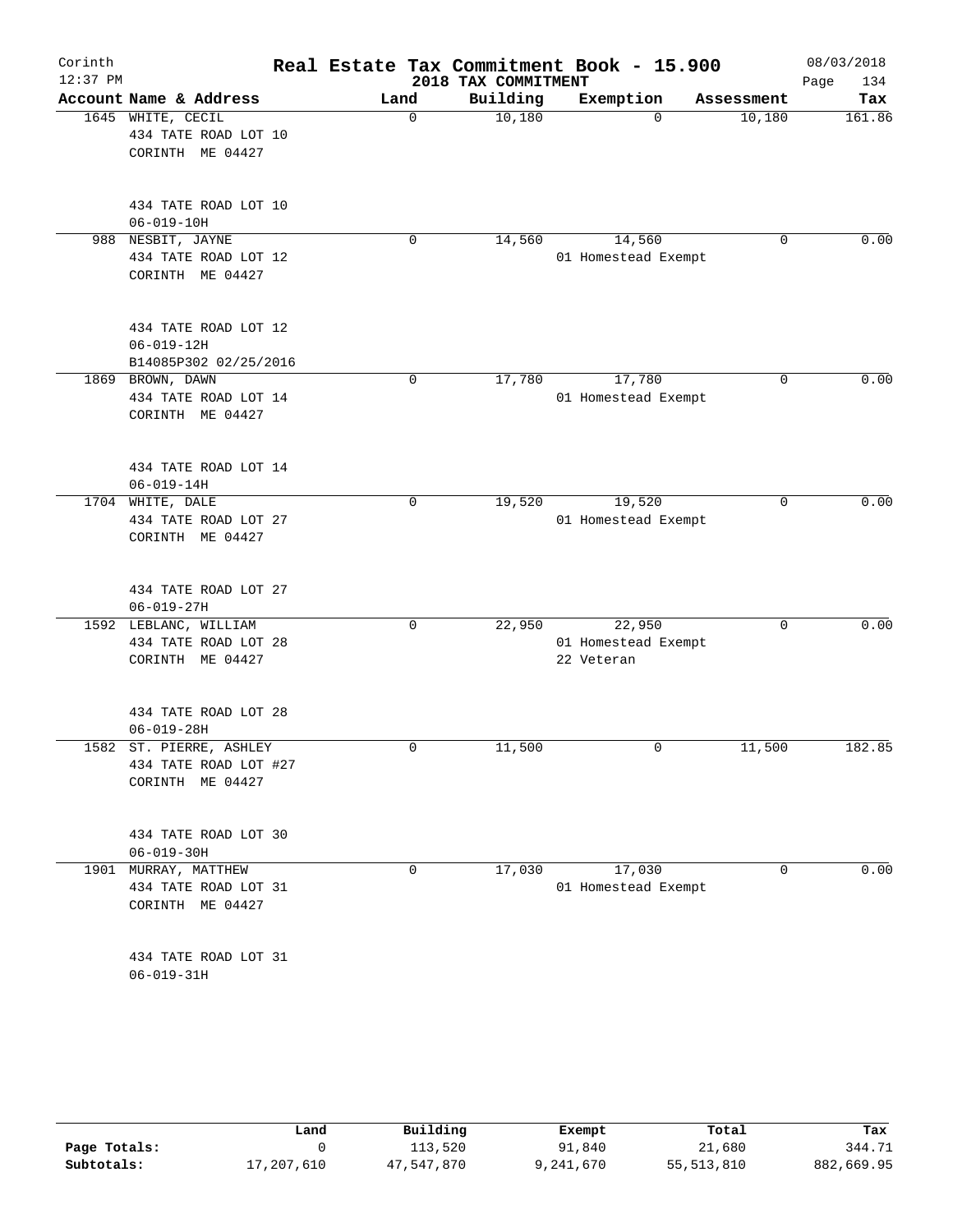# Real Estate Tax Commitment Book - 15.900

Corinth 12:37 PM — 2018 TAX COMMITMENT — 08/03/2018

| Account | Name & Address | Land | Building | Exemption | Assessment | Tax |
|---|---|---|---|---|---|---|
| 1645 | WHITE, CECIL<br>434 TATE ROAD LOT 10<br>CORINTH ME 04427<br><br>434 TATE ROAD LOT 10<br>06-019-10H | 0 | 10,180 | 0 | 10,180 | 161.86 |
| 988 | NESBIT, JAYNE<br>434 TATE ROAD LOT 12<br>CORINTH ME 04427<br><br>434 TATE ROAD LOT 12<br>06-019-12H<br>B14085P302 02/25/2016 | 0 | 14,560 | 14,560<br>01 Homestead Exempt | 0 | 0.00 |
| 1869 | BROWN, DAWN<br>434 TATE ROAD LOT 14<br>CORINTH ME 04427<br><br>434 TATE ROAD LOT 14<br>06-019-14H | 0 | 17,780 | 17,780<br>01 Homestead Exempt | 0 | 0.00 |
| 1704 | WHITE, DALE<br>434 TATE ROAD LOT 27<br>CORINTH ME 04427<br><br>434 TATE ROAD LOT 27<br>06-019-27H | 0 | 19,520 | 19,520<br>01 Homestead Exempt | 0 | 0.00 |
| 1592 | LEBLANC, WILLIAM<br>434 TATE ROAD LOT 28<br>CORINTH ME 04427<br><br>434 TATE ROAD LOT 28<br>06-019-28H | 0 | 22,950 | 22,950<br>01 Homestead Exempt<br>22 Veteran | 0 | 0.00 |
| 1582 | ST. PIERRE, ASHLEY<br>434 TATE ROAD LOT #27<br>CORINTH ME 04427<br><br>434 TATE ROAD LOT 30<br>06-019-30H | 0 | 11,500 | 0 | 11,500 | 182.85 |
| 1901 | MURRAY, MATTHEW<br>434 TATE ROAD LOT 31<br>CORINTH ME 04427<br><br>434 TATE ROAD LOT 31<br>06-019-31H | 0 | 17,030 | 17,030<br>01 Homestead Exempt | 0 | 0.00 |

| | Land | Building | Exempt | Total | Tax |
|---|---|---|---|---|---|
| Page Totals: | 0 | 113,520 | 91,840 | 21,680 | 344.71 |
| Subtotals: | 17,207,610 | 47,547,870 | 9,241,670 | 55,513,810 | 882,669.95 |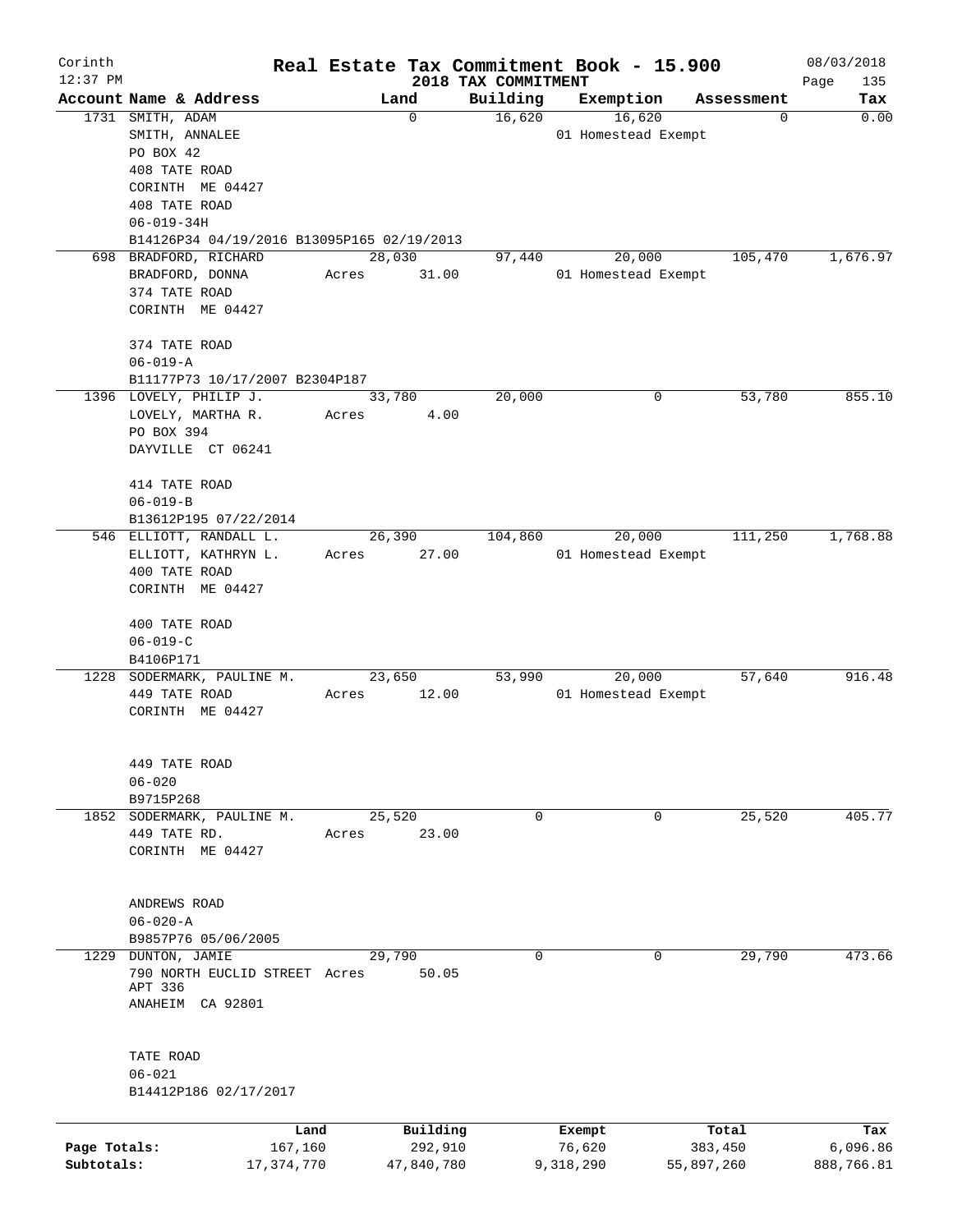# Real Estate Tax Commitment Book - 15.900

Corinth — 12:37 PM — 2018 TAX COMMITMENT — 08/03/2018

| Account Name & Address | Land | Building | Exemption | Assessment | Tax |
|---|---|---|---|---|---|
| 1731 SMITH, ADAM<br>SMITH, ANNALEE<br>PO BOX 42<br>408 TATE ROAD<br>CORINTH ME 04427<br>408 TATE ROAD<br>06-019-34H<br>B14126P34 04/19/2016 B13095P165 02/19/2013 | 0 | 16,620 | 16,620<br>01 Homestead Exempt | 0 | 0.00 |
| 698 BRADFORD, RICHARD<br>BRADFORD, DONNA<br>374 TATE ROAD<br>CORINTH ME 04427<br><br>374 TATE ROAD<br>06-019-A<br>B11177P73 10/17/2007 B2304P187 | 28,030<br>Acres 31.00 | 97,440 | 20,000<br>01 Homestead Exempt | 105,470 | 1,676.97 |
| 1396 LOVELY, PHILIP J.<br>LOVELY, MARTHA R.<br>PO BOX 394<br>DAYVILLE CT 06241<br><br>414 TATE ROAD<br>06-019-B<br>B13612P195 07/22/2014 | 33,780<br>Acres 4.00 | 20,000 | 0 | 53,780 | 855.10 |
| 546 ELLIOTT, RANDALL L.<br>ELLIOTT, KATHRYN L.<br>400 TATE ROAD<br>CORINTH ME 04427<br><br>400 TATE ROAD<br>06-019-C<br>B4106P171 | 26,390<br>Acres 27.00 | 104,860 | 20,000<br>01 Homestead Exempt | 111,250 | 1,768.88 |
| 1228 SODERMARK, PAULINE M.<br>449 TATE ROAD<br>CORINTH ME 04427<br><br>449 TATE ROAD<br>06-020<br>B9715P268 | 23,650<br>Acres 12.00 | 53,990 | 20,000<br>01 Homestead Exempt | 57,640 | 916.48 |
| 1852 SODERMARK, PAULINE M.<br>449 TATE RD.<br>CORINTH ME 04427<br><br>ANDREWS ROAD<br>06-020-A<br>B9857P76 05/06/2005 | 25,520<br>Acres 23.00 | 0 | 0 | 25,520 | 405.77 |
| 1229 DUNTON, JAMIE<br>790 NORTH EUCLID STREET<br>APT 336<br>ANAHEIM CA 92801<br><br>TATE ROAD<br>06-021<br>B14412P186 02/17/2017 | 29,790<br>Acres 50.05 | 0 | 0 | 29,790 | 473.66 |

| | Land | Building | Exempt | Total | Tax |
|---|---|---|---|---|---|
| Page Totals: | 167,160 | 292,910 | 76,620 | 383,450 | 6,096.86 |
| Subtotals: | 17,374,770 | 47,840,780 | 9,318,290 | 55,897,260 | 888,766.81 |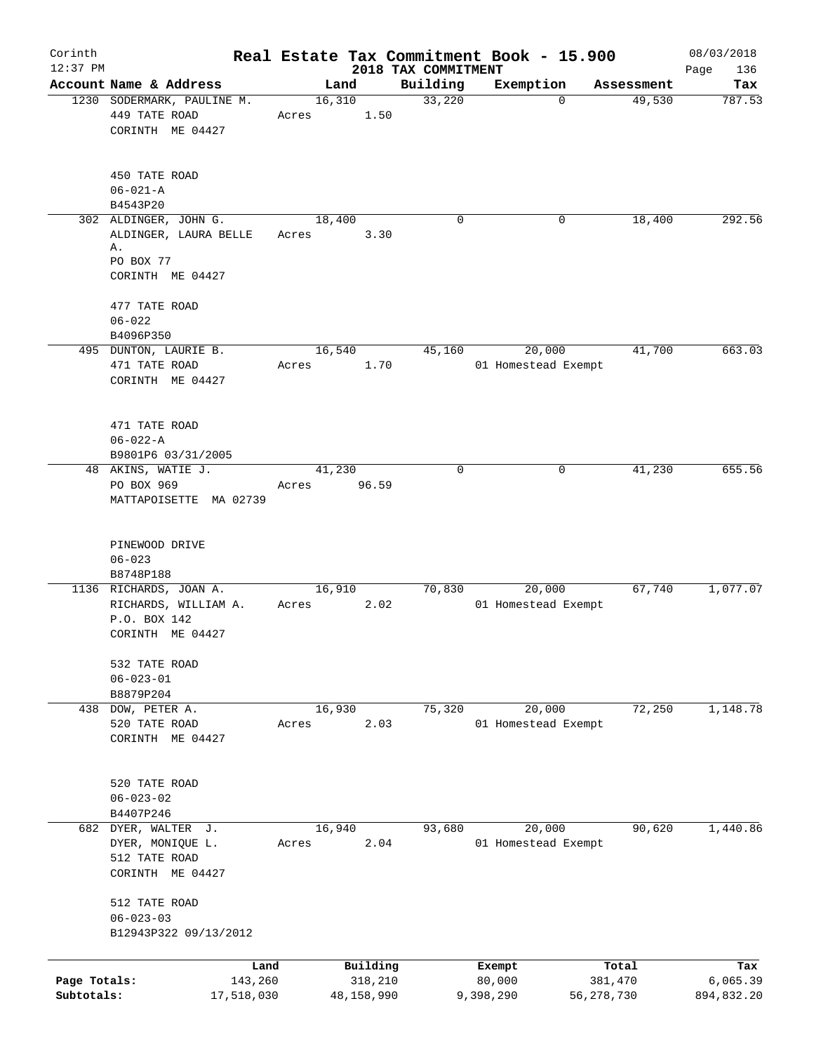# Real Estate Tax Commitment Book - 15.900

Corinth 12:37 PM — 2018 TAX COMMITMENT — 08/03/2018 Page 136

| Account Name & Address | Land | Building | Exemption | Assessment | Tax |
|---|---|---|---|---|---|
| 1230 SODERMARK, PAULINE M.<br>449 TATE ROAD<br>CORINTH ME 04427<br><br>450 TATE ROAD<br>06-021-A<br>B4543P20 | 16,310<br>Acres 1.50 | 33,220 | 0 | 49,530 | 787.53 |
| 302 ALDINGER, JOHN G.<br>ALDINGER, LAURA BELLE A.<br>PO BOX 77<br>CORINTH ME 04427<br><br>477 TATE ROAD<br>06-022<br>B4096P350 | 18,400<br>Acres 3.30 | 0 | 0 | 18,400 | 292.56 |
| 495 DUNTON, LAURIE B.<br>471 TATE ROAD<br>CORINTH ME 04427<br><br>471 TATE ROAD<br>06-022-A<br>B9801P6 03/31/2005 | 16,540<br>Acres 1.70 | 45,160 | 20,000<br>01 Homestead Exempt | 41,700 | 663.03 |
| 48 AKINS, WATIE J.<br>PO BOX 969<br>MATTAPOISETTE MA 02739<br><br>PINEWOOD DRIVE<br>06-023<br>B8748P188 | 41,230<br>Acres 96.59 | 0 | 0 | 41,230 | 655.56 |
| 1136 RICHARDS, JOAN A.<br>RICHARDS, WILLIAM A.<br>P.O. BOX 142<br>CORINTH ME 04427<br><br>532 TATE ROAD<br>06-023-01<br>B8879P204 | 16,910<br>Acres 2.02 | 70,830 | 20,000<br>01 Homestead Exempt | 67,740 | 1,077.07 |
| 438 DOW, PETER A.<br>520 TATE ROAD<br>CORINTH ME 04427<br><br>520 TATE ROAD<br>06-023-02<br>B4407P246 | 16,930<br>Acres 2.03 | 75,320 | 20,000<br>01 Homestead Exempt | 72,250 | 1,148.78 |
| 682 DYER, WALTER J.<br>DYER, MONIQUE L.<br>512 TATE ROAD<br>CORINTH ME 04427<br><br>512 TATE ROAD<br>06-023-03<br>B12943P322 09/13/2012 | 16,940<br>Acres 2.04 | 93,680 | 20,000<br>01 Homestead Exempt | 90,620 | 1,440.86 |

| | Land | Building | Exempt | Total | Tax |
|---|---|---|---|---|---|
| Page Totals: | 143,260 | 318,210 | 80,000 | 381,470 | 6,065.39 |
| Subtotals: | 17,518,030 | 48,158,990 | 9,398,290 | 56,278,730 | 894,832.20 |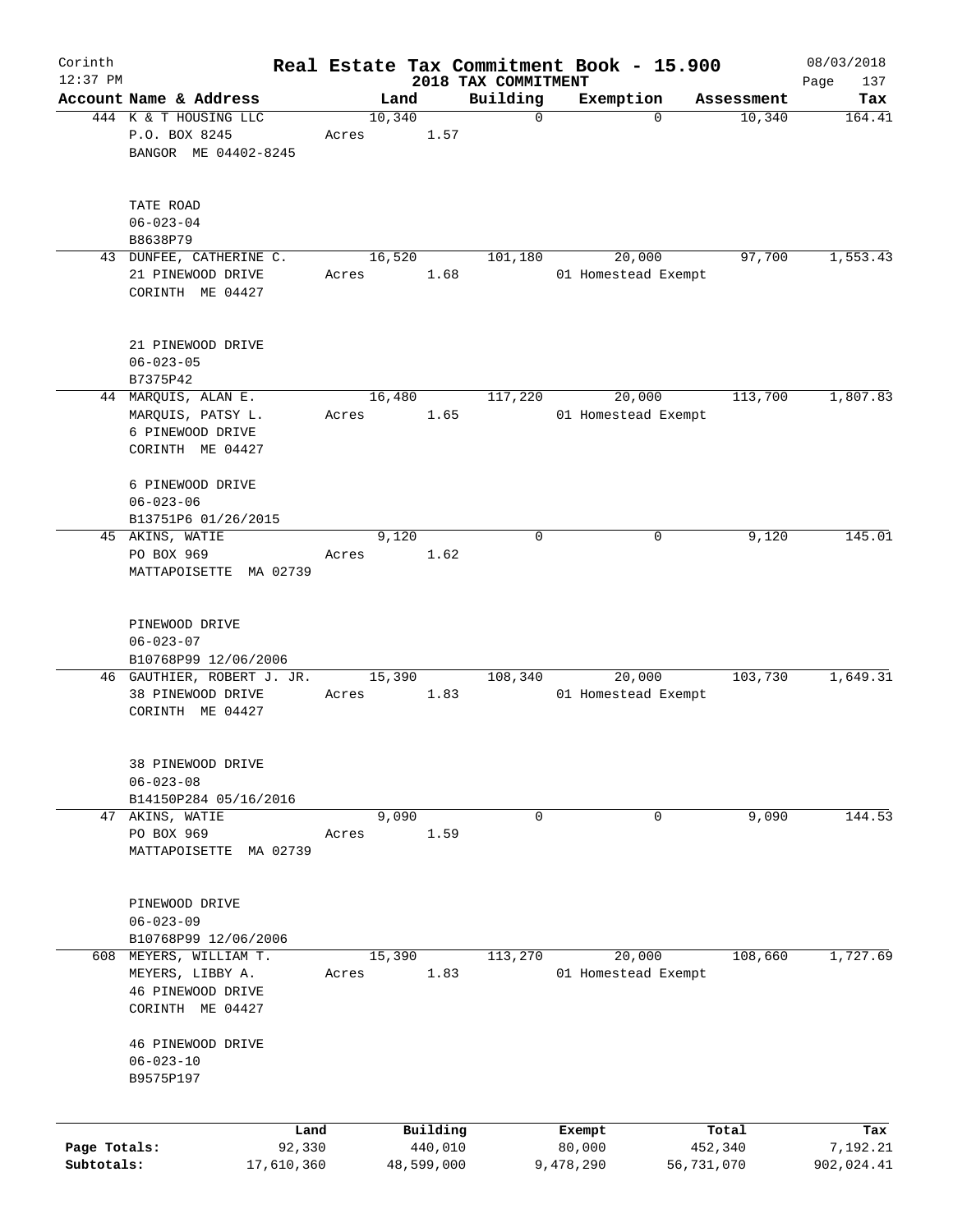# Real Estate Tax Commitment Book - 15.900

## 2018 TAX COMMITMENT

Corinth 12:37 PM — 08/03/2018

| Account Name & Address | Land | Building | Exemption | Assessment | Tax |
|---|---|---|---|---|---|
| 444 K & T HOUSING LLC<br>P.O. BOX 8245<br>BANGOR ME 04402-8245<br><br>TATE ROAD<br>06-023-04<br>B8638P79 | 10,340<br>Acres 1.57 | 0 | 0 | 10,340 | 164.41 |
| 43 DUNFEE, CATHERINE C.<br>21 PINEWOOD DRIVE<br>CORINTH ME 04427<br><br>21 PINEWOOD DRIVE<br>06-023-05<br>B7375P42 | 16,520<br>Acres 1.68 | 101,180 | 20,000<br>01 Homestead Exempt | 97,700 | 1,553.43 |
| 44 MARQUIS, ALAN E.<br>MARQUIS, PATSY L.<br>6 PINEWOOD DRIVE<br>CORINTH ME 04427<br><br>6 PINEWOOD DRIVE<br>06-023-06<br>B13751P6 01/26/2015 | 16,480<br>Acres 1.65 | 117,220 | 20,000<br>01 Homestead Exempt | 113,700 | 1,807.83 |
| 45 AKINS, WATIE<br>PO BOX 969<br>MATTAPOISETTE MA 02739<br><br>PINEWOOD DRIVE<br>06-023-07<br>B10768P99 12/06/2006 | 9,120<br>Acres 1.62 | 0 | 0 | 9,120 | 145.01 |
| 46 GAUTHIER, ROBERT J. JR.<br>38 PINEWOOD DRIVE<br>CORINTH ME 04427<br><br>38 PINEWOOD DRIVE<br>06-023-08<br>B14150P284 05/16/2016 | 15,390<br>Acres 1.83 | 108,340 | 20,000<br>01 Homestead Exempt | 103,730 | 1,649.31 |
| 47 AKINS, WATIE<br>PO BOX 969<br>MATTAPOISETTE MA 02739<br><br>PINEWOOD DRIVE<br>06-023-09<br>B10768P99 12/06/2006 | 9,090<br>Acres 1.59 | 0 | 0 | 9,090 | 144.53 |
| 608 MEYERS, WILLIAM T.<br>MEYERS, LIBBY A.<br>46 PINEWOOD DRIVE<br>CORINTH ME 04427<br><br>46 PINEWOOD DRIVE<br>06-023-10<br>B9575P197 | 15,390<br>Acres 1.83 | 113,270 | 20,000<br>01 Homestead Exempt | 108,660 | 1,727.69 |

| | Land | Building | Exempt | Total | Tax |
|---|---|---|---|---|---|
| Page Totals: | 92,330 | 440,010 | 80,000 | 452,340 | 7,192.21 |
| Subtotals: | 17,610,360 | 48,599,000 | 9,478,290 | 56,731,070 | 902,024.41 |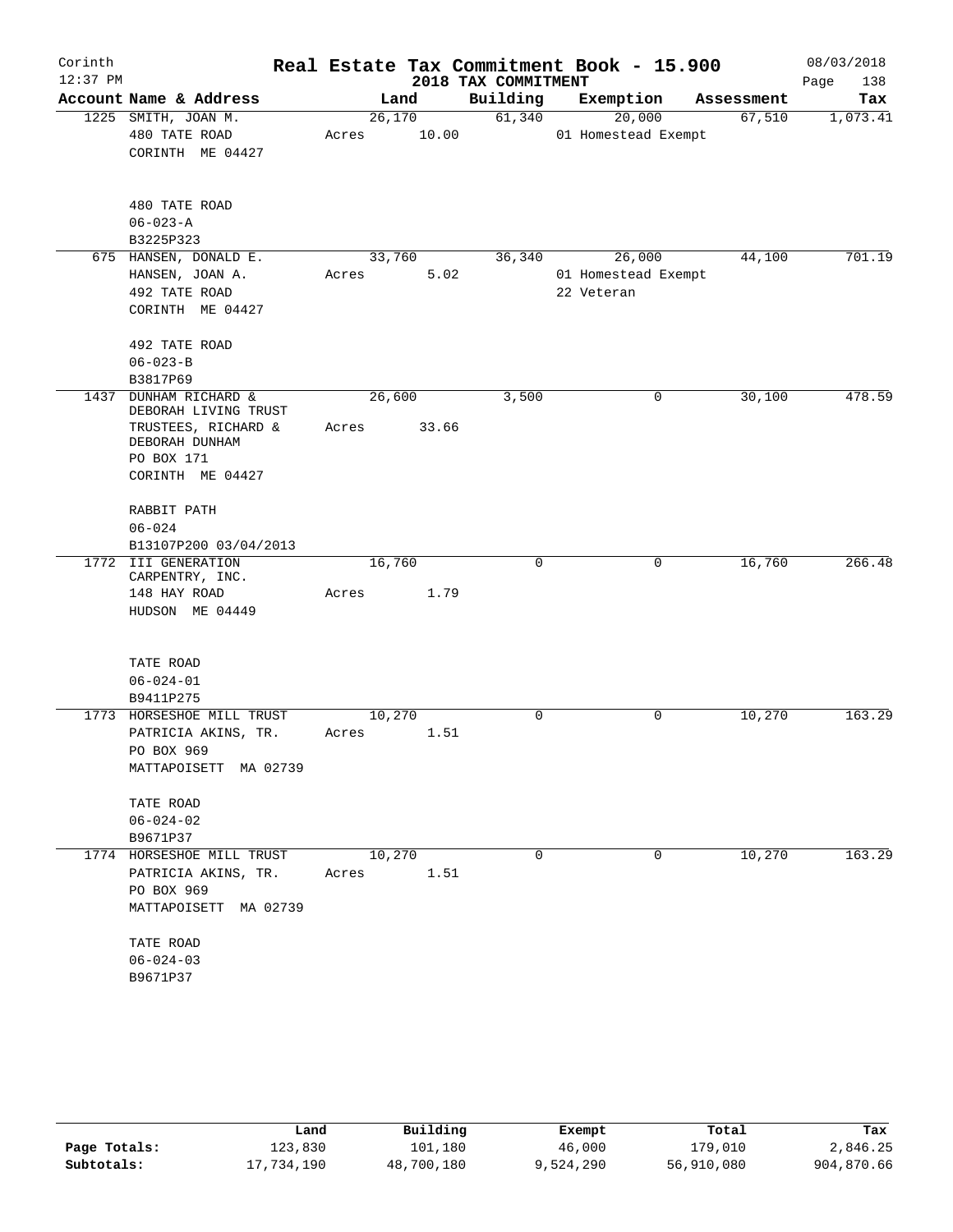# Real Estate Tax Commitment Book - 15.900

Corinth
12:37 PM

2018 TAX COMMITMENT

08/03/2018

| Account Name & Address | Land | Building | Exemption | Assessment | Tax |
|---|---|---|---|---|---|
| 1225 SMITH, JOAN M.<br>480 TATE ROAD<br>CORINTH ME 04427<br><br>480 TATE ROAD<br>06-023-A<br>B3225P323 | 26,170<br>Acres 10.00 | 61,340 | 20,000<br>01 Homestead Exempt | 67,510 | 1,073.41 |
| 675 HANSEN, DONALD E.<br>HANSEN, JOAN A.<br>492 TATE ROAD<br>CORINTH ME 04427<br><br>492 TATE ROAD<br>06-023-B<br>B3817P69 | 33,760<br>Acres 5.02 | 36,340 | 26,000<br>01 Homestead Exempt<br>22 Veteran | 44,100 | 701.19 |
| 1437 DUNHAM RICHARD &<br>DEBORAH LIVING TRUST<br>TRUSTEES, RICHARD &<br>DEBORAH DUNHAM<br>PO BOX 171<br>CORINTH ME 04427<br><br>RABBIT PATH<br>06-024<br>B13107P200 03/04/2013 | 26,600<br>Acres 33.66 | 3,500 | 0 | 30,100 | 478.59 |
| 1772 III GENERATION<br>CARPENTRY, INC.<br>148 HAY ROAD<br>HUDSON ME 04449<br><br>TATE ROAD<br>06-024-01<br>B9411P275 | 16,760<br>Acres 1.79 | 0 | 0 | 16,760 | 266.48 |
| 1773 HORSESHOE MILL TRUST<br>PATRICIA AKINS, TR.<br>PO BOX 969<br>MATTAPOISETT MA 02739<br><br>TATE ROAD<br>06-024-02<br>B9671P37 | 10,270<br>Acres 1.51 | 0 | 0 | 10,270 | 163.29 |
| 1774 HORSESHOE MILL TRUST<br>PATRICIA AKINS, TR.<br>PO BOX 969<br>MATTAPOISETT MA 02739<br><br>TATE ROAD<br>06-024-03<br>B9671P37 | 10,270<br>Acres 1.51 | 0 | 0 | 10,270 | 163.29 |

| | Land | Building | Exempt | Total | Tax |
|---|---|---|---|---|---|
| **Page Totals:** | 123,830 | 101,180 | 46,000 | 179,010 | 2,846.25 |
| **Subtotals:** | 17,734,190 | 48,700,180 | 9,524,290 | 56,910,080 | 904,870.66 |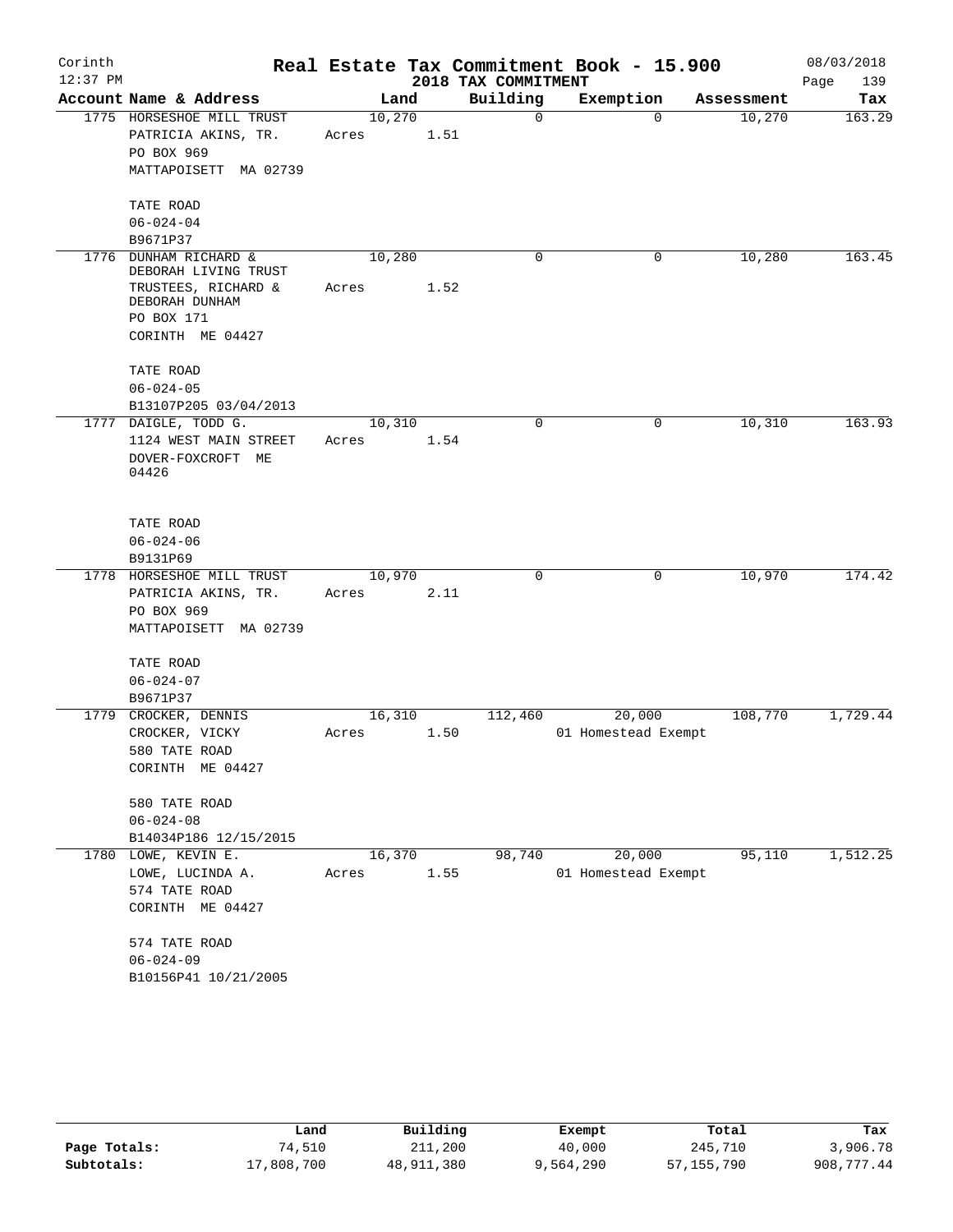Corinth 12:37 PM

# Real Estate Tax Commitment Book - 15.900

## 2018 TAX COMMITMENT

08/03/2018

| Account Name & Address | Land | Building | Exemption | Assessment | Tax |
|---|---|---|---|---|---|
| 1775 HORSESHOE MILL TRUST<br>PATRICIA AKINS, TR.<br>PO BOX 969<br>MATTAPOISETT MA 02739<br><br>TATE ROAD<br>06-024-04<br>B9671P37 | 10,270<br>Acres 1.51 | 0 | 0 | 10,270 | 163.29 |
| 1776 DUNHAM RICHARD & DEBORAH LIVING TRUST<br>TRUSTEES, RICHARD & DEBORAH DUNHAM<br>PO BOX 171<br>CORINTH ME 04427<br><br>TATE ROAD<br>06-024-05<br>B13107P205 03/04/2013 | 10,280<br>Acres 1.52 | 0 | 0 | 10,280 | 163.45 |
| 1777 DAIGLE, TODD G.<br>1124 WEST MAIN STREET<br>DOVER-FOXCROFT ME 04426<br><br>TATE ROAD<br>06-024-06<br>B9131P69 | 10,310<br>Acres 1.54 | 0 | 0 | 10,310 | 163.93 |
| 1778 HORSESHOE MILL TRUST<br>PATRICIA AKINS, TR.<br>PO BOX 969<br>MATTAPOISETT MA 02739<br><br>TATE ROAD<br>06-024-07<br>B9671P37 | 10,970<br>Acres 2.11 | 0 | 0 | 10,970 | 174.42 |
| 1779 CROCKER, DENNIS<br>CROCKER, VICKY<br>580 TATE ROAD<br>CORINTH ME 04427<br><br>580 TATE ROAD<br>06-024-08<br>B14034P186 12/15/2015 | 16,310<br>Acres 1.50 | 112,460 | 20,000<br>01 Homestead Exempt | 108,770 | 1,729.44 |
| 1780 LOWE, KEVIN E.<br>LOWE, LUCINDA A.<br>574 TATE ROAD<br>CORINTH ME 04427<br><br>574 TATE ROAD<br>06-024-09<br>B10156P41 10/21/2005 | 16,370<br>Acres 1.55 | 98,740 | 20,000<br>01 Homestead Exempt | 95,110 | 1,512.25 |

| | Land | Building | Exempt | Total | Tax |
|---|---|---|---|---|---|
| Page Totals: | 74,510 | 211,200 | 40,000 | 245,710 | 3,906.78 |
| Subtotals: | 17,808,700 | 48,911,380 | 9,564,290 | 57,155,790 | 908,777.44 |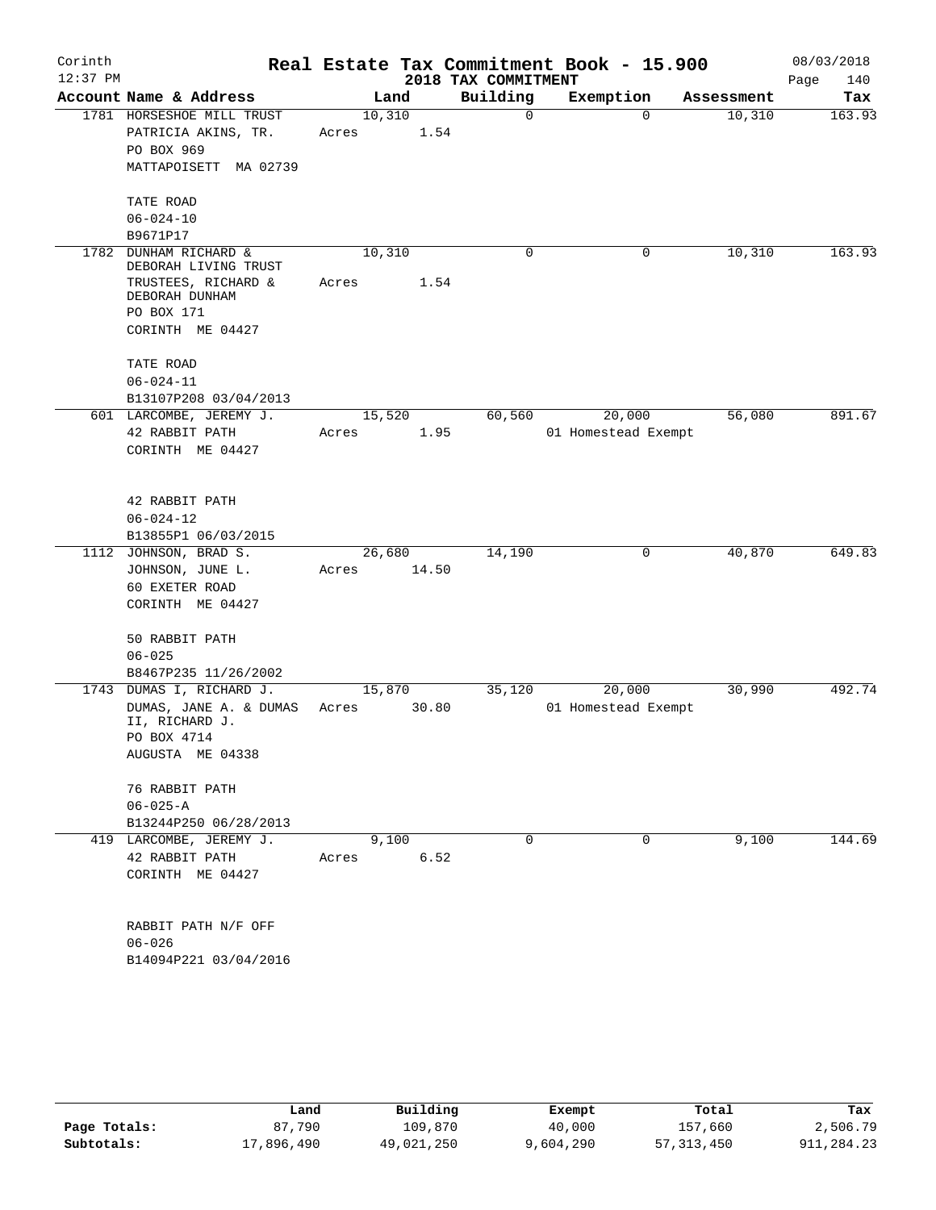Corinth 12:37 PM

# Real Estate Tax Commitment Book - 15.900

## 2018 TAX COMMITMENT

08/03/2018

| Account Name & Address | Land | Building | Exemption | Assessment | Tax |
|---|---|---|---|---|---|
| 1781 HORSESHOE MILL TRUST<br>PATRICIA AKINS, TR.<br>PO BOX 969<br>MATTAPOISETT MA 02739<br><br>TATE ROAD<br>06-024-10<br>B9671P17 | 10,310<br>Acres 1.54 | 0 | 0 | 10,310 | 163.93 |
| 1782 DUNHAM RICHARD &<br>DEBORAH LIVING TRUST<br>TRUSTEES, RICHARD &<br>DEBORAH DUNHAM<br>PO BOX 171<br>CORINTH ME 04427<br><br>TATE ROAD<br>06-024-11<br>B13107P208 03/04/2013 | 10,310<br>Acres 1.54 | 0 | 0 | 10,310 | 163.93 |
| 601 LARCOMBE, JEREMY J.<br>42 RABBIT PATH<br>CORINTH ME 04427<br><br>42 RABBIT PATH<br>06-024-12<br>B13855P1 06/03/2015 | 15,520<br>Acres 1.95 | 60,560 | 20,000<br>01 Homestead Exempt | 56,080 | 891.67 |
| 1112 JOHNSON, BRAD S.<br>JOHNSON, JUNE L.<br>60 EXETER ROAD<br>CORINTH ME 04427<br><br>50 RABBIT PATH<br>06-025<br>B8467P235 11/26/2002 | 26,680<br>Acres 14.50 | 14,190 | 0 | 40,870 | 649.83 |
| 1743 DUMAS I, RICHARD J.<br>DUMAS, JANE A. & DUMAS<br>II, RICHARD J.<br>PO BOX 4714<br>AUGUSTA ME 04338<br><br>76 RABBIT PATH<br>06-025-A<br>B13244P250 06/28/2013 | 15,870<br>Acres 30.80 | 35,120 | 20,000<br>01 Homestead Exempt | 30,990 | 492.74 |
| 419 LARCOMBE, JEREMY J.<br>42 RABBIT PATH<br>CORINTH ME 04427<br><br>RABBIT PATH N/F OFF<br>06-026<br>B14094P221 03/04/2016 | 9,100<br>Acres 6.52 | 0 | 0 | 9,100 | 144.69 |

| | Land | Building | Exempt | Total | Tax |
|---|---|---|---|---|---|
| Page Totals: | 87,790 | 109,870 | 40,000 | 157,660 | 2,506.79 |
| Subtotals: | 17,896,490 | 49,021,250 | 9,604,290 | 57,313,450 | 911,284.23 |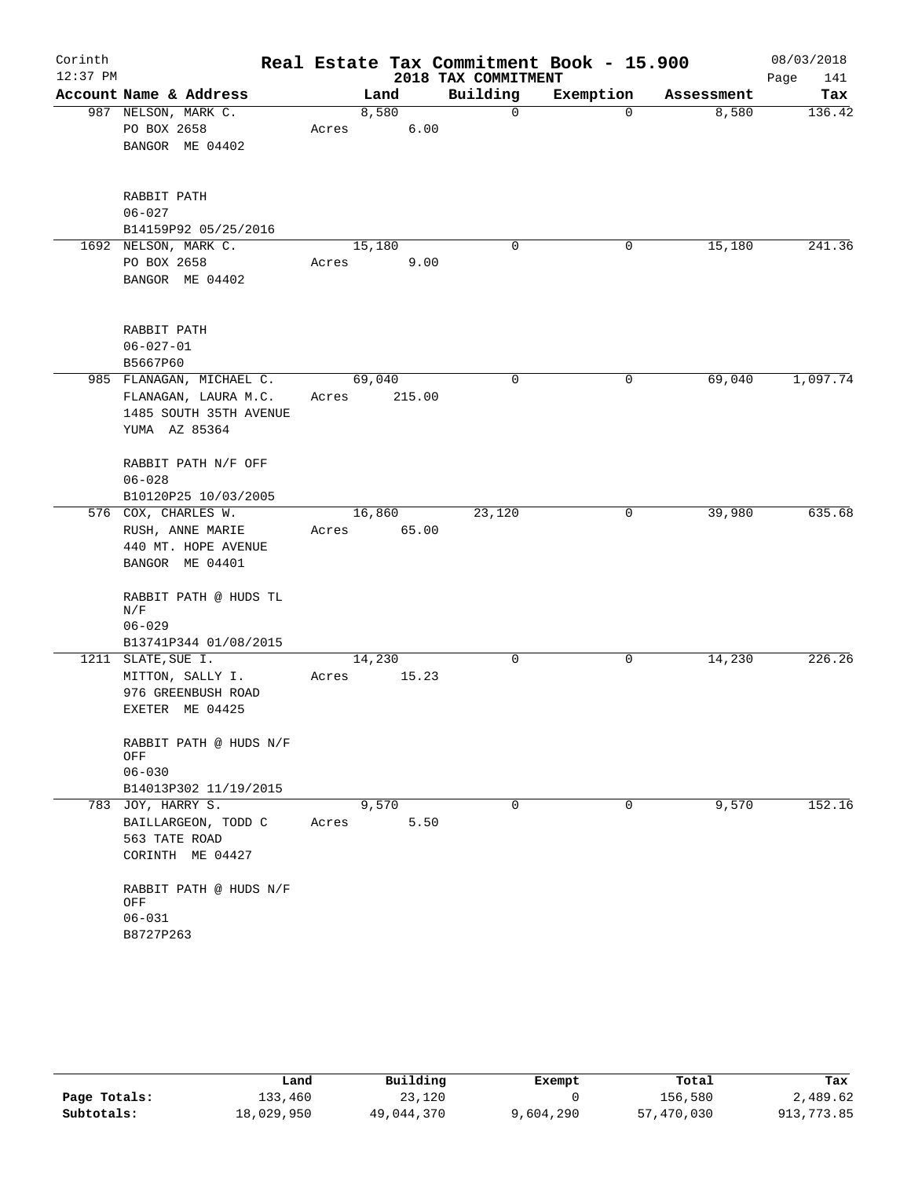Corinth
12:37 PM

# Real Estate Tax Commitment Book - 15.900

## 2018 TAX COMMITMENT

08/03/2018

| Account Name & Address | Land | Building | Exemption | Assessment | Tax |
|---|---|---|---|---|---|
| 987 NELSON, MARK C.<br>PO BOX 2658<br>BANGOR ME 04402<br><br>RABBIT PATH<br>06-027<br>B14159P92 05/25/2016 | 8,580<br>Acres 6.00 | 0 | 0 | 8,580 | 136.42 |
| 1692 NELSON, MARK C.<br>PO BOX 2658<br>BANGOR ME 04402<br><br>RABBIT PATH<br>06-027-01<br>B5667P60 | 15,180<br>Acres 9.00 | 0 | 0 | 15,180 | 241.36 |
| 985 FLANAGAN, MICHAEL C.<br>FLANAGAN, LAURA M.C.<br>1485 SOUTH 35TH AVENUE<br>YUMA AZ 85364<br><br>RABBIT PATH N/F OFF<br>06-028<br>B10120P25 10/03/2005 | 69,040<br>Acres 215.00 | 0 | 0 | 69,040 | 1,097.74 |
| 576 COX, CHARLES W.<br>RUSH, ANNE MARIE<br>440 MT. HOPE AVENUE<br>BANGOR ME 04401<br><br>RABBIT PATH @ HUDS TL N/F<br>06-029<br>B13741P344 01/08/2015 | 16,860<br>Acres 65.00 | 23,120 | 0 | 39,980 | 635.68 |
| 1211 SLATE, SUE I.<br>MITTON, SALLY I.<br>976 GREENBUSH ROAD<br>EXETER ME 04425<br><br>RABBIT PATH @ HUDS N/F OFF<br>06-030<br>B14013P302 11/19/2015 | 14,230<br>Acres 15.23 | 0 | 0 | 14,230 | 226.26 |
| 783 JOY, HARRY S.<br>BAILLARGEON, TODD C<br>563 TATE ROAD<br>CORINTH ME 04427<br><br>RABBIT PATH @ HUDS N/F OFF<br>06-031<br>B8727P263 | 9,570<br>Acres 5.50 | 0 | 0 | 9,570 | 152.16 |

| | Land | Building | Exempt | Total | Tax |
|---|---|---|---|---|---|
| **Page Totals:** | 133,460 | 23,120 | 0 | 156,580 | 2,489.62 |
| **Subtotals:** | 18,029,950 | 49,044,370 | 9,604,290 | 57,470,030 | 913,773.85 |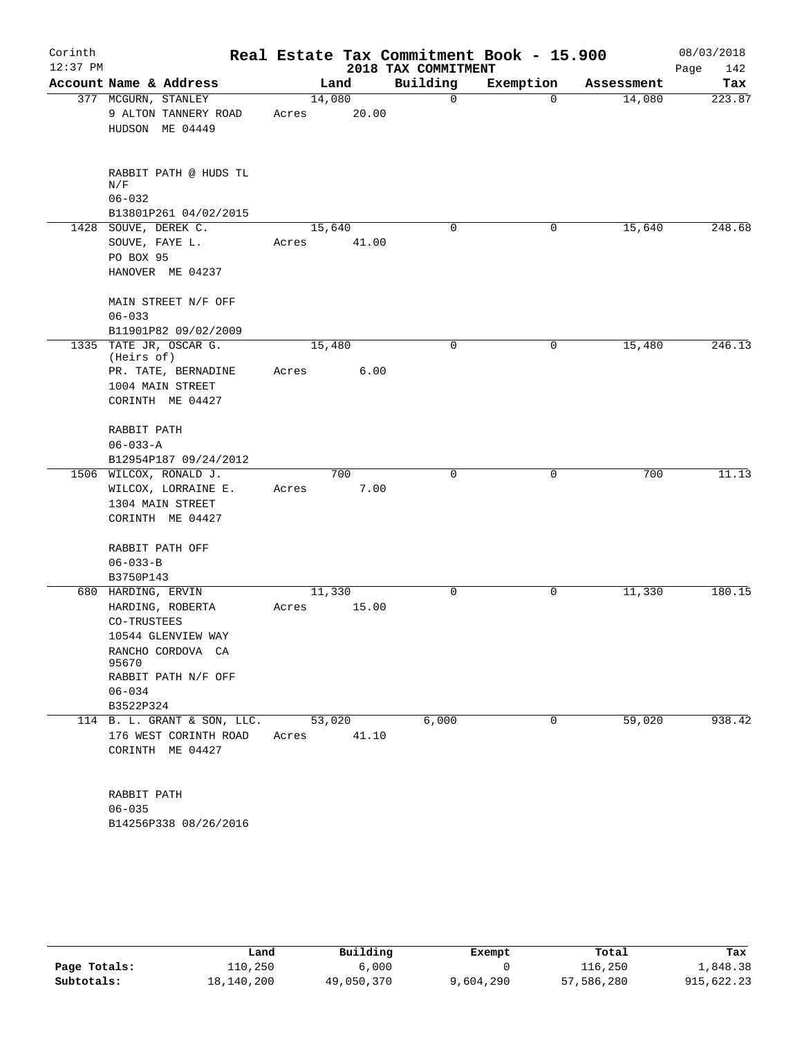# Real Estate Tax Commitment Book - 15.900

Corinth 12:37 PM — 2018 TAX COMMITMENT — 08/03/2018

| Account Name & Address | Land | Building | Exemption | Assessment | Tax |
|---|---|---|---|---|---|
| 377 MCGURN, STANLEY<br>9 ALTON TANNERY ROAD<br>HUDSON ME 04449<br><br>RABBIT PATH @ HUDS TL<br>N/F<br>06-032<br>B13801P261 04/02/2015 | 14,080<br>Acres 20.00 | 0 | 0 | 14,080 | 223.87 |
| 1428 SOUVE, DEREK C.<br>SOUVE, FAYE L.<br>PO BOX 95<br>HANOVER ME 04237<br><br>MAIN STREET N/F OFF<br>06-033<br>B11901P82 09/02/2009 | 15,640<br>Acres 41.00 | 0 | 0 | 15,640 | 248.68 |
| 1335 TATE JR, OSCAR G.<br>(Heirs of)<br>PR. TATE, BERNADINE<br>1004 MAIN STREET<br>CORINTH ME 04427<br><br>RABBIT PATH<br>06-033-A<br>B12954P187 09/24/2012 | 15,480<br>Acres 6.00 | 0 | 0 | 15,480 | 246.13 |
| 1506 WILCOX, RONALD J.<br>WILCOX, LORRAINE E.<br>1304 MAIN STREET<br>CORINTH ME 04427<br><br>RABBIT PATH OFF<br>06-033-B<br>B3750P143 | 700<br>Acres 7.00 | 0 | 0 | 700 | 11.13 |
| 680 HARDING, ERVIN<br>HARDING, ROBERTA<br>CO-TRUSTEES<br>10544 GLENVIEW WAY<br>RANCHO CORDOVA CA<br>95670<br>RABBIT PATH N/F OFF<br>06-034<br>B3522P324 | 11,330<br>Acres 15.00 | 0 | 0 | 11,330 | 180.15 |
| 114 B. L. GRANT & SON, LLC.<br>176 WEST CORINTH ROAD<br>CORINTH ME 04427<br><br>RABBIT PATH<br>06-035<br>B14256P338 08/26/2016 | 53,020<br>Acres 41.10 | 6,000 | 0 | 59,020 | 938.42 |

| | Land | Building | Exempt | Total | Tax |
|---|---|---|---|---|---|
| Page Totals: | 110,250 | 6,000 | 0 | 116,250 | 1,848.38 |
| Subtotals: | 18,140,200 | 49,050,370 | 9,604,290 | 57,586,280 | 915,622.23 |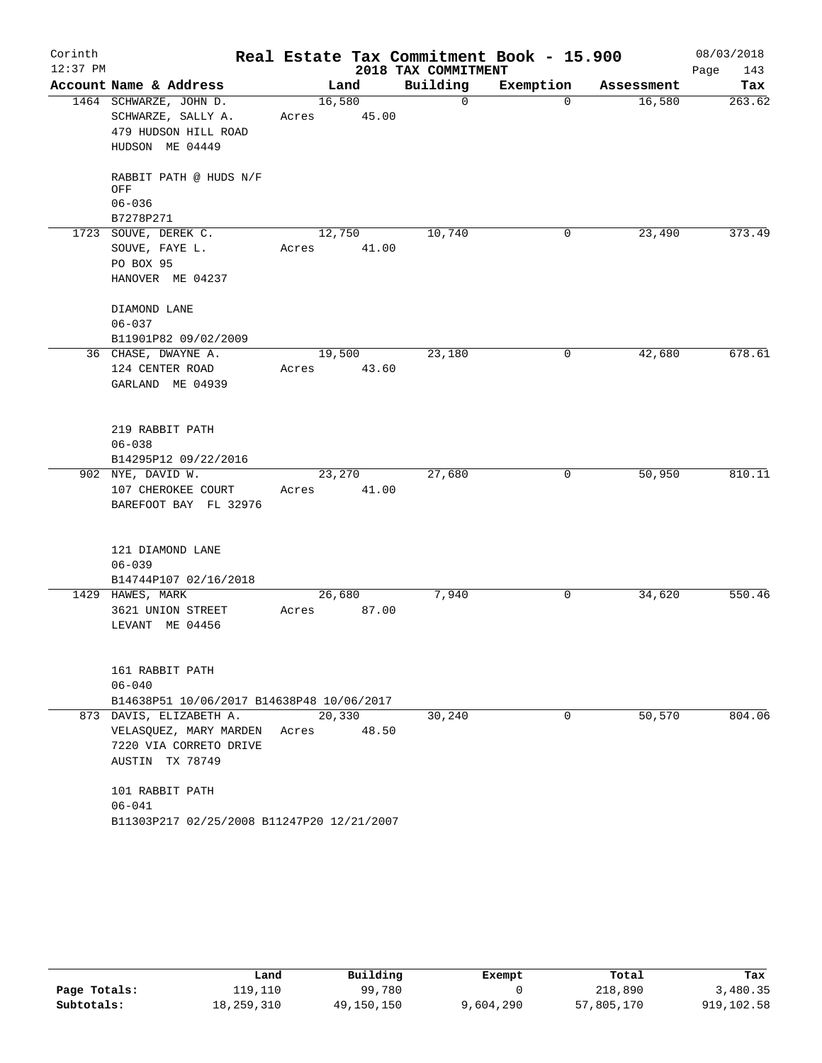# Corinth — Real Estate Tax Commitment Book - 15.900

12:37 PM — 2018 TAX COMMITMENT — 08/03/2018

| Account Name & Address | Land | Building | Exemption | Assessment | Tax |
|---|---|---|---|---|---|
| 1464 SCHWARZE, JOHN D.<br>SCHWARZE, SALLY A.<br>479 HUDSON HILL ROAD<br>HUDSON ME 04449<br><br>RABBIT PATH @ HUDS N/F OFF<br>06-036<br>B7278P271 | 16,580<br>Acres 45.00 | 0 | 0 | 16,580 | 263.62 |
| 1723 SOUVE, DEREK C.<br>SOUVE, FAYE L.<br>PO BOX 95<br>HANOVER ME 04237<br><br>DIAMOND LANE<br>06-037<br>B11901P82 09/02/2009 | 12,750<br>Acres 41.00 | 10,740 | 0 | 23,490 | 373.49 |
| 36 CHASE, DWAYNE A.<br>124 CENTER ROAD<br>GARLAND ME 04939<br><br>219 RABBIT PATH<br>06-038<br>B14295P12 09/22/2016 | 19,500<br>Acres 43.60 | 23,180 | 0 | 42,680 | 678.61 |
| 902 NYE, DAVID W.<br>107 CHEROKEE COURT<br>BAREFOOT BAY FL 32976<br><br>121 DIAMOND LANE<br>06-039<br>B14744P107 02/16/2018 | 23,270<br>Acres 41.00 | 27,680 | 0 | 50,950 | 810.11 |
| 1429 HAWES, MARK<br>3621 UNION STREET<br>LEVANT ME 04456<br><br>161 RABBIT PATH<br>06-040<br>B14638P51 10/06/2017 B14638P48 10/06/2017 | 26,680<br>Acres 87.00 | 7,940 | 0 | 34,620 | 550.46 |
| 873 DAVIS, ELIZABETH A.<br>VELASQUEZ, MARY MARDEN<br>7220 VIA CORRETO DRIVE<br>AUSTIN TX 78749<br><br>101 RABBIT PATH<br>06-041<br>B11303P217 02/25/2008 B11247P20 12/21/2007 | 20,330<br>Acres 48.50 | 30,240 | 0 | 50,570 | 804.06 |

| | Land | Building | Exempt | Total | Tax |
|---|---|---|---|---|---|
| Page Totals: | 119,110 | 99,780 | 0 | 218,890 | 3,480.35 |
| Subtotals: | 18,259,310 | 49,150,150 | 9,604,290 | 57,805,170 | 919,102.58 |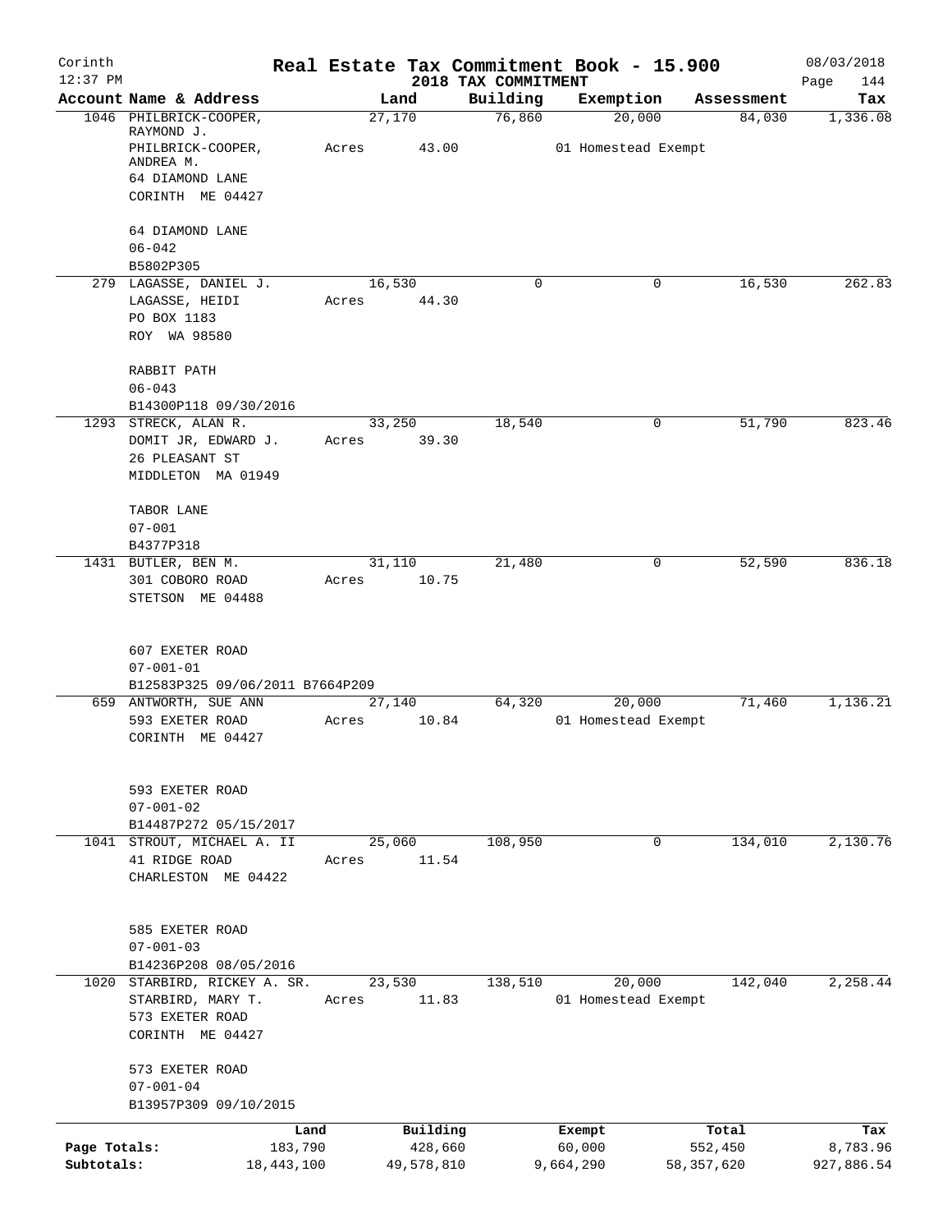Corinth 12:37 PM

# Real Estate Tax Commitment Book - 15.900

## 2018 TAX COMMITMENT

08/03/2018 Page 144

| Account Name & Address | Land | Building | Exemption | Assessment | Tax |
|---|---|---|---|---|---|
| 1046 PHILBRICK-COOPER, RAYMOND J.<br>PHILBRICK-COOPER, ANDREA M.<br>64 DIAMOND LANE<br>CORINTH ME 04427<br><br>64 DIAMOND LANE<br>06-042<br>B5802P305 | 27,170<br>Acres 43.00 | 76,860 | 20,000<br>01 Homestead Exempt | 84,030 | 1,336.08 |
| 279 LAGASSE, DANIEL J.<br>LAGASSE, HEIDI<br>PO BOX 1183<br>ROY WA 98580<br><br>RABBIT PATH<br>06-043<br>B14300P118 09/30/2016 | 16,530<br>Acres 44.30 | 0 | 0 | 16,530 | 262.83 |
| 1293 STRECK, ALAN R.<br>DOMIT JR, EDWARD J.<br>26 PLEASANT ST<br>MIDDLETON MA 01949<br><br>TABOR LANE<br>07-001<br>B4377P318 | 33,250<br>Acres 39.30 | 18,540 | 0 | 51,790 | 823.46 |
| 1431 BUTLER, BEN M.<br>301 COBORO ROAD<br>STETSON ME 04488<br><br>607 EXETER ROAD<br>07-001-01<br>B12583P325 09/06/2011 B7664P209 | 31,110<br>Acres 10.75 | 21,480 | 0 | 52,590 | 836.18 |
| 659 ANTWORTH, SUE ANN<br>593 EXETER ROAD<br>CORINTH ME 04427<br><br>593 EXETER ROAD<br>07-001-02<br>B14487P272 05/15/2017 | 27,140<br>Acres 10.84 | 64,320 | 20,000<br>01 Homestead Exempt | 71,460 | 1,136.21 |
| 1041 STROUT, MICHAEL A. II<br>41 RIDGE ROAD<br>CHARLESTON ME 04422<br><br>585 EXETER ROAD<br>07-001-03<br>B14236P208 08/05/2016 | 25,060<br>Acres 11.54 | 108,950 | 0 | 134,010 | 2,130.76 |
| 1020 STARBIRD, RICKEY A. SR.<br>STARBIRD, MARY T.<br>573 EXETER ROAD<br>CORINTH ME 04427<br><br>573 EXETER ROAD<br>07-001-04<br>B13957P309 09/10/2015 | 23,530<br>Acres 11.83 | 138,510 | 20,000<br>01 Homestead Exempt | 142,040 | 2,258.44 |

| | Land | Building | Exempt | Total | Tax |
|---|---|---|---|---|---|
| Page Totals: | 183,790 | 428,660 | 60,000 | 552,450 | 8,783.96 |
| Subtotals: | 18,443,100 | 49,578,810 | 9,664,290 | 58,357,620 | 927,886.54 |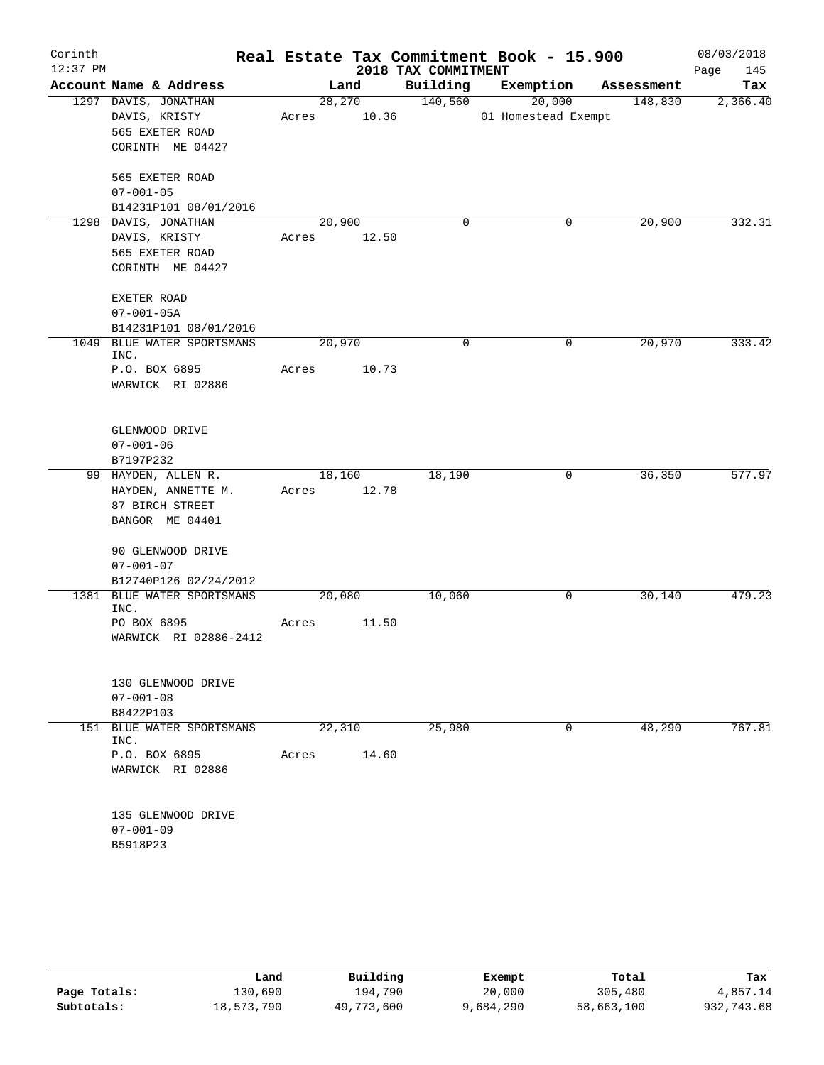Corinth 12:37 PM

# Real Estate Tax Commitment Book - 15.900

## 2018 TAX COMMITMENT

08/03/2018

| Account Name & Address | Land | Building | Exemption | Assessment | Tax |
|---|---|---|---|---|---|
| 1297 DAVIS, JONATHAN<br>DAVIS, KRISTY<br>565 EXETER ROAD<br>CORINTH ME 04427<br><br>565 EXETER ROAD<br>07-001-05<br>B14231P101 08/01/2016 | 28,270<br>Acres 10.36 | 140,560 | 20,000<br>01 Homestead Exempt | 148,830 | 2,366.40 |
| 1298 DAVIS, JONATHAN<br>DAVIS, KRISTY<br>565 EXETER ROAD<br>CORINTH ME 04427<br><br>EXETER ROAD<br>07-001-05A<br>B14231P101 08/01/2016 | 20,900<br>Acres 12.50 | 0 | 0 | 20,900 | 332.31 |
| 1049 BLUE WATER SPORTSMANS INC.<br>P.O. BOX 6895<br>WARWICK RI 02886<br><br>GLENWOOD DRIVE<br>07-001-06<br>B7197P232 | 20,970<br>Acres 10.73 | 0 | 0 | 20,970 | 333.42 |
| 99 HAYDEN, ALLEN R.<br>HAYDEN, ANNETTE M.<br>87 BIRCH STREET<br>BANGOR ME 04401<br><br>90 GLENWOOD DRIVE<br>07-001-07<br>B12740P126 02/24/2012 | 18,160<br>Acres 12.78 | 18,190 | 0 | 36,350 | 577.97 |
| 1381 BLUE WATER SPORTSMANS INC.<br>PO BOX 6895<br>WARWICK RI 02886-2412<br><br>130 GLENWOOD DRIVE<br>07-001-08<br>B8422P103 | 20,080<br>Acres 11.50 | 10,060 | 0 | 30,140 | 479.23 |
| 151 BLUE WATER SPORTSMANS INC.<br>P.O. BOX 6895<br>WARWICK RI 02886<br><br>135 GLENWOOD DRIVE<br>07-001-09<br>B5918P23 | 22,310<br>Acres 14.60 | 25,980 | 0 | 48,290 | 767.81 |

| | Land | Building | Exempt | Total | Tax |
|---|---|---|---|---|---|
| Page Totals: | 130,690 | 194,790 | 20,000 | 305,480 | 4,857.14 |
| Subtotals: | 18,573,790 | 49,773,600 | 9,684,290 | 58,663,100 | 932,743.68 |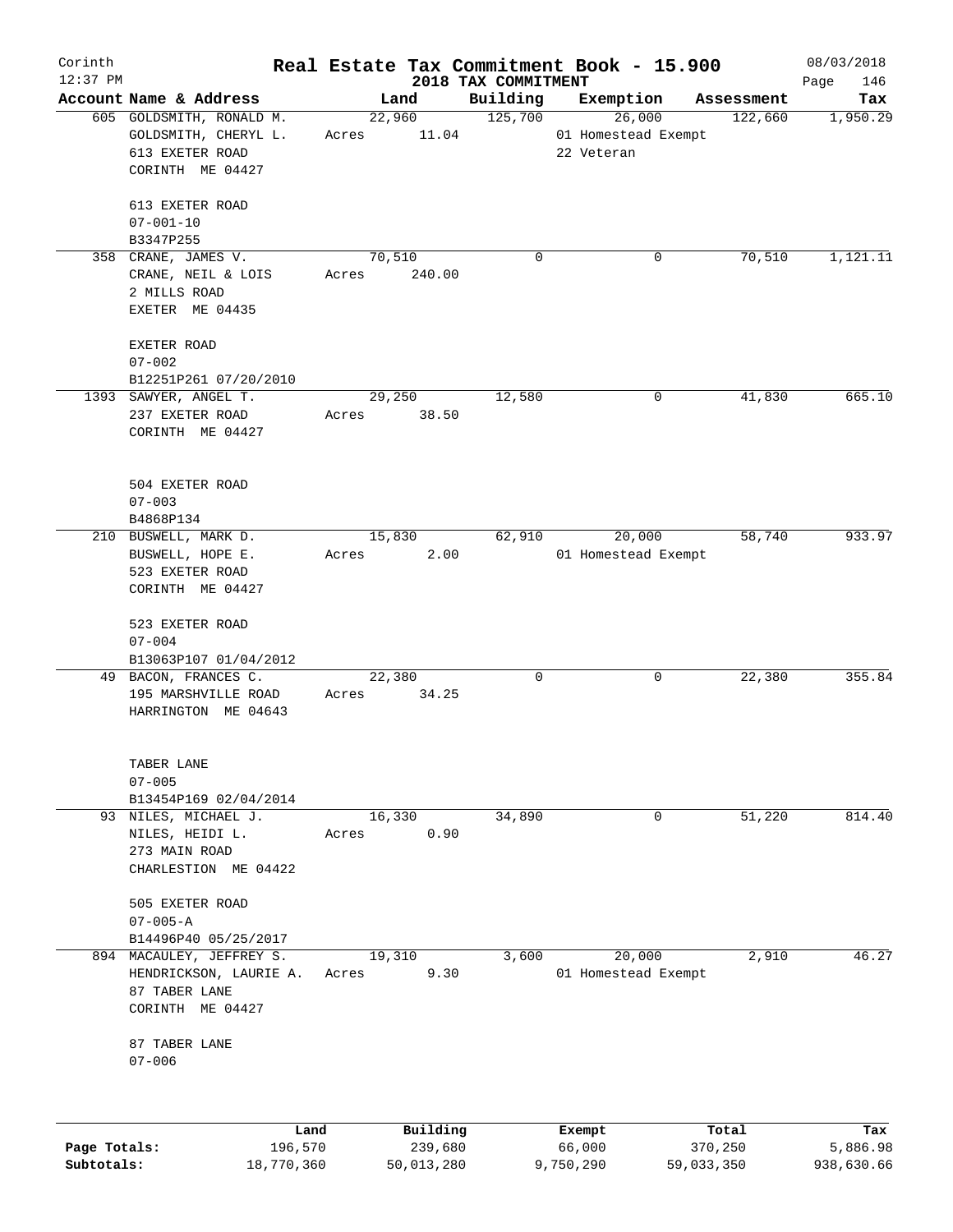Corinth 12:37 PM

# Real Estate Tax Commitment Book - 15.900

2018 TAX COMMITMENT

08/03/2018 Page 146

| Account Name & Address | Land | Building | Exemption | Assessment | Tax |
|---|---|---|---|---|---|
| 605 GOLDSMITH, RONALD M.<br>GOLDSMITH, CHERYL L.<br>613 EXETER ROAD<br>CORINTH ME 04427<br><br>613 EXETER ROAD<br>07-001-10<br>B3347P255 | 22,960<br>Acres 11.04 | 125,700 | 26,000<br>01 Homestead Exempt<br>22 Veteran | 122,660 | 1,950.29 |
| 358 CRANE, JAMES V.<br>CRANE, NEIL & LOIS<br>2 MILLS ROAD<br>EXETER ME 04435<br><br>EXETER ROAD<br>07-002<br>B12251P261 07/20/2010 | 70,510<br>Acres 240.00 | 0 | 0 | 70,510 | 1,121.11 |
| 1393 SAWYER, ANGEL T.<br>237 EXETER ROAD<br>CORINTH ME 04427<br><br>504 EXETER ROAD<br>07-003<br>B4868P134 | 29,250<br>Acres 38.50 | 12,580 | 0 | 41,830 | 665.10 |
| 210 BUSWELL, MARK D.<br>BUSWELL, HOPE E.<br>523 EXETER ROAD<br>CORINTH ME 04427<br><br>523 EXETER ROAD<br>07-004<br>B13063P107 01/04/2012 | 15,830<br>Acres 2.00 | 62,910 | 20,000<br>01 Homestead Exempt | 58,740 | 933.97 |
| 49 BACON, FRANCES C.<br>195 MARSHVILLE ROAD<br>HARRINGTON ME 04643<br><br>TABER LANE<br>07-005<br>B13454P169 02/04/2014 | 22,380<br>Acres 34.25 | 0 | 0 | 22,380 | 355.84 |
| 93 NILES, MICHAEL J.<br>NILES, HEIDI L.<br>273 MAIN ROAD<br>CHARLESTION ME 04422<br><br>505 EXETER ROAD<br>07-005-A<br>B14496P40 05/25/2017 | 16,330<br>Acres 0.90 | 34,890 | 0 | 51,220 | 814.40 |
| 894 MACAULEY, JEFFREY S.<br>HENDRICKSON, LAURIE A.<br>87 TABER LANE<br>CORINTH ME 04427<br><br>87 TABER LANE<br>07-006 | 19,310<br>Acres 9.30 | 3,600 | 20,000<br>01 Homestead Exempt | 2,910 | 46.27 |

| | Land | Building | Exempt | Total | Tax |
|---|---|---|---|---|---|
| Page Totals: | 196,570 | 239,680 | 66,000 | 370,250 | 5,886.98 |
| Subtotals: | 18,770,360 | 50,013,280 | 9,750,290 | 59,033,350 | 938,630.66 |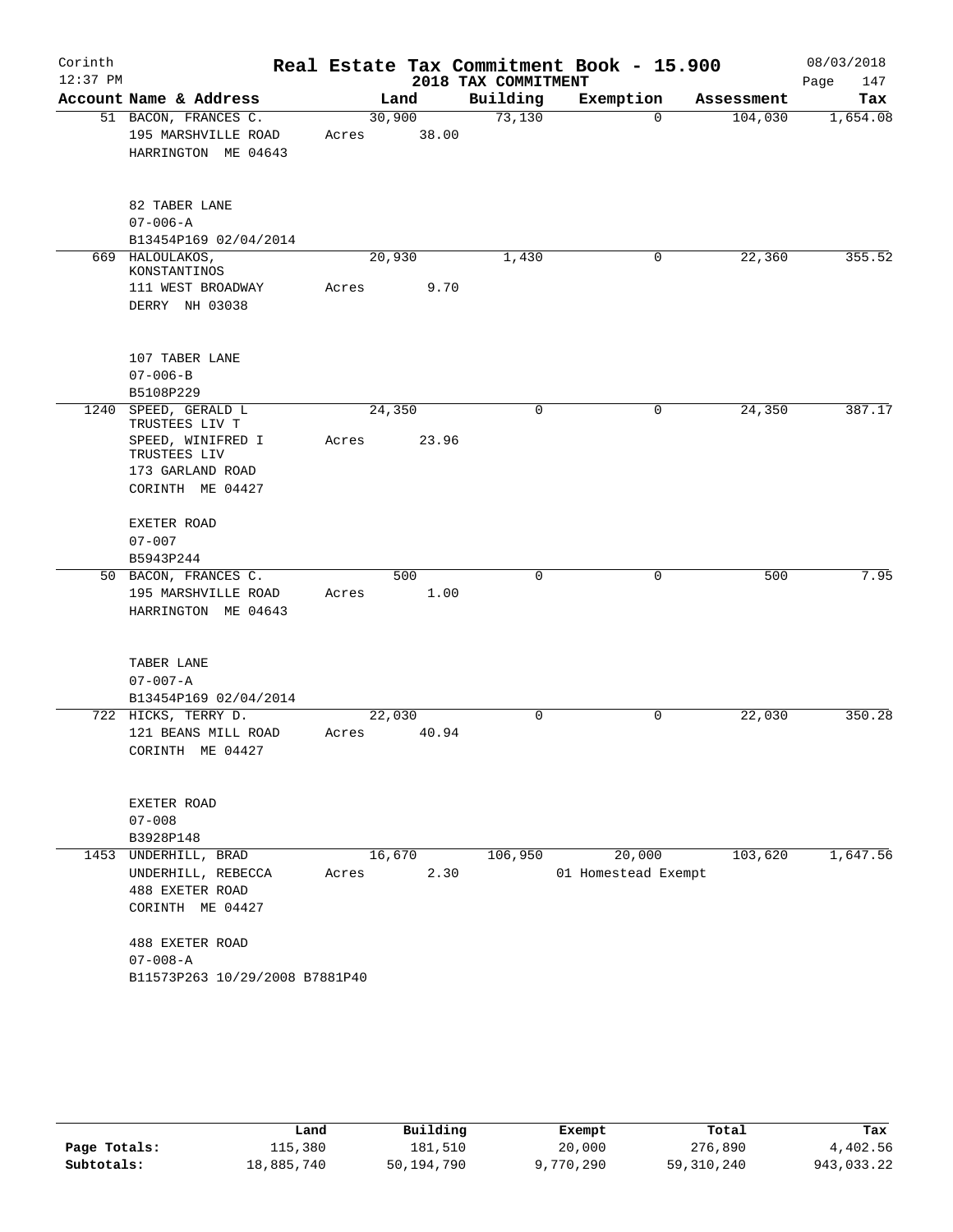Corinth 12:37 PM

# Real Estate Tax Commitment Book - 15.900

2018 TAX COMMITMENT

08/03/2018 Page 147

| Account | Name & Address | Land | Building | Exemption | Assessment | Tax |
|---|---|---|---|---|---|---|
| 51 | BACON, FRANCES C.<br>195 MARSHVILLE ROAD<br>HARRINGTON ME 04643<br><br>82 TABER LANE<br>07-006-A<br>B13454P169 02/04/2014 | 30,900<br>Acres 38.00 | 73,130 | 0 | 104,030 | 1,654.08 |
| 669 | HALOULAKOS, KONSTANTINOS<br>111 WEST BROADWAY<br>DERRY NH 03038<br><br>107 TABER LANE<br>07-006-B<br>B5108P229 | 20,930<br>Acres 9.70 | 1,430 | 0 | 22,360 | 355.52 |
| 1240 | SPEED, GERALD L TRUSTEES LIV T<br>SPEED, WINIFRED I TRUSTEES LIV<br>173 GARLAND ROAD<br>CORINTH ME 04427<br><br>EXETER ROAD<br>07-007<br>B5943P244 | 24,350<br>Acres 23.96 | 0 | 0 | 24,350 | 387.17 |
| 50 | BACON, FRANCES C.<br>195 MARSHVILLE ROAD<br>HARRINGTON ME 04643<br><br>TABER LANE<br>07-007-A<br>B13454P169 02/04/2014 | 500<br>Acres 1.00 | 0 | 0 | 500 | 7.95 |
| 722 | HICKS, TERRY D.<br>121 BEANS MILL ROAD<br>CORINTH ME 04427<br><br>EXETER ROAD<br>07-008<br>B3928P148 | 22,030<br>Acres 40.94 | 0 | 0 | 22,030 | 350.28 |
| 1453 | UNDERHILL, BRAD<br>UNDERHILL, REBECCA<br>488 EXETER ROAD<br>CORINTH ME 04427<br><br>488 EXETER ROAD<br>07-008-A<br>B11573P263 10/29/2008 B7881P40 | 16,670<br>Acres 2.30 | 106,950 | 20,000<br>01 Homestead Exempt | 103,620 | 1,647.56 |

| | Land | Building | Exempt | Total | Tax |
|---|---|---|---|---|---|
| Page Totals: | 115,380 | 181,510 | 20,000 | 276,890 | 4,402.56 |
| Subtotals: | 18,885,740 | 50,194,790 | 9,770,290 | 59,310,240 | 943,033.22 |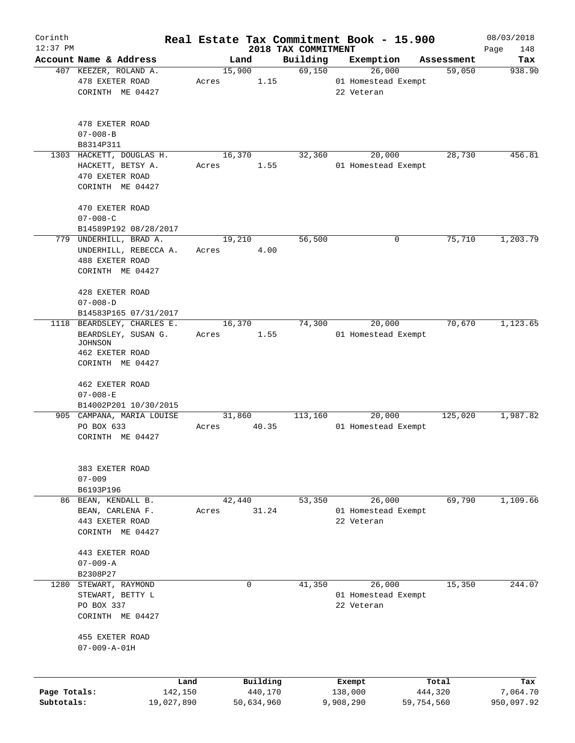Corinth 12:37 PM

# Real Estate Tax Commitment Book - 15.900

## 2018 TAX COMMITMENT

08/03/2018 Page 148

| Account Name & Address | Land | Building | Exemption | Assessment | Tax |
|---|---|---|---|---|---|
| 407 KEEZER, ROLAND A.<br>478 EXETER ROAD<br>CORINTH ME 04427<br><br>478 EXETER ROAD<br>07-008-B<br>B8314P311 | 15,900<br>Acres 1.15 | 69,150 | 26,000<br>01 Homestead Exempt<br>22 Veteran | 59,050 | 938.90 |
| 1303 HACKETT, DOUGLAS H.<br>HACKETT, BETSY A.<br>470 EXETER ROAD<br>CORINTH ME 04427<br><br>470 EXETER ROAD<br>07-008-C<br>B14589P192 08/28/2017 | 16,370<br>Acres 1.55 | 32,360 | 20,000<br>01 Homestead Exempt | 28,730 | 456.81 |
| 779 UNDERHILL, BRAD A.<br>UNDERHILL, REBECCA A.<br>488 EXETER ROAD<br>CORINTH ME 04427<br><br>428 EXETER ROAD<br>07-008-D<br>B14583P165 07/31/2017 | 19,210<br>Acres 4.00 | 56,500 | 0 | 75,710 | 1,203.79 |
| 1118 BEARDSLEY, CHARLES E.<br>BEARDSLEY, SUSAN G. JOHNSON<br>462 EXETER ROAD<br>CORINTH ME 04427<br><br>462 EXETER ROAD<br>07-008-E<br>B14002P201 10/30/2015 | 16,370<br>Acres 1.55 | 74,300 | 20,000<br>01 Homestead Exempt | 70,670 | 1,123.65 |
| 905 CAMPANA, MARIA LOUISE<br>PO BOX 633<br>CORINTH ME 04427<br><br>383 EXETER ROAD<br>07-009<br>B6193P196 | 31,860<br>Acres 40.35 | 113,160 | 20,000<br>01 Homestead Exempt | 125,020 | 1,987.82 |
| 86 BEAN, KENDALL B.<br>BEAN, CARLENA F.<br>443 EXETER ROAD<br>CORINTH ME 04427<br><br>443 EXETER ROAD<br>07-009-A<br>B2308P27 | 42,440<br>Acres 31.24 | 53,350 | 26,000<br>01 Homestead Exempt<br>22 Veteran | 69,790 | 1,109.66 |
| 1280 STEWART, RAYMOND<br>STEWART, BETTY L<br>PO BOX 337<br>CORINTH ME 04427<br><br>455 EXETER ROAD<br>07-009-A-01H | 0 | 41,350 | 26,000<br>01 Homestead Exempt<br>22 Veteran | 15,350 | 244.07 |

| | Land | Building | Exempt | Total | Tax |
|---|---|---|---|---|---|
| Page Totals: | 142,150 | 440,170 | 138,000 | 444,320 | 7,064.70 |
| Subtotals: | 19,027,890 | 50,634,960 | 9,908,290 | 59,754,560 | 950,097.92 |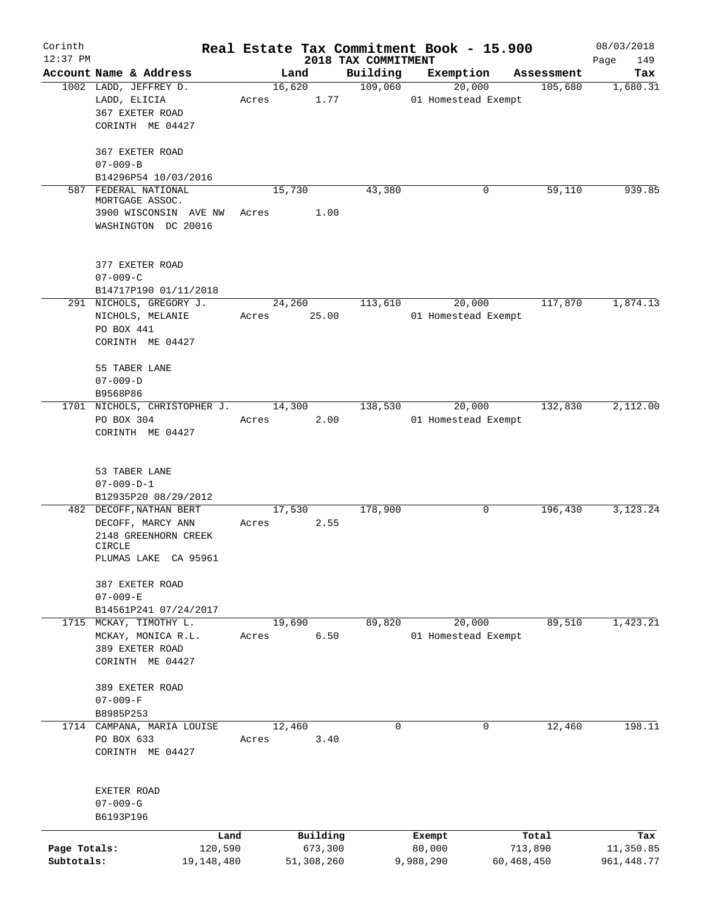Corinth 12:37 PM

# Real Estate Tax Commitment Book - 15.900

## 2018 TAX COMMITMENT

08/03/2018

| Account Name & Address | Land | Building | Exemption | Assessment | Tax |
|---|---|---|---|---|---|
| 1002 LADD, JEFFREY D.<br>LADD, ELICIA<br>367 EXETER ROAD<br>CORINTH ME 04427<br><br>367 EXETER ROAD<br>07-009-B<br>B14296P54 10/03/2016 | 16,620<br>Acres 1.77 | 109,060 | 20,000<br>01 Homestead Exempt | 105,680 | 1,680.31 |
| 587 FEDERAL NATIONAL MORTGAGE ASSOC.<br>3900 WISCONSIN AVE NW<br>WASHINGTON DC 20016<br><br>377 EXETER ROAD<br>07-009-C<br>B14717P190 01/11/2018 | 15,730<br>Acres 1.00 | 43,380 | 0 | 59,110 | 939.85 |
| 291 NICHOLS, GREGORY J.<br>NICHOLS, MELANIE<br>PO BOX 441<br>CORINTH ME 04427<br><br>55 TABER LANE<br>07-009-D<br>B9568P86 | 24,260<br>Acres 25.00 | 113,610 | 20,000<br>01 Homestead Exempt | 117,870 | 1,874.13 |
| 1701 NICHOLS, CHRISTOPHER J.<br>PO BOX 304<br>CORINTH ME 04427<br><br>53 TABER LANE<br>07-009-D-1<br>B12935P20 08/29/2012 | 14,300<br>Acres 2.00 | 138,530 | 20,000<br>01 Homestead Exempt | 132,830 | 2,112.00 |
| 482 DECOFF,NATHAN BERT<br>DECOFF, MARCY ANN<br>2148 GREENHORN CREEK CIRCLE<br>PLUMAS LAKE CA 95961<br><br>387 EXETER ROAD<br>07-009-E<br>B14561P241 07/24/2017 | 17,530<br>Acres 2.55 | 178,900 | 0 | 196,430 | 3,123.24 |
| 1715 MCKAY, TIMOTHY L.<br>MCKAY, MONICA R.L.<br>389 EXETER ROAD<br>CORINTH ME 04427<br><br>389 EXETER ROAD<br>07-009-F<br>B8985P253 | 19,690<br>Acres 6.50 | 89,820 | 20,000<br>01 Homestead Exempt | 89,510 | 1,423.21 |
| 1714 CAMPANA, MARIA LOUISE<br>PO BOX 633<br>CORINTH ME 04427<br><br>EXETER ROAD<br>07-009-G<br>B6193P196 | 12,460<br>Acres 3.40 | 0 | 0 | 12,460 | 198.11 |

| | Land | Building | Exempt | Total | Tax |
|---|---|---|---|---|---|
| Page Totals: | 120,590 | 673,300 | 80,000 | 713,890 | 11,350.85 |
| Subtotals: | 19,148,480 | 51,308,260 | 9,988,290 | 60,468,450 | 961,448.77 |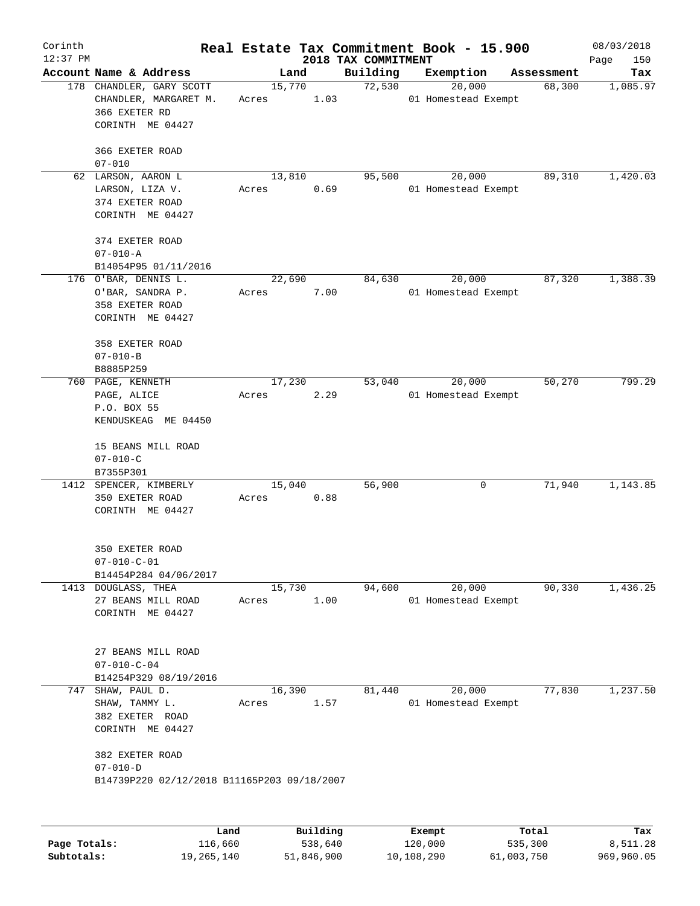# Real Estate Tax Commitment Book - 15.900

Corinth
12:37 PM

2018 TAX COMMITMENT

08/03/2018

| Account Name & Address | Land | Building | Exemption | Assessment | Tax |
|---|---|---|---|---|---|
| 178 CHANDLER, GARY SCOTT<br>CHANDLER, MARGARET M.<br>366 EXETER RD<br>CORINTH ME 04427<br><br>366 EXETER ROAD<br>07-010 | 15,770<br>Acres 1.03 | 72,530 | 20,000<br>01 Homestead Exempt | 68,300 | 1,085.97 |
| 62 LARSON, AARON L<br>LARSON, LIZA V.<br>374 EXETER ROAD<br>CORINTH ME 04427<br><br>374 EXETER ROAD<br>07-010-A<br>B14054P95 01/11/2016 | 13,810<br>Acres 0.69 | 95,500 | 20,000<br>01 Homestead Exempt | 89,310 | 1,420.03 |
| 176 O'BAR, DENNIS L.<br>O'BAR, SANDRA P.<br>358 EXETER ROAD<br>CORINTH ME 04427<br><br>358 EXETER ROAD<br>07-010-B<br>B8885P259 | 22,690<br>Acres 7.00 | 84,630 | 20,000<br>01 Homestead Exempt | 87,320 | 1,388.39 |
| 760 PAGE, KENNETH<br>PAGE, ALICE<br>P.O. BOX 55<br>KENDUSKEAG ME 04450<br><br>15 BEANS MILL ROAD<br>07-010-C<br>B7355P301 | 17,230<br>Acres 2.29 | 53,040 | 20,000<br>01 Homestead Exempt | 50,270 | 799.29 |
| 1412 SPENCER, KIMBERLY<br>350 EXETER ROAD<br>CORINTH ME 04427<br><br>350 EXETER ROAD<br>07-010-C-01<br>B14454P284 04/06/2017 | 15,040<br>Acres 0.88 | 56,900 | 0 | 71,940 | 1,143.85 |
| 1413 DOUGLASS, THEA<br>27 BEANS MILL ROAD<br>CORINTH ME 04427<br><br>27 BEANS MILL ROAD<br>07-010-C-04<br>B14254P329 08/19/2016 | 15,730<br>Acres 1.00 | 94,600 | 20,000<br>01 Homestead Exempt | 90,330 | 1,436.25 |
| 747 SHAW, PAUL D.<br>SHAW, TAMMY L.<br>382 EXETER ROAD<br>CORINTH ME 04427<br><br>382 EXETER ROAD<br>07-010-D<br>B14739P220 02/12/2018 B11165P203 09/18/2007 | 16,390<br>Acres 1.57 | 81,440 | 20,000<br>01 Homestead Exempt | 77,830 | 1,237.50 |

| | Land | Building | Exempt | Total | Tax |
|---|---|---|---|---|---|
| Page Totals: | 116,660 | 538,640 | 120,000 | 535,300 | 8,511.28 |
| Subtotals: | 19,265,140 | 51,846,900 | 10,108,290 | 61,003,750 | 969,960.05 |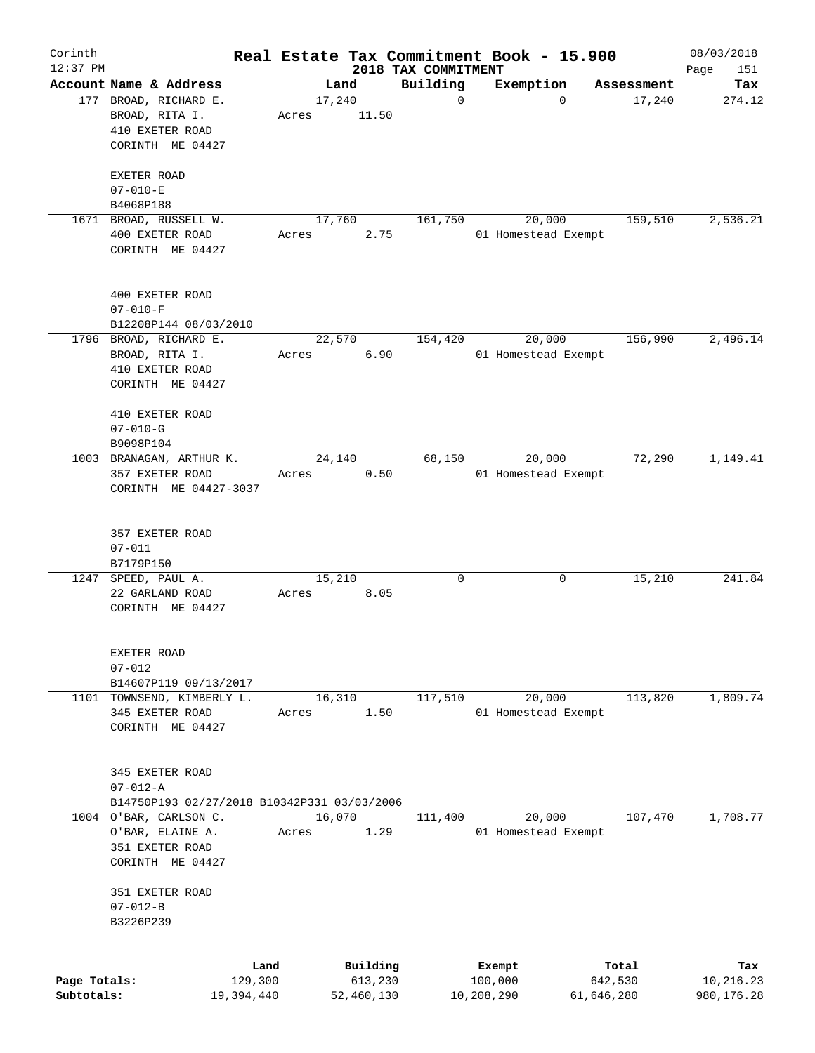Corinth 12:37 PM

# Real Estate Tax Commitment Book - 15.900

## 2018 TAX COMMITMENT

08/03/2018

| Account | Name & Address | Land | Building | Exemption | Assessment | Tax |
|---|---|---|---|---|---|---|
| 177 | BROAD, RICHARD E.<br>BROAD, RITA I.<br>410 EXETER ROAD<br>CORINTH ME 04427<br><br>EXETER ROAD<br>07-010-E<br>B4068P188 | 17,240<br>Acres 11.50 | 0 | 0 | 17,240 | 274.12 |
| 1671 | BROAD, RUSSELL W.<br>400 EXETER ROAD<br>CORINTH ME 04427<br><br>400 EXETER ROAD<br>07-010-F<br>B12208P144 08/03/2010 | 17,760<br>Acres 2.75 | 161,750 | 20,000<br>01 Homestead Exempt | 159,510 | 2,536.21 |
| 1796 | BROAD, RICHARD E.<br>BROAD, RITA I.<br>410 EXETER ROAD<br>CORINTH ME 04427<br><br>410 EXETER ROAD<br>07-010-G<br>B9098P104 | 22,570<br>Acres 6.90 | 154,420 | 20,000<br>01 Homestead Exempt | 156,990 | 2,496.14 |
| 1003 | BRANAGAN, ARTHUR K.<br>357 EXETER ROAD<br>CORINTH ME 04427-3037<br><br>357 EXETER ROAD<br>07-011<br>B7179P150 | 24,140<br>Acres 0.50 | 68,150 | 20,000<br>01 Homestead Exempt | 72,290 | 1,149.41 |
| 1247 | SPEED, PAUL A.<br>22 GARLAND ROAD<br>CORINTH ME 04427<br><br>EXETER ROAD<br>07-012<br>B14607P119 09/13/2017 | 15,210<br>Acres 8.05 | 0 | 0 | 15,210 | 241.84 |
| 1101 | TOWNSEND, KIMBERLY L.<br>345 EXETER ROAD<br>CORINTH ME 04427<br><br>345 EXETER ROAD<br>07-012-A<br>B14750P193 02/27/2018 B10342P331 03/03/2006 | 16,310<br>Acres 1.50 | 117,510 | 20,000<br>01 Homestead Exempt | 113,820 | 1,809.74 |
| 1004 | O'BAR, CARLSON C.<br>O'BAR, ELAINE A.<br>351 EXETER ROAD<br>CORINTH ME 04427<br><br>351 EXETER ROAD<br>07-012-B<br>B3226P239 | 16,070<br>Acres 1.29 | 111,400 | 20,000<br>01 Homestead Exempt | 107,470 | 1,708.77 |

| | Land | Building | Exempt | Total | Tax |
|---|---|---|---|---|---|
| Page Totals: | 129,300 | 613,230 | 100,000 | 642,530 | 10,216.23 |
| Subtotals: | 19,394,440 | 52,460,130 | 10,208,290 | 61,646,280 | 980,176.28 |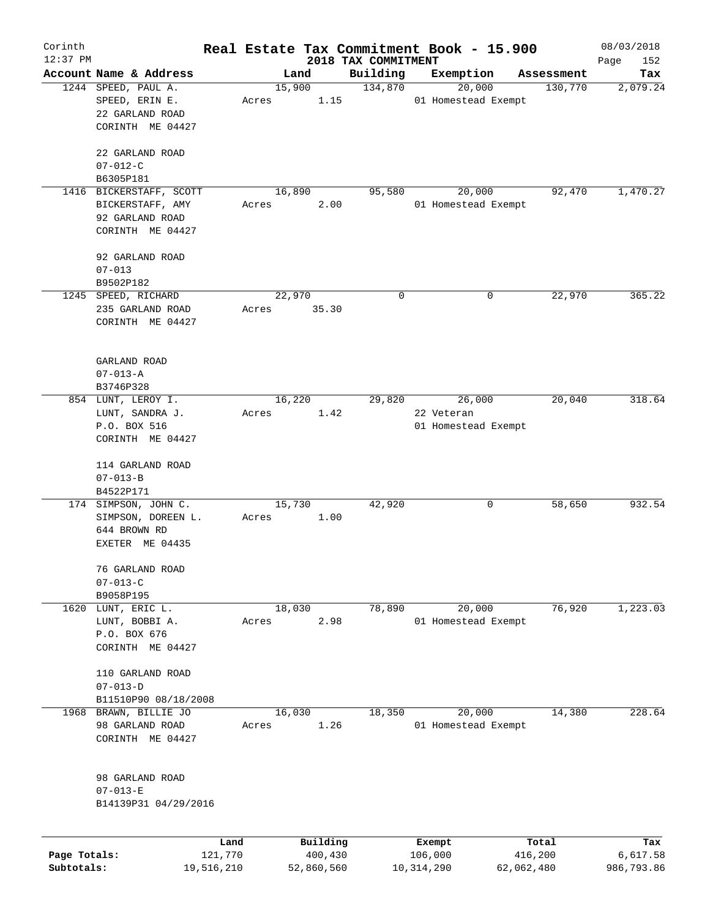# Real Estate Tax Commitment Book - 15.900

Corinth
12:37 PM

2018 TAX COMMITMENT

08/03/2018

| Account Name & Address | Land | Building | Exemption | Assessment | Tax |
|---|---|---|---|---|---|
| 1244 SPEED, PAUL A.<br>SPEED, ERIN E.<br>22 GARLAND ROAD<br>CORINTH ME 04427<br><br>22 GARLAND ROAD<br>07-012-C<br>B6305P181 | 15,900<br>Acres 1.15 | 134,870 | 20,000<br>01 Homestead Exempt | 130,770 | 2,079.24 |
| 1416 BICKERSTAFF, SCOTT<br>BICKERSTAFF, AMY<br>92 GARLAND ROAD<br>CORINTH ME 04427<br><br>92 GARLAND ROAD<br>07-013<br>B9502P182 | 16,890<br>Acres 2.00 | 95,580 | 20,000<br>01 Homestead Exempt | 92,470 | 1,470.27 |
| 1245 SPEED, RICHARD<br>235 GARLAND ROAD<br>CORINTH ME 04427<br><br>GARLAND ROAD<br>07-013-A<br>B3746P328 | 22,970<br>Acres 35.30 | 0 | 0 | 22,970 | 365.22 |
| 854 LUNT, LEROY I.<br>LUNT, SANDRA J.<br>P.O. BOX 516<br>CORINTH ME 04427<br><br>114 GARLAND ROAD<br>07-013-B<br>B4522P171 | 16,220<br>Acres 1.42 | 29,820 | 26,000<br>22 Veteran<br>01 Homestead Exempt | 20,040 | 318.64 |
| 174 SIMPSON, JOHN C.<br>SIMPSON, DOREEN L.<br>644 BROWN RD<br>EXETER ME 04435<br><br>76 GARLAND ROAD<br>07-013-C<br>B9058P195 | 15,730<br>Acres 1.00 | 42,920 | 0 | 58,650 | 932.54 |
| 1620 LUNT, ERIC L.<br>LUNT, BOBBI A.<br>P.O. BOX 676<br>CORINTH ME 04427<br><br>110 GARLAND ROAD<br>07-013-D<br>B11510P90 08/18/2008 | 18,030<br>Acres 2.98 | 78,890 | 20,000<br>01 Homestead Exempt | 76,920 | 1,223.03 |
| 1968 BRAWN, BILLIE JO<br>98 GARLAND ROAD<br>CORINTH ME 04427<br><br>98 GARLAND ROAD<br>07-013-E<br>B14139P31 04/29/2016 | 16,030<br>Acres 1.26 | 18,350 | 20,000<br>01 Homestead Exempt | 14,380 | 228.64 |

| | Land | Building | Exempt | Total | Tax |
|---|---|---|---|---|---|
| Page Totals: | 121,770 | 400,430 | 106,000 | 416,200 | 6,617.58 |
| Subtotals: | 19,516,210 | 52,860,560 | 10,314,290 | 62,062,480 | 986,793.86 |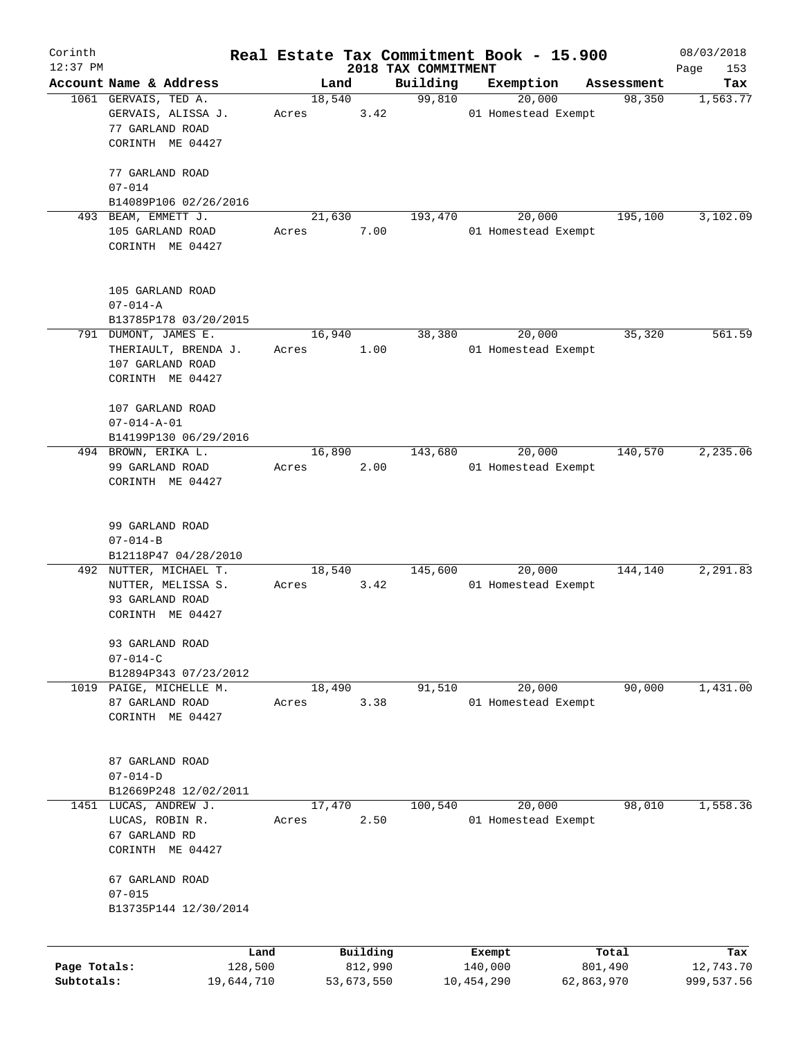# Real Estate Tax Commitment Book - 15.900

Corinth 12:37 PM — 2018 TAX COMMITMENT — 08/03/2018

| Account Name & Address | Land | Building | Exemption | Assessment | Tax |
|---|---|---|---|---|---|
| 1061 GERVAIS, TED A.<br>GERVAIS, ALISSA J.<br>77 GARLAND ROAD<br>CORINTH ME 04427<br><br>77 GARLAND ROAD<br>07-014<br>B14089P106 02/26/2016 | 18,540<br>Acres 3.42 | 99,810 | 20,000<br>01 Homestead Exempt | 98,350 | 1,563.77 |
| 493 BEAM, EMMETT J.<br>105 GARLAND ROAD<br>CORINTH ME 04427<br><br>105 GARLAND ROAD<br>07-014-A<br>B13785P178 03/20/2015 | 21,630<br>Acres 7.00 | 193,470 | 20,000<br>01 Homestead Exempt | 195,100 | 3,102.09 |
| 791 DUMONT, JAMES E.<br>THERIAULT, BRENDA J.<br>107 GARLAND ROAD<br>CORINTH ME 04427<br><br>107 GARLAND ROAD<br>07-014-A-01<br>B14199P130 06/29/2016 | 16,940<br>Acres 1.00 | 38,380 | 20,000<br>01 Homestead Exempt | 35,320 | 561.59 |
| 494 BROWN, ERIKA L.<br>99 GARLAND ROAD<br>CORINTH ME 04427<br><br>99 GARLAND ROAD<br>07-014-B<br>B12118P47 04/28/2010 | 16,890<br>Acres 2.00 | 143,680 | 20,000<br>01 Homestead Exempt | 140,570 | 2,235.06 |
| 492 NUTTER, MICHAEL T.<br>NUTTER, MELISSA S.<br>93 GARLAND ROAD<br>CORINTH ME 04427<br><br>93 GARLAND ROAD<br>07-014-C<br>B12894P343 07/23/2012 | 18,540<br>Acres 3.42 | 145,600 | 20,000<br>01 Homestead Exempt | 144,140 | 2,291.83 |
| 1019 PAIGE, MICHELLE M.<br>87 GARLAND ROAD<br>CORINTH ME 04427<br><br>87 GARLAND ROAD<br>07-014-D<br>B12669P248 12/02/2011 | 18,490<br>Acres 3.38 | 91,510 | 20,000<br>01 Homestead Exempt | 90,000 | 1,431.00 |
| 1451 LUCAS, ANDREW J.<br>LUCAS, ROBIN R.<br>67 GARLAND RD<br>CORINTH ME 04427<br><br>67 GARLAND ROAD<br>07-015<br>B13735P144 12/30/2014 | 17,470<br>Acres 2.50 | 100,540 | 20,000<br>01 Homestead Exempt | 98,010 | 1,558.36 |

| | Land | Building | Exempt | Total | Tax |
|---|---|---|---|---|---|
| Page Totals: | 128,500 | 812,990 | 140,000 | 801,490 | 12,743.70 |
| Subtotals: | 19,644,710 | 53,673,550 | 10,454,290 | 62,863,970 | 999,537.56 |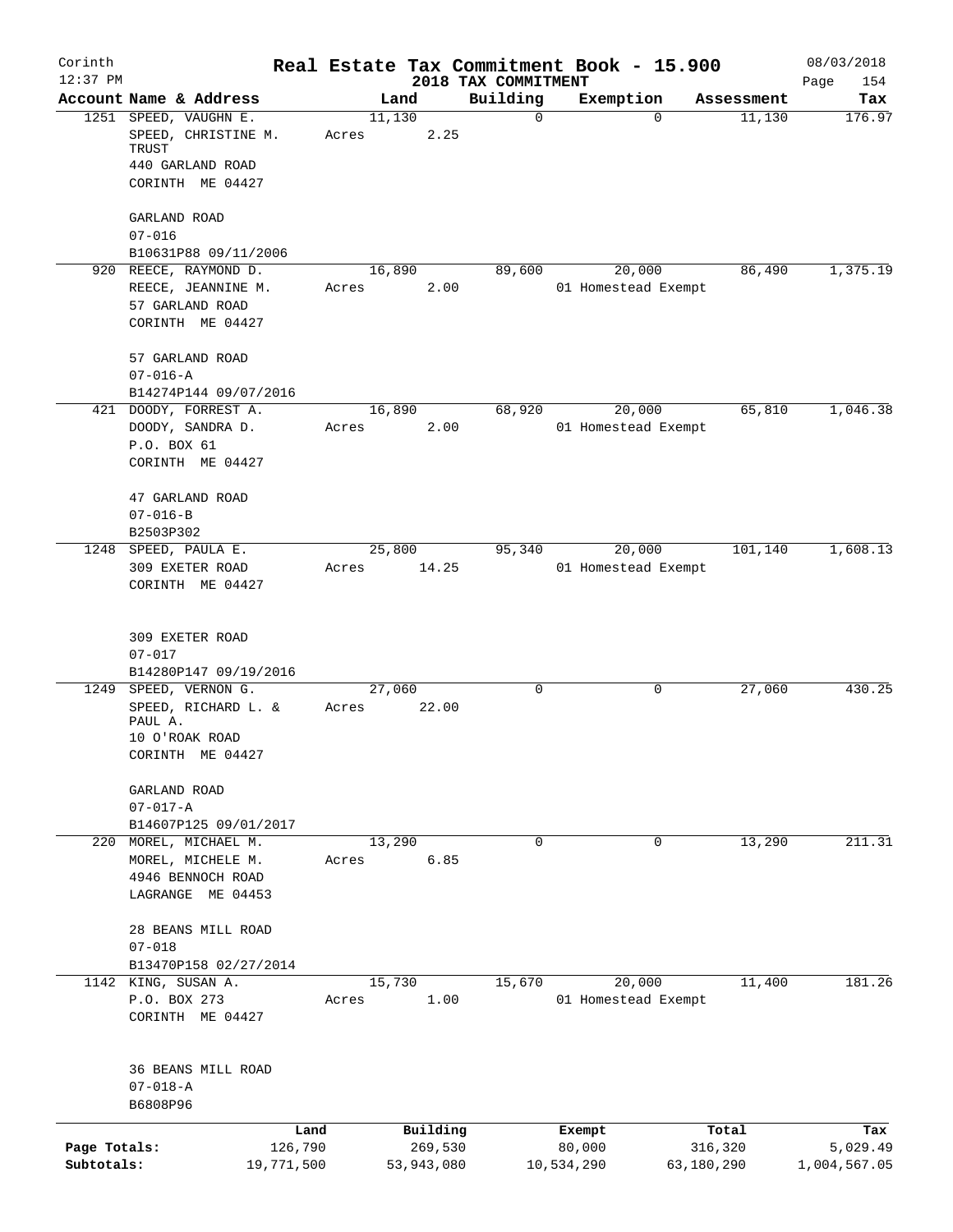Corinth 12:37 PM

# Real Estate Tax Commitment Book - 15.900

## 2018 TAX COMMITMENT

08/03/2018

| Account Name & Address | Land | Building | Exemption | Assessment | Tax |
|---|---|---|---|---|---|
| 1251 SPEED, VAUGHN E.<br>SPEED, CHRISTINE M. TRUST<br>440 GARLAND ROAD<br>CORINTH ME 04427<br><br>GARLAND ROAD<br>07-016<br>B10631P88 09/11/2006 | 11,130<br>Acres 2.25 | 0 | 0 | 11,130 | 176.97 |
| 920 REECE, RAYMOND D.<br>REECE, JEANNINE M.<br>57 GARLAND ROAD<br>CORINTH ME 04427<br><br>57 GARLAND ROAD<br>07-016-A<br>B14274P144 09/07/2016 | 16,890<br>Acres 2.00 | 89,600 | 20,000<br>01 Homestead Exempt | 86,490 | 1,375.19 |
| 421 DOODY, FORREST A.<br>DOODY, SANDRA D.<br>P.O. BOX 61<br>CORINTH ME 04427<br><br>47 GARLAND ROAD<br>07-016-B<br>B2503P302 | 16,890<br>Acres 2.00 | 68,920 | 20,000<br>01 Homestead Exempt | 65,810 | 1,046.38 |
| 1248 SPEED, PAULA E.<br>309 EXETER ROAD<br>CORINTH ME 04427<br><br>309 EXETER ROAD<br>07-017<br>B14280P147 09/19/2016 | 25,800<br>Acres 14.25 | 95,340 | 20,000<br>01 Homestead Exempt | 101,140 | 1,608.13 |
| 1249 SPEED, VERNON G.<br>SPEED, RICHARD L. & PAUL A.<br>10 O'ROAK ROAD<br>CORINTH ME 04427<br><br>GARLAND ROAD<br>07-017-A<br>B14607P125 09/01/2017 | 27,060<br>Acres 22.00 | 0 | 0 | 27,060 | 430.25 |
| 220 MOREL, MICHAEL M.<br>MOREL, MICHELE M.<br>4946 BENNOCH ROAD<br>LAGRANGE ME 04453<br><br>28 BEANS MILL ROAD<br>07-018<br>B13470P158 02/27/2014 | 13,290<br>Acres 6.85 | 0 | 0 | 13,290 | 211.31 |
| 1142 KING, SUSAN A.<br>P.O. BOX 273<br>CORINTH ME 04427<br><br>36 BEANS MILL ROAD<br>07-018-A<br>B6808P96 | 15,730<br>Acres 1.00 | 15,670 | 20,000<br>01 Homestead Exempt | 11,400 | 181.26 |

| | Land | Building | Exempt | Total | Tax |
|---|---|---|---|---|---|
| Page Totals: | 126,790 | 269,530 | 80,000 | 316,320 | 5,029.49 |
| Subtotals: | 19,771,500 | 53,943,080 | 10,534,290 | 63,180,290 | 1,004,567.05 |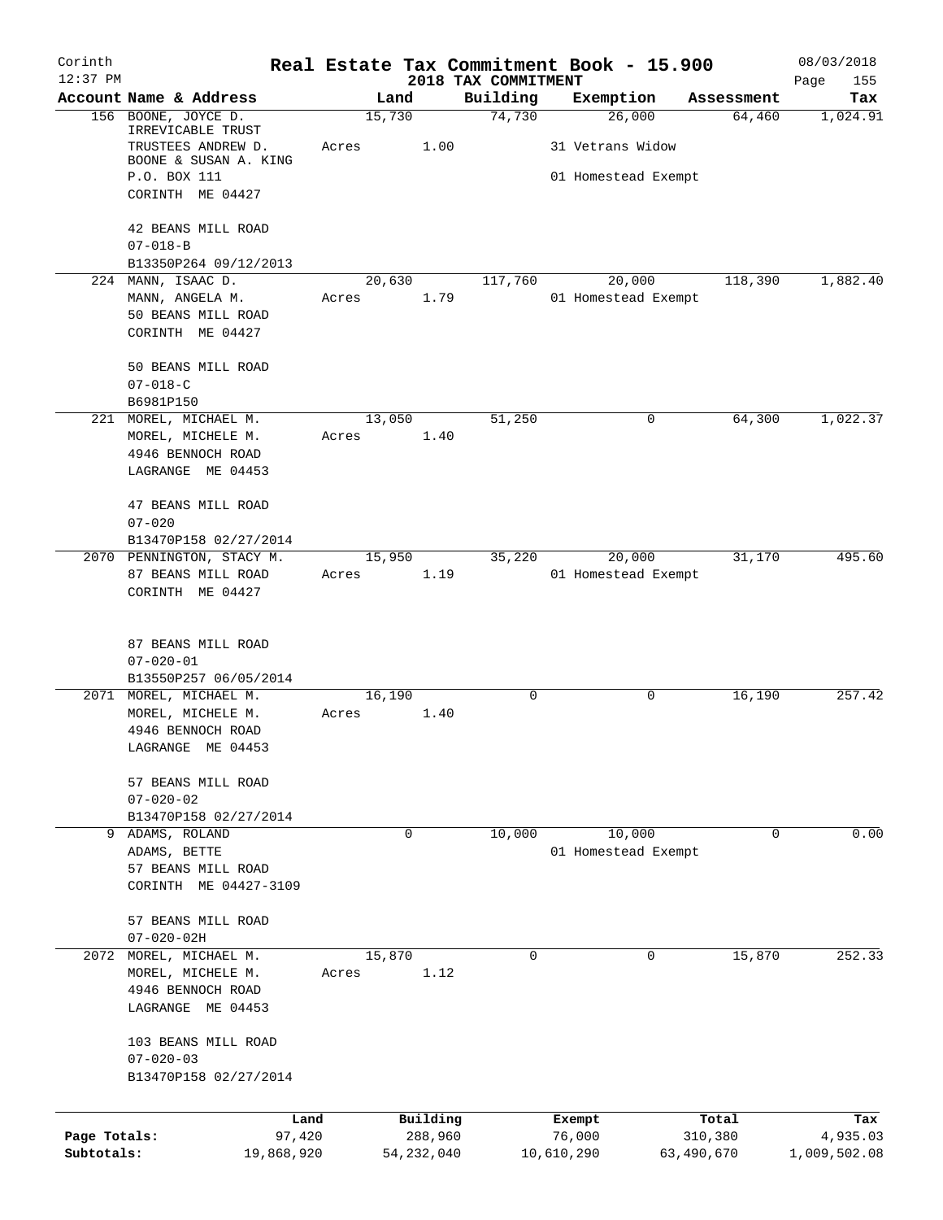# Real Estate Tax Commitment Book - 15.900

Corinth 12:37 PM — 2018 TAX COMMITMENT — 08/03/2018

| Account Name & Address | Land | Building | Exemption | Assessment | Tax |
|---|---|---|---|---|---|
| 156 BOONE, JOYCE D. IRREVICABLE TRUST TRUSTEES ANDREW D. BOONE & SUSAN A. KING P.O. BOX 111 CORINTH ME 04427<br>42 BEANS MILL ROAD<br>07-018-B<br>B13350P264 09/12/2013 | 15,730<br>Acres 1.00 | 74,730 | 26,000<br>31 Vetrans Widow<br>01 Homestead Exempt | 64,460 | 1,024.91 |
| 224 MANN, ISAAC D. MANN, ANGELA M. 50 BEANS MILL ROAD CORINTH ME 04427<br>50 BEANS MILL ROAD<br>07-018-C<br>B6981P150 | 20,630<br>Acres 1.79 | 117,760 | 20,000<br>01 Homestead Exempt | 118,390 | 1,882.40 |
| 221 MOREL, MICHAEL M. MOREL, MICHELE M. 4946 BENNOCH ROAD LAGRANGE ME 04453<br>47 BEANS MILL ROAD<br>07-020<br>B13470P158 02/27/2014 | 13,050<br>Acres 1.40 | 51,250 | 0 | 64,300 | 1,022.37 |
| 2070 PENNINGTON, STACY M. 87 BEANS MILL ROAD CORINTH ME 04427<br>87 BEANS MILL ROAD<br>07-020-01<br>B13550P257 06/05/2014 | 15,950<br>Acres 1.19 | 35,220 | 20,000<br>01 Homestead Exempt | 31,170 | 495.60 |
| 2071 MOREL, MICHAEL M. MOREL, MICHELE M. 4946 BENNOCH ROAD LAGRANGE ME 04453<br>57 BEANS MILL ROAD<br>07-020-02<br>B13470P158 02/27/2014 | 16,190<br>Acres 1.40 | 0 | 0 | 16,190 | 257.42 |
| 9 ADAMS, ROLAND ADAMS, BETTE 57 BEANS MILL ROAD CORINTH ME 04427-3109<br>57 BEANS MILL ROAD<br>07-020-02H | 0 | 10,000 | 10,000<br>01 Homestead Exempt | 0 | 0.00 |
| 2072 MOREL, MICHAEL M. MOREL, MICHELE M. 4946 BENNOCH ROAD LAGRANGE ME 04453<br>103 BEANS MILL ROAD<br>07-020-03<br>B13470P158 02/27/2014 | 15,870<br>Acres 1.12 | 0 | 0 | 15,870 | 252.33 |

| | Land | Building | Exempt | Total | Tax |
|---|---|---|---|---|---|
| Page Totals: | 97,420 | 288,960 | 76,000 | 310,380 | 4,935.03 |
| Subtotals: | 19,868,920 | 54,232,040 | 10,610,290 | 63,490,670 | 1,009,502.08 |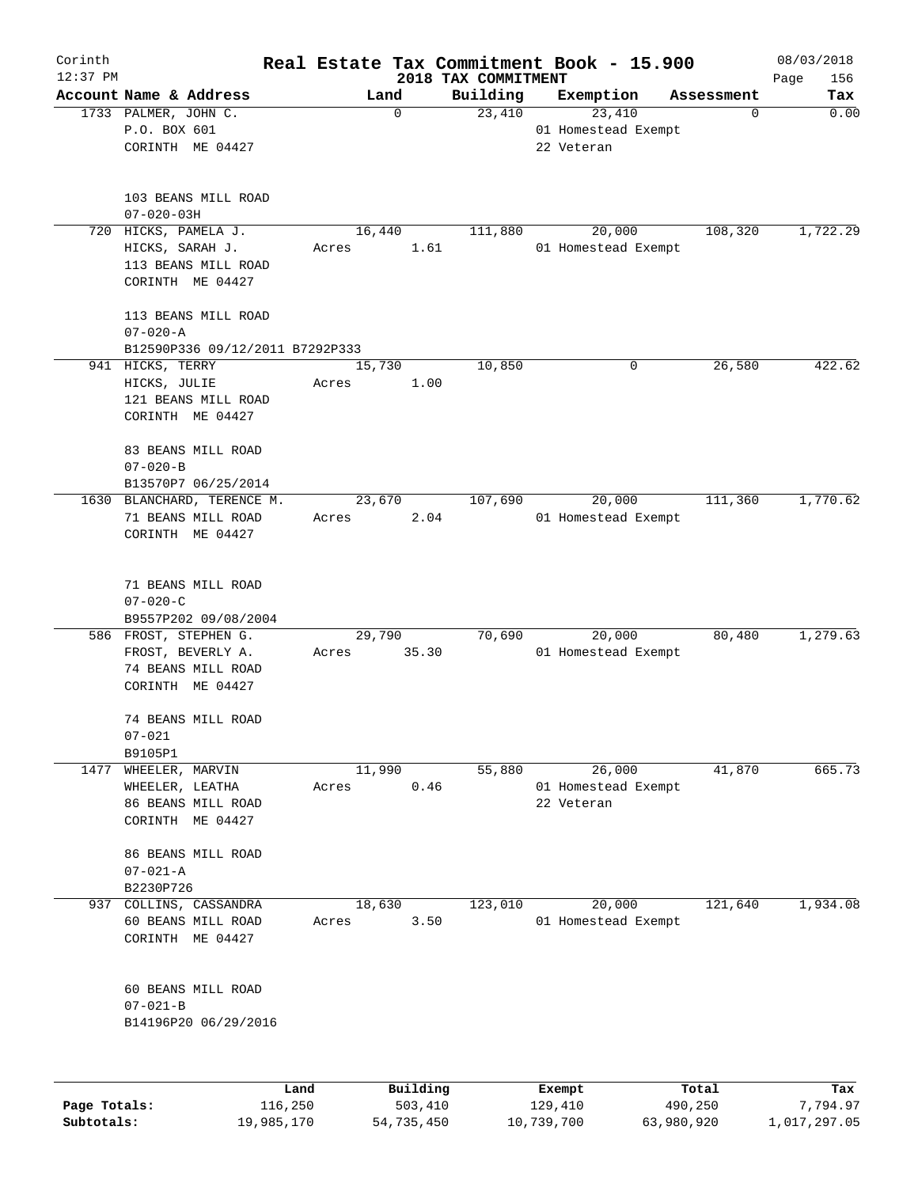# Real Estate Tax Commitment Book - 15.900

Corinth 12:37 PM — 2018 TAX COMMITMENT — 08/03/2018

| Account | Name & Address | Land | Building | Exemption | Assessment | Tax |
|---|---|---|---|---|---|---|
| 1733 | PALMER, JOHN C.<br>P.O. BOX 601<br>CORINTH ME 04427<br><br>103 BEANS MILL ROAD<br>07-020-03H | 0 | 23,410 | 23,410<br>01 Homestead Exempt<br>22 Veteran | 0 | 0.00 |
| 720 | HICKS, PAMELA J.<br>HICKS, SARAH J.<br>113 BEANS MILL ROAD<br>CORINTH ME 04427<br><br>113 BEANS MILL ROAD<br>07-020-A<br>B12590P336 09/12/2011 B7292P333 | 16,440<br>Acres 1.61 | 111,880 | 20,000<br>01 Homestead Exempt | 108,320 | 1,722.29 |
| 941 | HICKS, TERRY<br>HICKS, JULIE<br>121 BEANS MILL ROAD<br>CORINTH ME 04427<br><br>83 BEANS MILL ROAD<br>07-020-B<br>B13570P7 06/25/2014 | 15,730<br>Acres 1.00 | 10,850 | 0 | 26,580 | 422.62 |
| 1630 | BLANCHARD, TERENCE M.<br>71 BEANS MILL ROAD<br>CORINTH ME 04427<br><br>71 BEANS MILL ROAD<br>07-020-C<br>B9557P202 09/08/2004 | 23,670<br>Acres 2.04 | 107,690 | 20,000<br>01 Homestead Exempt | 111,360 | 1,770.62 |
| 586 | FROST, STEPHEN G.<br>FROST, BEVERLY A.<br>74 BEANS MILL ROAD<br>CORINTH ME 04427<br><br>74 BEANS MILL ROAD<br>07-021<br>B9105P1 | 29,790<br>Acres 35.30 | 70,690 | 20,000<br>01 Homestead Exempt | 80,480 | 1,279.63 |
| 1477 | WHEELER, MARVIN<br>WHEELER, LEATHA<br>86 BEANS MILL ROAD<br>CORINTH ME 04427<br><br>86 BEANS MILL ROAD<br>07-021-A<br>B2230P726 | 11,990<br>Acres 0.46 | 55,880 | 26,000<br>01 Homestead Exempt<br>22 Veteran | 41,870 | 665.73 |
| 937 | COLLINS, CASSANDRA<br>60 BEANS MILL ROAD<br>CORINTH ME 04427<br><br>60 BEANS MILL ROAD<br>07-021-B<br>B14196P20 06/29/2016 | 18,630<br>Acres 3.50 | 123,010 | 20,000<br>01 Homestead Exempt | 121,640 | 1,934.08 |

| | Land | Building | Exempt | Total | Tax |
|---|---|---|---|---|---|
| Page Totals: | 116,250 | 503,410 | 129,410 | 490,250 | 7,794.97 |
| Subtotals: | 19,985,170 | 54,735,450 | 10,739,700 | 63,980,920 | 1,017,297.05 |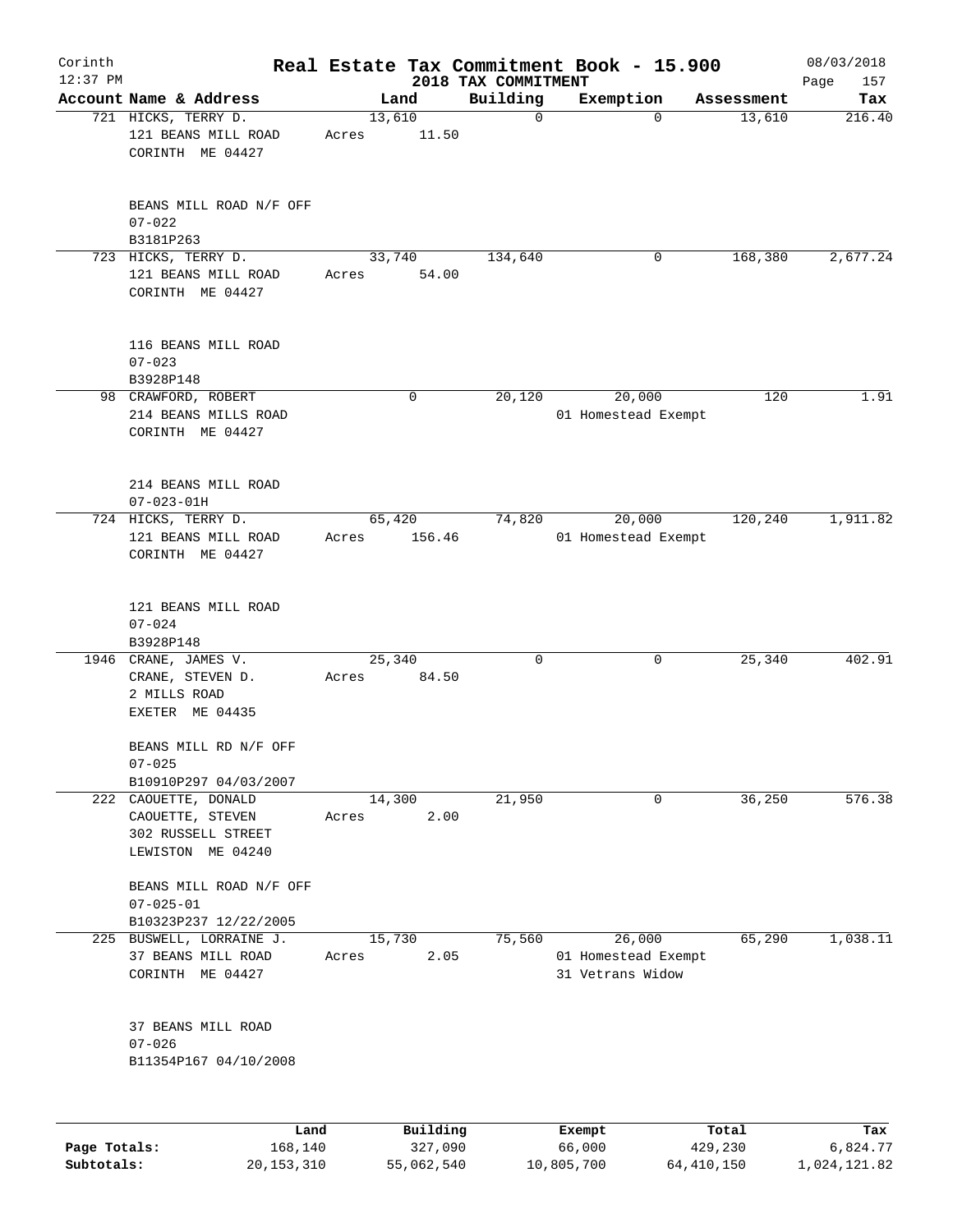Corinth
12:37 PM

# Real Estate Tax Commitment Book - 15.900

## 2018 TAX COMMITMENT

08/03/2018

| Account Name & Address | Land | Building | Exemption | Assessment | Tax |
|---|---|---|---|---|---|
| 721 HICKS, TERRY D.<br>121 BEANS MILL ROAD<br>CORINTH ME 04427<br><br>BEANS MILL ROAD N/F OFF<br>07-022<br>B3181P263 | 13,610<br>Acres 11.50 | 0 | 0 | 13,610 | 216.40 |
| 723 HICKS, TERRY D.<br>121 BEANS MILL ROAD<br>CORINTH ME 04427<br><br>116 BEANS MILL ROAD<br>07-023<br>B3928P148 | 33,740<br>Acres 54.00 | 134,640 | 0 | 168,380 | 2,677.24 |
| 98 CRAWFORD, ROBERT<br>214 BEANS MILLS ROAD<br>CORINTH ME 04427<br><br>214 BEANS MILL ROAD<br>07-023-01H | 0 | 20,120 | 20,000<br>01 Homestead Exempt | 120 | 1.91 |
| 724 HICKS, TERRY D.<br>121 BEANS MILL ROAD<br>CORINTH ME 04427<br><br>121 BEANS MILL ROAD<br>07-024<br>B3928P148 | 65,420<br>Acres 156.46 | 74,820 | 20,000<br>01 Homestead Exempt | 120,240 | 1,911.82 |
| 1946 CRANE, JAMES V.<br>CRANE, STEVEN D.<br>2 MILLS ROAD<br>EXETER ME 04435<br><br>BEANS MILL RD N/F OFF<br>07-025<br>B10910P297 04/03/2007 | 25,340<br>Acres 84.50 | 0 | 0 | 25,340 | 402.91 |
| 222 CAOUETTE, DONALD<br>CAOUETTE, STEVEN<br>302 RUSSELL STREET<br>LEWISTON ME 04240<br><br>BEANS MILL ROAD N/F OFF<br>07-025-01<br>B10323P237 12/22/2005 | 14,300<br>Acres 2.00 | 21,950 | 0 | 36,250 | 576.38 |
| 225 BUSWELL, LORRAINE J.<br>37 BEANS MILL ROAD<br>CORINTH ME 04427<br><br>37 BEANS MILL ROAD<br>07-026<br>B11354P167 04/10/2008 | 15,730<br>Acres 2.05 | 75,560 | 26,000<br>01 Homestead Exempt<br>31 Vetrans Widow | 65,290 | 1,038.11 |

| | Land | Building | Exempt | Total | Tax |
|---|---|---|---|---|---|
| Page Totals: | 168,140 | 327,090 | 66,000 | 429,230 | 6,824.77 |
| Subtotals: | 20,153,310 | 55,062,540 | 10,805,700 | 64,410,150 | 1,024,121.82 |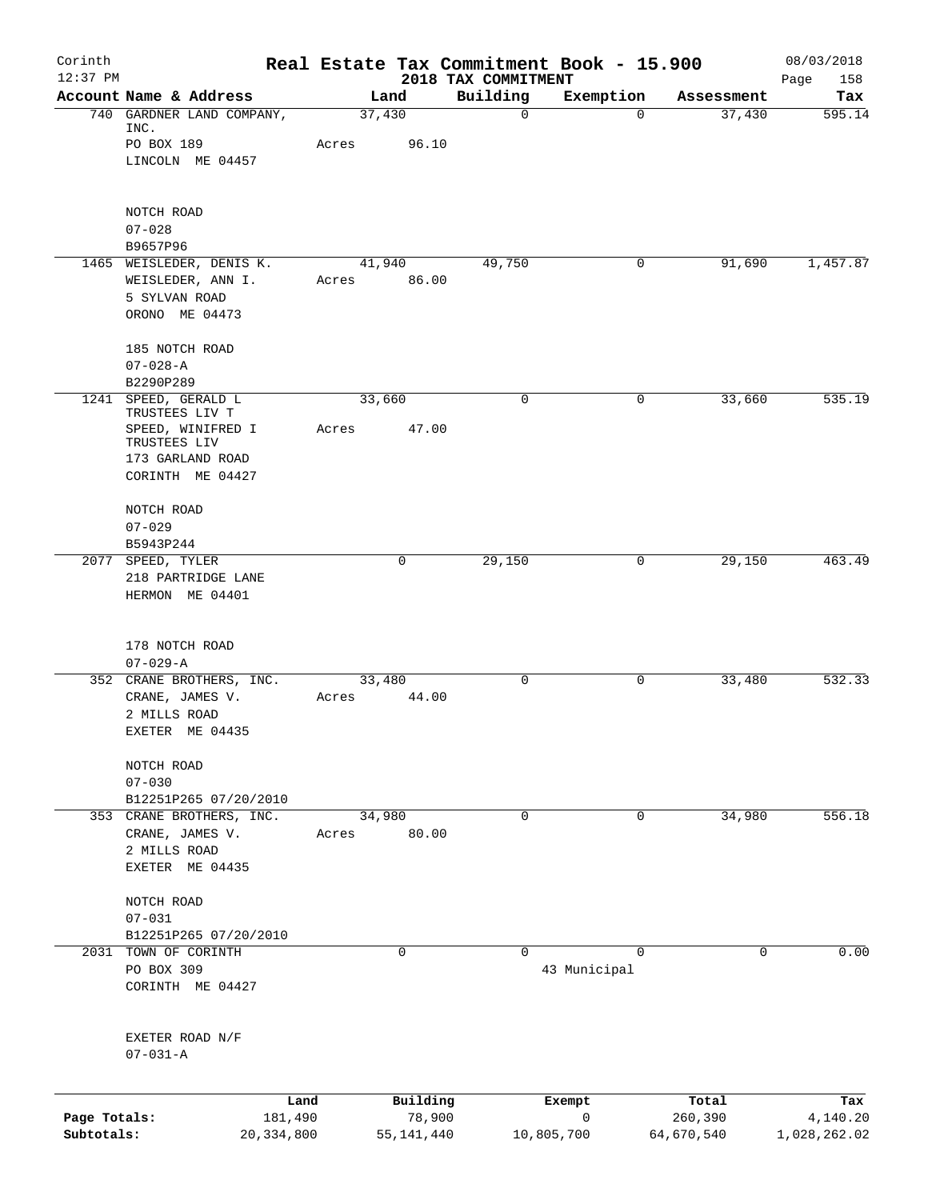Corinth 12:37 PM

# Real Estate Tax Commitment Book - 15.900

## 2018 TAX COMMITMENT

08/03/2018 Page 158

| Account Name & Address | Land | Building | Exemption | Assessment | Tax |
|---|---|---|---|---|---|
| 740 GARDNER LAND COMPANY, INC.<br>PO BOX 189<br>LINCOLN ME 04457<br><br>NOTCH ROAD<br>07-028<br>B9657P96 | 37,430<br>Acres 96.10 | 0 | 0 | 37,430 | 595.14 |
| 1465 WEISLEDER, DENIS K.<br>WEISLEDER, ANN I.<br>5 SYLVAN ROAD<br>ORONO ME 04473<br><br>185 NOTCH ROAD<br>07-028-A<br>B2290P289 | 41,940<br>Acres 86.00 | 49,750 | 0 | 91,690 | 1,457.87 |
| 1241 SPEED, GERALD L TRUSTEES LIV T<br>SPEED, WINIFRED I TRUSTEES LIV<br>173 GARLAND ROAD<br>CORINTH ME 04427<br><br>NOTCH ROAD<br>07-029<br>B5943P244 | 33,660<br>Acres 47.00 | 0 | 0 | 33,660 | 535.19 |
| 2077 SPEED, TYLER<br>218 PARTRIDGE LANE<br>HERMON ME 04401<br><br>178 NOTCH ROAD<br>07-029-A | 0 | 29,150 | 0 | 29,150 | 463.49 |
| 352 CRANE BROTHERS, INC.<br>CRANE, JAMES V.<br>2 MILLS ROAD<br>EXETER ME 04435<br><br>NOTCH ROAD<br>07-030<br>B12251P265 07/20/2010 | 33,480<br>Acres 44.00 | 0 | 0 | 33,480 | 532.33 |
| 353 CRANE BROTHERS, INC.<br>CRANE, JAMES V.<br>2 MILLS ROAD<br>EXETER ME 04435<br><br>NOTCH ROAD<br>07-031<br>B12251P265 07/20/2010 | 34,980<br>Acres 80.00 | 0 | 0 | 34,980 | 556.18 |
| 2031 TOWN OF CORINTH<br>PO BOX 309<br>CORINTH ME 04427<br><br>EXETER ROAD N/F<br>07-031-A | 0 | 0 | 0<br>43 Municipal | 0 | 0.00 |

| | Land | Building | Exempt | Total | Tax |
|---|---|---|---|---|---|
| Page Totals: | 181,490 | 78,900 | 0 | 260,390 | 4,140.20 |
| Subtotals: | 20,334,800 | 55,141,440 | 10,805,700 | 64,670,540 | 1,028,262.02 |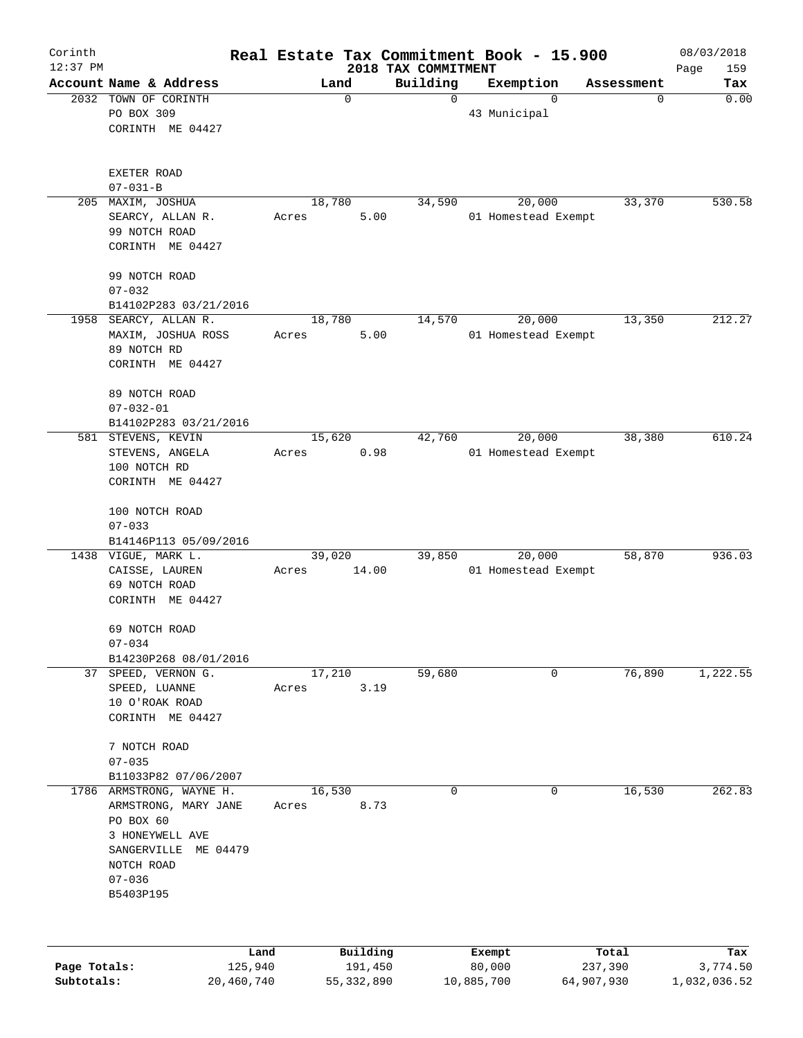# Real Estate Tax Commitment Book - 15.900

Corinth
12:37 PM

## 2018 TAX COMMITMENT

08/03/2018
Page 159

| Account Name & Address | Land | Building | Exemption | Assessment | Tax |
|---|---|---|---|---|---|
| 2032 TOWN OF CORINTH<br>PO BOX 309<br>CORINTH ME 04427<br><br>EXETER ROAD<br>07-031-B | 0 | 0 | 0<br>43 Municipal | 0 | 0.00 |
| 205 MAXIM, JOSHUA<br>SEARCY, ALLAN R.<br>99 NOTCH ROAD<br>CORINTH ME 04427<br><br>99 NOTCH ROAD<br>07-032<br>B14102P283 03/21/2016 | 18,780<br>Acres 5.00 | 34,590 | 20,000<br>01 Homestead Exempt | 33,370 | 530.58 |
| 1958 SEARCY, ALLAN R.<br>MAXIM, JOSHUA ROSS<br>89 NOTCH RD<br>CORINTH ME 04427<br><br>89 NOTCH ROAD<br>07-032-01<br>B14102P283 03/21/2016 | 18,780<br>Acres 5.00 | 14,570 | 20,000<br>01 Homestead Exempt | 13,350 | 212.27 |
| 581 STEVENS, KEVIN<br>STEVENS, ANGELA<br>100 NOTCH RD<br>CORINTH ME 04427<br><br>100 NOTCH ROAD<br>07-033<br>B14146P113 05/09/2016 | 15,620<br>Acres 0.98 | 42,760 | 20,000<br>01 Homestead Exempt | 38,380 | 610.24 |
| 1438 VIGUE, MARK L.<br>CAISSE, LAUREN<br>69 NOTCH ROAD<br>CORINTH ME 04427<br><br>69 NOTCH ROAD<br>07-034<br>B14230P268 08/01/2016 | 39,020<br>Acres 14.00 | 39,850 | 20,000<br>01 Homestead Exempt | 58,870 | 936.03 |
| 37 SPEED, VERNON G.<br>SPEED, LUANNE<br>10 O'ROAK ROAD<br>CORINTH ME 04427<br><br>7 NOTCH ROAD<br>07-035<br>B11033P82 07/06/2007 | 17,210<br>Acres 3.19 | 59,680 | 0 | 76,890 | 1,222.55 |
| 1786 ARMSTRONG, WAYNE H.<br>ARMSTRONG, MARY JANE<br>PO BOX 60<br>3 HONEYWELL AVE<br>SANGERVILLE ME 04479<br>NOTCH ROAD<br>07-036<br>B5403P195 | 16,530<br>Acres 8.73 | 0 | 0 | 16,530 | 262.83 |

| | Land | Building | Exempt | Total | Tax |
|---|---|---|---|---|---|
| Page Totals: | 125,940 | 191,450 | 80,000 | 237,390 | 3,774.50 |
| Subtotals: | 20,460,740 | 55,332,890 | 10,885,700 | 64,907,930 | 1,032,036.52 |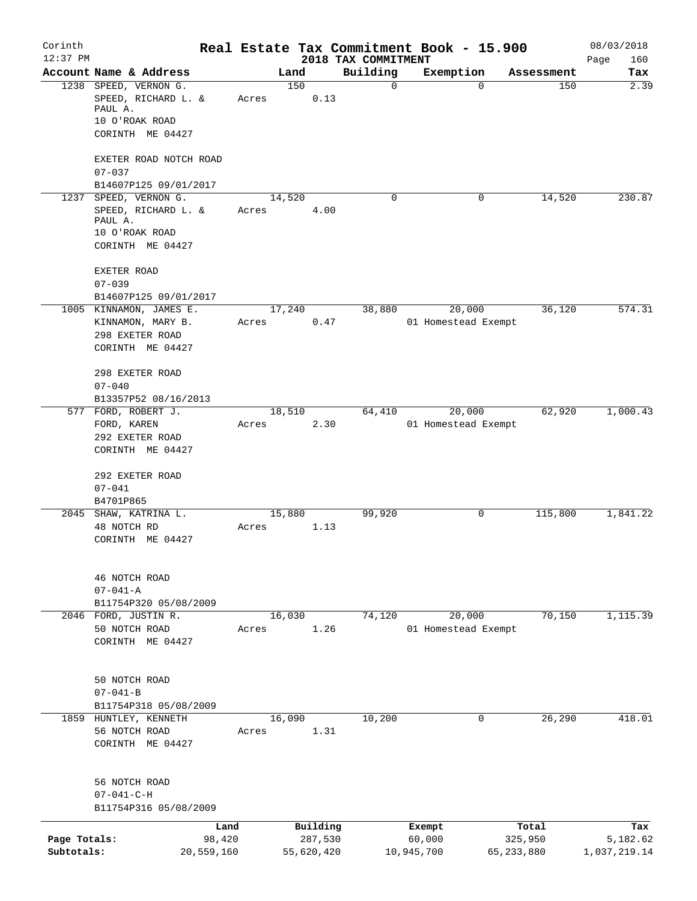# Corinth — Real Estate Tax Commitment Book - 15.900

2018 TAX COMMITMENT

12:37 PM — 08/03/2018

| Account | Name & Address | Land | Building | Exemption | Assessment | Tax |
|---|---|---|---|---|---|---|
| 1238 | SPEED, VERNON G.<br>SPEED, RICHARD L. & PAUL A.<br>10 O'ROAK ROAD<br>CORINTH ME 04427<br><br>EXETER ROAD NOTCH ROAD<br>07-037<br>B14607P125 09/01/2017 | 150<br>Acres 0.13 | 0 | 0 | 150 | 2.39 |
| 1237 | SPEED, VERNON G.<br>SPEED, RICHARD L. & PAUL A.<br>10 O'ROAK ROAD<br>CORINTH ME 04427<br><br>EXETER ROAD<br>07-039<br>B14607P125 09/01/2017 | 14,520<br>Acres 4.00 | 0 | 0 | 14,520 | 230.87 |
| 1005 | KINNAMON, JAMES E.<br>KINNAMON, MARY B.<br>298 EXETER ROAD<br>CORINTH ME 04427<br><br>298 EXETER ROAD<br>07-040<br>B13357P52 08/16/2013 | 17,240<br>Acres 0.47 | 38,880 | 20,000<br>01 Homestead Exempt | 36,120 | 574.31 |
| 577 | FORD, ROBERT J.<br>FORD, KAREN<br>292 EXETER ROAD<br>CORINTH ME 04427<br><br>292 EXETER ROAD<br>07-041<br>B4701P865 | 18,510<br>Acres 2.30 | 64,410 | 20,000<br>01 Homestead Exempt | 62,920 | 1,000.43 |
| 2045 | SHAW, KATRINA L.<br>48 NOTCH RD<br>CORINTH ME 04427<br><br>46 NOTCH ROAD<br>07-041-A<br>B11754P320 05/08/2009 | 15,880<br>Acres 1.13 | 99,920 | 0 | 115,800 | 1,841.22 |
| 2046 | FORD, JUSTIN R.<br>50 NOTCH ROAD<br>CORINTH ME 04427<br><br>50 NOTCH ROAD<br>07-041-B<br>B11754P318 05/08/2009 | 16,030<br>Acres 1.26 | 74,120 | 20,000<br>01 Homestead Exempt | 70,150 | 1,115.39 |
| 1859 | HUNTLEY, KENNETH<br>56 NOTCH ROAD<br>CORINTH ME 04427<br><br>56 NOTCH ROAD<br>07-041-C-H<br>B11754P316 05/08/2009 | 16,090<br>Acres 1.31 | 10,200 | 0 | 26,290 | 418.01 |

| | Land | Building | Exempt | Total | Tax |
|---|---|---|---|---|---|
| Page Totals: | 98,420 | 287,530 | 60,000 | 325,950 | 5,182.62 |
| Subtotals: | 20,559,160 | 55,620,420 | 10,945,700 | 65,233,880 | 1,037,219.14 |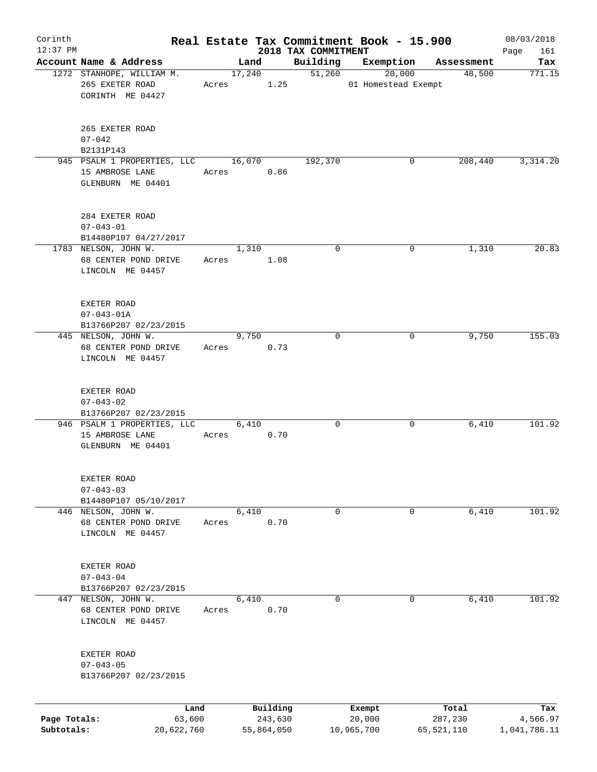# Real Estate Tax Commitment Book - 15.900

Corinth
12:37 PM

2018 TAX COMMITMENT

08/03/2018
Page 161

| Account Name & Address | Land | Building | Exemption | Assessment | Tax |
|---|---|---|---|---|---|
| 1272 STANHOPE, WILLIAM M.<br>265 EXETER ROAD<br>CORINTH ME 04427<br><br>265 EXETER ROAD<br>07-042<br>B2131P143 | 17,240<br>Acres 1.25 | 51,260 | 20,000<br>01 Homestead Exempt | 48,500 | 771.15 |
| 945 PSALM 1 PROPERTIES, LLC<br>15 AMBROSE LANE<br>GLENBURN ME 04401<br><br>284 EXETER ROAD<br>07-043-01<br>B14480P107 04/27/2017 | 16,070<br>Acres 0.86 | 192,370 | 0 | 208,440 | 3,314.20 |
| 1783 NELSON, JOHN W.<br>68 CENTER POND DRIVE<br>LINCOLN ME 04457<br><br>EXETER ROAD<br>07-043-01A<br>B13766P207 02/23/2015 | 1,310<br>Acres 1.08 | 0 | 0 | 1,310 | 20.83 |
| 445 NELSON, JOHN W.<br>68 CENTER POND DRIVE<br>LINCOLN ME 04457<br><br>EXETER ROAD<br>07-043-02<br>B13766P207 02/23/2015 | 9,750<br>Acres 0.73 | 0 | 0 | 9,750 | 155.03 |
| 946 PSALM 1 PROPERTIES, LLC<br>15 AMBROSE LANE<br>GLENBURN ME 04401<br><br>EXETER ROAD<br>07-043-03<br>B14480P107 05/10/2017 | 6,410<br>Acres 0.70 | 0 | 0 | 6,410 | 101.92 |
| 446 NELSON, JOHN W.<br>68 CENTER POND DRIVE<br>LINCOLN ME 04457<br><br>EXETER ROAD<br>07-043-04<br>B13766P207 02/23/2015 | 6,410<br>Acres 0.70 | 0 | 0 | 6,410 | 101.92 |
| 447 NELSON, JOHN W.<br>68 CENTER POND DRIVE<br>LINCOLN ME 04457<br><br>EXETER ROAD<br>07-043-05<br>B13766P207 02/23/2015 | 6,410<br>Acres 0.70 | 0 | 0 | 6,410 | 101.92 |

| | Land | Building | Exempt | Total | Tax |
|---|---|---|---|---|---|
| Page Totals: | 63,600 | 243,630 | 20,000 | 287,230 | 4,566.97 |
| Subtotals: | 20,622,760 | 55,864,050 | 10,965,700 | 65,521,110 | 1,041,786.11 |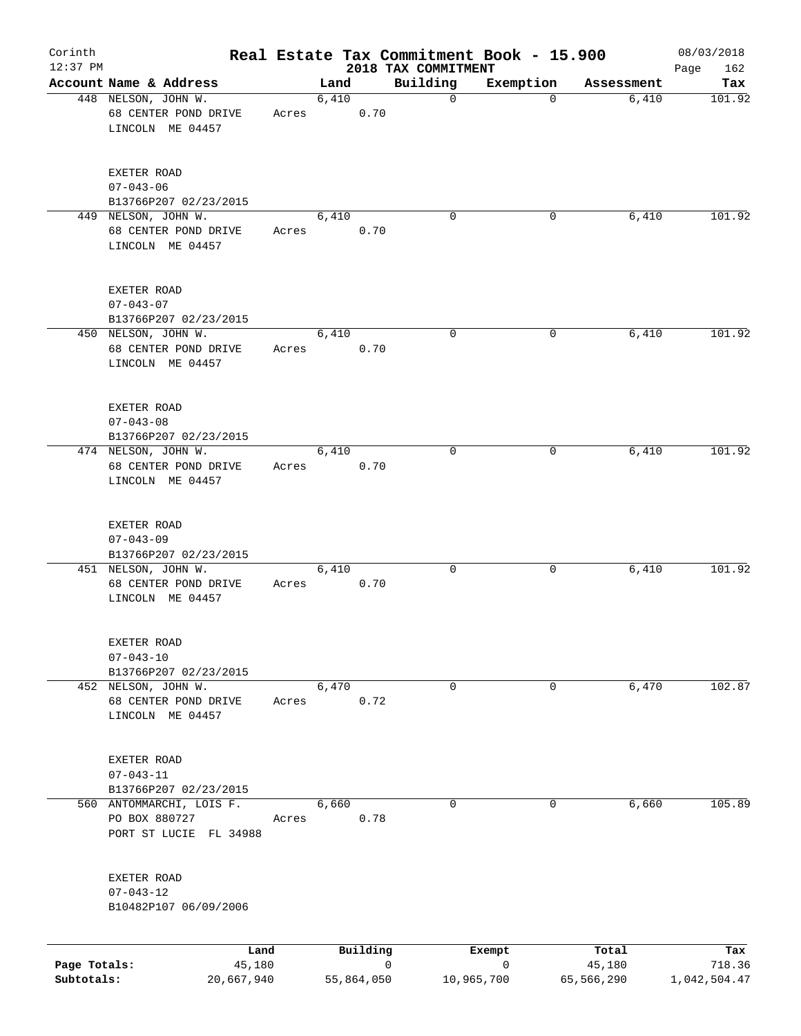Corinth
12:37 PM

# Real Estate Tax Commitment Book - 15.900

## 2018 TAX COMMITMENT

08/03/2018

| Account Name & Address | Land | Building | Exemption | Assessment | Tax |
|---|---|---|---|---|---|
| 448 NELSON, JOHN W.<br>68 CENTER POND DRIVE<br>LINCOLN ME 04457<br><br>EXETER ROAD<br>07-043-06<br>B13766P207 02/23/2015 | 6,410<br>Acres 0.70 | 0 | 0 | 6,410 | 101.92 |
| 449 NELSON, JOHN W.<br>68 CENTER POND DRIVE<br>LINCOLN ME 04457<br><br>EXETER ROAD<br>07-043-07<br>B13766P207 02/23/2015 | 6,410<br>Acres 0.70 | 0 | 0 | 6,410 | 101.92 |
| 450 NELSON, JOHN W.<br>68 CENTER POND DRIVE<br>LINCOLN ME 04457<br><br>EXETER ROAD<br>07-043-08<br>B13766P207 02/23/2015 | 6,410<br>Acres 0.70 | 0 | 0 | 6,410 | 101.92 |
| 474 NELSON, JOHN W.<br>68 CENTER POND DRIVE<br>LINCOLN ME 04457<br><br>EXETER ROAD<br>07-043-09<br>B13766P207 02/23/2015 | 6,410<br>Acres 0.70 | 0 | 0 | 6,410 | 101.92 |
| 451 NELSON, JOHN W.<br>68 CENTER POND DRIVE<br>LINCOLN ME 04457<br><br>EXETER ROAD<br>07-043-10<br>B13766P207 02/23/2015 | 6,410<br>Acres 0.70 | 0 | 0 | 6,410 | 101.92 |
| 452 NELSON, JOHN W.<br>68 CENTER POND DRIVE<br>LINCOLN ME 04457<br><br>EXETER ROAD<br>07-043-11<br>B13766P207 02/23/2015 | 6,470<br>Acres 0.72 | 0 | 0 | 6,470 | 102.87 |
| 560 ANTOMMARCHI, LOIS F.<br>PO BOX 880727<br>PORT ST LUCIE FL 34988<br><br>EXETER ROAD<br>07-043-12<br>B10482P107 06/09/2006 | 6,660<br>Acres 0.78 | 0 | 0 | 6,660 | 105.89 |

| | Land | Building | Exempt | Total | Tax |
|---|---|---|---|---|---|
| **Page Totals:** | 45,180 | 0 | 0 | 45,180 | 718.36 |
| **Subtotals:** | 20,667,940 | 55,864,050 | 10,965,700 | 65,566,290 | 1,042,504.47 |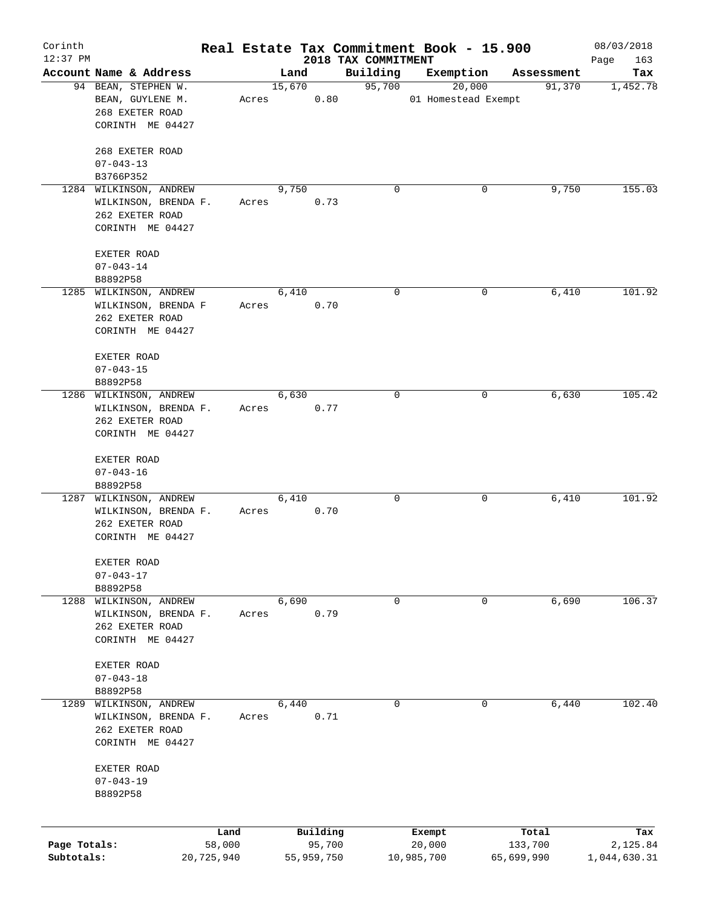Corinth
12:37 PM

# Real Estate Tax Commitment Book - 15.900

## 2018 TAX COMMITMENT

08/03/2018

| Account Name & Address | Land | Building | Exemption | Assessment | Tax |
|---|---|---|---|---|---|
| 94 BEAN, STEPHEN W.<br>BEAN, GUYLENE M.<br>268 EXETER ROAD<br>CORINTH ME 04427<br><br>268 EXETER ROAD<br>07-043-13<br>B3766P352 | 15,670<br>Acres 0.80 | 95,700 | 20,000<br>01 Homestead Exempt | 91,370 | 1,452.78 |
| 1284 WILKINSON, ANDREW<br>WILKINSON, BRENDA F.<br>262 EXETER ROAD<br>CORINTH ME 04427<br><br>EXETER ROAD<br>07-043-14<br>B8892P58 | 9,750<br>Acres 0.73 | 0 | 0 | 9,750 | 155.03 |
| 1285 WILKINSON, ANDREW<br>WILKINSON, BRENDA F<br>262 EXETER ROAD<br>CORINTH ME 04427<br><br>EXETER ROAD<br>07-043-15<br>B8892P58 | 6,410<br>Acres 0.70 | 0 | 0 | 6,410 | 101.92 |
| 1286 WILKINSON, ANDREW<br>WILKINSON, BRENDA F.<br>262 EXETER ROAD<br>CORINTH ME 04427<br><br>EXETER ROAD<br>07-043-16<br>B8892P58 | 6,630<br>Acres 0.77 | 0 | 0 | 6,630 | 105.42 |
| 1287 WILKINSON, ANDREW<br>WILKINSON, BRENDA F.<br>262 EXETER ROAD<br>CORINTH ME 04427<br><br>EXETER ROAD<br>07-043-17<br>B8892P58 | 6,410<br>Acres 0.70 | 0 | 0 | 6,410 | 101.92 |
| 1288 WILKINSON, ANDREW<br>WILKINSON, BRENDA F.<br>262 EXETER ROAD<br>CORINTH ME 04427<br><br>EXETER ROAD<br>07-043-18<br>B8892P58 | 6,690<br>Acres 0.79 | 0 | 0 | 6,690 | 106.37 |
| 1289 WILKINSON, ANDREW<br>WILKINSON, BRENDA F.<br>262 EXETER ROAD<br>CORINTH ME 04427<br><br>EXETER ROAD<br>07-043-19<br>B8892P58 | 6,440<br>Acres 0.71 | 0 | 0 | 6,440 | 102.40 |

| | Land | Building | Exempt | Total | Tax |
|---|---|---|---|---|---|
| Page Totals: | 58,000 | 95,700 | 20,000 | 133,700 | 2,125.84 |
| Subtotals: | 20,725,940 | 55,959,750 | 10,985,700 | 65,699,990 | 1,044,630.31 |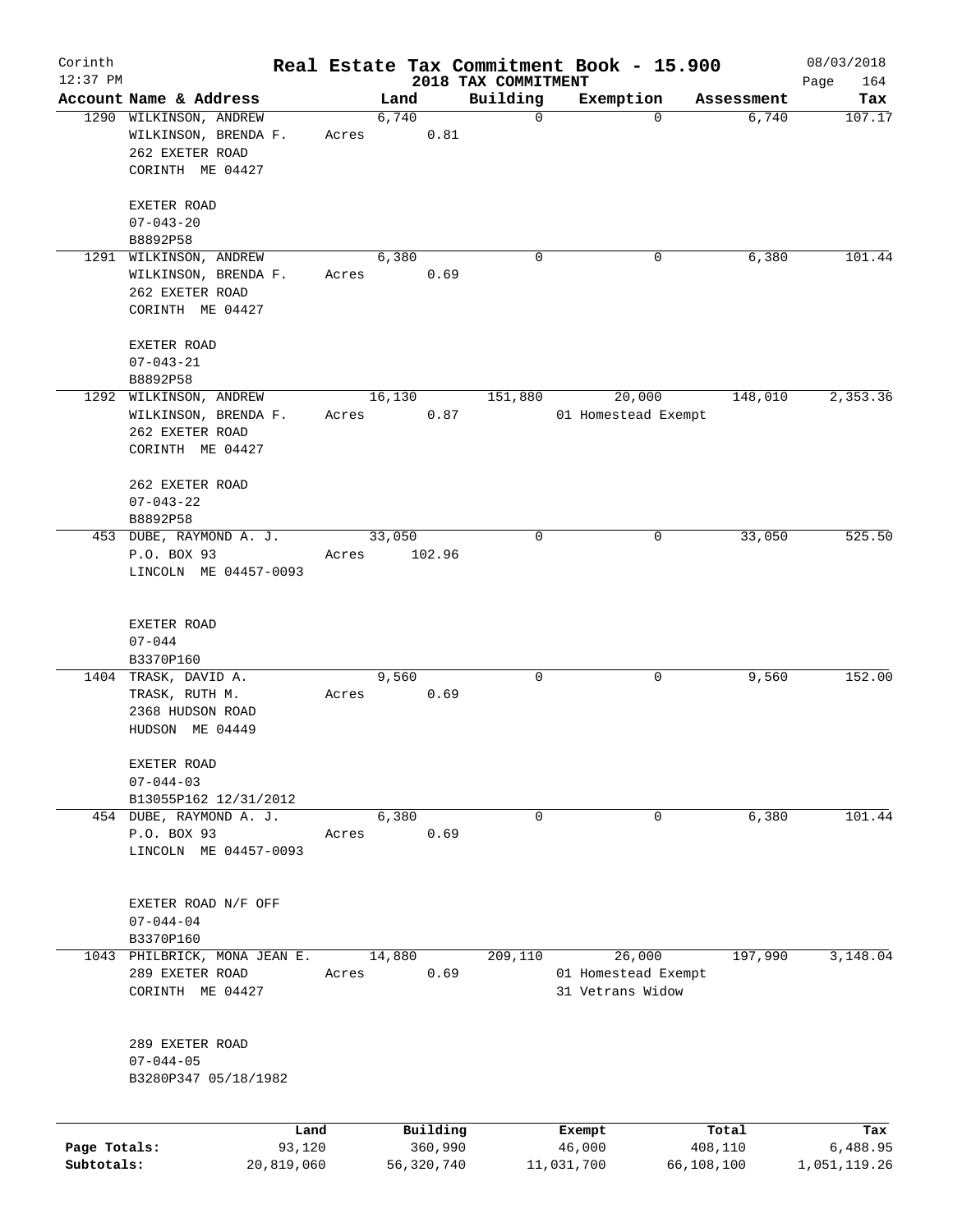Corinth 12:37 PM

# Real Estate Tax Commitment Book - 15.900

## 2018 TAX COMMITMENT

08/03/2018

| Account Name & Address | Land | Building | Exemption | Assessment | Tax |
|---|---|---|---|---|---|
| 1290 WILKINSON, ANDREW<br>WILKINSON, BRENDA F.<br>262 EXETER ROAD<br>CORINTH ME 04427<br><br>EXETER ROAD<br>07-043-20<br>B8892P58 | 6,740<br>Acres 0.81 | 0 | 0 | 6,740 | 107.17 |
| 1291 WILKINSON, ANDREW<br>WILKINSON, BRENDA F.<br>262 EXETER ROAD<br>CORINTH ME 04427<br><br>EXETER ROAD<br>07-043-21<br>B8892P58 | 6,380<br>Acres 0.69 | 0 | 0 | 6,380 | 101.44 |
| 1292 WILKINSON, ANDREW<br>WILKINSON, BRENDA F.<br>262 EXETER ROAD<br>CORINTH ME 04427<br><br>262 EXETER ROAD<br>07-043-22<br>B8892P58 | 16,130<br>Acres 0.87 | 151,880 | 20,000<br>01 Homestead Exempt | 148,010 | 2,353.36 |
| 453 DUBE, RAYMOND A. J.<br>P.O. BOX 93<br>LINCOLN ME 04457-0093<br><br>EXETER ROAD<br>07-044<br>B3370P160 | 33,050<br>Acres 102.96 | 0 | 0 | 33,050 | 525.50 |
| 1404 TRASK, DAVID A.<br>TRASK, RUTH M.<br>2368 HUDSON ROAD<br>HUDSON ME 04449<br><br>EXETER ROAD<br>07-044-03<br>B13055P162 12/31/2012 | 9,560<br>Acres 0.69 | 0 | 0 | 9,560 | 152.00 |
| 454 DUBE, RAYMOND A. J.<br>P.O. BOX 93<br>LINCOLN ME 04457-0093<br><br>EXETER ROAD N/F OFF<br>07-044-04<br>B3370P160 | 6,380<br>Acres 0.69 | 0 | 0 | 6,380 | 101.44 |
| 1043 PHILBRICK, MONA JEAN E.<br>289 EXETER ROAD<br>CORINTH ME 04427<br><br>289 EXETER ROAD<br>07-044-05<br>B3280P347 05/18/1982 | 14,880<br>Acres 0.69 | 209,110 | 26,000<br>01 Homestead Exempt<br>31 Vetrans Widow | 197,990 | 3,148.04 |

| | Land | Building | Exempt | Total | Tax |
|---|---|---|---|---|---|
| Page Totals: | 93,120 | 360,990 | 46,000 | 408,110 | 6,488.95 |
| Subtotals: | 20,819,060 | 56,320,740 | 11,031,700 | 66,108,100 | 1,051,119.26 |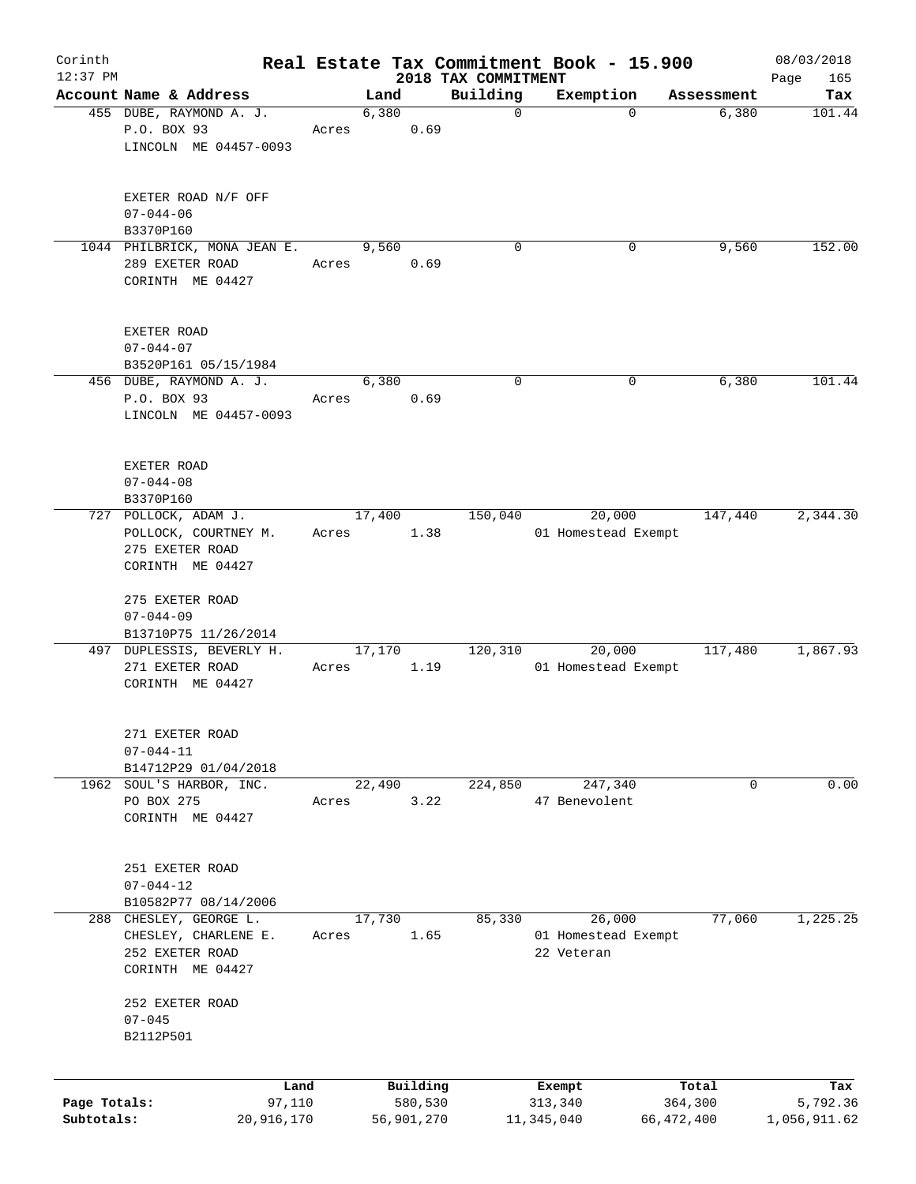# Real Estate Tax Commitment Book - 15.900

Corinth 12:37 PM — 2018 TAX COMMITMENT — 08/03/2018

| Account Name & Address | Land | Building | Exemption | Assessment | Tax |
|---|---|---|---|---|---|
| 455 DUBE, RAYMOND A. J.<br>P.O. BOX 93<br>LINCOLN ME 04457-0093<br><br>EXETER ROAD N/F OFF<br>07-044-06<br>B3370P160 | 6,380<br>Acres 0.69 | 0 | 0 | 6,380 | 101.44 |
| 1044 PHILBRICK, MONA JEAN E.<br>289 EXETER ROAD<br>CORINTH ME 04427<br><br>EXETER ROAD<br>07-044-07<br>B3520P161 05/15/1984 | 9,560<br>Acres 0.69 | 0 | 0 | 9,560 | 152.00 |
| 456 DUBE, RAYMOND A. J.<br>P.O. BOX 93<br>LINCOLN ME 04457-0093<br><br>EXETER ROAD<br>07-044-08<br>B3370P160 | 6,380<br>Acres 0.69 | 0 | 0 | 6,380 | 101.44 |
| 727 POLLOCK, ADAM J.<br>POLLOCK, COURTNEY M.<br>275 EXETER ROAD<br>CORINTH ME 04427<br><br>275 EXETER ROAD<br>07-044-09<br>B13710P75 11/26/2014 | 17,400<br>Acres 1.38 | 150,040 | 20,000<br>01 Homestead Exempt | 147,440 | 2,344.30 |
| 497 DUPLESSIS, BEVERLY H.<br>271 EXETER ROAD<br>CORINTH ME 04427<br><br>271 EXETER ROAD<br>07-044-11<br>B14712P29 01/04/2018 | 17,170<br>Acres 1.19 | 120,310 | 20,000<br>01 Homestead Exempt | 117,480 | 1,867.93 |
| 1962 SOUL'S HARBOR, INC.<br>PO BOX 275<br>CORINTH ME 04427<br><br>251 EXETER ROAD<br>07-044-12<br>B10582P77 08/14/2006 | 22,490<br>Acres 3.22 | 224,850 | 247,340<br>47 Benevolent | 0 | 0.00 |
| 288 CHESLEY, GEORGE L.<br>CHESLEY, CHARLENE E.<br>252 EXETER ROAD<br>CORINTH ME 04427<br><br>252 EXETER ROAD<br>07-045<br>B2112P501 | 17,730<br>Acres 1.65 | 85,330 | 26,000<br>01 Homestead Exempt<br>22 Veteran | 77,060 | 1,225.25 |

| | Land | Building | Exempt | Total | Tax |
|---|---|---|---|---|---|
| Page Totals: | 97,110 | 580,530 | 313,340 | 364,300 | 5,792.36 |
| Subtotals: | 20,916,170 | 56,901,270 | 11,345,040 | 66,472,400 | 1,056,911.62 |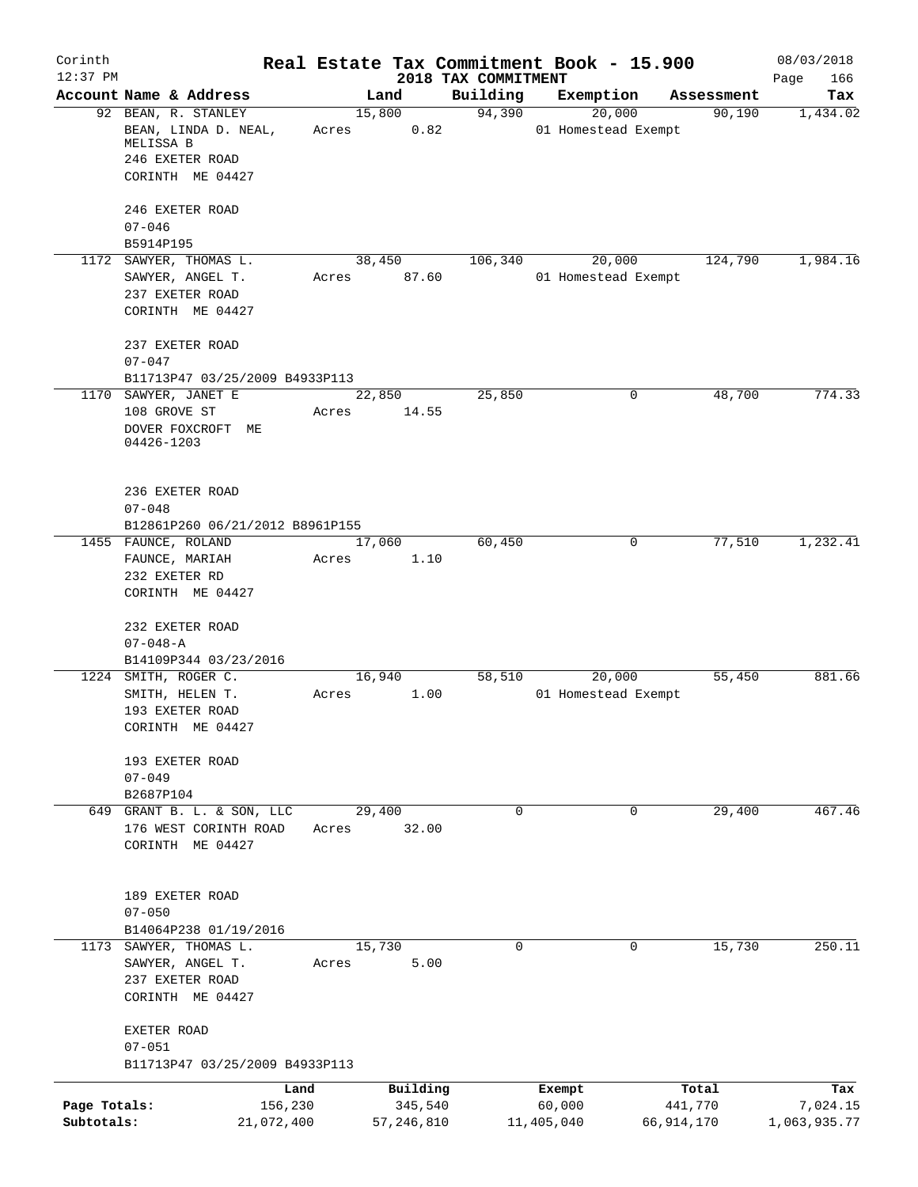Corinth
12:37 PM

# Real Estate Tax Commitment Book - 15.900

## 2018 TAX COMMITMENT

08/03/2018

| Account Name & Address | Land | Building | Exemption | Assessment | Tax |
|---|---|---|---|---|---|
| 92 BEAN, R. STANLEY<br>BEAN, LINDA D. NEAL, MELISSA B<br>246 EXETER ROAD<br>CORINTH ME 04427<br><br>246 EXETER ROAD<br>07-046<br>B5914P195 | 15,800<br>Acres 0.82 | 94,390 | 20,000<br>01 Homestead Exempt | 90,190 | 1,434.02 |
| 1172 SAWYER, THOMAS L.<br>SAWYER, ANGEL T.<br>237 EXETER ROAD<br>CORINTH ME 04427<br><br>237 EXETER ROAD<br>07-047<br>B11713P47 03/25/2009 B4933P113 | 38,450<br>Acres 87.60 | 106,340 | 20,000<br>01 Homestead Exempt | 124,790 | 1,984.16 |
| 1170 SAWYER, JANET E<br>108 GROVE ST<br>DOVER FOXCROFT ME 04426-1203<br><br>236 EXETER ROAD<br>07-048<br>B12861P260 06/21/2012 B8961P155 | 22,850<br>Acres 14.55 | 25,850 | 0 | 48,700 | 774.33 |
| 1455 FAUNCE, ROLAND<br>FAUNCE, MARIAH<br>232 EXETER RD<br>CORINTH ME 04427<br><br>232 EXETER ROAD<br>07-048-A<br>B14109P344 03/23/2016 | 17,060<br>Acres 1.10 | 60,450 | 0 | 77,510 | 1,232.41 |
| 1224 SMITH, ROGER C.<br>SMITH, HELEN T.<br>193 EXETER ROAD<br>CORINTH ME 04427<br><br>193 EXETER ROAD<br>07-049<br>B2687P104 | 16,940<br>Acres 1.00 | 58,510 | 20,000<br>01 Homestead Exempt | 55,450 | 881.66 |
| 649 GRANT B. L. & SON, LLC<br>176 WEST CORINTH ROAD<br>CORINTH ME 04427<br><br>189 EXETER ROAD<br>07-050<br>B14064P238 01/19/2016 | 29,400<br>Acres 32.00 | 0 | 0 | 29,400 | 467.46 |
| 1173 SAWYER, THOMAS L.<br>SAWYER, ANGEL T.<br>237 EXETER ROAD<br>CORINTH ME 04427<br><br>EXETER ROAD<br>07-051<br>B11713P47 03/25/2009 B4933P113 | 15,730<br>Acres 5.00 | 0 | 0 | 15,730 | 250.11 |

| | Land | Building | Exempt | Total | Tax |
|---|---|---|---|---|---|
| Page Totals: | 156,230 | 345,540 | 60,000 | 441,770 | 7,024.15 |
| Subtotals: | 21,072,400 | 57,246,810 | 11,405,040 | 66,914,170 | 1,063,935.77 |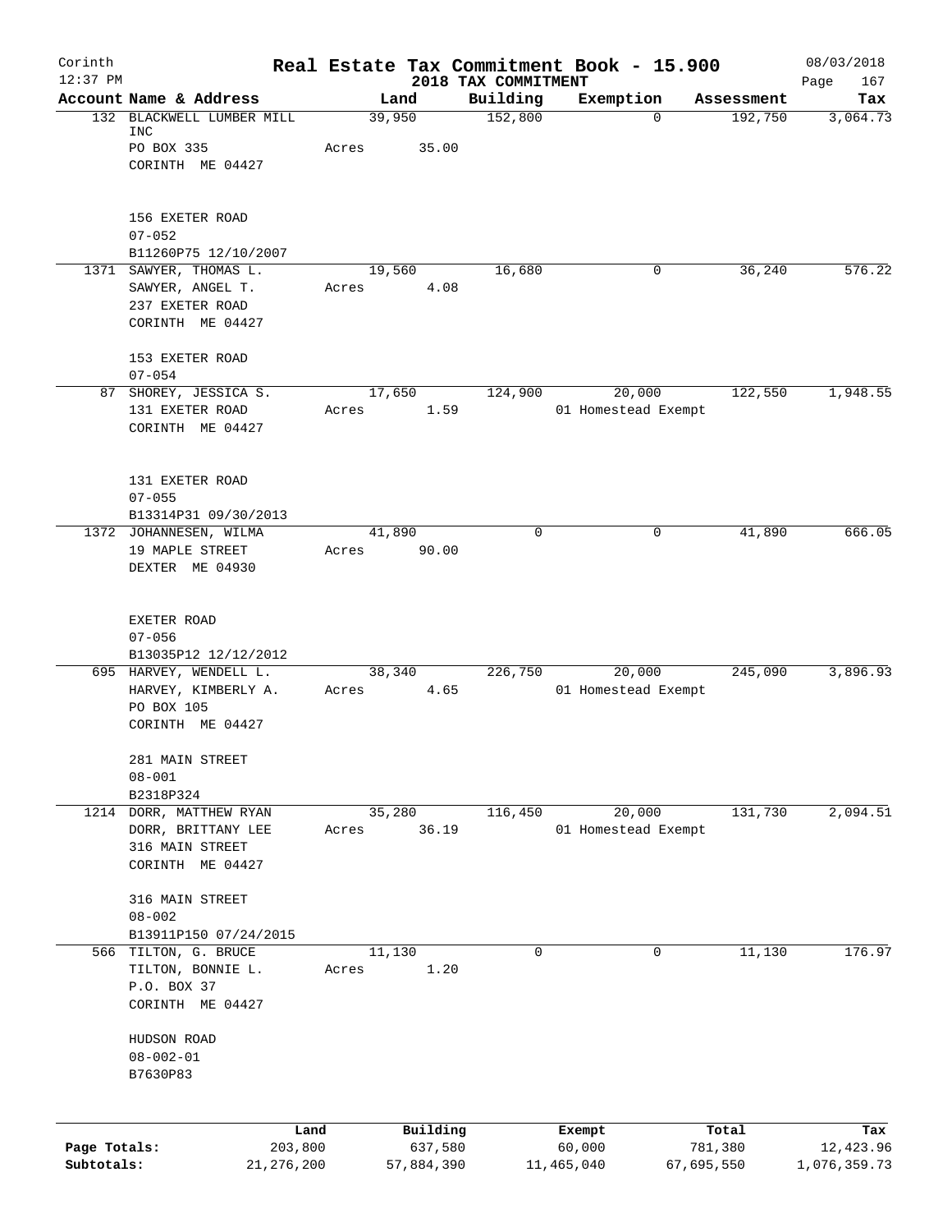Corinth 12:37 PM

# Real Estate Tax Commitment Book - 15.900

## 2018 TAX COMMITMENT

08/03/2018 Page 167

| Account Name & Address | Land | Building | Exemption | Assessment | Tax |
|---|---|---|---|---|---|
| 132 BLACKWELL LUMBER MILL INC<br>PO BOX 335<br>CORINTH ME 04427<br><br>156 EXETER ROAD<br>07-052<br>B11260P75 12/10/2007 | 39,950<br>Acres 35.00 | 152,800 | 0 | 192,750 | 3,064.73 |
| 1371 SAWYER, THOMAS L.<br>SAWYER, ANGEL T.<br>237 EXETER ROAD<br>CORINTH ME 04427<br><br>153 EXETER ROAD<br>07-054 | 19,560<br>Acres 4.08 | 16,680 | 0 | 36,240 | 576.22 |
| 87 SHOREY, JESSICA S.<br>131 EXETER ROAD<br>CORINTH ME 04427<br><br>131 EXETER ROAD<br>07-055<br>B13314P31 09/30/2013 | 17,650<br>Acres 1.59 | 124,900 | 20,000<br>01 Homestead Exempt | 122,550 | 1,948.55 |
| 1372 JOHANNESEN, WILMA<br>19 MAPLE STREET<br>DEXTER ME 04930<br><br>EXETER ROAD<br>07-056<br>B13035P12 12/12/2012 | 41,890<br>Acres 90.00 | 0 | 0 | 41,890 | 666.05 |
| 695 HARVEY, WENDELL L.<br>HARVEY, KIMBERLY A.<br>PO BOX 105<br>CORINTH ME 04427<br><br>281 MAIN STREET<br>08-001<br>B2318P324 | 38,340<br>Acres 4.65 | 226,750 | 20,000<br>01 Homestead Exempt | 245,090 | 3,896.93 |
| 1214 DORR, MATTHEW RYAN<br>DORR, BRITTANY LEE<br>316 MAIN STREET<br>CORINTH ME 04427<br><br>316 MAIN STREET<br>08-002<br>B13911P150 07/24/2015 | 35,280<br>Acres 36.19 | 116,450 | 20,000<br>01 Homestead Exempt | 131,730 | 2,094.51 |
| 566 TILTON, G. BRUCE<br>TILTON, BONNIE L.<br>P.O. BOX 37<br>CORINTH ME 04427<br><br>HUDSON ROAD<br>08-002-01<br>B7630P83 | 11,130<br>Acres 1.20 | 0 | 0 | 11,130 | 176.97 |

| | Land | Building | Exempt | Total | Tax |
|---|---|---|---|---|---|
| Page Totals: | 203,800 | 637,580 | 60,000 | 781,380 | 12,423.96 |
| Subtotals: | 21,276,200 | 57,884,390 | 11,465,040 | 67,695,550 | 1,076,359.73 |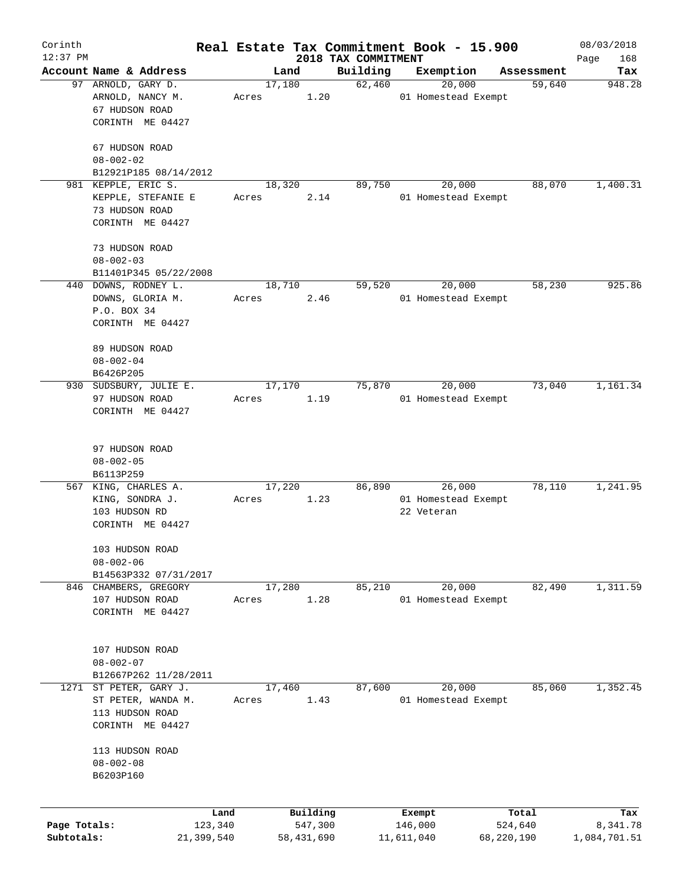# Real Estate Tax Commitment Book - 15.900

Corinth 12:37 PM — 2018 TAX COMMITMENT — 08/03/2018

| Account Name & Address | Land | Building | Exemption | Assessment | Tax |
|---|---|---|---|---|---|
| 97 ARNOLD, GARY D.<br>ARNOLD, NANCY M.<br>67 HUDSON ROAD<br>CORINTH ME 04427<br><br>67 HUDSON ROAD<br>08-002-02<br>B12921P185 08/14/2012 | 17,180<br>Acres 1.20 | 62,460 | 20,000<br>01 Homestead Exempt | 59,640 | 948.28 |
| 981 KEPPLE, ERIC S.<br>KEPPLE, STEFANIE E<br>73 HUDSON ROAD<br>CORINTH ME 04427<br><br>73 HUDSON ROAD<br>08-002-03<br>B11401P345 05/22/2008 | 18,320<br>Acres 2.14 | 89,750 | 20,000<br>01 Homestead Exempt | 88,070 | 1,400.31 |
| 440 DOWNS, RODNEY L.<br>DOWNS, GLORIA M.<br>P.O. BOX 34<br>CORINTH ME 04427<br><br>89 HUDSON ROAD<br>08-002-04<br>B6426P205 | 18,710<br>Acres 2.46 | 59,520 | 20,000<br>01 Homestead Exempt | 58,230 | 925.86 |
| 930 SUDSBURY, JULIE E.<br>97 HUDSON ROAD<br>CORINTH ME 04427<br><br>97 HUDSON ROAD<br>08-002-05<br>B6113P259 | 17,170<br>Acres 1.19 | 75,870 | 20,000<br>01 Homestead Exempt | 73,040 | 1,161.34 |
| 567 KING, CHARLES A.<br>KING, SONDRA J.<br>103 HUDSON RD<br>CORINTH ME 04427<br><br>103 HUDSON ROAD<br>08-002-06<br>B14563P332 07/31/2017 | 17,220<br>Acres 1.23 | 86,890 | 26,000<br>01 Homestead Exempt<br>22 Veteran | 78,110 | 1,241.95 |
| 846 CHAMBERS, GREGORY<br>107 HUDSON ROAD<br>CORINTH ME 04427<br><br>107 HUDSON ROAD<br>08-002-07<br>B12667P262 11/28/2011 | 17,280<br>Acres 1.28 | 85,210 | 20,000<br>01 Homestead Exempt | 82,490 | 1,311.59 |
| 1271 ST PETER, GARY J.<br>ST PETER, WANDA M.<br>113 HUDSON ROAD<br>CORINTH ME 04427<br><br>113 HUDSON ROAD<br>08-002-08<br>B6203P160 | 17,460<br>Acres 1.43 | 87,600 | 20,000<br>01 Homestead Exempt | 85,060 | 1,352.45 |

| | Land | Building | Exempt | Total | Tax |
|---|---|---|---|---|---|
| Page Totals: | 123,340 | 547,300 | 146,000 | 524,640 | 8,341.78 |
| Subtotals: | 21,399,540 | 58,431,690 | 11,611,040 | 68,220,190 | 1,084,701.51 |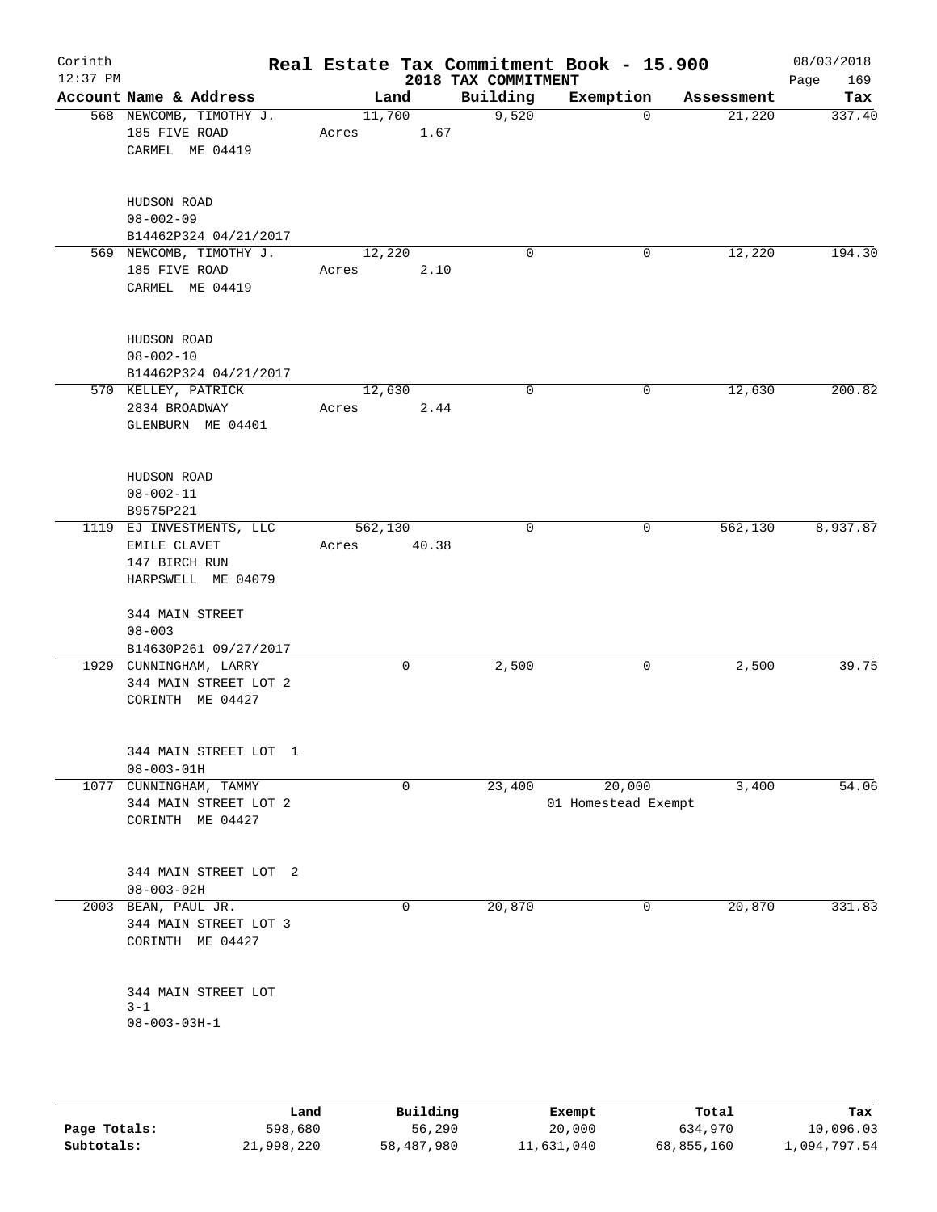# Real Estate Tax Commitment Book - 15.900

Corinth 12:37 PM — 2018 TAX COMMITMENT — 08/03/2018

| Account Name & Address | Land | Building | Exemption | Assessment | Tax |
|---|---|---|---|---|---|
| 568 NEWCOMB, TIMOTHY J.<br>185 FIVE ROAD<br>CARMEL ME 04419<br><br>HUDSON ROAD<br>08-002-09<br>B14462P324 04/21/2017 | 11,700<br>Acres 1.67 | 9,520 | 0 | 21,220 | 337.40 |
| 569 NEWCOMB, TIMOTHY J.<br>185 FIVE ROAD<br>CARMEL ME 04419<br><br>HUDSON ROAD<br>08-002-10<br>B14462P324 04/21/2017 | 12,220<br>Acres 2.10 | 0 | 0 | 12,220 | 194.30 |
| 570 KELLEY, PATRICK<br>2834 BROADWAY<br>GLENBURN ME 04401<br><br>HUDSON ROAD<br>08-002-11<br>B9575P221 | 12,630<br>Acres 2.44 | 0 | 0 | 12,630 | 200.82 |
| 1119 EJ INVESTMENTS, LLC<br>EMILE CLAVET<br>147 BIRCH RUN<br>HARPSWELL ME 04079<br><br>344 MAIN STREET<br>08-003<br>B14630P261 09/27/2017 | 562,130<br>Acres 40.38 | 0 | 0 | 562,130 | 8,937.87 |
| 1929 CUNNINGHAM, LARRY<br>344 MAIN STREET LOT 2<br>CORINTH ME 04427<br><br>344 MAIN STREET LOT 1<br>08-003-01H | 0 | 2,500 | 0 | 2,500 | 39.75 |
| 1077 CUNNINGHAM, TAMMY<br>344 MAIN STREET LOT 2<br>CORINTH ME 04427<br><br>344 MAIN STREET LOT 2<br>08-003-02H | 0 | 23,400 | 20,000<br>01 Homestead Exempt | 3,400 | 54.06 |
| 2003 BEAN, PAUL JR.<br>344 MAIN STREET LOT 3<br>CORINTH ME 04427<br><br>344 MAIN STREET LOT 3-1<br>08-003-03H-1 | 0 | 20,870 | 0 | 20,870 | 331.83 |

| | Land | Building | Exempt | Total | Tax |
|---|---|---|---|---|---|
| Page Totals: | 598,680 | 56,290 | 20,000 | 634,970 | 10,096.03 |
| Subtotals: | 21,998,220 | 58,487,980 | 11,631,040 | 68,855,160 | 1,094,797.54 |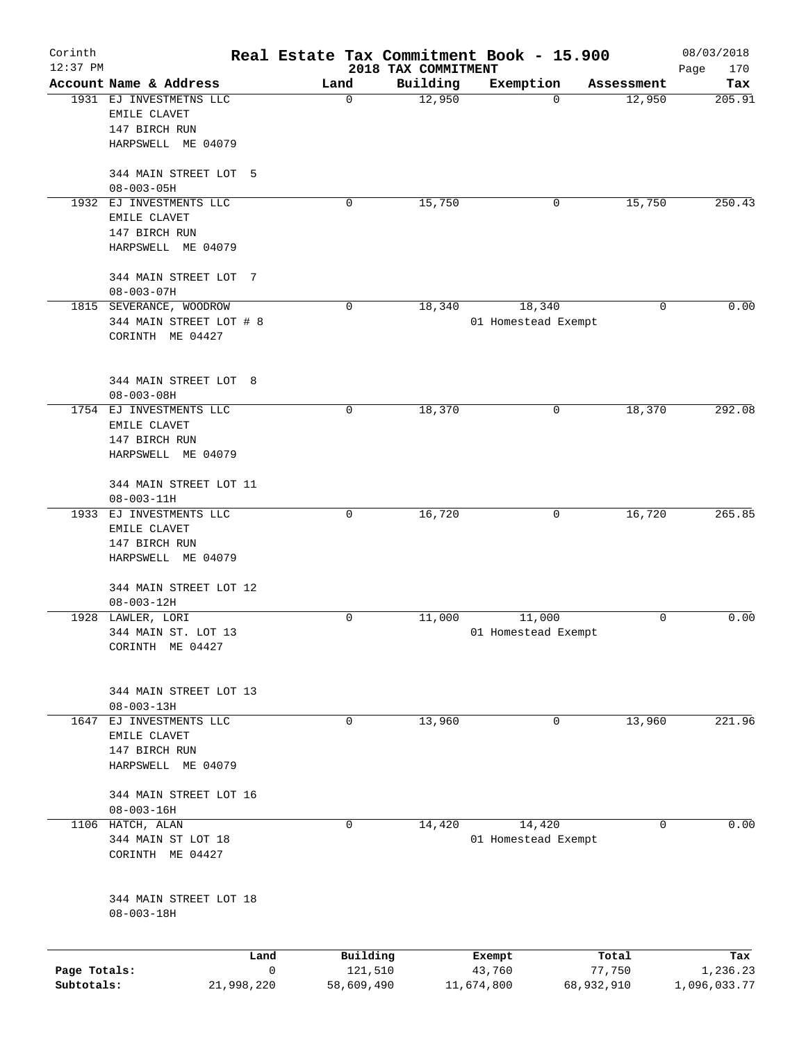# Real Estate Tax Commitment Book - 15.900

Corinth
12:37 PM

2018 TAX COMMITMENT

08/03/2018

| Account Name & Address | Land | Building | Exemption | Assessment | Tax |
|---|---|---|---|---|---|
| 1931 EJ INVESTMETNS LLC<br>EMILE CLAVET<br>147 BIRCH RUN<br>HARPSWELL ME 04079<br><br>344 MAIN STREET LOT 5<br>08-003-05H | 0 | 12,950 | 0 | 12,950 | 205.91 |
| 1932 EJ INVESTMENTS LLC<br>EMILE CLAVET<br>147 BIRCH RUN<br>HARPSWELL ME 04079<br><br>344 MAIN STREET LOT 7<br>08-003-07H | 0 | 15,750 | 0 | 15,750 | 250.43 |
| 1815 SEVERANCE, WOODROW<br>344 MAIN STREET LOT # 8<br>CORINTH ME 04427<br><br>344 MAIN STREET LOT 8<br>08-003-08H | 0 | 18,340 | 18,340<br>01 Homestead Exempt | 0 | 0.00 |
| 1754 EJ INVESTMENTS LLC<br>EMILE CLAVET<br>147 BIRCH RUN<br>HARPSWELL ME 04079<br><br>344 MAIN STREET LOT 11<br>08-003-11H | 0 | 18,370 | 0 | 18,370 | 292.08 |
| 1933 EJ INVESTMENTS LLC<br>EMILE CLAVET<br>147 BIRCH RUN<br>HARPSWELL ME 04079<br><br>344 MAIN STREET LOT 12<br>08-003-12H | 0 | 16,720 | 0 | 16,720 | 265.85 |
| 1928 LAWLER, LORI<br>344 MAIN ST. LOT 13<br>CORINTH ME 04427<br><br>344 MAIN STREET LOT 13<br>08-003-13H | 0 | 11,000 | 11,000<br>01 Homestead Exempt | 0 | 0.00 |
| 1647 EJ INVESTMENTS LLC<br>EMILE CLAVET<br>147 BIRCH RUN<br>HARPSWELL ME 04079<br><br>344 MAIN STREET LOT 16<br>08-003-16H | 0 | 13,960 | 0 | 13,960 | 221.96 |
| 1106 HATCH, ALAN<br>344 MAIN ST LOT 18<br>CORINTH ME 04427<br><br>344 MAIN STREET LOT 18<br>08-003-18H | 0 | 14,420 | 14,420<br>01 Homestead Exempt | 0 | 0.00 |

| | Land | Building | Exempt | Total | Tax |
|---|---|---|---|---|---|
| Page Totals: | 0 | 121,510 | 43,760 | 77,750 | 1,236.23 |
| Subtotals: | 21,998,220 | 58,609,490 | 11,674,800 | 68,932,910 | 1,096,033.77 |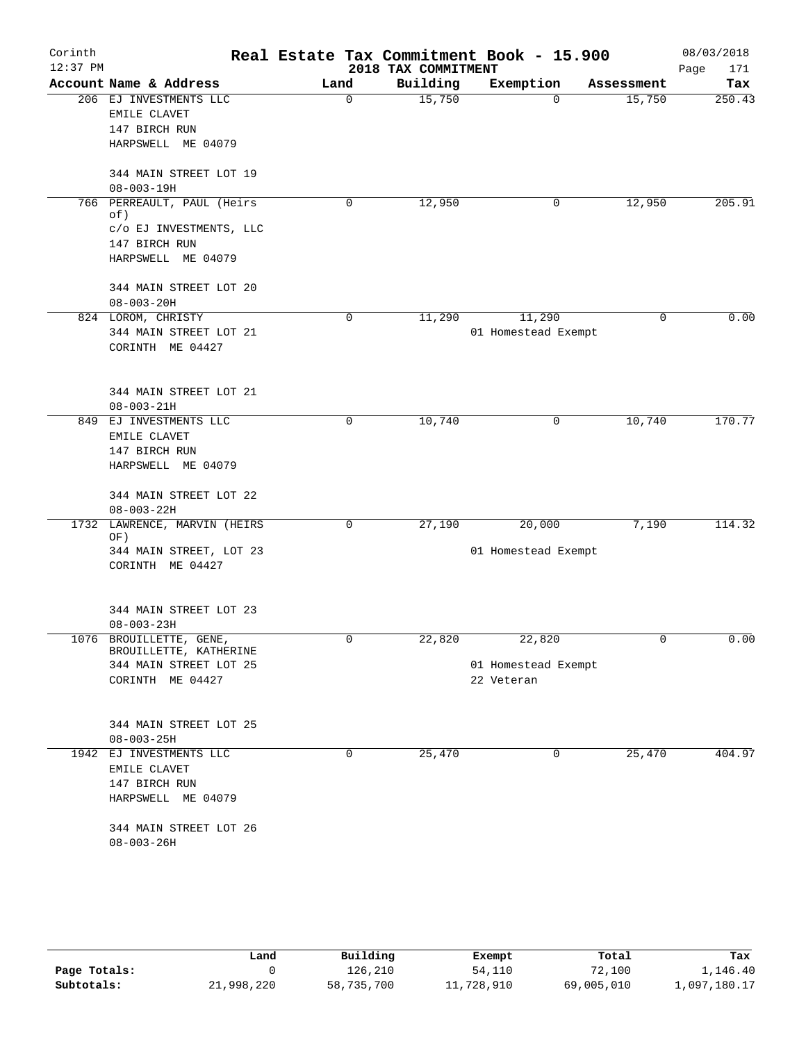# Real Estate Tax Commitment Book - 15.900

Corinth
12:37 PM

2018 TAX COMMITMENT

08/03/2018
Page 171

| Account Name & Address | Land | Building | Exemption | Assessment | Tax |
|---|---|---|---|---|---|
| 206 EJ INVESTMENTS LLC<br>EMILE CLAVET<br>147 BIRCH RUN<br>HARPSWELL ME 04079<br><br>344 MAIN STREET LOT 19<br>08-003-19H | 0 | 15,750 | 0 | 15,750 | 250.43 |
| 766 PERREAULT, PAUL (Heirs of)<br>c/o EJ INVESTMENTS, LLC<br>147 BIRCH RUN<br>HARPSWELL ME 04079<br><br>344 MAIN STREET LOT 20<br>08-003-20H | 0 | 12,950 | 0 | 12,950 | 205.91 |
| 824 LOROM, CHRISTY<br>344 MAIN STREET LOT 21<br>CORINTH ME 04427<br><br>344 MAIN STREET LOT 21<br>08-003-21H | 0 | 11,290 | 11,290<br>01 Homestead Exempt | 0 | 0.00 |
| 849 EJ INVESTMENTS LLC<br>EMILE CLAVET<br>147 BIRCH RUN<br>HARPSWELL ME 04079<br><br>344 MAIN STREET LOT 22<br>08-003-22H | 0 | 10,740 | 0 | 10,740 | 170.77 |
| 1732 LAWRENCE, MARVIN (HEIRS OF)<br>344 MAIN STREET, LOT 23<br>CORINTH ME 04427<br><br>344 MAIN STREET LOT 23<br>08-003-23H | 0 | 27,190 | 20,000<br>01 Homestead Exempt | 7,190 | 114.32 |
| 1076 BROUILLETTE, GENE,<br>BROUILLETTE, KATHERINE<br>344 MAIN STREET LOT 25<br>CORINTH ME 04427<br><br>344 MAIN STREET LOT 25<br>08-003-25H | 0 | 22,820 | 22,820<br>01 Homestead Exempt<br>22 Veteran | 0 | 0.00 |
| 1942 EJ INVESTMENTS LLC<br>EMILE CLAVET<br>147 BIRCH RUN<br>HARPSWELL ME 04079<br><br>344 MAIN STREET LOT 26<br>08-003-26H | 0 | 25,470 | 0 | 25,470 | 404.97 |

| | Land | Building | Exempt | Total | Tax |
|---|---|---|---|---|---|
| Page Totals: | 0 | 126,210 | 54,110 | 72,100 | 1,146.40 |
| Subtotals: | 21,998,220 | 58,735,700 | 11,728,910 | 69,005,010 | 1,097,180.17 |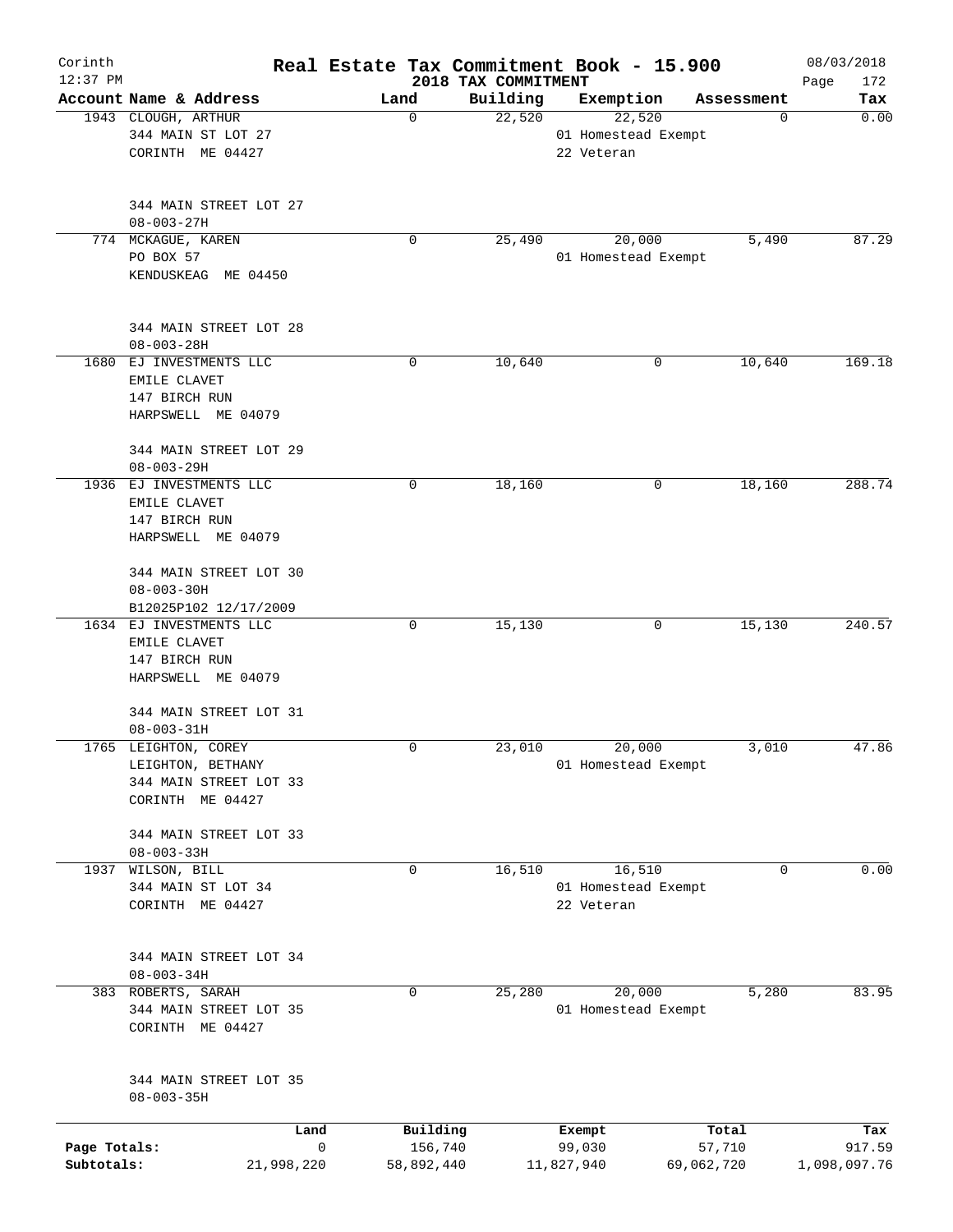# Real Estate Tax Commitment Book - 15.900

Corinth
12:37 PM

2018 TAX COMMITMENT

08/03/2018

| Account Name & Address | Land | Building | Exemption | Assessment | Tax |
|---|---|---|---|---|---|
| 1943 CLOUGH, ARTHUR<br>344 MAIN ST LOT 27<br>CORINTH ME 04427<br><br>344 MAIN STREET LOT 27<br>08-003-27H | 0 | 22,520 | 22,520<br>01 Homestead Exempt<br>22 Veteran | 0 | 0.00 |
| 774 MCKAGUE, KAREN<br>PO BOX 57<br>KENDUSKEAG ME 04450<br><br>344 MAIN STREET LOT 28<br>08-003-28H | 0 | 25,490 | 20,000<br>01 Homestead Exempt | 5,490 | 87.29 |
| 1680 EJ INVESTMENTS LLC<br>EMILE CLAVET<br>147 BIRCH RUN<br>HARPSWELL ME 04079<br><br>344 MAIN STREET LOT 29<br>08-003-29H | 0 | 10,640 | 0 | 10,640 | 169.18 |
| 1936 EJ INVESTMENTS LLC<br>EMILE CLAVET<br>147 BIRCH RUN<br>HARPSWELL ME 04079<br><br>344 MAIN STREET LOT 30<br>08-003-30H<br>B12025P102 12/17/2009 | 0 | 18,160 | 0 | 18,160 | 288.74 |
| 1634 EJ INVESTMENTS LLC<br>EMILE CLAVET<br>147 BIRCH RUN<br>HARPSWELL ME 04079<br><br>344 MAIN STREET LOT 31<br>08-003-31H | 0 | 15,130 | 0 | 15,130 | 240.57 |
| 1765 LEIGHTON, COREY<br>LEIGHTON, BETHANY<br>344 MAIN STREET LOT 33<br>CORINTH ME 04427<br><br>344 MAIN STREET LOT 33<br>08-003-33H | 0 | 23,010 | 20,000<br>01 Homestead Exempt | 3,010 | 47.86 |
| 1937 WILSON, BILL<br>344 MAIN ST LOT 34<br>CORINTH ME 04427<br><br>344 MAIN STREET LOT 34<br>08-003-34H | 0 | 16,510 | 16,510<br>01 Homestead Exempt<br>22 Veteran | 0 | 0.00 |
| 383 ROBERTS, SARAH<br>344 MAIN STREET LOT 35<br>CORINTH ME 04427<br><br>344 MAIN STREET LOT 35<br>08-003-35H | 0 | 25,280 | 20,000<br>01 Homestead Exempt | 5,280 | 83.95 |

| | Land | Building | Exempt | Total | Tax |
|---|---|---|---|---|---|
| Page Totals: | 0 | 156,740 | 99,030 | 57,710 | 917.59 |
| Subtotals: | 21,998,220 | 58,892,440 | 11,827,940 | 69,062,720 | 1,098,097.76 |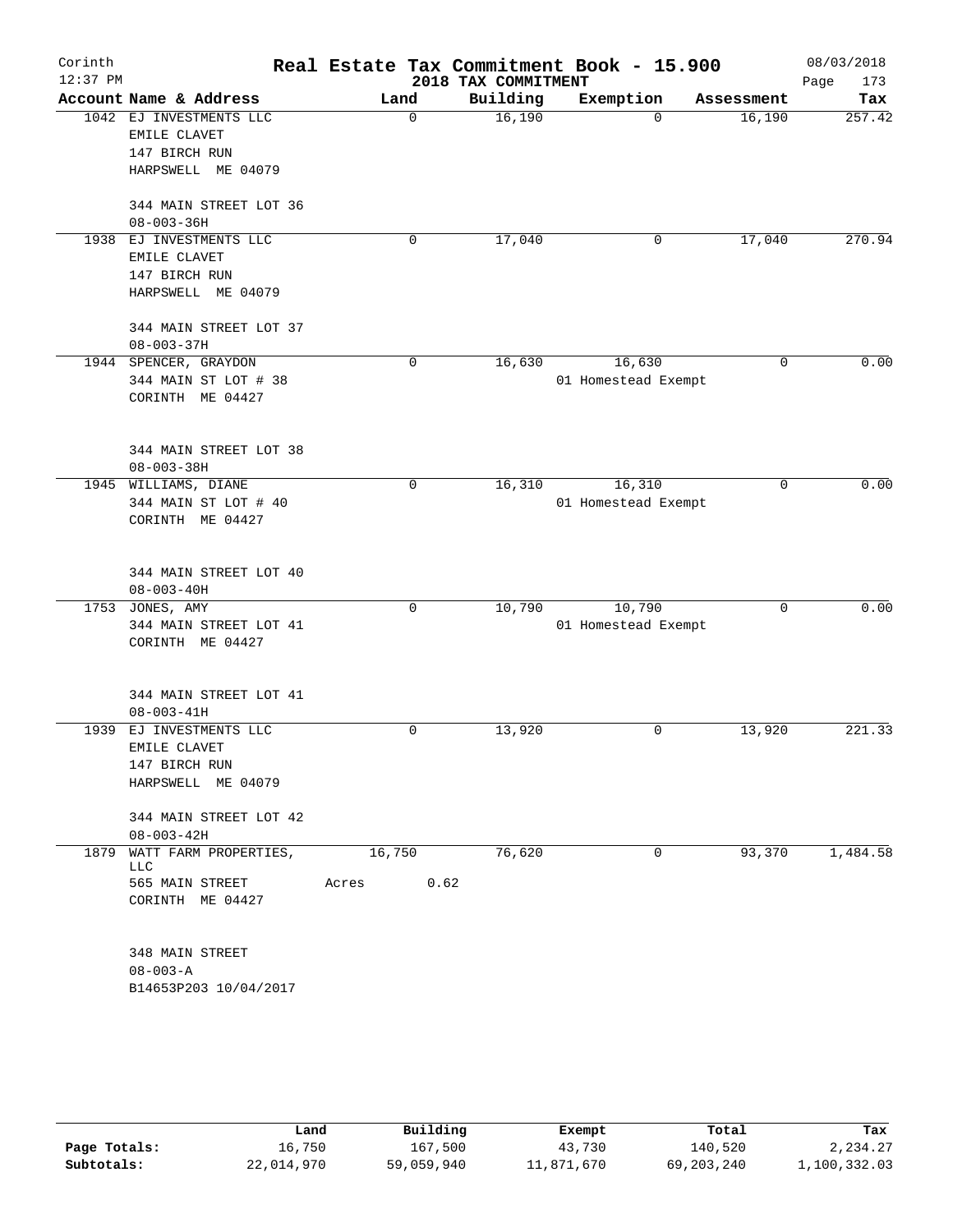Corinth 12:37 PM

# Real Estate Tax Commitment Book - 15.900

2018 TAX COMMITMENT

08/03/2018 Page 173

| Account Name & Address | Land | Building | Exemption | Assessment | Tax |
|---|---|---|---|---|---|
| 1042 EJ INVESTMENTS LLC<br>EMILE CLAVET<br>147 BIRCH RUN<br>HARPSWELL ME 04079<br><br>344 MAIN STREET LOT 36<br>08-003-36H | 0 | 16,190 | 0 | 16,190 | 257.42 |
| 1938 EJ INVESTMENTS LLC<br>EMILE CLAVET<br>147 BIRCH RUN<br>HARPSWELL ME 04079<br><br>344 MAIN STREET LOT 37<br>08-003-37H | 0 | 17,040 | 0 | 17,040 | 270.94 |
| 1944 SPENCER, GRAYDON<br>344 MAIN ST LOT # 38<br>CORINTH ME 04427<br><br>344 MAIN STREET LOT 38<br>08-003-38H | 0 | 16,630 | 16,630<br>01 Homestead Exempt | 0 | 0.00 |
| 1945 WILLIAMS, DIANE<br>344 MAIN ST LOT # 40<br>CORINTH ME 04427<br><br>344 MAIN STREET LOT 40<br>08-003-40H | 0 | 16,310 | 16,310<br>01 Homestead Exempt | 0 | 0.00 |
| 1753 JONES, AMY<br>344 MAIN STREET LOT 41<br>CORINTH ME 04427<br><br>344 MAIN STREET LOT 41<br>08-003-41H | 0 | 10,790 | 10,790<br>01 Homestead Exempt | 0 | 0.00 |
| 1939 EJ INVESTMENTS LLC<br>EMILE CLAVET<br>147 BIRCH RUN<br>HARPSWELL ME 04079<br><br>344 MAIN STREET LOT 42<br>08-003-42H | 0 | 13,920 | 0 | 13,920 | 221.33 |
| 1879 WATT FARM PROPERTIES, LLC<br>565 MAIN STREET<br>CORINTH ME 04427<br><br>348 MAIN STREET<br>08-003-A<br>B14653P203 10/04/2017 | 16,750<br>Acres 0.62 | 76,620 | 0 | 93,370 | 1,484.58 |

| | Land | Building | Exempt | Total | Tax |
|---|---|---|---|---|---|
| Page Totals: | 16,750 | 167,500 | 43,730 | 140,520 | 2,234.27 |
| Subtotals: | 22,014,970 | 59,059,940 | 11,871,670 | 69,203,240 | 1,100,332.03 |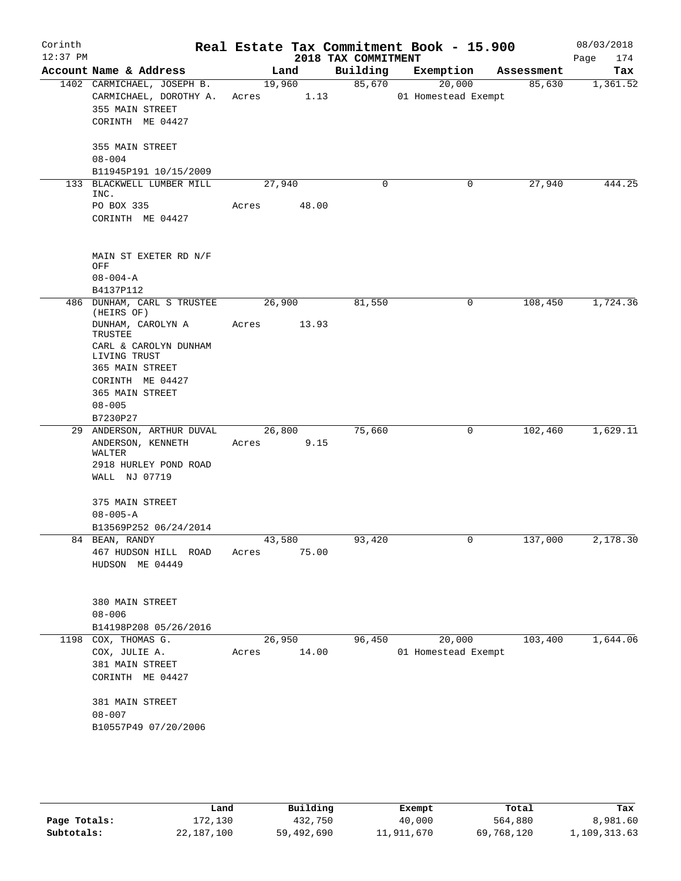Corinth 12:37 PM

# Real Estate Tax Commitment Book - 15.900

2018 TAX COMMITMENT

08/03/2018

| Account | Name & Address | Land | Building | Exemption | Assessment | Tax |
|---|---|---|---|---|---|---|
| 1402 | CARMICHAEL, JOSEPH B.<br>CARMICHAEL, DOROTHY A.<br>355 MAIN STREET<br>CORINTH ME 04427<br><br>355 MAIN STREET<br>08-004<br>B11945P191 10/15/2009 | 19,960<br>Acres 1.13 | 85,670 | 20,000<br>01 Homestead Exempt | 85,630 | 1,361.52 |
| 133 | BLACKWELL LUMBER MILL INC.<br>PO BOX 335<br>CORINTH ME 04427<br><br>MAIN ST EXETER RD N/F OFF<br>08-004-A<br>B4137P112 | 27,940<br>Acres 48.00 | 0 | 0 | 27,940 | 444.25 |
| 486 | DUNHAM, CARL S TRUSTEE (HEIRS OF)<br>DUNHAM, CAROLYN A TRUSTEE<br>CARL & CAROLYN DUNHAM LIVING TRUST<br>365 MAIN STREET<br>CORINTH ME 04427<br>365 MAIN STREET<br>08-005<br>B7230P27 | 26,900<br>Acres 13.93 | 81,550 | 0 | 108,450 | 1,724.36 |
| 29 | ANDERSON, ARTHUR DUVAL<br>ANDERSON, KENNETH WALTER<br>2918 HURLEY POND ROAD<br>WALL NJ 07719<br><br>375 MAIN STREET<br>08-005-A<br>B13569P252 06/24/2014 | 26,800<br>Acres 9.15 | 75,660 | 0 | 102,460 | 1,629.11 |
| 84 | BEAN, RANDY<br>467 HUDSON HILL ROAD<br>HUDSON ME 04449<br><br>380 MAIN STREET<br>08-006<br>B14198P208 05/26/2016 | 43,580<br>Acres 75.00 | 93,420 | 0 | 137,000 | 2,178.30 |
| 1198 | COX, THOMAS G.<br>COX, JULIE A.<br>381 MAIN STREET<br>CORINTH ME 04427<br><br>381 MAIN STREET<br>08-007<br>B10557P49 07/20/2006 | 26,950<br>Acres 14.00 | 96,450 | 20,000<br>01 Homestead Exempt | 103,400 | 1,644.06 |

| | Land | Building | Exempt | Total | Tax |
|---|---|---|---|---|---|
| Page Totals: | 172,130 | 432,750 | 40,000 | 564,880 | 8,981.60 |
| Subtotals: | 22,187,100 | 59,492,690 | 11,911,670 | 69,768,120 | 1,109,313.63 |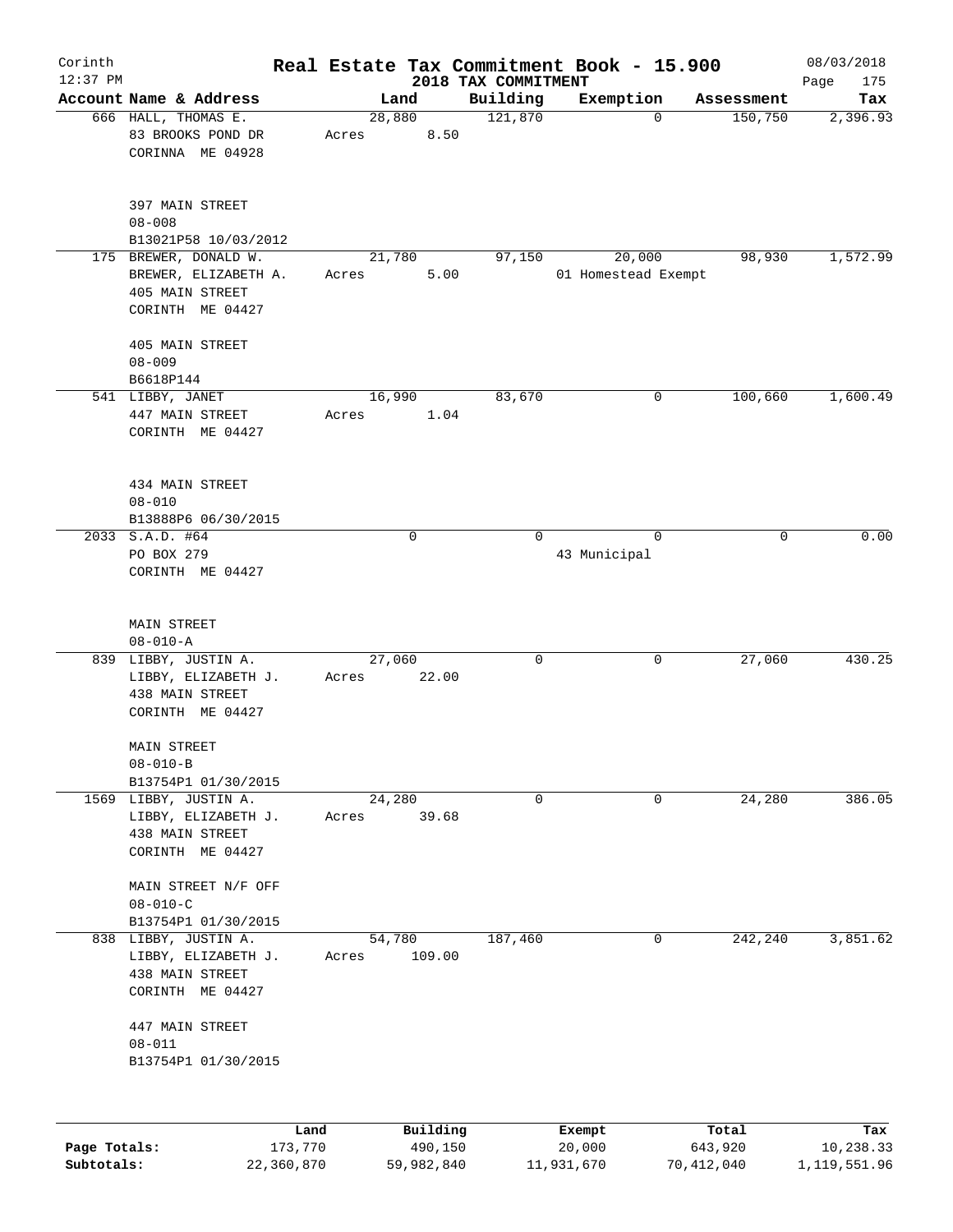Corinth
12:37 PM

# Real Estate Tax Commitment Book - 15.900

## 2018 TAX COMMITMENT

08/03/2018

| Account Name & Address | Land | Building | Exemption | Assessment | Tax |
|---|---|---|---|---|---|
| 666 HALL, THOMAS E.<br>83 BROOKS POND DR<br>CORINNA ME 04928<br><br>397 MAIN STREET<br>08-008<br>B13021P58 10/03/2012 | 28,880<br>Acres 8.50 | 121,870 | 0 | 150,750 | 2,396.93 |
| 175 BREWER, DONALD W.<br>BREWER, ELIZABETH A.<br>405 MAIN STREET<br>CORINTH ME 04427<br><br>405 MAIN STREET<br>08-009<br>B6618P144 | 21,780<br>Acres 5.00 | 97,150 | 20,000<br>01 Homestead Exempt | 98,930 | 1,572.99 |
| 541 LIBBY, JANET<br>447 MAIN STREET<br>CORINTH ME 04427<br><br>434 MAIN STREET<br>08-010<br>B13888P6 06/30/2015 | 16,990<br>Acres 1.04 | 83,670 | 0 | 100,660 | 1,600.49 |
| 2033 S.A.D. #64<br>PO BOX 279<br>CORINTH ME 04427<br><br>MAIN STREET<br>08-010-A | 0 | 0 | 0<br>43 Municipal | 0 | 0.00 |
| 839 LIBBY, JUSTIN A.<br>LIBBY, ELIZABETH J.<br>438 MAIN STREET<br>CORINTH ME 04427<br><br>MAIN STREET<br>08-010-B<br>B13754P1 01/30/2015 | 27,060<br>Acres 22.00 | 0 | 0 | 27,060 | 430.25 |
| 1569 LIBBY, JUSTIN A.<br>LIBBY, ELIZABETH J.<br>438 MAIN STREET<br>CORINTH ME 04427<br><br>MAIN STREET N/F OFF<br>08-010-C<br>B13754P1 01/30/2015 | 24,280<br>Acres 39.68 | 0 | 0 | 24,280 | 386.05 |
| 838 LIBBY, JUSTIN A.<br>LIBBY, ELIZABETH J.<br>438 MAIN STREET<br>CORINTH ME 04427<br><br>447 MAIN STREET<br>08-011<br>B13754P1 01/30/2015 | 54,780<br>Acres 109.00 | 187,460 | 0 | 242,240 | 3,851.62 |

| | Land | Building | Exempt | Total | Tax |
|---|---|---|---|---|---|
| Page Totals: | 173,770 | 490,150 | 20,000 | 643,920 | 10,238.33 |
| Subtotals: | 22,360,870 | 59,982,840 | 11,931,670 | 70,412,040 | 1,119,551.96 |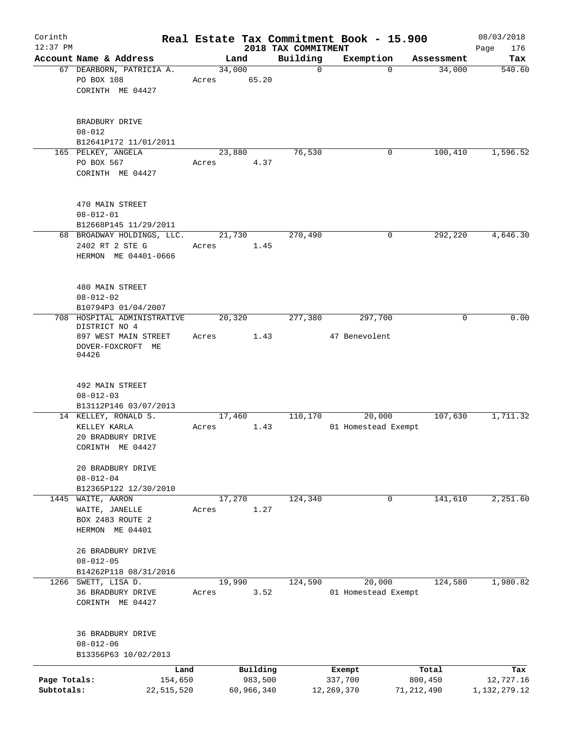Corinth
12:37 PM

# Real Estate Tax Commitment Book - 15.900

## 2018 TAX COMMITMENT

08/03/2018

| Account Name & Address | Land | Building | Exemption | Assessment | Tax |
|---|---|---|---|---|---|
| 67 DEARBORN, PATRICIA A.<br>PO BOX 108<br>CORINTH ME 04427<br><br>BRADBURY DRIVE<br>08-012<br>B12641P172 11/01/2011 | 34,000<br>Acres 65.20 | 0 | 0 | 34,000 | 540.60 |
| 165 PELKEY, ANGELA<br>PO BOX 567<br>CORINTH ME 04427<br><br>470 MAIN STREET<br>08-012-01<br>B12668P145 11/29/2011 | 23,880<br>Acres 4.37 | 76,530 | 0 | 100,410 | 1,596.52 |
| 68 BROADWAY HOLDINGS, LLC.<br>2402 RT 2 STE G<br>HERMON ME 04401-0666<br><br>480 MAIN STREET<br>08-012-02<br>B10794P3 01/04/2007 | 21,730<br>Acres 1.45 | 270,490 | 0 | 292,220 | 4,646.30 |
| 708 HOSPITAL ADMINISTRATIVE DISTRICT NO 4<br>897 WEST MAIN STREET<br>DOVER-FOXCROFT ME 04426<br><br>492 MAIN STREET<br>08-012-03<br>B13112P146 03/07/2013 | 20,320<br>Acres 1.43 | 277,380 | 297,700<br>47 Benevolent | 0 | 0.00 |
| 14 KELLEY, RONALD S.<br>KELLEY KARLA<br>20 BRADBURY DRIVE<br>CORINTH ME 04427<br><br>20 BRADBURY DRIVE<br>08-012-04<br>B12365P122 12/30/2010 | 17,460<br>Acres 1.43 | 110,170 | 20,000<br>01 Homestead Exempt | 107,630 | 1,711.32 |
| 1445 WAITE, AARON<br>WAITE, JANELLE<br>BOX 2483 ROUTE 2<br>HERMON ME 04401<br><br>26 BRADBURY DRIVE<br>08-012-05<br>B14262P118 08/31/2016 | 17,270<br>Acres 1.27 | 124,340 | 0 | 141,610 | 2,251.60 |
| 1266 SWETT, LISA D.<br>36 BRADBURY DRIVE<br>CORINTH ME 04427<br><br>36 BRADBURY DRIVE<br>08-012-06<br>B13356P63 10/02/2013 | 19,990<br>Acres 3.52 | 124,590 | 20,000<br>01 Homestead Exempt | 124,580 | 1,980.82 |

| | Land | Building | Exempt | Total | Tax |
|---|---|---|---|---|---|
| Page Totals: | 154,650 | 983,500 | 337,700 | 800,450 | 12,727.16 |
| Subtotals: | 22,515,520 | 60,966,340 | 12,269,370 | 71,212,490 | 1,132,279.12 |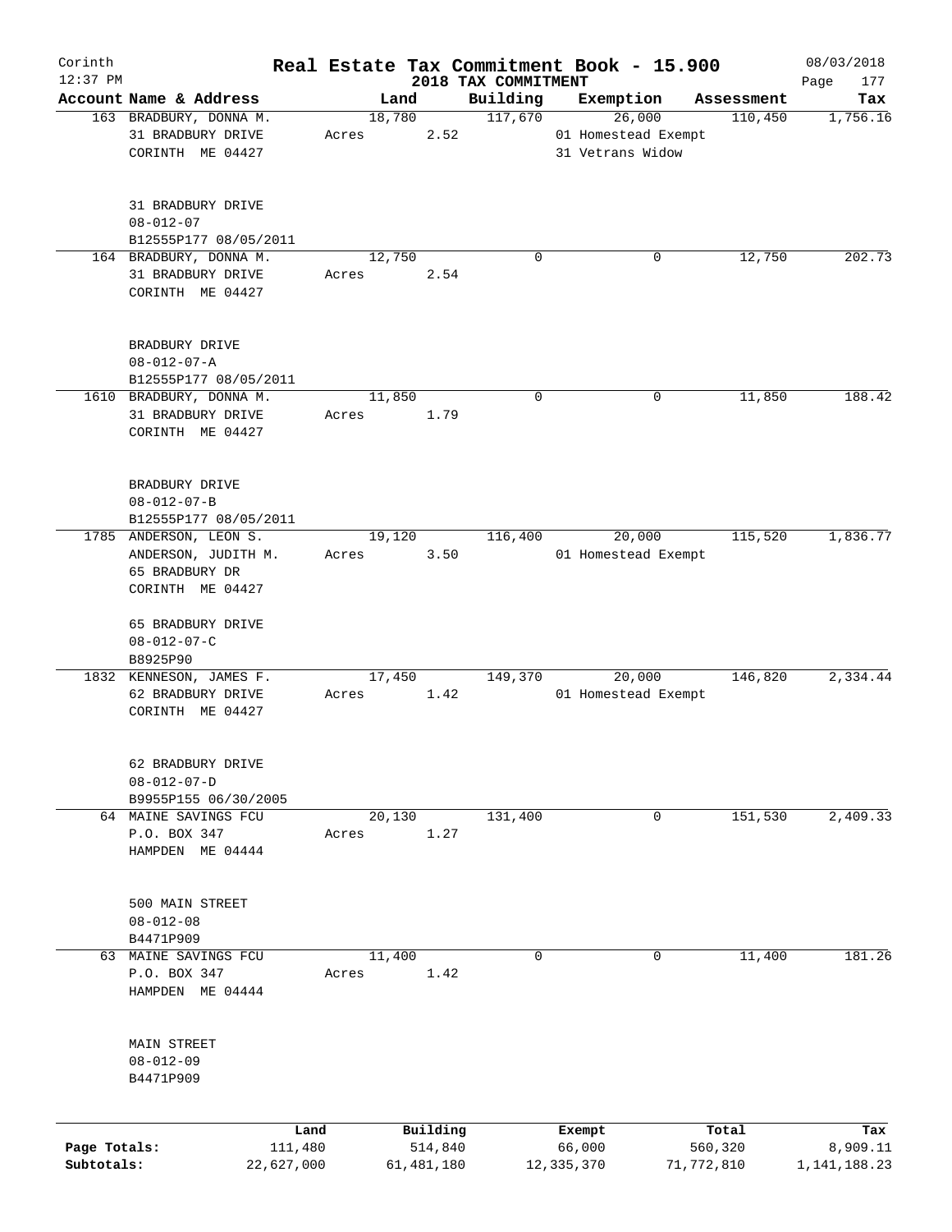Corinth 12:37 PM

**Real Estate Tax Commitment Book - 15.900**

**2018 TAX COMMITMENT**

08/03/2018 Page 177

| Account Name & Address | Land | Building | Exemption | Assessment | Tax |
|---|---|---|---|---|---|
| 163 BRADBURY, DONNA M.<br>31 BRADBURY DRIVE<br>CORINTH ME 04427<br><br>31 BRADBURY DRIVE<br>08-012-07<br>B12555P177 08/05/2011 | 18,780<br>Acres 2.52 | 117,670 | 26,000<br>01 Homestead Exempt<br>31 Vetrans Widow | 110,450 | 1,756.16 |
| 164 BRADBURY, DONNA M.<br>31 BRADBURY DRIVE<br>CORINTH ME 04427<br><br>BRADBURY DRIVE<br>08-012-07-A<br>B12555P177 08/05/2011 | 12,750<br>Acres 2.54 | 0 | 0 | 12,750 | 202.73 |
| 1610 BRADBURY, DONNA M.<br>31 BRADBURY DRIVE<br>CORINTH ME 04427<br><br>BRADBURY DRIVE<br>08-012-07-B<br>B12555P177 08/05/2011 | 11,850<br>Acres 1.79 | 0 | 0 | 11,850 | 188.42 |
| 1785 ANDERSON, LEON S.<br>ANDERSON, JUDITH M.<br>65 BRADBURY DR<br>CORINTH ME 04427<br><br>65 BRADBURY DRIVE<br>08-012-07-C<br>B8925P90 | 19,120<br>Acres 3.50 | 116,400 | 20,000<br>01 Homestead Exempt | 115,520 | 1,836.77 |
| 1832 KENNESON, JAMES F.<br>62 BRADBURY DRIVE<br>CORINTH ME 04427<br><br>62 BRADBURY DRIVE<br>08-012-07-D<br>B9955P155 06/30/2005 | 17,450<br>Acres 1.42 | 149,370 | 20,000<br>01 Homestead Exempt | 146,820 | 2,334.44 |
| 64 MAINE SAVINGS FCU<br>P.O. BOX 347<br>HAMPDEN ME 04444<br><br>500 MAIN STREET<br>08-012-08<br>B4471P909 | 20,130<br>Acres 1.27 | 131,400 | 0 | 151,530 | 2,409.33 |
| 63 MAINE SAVINGS FCU<br>P.O. BOX 347<br>HAMPDEN ME 04444<br><br>MAIN STREET<br>08-012-09<br>B4471P909 | 11,400<br>Acres 1.42 | 0 | 0 | 11,400 | 181.26 |

| | Land | Building | Exempt | Total | Tax |
|---|---|---|---|---|---|
| **Page Totals:** | 111,480 | 514,840 | 66,000 | 560,320 | 8,909.11 |
| **Subtotals:** | 22,627,000 | 61,481,180 | 12,335,370 | 71,772,810 | 1,141,188.23 |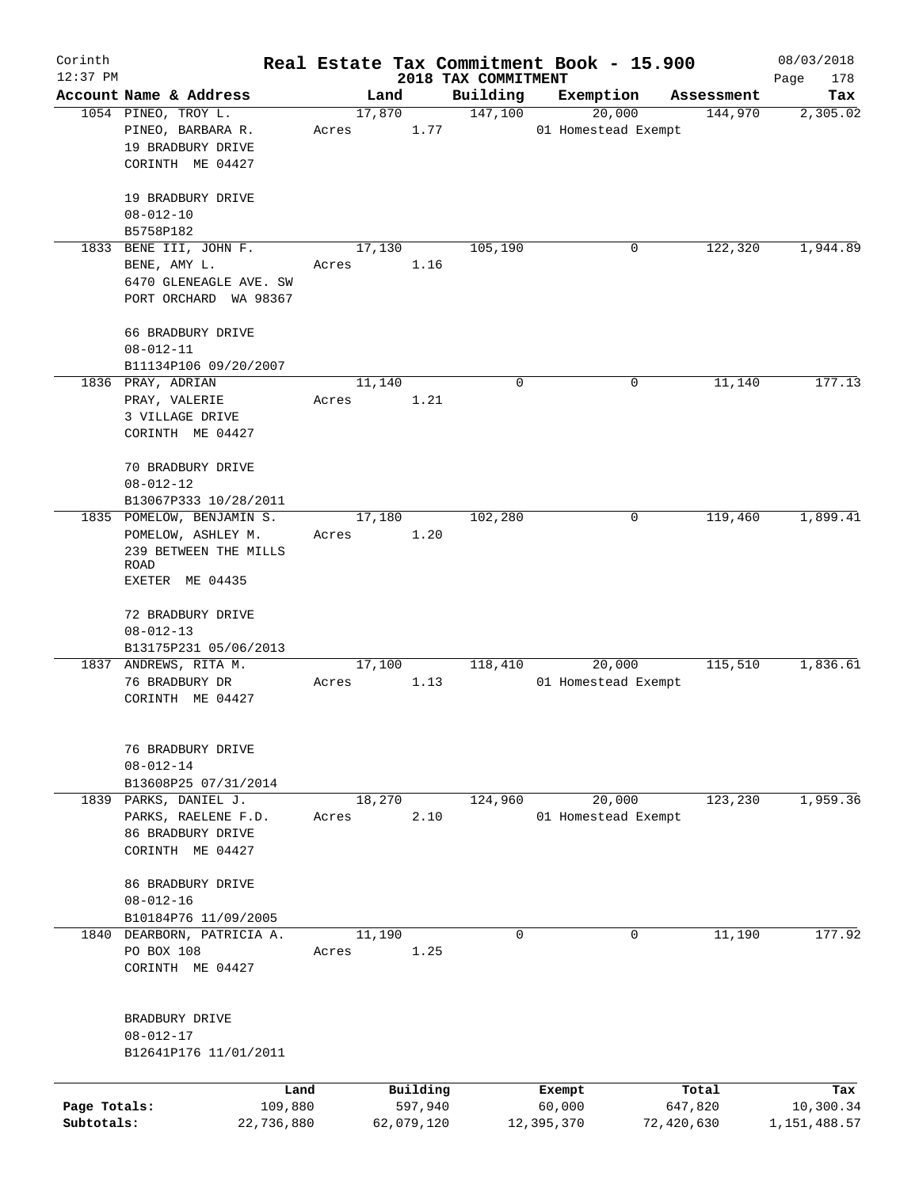# Real Estate Tax Commitment Book - 15.900

Corinth
12:37 PM

2018 TAX COMMITMENT

08/03/2018

| Account Name & Address | Land | Building | Exemption | Assessment | Tax |
|---|---|---|---|---|---|
| 1054 PINEO, TROY L.<br>PINEO, BARBARA R.<br>19 BRADBURY DRIVE<br>CORINTH ME 04427<br><br>19 BRADBURY DRIVE<br>08-012-10<br>B5758P182 | 17,870<br>Acres 1.77 | 147,100 | 20,000<br>01 Homestead Exempt | 144,970 | 2,305.02 |
| 1833 BENE III, JOHN F.<br>BENE, AMY L.<br>6470 GLENEAGLE AVE. SW<br>PORT ORCHARD WA 98367<br><br>66 BRADBURY DRIVE<br>08-012-11<br>B11134P106 09/20/2007 | 17,130<br>Acres 1.16 | 105,190 | 0 | 122,320 | 1,944.89 |
| 1836 PRAY, ADRIAN<br>PRAY, VALERIE<br>3 VILLAGE DRIVE<br>CORINTH ME 04427<br><br>70 BRADBURY DRIVE<br>08-012-12<br>B13067P333 10/28/2011 | 11,140<br>Acres 1.21 | 0 | 0 | 11,140 | 177.13 |
| 1835 POMELOW, BENJAMIN S.<br>POMELOW, ASHLEY M.<br>239 BETWEEN THE MILLS ROAD<br>EXETER ME 04435<br><br>72 BRADBURY DRIVE<br>08-012-13<br>B13175P231 05/06/2013 | 17,180<br>Acres 1.20 | 102,280 | 0 | 119,460 | 1,899.41 |
| 1837 ANDREWS, RITA M.<br>76 BRADBURY DR<br>CORINTH ME 04427<br><br>76 BRADBURY DRIVE<br>08-012-14<br>B13608P25 07/31/2014 | 17,100<br>Acres 1.13 | 118,410 | 20,000<br>01 Homestead Exempt | 115,510 | 1,836.61 |
| 1839 PARKS, DANIEL J.<br>PARKS, RAELENE F.D.<br>86 BRADBURY DRIVE<br>CORINTH ME 04427<br><br>86 BRADBURY DRIVE<br>08-012-16<br>B10184P76 11/09/2005 | 18,270<br>Acres 2.10 | 124,960 | 20,000<br>01 Homestead Exempt | 123,230 | 1,959.36 |
| 1840 DEARBORN, PATRICIA A.<br>PO BOX 108<br>CORINTH ME 04427<br><br>BRADBURY DRIVE<br>08-012-17<br>B12641P176 11/01/2011 | 11,190<br>Acres 1.25 | 0 | 0 | 11,190 | 177.92 |

| | Land | Building | Exempt | Total | Tax |
|---|---|---|---|---|---|
| Page Totals: | 109,880 | 597,940 | 60,000 | 647,820 | 10,300.34 |
| Subtotals: | 22,736,880 | 62,079,120 | 12,395,370 | 72,420,630 | 1,151,488.57 |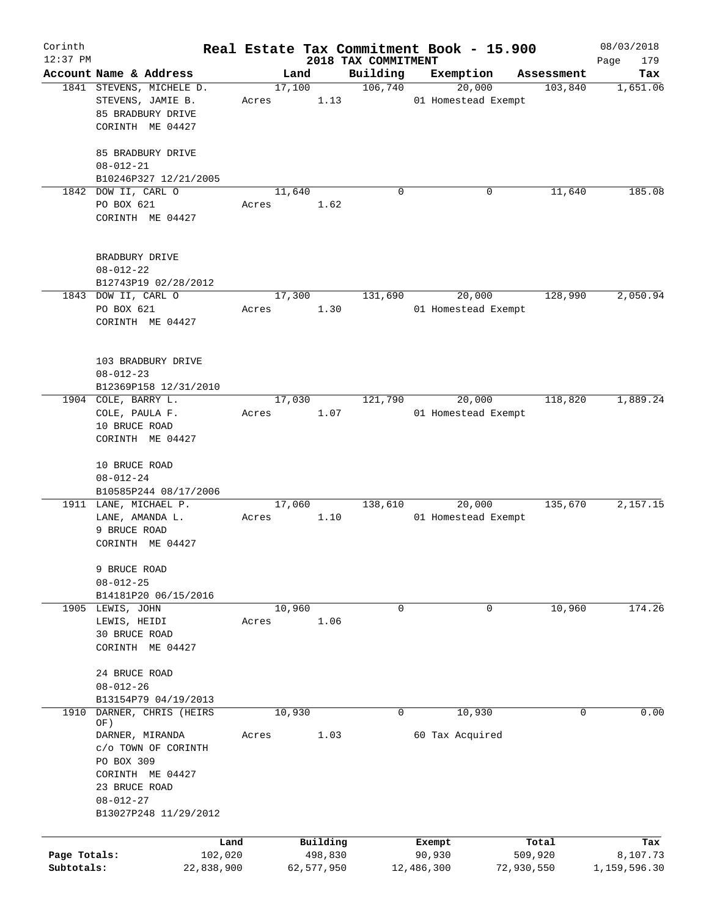# Corinth — Real Estate Tax Commitment Book - 15.900

12:37 PM — 2018 TAX COMMITMENT — 08/03/2018

| Account Name & Address | Land | Building | Exemption | Assessment | Tax |
|---|---|---|---|---|---|
| 1841 STEVENS, MICHELE D.<br>STEVENS, JAMIE B.<br>85 BRADBURY DRIVE<br>CORINTH ME 04427<br><br>85 BRADBURY DRIVE<br>08-012-21<br>B10246P327 12/21/2005 | 17,100<br>Acres 1.13 | 106,740 | 20,000<br>01 Homestead Exempt | 103,840 | 1,651.06 |
| 1842 DOW II, CARL O<br>PO BOX 621<br>CORINTH ME 04427<br><br>BRADBURY DRIVE<br>08-012-22<br>B12743P19 02/28/2012 | 11,640<br>Acres 1.62 | 0 | 0 | 11,640 | 185.08 |
| 1843 DOW II, CARL O<br>PO BOX 621<br>CORINTH ME 04427<br><br>103 BRADBURY DRIVE<br>08-012-23<br>B12369P158 12/31/2010 | 17,300<br>Acres 1.30 | 131,690 | 20,000<br>01 Homestead Exempt | 128,990 | 2,050.94 |
| 1904 COLE, BARRY L.<br>COLE, PAULA F.<br>10 BRUCE ROAD<br>CORINTH ME 04427<br><br>10 BRUCE ROAD<br>08-012-24<br>B10585P244 08/17/2006 | 17,030<br>Acres 1.07 | 121,790 | 20,000<br>01 Homestead Exempt | 118,820 | 1,889.24 |
| 1911 LANE, MICHAEL P.<br>LANE, AMANDA L.<br>9 BRUCE ROAD<br>CORINTH ME 04427<br><br>9 BRUCE ROAD<br>08-012-25<br>B14181P20 06/15/2016 | 17,060<br>Acres 1.10 | 138,610 | 20,000<br>01 Homestead Exempt | 135,670 | 2,157.15 |
| 1905 LEWIS, JOHN<br>LEWIS, HEIDI<br>30 BRUCE ROAD<br>CORINTH ME 04427<br><br>24 BRUCE ROAD<br>08-012-26<br>B13154P79 04/19/2013 | 10,960<br>Acres 1.06 | 0 | 0 | 10,960 | 174.26 |
| 1910 DARNER, CHRIS (HEIRS OF)<br>DARNER, MIRANDA<br>c/o TOWN OF CORINTH<br>PO BOX 309<br>CORINTH ME 04427<br>23 BRUCE ROAD<br>08-012-27<br>B13027P248 11/29/2012 | 10,930<br>Acres 1.03 | 0 | 10,930<br>60 Tax Acquired | 0 | 0.00 |

| | Land | Building | Exempt | Total | Tax |
|---|---|---|---|---|---|
| Page Totals: | 102,020 | 498,830 | 90,930 | 509,920 | 8,107.73 |
| Subtotals: | 22,838,900 | 62,577,950 | 12,486,300 | 72,930,550 | 1,159,596.30 |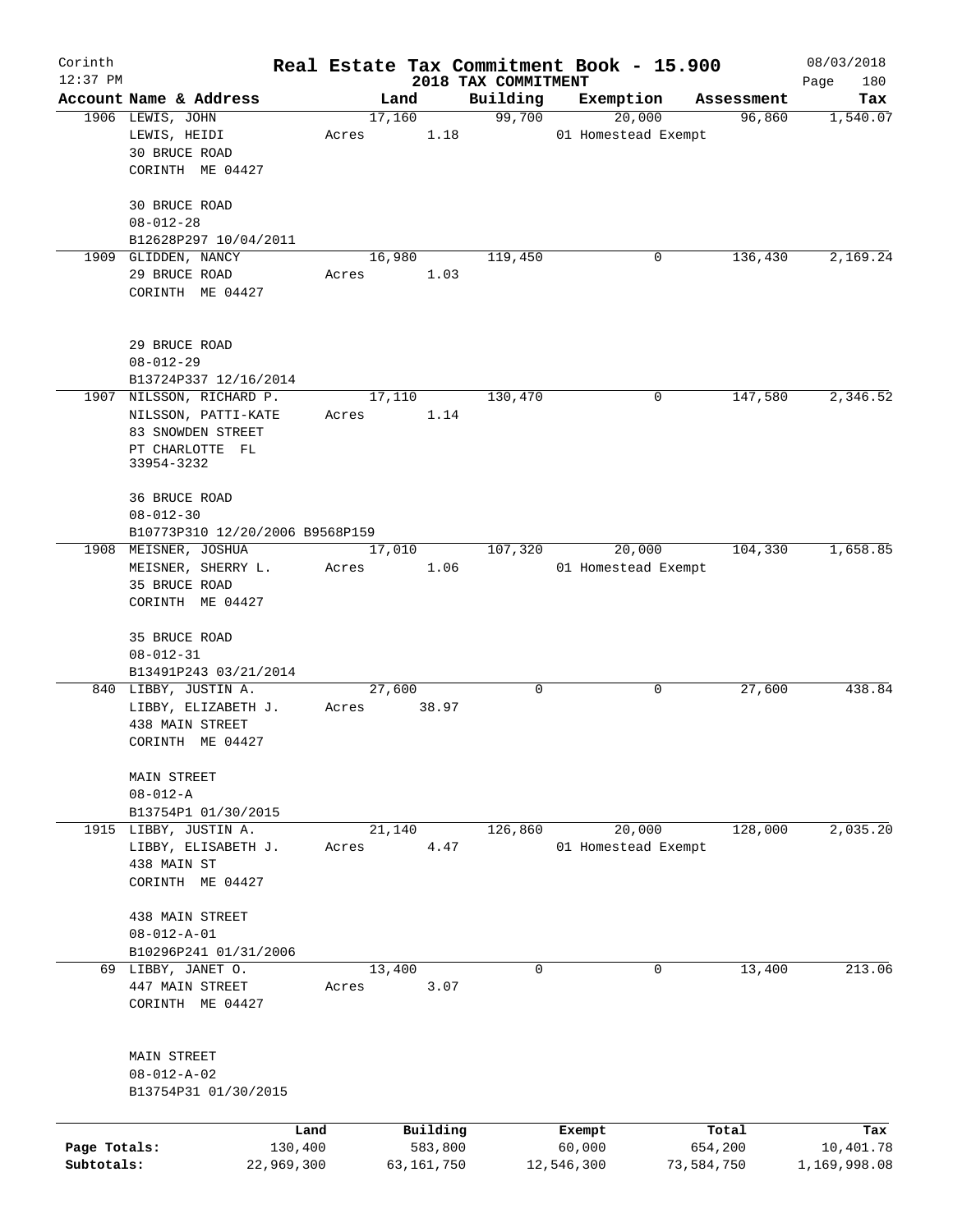Corinth 12:37 PM

# Real Estate Tax Commitment Book - 15.900

## 2018 TAX COMMITMENT

08/03/2018

| Account | Name & Address | Land | Building | Exemption | Assessment | Tax |
|---|---|---|---|---|---|---|
| 1906 | LEWIS, JOHN<br>LEWIS, HEIDI<br>30 BRUCE ROAD<br>CORINTH ME 04427<br><br>30 BRUCE ROAD<br>08-012-28<br>B12628P297 10/04/2011 | 17,160<br>Acres 1.18 | 99,700 | 20,000<br>01 Homestead Exempt | 96,860 | 1,540.07 |
| 1909 | GLIDDEN, NANCY<br>29 BRUCE ROAD<br>CORINTH ME 04427<br><br>29 BRUCE ROAD<br>08-012-29<br>B13724P337 12/16/2014 | 16,980<br>Acres 1.03 | 119,450 | 0 | 136,430 | 2,169.24 |
| 1907 | NILSSON, RICHARD P.<br>NILSSON, PATTI-KATE<br>83 SNOWDEN STREET<br>PT CHARLOTTE FL 33954-3232<br><br>36 BRUCE ROAD<br>08-012-30<br>B10773P310 12/20/2006 B9568P159 | 17,110<br>Acres 1.14 | 130,470 | 0 | 147,580 | 2,346.52 |
| 1908 | MEISNER, JOSHUA<br>MEISNER, SHERRY L.<br>35 BRUCE ROAD<br>CORINTH ME 04427<br><br>35 BRUCE ROAD<br>08-012-31<br>B13491P243 03/21/2014 | 17,010<br>Acres 1.06 | 107,320 | 20,000<br>01 Homestead Exempt | 104,330 | 1,658.85 |
| 840 | LIBBY, JUSTIN A.<br>LIBBY, ELIZABETH J.<br>438 MAIN STREET<br>CORINTH ME 04427<br><br>MAIN STREET<br>08-012-A<br>B13754P1 01/30/2015 | 27,600<br>Acres 38.97 | 0 | 0 | 27,600 | 438.84 |
| 1915 | LIBBY, JUSTIN A.<br>LIBBY, ELISABETH J.<br>438 MAIN ST<br>CORINTH ME 04427<br><br>438 MAIN STREET<br>08-012-A-01<br>B10296P241 01/31/2006 | 21,140<br>Acres 4.47 | 126,860 | 20,000<br>01 Homestead Exempt | 128,000 | 2,035.20 |
| 69 | LIBBY, JANET O.<br>447 MAIN STREET<br>CORINTH ME 04427<br><br>MAIN STREET<br>08-012-A-02<br>B13754P31 01/30/2015 | 13,400<br>Acres 3.07 | 0 | 0 | 13,400 | 213.06 |

| | Land | Building | Exempt | Total | Tax |
|---|---|---|---|---|---|
| Page Totals: | 130,400 | 583,800 | 60,000 | 654,200 | 10,401.78 |
| Subtotals: | 22,969,300 | 63,161,750 | 12,546,300 | 73,584,750 | 1,169,998.08 |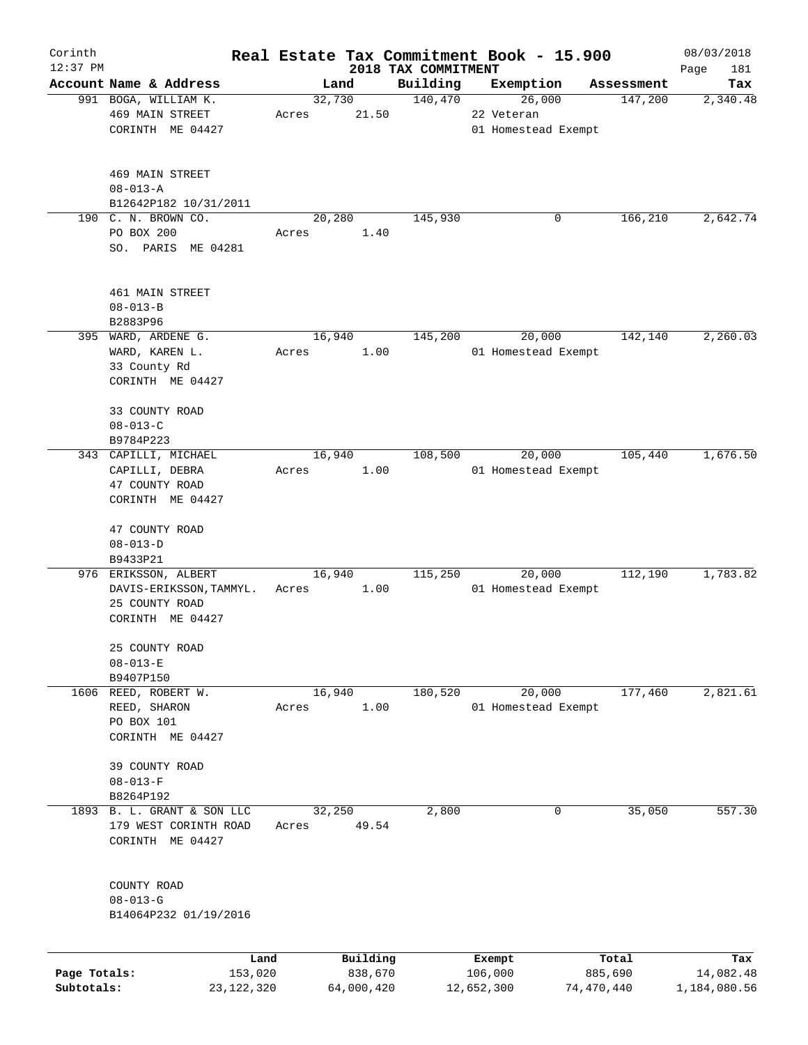Corinth 12:37 PM

# Real Estate Tax Commitment Book - 15.900

## 2018 TAX COMMITMENT

08/03/2018

| Account | Name & Address | Land | Building | Exemption | Assessment | Tax |
|---|---|---|---|---|---|---|
| 991 | BOGA, WILLIAM K.<br>469 MAIN STREET<br>CORINTH ME 04427<br><br>469 MAIN STREET<br>08-013-A<br>B12642P182 10/31/2011 | 32,730<br>Acres 21.50 | 140,470 | 26,000<br>22 Veteran<br>01 Homestead Exempt | 147,200 | 2,340.48 |
| 190 | C. N. BROWN CO.<br>PO BOX 200<br>SO. PARIS ME 04281<br><br>461 MAIN STREET<br>08-013-B<br>B2883P96 | 20,280<br>Acres 1.40 | 145,930 | 0 | 166,210 | 2,642.74 |
| 395 | WARD, ARDENE G.<br>WARD, KAREN L.<br>33 County Rd<br>CORINTH ME 04427<br><br>33 COUNTY ROAD<br>08-013-C<br>B9784P223 | 16,940<br>Acres 1.00 | 145,200 | 20,000<br>01 Homestead Exempt | 142,140 | 2,260.03 |
| 343 | CAPILLI, MICHAEL<br>CAPILLI, DEBRA<br>47 COUNTY ROAD<br>CORINTH ME 04427<br><br>47 COUNTY ROAD<br>08-013-D<br>B9433P21 | 16,940<br>Acres 1.00 | 108,500 | 20,000<br>01 Homestead Exempt | 105,440 | 1,676.50 |
| 976 | ERIKSSON, ALBERT<br>DAVIS-ERIKSSON,TAMMYL.<br>25 COUNTY ROAD<br>CORINTH ME 04427<br><br>25 COUNTY ROAD<br>08-013-E<br>B9407P150 | 16,940<br>Acres 1.00 | 115,250 | 20,000<br>01 Homestead Exempt | 112,190 | 1,783.82 |
| 1606 | REED, ROBERT W.<br>REED, SHARON<br>PO BOX 101<br>CORINTH ME 04427<br><br>39 COUNTY ROAD<br>08-013-F<br>B8264P192 | 16,940<br>Acres 1.00 | 180,520 | 20,000<br>01 Homestead Exempt | 177,460 | 2,821.61 |
| 1893 | B. L. GRANT & SON LLC<br>179 WEST CORINTH ROAD<br>CORINTH ME 04427<br><br>COUNTY ROAD<br>08-013-G<br>B14064P232 01/19/2016 | 32,250<br>Acres 49.54 | 2,800 | 0 | 35,050 | 557.30 |

| | Land | Building | Exempt | Total | Tax |
|---|---|---|---|---|---|
| Page Totals: | 153,020 | 838,670 | 106,000 | 885,690 | 14,082.48 |
| Subtotals: | 23,122,320 | 64,000,420 | 12,652,300 | 74,470,440 | 1,184,080.56 |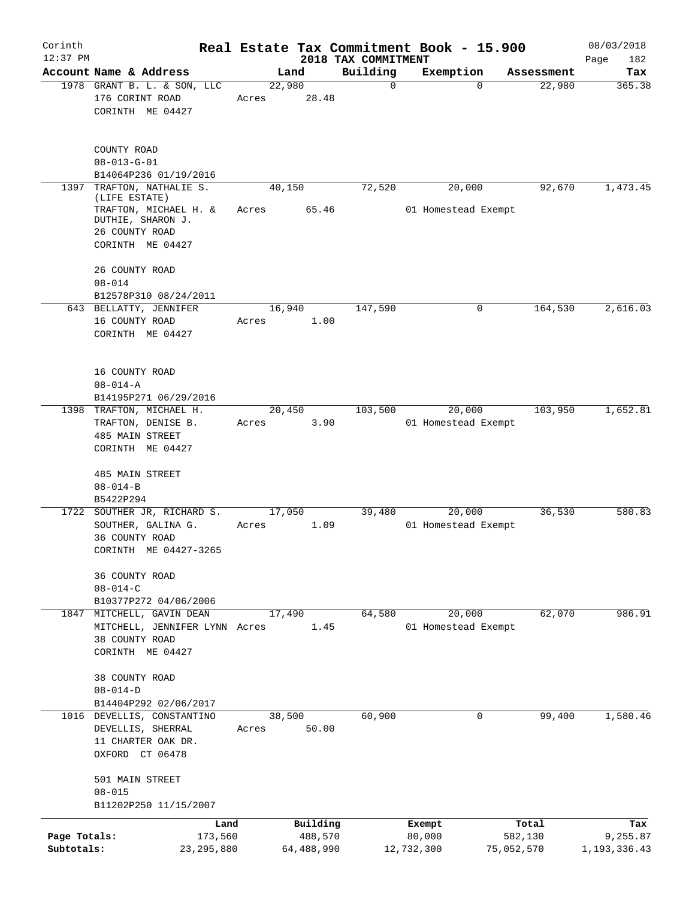# Real Estate Tax Commitment Book - 15.900

Corinth 12:37 PM — 2018 TAX COMMITMENT — 08/03/2018 Page 182

| Account Name & Address | Land | Building | Exemption | Assessment | Tax |
|---|---|---|---|---|---|
| 1978 GRANT B. L. & SON, LLC<br>176 CORINT ROAD<br>CORINTH ME 04427<br><br>COUNTY ROAD<br>08-013-G-01<br>B14064P236 01/19/2016 | 22,980<br>Acres 28.48 | 0 | 0 | 22,980 | 365.38 |
| 1397 TRAFTON, NATHALIE S. (LIFE ESTATE)<br>TRAFTON, MICHAEL H. & DUTHIE, SHARON J.<br>26 COUNTY ROAD<br>CORINTH ME 04427<br><br>26 COUNTY ROAD<br>08-014<br>B12578P310 08/24/2011 | 40,150<br>Acres 65.46 | 72,520 | 20,000<br>01 Homestead Exempt | 92,670 | 1,473.45 |
| 643 BELLATTY, JENNIFER<br>16 COUNTY ROAD<br>CORINTH ME 04427<br><br>16 COUNTY ROAD<br>08-014-A<br>B14195P271 06/29/2016 | 16,940<br>Acres 1.00 | 147,590 | 0 | 164,530 | 2,616.03 |
| 1398 TRAFTON, MICHAEL H.<br>TRAFTON, DENISE B.<br>485 MAIN STREET<br>CORINTH ME 04427<br><br>485 MAIN STREET<br>08-014-B<br>B5422P294 | 20,450<br>Acres 3.90 | 103,500 | 20,000<br>01 Homestead Exempt | 103,950 | 1,652.81 |
| 1722 SOUTHER JR, RICHARD S.<br>SOUTHER, GALINA G.<br>36 COUNTY ROAD<br>CORINTH ME 04427-3265<br><br>36 COUNTY ROAD<br>08-014-C<br>B10377P272 04/06/2006 | 17,050<br>Acres 1.09 | 39,480 | 20,000<br>01 Homestead Exempt | 36,530 | 580.83 |
| 1847 MITCHELL, GAVIN DEAN<br>MITCHELL, JENNIFER LYNN<br>38 COUNTY ROAD<br>CORINTH ME 04427<br><br>38 COUNTY ROAD<br>08-014-D<br>B14404P292 02/06/2017 | 17,490<br>Acres 1.45 | 64,580 | 20,000<br>01 Homestead Exempt | 62,070 | 986.91 |
| 1016 DEVELLIS, CONSTANTINO<br>DEVELLIS, SHERRAL<br>11 CHARTER OAK DR.<br>OXFORD CT 06478<br><br>501 MAIN STREET<br>08-015<br>B11202P250 11/15/2007 | 38,500<br>Acres 50.00 | 60,900 | 0 | 99,400 | 1,580.46 |

| | Land | Building | Exempt | Total | Tax |
|---|---|---|---|---|---|
| Page Totals: | 173,560 | 488,570 | 80,000 | 582,130 | 9,255.87 |
| Subtotals: | 23,295,880 | 64,488,990 | 12,732,300 | 75,052,570 | 1,193,336.43 |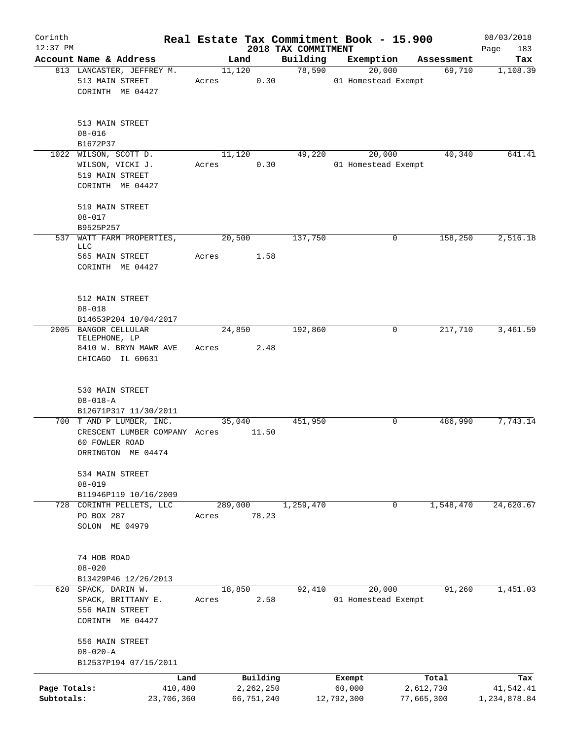Corinth 12:37 PM

# Real Estate Tax Commitment Book - 15.900

## 2018 TAX COMMITMENT

08/03/2018

| Account | Name & Address | Land | Building | Exemption | Assessment | Tax |
|---|---|---|---|---|---|---|
| 813 | LANCASTER, JEFFREY M.<br>513 MAIN STREET<br>CORINTH ME 04427<br><br>513 MAIN STREET<br>08-016<br>B1672P37 | 11,120<br>Acres 0.30 | 78,590 | 20,000<br>01 Homestead Exempt | 69,710 | 1,108.39 |
| 1022 | WILSON, SCOTT D.<br>WILSON, VICKI J.<br>519 MAIN STREET<br>CORINTH ME 04427<br><br>519 MAIN STREET<br>08-017<br>B9525P257 | 11,120<br>Acres 0.30 | 49,220 | 20,000<br>01 Homestead Exempt | 40,340 | 641.41 |
| 537 | WATT FARM PROPERTIES, LLC<br>565 MAIN STREET<br>CORINTH ME 04427<br><br>512 MAIN STREET<br>08-018<br>B14653P204 10/04/2017 | 20,500<br>Acres 1.58 | 137,750 | 0 | 158,250 | 2,516.18 |
| 2005 | BANGOR CELLULAR TELEPHONE, LP<br>8410 W. BRYN MAWR AVE<br>CHICAGO IL 60631<br><br>530 MAIN STREET<br>08-018-A<br>B12671P317 11/30/2011 | 24,850<br>Acres 2.48 | 192,860 | 0 | 217,710 | 3,461.59 |
| 700 | T AND P LUMBER, INC.<br>CRESCENT LUMBER COMPANY<br>60 FOWLER ROAD<br>ORRINGTON ME 04474<br><br>534 MAIN STREET<br>08-019<br>B11946P119 10/16/2009 | 35,040<br>Acres 11.50 | 451,950 | 0 | 486,990 | 7,743.14 |
| 728 | CORINTH PELLETS, LLC<br>PO BOX 287<br>SOLON ME 04979<br><br>74 HOB ROAD<br>08-020<br>B13429P46 12/26/2013 | 289,000<br>Acres 78.23 | 1,259,470 | 0 | 1,548,470 | 24,620.67 |
| 620 | SPACK, DARIN W.<br>SPACK, BRITTANY E.<br>556 MAIN STREET<br>CORINTH ME 04427<br><br>556 MAIN STREET<br>08-020-A<br>B12537P194 07/15/2011 | 18,850<br>Acres 2.58 | 92,410 | 20,000<br>01 Homestead Exempt | 91,260 | 1,451.03 |

| | Land | Building | Exempt | Total | Tax |
|---|---|---|---|---|---|
| Page Totals: | 410,480 | 2,262,250 | 60,000 | 2,612,730 | 41,542.41 |
| Subtotals: | 23,706,360 | 66,751,240 | 12,792,300 | 77,665,300 | 1,234,878.84 |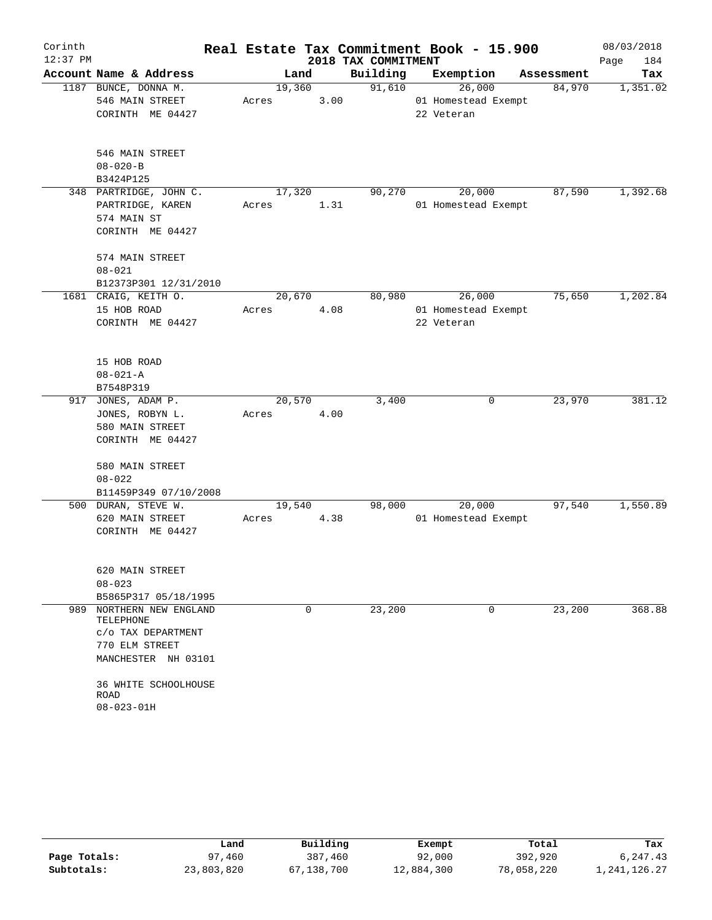# Real Estate Tax Commitment Book - 15.900

Corinth
12:37 PM

## 2018 TAX COMMITMENT

08/03/2018

| Account Name & Address | Land | Building | Exemption | Assessment | Tax |
|---|---|---|---|---|---|
| 1187 BUNCE, DONNA M.<br>546 MAIN STREET<br>CORINTH ME 04427<br><br>546 MAIN STREET<br>08-020-B<br>B3424P125 | 19,360<br>Acres 3.00 | 91,610 | 26,000<br>01 Homestead Exempt<br>22 Veteran | 84,970 | 1,351.02 |
| 348 PARTRIDGE, JOHN C.<br>PARTRIDGE, KAREN<br>574 MAIN ST<br>CORINTH ME 04427<br><br>574 MAIN STREET<br>08-021<br>B12373P301 12/31/2010 | 17,320<br>Acres 1.31 | 90,270 | 20,000<br>01 Homestead Exempt | 87,590 | 1,392.68 |
| 1681 CRAIG, KEITH O.<br>15 HOB ROAD<br>CORINTH ME 04427<br><br>15 HOB ROAD<br>08-021-A<br>B7548P319 | 20,670<br>Acres 4.08 | 80,980 | 26,000<br>01 Homestead Exempt<br>22 Veteran | 75,650 | 1,202.84 |
| 917 JONES, ADAM P.<br>JONES, ROBYN L.<br>580 MAIN STREET<br>CORINTH ME 04427<br><br>580 MAIN STREET<br>08-022<br>B11459P349 07/10/2008 | 20,570<br>Acres 4.00 | 3,400 | 0 | 23,970 | 381.12 |
| 500 DURAN, STEVE W.<br>620 MAIN STREET<br>CORINTH ME 04427<br><br>620 MAIN STREET<br>08-023<br>B5865P317 05/18/1995 | 19,540<br>Acres 4.38 | 98,000 | 20,000<br>01 Homestead Exempt | 97,540 | 1,550.89 |
| 989 NORTHERN NEW ENGLAND TELEPHONE<br>c/o TAX DEPARTMENT<br>770 ELM STREET<br>MANCHESTER NH 03101<br><br>36 WHITE SCHOOLHOUSE ROAD<br>08-023-01H | 0 | 23,200 | 0 | 23,200 | 368.88 |

| | Land | Building | Exempt | Total | Tax |
|---|---|---|---|---|---|
| Page Totals: | 97,460 | 387,460 | 92,000 | 392,920 | 6,247.43 |
| Subtotals: | 23,803,820 | 67,138,700 | 12,884,300 | 78,058,220 | 1,241,126.27 |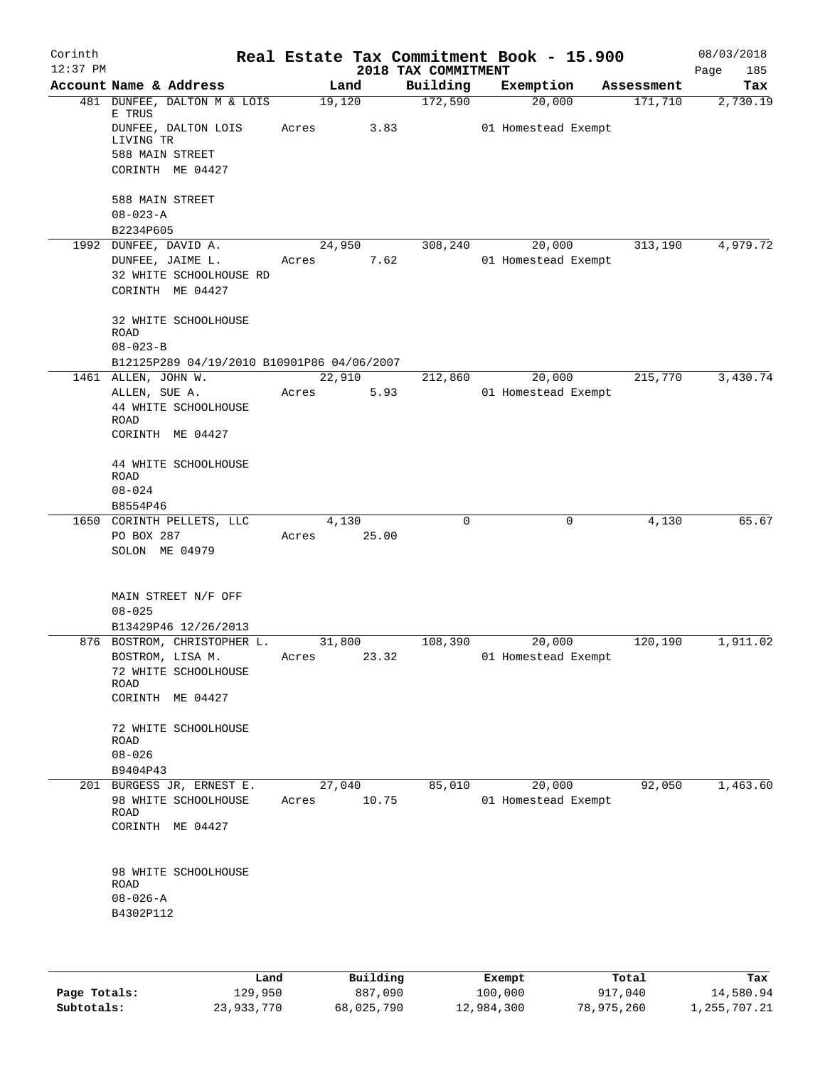Corinth 12:37 PM

# Real Estate Tax Commitment Book - 15.900

08/03/2018

## 2018 TAX COMMITMENT

| Account | Name & Address | Land | Building | Exemption | Assessment | Tax |
|---|---|---|---|---|---|---|
| 481 | DUNFEE, DALTON M & LOIS E TRUS<br>DUNFEE, DALTON LOIS LIVING TR<br>588 MAIN STREET<br>CORINTH ME 04427<br><br>588 MAIN STREET<br>08-023-A<br>B2234P605 | 19,120<br>Acres 3.83 | 172,590 | 20,000<br>01 Homestead Exempt | 171,710 | 2,730.19 |
| 1992 | DUNFEE, DAVID A.<br>DUNFEE, JAIME L.<br>32 WHITE SCHOOLHOUSE RD<br>CORINTH ME 04427<br><br>32 WHITE SCHOOLHOUSE ROAD<br>08-023-B<br>B12125P289 04/19/2010 B10901P86 04/06/2007 | 24,950<br>Acres 7.62 | 308,240 | 20,000<br>01 Homestead Exempt | 313,190 | 4,979.72 |
| 1461 | ALLEN, JOHN W.<br>ALLEN, SUE A.<br>44 WHITE SCHOOLHOUSE ROAD<br>CORINTH ME 04427<br><br>44 WHITE SCHOOLHOUSE ROAD<br>08-024<br>B8554P46 | 22,910<br>Acres 5.93 | 212,860 | 20,000<br>01 Homestead Exempt | 215,770 | 3,430.74 |
| 1650 | CORINTH PELLETS, LLC<br>PO BOX 287<br>SOLON ME 04979<br><br>MAIN STREET N/F OFF<br>08-025<br>B13429P46 12/26/2013 | 4,130<br>Acres 25.00 | 0 | 0 | 4,130 | 65.67 |
| 876 | BOSTROM, CHRISTOPHER L.<br>BOSTROM, LISA M.<br>72 WHITE SCHOOLHOUSE ROAD<br>CORINTH ME 04427<br><br>72 WHITE SCHOOLHOUSE ROAD<br>08-026<br>B9404P43 | 31,800<br>Acres 23.32 | 108,390 | 20,000<br>01 Homestead Exempt | 120,190 | 1,911.02 |
| 201 | BURGESS JR, ERNEST E.<br>98 WHITE SCHOOLHOUSE ROAD<br>CORINTH ME 04427<br><br>98 WHITE SCHOOLHOUSE ROAD<br>08-026-A<br>B4302P112 | 27,040<br>Acres 10.75 | 85,010 | 20,000<br>01 Homestead Exempt | 92,050 | 1,463.60 |

| | Land | Building | Exempt | Total | Tax |
|---|---|---|---|---|---|
| Page Totals: | 129,950 | 887,090 | 100,000 | 917,040 | 14,580.94 |
| Subtotals: | 23,933,770 | 68,025,790 | 12,984,300 | 78,975,260 | 1,255,707.21 |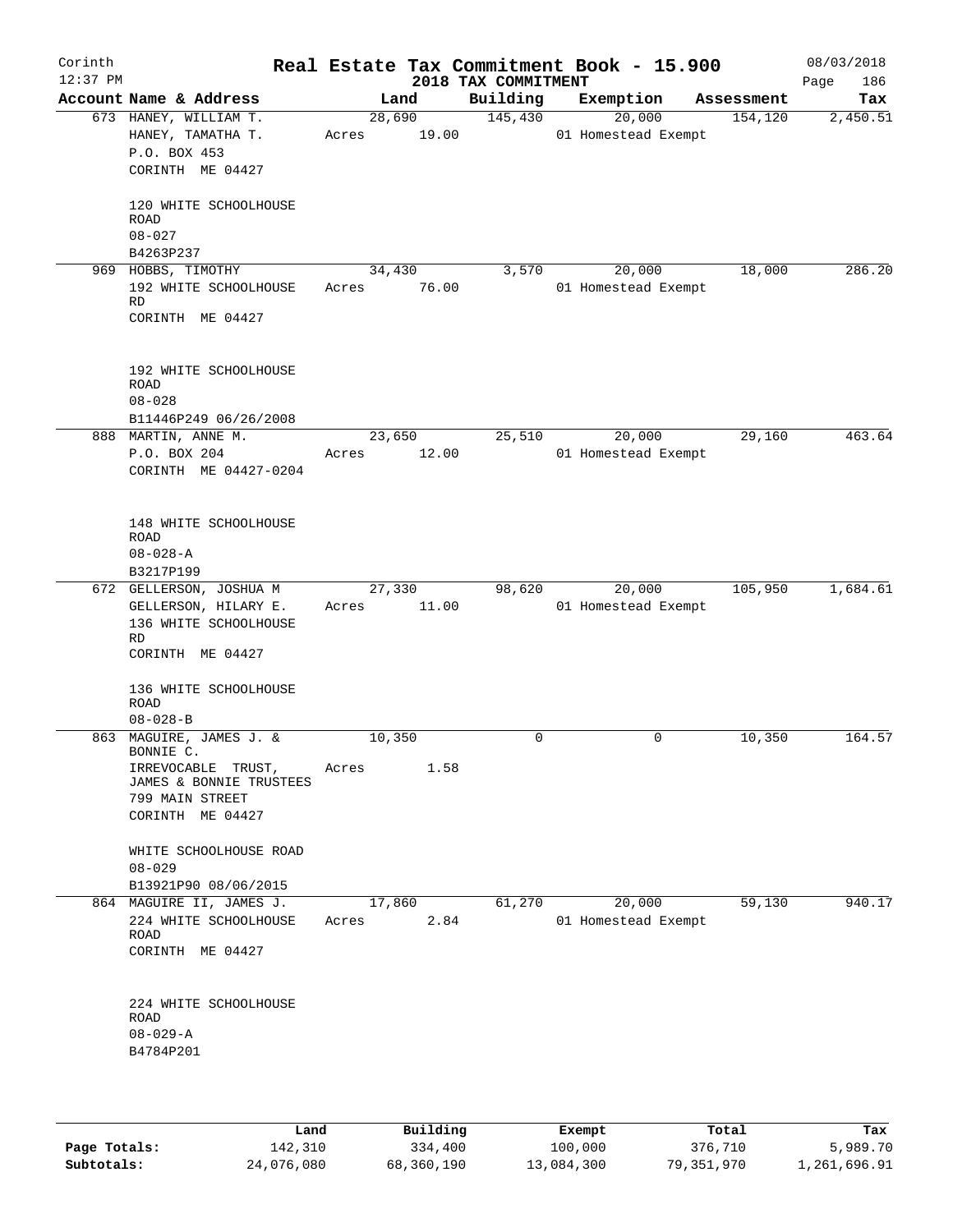# Real Estate Tax Commitment Book - 15.900

Corinth 12:37 PM — 2018 TAX COMMITMENT — 08/03/2018

| Account Name & Address | Land | Building | Exemption | Assessment | Tax |
|---|---|---|---|---|---|
| 673 HANEY, WILLIAM T.<br>HANEY, TAMATHA T.<br>P.O. BOX 453<br>CORINTH ME 04427<br><br>120 WHITE SCHOOLHOUSE ROAD<br>08-027<br>B4263P237 | 28,690<br>Acres 19.00 | 145,430 | 20,000<br>01 Homestead Exempt | 154,120 | 2,450.51 |
| 969 HOBBS, TIMOTHY<br>192 WHITE SCHOOLHOUSE RD<br>CORINTH ME 04427<br><br>192 WHITE SCHOOLHOUSE ROAD<br>08-028<br>B11446P249 06/26/2008 | 34,430<br>Acres 76.00 | 3,570 | 20,000<br>01 Homestead Exempt | 18,000 | 286.20 |
| 888 MARTIN, ANNE M.<br>P.O. BOX 204<br>CORINTH ME 04427-0204<br><br>148 WHITE SCHOOLHOUSE ROAD<br>08-028-A<br>B3217P199 | 23,650<br>Acres 12.00 | 25,510 | 20,000<br>01 Homestead Exempt | 29,160 | 463.64 |
| 672 GELLERSON, JOSHUA M<br>GELLERSON, HILARY E.<br>136 WHITE SCHOOLHOUSE RD<br>CORINTH ME 04427<br><br>136 WHITE SCHOOLHOUSE ROAD<br>08-028-B | 27,330<br>Acres 11.00 | 98,620 | 20,000<br>01 Homestead Exempt | 105,950 | 1,684.61 |
| 863 MAGUIRE, JAMES J. & BONNIE C.<br>IRREVOCABLE TRUST,<br>JAMES & BONNIE TRUSTEES<br>799 MAIN STREET<br>CORINTH ME 04427<br><br>WHITE SCHOOLHOUSE ROAD<br>08-029<br>B13921P90 08/06/2015 | 10,350<br>Acres 1.58 | 0 | 0 | 10,350 | 164.57 |
| 864 MAGUIRE II, JAMES J.<br>224 WHITE SCHOOLHOUSE ROAD<br>CORINTH ME 04427<br><br>224 WHITE SCHOOLHOUSE ROAD<br>08-029-A<br>B4784P201 | 17,860<br>Acres 2.84 | 61,270 | 20,000<br>01 Homestead Exempt | 59,130 | 940.17 |

| | Land | Building | Exempt | Total | Tax |
|---|---|---|---|---|---|
| Page Totals: | 142,310 | 334,400 | 100,000 | 376,710 | 5,989.70 |
| Subtotals: | 24,076,080 | 68,360,190 | 13,084,300 | 79,351,970 | 1,261,696.91 |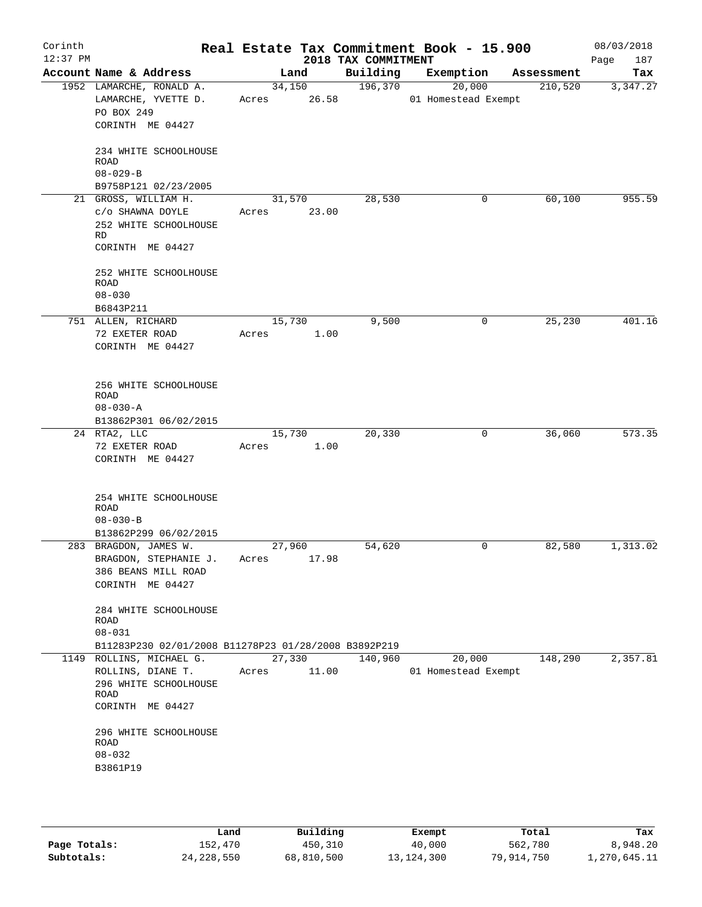# Real Estate Tax Commitment Book - 15.900

Corinth 12:37 PM — 2018 TAX COMMITMENT — 08/03/2018

| Account Name & Address | Land | Building | Exemption | Assessment | Tax |
|---|---|---|---|---|---|
| 1952 LAMARCHE, RONALD A.<br>LAMARCHE, YVETTE D.<br>PO BOX 249<br>CORINTH ME 04427<br><br>234 WHITE SCHOOLHOUSE ROAD<br>08-029-B<br>B9758P121 02/23/2005 | 34,150<br>Acres 26.58 | 196,370 | 20,000<br>01 Homestead Exempt | 210,520 | 3,347.27 |
| 21 GROSS, WILLIAM H.<br>c/o SHAWNA DOYLE<br>252 WHITE SCHOOLHOUSE RD<br>CORINTH ME 04427<br><br>252 WHITE SCHOOLHOUSE ROAD<br>08-030<br>B6843P211 | 31,570<br>Acres 23.00 | 28,530 | 0 | 60,100 | 955.59 |
| 751 ALLEN, RICHARD<br>72 EXETER ROAD<br>CORINTH ME 04427<br><br>256 WHITE SCHOOLHOUSE ROAD<br>08-030-A<br>B13862P301 06/02/2015 | 15,730<br>Acres 1.00 | 9,500 | 0 | 25,230 | 401.16 |
| 24 RTA2, LLC<br>72 EXETER ROAD<br>CORINTH ME 04427<br><br>254 WHITE SCHOOLHOUSE ROAD<br>08-030-B<br>B13862P299 06/02/2015 | 15,730<br>Acres 1.00 | 20,330 | 0 | 36,060 | 573.35 |
| 283 BRAGDON, JAMES W.<br>BRAGDON, STEPHANIE J.<br>386 BEANS MILL ROAD<br>CORINTH ME 04427<br><br>284 WHITE SCHOOLHOUSE ROAD<br>08-031<br>B11283P230 02/01/2008 B11278P23 01/28/2008 B3892P219 | 27,960<br>Acres 17.98 | 54,620 | 0 | 82,580 | 1,313.02 |
| 1149 ROLLINS, MICHAEL G.<br>ROLLINS, DIANE T.<br>296 WHITE SCHOOLHOUSE ROAD<br>CORINTH ME 04427<br><br>296 WHITE SCHOOLHOUSE ROAD<br>08-032<br>B3861P19 | 27,330<br>Acres 11.00 | 140,960 | 20,000<br>01 Homestead Exempt | 148,290 | 2,357.81 |

| | Land | Building | Exempt | Total | Tax |
|---|---|---|---|---|---|
| Page Totals: | 152,470 | 450,310 | 40,000 | 562,780 | 8,948.20 |
| Subtotals: | 24,228,550 | 68,810,500 | 13,124,300 | 79,914,750 | 1,270,645.11 |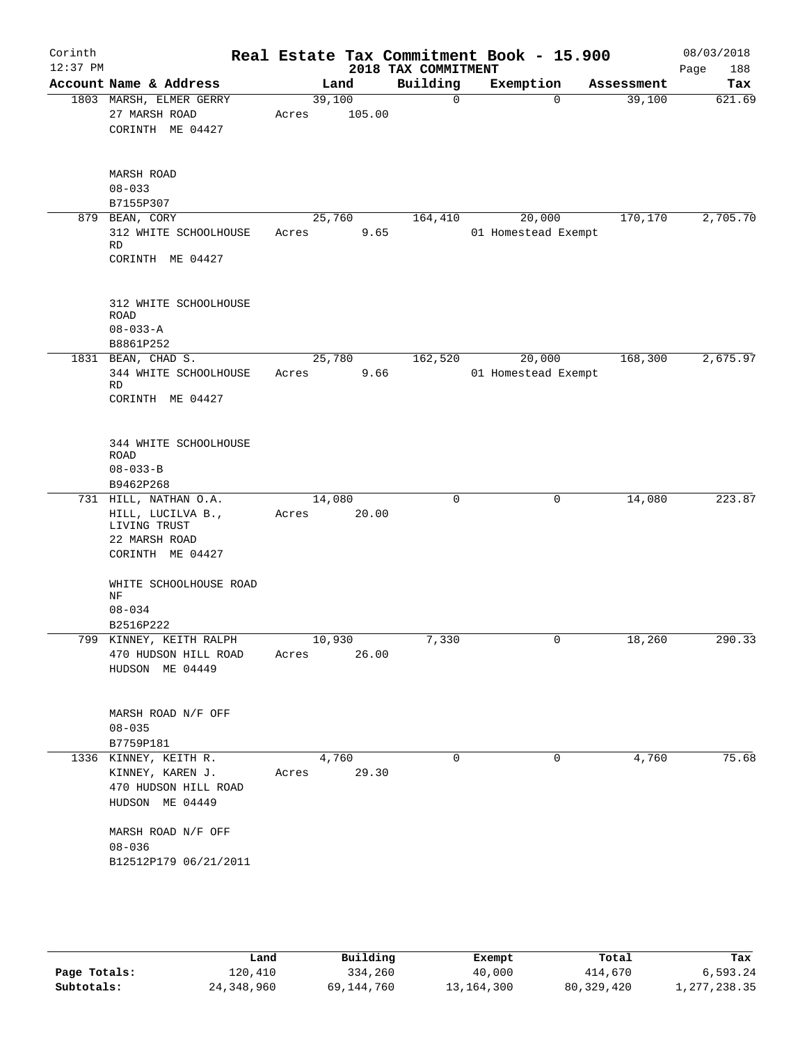Corinth 12:37 PM

# Real Estate Tax Commitment Book - 15.900

## 2018 TAX COMMITMENT

08/03/2018 Page 188

| Account Name & Address | Land | Building | Exemption | Assessment | Tax |
|---|---|---|---|---|---|
| 1803 MARSH, ELMER GERRY<br>27 MARSH ROAD<br>CORINTH ME 04427<br><br>MARSH ROAD<br>08-033<br>B7155P307 | 39,100<br>Acres 105.00 | 0 | 0 | 39,100 | 621.69 |
| 879 BEAN, CORY<br>312 WHITE SCHOOLHOUSE RD<br>CORINTH ME 04427<br><br>312 WHITE SCHOOLHOUSE ROAD<br>08-033-A<br>B8861P252 | 25,760<br>Acres 9.65 | 164,410 | 20,000<br>01 Homestead Exempt | 170,170 | 2,705.70 |
| 1831 BEAN, CHAD S.<br>344 WHITE SCHOOLHOUSE RD<br>CORINTH ME 04427<br><br>344 WHITE SCHOOLHOUSE ROAD<br>08-033-B<br>B9462P268 | 25,780<br>Acres 9.66 | 162,520 | 20,000<br>01 Homestead Exempt | 168,300 | 2,675.97 |
| 731 HILL, NATHAN O.A.<br>HILL, LUCILVA B., LIVING TRUST<br>22 MARSH ROAD<br>CORINTH ME 04427<br><br>WHITE SCHOOLHOUSE ROAD NF<br>08-034<br>B2516P222 | 14,080<br>Acres 20.00 | 0 | 0 | 14,080 | 223.87 |
| 799 KINNEY, KEITH RALPH<br>470 HUDSON HILL ROAD<br>HUDSON ME 04449<br><br>MARSH ROAD N/F OFF<br>08-035<br>B7759P181 | 10,930<br>Acres 26.00 | 7,330 | 0 | 18,260 | 290.33 |
| 1336 KINNEY, KEITH R.<br>KINNEY, KAREN J.<br>470 HUDSON HILL ROAD<br>HUDSON ME 04449<br><br>MARSH ROAD N/F OFF<br>08-036<br>B12512P179 06/21/2011 | 4,760<br>Acres 29.30 | 0 | 0 | 4,760 | 75.68 |

| | Land | Building | Exempt | Total | Tax |
|---|---|---|---|---|---|
| Page Totals: | 120,410 | 334,260 | 40,000 | 414,670 | 6,593.24 |
| Subtotals: | 24,348,960 | 69,144,760 | 13,164,300 | 80,329,420 | 1,277,238.35 |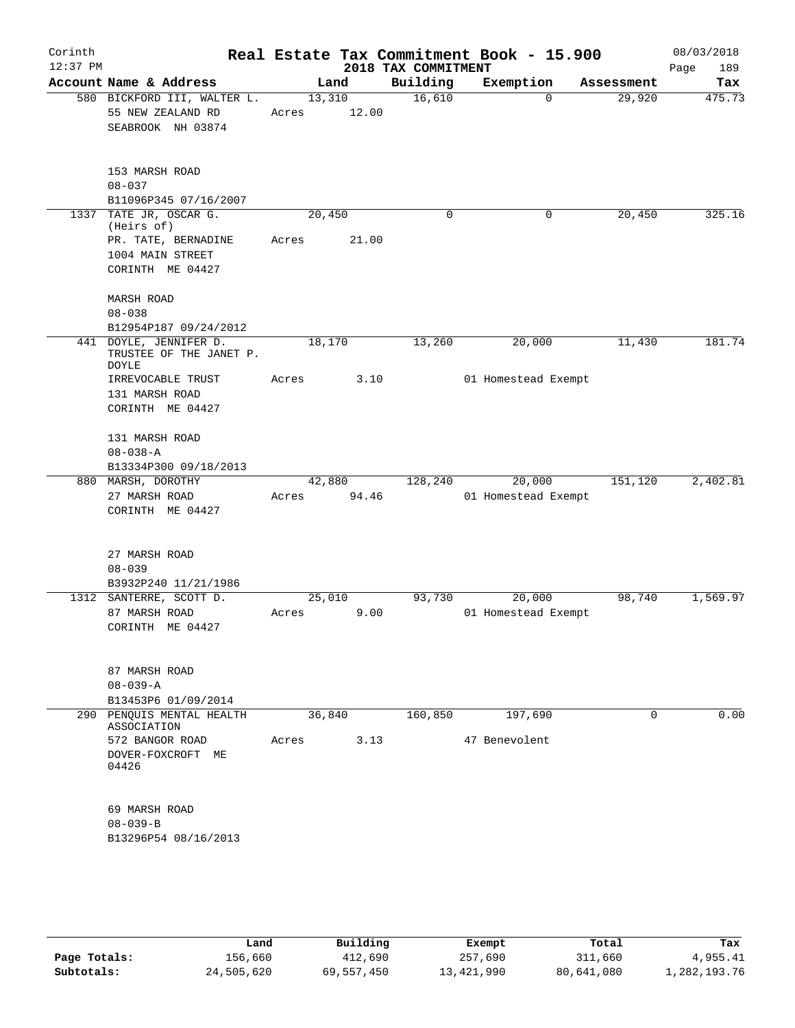# Real Estate Tax Commitment Book - 15.900

Corinth
12:37 PM

2018 TAX COMMITMENT

08/03/2018

| Account Name & Address | Land | Building | Exemption | Assessment | Tax |
|---|---|---|---|---|---|
| 580 BICKFORD III, WALTER L.<br>55 NEW ZEALAND RD<br>SEABROOK NH 03874<br><br>153 MARSH ROAD<br>08-037<br>B11096P345 07/16/2007 | 13,310<br>Acres 12.00 | 16,610 | 0 | 29,920 | 475.73 |
| 1337 TATE JR, OSCAR G. (Heirs of)<br>PR. TATE, BERNADINE<br>1004 MAIN STREET<br>CORINTH ME 04427<br><br>MARSH ROAD<br>08-038<br>B12954P187 09/24/2012 | 20,450<br>Acres 21.00 | 0 | 0 | 20,450 | 325.16 |
| 441 DOYLE, JENNIFER D. TRUSTEE OF THE JANET P. DOYLE<br>IRREVOCABLE TRUST<br>131 MARSH ROAD<br>CORINTH ME 04427<br><br>131 MARSH ROAD<br>08-038-A<br>B13334P300 09/18/2013 | 18,170<br>Acres 3.10 | 13,260 | 20,000<br>01 Homestead Exempt | 11,430 | 181.74 |
| 880 MARSH, DOROTHY<br>27 MARSH ROAD<br>CORINTH ME 04427<br><br>27 MARSH ROAD<br>08-039<br>B3932P240 11/21/1986 | 42,880<br>Acres 94.46 | 128,240 | 20,000<br>01 Homestead Exempt | 151,120 | 2,402.81 |
| 1312 SANTERRE, SCOTT D.<br>87 MARSH ROAD<br>CORINTH ME 04427<br><br>87 MARSH ROAD<br>08-039-A<br>B13453P6 01/09/2014 | 25,010<br>Acres 9.00 | 93,730 | 20,000<br>01 Homestead Exempt | 98,740 | 1,569.97 |
| 290 PENQUIS MENTAL HEALTH ASSOCIATION<br>572 BANGOR ROAD<br>DOVER-FOXCROFT ME 04426<br><br>69 MARSH ROAD<br>08-039-B<br>B13296P54 08/16/2013 | 36,840<br>Acres 3.13 | 160,850 | 197,690<br>47 Benevolent | 0 | 0.00 |

| | Land | Building | Exempt | Total | Tax |
|---|---|---|---|---|---|
| Page Totals: | 156,660 | 412,690 | 257,690 | 311,660 | 4,955.41 |
| Subtotals: | 24,505,620 | 69,557,450 | 13,421,990 | 80,641,080 | 1,282,193.76 |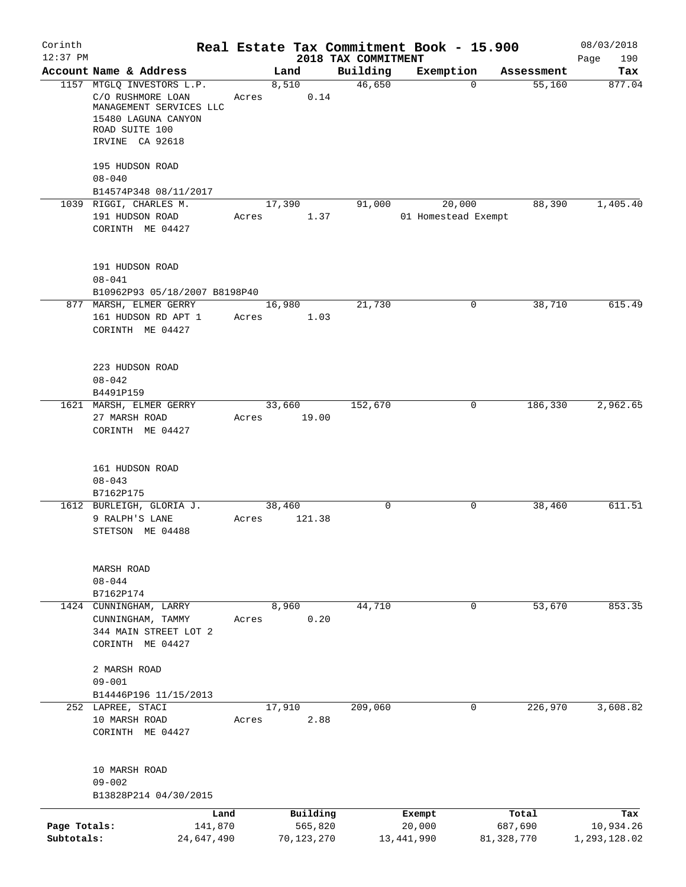Corinth 12:37 PM

**Real Estate Tax Commitment Book - 15.900**
**2018 TAX COMMITMENT**

08/03/2018

| Account Name & Address | Land | Building | Exemption | Assessment | Tax |
|---|---|---|---|---|---|
| 1157 MTGLQ INVESTORS L.P.<br>C/O RUSHMORE LOAN MANAGEMENT SERVICES LLC<br>15480 LAGUNA CANYON ROAD SUITE 100<br>IRVINE CA 92618<br><br>195 HUDSON ROAD<br>08-040<br>B14574P348 08/11/2017 | 8,510<br>Acres 0.14 | 46,650 | 0 | 55,160 | 877.04 |
| 1039 RIGGI, CHARLES M.<br>191 HUDSON ROAD<br>CORINTH ME 04427<br><br>191 HUDSON ROAD<br>08-041<br>B10962P93 05/18/2007 B8198P40 | 17,390<br>Acres 1.37 | 91,000 | 20,000<br>01 Homestead Exempt | 88,390 | 1,405.40 |
| 877 MARSH, ELMER GERRY<br>161 HUDSON RD APT 1<br>CORINTH ME 04427<br><br>223 HUDSON ROAD<br>08-042<br>B4491P159 | 16,980<br>Acres 1.03 | 21,730 | 0 | 38,710 | 615.49 |
| 1621 MARSH, ELMER GERRY<br>27 MARSH ROAD<br>CORINTH ME 04427<br><br>161 HUDSON ROAD<br>08-043<br>B7162P175 | 33,660<br>Acres 19.00 | 152,670 | 0 | 186,330 | 2,962.65 |
| 1612 BURLEIGH, GLORIA J.<br>9 RALPH'S LANE<br>STETSON ME 04488<br><br>MARSH ROAD<br>08-044<br>B7162P174 | 38,460<br>Acres 121.38 | 0 | 0 | 38,460 | 611.51 |
| 1424 CUNNINGHAM, LARRY<br>CUNNINGHAM, TAMMY<br>344 MAIN STREET LOT 2<br>CORINTH ME 04427<br><br>2 MARSH ROAD<br>09-001<br>B14446P196 11/15/2013 | 8,960<br>Acres 0.20 | 44,710 | 0 | 53,670 | 853.35 |
| 252 LAPREE, STACI<br>10 MARSH ROAD<br>CORINTH ME 04427<br><br>10 MARSH ROAD<br>09-002<br>B13828P214 04/30/2015 | 17,910<br>Acres 2.88 | 209,060 | 0 | 226,970 | 3,608.82 |

| | Land | Building | Exempt | Total | Tax |
|---|---|---|---|---|---|
| Page Totals: | 141,870 | 565,820 | 20,000 | 687,690 | 10,934.26 |
| Subtotals: | 24,647,490 | 70,123,270 | 13,441,990 | 81,328,770 | 1,293,128.02 |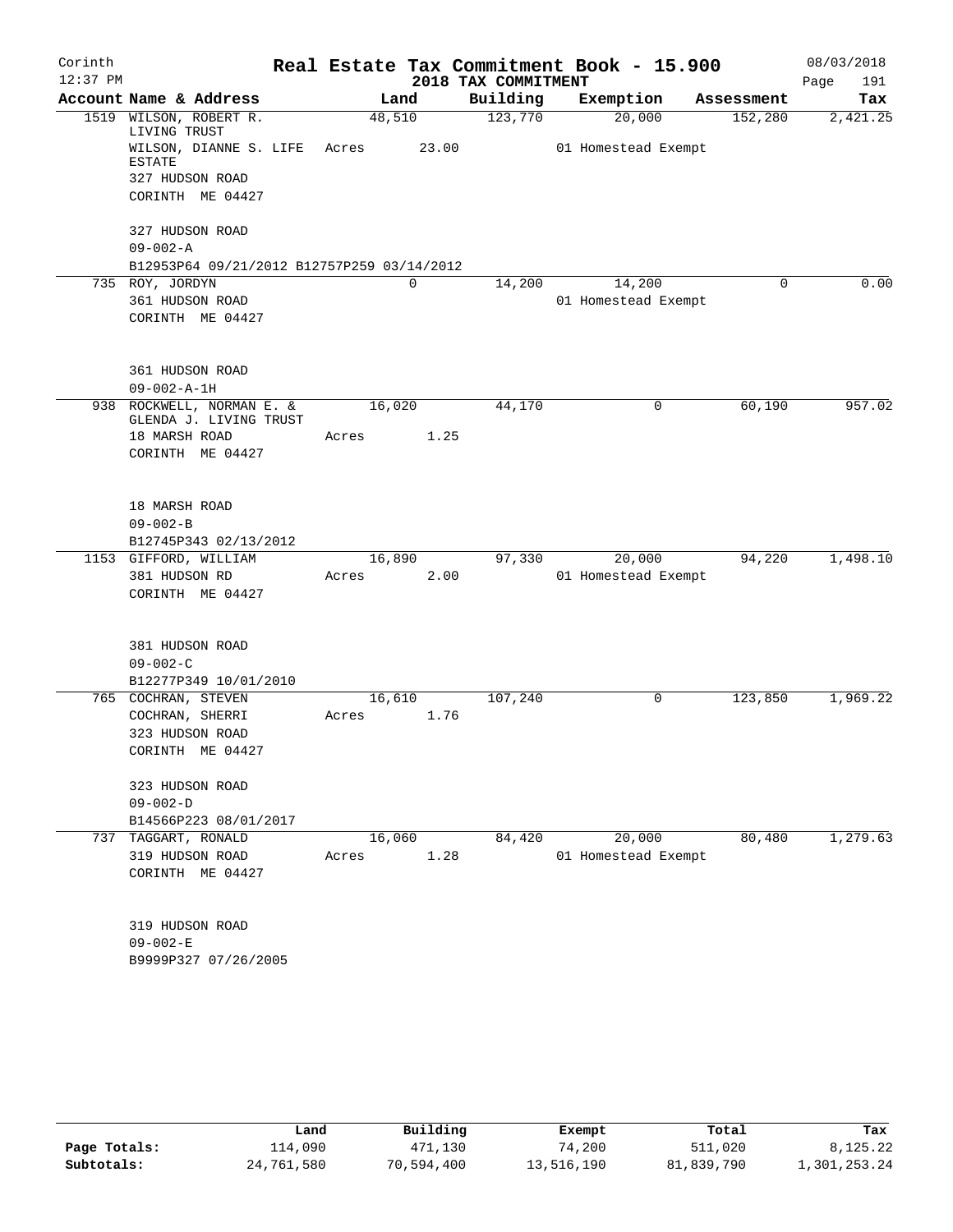Corinth
12:37 PM

# Real Estate Tax Commitment Book - 15.900

## 2018 TAX COMMITMENT

08/03/2018
Page 191

| Account Name & Address | Land | Building | Exemption | Assessment | Tax |
|---|---|---|---|---|---|
| 1519 WILSON, ROBERT R. LIVING TRUST<br>WILSON, DIANNE S. LIFE ESTATE<br>327 HUDSON ROAD<br>CORINTH ME 04427<br><br>327 HUDSON ROAD<br>09-002-A<br>B12953P64 09/21/2012 B12757P259 03/14/2012 | 48,510<br>Acres 23.00 | 123,770 | 20,000<br>01 Homestead Exempt | 152,280 | 2,421.25 |
| 735 ROY, JORDYN<br>361 HUDSON ROAD<br>CORINTH ME 04427<br><br>361 HUDSON ROAD<br>09-002-A-1H | 0 | 14,200 | 14,200<br>01 Homestead Exempt | 0 | 0.00 |
| 938 ROCKWELL, NORMAN E. & GLENDA J. LIVING TRUST<br>18 MARSH ROAD<br>CORINTH ME 04427<br><br>18 MARSH ROAD<br>09-002-B<br>B12745P343 02/13/2012 | 16,020<br>Acres 1.25 | 44,170 | 0 | 60,190 | 957.02 |
| 1153 GIFFORD, WILLIAM<br>381 HUDSON RD<br>CORINTH ME 04427<br><br>381 HUDSON ROAD<br>09-002-C<br>B12277P349 10/01/2010 | 16,890<br>Acres 2.00 | 97,330 | 20,000<br>01 Homestead Exempt | 94,220 | 1,498.10 |
| 765 COCHRAN, STEVEN<br>COCHRAN, SHERRI<br>323 HUDSON ROAD<br>CORINTH ME 04427<br><br>323 HUDSON ROAD<br>09-002-D<br>B14566P223 08/01/2017 | 16,610<br>Acres 1.76 | 107,240 | 0 | 123,850 | 1,969.22 |
| 737 TAGGART, RONALD<br>319 HUDSON ROAD<br>CORINTH ME 04427<br><br>319 HUDSON ROAD<br>09-002-E<br>B9999P327 07/26/2005 | 16,060<br>Acres 1.28 | 84,420 | 20,000<br>01 Homestead Exempt | 80,480 | 1,279.63 |

| | Land | Building | Exempt | Total | Tax |
|---|---|---|---|---|---|
| Page Totals: | 114,090 | 471,130 | 74,200 | 511,020 | 8,125.22 |
| Subtotals: | 24,761,580 | 70,594,400 | 13,516,190 | 81,839,790 | 1,301,253.24 |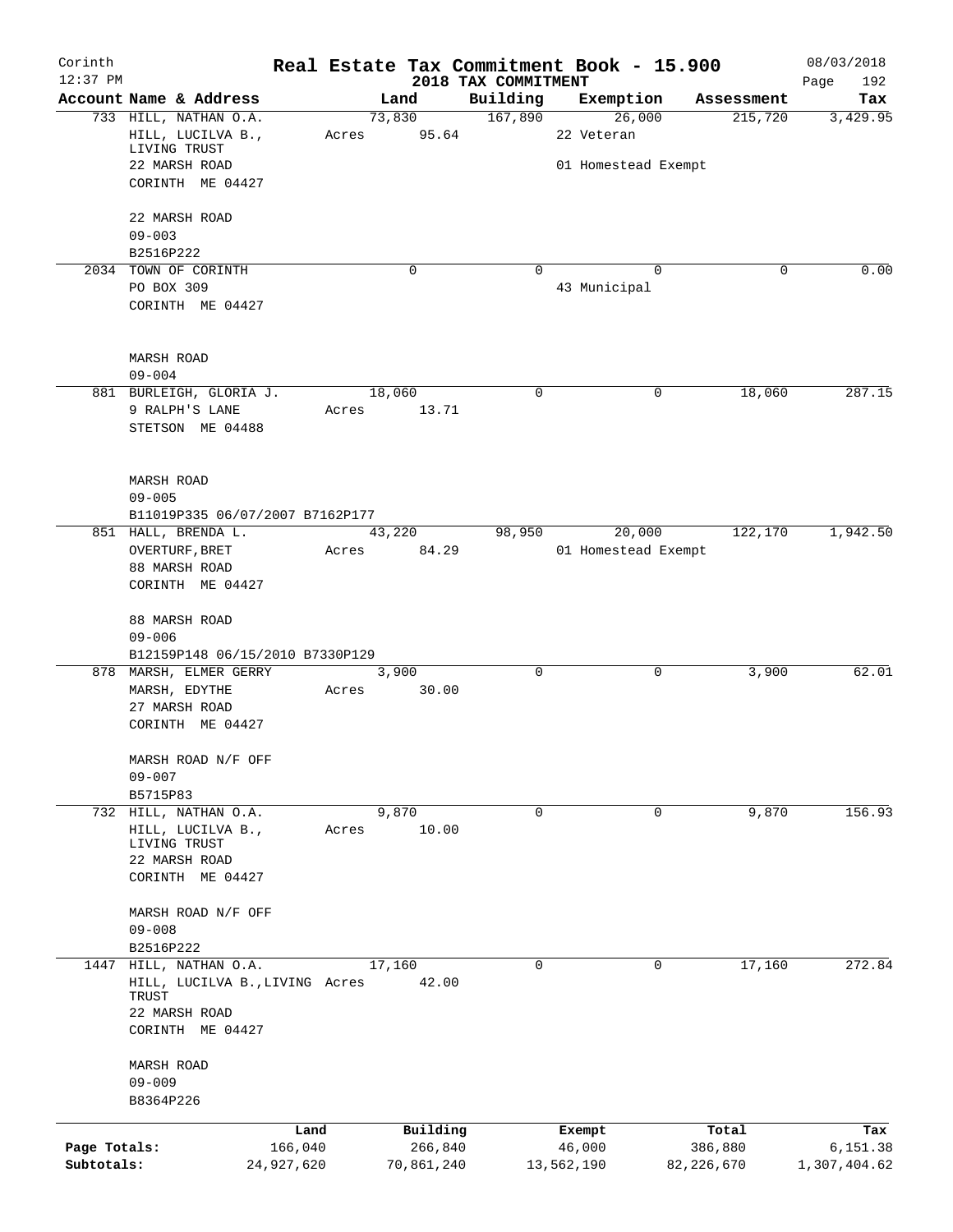Corinth 12:37 PM

# Real Estate Tax Commitment Book - 15.900

08/03/2018

## 2018 TAX COMMITMENT

| Account Name & Address | Land | Building | Exemption | Assessment | Tax |
|---|---|---|---|---|---|
| 733 HILL, NATHAN O.A. | 73,830 | 167,890 | 26,000 | 215,720 | 3,429.95 |
| HILL, LUCILVA B., LIVING TRUST | Acres 95.64 | | 22 Veteran | | |
| 22 MARSH ROAD | | | 01 Homestead Exempt | | |
| CORINTH ME 04427 | | | | | |
| 22 MARSH ROAD | | | | | |
| 09-003 | | | | | |
| B2516P222 | | | | | |
| 2034 TOWN OF CORINTH | 0 | 0 | 0 | 0 | 0.00 |
| PO BOX 309 | | | 43 Municipal | | |
| CORINTH ME 04427 | | | | | |
| MARSH ROAD | | | | | |
| 09-004 | | | | | |
| 881 BURLEIGH, GLORIA J. | 18,060 | 0 | 0 | 18,060 | 287.15 |
| 9 RALPH'S LANE | Acres 13.71 | | | | |
| STETSON ME 04488 | | | | | |
| MARSH ROAD | | | | | |
| 09-005 | | | | | |
| B11019P335 06/07/2007 B7162P177 | | | | | |
| 851 HALL, BRENDA L. | 43,220 | 98,950 | 20,000 | 122,170 | 1,942.50 |
| OVERTURF,BRET | Acres 84.29 | | 01 Homestead Exempt | | |
| 88 MARSH ROAD | | | | | |
| CORINTH ME 04427 | | | | | |
| 88 MARSH ROAD | | | | | |
| 09-006 | | | | | |
| B12159P148 06/15/2010 B7330P129 | | | | | |
| 878 MARSH, ELMER GERRY | 3,900 | 0 | 0 | 3,900 | 62.01 |
| MARSH, EDYTHE | Acres 30.00 | | | | |
| 27 MARSH ROAD | | | | | |
| CORINTH ME 04427 | | | | | |
| MARSH ROAD N/F OFF | | | | | |
| 09-007 | | | | | |
| B5715P83 | | | | | |
| 732 HILL, NATHAN O.A. | 9,870 | 0 | 0 | 9,870 | 156.93 |
| HILL, LUCILVA B., LIVING TRUST | Acres 10.00 | | | | |
| 22 MARSH ROAD | | | | | |
| CORINTH ME 04427 | | | | | |
| MARSH ROAD N/F OFF | | | | | |
| 09-008 | | | | | |
| B2516P222 | | | | | |
| 1447 HILL, NATHAN O.A. | 17,160 | 0 | 0 | 17,160 | 272.84 |
| HILL, LUCILVA B.,LIVING TRUST | Acres 42.00 | | | | |
| 22 MARSH ROAD | | | | | |
| CORINTH ME 04427 | | | | | |
| MARSH ROAD | | | | | |
| 09-009 | | | | | |
| B8364P226 | | | | | |

| | Land | Building | Exempt | Total | Tax |
|---|---|---|---|---|---|
| Page Totals: | 166,040 | 266,840 | 46,000 | 386,880 | 6,151.38 |
| Subtotals: | 24,927,620 | 70,861,240 | 13,562,190 | 82,226,670 | 1,307,404.62 |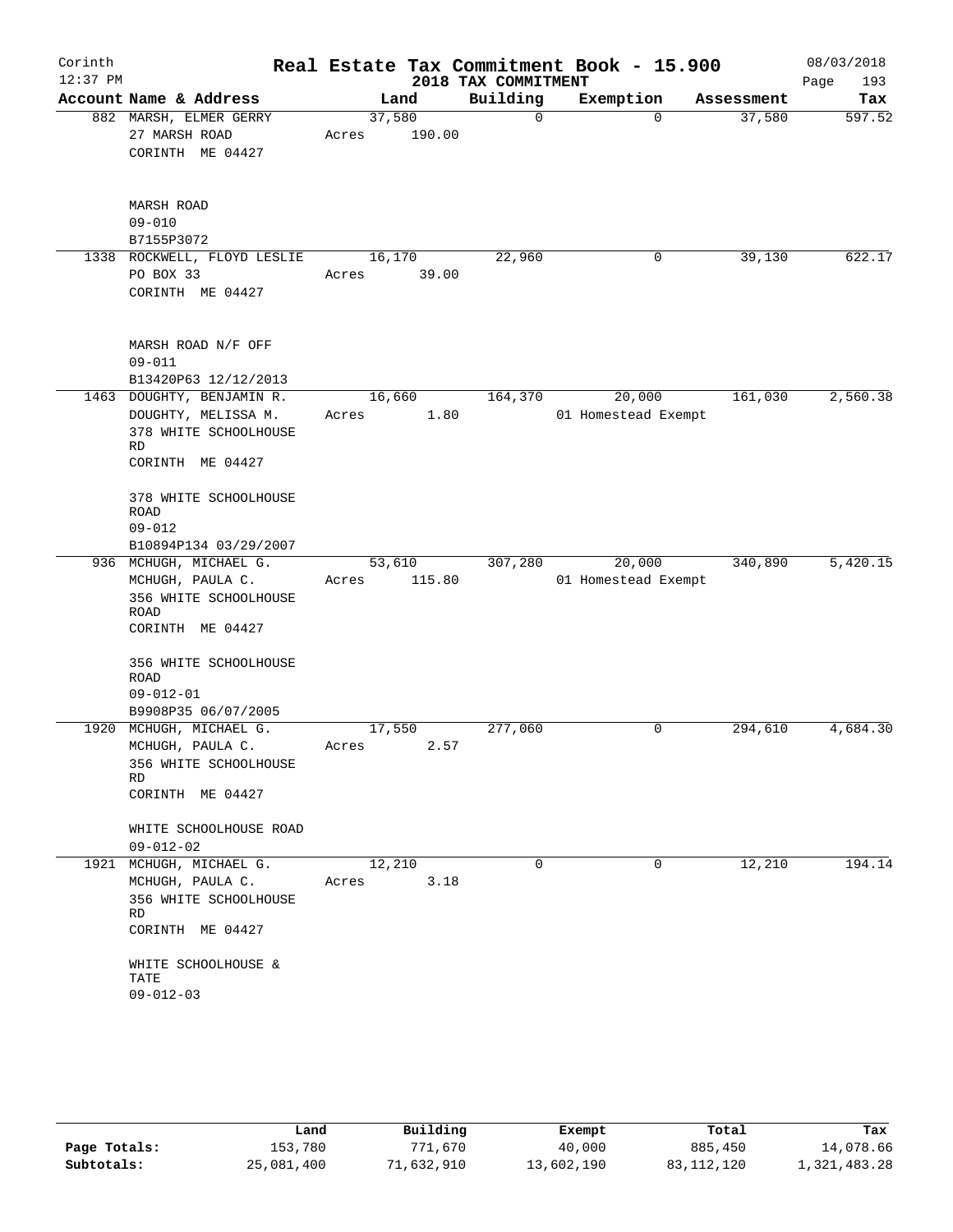# Real Estate Tax Commitment Book - 15.900

Corinth 12:37 PM — 2018 TAX COMMITMENT — 08/03/2018

| Account Name & Address | Land | Building | Exemption | Assessment | Tax |
|---|---|---|---|---|---|
| 882 MARSH, ELMER GERRY<br>27 MARSH ROAD<br>CORINTH ME 04427<br><br>MARSH ROAD<br>09-010<br>B7155P3072 | 37,580<br>Acres 190.00 | 0 | 0 | 37,580 | 597.52 |
| 1338 ROCKWELL, FLOYD LESLIE<br>PO BOX 33<br>CORINTH ME 04427<br><br>MARSH ROAD N/F OFF<br>09-011<br>B13420P63 12/12/2013 | 16,170<br>Acres 39.00 | 22,960 | 0 | 39,130 | 622.17 |
| 1463 DOUGHTY, BENJAMIN R.<br>DOUGHTY, MELISSA M.<br>378 WHITE SCHOOLHOUSE RD<br>CORINTH ME 04427<br><br>378 WHITE SCHOOLHOUSE ROAD<br>09-012<br>B10894P134 03/29/2007 | 16,660<br>Acres 1.80 | 164,370 | 20,000<br>01 Homestead Exempt | 161,030 | 2,560.38 |
| 936 MCHUGH, MICHAEL G.<br>MCHUGH, PAULA C.<br>356 WHITE SCHOOLHOUSE ROAD<br>CORINTH ME 04427<br><br>356 WHITE SCHOOLHOUSE ROAD<br>09-012-01<br>B9908P35 06/07/2005 | 53,610<br>Acres 115.80 | 307,280 | 20,000<br>01 Homestead Exempt | 340,890 | 5,420.15 |
| 1920 MCHUGH, MICHAEL G.<br>MCHUGH, PAULA C.<br>356 WHITE SCHOOLHOUSE RD<br>CORINTH ME 04427<br><br>WHITE SCHOOLHOUSE ROAD<br>09-012-02 | 17,550<br>Acres 2.57 | 277,060 | 0 | 294,610 | 4,684.30 |
| 1921 MCHUGH, MICHAEL G.<br>MCHUGH, PAULA C.<br>356 WHITE SCHOOLHOUSE RD<br>CORINTH ME 04427<br><br>WHITE SCHOOLHOUSE & TATE<br>09-012-03 | 12,210<br>Acres 3.18 | 0 | 0 | 12,210 | 194.14 |

| | Land | Building | Exempt | Total | Tax |
|---|---|---|---|---|---|
| Page Totals: | 153,780 | 771,670 | 40,000 | 885,450 | 14,078.66 |
| Subtotals: | 25,081,400 | 71,632,910 | 13,602,190 | 83,112,120 | 1,321,483.28 |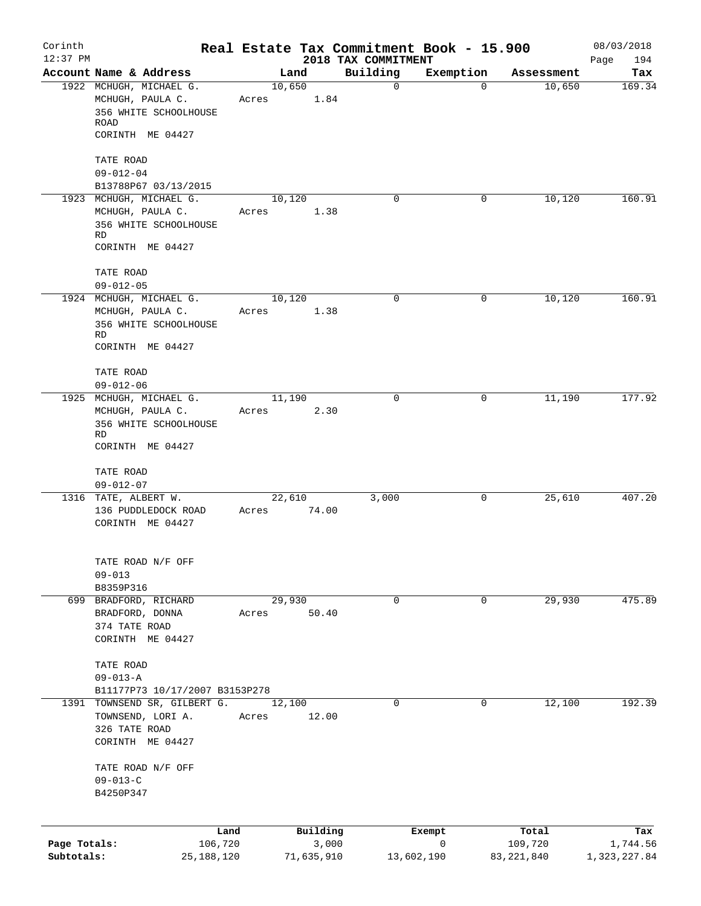# Real Estate Tax Commitment Book - 15.900

## 2018 TAX COMMITMENT

Corinth 12:37 PM — 08/03/2018

| Account Name & Address | Land | Building | Exemption | Assessment | Tax |
|---|---|---|---|---|---|
| 1922 MCHUGH, MICHAEL G.<br>MCHUGH, PAULA C.<br>356 WHITE SCHOOLHOUSE ROAD<br>CORINTH ME 04427<br><br>TATE ROAD<br>09-012-04<br>B13788P67 03/13/2015 | 10,650<br>Acres 1.84 | 0 | 0 | 10,650 | 169.34 |
| 1923 MCHUGH, MICHAEL G.<br>MCHUGH, PAULA C.<br>356 WHITE SCHOOLHOUSE RD<br>CORINTH ME 04427<br><br>TATE ROAD<br>09-012-05 | 10,120<br>Acres 1.38 | 0 | 0 | 10,120 | 160.91 |
| 1924 MCHUGH, MICHAEL G.<br>MCHUGH, PAULA C.<br>356 WHITE SCHOOLHOUSE RD<br>CORINTH ME 04427<br><br>TATE ROAD<br>09-012-06 | 10,120<br>Acres 1.38 | 0 | 0 | 10,120 | 160.91 |
| 1925 MCHUGH, MICHAEL G.<br>MCHUGH, PAULA C.<br>356 WHITE SCHOOLHOUSE RD<br>CORINTH ME 04427<br><br>TATE ROAD<br>09-012-07 | 11,190<br>Acres 2.30 | 0 | 0 | 11,190 | 177.92 |
| 1316 TATE, ALBERT W.<br>136 PUDDLEDOCK ROAD<br>CORINTH ME 04427<br><br>TATE ROAD N/F OFF<br>09-013<br>B8359P316 | 22,610<br>Acres 74.00 | 3,000 | 0 | 25,610 | 407.20 |
| 699 BRADFORD, RICHARD<br>BRADFORD, DONNA<br>374 TATE ROAD<br>CORINTH ME 04427<br><br>TATE ROAD<br>09-013-A<br>B11177P73 10/17/2007 B3153P278 | 29,930<br>Acres 50.40 | 0 | 0 | 29,930 | 475.89 |
| 1391 TOWNSEND SR, GILBERT G.<br>TOWNSEND, LORI A.<br>326 TATE ROAD<br>CORINTH ME 04427<br><br>TATE ROAD N/F OFF<br>09-013-C<br>B4250P347 | 12,100<br>Acres 12.00 | 0 | 0 | 12,100 | 192.39 |

| | Land | Building | Exempt | Total | Tax |
|---|---|---|---|---|---|
| Page Totals: | 106,720 | 3,000 | 0 | 109,720 | 1,744.56 |
| Subtotals: | 25,188,120 | 71,635,910 | 13,602,190 | 83,221,840 | 1,323,227.84 |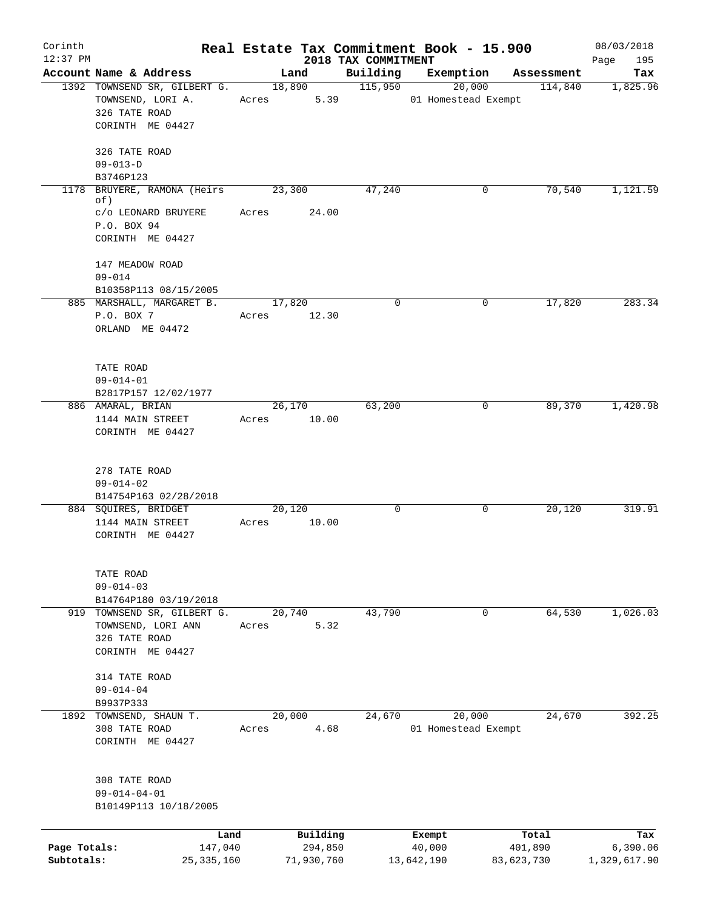# Real Estate Tax Commitment Book - 15.900

Corinth 12:37 PM — 2018 TAX COMMITMENT — 08/03/2018

| Account Name & Address | Land | Building | Exemption | Assessment | Tax |
|---|---|---|---|---|---|
| 1392 TOWNSEND SR, GILBERT G.<br>TOWNSEND, LORI A.<br>326 TATE ROAD<br>CORINTH ME 04427<br><br>326 TATE ROAD<br>09-013-D<br>B3746P123 | 18,890<br>Acres 5.39 | 115,950 | 20,000<br>01 Homestead Exempt | 114,840 | 1,825.96 |
| 1178 BRUYERE, RAMONA (Heirs of)<br>c/o LEONARD BRUYERE<br>P.O. BOX 94<br>CORINTH ME 04427<br><br>147 MEADOW ROAD<br>09-014<br>B10358P113 08/15/2005 | 23,300<br>Acres 24.00 | 47,240 | 0 | 70,540 | 1,121.59 |
| 885 MARSHALL, MARGARET B.<br>P.O. BOX 7<br>ORLAND ME 04472<br><br>TATE ROAD<br>09-014-01<br>B2817P157 12/02/1977 | 17,820<br>Acres 12.30 | 0 | 0 | 17,820 | 283.34 |
| 886 AMARAL, BRIAN<br>1144 MAIN STREET<br>CORINTH ME 04427<br><br>278 TATE ROAD<br>09-014-02<br>B14754P163 02/28/2018 | 26,170<br>Acres 10.00 | 63,200 | 0 | 89,370 | 1,420.98 |
| 884 SQUIRES, BRIDGET<br>1144 MAIN STREET<br>CORINTH ME 04427<br><br>TATE ROAD<br>09-014-03<br>B14764P180 03/19/2018 | 20,120<br>Acres 10.00 | 0 | 0 | 20,120 | 319.91 |
| 919 TOWNSEND SR, GILBERT G.<br>TOWNSEND, LORI ANN<br>326 TATE ROAD<br>CORINTH ME 04427<br><br>314 TATE ROAD<br>09-014-04<br>B9937P333 | 20,740<br>Acres 5.32 | 43,790 | 0 | 64,530 | 1,026.03 |
| 1892 TOWNSEND, SHAUN T.<br>308 TATE ROAD<br>CORINTH ME 04427<br><br>308 TATE ROAD<br>09-014-04-01<br>B10149P113 10/18/2005 | 20,000<br>Acres 4.68 | 24,670 | 20,000<br>01 Homestead Exempt | 24,670 | 392.25 |

| | Land | Building | Exempt | Total | Tax |
|---|---|---|---|---|---|
| Page Totals: | 147,040 | 294,850 | 40,000 | 401,890 | 6,390.06 |
| Subtotals: | 25,335,160 | 71,930,760 | 13,642,190 | 83,623,730 | 1,329,617.90 |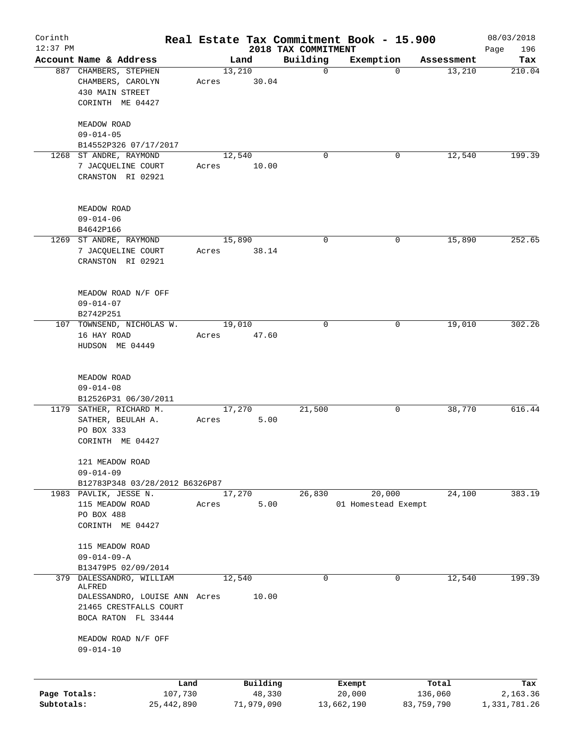Corinth 12:37 PM

# Real Estate Tax Commitment Book - 15.900

## 2018 TAX COMMITMENT

08/03/2018 Page 196

| Account Name & Address | Land | Building | Exemption | Assessment | Tax |
|---|---|---|---|---|---|
| 887 CHAMBERS, STEPHEN<br>CHAMBERS, CAROLYN<br>430 MAIN STREET<br>CORINTH ME 04427<br><br>MEADOW ROAD<br>09-014-05<br>B14552P326 07/17/2017 | 13,210<br>Acres 30.04 | 0 | 0 | 13,210 | 210.04 |
| 1268 ST ANDRE, RAYMOND<br>7 JACQUELINE COURT<br>CRANSTON RI 02921<br><br>MEADOW ROAD<br>09-014-06<br>B4642P166 | 12,540<br>Acres 10.00 | 0 | 0 | 12,540 | 199.39 |
| 1269 ST ANDRE, RAYMOND<br>7 JACQUELINE COURT<br>CRANSTON RI 02921<br><br>MEADOW ROAD N/F OFF<br>09-014-07<br>B2742P251 | 15,890<br>Acres 38.14 | 0 | 0 | 15,890 | 252.65 |
| 107 TOWNSEND, NICHOLAS W.<br>16 HAY ROAD<br>HUDSON ME 04449<br><br>MEADOW ROAD<br>09-014-08<br>B12526P31 06/30/2011 | 19,010<br>Acres 47.60 | 0 | 0 | 19,010 | 302.26 |
| 1179 SATHER, RICHARD M.<br>SATHER, BEULAH A.<br>PO BOX 333<br>CORINTH ME 04427<br><br>121 MEADOW ROAD<br>09-014-09<br>B12783P348 03/28/2012 B6326P87 | 17,270<br>Acres 5.00 | 21,500 | 0 | 38,770 | 616.44 |
| 1983 PAVLIK, JESSE N.<br>115 MEADOW ROAD<br>PO BOX 488<br>CORINTH ME 04427<br><br>115 MEADOW ROAD<br>09-014-09-A<br>B13479P5 02/09/2014 | 17,270<br>Acres 5.00 | 26,830 | 20,000<br>01 Homestead Exempt | 24,100 | 383.19 |
| 379 DALESSANDRO, WILLIAM ALFRED<br>DALESSANDRO, LOUISE ANN<br>21465 CRESTFALLS COURT<br>BOCA RATON FL 33444<br><br>MEADOW ROAD N/F OFF<br>09-014-10 | 12,540<br>Acres 10.00 | 0 | 0 | 12,540 | 199.39 |

| | Land | Building | Exempt | Total | Tax |
|---|---|---|---|---|---|
| Page Totals: | 107,730 | 48,330 | 20,000 | 136,060 | 2,163.36 |
| Subtotals: | 25,442,890 | 71,979,090 | 13,662,190 | 83,759,790 | 1,331,781.26 |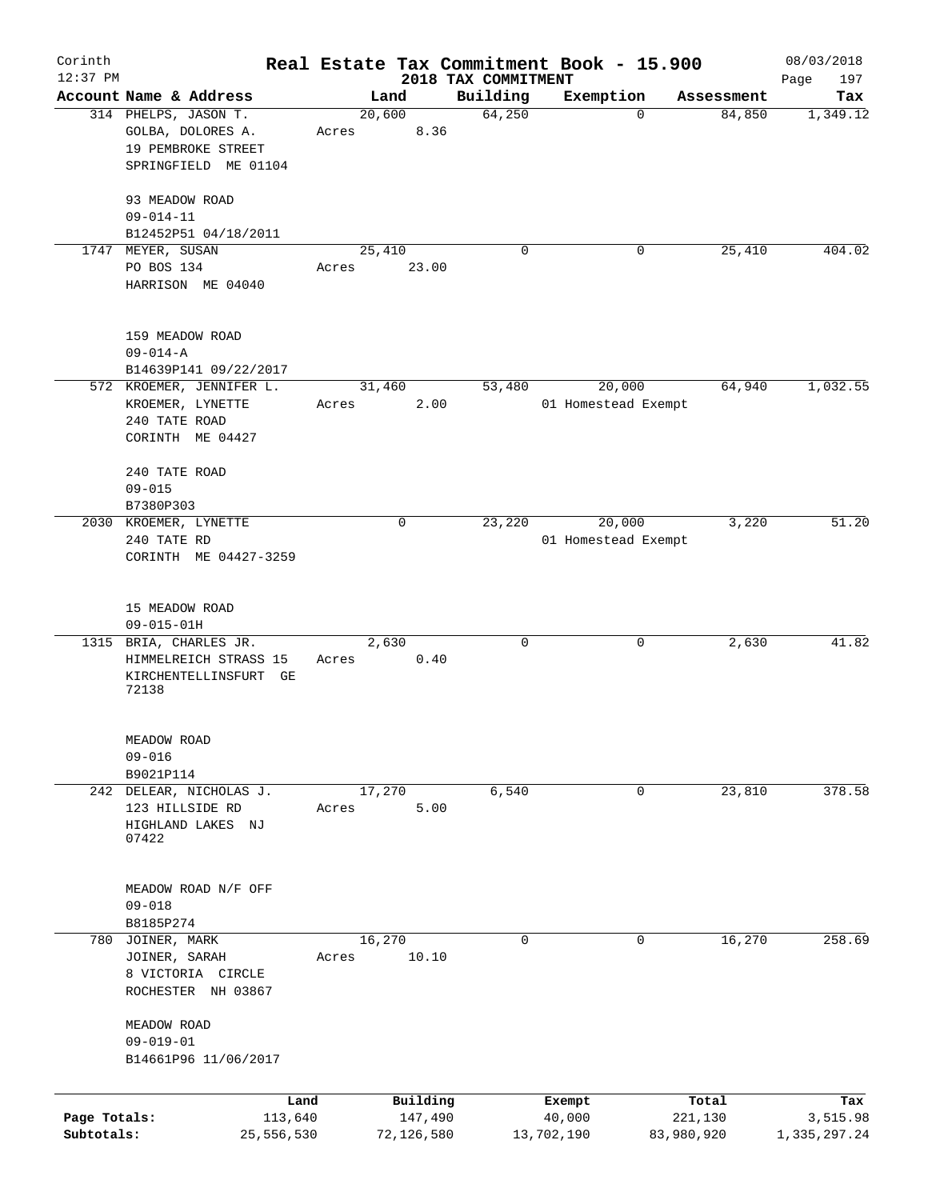Corinth 12:37 PM

# Real Estate Tax Commitment Book - 15.900

## 2018 TAX COMMITMENT

08/03/2018

| Account Name & Address | Land | Building | Exemption | Assessment | Tax |
|---|---|---|---|---|---|
| 314 PHELPS, JASON T.<br>GOLBA, DOLORES A.<br>19 PEMBROKE STREET<br>SPRINGFIELD ME 01104<br><br>93 MEADOW ROAD<br>09-014-11<br>B12452P51 04/18/2011 | 20,600<br>Acres 8.36 | 64,250 | 0 | 84,850 | 1,349.12 |
| 1747 MEYER, SUSAN<br>PO BOS 134<br>HARRISON ME 04040<br><br>159 MEADOW ROAD<br>09-014-A<br>B14639P141 09/22/2017 | 25,410<br>Acres 23.00 | 0 | 0 | 25,410 | 404.02 |
| 572 KROEMER, JENNIFER L.<br>KROEMER, LYNETTE<br>240 TATE ROAD<br>CORINTH ME 04427<br><br>240 TATE ROAD<br>09-015<br>B7380P303 | 31,460<br>Acres 2.00 | 53,480 | 20,000<br>01 Homestead Exempt | 64,940 | 1,032.55 |
| 2030 KROEMER, LYNETTE<br>240 TATE RD<br>CORINTH ME 04427-3259<br><br>15 MEADOW ROAD<br>09-015-01H | 0 | 23,220 | 20,000<br>01 Homestead Exempt | 3,220 | 51.20 |
| 1315 BRIA, CHARLES JR.<br>HIMMELREICH STRASS 15<br>KIRCHENTELLINSFURT GE 72138<br><br>MEADOW ROAD<br>09-016<br>B9021P114 | 2,630<br>Acres 0.40 | 0 | 0 | 2,630 | 41.82 |
| 242 DELEAR, NICHOLAS J.<br>123 HILLSIDE RD<br>HIGHLAND LAKES NJ 07422<br><br>MEADOW ROAD N/F OFF<br>09-018<br>B8185P274 | 17,270<br>Acres 5.00 | 6,540 | 0 | 23,810 | 378.58 |
| 780 JOINER, MARK<br>JOINER, SARAH<br>8 VICTORIA CIRCLE<br>ROCHESTER NH 03867<br><br>MEADOW ROAD<br>09-019-01<br>B14661P96 11/06/2017 | 16,270<br>Acres 10.10 | 0 | 0 | 16,270 | 258.69 |

| | Land | Building | Exempt | Total | Tax |
|---|---|---|---|---|---|
| Page Totals: | 113,640 | 147,490 | 40,000 | 221,130 | 3,515.98 |
| Subtotals: | 25,556,530 | 72,126,580 | 13,702,190 | 83,980,920 | 1,335,297.24 |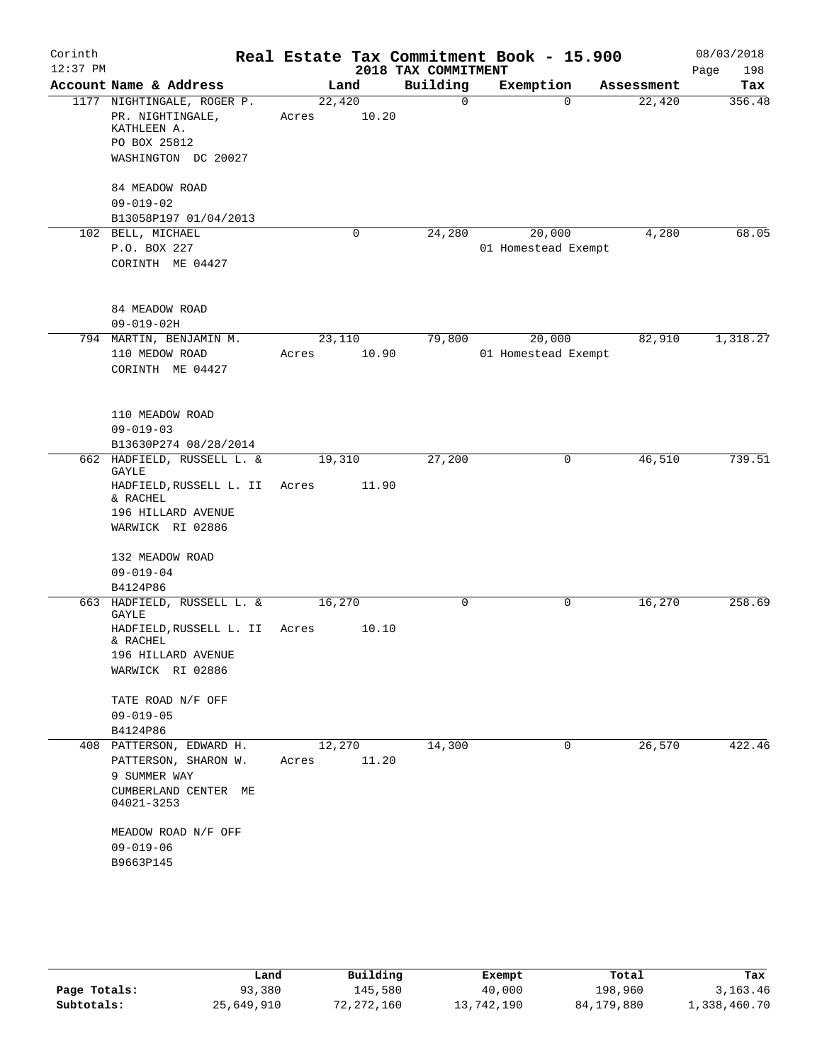# Real Estate Tax Commitment Book - 15.900

Corinth
12:37 PM

2018 TAX COMMITMENT

08/03/2018
Page 198

| Account Name & Address | Land | Building | Exemption | Assessment | Tax |
|---|---|---|---|---|---|
| 1177 NIGHTINGALE, ROGER P.<br>PR. NIGHTINGALE, KATHLEEN A.<br>PO BOX 25812<br>WASHINGTON DC 20027<br><br>84 MEADOW ROAD<br>09-019-02<br>B13058P197 01/04/2013 | 22,420<br>Acres 10.20 | 0 | 0 | 22,420 | 356.48 |
| 102 BELL, MICHAEL<br>P.O. BOX 227<br>CORINTH ME 04427<br><br>84 MEADOW ROAD<br>09-019-02H | 0 | 24,280 | 20,000<br>01 Homestead Exempt | 4,280 | 68.05 |
| 794 MARTIN, BENJAMIN M.<br>110 MEDOW ROAD<br>CORINTH ME 04427<br><br>110 MEADOW ROAD<br>09-019-03<br>B13630P274 08/28/2014 | 23,110<br>Acres 10.90 | 79,800 | 20,000<br>01 Homestead Exempt | 82,910 | 1,318.27 |
| 662 HADFIELD, RUSSELL L. & GAYLE<br>HADFIELD,RUSSELL L. II & RACHEL<br>196 HILLARD AVENUE<br>WARWICK RI 02886<br><br>132 MEADOW ROAD<br>09-019-04<br>B4124P86 | 19,310<br>Acres 11.90 | 27,200 | 0 | 46,510 | 739.51 |
| 663 HADFIELD, RUSSELL L. & GAYLE<br>HADFIELD,RUSSELL L. II & RACHEL<br>196 HILLARD AVENUE<br>WARWICK RI 02886<br><br>TATE ROAD N/F OFF<br>09-019-05<br>B4124P86 | 16,270<br>Acres 10.10 | 0 | 0 | 16,270 | 258.69 |
| 408 PATTERSON, EDWARD H.<br>PATTERSON, SHARON W.<br>9 SUMMER WAY<br>CUMBERLAND CENTER ME 04021-3253<br><br>MEADOW ROAD N/F OFF<br>09-019-06<br>B9663P145 | 12,270<br>Acres 11.20 | 14,300 | 0 | 26,570 | 422.46 |

| | Land | Building | Exempt | Total | Tax |
|---|---|---|---|---|---|
| Page Totals: | 93,380 | 145,580 | 40,000 | 198,960 | 3,163.46 |
| Subtotals: | 25,649,910 | 72,272,160 | 13,742,190 | 84,179,880 | 1,338,460.70 |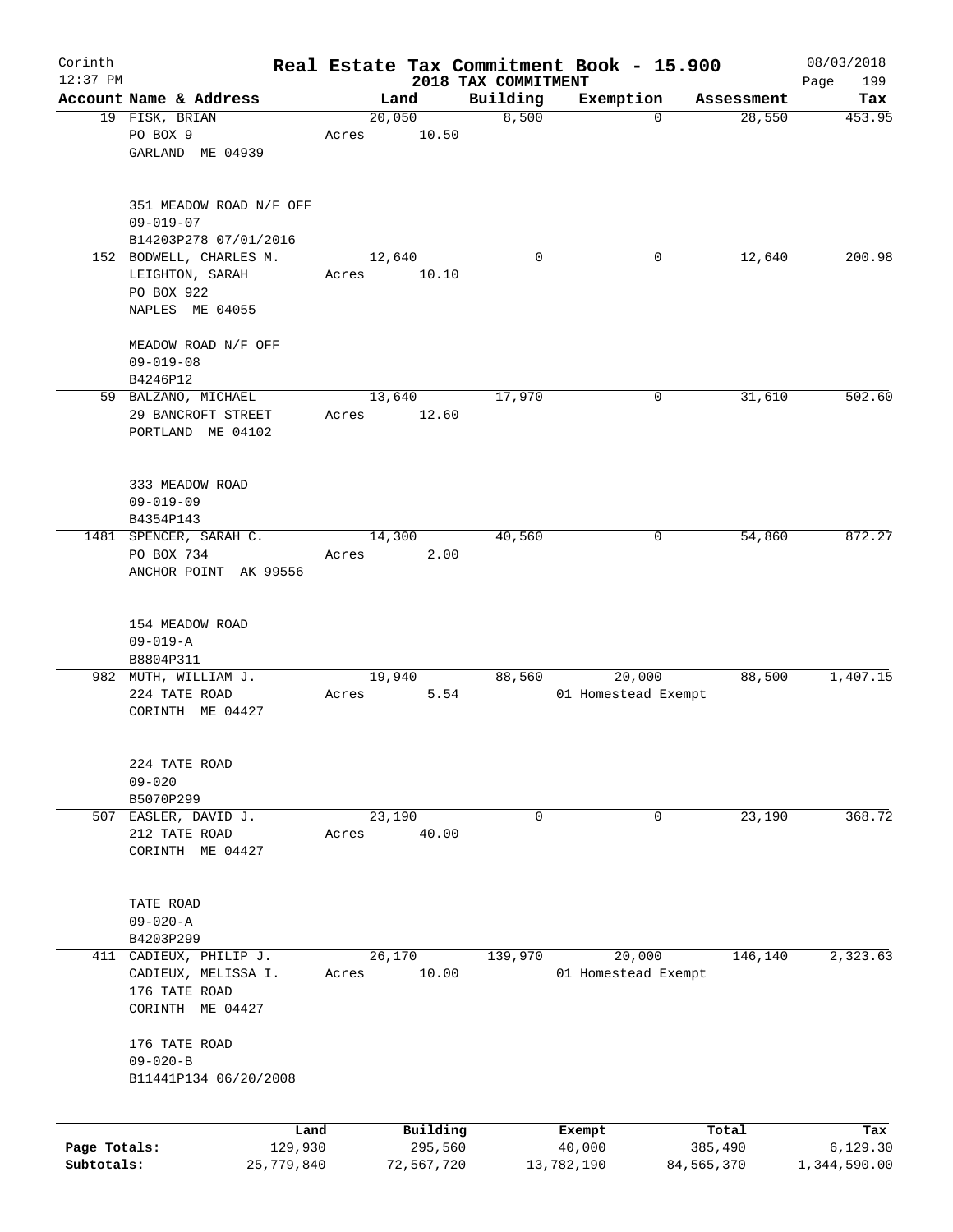Corinth 12:37 PM

# Real Estate Tax Commitment Book - 15.900

## 2018 TAX COMMITMENT

08/03/2018

| Account Name & Address | Land | Building | Exemption | Assessment | Tax |
|---|---|---|---|---|---|
| 19 FISK, BRIAN<br>PO BOX 9<br>GARLAND ME 04939<br><br>351 MEADOW ROAD N/F OFF<br>09-019-07<br>B14203P278 07/01/2016 | 20,050<br>Acres 10.50 | 8,500 | 0 | 28,550 | 453.95 |
| 152 BODWELL, CHARLES M.<br>LEIGHTON, SARAH<br>PO BOX 922<br>NAPLES ME 04055<br><br>MEADOW ROAD N/F OFF<br>09-019-08<br>B4246P12 | 12,640<br>Acres 10.10 | 0 | 0 | 12,640 | 200.98 |
| 59 BALZANO, MICHAEL<br>29 BANCROFT STREET<br>PORTLAND ME 04102<br><br>333 MEADOW ROAD<br>09-019-09<br>B4354P143 | 13,640<br>Acres 12.60 | 17,970 | 0 | 31,610 | 502.60 |
| 1481 SPENCER, SARAH C.<br>PO BOX 734<br>ANCHOR POINT AK 99556<br><br>154 MEADOW ROAD<br>09-019-A<br>B8804P311 | 14,300<br>Acres 2.00 | 40,560 | 0 | 54,860 | 872.27 |
| 982 MUTH, WILLIAM J.<br>224 TATE ROAD<br>CORINTH ME 04427<br><br>224 TATE ROAD<br>09-020<br>B5070P299 | 19,940<br>Acres 5.54 | 88,560 | 20,000<br>01 Homestead Exempt | 88,500 | 1,407.15 |
| 507 EASLER, DAVID J.<br>212 TATE ROAD<br>CORINTH ME 04427<br><br>TATE ROAD<br>09-020-A<br>B4203P299 | 23,190<br>Acres 40.00 | 0 | 0 | 23,190 | 368.72 |
| 411 CADIEUX, PHILIP J.<br>CADIEUX, MELISSA I.<br>176 TATE ROAD<br>CORINTH ME 04427<br><br>176 TATE ROAD<br>09-020-B<br>B11441P134 06/20/2008 | 26,170<br>Acres 10.00 | 139,970 | 20,000<br>01 Homestead Exempt | 146,140 | 2,323.63 |

| | Land | Building | Exempt | Total | Tax |
|---|---|---|---|---|---|
| Page Totals: | 129,930 | 295,560 | 40,000 | 385,490 | 6,129.30 |
| Subtotals: | 25,779,840 | 72,567,720 | 13,782,190 | 84,565,370 | 1,344,590.00 |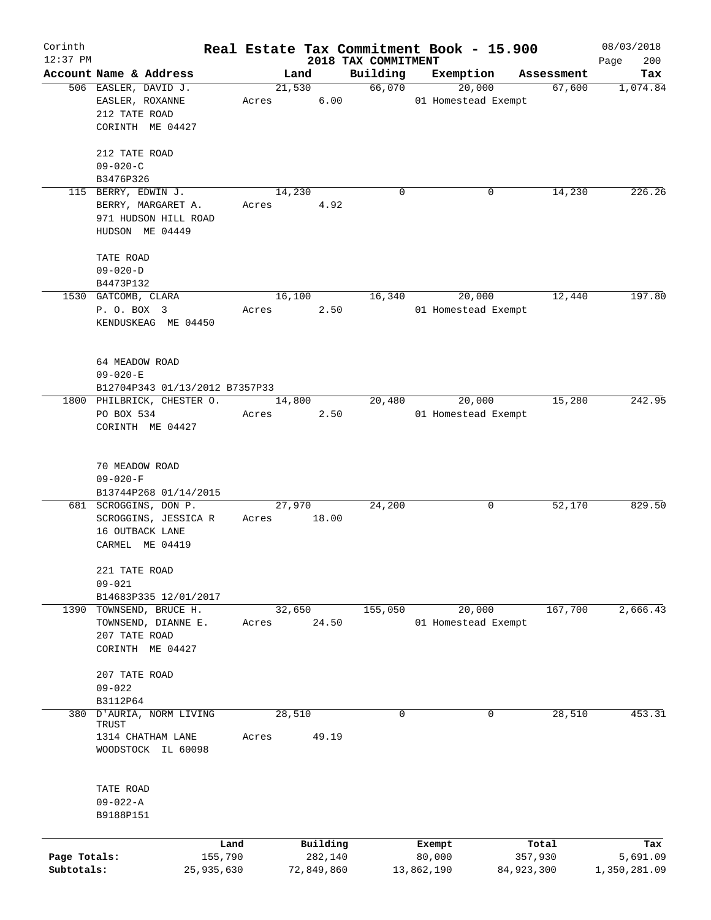Corinth 12:37 PM

# Real Estate Tax Commitment Book - 15.900

## 2018 TAX COMMITMENT

08/03/2018 Page 200

| Account | Name & Address | Land | Building | Exemption | Assessment | Tax |
|---|---|---|---|---|---|---|
| 506 | EASLER, DAVID J.<br>EASLER, ROXANNE<br>212 TATE ROAD<br>CORINTH ME 04427<br><br>212 TATE ROAD<br>09-020-C<br>B3476P326 | 21,530<br>Acres 6.00 | 66,070 | 20,000<br>01 Homestead Exempt | 67,600 | 1,074.84 |
| 115 | BERRY, EDWIN J.<br>BERRY, MARGARET A.<br>971 HUDSON HILL ROAD<br>HUDSON ME 04449<br><br>TATE ROAD<br>09-020-D<br>B4473P132 | 14,230<br>Acres 4.92 | 0 | 0 | 14,230 | 226.26 |
| 1530 | GATCOMB, CLARA<br>P. O. BOX 3<br>KENDUSKEAG ME 04450<br><br>64 MEADOW ROAD<br>09-020-E<br>B12704P343 01/13/2012 B7357P33 | 16,100<br>Acres 2.50 | 16,340 | 20,000<br>01 Homestead Exempt | 12,440 | 197.80 |
| 1800 | PHILBRICK, CHESTER O.<br>PO BOX 534<br>CORINTH ME 04427<br><br>70 MEADOW ROAD<br>09-020-F<br>B13744P268 01/14/2015 | 14,800<br>Acres 2.50 | 20,480 | 20,000<br>01 Homestead Exempt | 15,280 | 242.95 |
| 681 | SCROGGINS, DON P.<br>SCROGGINS, JESSICA R<br>16 OUTBACK LANE<br>CARMEL ME 04419<br><br>221 TATE ROAD<br>09-021<br>B14683P335 12/01/2017 | 27,970<br>Acres 18.00 | 24,200 | 0 | 52,170 | 829.50 |
| 1390 | TOWNSEND, BRUCE H.<br>TOWNSEND, DIANNE E.<br>207 TATE ROAD<br>CORINTH ME 04427<br><br>207 TATE ROAD<br>09-022<br>B3112P64 | 32,650<br>Acres 24.50 | 155,050 | 20,000<br>01 Homestead Exempt | 167,700 | 2,666.43 |
| 380 | D'AURIA, NORM LIVING TRUST<br>1314 CHATHAM LANE<br>WOODSTOCK IL 60098<br><br>TATE ROAD<br>09-022-A<br>B9188P151 | 28,510<br>Acres 49.19 | 0 | 0 | 28,510 | 453.31 |

| | Land | Building | Exempt | Total | Tax |
|---|---|---|---|---|---|
| Page Totals: | 155,790 | 282,140 | 80,000 | 357,930 | 5,691.09 |
| Subtotals: | 25,935,630 | 72,849,860 | 13,862,190 | 84,923,300 | 1,350,281.09 |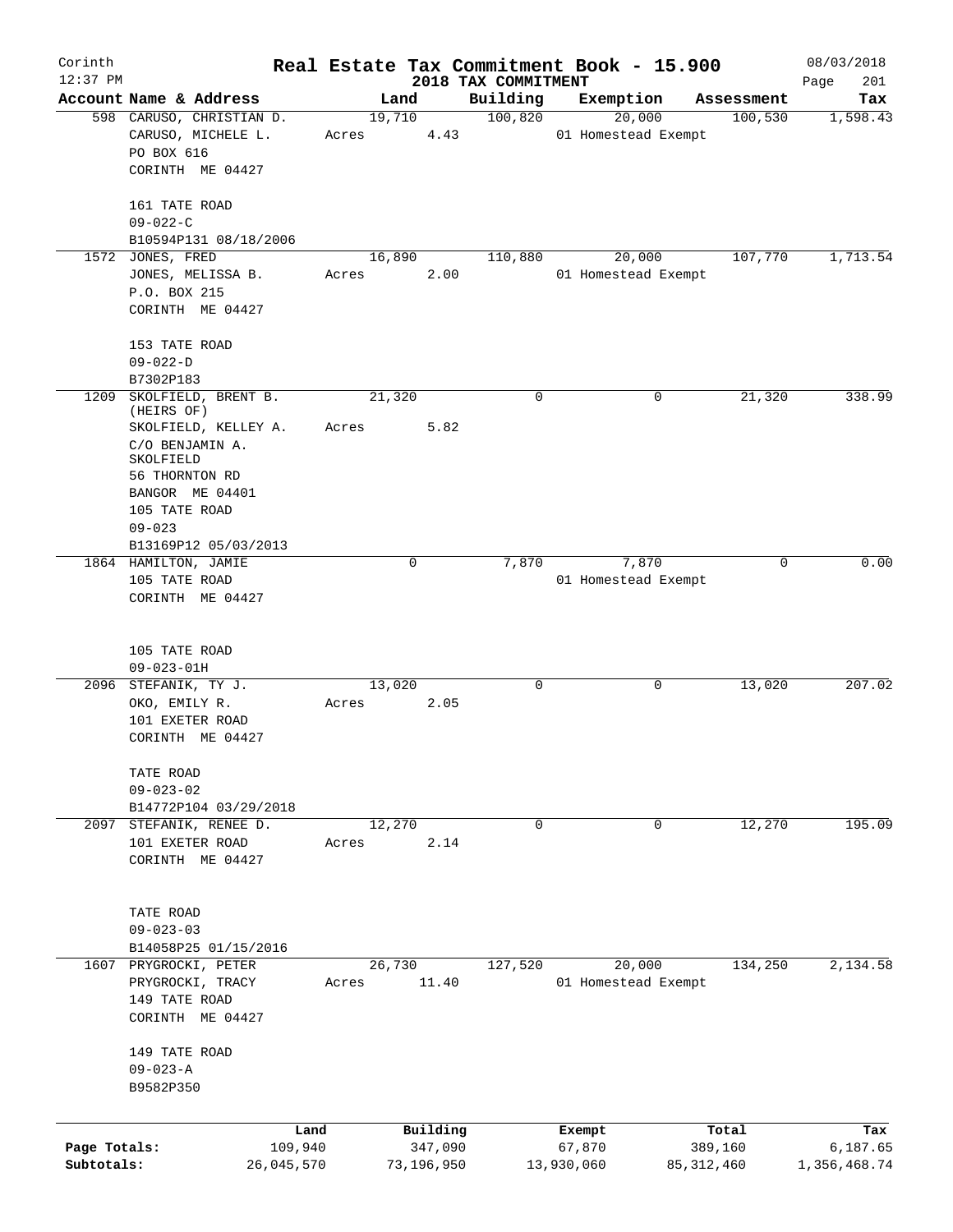# Real Estate Tax Commitment Book - 15.900

Corinth 12:37 PM — 2018 TAX COMMITMENT — 08/03/2018

| Account Name & Address | Land | Building | Exemption | Assessment | Tax |
|---|---|---|---|---|---|
| 598 CARUSO, CHRISTIAN D.<br>CARUSO, MICHELE L.<br>PO BOX 616<br>CORINTH ME 04427<br><br>161 TATE ROAD<br>09-022-C<br>B10594P131 08/18/2006 | 19,710<br>Acres 4.43 | 100,820 | 20,000<br>01 Homestead Exempt | 100,530 | 1,598.43 |
| 1572 JONES, FRED<br>JONES, MELISSA B.<br>P.O. BOX 215<br>CORINTH ME 04427<br><br>153 TATE ROAD<br>09-022-D<br>B7302P183 | 16,890<br>Acres 2.00 | 110,880 | 20,000<br>01 Homestead Exempt | 107,770 | 1,713.54 |
| 1209 SKOLFIELD, BRENT B. (HEIRS OF)<br>SKOLFIELD, KELLEY A.<br>C/O BENJAMIN A. SKOLFIELD<br>56 THORNTON RD<br>BANGOR ME 04401<br>105 TATE ROAD<br>09-023<br>B13169P12 05/03/2013 | 21,320<br>Acres 5.82 | 0 | 0 | 21,320 | 338.99 |
| 1864 HAMILTON, JAMIE<br>105 TATE ROAD<br>CORINTH ME 04427<br><br>105 TATE ROAD<br>09-023-01H | 0 | 7,870 | 7,870<br>01 Homestead Exempt | 0 | 0.00 |
| 2096 STEFANIK, TY J.<br>OKO, EMILY R.<br>101 EXETER ROAD<br>CORINTH ME 04427<br><br>TATE ROAD<br>09-023-02<br>B14772P104 03/29/2018 | 13,020<br>Acres 2.05 | 0 | 0 | 13,020 | 207.02 |
| 2097 STEFANIK, RENEE D.<br>101 EXETER ROAD<br>CORINTH ME 04427<br><br>TATE ROAD<br>09-023-03<br>B14058P25 01/15/2016 | 12,270<br>Acres 2.14 | 0 | 0 | 12,270 | 195.09 |
| 1607 PRYGROCKI, PETER<br>PRYGROCKI, TRACY<br>149 TATE ROAD<br>CORINTH ME 04427<br><br>149 TATE ROAD<br>09-023-A<br>B9582P350 | 26,730<br>Acres 11.40 | 127,520 | 20,000<br>01 Homestead Exempt | 134,250 | 2,134.58 |

| | Land | Building | Exempt | Total | Tax |
|---|---|---|---|---|---|
| Page Totals: | 109,940 | 347,090 | 67,870 | 389,160 | 6,187.65 |
| Subtotals: | 26,045,570 | 73,196,950 | 13,930,060 | 85,312,460 | 1,356,468.74 |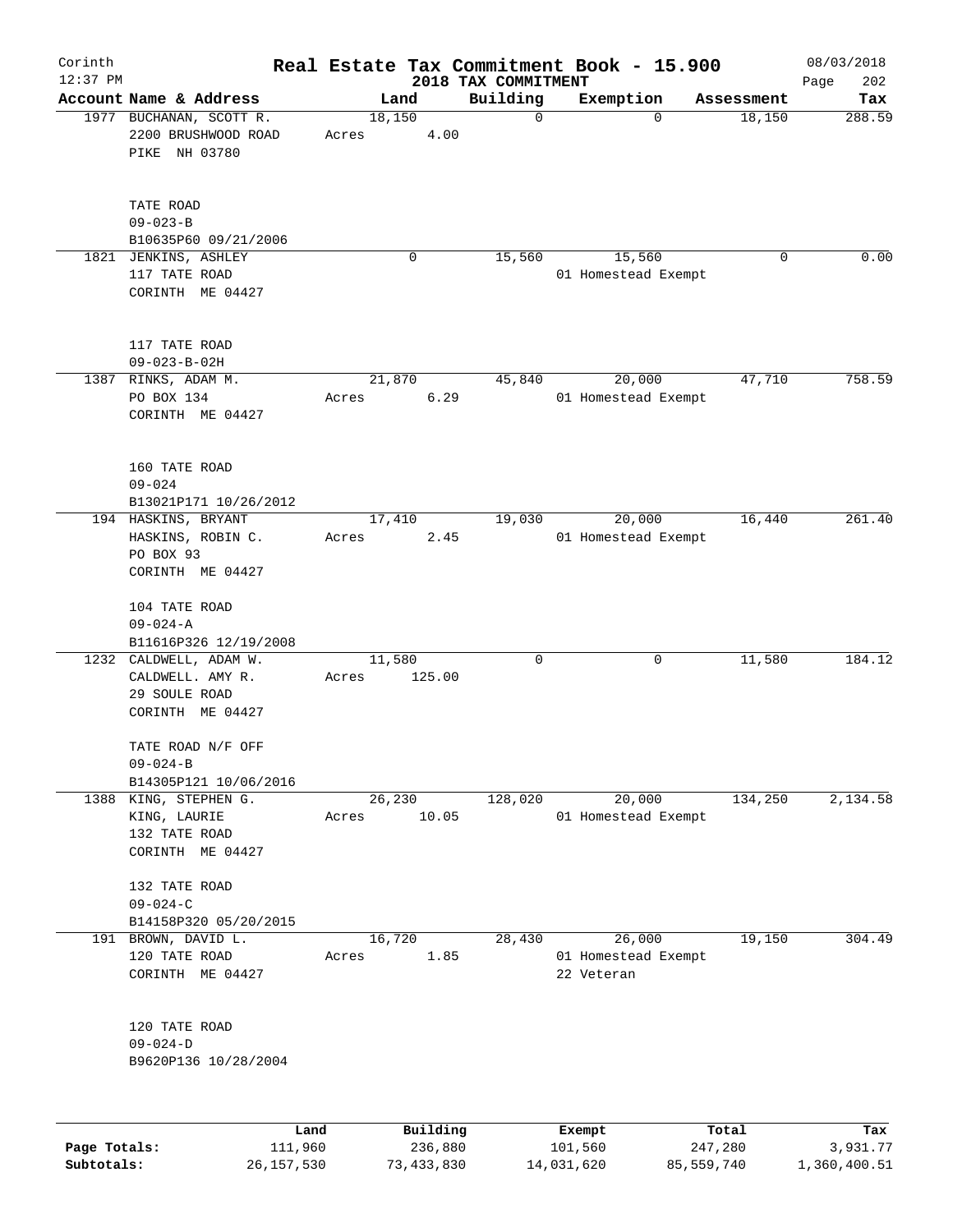Corinth 12:37 PM

# Real Estate Tax Commitment Book - 15.900

## 2018 TAX COMMITMENT

08/03/2018

| Account Name & Address | Land | Building | Exemption | Assessment | Tax |
|---|---|---|---|---|---|
| 1977 BUCHANAN, SCOTT R.<br>2200 BRUSHWOOD ROAD<br>PIKE NH 03780<br><br>TATE ROAD<br>09-023-B<br>B10635P60 09/21/2006 | 18,150<br>Acres 4.00 | 0 | 0 | 18,150 | 288.59 |
| 1821 JENKINS, ASHLEY<br>117 TATE ROAD<br>CORINTH ME 04427<br><br>117 TATE ROAD<br>09-023-B-02H | 0 | 15,560 | 15,560<br>01 Homestead Exempt | 0 | 0.00 |
| 1387 RINKS, ADAM M.<br>PO BOX 134<br>CORINTH ME 04427<br><br>160 TATE ROAD<br>09-024<br>B13021P171 10/26/2012 | 21,870<br>Acres 6.29 | 45,840 | 20,000<br>01 Homestead Exempt | 47,710 | 758.59 |
| 194 HASKINS, BRYANT<br>HASKINS, ROBIN C.<br>PO BOX 93<br>CORINTH ME 04427<br><br>104 TATE ROAD<br>09-024-A<br>B11616P326 12/19/2008 | 17,410<br>Acres 2.45 | 19,030 | 20,000<br>01 Homestead Exempt | 16,440 | 261.40 |
| 1232 CALDWELL, ADAM W.<br>CALDWELL. AMY R.<br>29 SOULE ROAD<br>CORINTH ME 04427<br><br>TATE ROAD N/F OFF<br>09-024-B<br>B14305P121 10/06/2016 | 11,580<br>Acres 125.00 | 0 | 0 | 11,580 | 184.12 |
| 1388 KING, STEPHEN G.<br>KING, LAURIE<br>132 TATE ROAD<br>CORINTH ME 04427<br><br>132 TATE ROAD<br>09-024-C<br>B14158P320 05/20/2015 | 26,230<br>Acres 10.05 | 128,020 | 20,000<br>01 Homestead Exempt | 134,250 | 2,134.58 |
| 191 BROWN, DAVID L.<br>120 TATE ROAD<br>CORINTH ME 04427<br><br>120 TATE ROAD<br>09-024-D<br>B9620P136 10/28/2004 | 16,720<br>Acres 1.85 | 28,430 | 26,000<br>01 Homestead Exempt<br>22 Veteran | 19,150 | 304.49 |

| | Land | Building | Exempt | Total | Tax |
|---|---|---|---|---|---|
| Page Totals: | 111,960 | 236,880 | 101,560 | 247,280 | 3,931.77 |
| Subtotals: | 26,157,530 | 73,433,830 | 14,031,620 | 85,559,740 | 1,360,400.51 |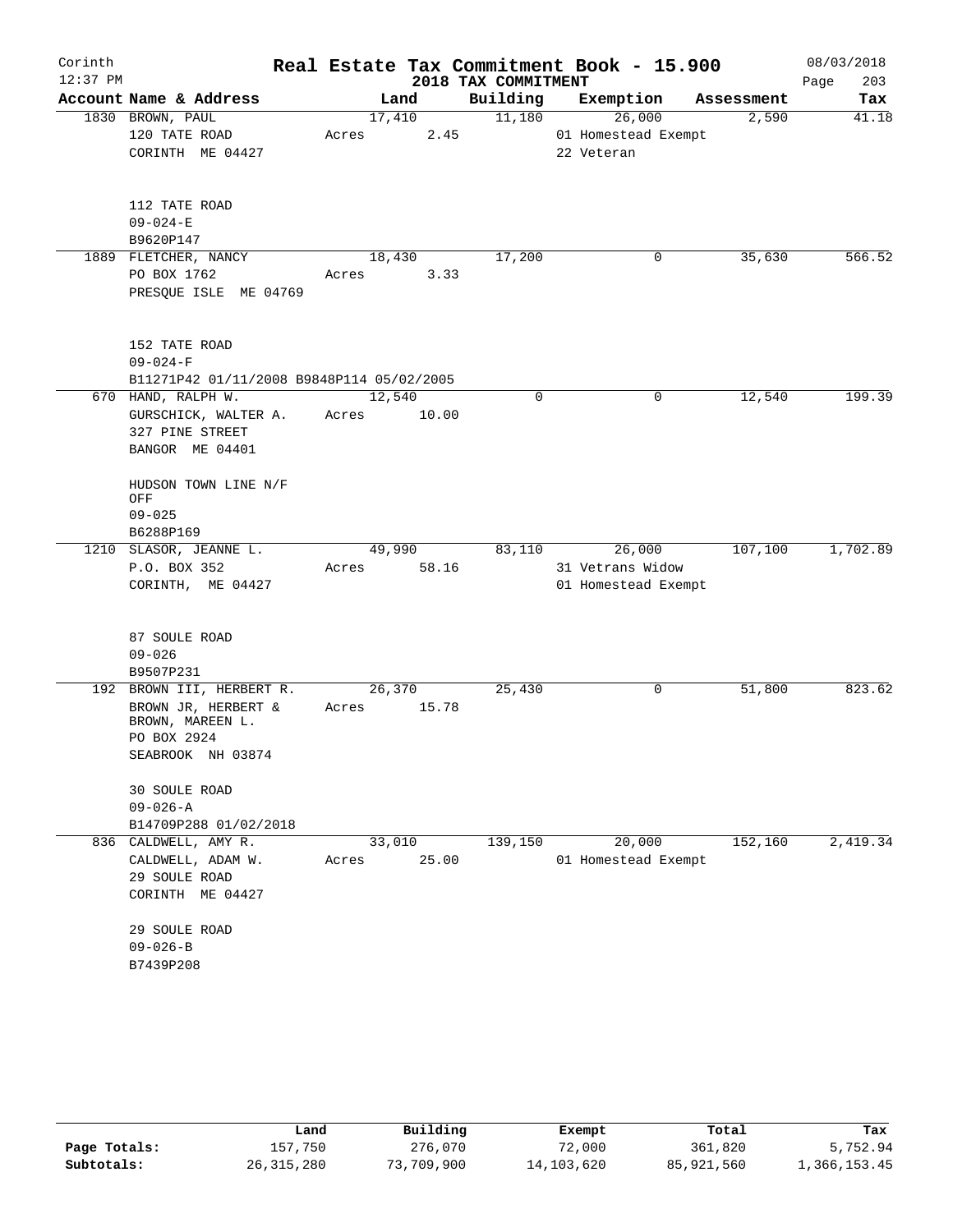Corinth
12:37 PM

# Real Estate Tax Commitment Book - 15.900

## 2018 TAX COMMITMENT

08/03/2018

| Account Name & Address | Land | Building | Exemption | Assessment | Tax |
|---|---|---|---|---|---|
| 1830 BROWN, PAUL<br>120 TATE ROAD<br>CORINTH ME 04427<br><br>112 TATE ROAD<br>09-024-E<br>B9620P147 | 17,410<br>Acres 2.45 | 11,180 | 26,000<br>01 Homestead Exempt<br>22 Veteran | 2,590 | 41.18 |
| 1889 FLETCHER, NANCY<br>PO BOX 1762<br>PRESQUE ISLE ME 04769<br><br>152 TATE ROAD<br>09-024-F<br>B11271P42 01/11/2008 B9848P114 05/02/2005 | 18,430<br>Acres 3.33 | 17,200 | 0 | 35,630 | 566.52 |
| 670 HAND, RALPH W.<br>GURSCHICK, WALTER A.<br>327 PINE STREET<br>BANGOR ME 04401<br><br>HUDSON TOWN LINE N/F OFF<br>09-025<br>B6288P169 | 12,540<br>Acres 10.00 | 0 | 0 | 12,540 | 199.39 |
| 1210 SLASOR, JEANNE L.<br>P.O. BOX 352<br>CORINTH, ME 04427<br><br>87 SOULE ROAD<br>09-026<br>B9507P231 | 49,990<br>Acres 58.16 | 83,110 | 26,000<br>31 Vetrans Widow<br>01 Homestead Exempt | 107,100 | 1,702.89 |
| 192 BROWN III, HERBERT R.<br>BROWN JR, HERBERT &<br>BROWN, MAREEN L.<br>PO BOX 2924<br>SEABROOK NH 03874<br><br>30 SOULE ROAD<br>09-026-A<br>B14709P288 01/02/2018 | 26,370<br>Acres 15.78 | 25,430 | 0 | 51,800 | 823.62 |
| 836 CALDWELL, AMY R.<br>CALDWELL, ADAM W.<br>29 SOULE ROAD<br>CORINTH ME 04427<br><br>29 SOULE ROAD<br>09-026-B<br>B7439P208 | 33,010<br>Acres 25.00 | 139,150 | 20,000<br>01 Homestead Exempt | 152,160 | 2,419.34 |

| | Land | Building | Exempt | Total | Tax |
|---|---|---|---|---|---|
| Page Totals: | 157,750 | 276,070 | 72,000 | 361,820 | 5,752.94 |
| Subtotals: | 26,315,280 | 73,709,900 | 14,103,620 | 85,921,560 | 1,366,153.45 |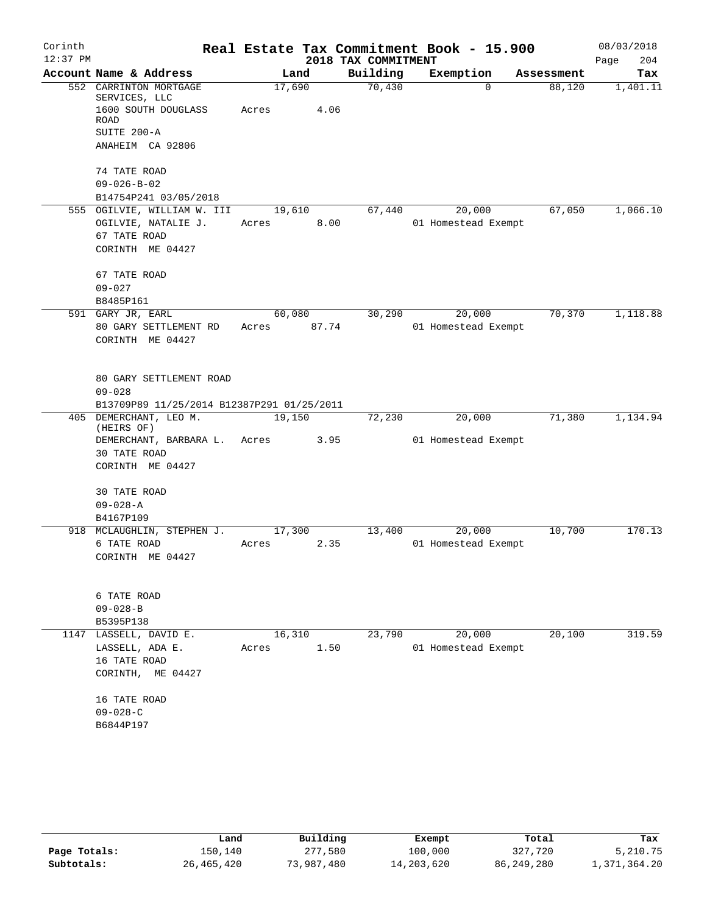# Real Estate Tax Commitment Book - 15.900

Corinth 12:37 PM — 2018 TAX COMMITMENT — 08/03/2018

| Account Name & Address | Land | Building | Exemption | Assessment | Tax |
|---|---|---|---|---|---|
| 552 CARRINTON MORTGAGE SERVICES, LLC<br>1600 SOUTH DOUGLASS ROAD<br>SUITE 200-A<br>ANAHEIM CA 92806<br><br>74 TATE ROAD<br>09-026-B-02<br>B14754P241 03/05/2018 | 17,690<br>Acres 4.06 | 70,430 | 0 | 88,120 | 1,401.11 |
| 555 OGILVIE, WILLIAM W. III<br>OGILVIE, NATALIE J.<br>67 TATE ROAD<br>CORINTH ME 04427<br><br>67 TATE ROAD<br>09-027<br>B8485P161 | 19,610<br>Acres 8.00 | 67,440 | 20,000<br>01 Homestead Exempt | 67,050 | 1,066.10 |
| 591 GARY JR, EARL<br>80 GARY SETTLEMENT RD<br>CORINTH ME 04427<br><br>80 GARY SETTLEMENT ROAD<br>09-028<br>B13709P89 11/25/2014 B12387P291 01/25/2011 | 60,080<br>Acres 87.74 | 30,290 | 20,000<br>01 Homestead Exempt | 70,370 | 1,118.88 |
| 405 DEMERCHANT, LEO M. (HEIRS OF)<br>DEMERCHANT, BARBARA L.<br>30 TATE ROAD<br>CORINTH ME 04427<br><br>30 TATE ROAD<br>09-028-A<br>B4167P109 | 19,150<br>Acres 3.95 | 72,230 | 20,000<br>01 Homestead Exempt | 71,380 | 1,134.94 |
| 918 MCLAUGHLIN, STEPHEN J.<br>6 TATE ROAD<br>CORINTH ME 04427<br><br>6 TATE ROAD<br>09-028-B<br>B5395P138 | 17,300<br>Acres 2.35 | 13,400 | 20,000<br>01 Homestead Exempt | 10,700 | 170.13 |
| 1147 LASSELL, DAVID E.<br>LASSELL, ADA E.<br>16 TATE ROAD<br>CORINTH, ME 04427<br><br>16 TATE ROAD<br>09-028-C<br>B6844P197 | 16,310<br>Acres 1.50 | 23,790 | 20,000<br>01 Homestead Exempt | 20,100 | 319.59 |

| | Land | Building | Exempt | Total | Tax |
|---|---|---|---|---|---|
| Page Totals: | 150,140 | 277,580 | 100,000 | 327,720 | 5,210.75 |
| Subtotals: | 26,465,420 | 73,987,480 | 14,203,620 | 86,249,280 | 1,371,364.20 |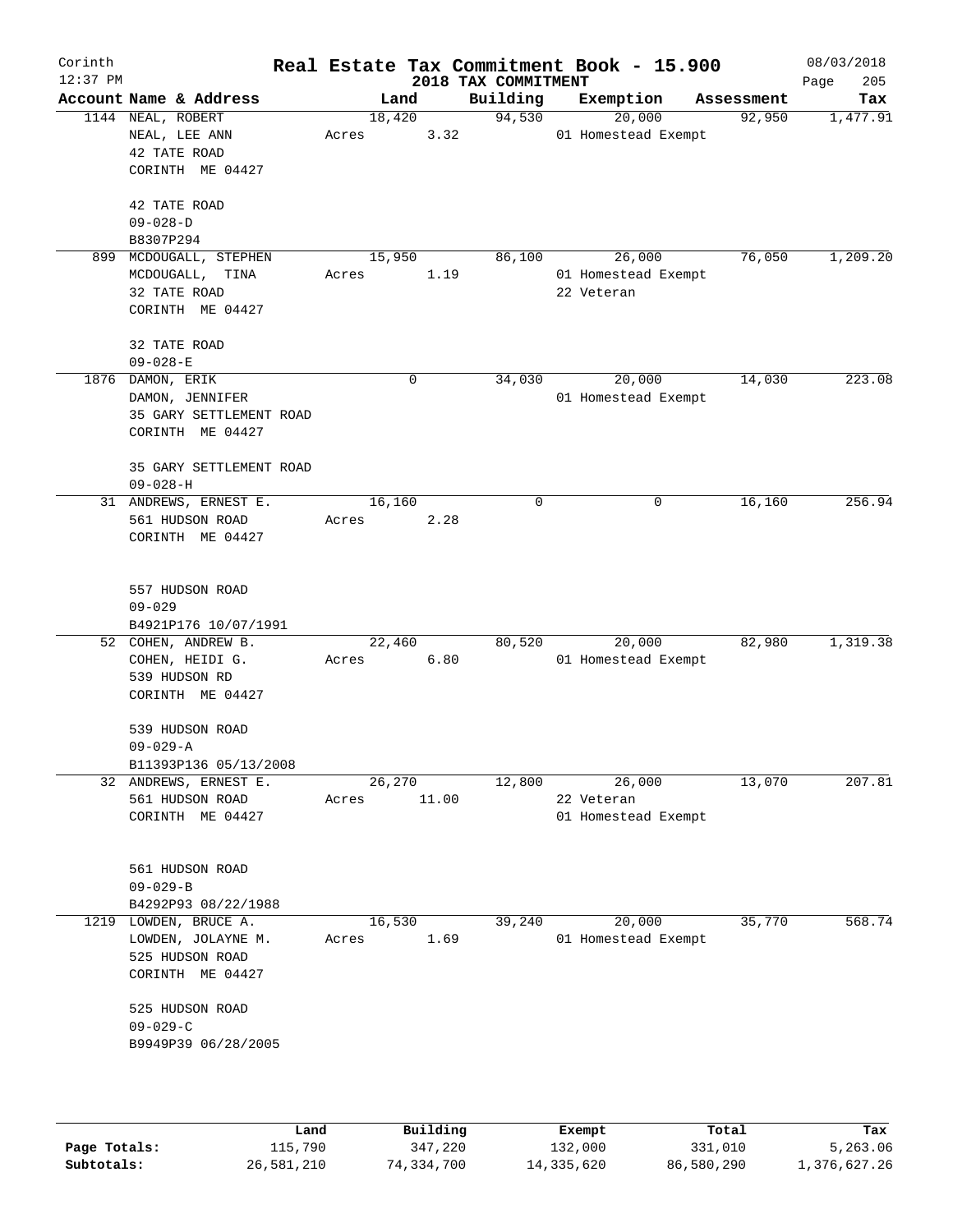Corinth
12:37 PM

# Real Estate Tax Commitment Book - 15.900

## 2018 TAX COMMITMENT

08/03/2018

| Account Name & Address | Land | Building | Exemption | Assessment | Tax |
|---|---|---|---|---|---|
| 1144 NEAL, ROBERT<br>NEAL, LEE ANN<br>42 TATE ROAD<br>CORINTH ME 04427<br><br>42 TATE ROAD<br>09-028-D<br>B8307P294 | 18,420<br>Acres 3.32 | 94,530 | 20,000<br>01 Homestead Exempt | 92,950 | 1,477.91 |
| 899 MCDOUGALL, STEPHEN<br>MCDOUGALL, TINA<br>32 TATE ROAD<br>CORINTH ME 04427<br><br>32 TATE ROAD<br>09-028-E | 15,950<br>Acres 1.19 | 86,100 | 26,000<br>01 Homestead Exempt<br>22 Veteran | 76,050 | 1,209.20 |
| 1876 DAMON, ERIK<br>DAMON, JENNIFER<br>35 GARY SETTLEMENT ROAD<br>CORINTH ME 04427<br><br>35 GARY SETTLEMENT ROAD<br>09-028-H | 0 | 34,030 | 20,000<br>01 Homestead Exempt | 14,030 | 223.08 |
| 31 ANDREWS, ERNEST E.<br>561 HUDSON ROAD<br>CORINTH ME 04427<br><br>557 HUDSON ROAD<br>09-029<br>B4921P176 10/07/1991 | 16,160<br>Acres 2.28 | 0 | 0 | 16,160 | 256.94 |
| 52 COHEN, ANDREW B.<br>COHEN, HEIDI G.<br>539 HUDSON RD<br>CORINTH ME 04427<br><br>539 HUDSON ROAD<br>09-029-A<br>B11393P136 05/13/2008 | 22,460<br>Acres 6.80 | 80,520 | 20,000<br>01 Homestead Exempt | 82,980 | 1,319.38 |
| 32 ANDREWS, ERNEST E.<br>561 HUDSON ROAD<br>CORINTH ME 04427<br><br>561 HUDSON ROAD<br>09-029-B<br>B4292P93 08/22/1988 | 26,270<br>Acres 11.00 | 12,800 | 26,000<br>22 Veteran<br>01 Homestead Exempt | 13,070 | 207.81 |
| 1219 LOWDEN, BRUCE A.<br>LOWDEN, JOLAYNE M.<br>525 HUDSON ROAD<br>CORINTH ME 04427<br><br>525 HUDSON ROAD<br>09-029-C<br>B9949P39 06/28/2005 | 16,530<br>Acres 1.69 | 39,240 | 20,000<br>01 Homestead Exempt | 35,770 | 568.74 |

| | Land | Building | Exempt | Total | Tax |
|---|---|---|---|---|---|
| Page Totals: | 115,790 | 347,220 | 132,000 | 331,010 | 5,263.06 |
| Subtotals: | 26,581,210 | 74,334,700 | 14,335,620 | 86,580,290 | 1,376,627.26 |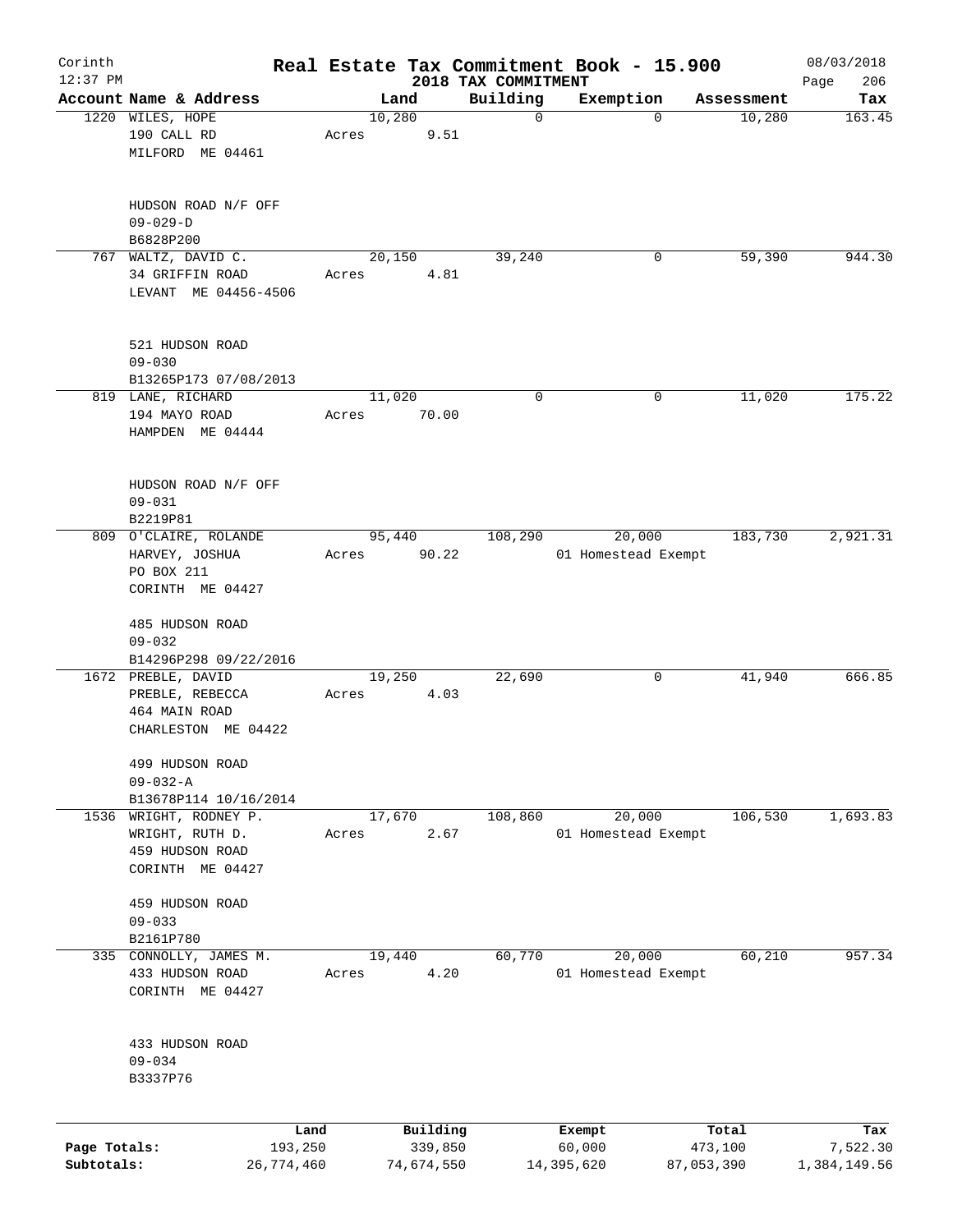# Real Estate Tax Commitment Book - 15.900

Corinth 12:37 PM — 2018 TAX COMMITMENT — 08/03/2018

| Account Name & Address | Land | Building | Exemption | Assessment | Tax |
|---|---|---|---|---|---|
| 1220 WILES, HOPE<br>190 CALL RD<br>MILFORD ME 04461<br><br>HUDSON ROAD N/F OFF<br>09-029-D<br>B6828P200 | 10,280<br>Acres 9.51 | 0 | 0 | 10,280 | 163.45 |
| 767 WALTZ, DAVID C.<br>34 GRIFFIN ROAD<br>LEVANT ME 04456-4506<br><br>521 HUDSON ROAD<br>09-030<br>B13265P173 07/08/2013 | 20,150<br>Acres 4.81 | 39,240 | 0 | 59,390 | 944.30 |
| 819 LANE, RICHARD<br>194 MAYO ROAD<br>HAMPDEN ME 04444<br><br>HUDSON ROAD N/F OFF<br>09-031<br>B2219P81 | 11,020<br>Acres 70.00 | 0 | 0 | 11,020 | 175.22 |
| 809 O'CLAIRE, ROLANDE<br>HARVEY, JOSHUA<br>PO BOX 211<br>CORINTH ME 04427<br><br>485 HUDSON ROAD<br>09-032<br>B14296P298 09/22/2016 | 95,440<br>Acres 90.22 | 108,290 | 20,000<br>01 Homestead Exempt | 183,730 | 2,921.31 |
| 1672 PREBLE, DAVID<br>PREBLE, REBECCA<br>464 MAIN ROAD<br>CHARLESTON ME 04422<br><br>499 HUDSON ROAD<br>09-032-A<br>B13678P114 10/16/2014 | 19,250<br>Acres 4.03 | 22,690 | 0 | 41,940 | 666.85 |
| 1536 WRIGHT, RODNEY P.<br>WRIGHT, RUTH D.<br>459 HUDSON ROAD<br>CORINTH ME 04427<br><br>459 HUDSON ROAD<br>09-033<br>B2161P780 | 17,670<br>Acres 2.67 | 108,860 | 20,000<br>01 Homestead Exempt | 106,530 | 1,693.83 |
| 335 CONNOLLY, JAMES M.<br>433 HUDSON ROAD<br>CORINTH ME 04427<br><br>433 HUDSON ROAD<br>09-034<br>B3337P76 | 19,440<br>Acres 4.20 | 60,770 | 20,000<br>01 Homestead Exempt | 60,210 | 957.34 |

| | Land | Building | Exempt | Total | Tax |
|---|---|---|---|---|---|
| Page Totals: | 193,250 | 339,850 | 60,000 | 473,100 | 7,522.30 |
| Subtotals: | 26,774,460 | 74,674,550 | 14,395,620 | 87,053,390 | 1,384,149.56 |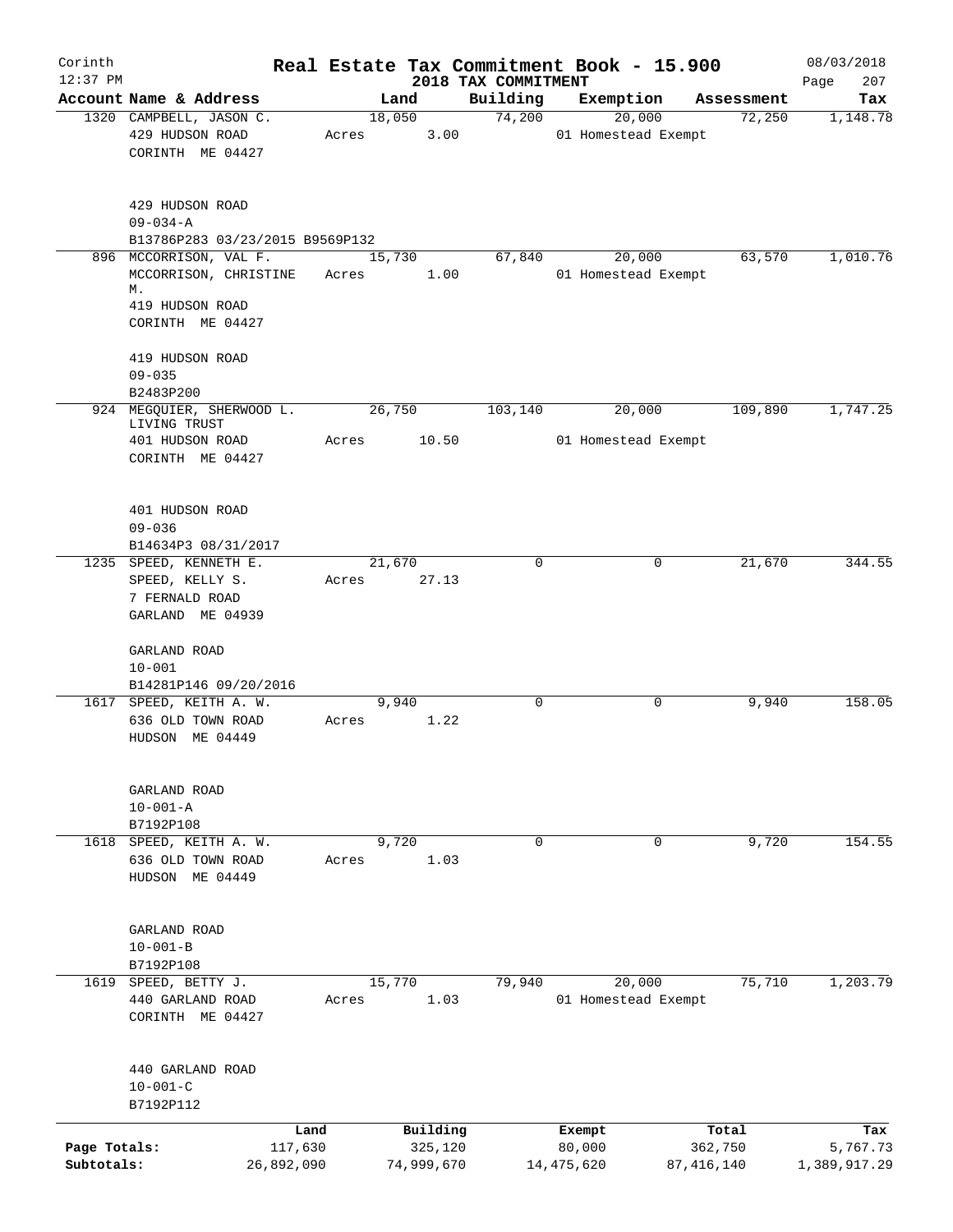Corinth
12:37 PM

# Real Estate Tax Commitment Book - 15.900

## 2018 TAX COMMITMENT

08/03/2018

| Account Name & Address | Land | Building | Exemption | Assessment | Tax |
|---|---|---|---|---|---|
| 1320 CAMPBELL, JASON C.<br>429 HUDSON ROAD<br>CORINTH ME 04427<br><br>429 HUDSON ROAD<br>09-034-A<br>B13786P283 03/23/2015 B9569P132 | 18,050<br>Acres 3.00 | 74,200 | 20,000<br>01 Homestead Exempt | 72,250 | 1,148.78 |
| 896 MCCORRISON, VAL F.<br>MCCORRISON, CHRISTINE M.<br>419 HUDSON ROAD<br>CORINTH ME 04427<br><br>419 HUDSON ROAD<br>09-035<br>B2483P200 | 15,730<br>Acres 1.00 | 67,840 | 20,000<br>01 Homestead Exempt | 63,570 | 1,010.76 |
| 924 MEGQUIER, SHERWOOD L. LIVING TRUST<br>401 HUDSON ROAD<br>CORINTH ME 04427<br><br>401 HUDSON ROAD<br>09-036<br>B14634P3 08/31/2017 | 26,750<br>Acres 10.50 | 103,140 | 20,000<br>01 Homestead Exempt | 109,890 | 1,747.25 |
| 1235 SPEED, KENNETH E.<br>SPEED, KELLY S.<br>7 FERNALD ROAD<br>GARLAND ME 04939<br><br>GARLAND ROAD<br>10-001<br>B14281P146 09/20/2016 | 21,670<br>Acres 27.13 | 0 | 0 | 21,670 | 344.55 |
| 1617 SPEED, KEITH A. W.<br>636 OLD TOWN ROAD<br>HUDSON ME 04449<br><br>GARLAND ROAD<br>10-001-A<br>B7192P108 | 9,940<br>Acres 1.22 | 0 | 0 | 9,940 | 158.05 |
| 1618 SPEED, KEITH A. W.<br>636 OLD TOWN ROAD<br>HUDSON ME 04449<br><br>GARLAND ROAD<br>10-001-B<br>B7192P108 | 9,720<br>Acres 1.03 | 0 | 0 | 9,720 | 154.55 |
| 1619 SPEED, BETTY J.<br>440 GARLAND ROAD<br>CORINTH ME 04427<br><br>440 GARLAND ROAD<br>10-001-C<br>B7192P112 | 15,770<br>Acres 1.03 | 79,940 | 20,000<br>01 Homestead Exempt | 75,710 | 1,203.79 |

| | Land | Building | Exempt | Total | Tax |
|---|---|---|---|---|---|
| Page Totals: | 117,630 | 325,120 | 80,000 | 362,750 | 5,767.73 |
| Subtotals: | 26,892,090 | 74,999,670 | 14,475,620 | 87,416,140 | 1,389,917.29 |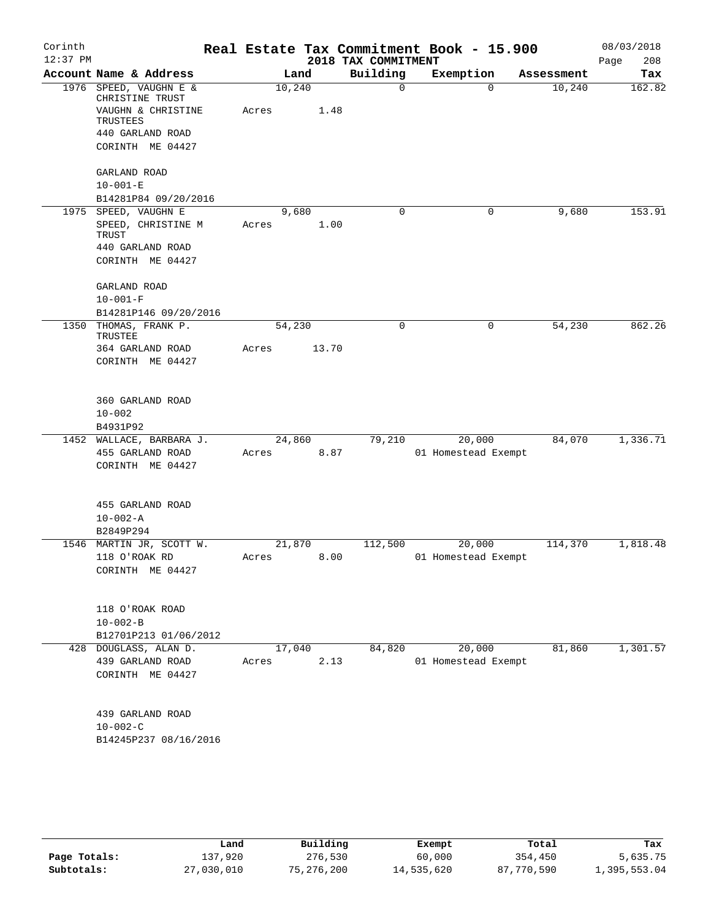Corinth
12:37 PM

# Real Estate Tax Commitment Book - 15.900

## 2018 TAX COMMITMENT

08/03/2018

| Account | Name & Address | Land | Building | Exemption | Assessment | Tax |
|---|---|---|---|---|---|---|
| 1976 | SPEED, VAUGHN E & CHRISTINE TRUST<br>VAUGHN & CHRISTINE TRUSTEES<br>440 GARLAND ROAD<br>CORINTH ME 04427<br><br>GARLAND ROAD<br>10-001-E<br>B14281P84 09/20/2016 | 10,240<br>Acres 1.48 | 0 | 0 | 10,240 | 162.82 |
| 1975 | SPEED, VAUGHN E<br>SPEED, CHRISTINE M TRUST<br>440 GARLAND ROAD<br>CORINTH ME 04427<br><br>GARLAND ROAD<br>10-001-F<br>B14281P146 09/20/2016 | 9,680<br>Acres 1.00 | 0 | 0 | 9,680 | 153.91 |
| 1350 | THOMAS, FRANK P. TRUSTEE<br>364 GARLAND ROAD<br>CORINTH ME 04427<br><br>360 GARLAND ROAD<br>10-002<br>B4931P92 | 54,230<br>Acres 13.70 | 0 | 0 | 54,230 | 862.26 |
| 1452 | WALLACE, BARBARA J.<br>455 GARLAND ROAD<br>CORINTH ME 04427<br><br>455 GARLAND ROAD<br>10-002-A<br>B2849P294 | 24,860<br>Acres 8.87 | 79,210 | 20,000<br>01 Homestead Exempt | 84,070 | 1,336.71 |
| 1546 | MARTIN JR, SCOTT W.<br>118 O'ROAK RD<br>CORINTH ME 04427<br><br>118 O'ROAK ROAD<br>10-002-B<br>B12701P213 01/06/2012 | 21,870<br>Acres 8.00 | 112,500 | 20,000<br>01 Homestead Exempt | 114,370 | 1,818.48 |
| 428 | DOUGLASS, ALAN D.<br>439 GARLAND ROAD<br>CORINTH ME 04427<br><br>439 GARLAND ROAD<br>10-002-C<br>B14245P237 08/16/2016 | 17,040<br>Acres 2.13 | 84,820 | 20,000<br>01 Homestead Exempt | 81,860 | 1,301.57 |

| | Land | Building | Exempt | Total | Tax |
|---|---|---|---|---|---|
| Page Totals: | 137,920 | 276,530 | 60,000 | 354,450 | 5,635.75 |
| Subtotals: | 27,030,010 | 75,276,200 | 14,535,620 | 87,770,590 | 1,395,553.04 |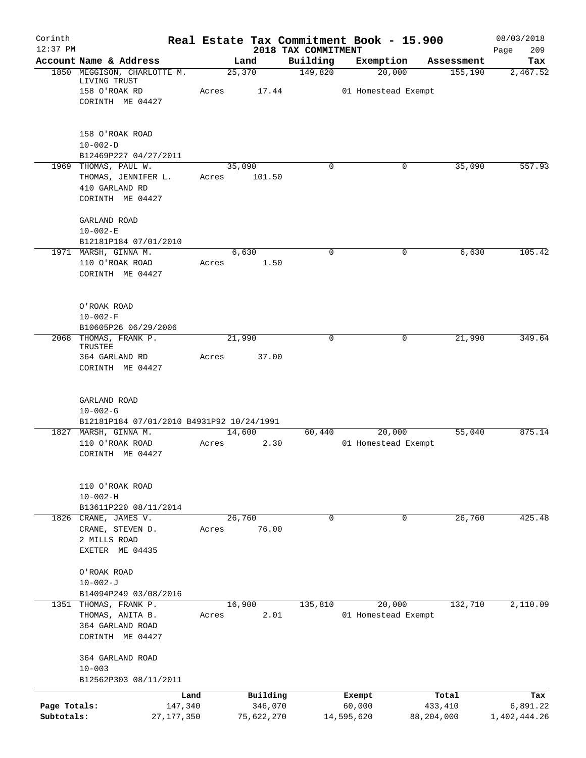Corinth
12:37 PM

# Real Estate Tax Commitment Book - 15.900

## 2018 TAX COMMITMENT

08/03/2018

| Account | Name & Address | Land | Building | Exemption | Assessment | Tax |
|---|---|---|---|---|---|---|
| 1850 | MEGGISON, CHARLOTTE M. LIVING TRUST<br>158 O'ROAK RD<br>CORINTH ME 04427<br><br>158 O'ROAK ROAD<br>10-002-D<br>B12469P227 04/27/2011 | 25,370<br>Acres 17.44 | 149,820 | 20,000<br>01 Homestead Exempt | 155,190 | 2,467.52 |
| 1969 | THOMAS, PAUL W.<br>THOMAS, JENNIFER L.<br>410 GARLAND RD<br>CORINTH ME 04427<br><br>GARLAND ROAD<br>10-002-E<br>B12181P184 07/01/2010 | 35,090<br>Acres 101.50 | 0 | 0 | 35,090 | 557.93 |
| 1971 | MARSH, GINNA M.<br>110 O'ROAK ROAD<br>CORINTH ME 04427<br><br>O'ROAK ROAD<br>10-002-F<br>B10605P26 06/29/2006 | 6,630<br>Acres 1.50 | 0 | 0 | 6,630 | 105.42 |
| 2068 | THOMAS, FRANK P. TRUSTEE<br>364 GARLAND RD<br>CORINTH ME 04427<br><br>GARLAND ROAD<br>10-002-G<br>B12181P184 07/01/2010 B4931P92 10/24/1991 | 21,990<br>Acres 37.00 | 0 | 0 | 21,990 | 349.64 |
| 1827 | MARSH, GINNA M.<br>110 O'ROAK ROAD<br>CORINTH ME 04427<br><br>110 O'ROAK ROAD<br>10-002-H<br>B13611P220 08/11/2014 | 14,600<br>Acres 2.30 | 60,440 | 20,000<br>01 Homestead Exempt | 55,040 | 875.14 |
| 1826 | CRANE, JAMES V.<br>CRANE, STEVEN D.<br>2 MILLS ROAD<br>EXETER ME 04435<br><br>O'ROAK ROAD<br>10-002-J<br>B14094P249 03/08/2016 | 26,760<br>Acres 76.00 | 0 | 0 | 26,760 | 425.48 |
| 1351 | THOMAS, FRANK P.<br>THOMAS, ANITA B.<br>364 GARLAND ROAD<br>CORINTH ME 04427<br><br>364 GARLAND ROAD<br>10-003<br>B12562P303 08/11/2011 | 16,900<br>Acres 2.01 | 135,810 | 20,000<br>01 Homestead Exempt | 132,710 | 2,110.09 |

| | Land | Building | Exempt | Total | Tax |
|---|---|---|---|---|---|
| Page Totals: | 147,340 | 346,070 | 60,000 | 433,410 | 6,891.22 |
| Subtotals: | 27,177,350 | 75,622,270 | 14,595,620 | 88,204,000 | 1,402,444.26 |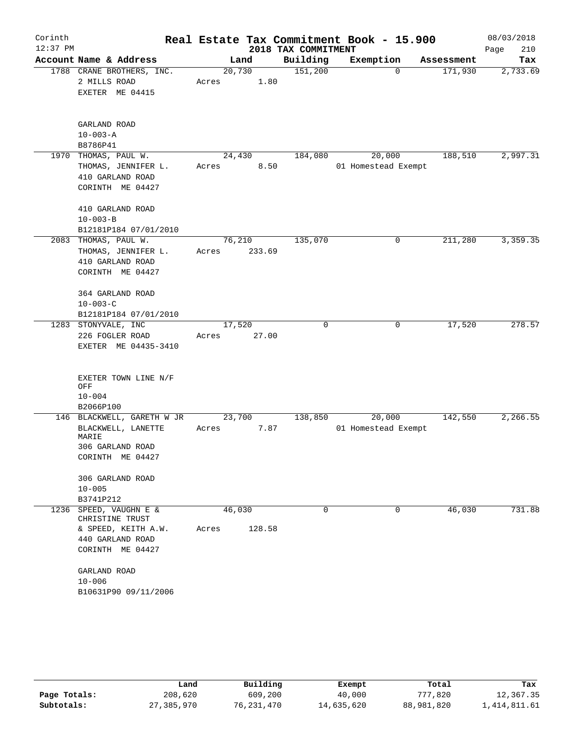Corinth
12:37 PM

# Real Estate Tax Commitment Book - 15.900

## 2018 TAX COMMITMENT

08/03/2018

| Account Name & Address | Land | Building | Exemption | Assessment | Tax |
|---|---|---|---|---|---|
| 1788 CRANE BROTHERS, INC.<br>2 MILLS ROAD<br>EXETER ME 04415<br><br>GARLAND ROAD<br>10-003-A<br>B8786P41 | 20,730<br>Acres 1.80 | 151,200 | 0 | 171,930 | 2,733.69 |
| 1970 THOMAS, PAUL W.<br>THOMAS, JENNIFER L.<br>410 GARLAND ROAD<br>CORINTH ME 04427<br><br>410 GARLAND ROAD<br>10-003-B<br>B12181P184 07/01/2010 | 24,430<br>Acres 8.50 | 184,080 | 20,000<br>01 Homestead Exempt | 188,510 | 2,997.31 |
| 2083 THOMAS, PAUL W.<br>THOMAS, JENNIFER L.<br>410 GARLAND ROAD<br>CORINTH ME 04427<br><br>364 GARLAND ROAD<br>10-003-C<br>B12181P184 07/01/2010 | 76,210<br>Acres 233.69 | 135,070 | 0 | 211,280 | 3,359.35 |
| 1283 STONYVALE, INC<br>226 FOGLER ROAD<br>EXETER ME 04435-3410<br><br>EXETER TOWN LINE N/F OFF<br>10-004<br>B2066P100 | 17,520<br>Acres 27.00 | 0 | 0 | 17,520 | 278.57 |
| 146 BLACKWELL, GARETH W JR<br>BLACKWELL, LANETTE MARIE<br>306 GARLAND ROAD<br>CORINTH ME 04427<br><br>306 GARLAND ROAD<br>10-005<br>B3741P212 | 23,700<br>Acres 7.87 | 138,850 | 20,000<br>01 Homestead Exempt | 142,550 | 2,266.55 |
| 1236 SPEED, VAUGHN E & CHRISTINE TRUST<br>& SPEED, KEITH A.W.<br>440 GARLAND ROAD<br>CORINTH ME 04427<br><br>GARLAND ROAD<br>10-006<br>B10631P90 09/11/2006 | 46,030<br>Acres 128.58 | 0 | 0 | 46,030 | 731.88 |

|  | Land | Building | Exempt | Total | Tax |
|---|---|---|---|---|---|
| Page Totals: | 208,620 | 609,200 | 40,000 | 777,820 | 12,367.35 |
| Subtotals: | 27,385,970 | 76,231,470 | 14,635,620 | 88,981,820 | 1,414,811.61 |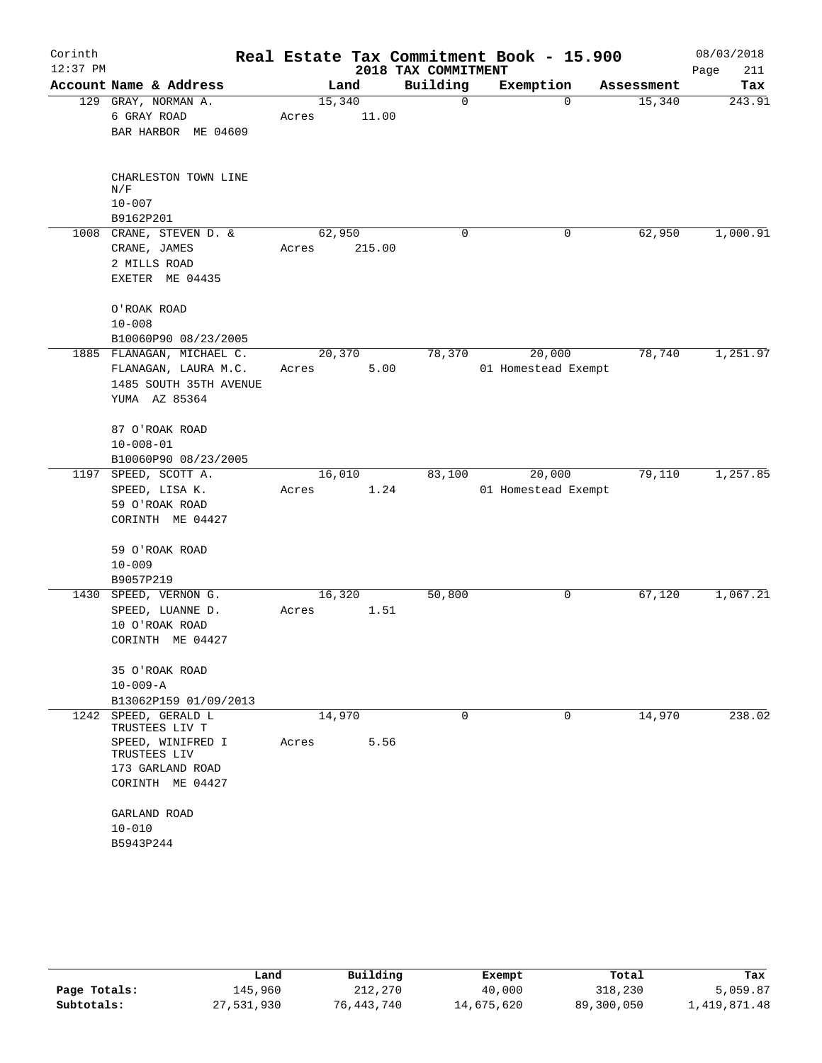Corinth
12:37 PM

# Real Estate Tax Commitment Book - 15.900

## 2018 TAX COMMITMENT

08/03/2018
Page 211

| Account Name & Address | Land | Building | Exemption | Assessment | Tax |
|---|---|---|---|---|---|
| 129 GRAY, NORMAN A.<br>6 GRAY ROAD<br>BAR HARBOR ME 04609<br><br>CHARLESTON TOWN LINE<br>N/F<br>10-007<br>B9162P201 | 15,340<br>Acres 11.00 | 0 | 0 | 15,340 | 243.91 |
| 1008 CRANE, STEVEN D. &<br>CRANE, JAMES<br>2 MILLS ROAD<br>EXETER ME 04435<br><br>O'ROAK ROAD<br>10-008<br>B10060P90 08/23/2005 | 62,950<br>Acres 215.00 | 0 | 0 | 62,950 | 1,000.91 |
| 1885 FLANAGAN, MICHAEL C.<br>FLANAGAN, LAURA M.C.<br>1485 SOUTH 35TH AVENUE<br>YUMA AZ 85364<br><br>87 O'ROAK ROAD<br>10-008-01<br>B10060P90 08/23/2005 | 20,370<br>Acres 5.00 | 78,370 | 20,000<br>01 Homestead Exempt | 78,740 | 1,251.97 |
| 1197 SPEED, SCOTT A.<br>SPEED, LISA K.<br>59 O'ROAK ROAD<br>CORINTH ME 04427<br><br>59 O'ROAK ROAD<br>10-009<br>B9057P219 | 16,010<br>Acres 1.24 | 83,100 | 20,000<br>01 Homestead Exempt | 79,110 | 1,257.85 |
| 1430 SPEED, VERNON G.<br>SPEED, LUANNE D.<br>10 O'ROAK ROAD<br>CORINTH ME 04427<br><br>35 O'ROAK ROAD<br>10-009-A<br>B13062P159 01/09/2013 | 16,320<br>Acres 1.51 | 50,800 | 0 | 67,120 | 1,067.21 |
| 1242 SPEED, GERALD L TRUSTEES LIV T<br>SPEED, WINIFRED I TRUSTEES LIV<br>173 GARLAND ROAD<br>CORINTH ME 04427<br><br>GARLAND ROAD<br>10-010<br>B5943P244 | 14,970<br>Acres 5.56 | 0 | 0 | 14,970 | 238.02 |

| | Land | Building | Exempt | Total | Tax |
|---|---|---|---|---|---|
| Page Totals: | 145,960 | 212,270 | 40,000 | 318,230 | 5,059.87 |
| Subtotals: | 27,531,930 | 76,443,740 | 14,675,620 | 89,300,050 | 1,419,871.48 |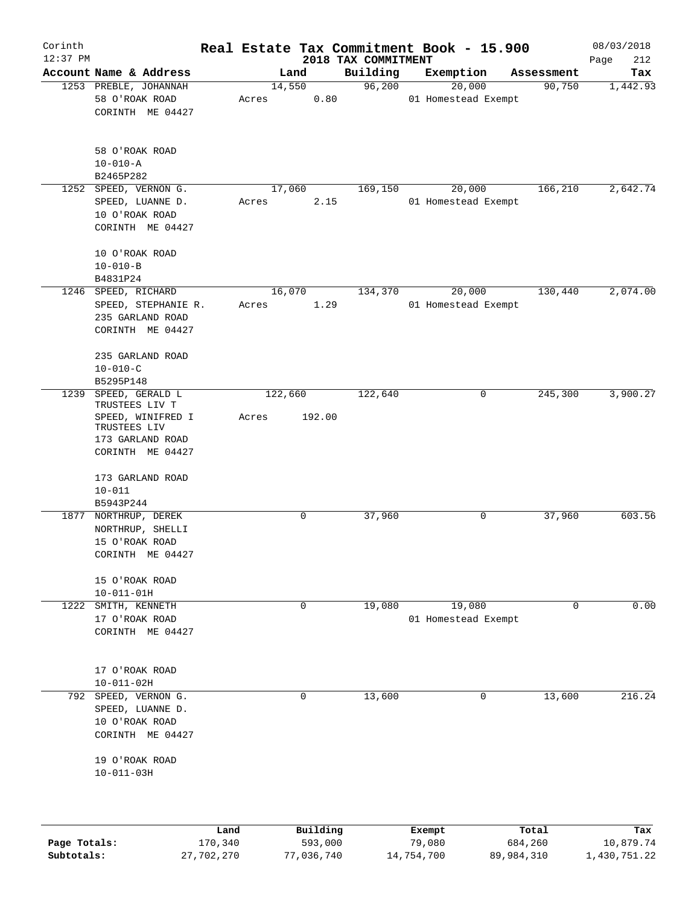# Real Estate Tax Commitment Book - 15.900

Corinth
12:37 PM

2018 TAX COMMITMENT

08/03/2018

| Account Name & Address | Land | Building | Exemption | Assessment | Tax |
|---|---|---|---|---|---|
| 1253 PREBLE, JOHANNAH<br>58 O'ROAK ROAD<br>CORINTH ME 04427<br><br>58 O'ROAK ROAD<br>10-010-A<br>B2465P282 | 14,550<br>Acres 0.80 | 96,200 | 20,000<br>01 Homestead Exempt | 90,750 | 1,442.93 |
| 1252 SPEED, VERNON G.<br>SPEED, LUANNE D.<br>10 O'ROAK ROAD<br>CORINTH ME 04427<br><br>10 O'ROAK ROAD<br>10-010-B<br>B4831P24 | 17,060<br>Acres 2.15 | 169,150 | 20,000<br>01 Homestead Exempt | 166,210 | 2,642.74 |
| 1246 SPEED, RICHARD<br>SPEED, STEPHANIE R.<br>235 GARLAND ROAD<br>CORINTH ME 04427<br><br>235 GARLAND ROAD<br>10-010-C<br>B5295P148 | 16,070<br>Acres 1.29 | 134,370 | 20,000<br>01 Homestead Exempt | 130,440 | 2,074.00 |
| 1239 SPEED, GERALD L TRUSTEES LIV T<br>SPEED, WINIFRED I TRUSTEES LIV<br>173 GARLAND ROAD<br>CORINTH ME 04427<br><br>173 GARLAND ROAD<br>10-011<br>B5943P244 | 122,660<br>Acres 192.00 | 122,640 | 0 | 245,300 | 3,900.27 |
| 1877 NORTHRUP, DEREK<br>NORTHRUP, SHELLI<br>15 O'ROAK ROAD<br>CORINTH ME 04427<br><br>15 O'ROAK ROAD<br>10-011-01H | 0 | 37,960 | 0 | 37,960 | 603.56 |
| 1222 SMITH, KENNETH<br>17 O'ROAK ROAD<br>CORINTH ME 04427<br><br>17 O'ROAK ROAD<br>10-011-02H | 0 | 19,080 | 19,080<br>01 Homestead Exempt | 0 | 0.00 |
| 792 SPEED, VERNON G.<br>SPEED, LUANNE D.<br>10 O'ROAK ROAD<br>CORINTH ME 04427<br><br>19 O'ROAK ROAD<br>10-011-03H | 0 | 13,600 | 0 | 13,600 | 216.24 |

| | Land | Building | Exempt | Total | Tax |
|---|---|---|---|---|---|
| Page Totals: | 170,340 | 593,000 | 79,080 | 684,260 | 10,879.74 |
| Subtotals: | 27,702,270 | 77,036,740 | 14,754,700 | 89,984,310 | 1,430,751.22 |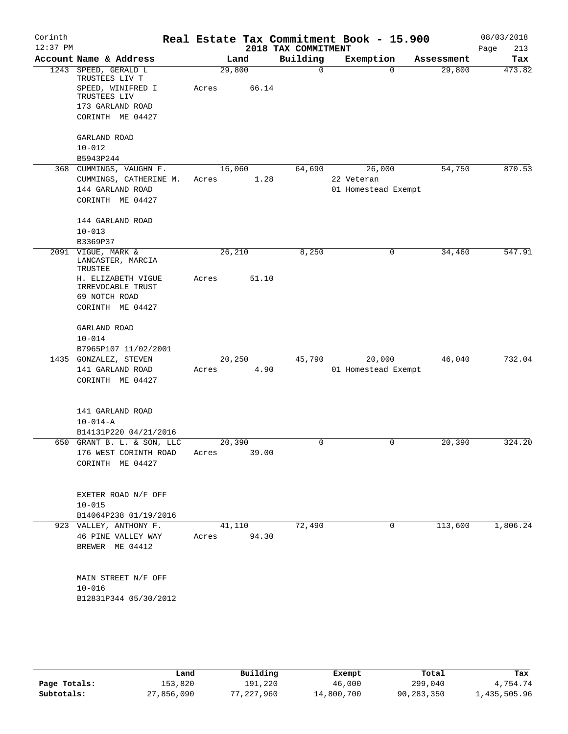# Real Estate Tax Commitment Book - 15.900

Corinth
12:37 PM

2018 TAX COMMITMENT

08/03/2018

| Account Name & Address | Land | Building | Exemption | Assessment | Tax |
|---|---|---|---|---|---|
| 1243 SPEED, GERALD L TRUSTEES LIV T<br>SPEED, WINIFRED I TRUSTEES LIV<br>173 GARLAND ROAD<br>CORINTH ME 04427<br><br>GARLAND ROAD<br>10-012<br>B5943P244 | 29,800<br>Acres 66.14 | 0 | 0 | 29,800 | 473.82 |
| 368 CUMMINGS, VAUGHN F.<br>CUMMINGS, CATHERINE M.<br>144 GARLAND ROAD<br>CORINTH ME 04427<br><br>144 GARLAND ROAD<br>10-013<br>B3369P37 | 16,060<br>Acres 1.28 | 64,690 | 26,000<br>22 Veteran<br>01 Homestead Exempt | 54,750 | 870.53 |
| 2091 VIGUE, MARK &<br>LANCASTER, MARCIA TRUSTEE<br>H. ELIZABETH VIGUE IRREVOCABLE TRUST<br>69 NOTCH ROAD<br>CORINTH ME 04427<br><br>GARLAND ROAD<br>10-014<br>B7965P107 11/02/2001 | 26,210<br>Acres 51.10 | 8,250 | 0 | 34,460 | 547.91 |
| 1435 GONZALEZ, STEVEN<br>141 GARLAND ROAD<br>CORINTH ME 04427<br><br>141 GARLAND ROAD<br>10-014-A<br>B14131P220 04/21/2016 | 20,250<br>Acres 4.90 | 45,790 | 20,000<br>01 Homestead Exempt | 46,040 | 732.04 |
| 650 GRANT B. L. & SON, LLC<br>176 WEST CORINTH ROAD<br>CORINTH ME 04427<br><br>EXETER ROAD N/F OFF<br>10-015<br>B14064P238 01/19/2016 | 20,390<br>Acres 39.00 | 0 | 0 | 20,390 | 324.20 |
| 923 VALLEY, ANTHONY F.<br>46 PINE VALLEY WAY<br>BREWER ME 04412<br><br>MAIN STREET N/F OFF<br>10-016<br>B12831P344 05/30/2012 | 41,110<br>Acres 94.30 | 72,490 | 0 | 113,600 | 1,806.24 |

| | Land | Building | Exempt | Total | Tax |
|---|---|---|---|---|---|
| Page Totals: | 153,820 | 191,220 | 46,000 | 299,040 | 4,754.74 |
| Subtotals: | 27,856,090 | 77,227,960 | 14,800,700 | 90,283,350 | 1,435,505.96 |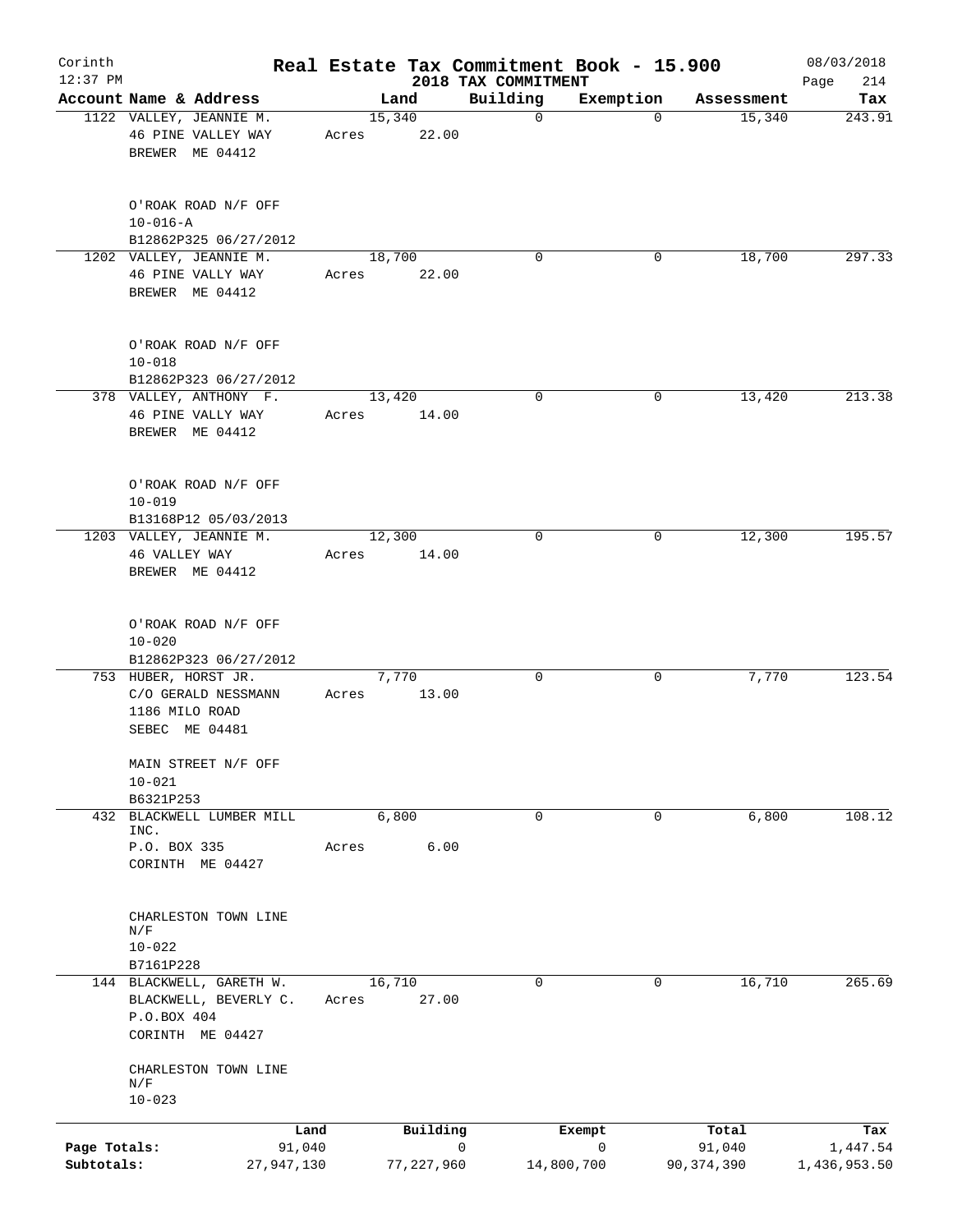# Real Estate Tax Commitment Book - 15.900

Corinth 12:37 PM — 2018 TAX COMMITMENT — 08/03/2018

| Account Name & Address | Land | Building | Exemption | Assessment | Tax |
|---|---|---|---|---|---|
| 1122 VALLEY, JEANNIE M.<br>46 PINE VALLEY WAY<br>BREWER ME 04412<br><br>O'ROAK ROAD N/F OFF<br>10-016-A<br>B12862P325 06/27/2012 | 15,340<br>Acres 22.00 | 0 | 0 | 15,340 | 243.91 |
| 1202 VALLEY, JEANNIE M.<br>46 PINE VALLY WAY<br>BREWER ME 04412<br><br>O'ROAK ROAD N/F OFF<br>10-018<br>B12862P323 06/27/2012 | 18,700<br>Acres 22.00 | 0 | 0 | 18,700 | 297.33 |
| 378 VALLEY, ANTHONY F.<br>46 PINE VALLY WAY<br>BREWER ME 04412<br><br>O'ROAK ROAD N/F OFF<br>10-019<br>B13168P12 05/03/2013 | 13,420<br>Acres 14.00 | 0 | 0 | 13,420 | 213.38 |
| 1203 VALLEY, JEANNIE M.<br>46 VALLEY WAY<br>BREWER ME 04412<br><br>O'ROAK ROAD N/F OFF<br>10-020<br>B12862P323 06/27/2012 | 12,300<br>Acres 14.00 | 0 | 0 | 12,300 | 195.57 |
| 753 HUBER, HORST JR.<br>C/O GERALD NESSMANN<br>1186 MILO ROAD<br>SEBEC ME 04481<br><br>MAIN STREET N/F OFF<br>10-021<br>B6321P253 | 7,770<br>Acres 13.00 | 0 | 0 | 7,770 | 123.54 |
| 432 BLACKWELL LUMBER MILL INC.<br>P.O. BOX 335<br>CORINTH ME 04427<br><br>CHARLESTON TOWN LINE N/F<br>10-022<br>B7161P228 | 6,800<br>Acres 6.00 | 0 | 0 | 6,800 | 108.12 |
| 144 BLACKWELL, GARETH W.<br>BLACKWELL, BEVERLY C.<br>P.O.BOX 404<br>CORINTH ME 04427<br><br>CHARLESTON TOWN LINE N/F<br>10-023 | 16,710<br>Acres 27.00 | 0 | 0 | 16,710 | 265.69 |

| | Land | Building | Exempt | Total | Tax |
|---|---|---|---|---|---|
| Page Totals: | 91,040 | 0 | 0 | 91,040 | 1,447.54 |
| Subtotals: | 27,947,130 | 77,227,960 | 14,800,700 | 90,374,390 | 1,436,953.50 |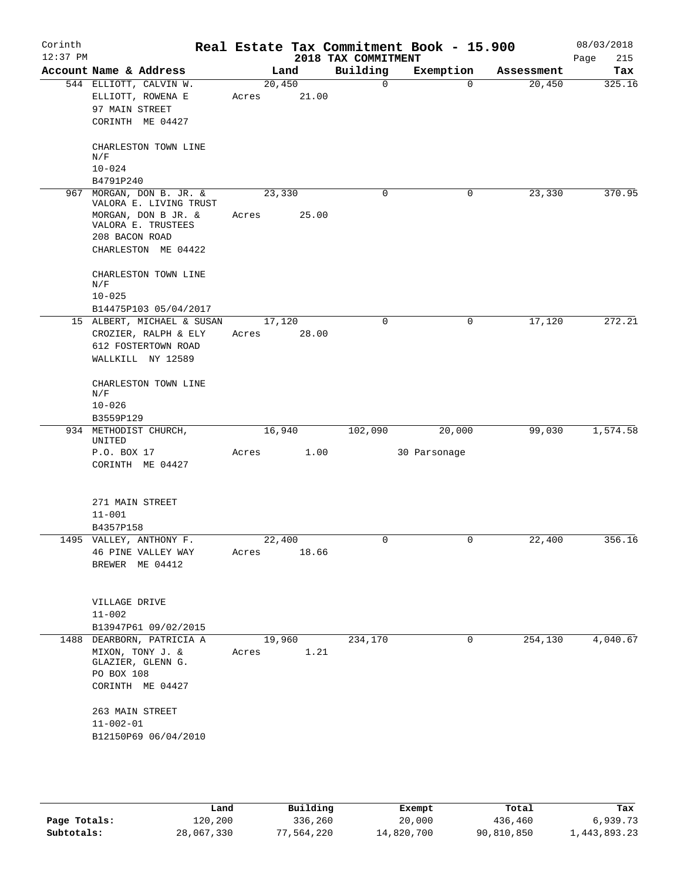# Real Estate Tax Commitment Book - 15.900

## 2018 TAX COMMITMENT

| Account Name & Address | Land | Building | Exemption | Assessment | Tax |
|---|---|---|---|---|---|
| 544 ELLIOTT, CALVIN W.<br>ELLIOTT, ROWENA E<br>97 MAIN STREET<br>CORINTH ME 04427<br><br>CHARLESTON TOWN LINE<br>N/F<br>10-024<br>B4791P240 | 20,450<br>Acres 21.00 | 0 | 0 | 20,450 | 325.16 |
| 967 MORGAN, DON B. JR. & VALORA E. LIVING TRUST<br>MORGAN, DON B JR. & VALORA E. TRUSTEES<br>208 BACON ROAD<br>CHARLESTON ME 04422<br><br>CHARLESTON TOWN LINE<br>N/F<br>10-025<br>B14475P103 05/04/2017 | 23,330<br>Acres 25.00 | 0 | 0 | 23,330 | 370.95 |
| 15 ALBERT, MICHAEL & SUSAN<br>CROZIER, RALPH & ELY<br>612 FOSTERTOWN ROAD<br>WALLKILL NY 12589<br><br>CHARLESTON TOWN LINE<br>N/F<br>10-026<br>B3559P129 | 17,120<br>Acres 28.00 | 0 | 0 | 17,120 | 272.21 |
| 934 METHODIST CHURCH, UNITED<br>P.O. BOX 17<br>CORINTH ME 04427<br><br>271 MAIN STREET<br>11-001<br>B4357P158 | 16,940<br>Acres 1.00 | 102,090 | 20,000<br>30 Parsonage | 99,030 | 1,574.58 |
| 1495 VALLEY, ANTHONY F.<br>46 PINE VALLEY WAY<br>BREWER ME 04412<br><br>VILLAGE DRIVE<br>11-002<br>B13947P61 09/02/2015 | 22,400<br>Acres 18.66 | 0 | 0 | 22,400 | 356.16 |
| 1488 DEARBORN, PATRICIA A<br>MIXON, TONY J. & GLAZIER, GLENN G.<br>PO BOX 108<br>CORINTH ME 04427<br><br>263 MAIN STREET<br>11-002-01<br>B12150P69 06/04/2010 | 19,960<br>Acres 1.21 | 234,170 | 0 | 254,130 | 4,040.67 |

| | Land | Building | Exempt | Total | Tax |
|---|---|---|---|---|---|
| Page Totals: | 120,200 | 336,260 | 20,000 | 436,460 | 6,939.73 |
| Subtotals: | 28,067,330 | 77,564,220 | 14,820,700 | 90,810,850 | 1,443,893.23 |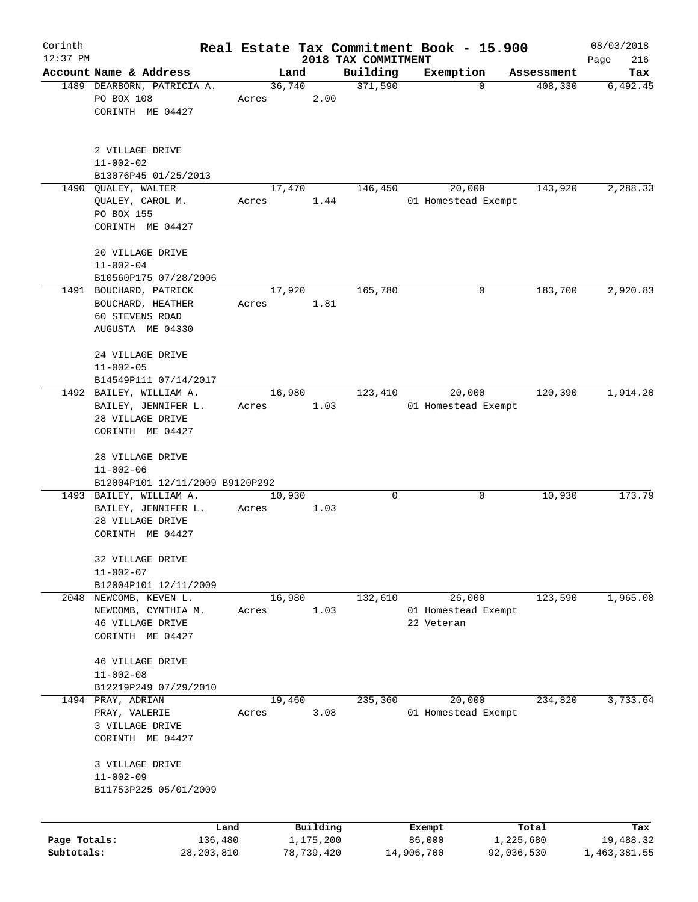Corinth
12:37 PM

# Real Estate Tax Commitment Book - 15.900

## 2018 TAX COMMITMENT

08/03/2018

| Account Name & Address | Land | Building | Exemption | Assessment | Tax |
|---|---|---|---|---|---|
| 1489 DEARBORN, PATRICIA A.<br>PO BOX 108<br>CORINTH ME 04427<br><br>2 VILLAGE DRIVE<br>11-002-02<br>B13076P45 01/25/2013 | 36,740<br>Acres 2.00 | 371,590 | 0 | 408,330 | 6,492.45 |
| 1490 QUALEY, WALTER<br>QUALEY, CAROL M.<br>PO BOX 155<br>CORINTH ME 04427<br><br>20 VILLAGE DRIVE<br>11-002-04<br>B10560P175 07/28/2006 | 17,470<br>Acres 1.44 | 146,450 | 20,000<br>01 Homestead Exempt | 143,920 | 2,288.33 |
| 1491 BOUCHARD, PATRICK<br>BOUCHARD, HEATHER<br>60 STEVENS ROAD<br>AUGUSTA ME 04330<br><br>24 VILLAGE DRIVE<br>11-002-05<br>B14549P111 07/14/2017 | 17,920<br>Acres 1.81 | 165,780 | 0 | 183,700 | 2,920.83 |
| 1492 BAILEY, WILLIAM A.<br>BAILEY, JENNIFER L.<br>28 VILLAGE DRIVE<br>CORINTH ME 04427<br><br>28 VILLAGE DRIVE<br>11-002-06<br>B12004P101 12/11/2009 B9120P292 | 16,980<br>Acres 1.03 | 123,410 | 20,000<br>01 Homestead Exempt | 120,390 | 1,914.20 |
| 1493 BAILEY, WILLIAM A.<br>BAILEY, JENNIFER L.<br>28 VILLAGE DRIVE<br>CORINTH ME 04427<br><br>32 VILLAGE DRIVE<br>11-002-07<br>B12004P101 12/11/2009 | 10,930<br>Acres 1.03 | 0 | 0 | 10,930 | 173.79 |
| 2048 NEWCOMB, KEVEN L.<br>NEWCOMB, CYNTHIA M.<br>46 VILLAGE DRIVE<br>CORINTH ME 04427<br><br>46 VILLAGE DRIVE<br>11-002-08<br>B12219P249 07/29/2010 | 16,980<br>Acres 1.03 | 132,610 | 26,000<br>01 Homestead Exempt<br>22 Veteran | 123,590 | 1,965.08 |
| 1494 PRAY, ADRIAN<br>PRAY, VALERIE<br>3 VILLAGE DRIVE<br>CORINTH ME 04427<br><br>3 VILLAGE DRIVE<br>11-002-09<br>B11753P225 05/01/2009 | 19,460<br>Acres 3.08 | 235,360 | 20,000<br>01 Homestead Exempt | 234,820 | 3,733.64 |

| | Land | Building | Exempt | Total | Tax |
|---|---|---|---|---|---|
| Page Totals: | 136,480 | 1,175,200 | 86,000 | 1,225,680 | 19,488.32 |
| Subtotals: | 28,203,810 | 78,739,420 | 14,906,700 | 92,036,530 | 1,463,381.55 |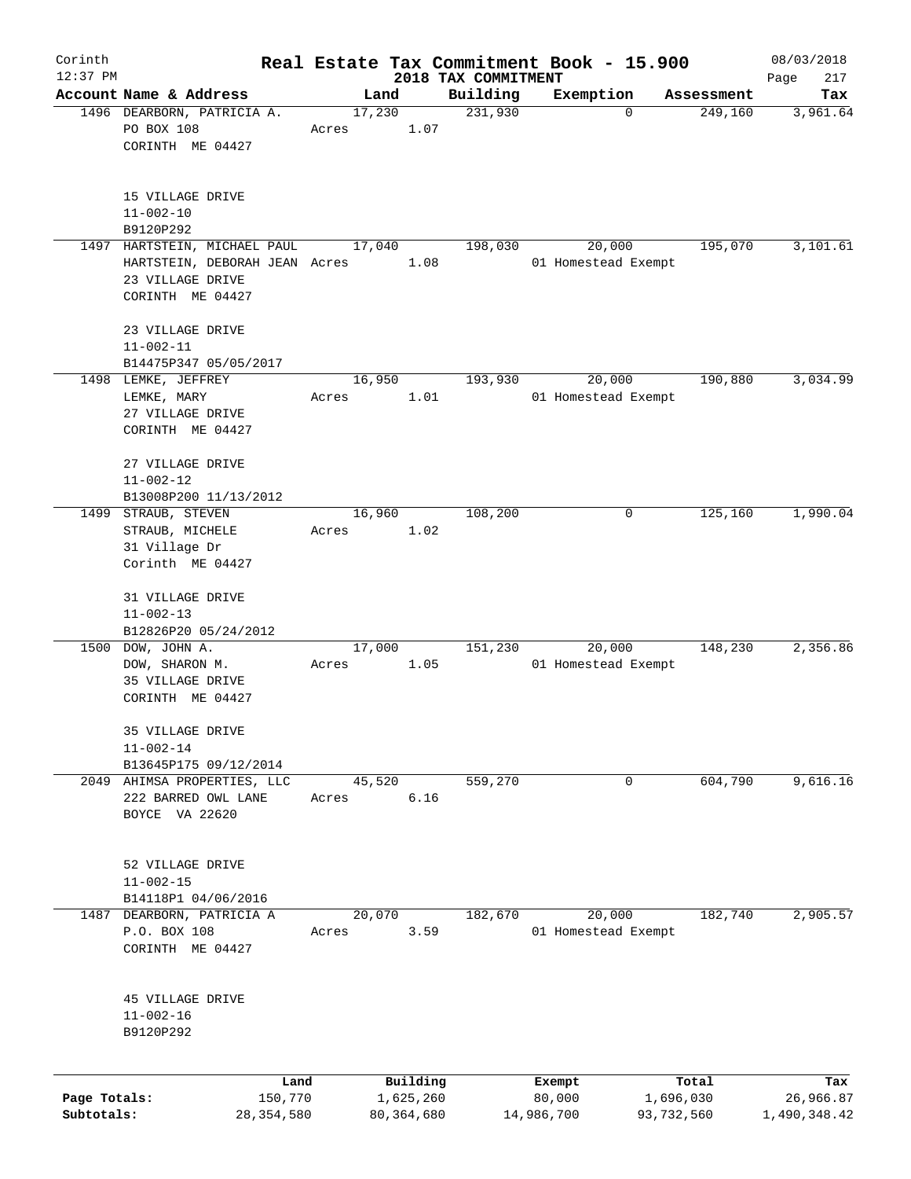Corinth 12:37 PM

# Real Estate Tax Commitment Book - 15.900

## 2018 TAX COMMITMENT

08/03/2018

| Account | Name & Address | Land | Building | Exemption | Assessment | Tax |
|---|---|---|---|---|---|---|
| 1496 | DEARBORN, PATRICIA A.<br>PO BOX 108<br>CORINTH ME 04427<br><br>15 VILLAGE DRIVE<br>11-002-10<br>B9120P292 | 17,230<br>Acres 1.07 | 231,930 | 0 | 249,160 | 3,961.64 |
| 1497 | HARTSTEIN, MICHAEL PAUL<br>HARTSTEIN, DEBORAH JEAN<br>23 VILLAGE DRIVE<br>CORINTH ME 04427<br><br>23 VILLAGE DRIVE<br>11-002-11<br>B14475P347 05/05/2017 | 17,040<br>Acres 1.08 | 198,030 | 20,000<br>01 Homestead Exempt | 195,070 | 3,101.61 |
| 1498 | LEMKE, JEFFREY<br>LEMKE, MARY<br>27 VILLAGE DRIVE<br>CORINTH ME 04427<br><br>27 VILLAGE DRIVE<br>11-002-12<br>B13008P200 11/13/2012 | 16,950<br>Acres 1.01 | 193,930 | 20,000<br>01 Homestead Exempt | 190,880 | 3,034.99 |
| 1499 | STRAUB, STEVEN<br>STRAUB, MICHELE<br>31 Village Dr<br>Corinth ME 04427<br><br>31 VILLAGE DRIVE<br>11-002-13<br>B12826P20 05/24/2012 | 16,960<br>Acres 1.02 | 108,200 | 0 | 125,160 | 1,990.04 |
| 1500 | DOW, JOHN A.<br>DOW, SHARON M.<br>35 VILLAGE DRIVE<br>CORINTH ME 04427<br><br>35 VILLAGE DRIVE<br>11-002-14<br>B13645P175 09/12/2014 | 17,000<br>Acres 1.05 | 151,230 | 20,000<br>01 Homestead Exempt | 148,230 | 2,356.86 |
| 2049 | AHIMSA PROPERTIES, LLC<br>222 BARRED OWL LANE<br>BOYCE VA 22620<br><br>52 VILLAGE DRIVE<br>11-002-15<br>B14118P1 04/06/2016 | 45,520<br>Acres 6.16 | 559,270 | 0 | 604,790 | 9,616.16 |
| 1487 | DEARBORN, PATRICIA A<br>P.O. BOX 108<br>CORINTH ME 04427<br><br>45 VILLAGE DRIVE<br>11-002-16<br>B9120P292 | 20,070<br>Acres 3.59 | 182,670 | 20,000<br>01 Homestead Exempt | 182,740 | 2,905.57 |

| | Land | Building | Exempt | Total | Tax |
|---|---|---|---|---|---|
| Page Totals: | 150,770 | 1,625,260 | 80,000 | 1,696,030 | 26,966.87 |
| Subtotals: | 28,354,580 | 80,364,680 | 14,986,700 | 93,732,560 | 1,490,348.42 |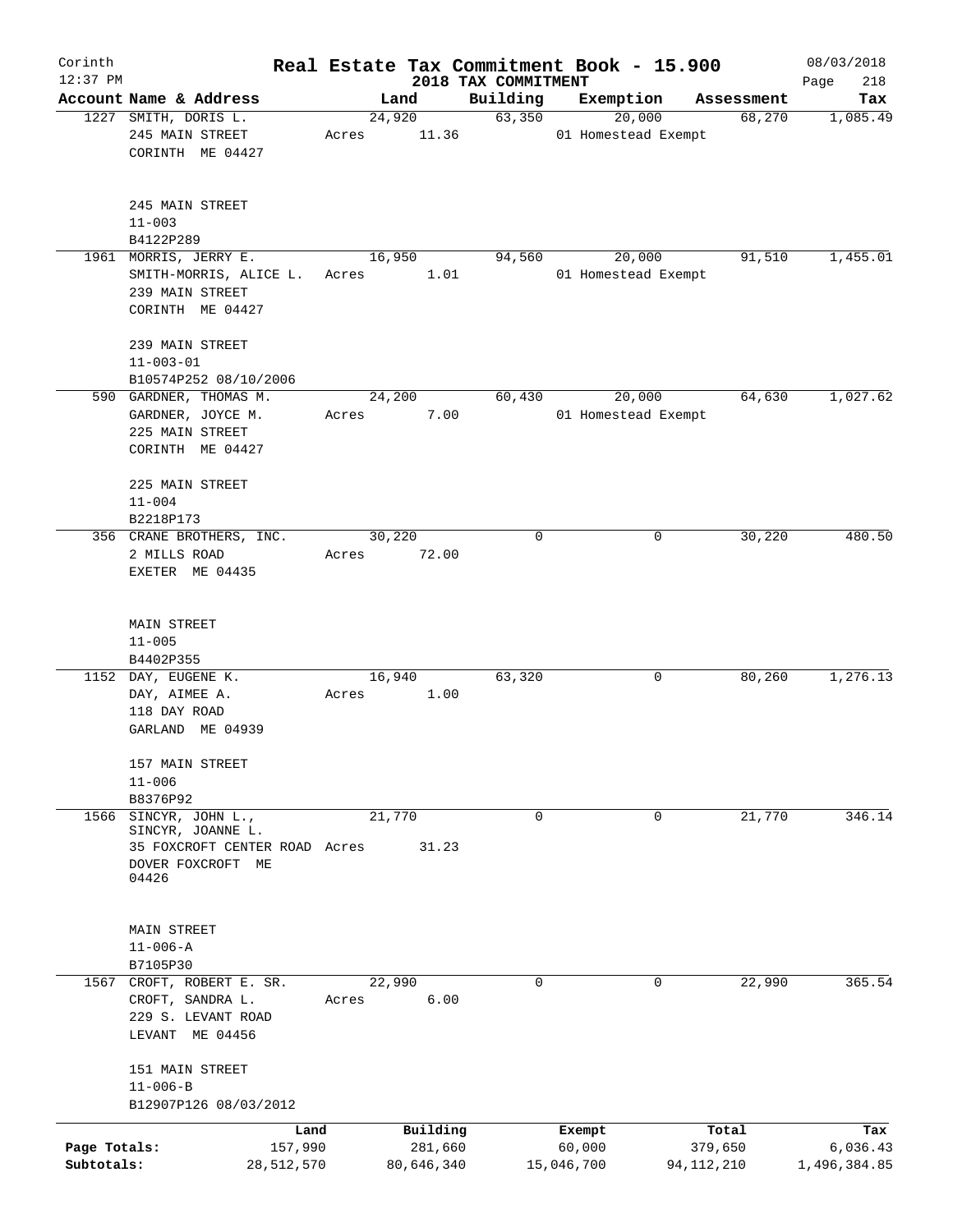Corinth
12:37 PM

# Real Estate Tax Commitment Book - 15.900

2018 TAX COMMITMENT

08/03/2018

| Account | Name & Address | Land | Building | Exemption | Assessment | Tax |
|---|---|---|---|---|---|---|
| 1227 | SMITH, DORIS L.<br>245 MAIN STREET<br>CORINTH ME 04427<br><br>245 MAIN STREET<br>11-003<br>B4122P289 | 24,920<br>Acres 11.36 | 63,350 | 20,000<br>01 Homestead Exempt | 68,270 | 1,085.49 |
| 1961 | MORRIS, JERRY E.<br>SMITH-MORRIS, ALICE L.<br>239 MAIN STREET<br>CORINTH ME 04427<br><br>239 MAIN STREET<br>11-003-01<br>B10574P252 08/10/2006 | 16,950<br>Acres 1.01 | 94,560 | 20,000<br>01 Homestead Exempt | 91,510 | 1,455.01 |
| 590 | GARDNER, THOMAS M.<br>GARDNER, JOYCE M.<br>225 MAIN STREET<br>CORINTH ME 04427<br><br>225 MAIN STREET<br>11-004<br>B2218P173 | 24,200<br>Acres 7.00 | 60,430 | 20,000<br>01 Homestead Exempt | 64,630 | 1,027.62 |
| 356 | CRANE BROTHERS, INC.<br>2 MILLS ROAD<br>EXETER ME 04435<br><br>MAIN STREET<br>11-005<br>B4402P355 | 30,220<br>Acres 72.00 | 0 | 0 | 30,220 | 480.50 |
| 1152 | DAY, EUGENE K.<br>DAY, AIMEE A.<br>118 DAY ROAD<br>GARLAND ME 04939<br><br>157 MAIN STREET<br>11-006<br>B8376P92 | 16,940<br>Acres 1.00 | 63,320 | 0 | 80,260 | 1,276.13 |
| 1566 | SINCYR, JOHN L.,<br>SINCYR, JOANNE L.<br>35 FOXCROFT CENTER ROAD<br>DOVER FOXCROFT ME 04426<br><br>MAIN STREET<br>11-006-A<br>B7105P30 | 21,770<br>Acres 31.23 | 0 | 0 | 21,770 | 346.14 |
| 1567 | CROFT, ROBERT E. SR.<br>CROFT, SANDRA L.<br>229 S. LEVANT ROAD<br>LEVANT ME 04456<br><br>151 MAIN STREET<br>11-006-B<br>B12907P126 08/03/2012 | 22,990<br>Acres 6.00 | 0 | 0 | 22,990 | 365.54 |

| | Land | Building | Exempt | Total | Tax |
|---|---|---|---|---|---|
| Page Totals: | 157,990 | 281,660 | 60,000 | 379,650 | 6,036.43 |
| Subtotals: | 28,512,570 | 80,646,340 | 15,046,700 | 94,112,210 | 1,496,384.85 |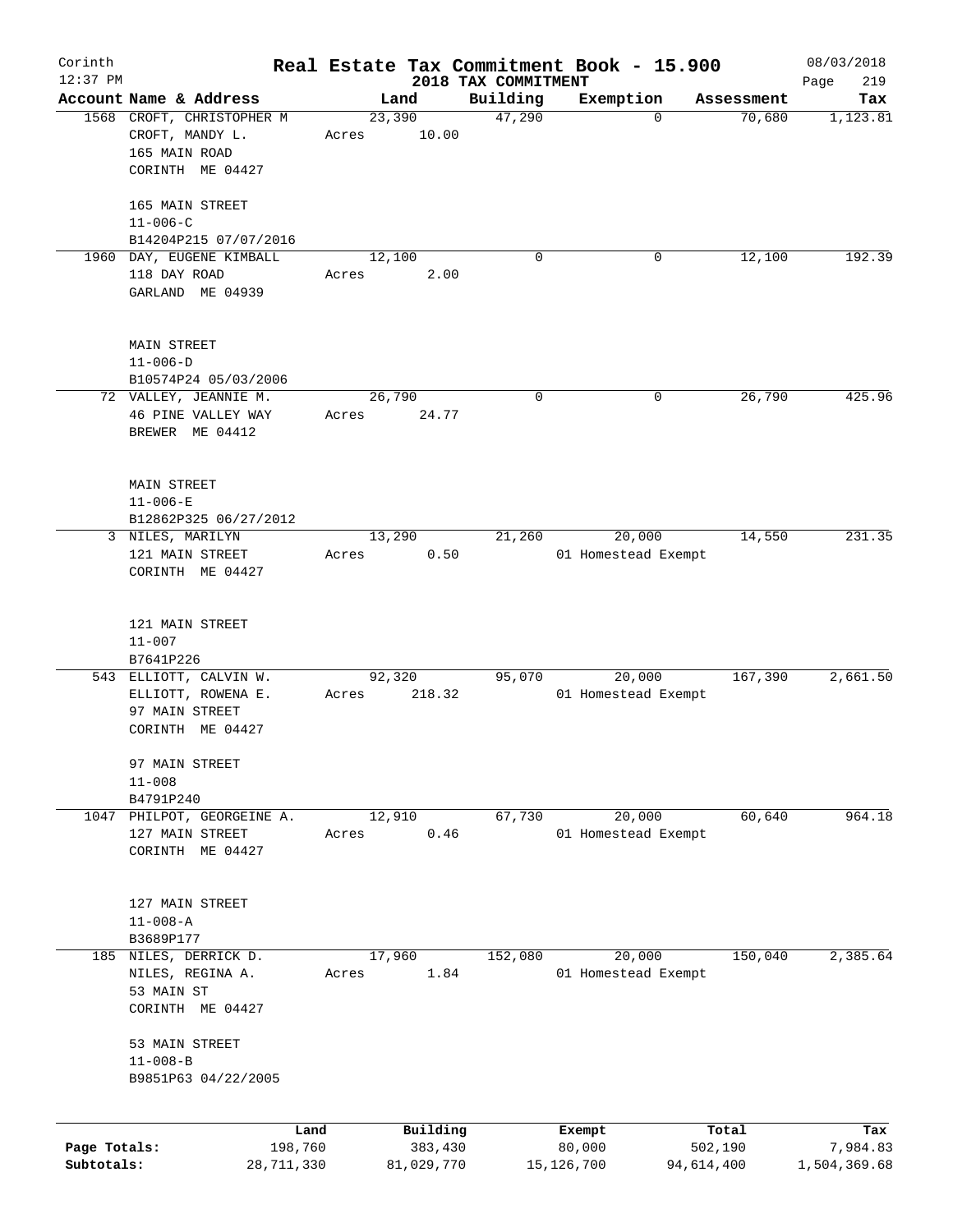# Real Estate Tax Commitment Book - 15.900

Corinth 12:37 PM — 2018 TAX COMMITMENT — 08/03/2018

| Account Name & Address | Land | Building | Exemption | Assessment | Tax |
|---|---|---|---|---|---|
| 1568 CROFT, CHRISTOPHER M<br>CROFT, MANDY L.<br>165 MAIN ROAD<br>CORINTH ME 04427<br><br>165 MAIN STREET<br>11-006-C<br>B14204P215 07/07/2016 | 23,390<br>Acres 10.00 | 47,290 | 0 | 70,680 | 1,123.81 |
| 1960 DAY, EUGENE KIMBALL<br>118 DAY ROAD<br>GARLAND ME 04939<br><br>MAIN STREET<br>11-006-D<br>B10574P24 05/03/2006 | 12,100<br>Acres 2.00 | 0 | 0 | 12,100 | 192.39 |
| 72 VALLEY, JEANNIE M.<br>46 PINE VALLEY WAY<br>BREWER ME 04412<br><br>MAIN STREET<br>11-006-E<br>B12862P325 06/27/2012 | 26,790<br>Acres 24.77 | 0 | 0 | 26,790 | 425.96 |
| 3 NILES, MARILYN<br>121 MAIN STREET<br>CORINTH ME 04427<br><br>121 MAIN STREET<br>11-007<br>B7641P226 | 13,290<br>Acres 0.50 | 21,260 | 20,000<br>01 Homestead Exempt | 14,550 | 231.35 |
| 543 ELLIOTT, CALVIN W.<br>ELLIOTT, ROWENA E.<br>97 MAIN STREET<br>CORINTH ME 04427<br><br>97 MAIN STREET<br>11-008<br>B4791P240 | 92,320<br>Acres 218.32 | 95,070 | 20,000<br>01 Homestead Exempt | 167,390 | 2,661.50 |
| 1047 PHILPOT, GEORGEINE A.<br>127 MAIN STREET<br>CORINTH ME 04427<br><br>127 MAIN STREET<br>11-008-A<br>B3689P177 | 12,910<br>Acres 0.46 | 67,730 | 20,000<br>01 Homestead Exempt | 60,640 | 964.18 |
| 185 NILES, DERRICK D.<br>NILES, REGINA A.<br>53 MAIN ST<br>CORINTH ME 04427<br><br>53 MAIN STREET<br>11-008-B<br>B9851P63 04/22/2005 | 17,960<br>Acres 1.84 | 152,080 | 20,000<br>01 Homestead Exempt | 150,040 | 2,385.64 |

| | Land | Building | Exempt | Total | Tax |
|---|---|---|---|---|---|
| Page Totals: | 198,760 | 383,430 | 80,000 | 502,190 | 7,984.83 |
| Subtotals: | 28,711,330 | 81,029,770 | 15,126,700 | 94,614,400 | 1,504,369.68 |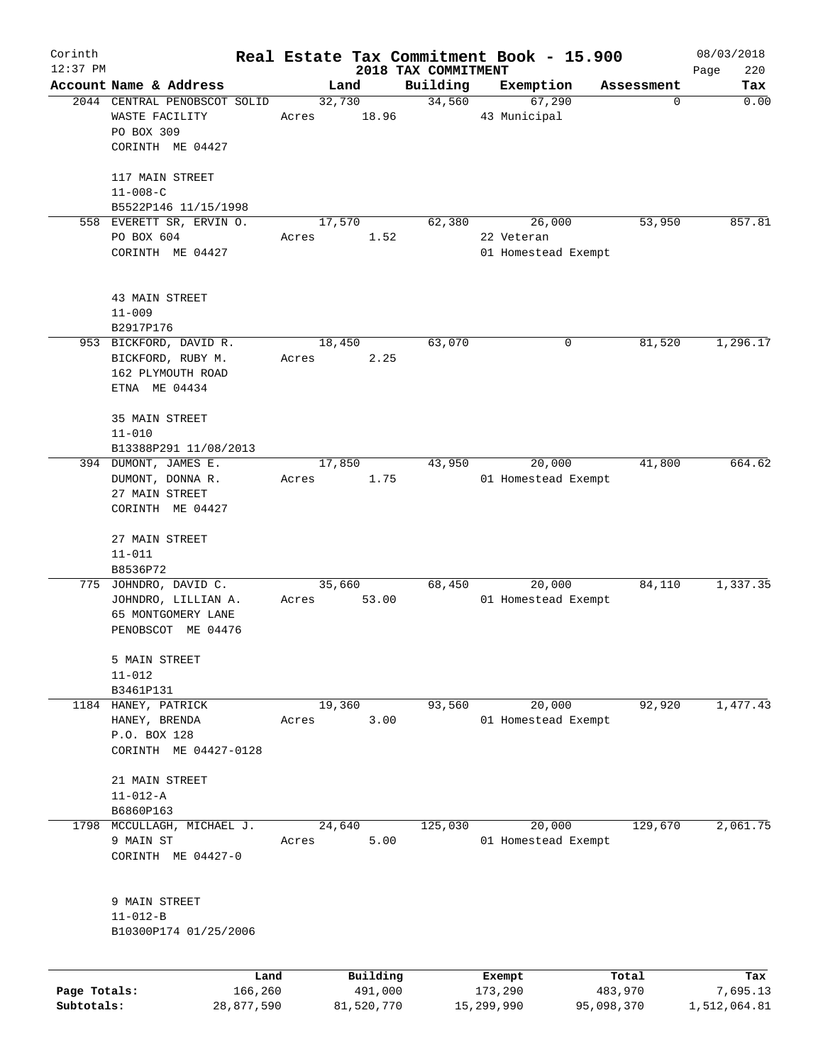Corinth 12:37 PM

# Real Estate Tax Commitment Book - 15.900

## 2018 TAX COMMITMENT

08/03/2018

| Account | Name & Address | Land | Building | Exemption | Assessment | Tax |
|---|---|---|---|---|---|---|
| 2044 | CENTRAL PENOBSCOT SOLID WASTE FACILITY PO BOX 309 CORINTH ME 04427<br>117 MAIN STREET<br>11-008-C<br>B5522P146 11/15/1998 | 32,730<br>Acres 18.96 | 34,560 | 67,290<br>43 Municipal | 0 | 0.00 |
| 558 | EVERETT SR, ERVIN O. PO BOX 604 CORINTH ME 04427<br>43 MAIN STREET<br>11-009<br>B2917P176 | 17,570<br>Acres 1.52 | 62,380 | 26,000<br>22 Veteran<br>01 Homestead Exempt | 53,950 | 857.81 |
| 953 | BICKFORD, DAVID R. BICKFORD, RUBY M. 162 PLYMOUTH ROAD ETNA ME 04434<br>35 MAIN STREET<br>11-010<br>B13388P291 11/08/2013 | 18,450<br>Acres 2.25 | 63,070 | 0 | 81,520 | 1,296.17 |
| 394 | DUMONT, JAMES E. DUMONT, DONNA R. 27 MAIN STREET CORINTH ME 04427<br>27 MAIN STREET<br>11-011<br>B8536P72 | 17,850<br>Acres 1.75 | 43,950 | 20,000<br>01 Homestead Exempt | 41,800 | 664.62 |
| 775 | JOHNDRO, DAVID C. JOHNDRO, LILLIAN A. 65 MONTGOMERY LANE PENOBSCOT ME 04476<br>5 MAIN STREET<br>11-012<br>B3461P131 | 35,660<br>Acres 53.00 | 68,450 | 20,000<br>01 Homestead Exempt | 84,110 | 1,337.35 |
| 1184 | HANEY, PATRICK HANEY, BRENDA P.O. BOX 128 CORINTH ME 04427-0128<br>21 MAIN STREET<br>11-012-A<br>B6860P163 | 19,360<br>Acres 3.00 | 93,560 | 20,000<br>01 Homestead Exempt | 92,920 | 1,477.43 |
| 1798 | MCCULLAGH, MICHAEL J. 9 MAIN ST CORINTH ME 04427-0<br>9 MAIN STREET<br>11-012-B<br>B10300P174 01/25/2006 | 24,640<br>Acres 5.00 | 125,030 | 20,000<br>01 Homestead Exempt | 129,670 | 2,061.75 |

| | Land | Building | Exempt | Total | Tax |
|---|---|---|---|---|---|
| Page Totals: | 166,260 | 491,000 | 173,290 | 483,970 | 7,695.13 |
| Subtotals: | 28,877,590 | 81,520,770 | 15,299,990 | 95,098,370 | 1,512,064.81 |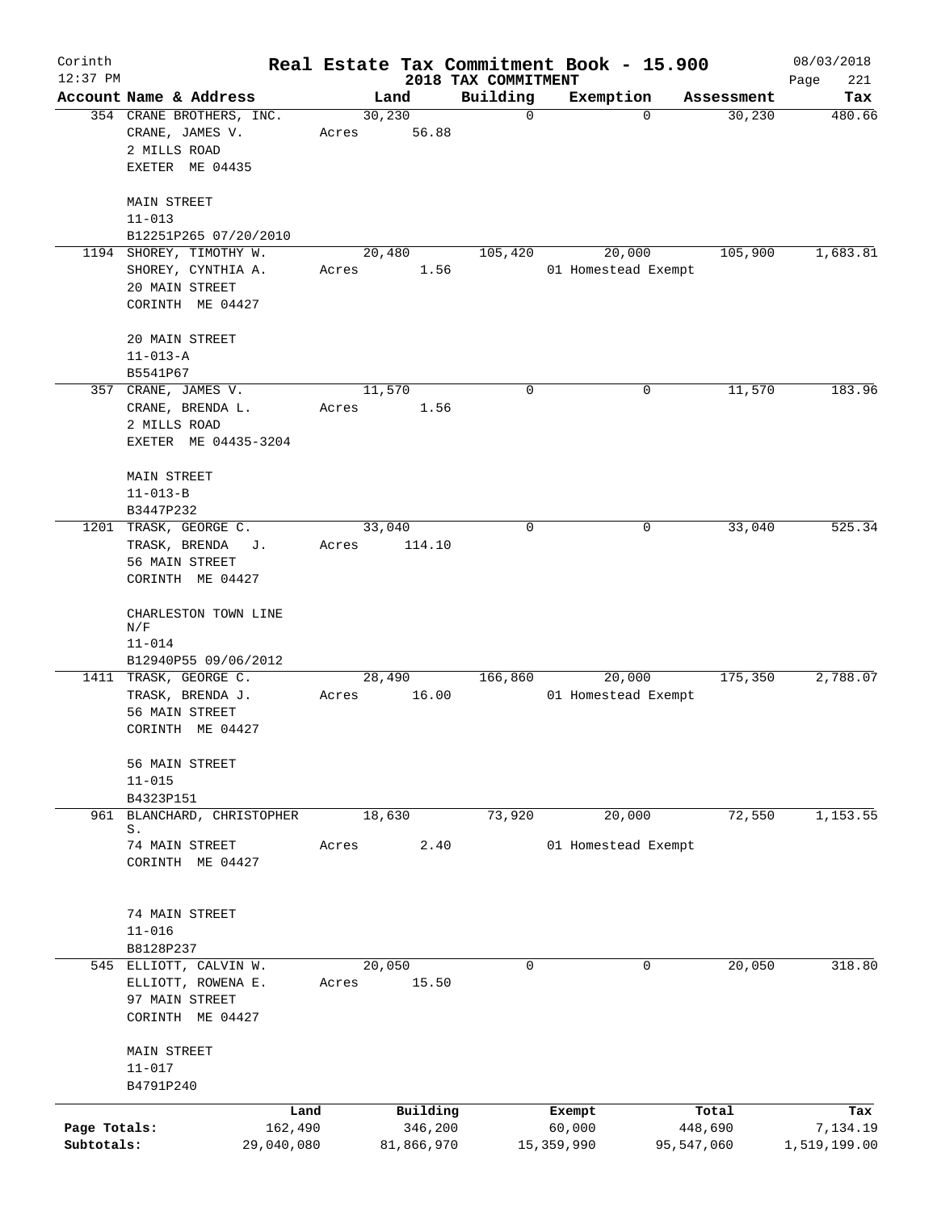Corinth 12:37 PM

# Real Estate Tax Commitment Book - 15.900

2018 TAX COMMITMENT

08/03/2018 Page 221

| Account Name & Address | Land | Building | Exemption | Assessment | Tax |
|---|---|---|---|---|---|
| 354 CRANE BROTHERS, INC.<br>CRANE, JAMES V.<br>2 MILLS ROAD<br>EXETER ME 04435<br><br>MAIN STREET<br>11-013<br>B12251P265 07/20/2010 | 30,230<br>Acres 56.88 | 0 | 0 | 30,230 | 480.66 |
| 1194 SHOREY, TIMOTHY W.<br>SHOREY, CYNTHIA A.<br>20 MAIN STREET<br>CORINTH ME 04427<br><br>20 MAIN STREET<br>11-013-A<br>B5541P67 | 20,480<br>Acres 1.56 | 105,420 | 20,000<br>01 Homestead Exempt | 105,900 | 1,683.81 |
| 357 CRANE, JAMES V.<br>CRANE, BRENDA L.<br>2 MILLS ROAD<br>EXETER ME 04435-3204<br><br>MAIN STREET<br>11-013-B<br>B3447P232 | 11,570<br>Acres 1.56 | 0 | 0 | 11,570 | 183.96 |
| 1201 TRASK, GEORGE C.<br>TRASK, BRENDA J.<br>56 MAIN STREET<br>CORINTH ME 04427<br><br>CHARLESTON TOWN LINE N/F<br>11-014<br>B12940P55 09/06/2012 | 33,040<br>Acres 114.10 | 0 | 0 | 33,040 | 525.34 |
| 1411 TRASK, GEORGE C.<br>TRASK, BRENDA J.<br>56 MAIN STREET<br>CORINTH ME 04427<br><br>56 MAIN STREET<br>11-015<br>B4323P151 | 28,490<br>Acres 16.00 | 166,860 | 20,000<br>01 Homestead Exempt | 175,350 | 2,788.07 |
| 961 BLANCHARD, CHRISTOPHER S.<br>74 MAIN STREET<br>CORINTH ME 04427<br><br>74 MAIN STREET<br>11-016<br>B8128P237 | 18,630<br>Acres 2.40 | 73,920 | 20,000<br>01 Homestead Exempt | 72,550 | 1,153.55 |
| 545 ELLIOTT, CALVIN W.<br>ELLIOTT, ROWENA E.<br>97 MAIN STREET<br>CORINTH ME 04427<br><br>MAIN STREET<br>11-017<br>B4791P240 | 20,050<br>Acres 15.50 | 0 | 0 | 20,050 | 318.80 |

| | Land | Building | Exempt | Total | Tax |
|---|---|---|---|---|---|
| Page Totals: | 162,490 | 346,200 | 60,000 | 448,690 | 7,134.19 |
| Subtotals: | 29,040,080 | 81,866,970 | 15,359,990 | 95,547,060 | 1,519,199.00 |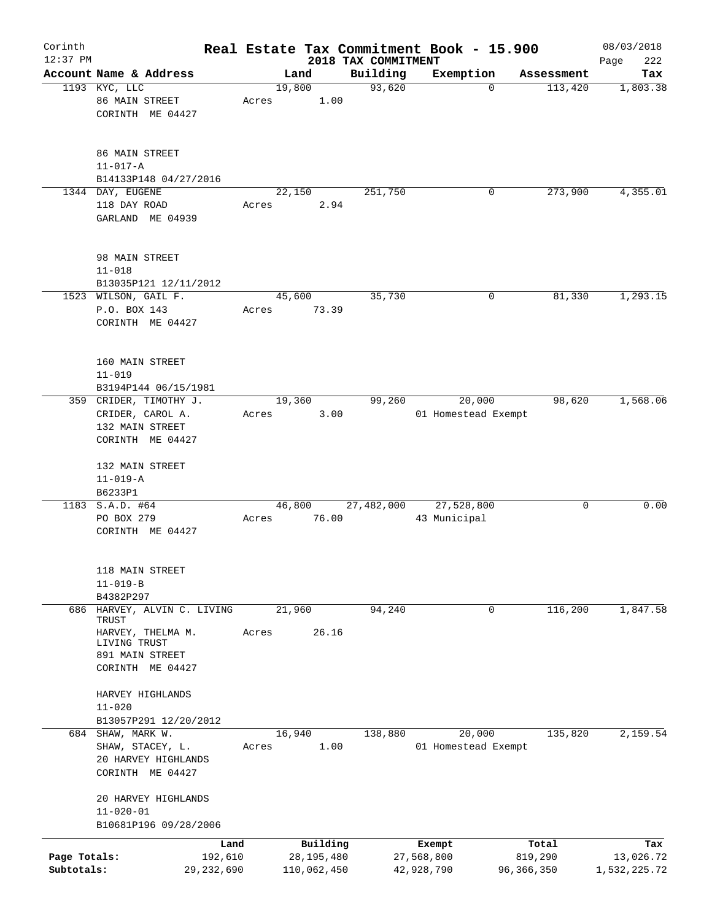Corinth 12:37 PM

# Real Estate Tax Commitment Book - 15.900

2018 TAX COMMITMENT

08/03/2018

| Account Name & Address | Land | Building | Exemption | Assessment | Tax |
|---|---|---|---|---|---|
| 1193 KYC, LLC<br>86 MAIN STREET<br>CORINTH ME 04427<br><br>86 MAIN STREET<br>11-017-A<br>B14133P148 04/27/2016 | 19,800<br>Acres 1.00 | 93,620 | 0 | 113,420 | 1,803.38 |
| 1344 DAY, EUGENE<br>118 DAY ROAD<br>GARLAND ME 04939<br><br>98 MAIN STREET<br>11-018<br>B13035P121 12/11/2012 | 22,150<br>Acres 2.94 | 251,750 | 0 | 273,900 | 4,355.01 |
| 1523 WILSON, GAIL F.<br>P.O. BOX 143<br>CORINTH ME 04427<br><br>160 MAIN STREET<br>11-019<br>B3194P144 06/15/1981 | 45,600<br>Acres 73.39 | 35,730 | 0 | 81,330 | 1,293.15 |
| 359 CRIDER, TIMOTHY J.<br>CRIDER, CAROL A.<br>132 MAIN STREET<br>CORINTH ME 04427<br><br>132 MAIN STREET<br>11-019-A<br>B6233P1 | 19,360<br>Acres 3.00 | 99,260 | 20,000<br>01 Homestead Exempt | 98,620 | 1,568.06 |
| 1183 S.A.D. #64<br>PO BOX 279<br>CORINTH ME 04427<br><br>118 MAIN STREET<br>11-019-B<br>B4382P297 | 46,800<br>Acres 76.00 | 27,482,000 | 27,528,800<br>43 Municipal | 0 | 0.00 |
| 686 HARVEY, ALVIN C. LIVING TRUST<br>HARVEY, THELMA M. LIVING TRUST<br>891 MAIN STREET<br>CORINTH ME 04427<br><br>HARVEY HIGHLANDS<br>11-020<br>B13057P291 12/20/2012 | 21,960<br>Acres 26.16 | 94,240 | 0 | 116,200 | 1,847.58 |
| 684 SHAW, MARK W.<br>SHAW, STACEY, L.<br>20 HARVEY HIGHLANDS<br>CORINTH ME 04427<br><br>20 HARVEY HIGHLANDS<br>11-020-01<br>B10681P196 09/28/2006 | 16,940<br>Acres 1.00 | 138,880 | 20,000<br>01 Homestead Exempt | 135,820 | 2,159.54 |

| | Land | Building | Exempt | Total | Tax |
|---|---|---|---|---|---|
| Page Totals: | 192,610 | 28,195,480 | 27,568,800 | 819,290 | 13,026.72 |
| Subtotals: | 29,232,690 | 110,062,450 | 42,928,790 | 96,366,350 | 1,532,225.72 |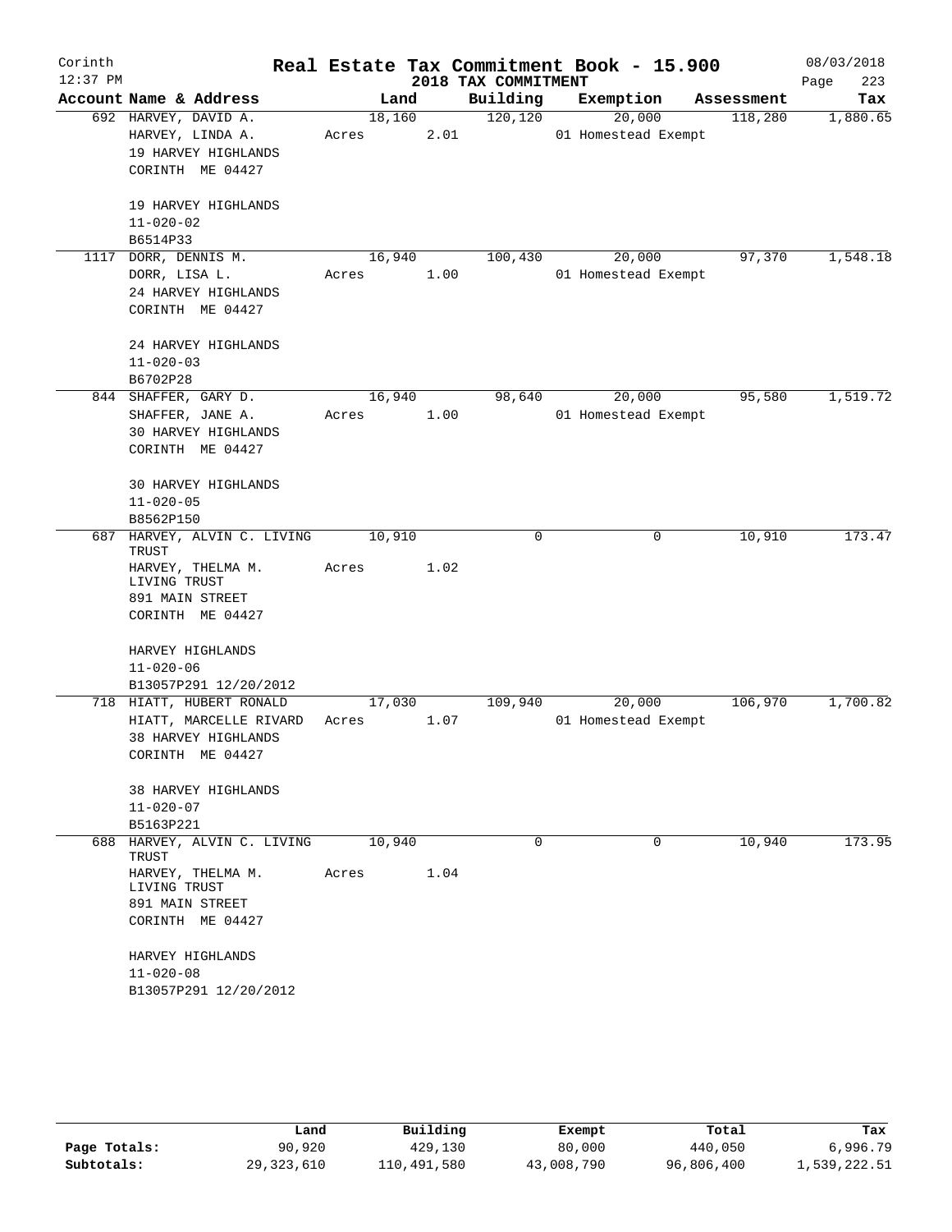# Real Estate Tax Commitment Book - 15.900

Corinth 12:37 PM — 2018 TAX COMMITMENT — 08/03/2018

| Account | Name & Address | Land | Building | Exemption | Assessment | Tax |
|---|---|---|---|---|---|---|
| 692 | HARVEY, DAVID A.<br>HARVEY, LINDA A.<br>19 HARVEY HIGHLANDS<br>CORINTH ME 04427<br><br>19 HARVEY HIGHLANDS<br>11-020-02<br>B6514P33 | 18,160<br>Acres 2.01 | 120,120 | 20,000<br>01 Homestead Exempt | 118,280 | 1,880.65 |
| 1117 | DORR, DENNIS M.<br>DORR, LISA L.<br>24 HARVEY HIGHLANDS<br>CORINTH ME 04427<br><br>24 HARVEY HIGHLANDS<br>11-020-03<br>B6702P28 | 16,940<br>Acres 1.00 | 100,430 | 20,000<br>01 Homestead Exempt | 97,370 | 1,548.18 |
| 844 | SHAFFER, GARY D.<br>SHAFFER, JANE A.<br>30 HARVEY HIGHLANDS<br>CORINTH ME 04427<br><br>30 HARVEY HIGHLANDS<br>11-020-05<br>B8562P150 | 16,940<br>Acres 1.00 | 98,640 | 20,000<br>01 Homestead Exempt | 95,580 | 1,519.72 |
| 687 | HARVEY, ALVIN C. LIVING TRUST<br>HARVEY, THELMA M. LIVING TRUST<br>891 MAIN STREET<br>CORINTH ME 04427<br><br>HARVEY HIGHLANDS<br>11-020-06<br>B13057P291 12/20/2012 | 10,910<br>Acres 1.02 | 0 | 0 | 10,910 | 173.47 |
| 718 | HIATT, HUBERT RONALD<br>HIATT, MARCELLE RIVARD<br>38 HARVEY HIGHLANDS<br>CORINTH ME 04427<br><br>38 HARVEY HIGHLANDS<br>11-020-07<br>B5163P221 | 17,030<br>Acres 1.07 | 109,940 | 20,000<br>01 Homestead Exempt | 106,970 | 1,700.82 |
| 688 | HARVEY, ALVIN C. LIVING TRUST<br>HARVEY, THELMA M. LIVING TRUST<br>891 MAIN STREET<br>CORINTH ME 04427<br><br>HARVEY HIGHLANDS<br>11-020-08<br>B13057P291 12/20/2012 | 10,940<br>Acres 1.04 | 0 | 0 | 10,940 | 173.95 |

| | Land | Building | Exempt | Total | Tax |
|---|---|---|---|---|---|
| Page Totals: | 90,920 | 429,130 | 80,000 | 440,050 | 6,996.79 |
| Subtotals: | 29,323,610 | 110,491,580 | 43,008,790 | 96,806,400 | 1,539,222.51 |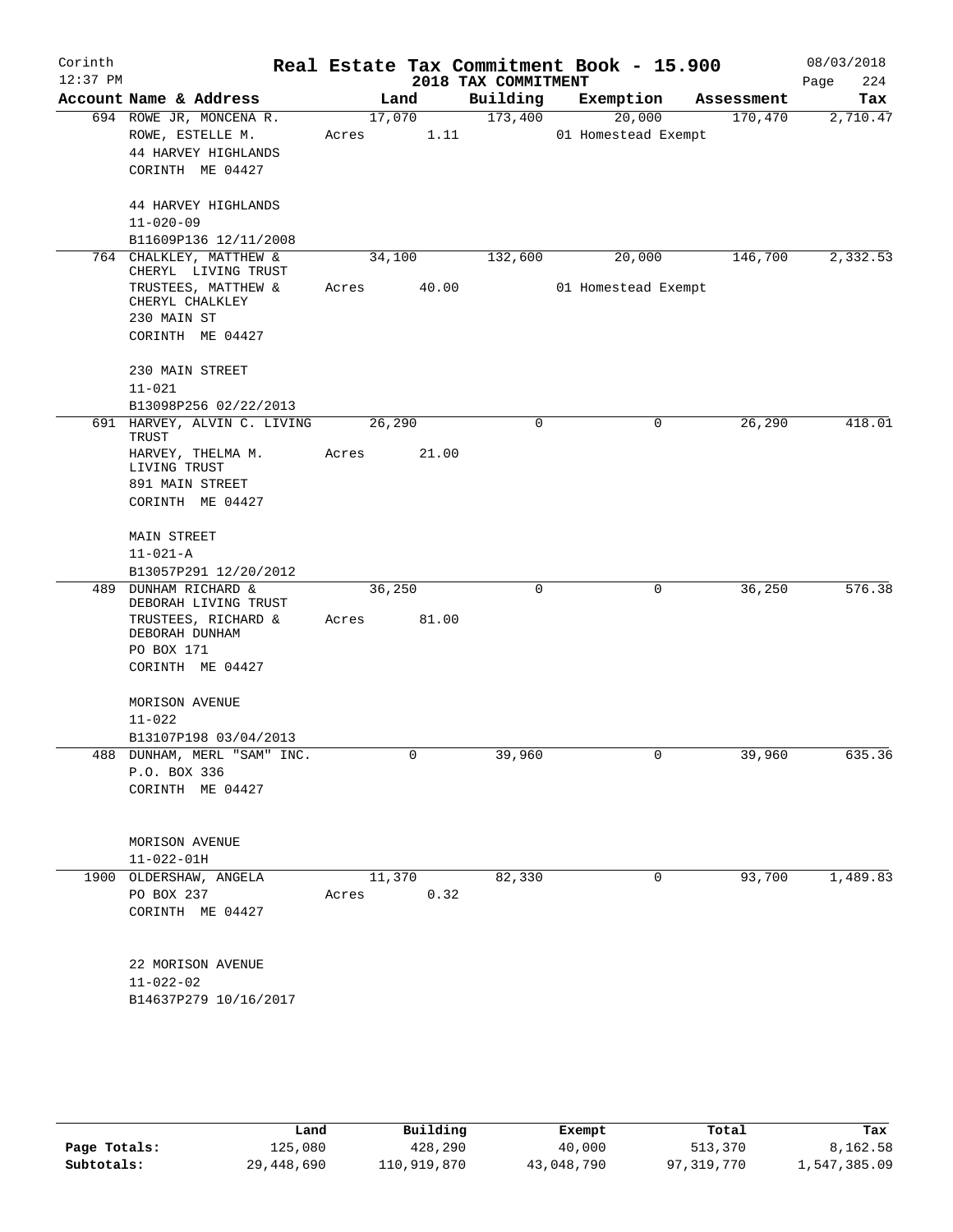# Real Estate Tax Commitment Book - 15.900

## 2018 TAX COMMITMENT

Corinth 12:37 PM — 08/03/2018 — Page 224

| Account Name & Address | Land | Building | Exemption | Assessment | Tax |
|---|---|---|---|---|---|
| 694 ROWE JR, MONCENA R.<br>ROWE, ESTELLE M.<br>44 HARVEY HIGHLANDS<br>CORINTH ME 04427<br><br>44 HARVEY HIGHLANDS<br>11-020-09<br>B11609P136 12/11/2008 | 17,070<br>Acres 1.11 | 173,400 | 20,000<br>01 Homestead Exempt | 170,470 | 2,710.47 |
| 764 CHALKLEY, MATTHEW & CHERYL LIVING TRUST<br>TRUSTEES, MATTHEW & CHERYL CHALKLEY<br>230 MAIN ST<br>CORINTH ME 04427<br><br>230 MAIN STREET<br>11-021<br>B13098P256 02/22/2013 | 34,100<br>Acres 40.00 | 132,600 | 20,000<br>01 Homestead Exempt | 146,700 | 2,332.53 |
| 691 HARVEY, ALVIN C. LIVING TRUST<br>HARVEY, THELMA M. LIVING TRUST<br>891 MAIN STREET<br>CORINTH ME 04427<br><br>MAIN STREET<br>11-021-A<br>B13057P291 12/20/2012 | 26,290<br>Acres 21.00 | 0 | 0 | 26,290 | 418.01 |
| 489 DUNHAM RICHARD & DEBORAH LIVING TRUST<br>TRUSTEES, RICHARD & DEBORAH DUNHAM<br>PO BOX 171<br>CORINTH ME 04427<br><br>MORISON AVENUE<br>11-022<br>B13107P198 03/04/2013 | 36,250<br>Acres 81.00 | 0 | 0 | 36,250 | 576.38 |
| 488 DUNHAM, MERL "SAM" INC.<br>P.O. BOX 336<br>CORINTH ME 04427<br><br>MORISON AVENUE<br>11-022-01H | 0 | 39,960 | 0 | 39,960 | 635.36 |
| 1900 OLDERSHAW, ANGELA<br>PO BOX 237<br>CORINTH ME 04427<br><br>22 MORISON AVENUE<br>11-022-02<br>B14637P279 10/16/2017 | 11,370<br>Acres 0.32 | 82,330 | 0 | 93,700 | 1,489.83 |

| | Land | Building | Exempt | Total | Tax |
|---|---|---|---|---|---|
| Page Totals: | 125,080 | 428,290 | 40,000 | 513,370 | 8,162.58 |
| Subtotals: | 29,448,690 | 110,919,870 | 43,048,790 | 97,319,770 | 1,547,385.09 |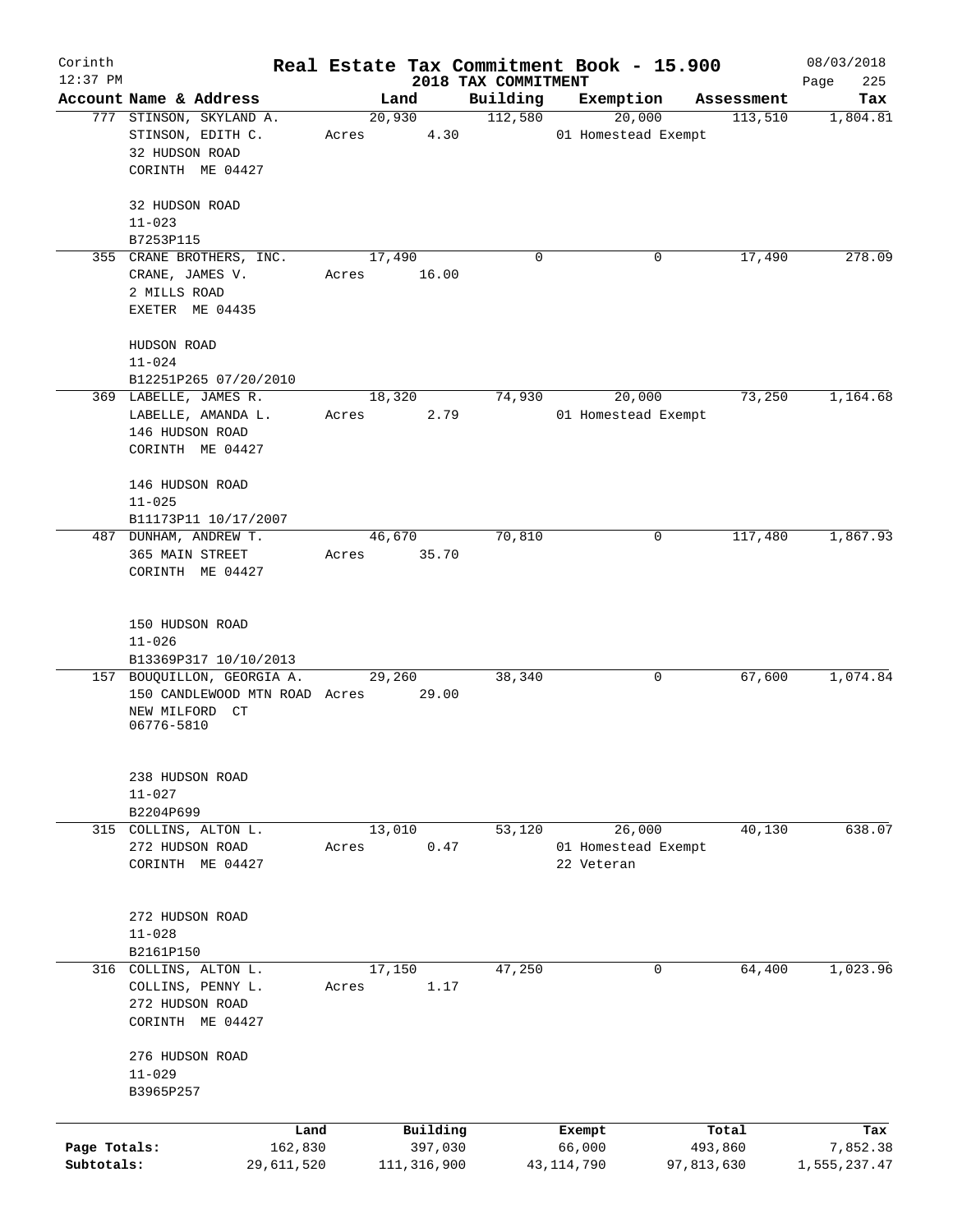Corinth
12:37 PM

# Real Estate Tax Commitment Book - 15.900

## 2018 TAX COMMITMENT

08/03/2018

| Account Name & Address | Land | Building | Exemption | Assessment | Tax |
|---|---|---|---|---|---|
| 777 STINSON, SKYLAND A.<br>STINSON, EDITH C.<br>32 HUDSON ROAD<br>CORINTH ME 04427<br><br>32 HUDSON ROAD<br>11-023<br>B7253P115 | 20,930<br>Acres 4.30 | 112,580 | 20,000<br>01 Homestead Exempt | 113,510 | 1,804.81 |
| 355 CRANE BROTHERS, INC.<br>CRANE, JAMES V.<br>2 MILLS ROAD<br>EXETER ME 04435<br><br>HUDSON ROAD<br>11-024<br>B12251P265 07/20/2010 | 17,490<br>Acres 16.00 | 0 | 0 | 17,490 | 278.09 |
| 369 LABELLE, JAMES R.<br>LABELLE, AMANDA L.<br>146 HUDSON ROAD<br>CORINTH ME 04427<br><br>146 HUDSON ROAD<br>11-025<br>B11173P11 10/17/2007 | 18,320<br>Acres 2.79 | 74,930 | 20,000<br>01 Homestead Exempt | 73,250 | 1,164.68 |
| 487 DUNHAM, ANDREW T.<br>365 MAIN STREET<br>CORINTH ME 04427<br><br>150 HUDSON ROAD<br>11-026<br>B13369P317 10/10/2013 | 46,670<br>Acres 35.70 | 70,810 | 0 | 117,480 | 1,867.93 |
| 157 BOUQUILLON, GEORGIA A.<br>150 CANDLEWOOD MTN ROAD<br>NEW MILFORD CT<br>06776-5810<br><br>238 HUDSON ROAD<br>11-027<br>B2204P699 | 29,260<br>Acres 29.00 | 38,340 | 0 | 67,600 | 1,074.84 |
| 315 COLLINS, ALTON L.<br>272 HUDSON ROAD<br>CORINTH ME 04427<br><br>272 HUDSON ROAD<br>11-028<br>B2161P150 | 13,010<br>Acres 0.47 | 53,120 | 26,000<br>01 Homestead Exempt<br>22 Veteran | 40,130 | 638.07 |
| 316 COLLINS, ALTON L.<br>COLLINS, PENNY L.<br>272 HUDSON ROAD<br>CORINTH ME 04427<br><br>276 HUDSON ROAD<br>11-029<br>B3965P257 | 17,150<br>Acres 1.17 | 47,250 | 0 | 64,400 | 1,023.96 |

| | Land | Building | Exempt | Total | Tax |
|---|---|---|---|---|---|
| Page Totals: | 162,830 | 397,030 | 66,000 | 493,860 | 7,852.38 |
| Subtotals: | 29,611,520 | 111,316,900 | 43,114,790 | 97,813,630 | 1,555,237.47 |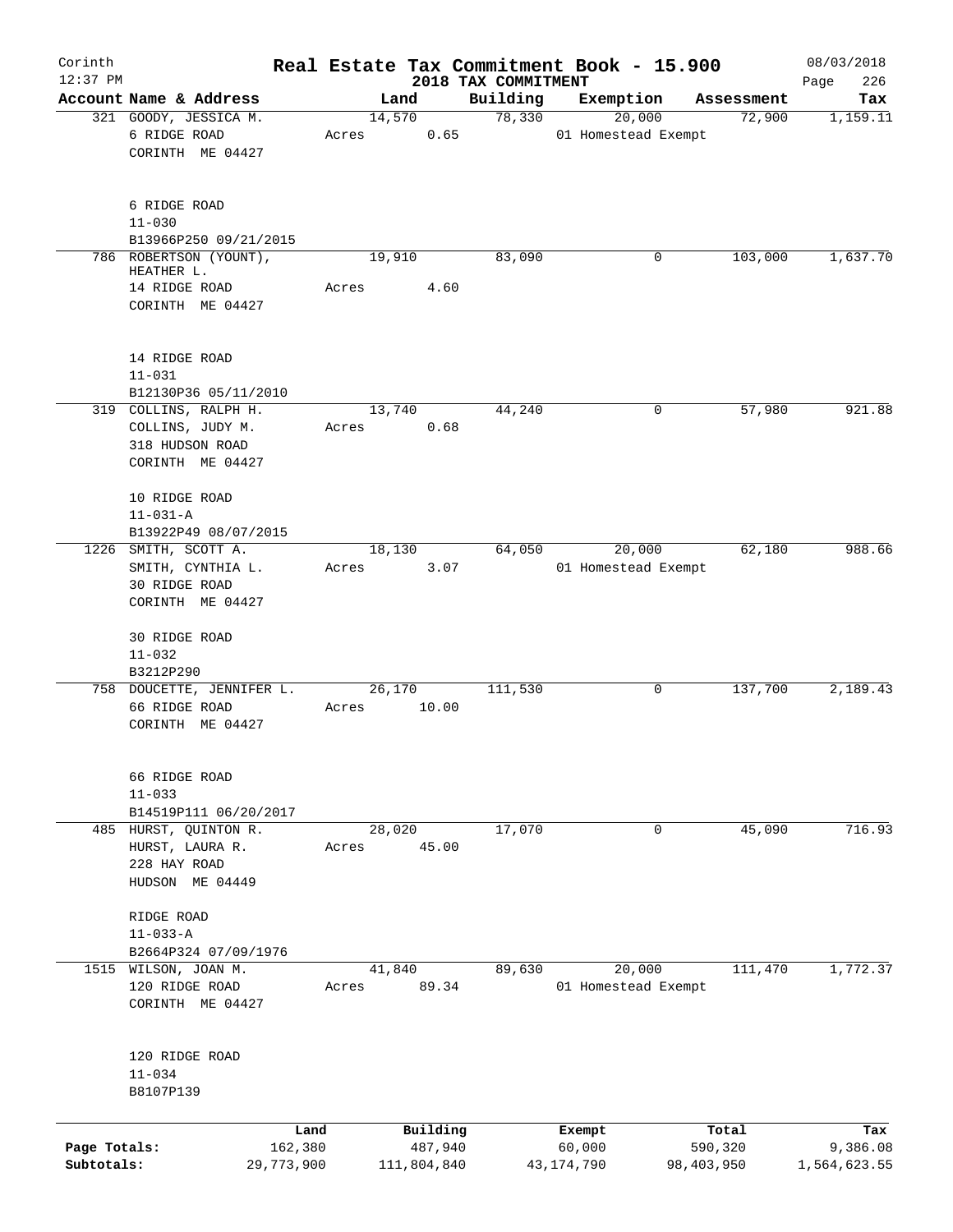# Real Estate Tax Commitment Book - 15.900

Corinth 12:37 PM — 2018 TAX COMMITMENT — 08/03/2018

| Account Name & Address | Land | Building | Exemption | Assessment | Tax |
|---|---|---|---|---|---|
| 321 GOODY, JESSICA M.<br>6 RIDGE ROAD<br>CORINTH ME 04427<br><br>6 RIDGE ROAD<br>11-030<br>B13966P250 09/21/2015 | 14,570<br>Acres 0.65 | 78,330 | 20,000<br>01 Homestead Exempt | 72,900 | 1,159.11 |
| 786 ROBERTSON (YOUNT), HEATHER L.<br>14 RIDGE ROAD<br>CORINTH ME 04427<br><br>14 RIDGE ROAD<br>11-031<br>B12130P36 05/11/2010 | 19,910<br>Acres 4.60 | 83,090 | 0 | 103,000 | 1,637.70 |
| 319 COLLINS, RALPH H.<br>COLLINS, JUDY M.<br>318 HUDSON ROAD<br>CORINTH ME 04427<br><br>10 RIDGE ROAD<br>11-031-A<br>B13922P49 08/07/2015 | 13,740<br>Acres 0.68 | 44,240 | 0 | 57,980 | 921.88 |
| 1226 SMITH, SCOTT A.<br>SMITH, CYNTHIA L.<br>30 RIDGE ROAD<br>CORINTH ME 04427<br><br>30 RIDGE ROAD<br>11-032<br>B3212P290 | 18,130<br>Acres 3.07 | 64,050 | 20,000<br>01 Homestead Exempt | 62,180 | 988.66 |
| 758 DOUCETTE, JENNIFER L.<br>66 RIDGE ROAD<br>CORINTH ME 04427<br><br>66 RIDGE ROAD<br>11-033<br>B14519P111 06/20/2017 | 26,170<br>Acres 10.00 | 111,530 | 0 | 137,700 | 2,189.43 |
| 485 HURST, QUINTON R.<br>HURST, LAURA R.<br>228 HAY ROAD<br>HUDSON ME 04449<br><br>RIDGE ROAD<br>11-033-A<br>B2664P324 07/09/1976 | 28,020<br>Acres 45.00 | 17,070 | 0 | 45,090 | 716.93 |
| 1515 WILSON, JOAN M.<br>120 RIDGE ROAD<br>CORINTH ME 04427<br><br>120 RIDGE ROAD<br>11-034<br>B8107P139 | 41,840<br>Acres 89.34 | 89,630 | 20,000<br>01 Homestead Exempt | 111,470 | 1,772.37 |

| | Land | Building | Exempt | Total | Tax |
|---|---|---|---|---|---|
| Page Totals: | 162,380 | 487,940 | 60,000 | 590,320 | 9,386.08 |
| Subtotals: | 29,773,900 | 111,804,840 | 43,174,790 | 98,403,950 | 1,564,623.55 |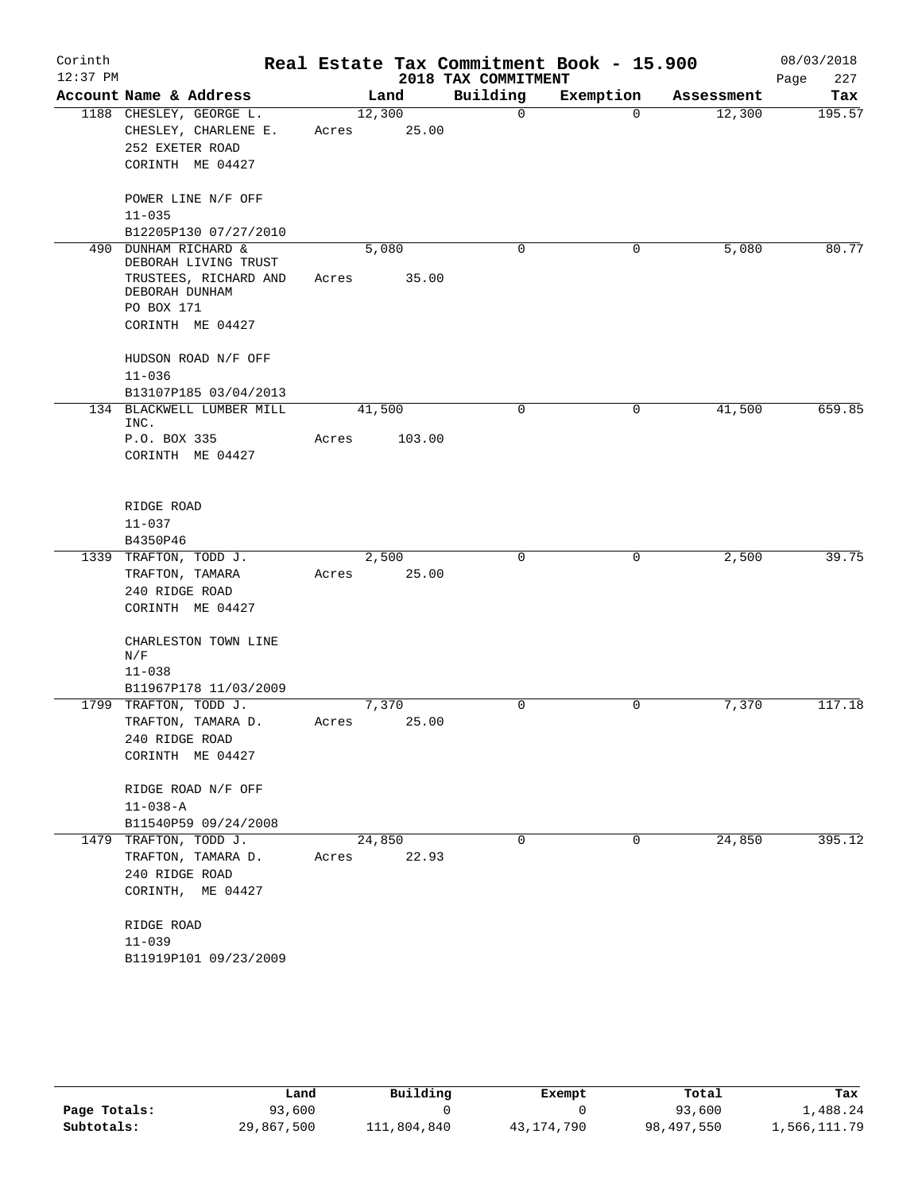Corinth 12:37 PM

# Real Estate Tax Commitment Book - 15.900

## 2018 TAX COMMITMENT

08/03/2018

| Account Name & Address | Land | Building | Exemption | Assessment | Tax |
|---|---|---|---|---|---|
| 1188 CHESLEY, GEORGE L.<br>CHESLEY, CHARLENE E.<br>252 EXETER ROAD<br>CORINTH ME 04427<br><br>POWER LINE N/F OFF<br>11-035<br>B12205P130 07/27/2010 | 12,300<br>Acres 25.00 | 0 | 0 | 12,300 | 195.57 |
| 490 DUNHAM RICHARD &<br>DEBORAH LIVING TRUST<br>TRUSTEES, RICHARD AND<br>DEBORAH DUNHAM<br>PO BOX 171<br>CORINTH ME 04427<br><br>HUDSON ROAD N/F OFF<br>11-036<br>B13107P185 03/04/2013 | 5,080<br>Acres 35.00 | 0 | 0 | 5,080 | 80.77 |
| 134 BLACKWELL LUMBER MILL<br>INC.<br>P.O. BOX 335<br>CORINTH ME 04427<br><br>RIDGE ROAD<br>11-037<br>B4350P46 | 41,500<br>Acres 103.00 | 0 | 0 | 41,500 | 659.85 |
| 1339 TRAFTON, TODD J.<br>TRAFTON, TAMARA<br>240 RIDGE ROAD<br>CORINTH ME 04427<br><br>CHARLESTON TOWN LINE<br>N/F<br>11-038<br>B11967P178 11/03/2009 | 2,500<br>Acres 25.00 | 0 | 0 | 2,500 | 39.75 |
| 1799 TRAFTON, TODD J.<br>TRAFTON, TAMARA D.<br>240 RIDGE ROAD<br>CORINTH ME 04427<br><br>RIDGE ROAD N/F OFF<br>11-038-A<br>B11540P59 09/24/2008 | 7,370<br>Acres 25.00 | 0 | 0 | 7,370 | 117.18 |
| 1479 TRAFTON, TODD J.<br>TRAFTON, TAMARA D.<br>240 RIDGE ROAD<br>CORINTH, ME 04427<br><br>RIDGE ROAD<br>11-039<br>B11919P101 09/23/2009 | 24,850<br>Acres 22.93 | 0 | 0 | 24,850 | 395.12 |

| | Land | Building | Exempt | Total | Tax |
|---|---|---|---|---|---|
| Page Totals: | 93,600 | 0 | 0 | 93,600 | 1,488.24 |
| Subtotals: | 29,867,500 | 111,804,840 | 43,174,790 | 98,497,550 | 1,566,111.79 |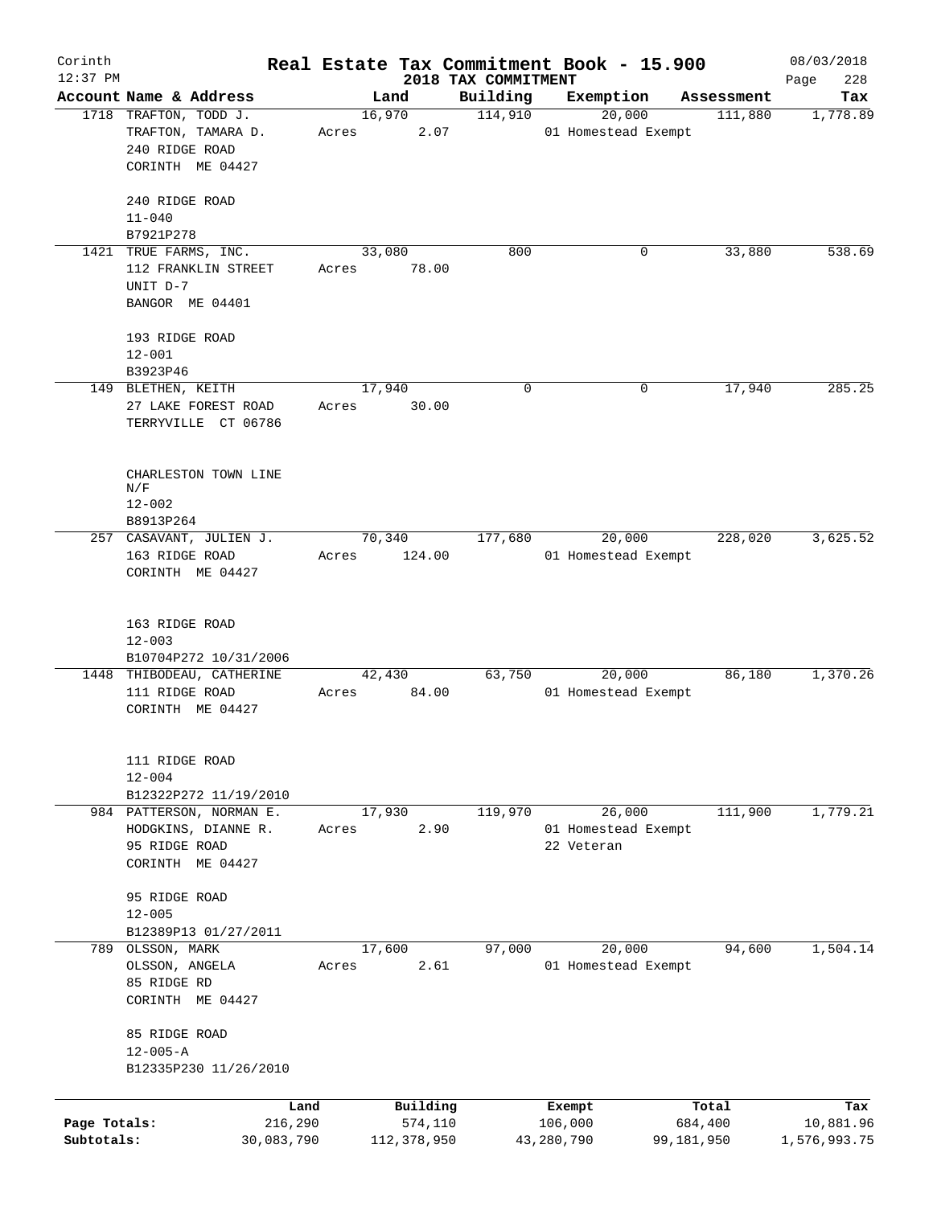Corinth
12:37 PM

# Real Estate Tax Commitment Book - 15.900

## 2018 TAX COMMITMENT

08/03/2018

| Account Name & Address | Land | Building | Exemption | Assessment | Tax |
|---|---|---|---|---|---|
| 1718 TRAFTON, TODD J.<br>TRAFTON, TAMARA D.<br>240 RIDGE ROAD<br>CORINTH ME 04427<br><br>240 RIDGE ROAD<br>11-040<br>B7921P278 | 16,970<br>Acres 2.07 | 114,910 | 20,000<br>01 Homestead Exempt | 111,880 | 1,778.89 |
| 1421 TRUE FARMS, INC.<br>112 FRANKLIN STREET<br>UNIT D-7<br>BANGOR ME 04401<br><br>193 RIDGE ROAD<br>12-001<br>B3923P46 | 33,080<br>Acres 78.00 | 800 | 0 | 33,880 | 538.69 |
| 149 BLETHEN, KEITH<br>27 LAKE FOREST ROAD<br>TERRYVILLE CT 06786<br><br>CHARLESTON TOWN LINE N/F<br>12-002<br>B8913P264 | 17,940<br>Acres 30.00 | 0 | 0 | 17,940 | 285.25 |
| 257 CASAVANT, JULIEN J.<br>163 RIDGE ROAD<br>CORINTH ME 04427<br><br>163 RIDGE ROAD<br>12-003<br>B10704P272 10/31/2006 | 70,340<br>Acres 124.00 | 177,680 | 20,000<br>01 Homestead Exempt | 228,020 | 3,625.52 |
| 1448 THIBODEAU, CATHERINE<br>111 RIDGE ROAD<br>CORINTH ME 04427<br><br>111 RIDGE ROAD<br>12-004<br>B12322P272 11/19/2010 | 42,430<br>Acres 84.00 | 63,750 | 20,000<br>01 Homestead Exempt | 86,180 | 1,370.26 |
| 984 PATTERSON, NORMAN E.<br>HODGKINS, DIANNE R.<br>95 RIDGE ROAD<br>CORINTH ME 04427<br><br>95 RIDGE ROAD<br>12-005<br>B12389P13 01/27/2011 | 17,930<br>Acres 2.90 | 119,970 | 26,000<br>01 Homestead Exempt<br>22 Veteran | 111,900 | 1,779.21 |
| 789 OLSSON, MARK<br>OLSSON, ANGELA<br>85 RIDGE RD<br>CORINTH ME 04427<br><br>85 RIDGE ROAD<br>12-005-A<br>B12335P230 11/26/2010 | 17,600<br>Acres 2.61 | 97,000 | 20,000<br>01 Homestead Exempt | 94,600 | 1,504.14 |

| | Land | Building | Exempt | Total | Tax |
|---|---|---|---|---|---|
| Page Totals: | 216,290 | 574,110 | 106,000 | 684,400 | 10,881.96 |
| Subtotals: | 30,083,790 | 112,378,950 | 43,280,790 | 99,181,950 | 1,576,993.75 |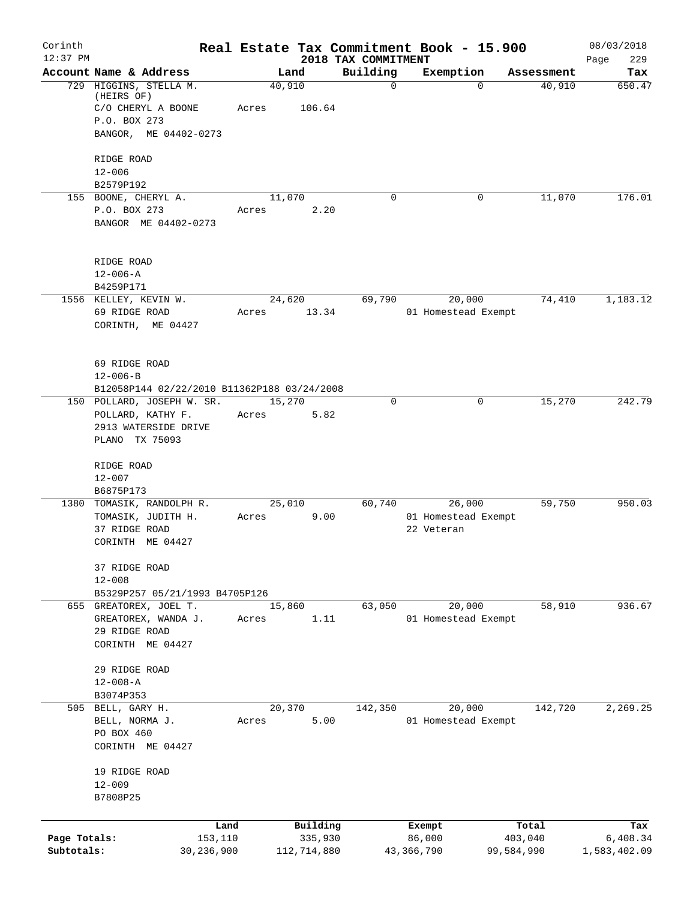Corinth 12:37 PM

# Real Estate Tax Commitment Book - 15.900

## 2018 TAX COMMITMENT

08/03/2018

| Account | Name & Address | Land | Building | Exemption | Assessment | Tax |
|---|---|---|---|---|---|---|
| 729 | HIGGINS, STELLA M. (HEIRS OF)<br>C/O CHERYL A BOONE<br>P.O. BOX 273<br>BANGOR, ME 04402-0273<br><br>RIDGE ROAD<br>12-006<br>B2579P192 | 40,910<br>Acres 106.64 | 0 | 0 | 40,910 | 650.47 |
| 155 | BOONE, CHERYL A.<br>P.O. BOX 273<br>BANGOR ME 04402-0273<br><br>RIDGE ROAD<br>12-006-A<br>B4259P171 | 11,070<br>Acres 2.20 | 0 | 0 | 11,070 | 176.01 |
| 1556 | KELLEY, KEVIN W.<br>69 RIDGE ROAD<br>CORINTH, ME 04427<br><br>69 RIDGE ROAD<br>12-006-B<br>B12058P144 02/22/2010 B11362P188 03/24/2008 | 24,620<br>Acres 13.34 | 69,790 | 20,000<br>01 Homestead Exempt | 74,410 | 1,183.12 |
| 150 | POLLARD, JOSEPH W. SR.<br>POLLARD, KATHY F.<br>2913 WATERSIDE DRIVE<br>PLANO TX 75093<br><br>RIDGE ROAD<br>12-007<br>B6875P173 | 15,270<br>Acres 5.82 | 0 | 0 | 15,270 | 242.79 |
| 1380 | TOMASIK, RANDOLPH R.<br>TOMASIK, JUDITH H.<br>37 RIDGE ROAD<br>CORINTH ME 04427<br><br>37 RIDGE ROAD<br>12-008<br>B5329P257 05/21/1993 B4705P126 | 25,010<br>Acres 9.00 | 60,740 | 26,000<br>01 Homestead Exempt<br>22 Veteran | 59,750 | 950.03 |
| 655 | GREATOREX, JOEL T.<br>GREATOREX, WANDA J.<br>29 RIDGE ROAD<br>CORINTH ME 04427<br><br>29 RIDGE ROAD<br>12-008-A<br>B3074P353 | 15,860<br>Acres 1.11 | 63,050 | 20,000<br>01 Homestead Exempt | 58,910 | 936.67 |
| 505 | BELL, GARY H.<br>BELL, NORMA J.<br>PO BOX 460<br>CORINTH ME 04427<br><br>19 RIDGE ROAD<br>12-009<br>B7808P25 | 20,370<br>Acres 5.00 | 142,350 | 20,000<br>01 Homestead Exempt | 142,720 | 2,269.25 |

| | Land | Building | Exempt | Total | Tax |
|---|---|---|---|---|---|
| Page Totals: | 153,110 | 335,930 | 86,000 | 403,040 | 6,408.34 |
| Subtotals: | 30,236,900 | 112,714,880 | 43,366,790 | 99,584,990 | 1,583,402.09 |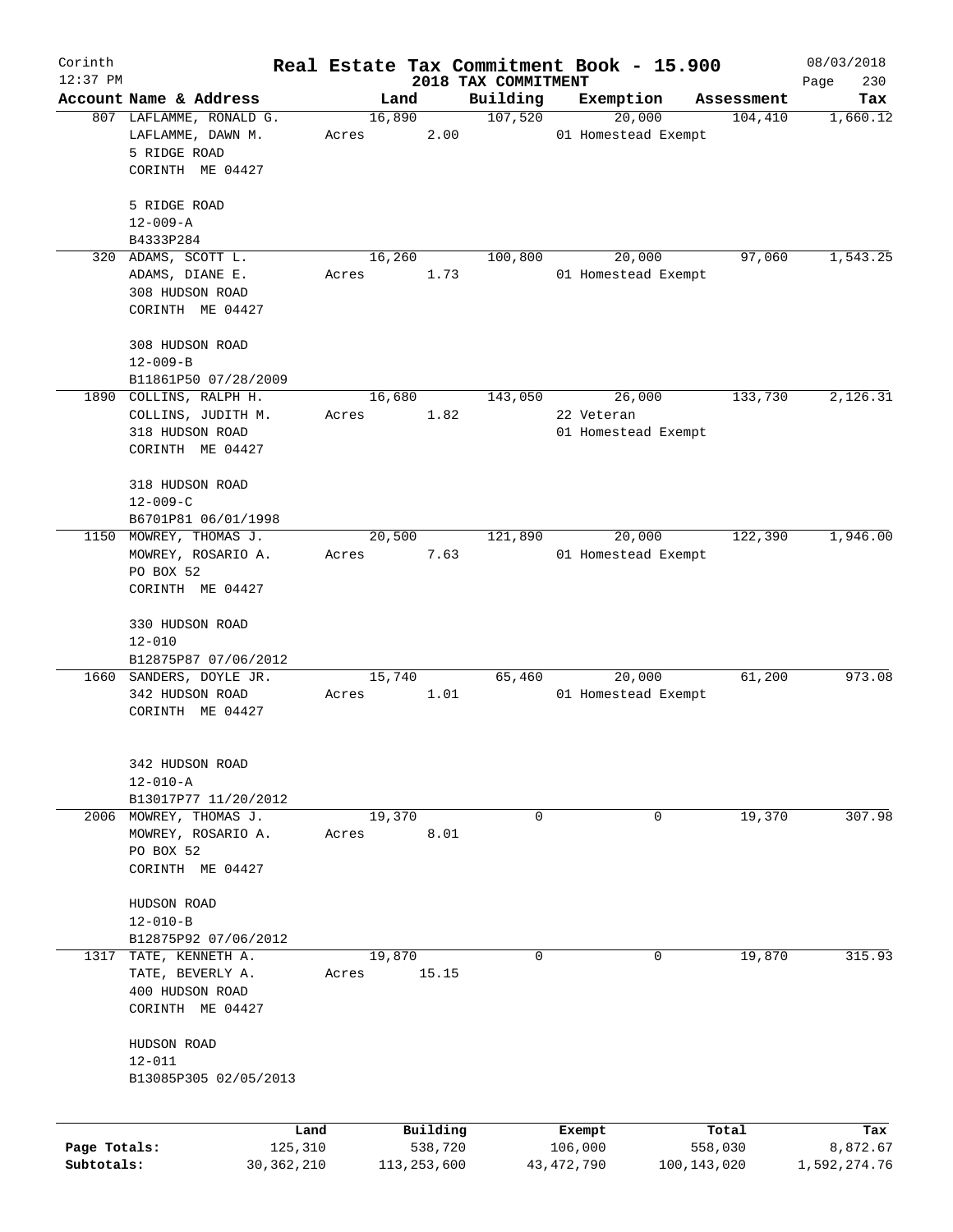# Real Estate Tax Commitment Book - 15.900

Corinth
12:37 PM

2018 TAX COMMITMENT

08/03/2018
Page 230

| Account Name & Address | Land | Building | Exemption | Assessment | Tax |
|---|---|---|---|---|---|
| 807 LAFLAMME, RONALD G.<br>LAFLAMME, DAWN M.<br>5 RIDGE ROAD<br>CORINTH ME 04427<br><br>5 RIDGE ROAD<br>12-009-A<br>B4333P284 | 16,890<br>Acres 2.00 | 107,520 | 20,000<br>01 Homestead Exempt | 104,410 | 1,660.12 |
| 320 ADAMS, SCOTT L.<br>ADAMS, DIANE E.<br>308 HUDSON ROAD<br>CORINTH ME 04427<br><br>308 HUDSON ROAD<br>12-009-B<br>B11861P50 07/28/2009 | 16,260<br>Acres 1.73 | 100,800 | 20,000<br>01 Homestead Exempt | 97,060 | 1,543.25 |
| 1890 COLLINS, RALPH H.<br>COLLINS, JUDITH M.<br>318 HUDSON ROAD<br>CORINTH ME 04427<br><br>318 HUDSON ROAD<br>12-009-C<br>B6701P81 06/01/1998 | 16,680<br>Acres 1.82 | 143,050 | 26,000<br>22 Veteran<br>01 Homestead Exempt | 133,730 | 2,126.31 |
| 1150 MOWREY, THOMAS J.<br>MOWREY, ROSARIO A.<br>PO BOX 52<br>CORINTH ME 04427<br><br>330 HUDSON ROAD<br>12-010<br>B12875P87 07/06/2012 | 20,500<br>Acres 7.63 | 121,890 | 20,000<br>01 Homestead Exempt | 122,390 | 1,946.00 |
| 1660 SANDERS, DOYLE JR.<br>342 HUDSON ROAD<br>CORINTH ME 04427<br><br>342 HUDSON ROAD<br>12-010-A<br>B13017P77 11/20/2012 | 15,740<br>Acres 1.01 | 65,460 | 20,000<br>01 Homestead Exempt | 61,200 | 973.08 |
| 2006 MOWREY, THOMAS J.<br>MOWREY, ROSARIO A.<br>PO BOX 52<br>CORINTH ME 04427<br><br>HUDSON ROAD<br>12-010-B<br>B12875P92 07/06/2012 | 19,370<br>Acres 8.01 | 0 | 0 | 19,370 | 307.98 |
| 1317 TATE, KENNETH A.<br>TATE, BEVERLY A.<br>400 HUDSON ROAD<br>CORINTH ME 04427<br><br>HUDSON ROAD<br>12-011<br>B13085P305 02/05/2013 | 19,870<br>Acres 15.15 | 0 | 0 | 19,870 | 315.93 |

| | Land | Building | Exempt | Total | Tax |
|---|---|---|---|---|---|
| Page Totals: | 125,310 | 538,720 | 106,000 | 558,030 | 8,872.67 |
| Subtotals: | 30,362,210 | 113,253,600 | 43,472,790 | 100,143,020 | 1,592,274.76 |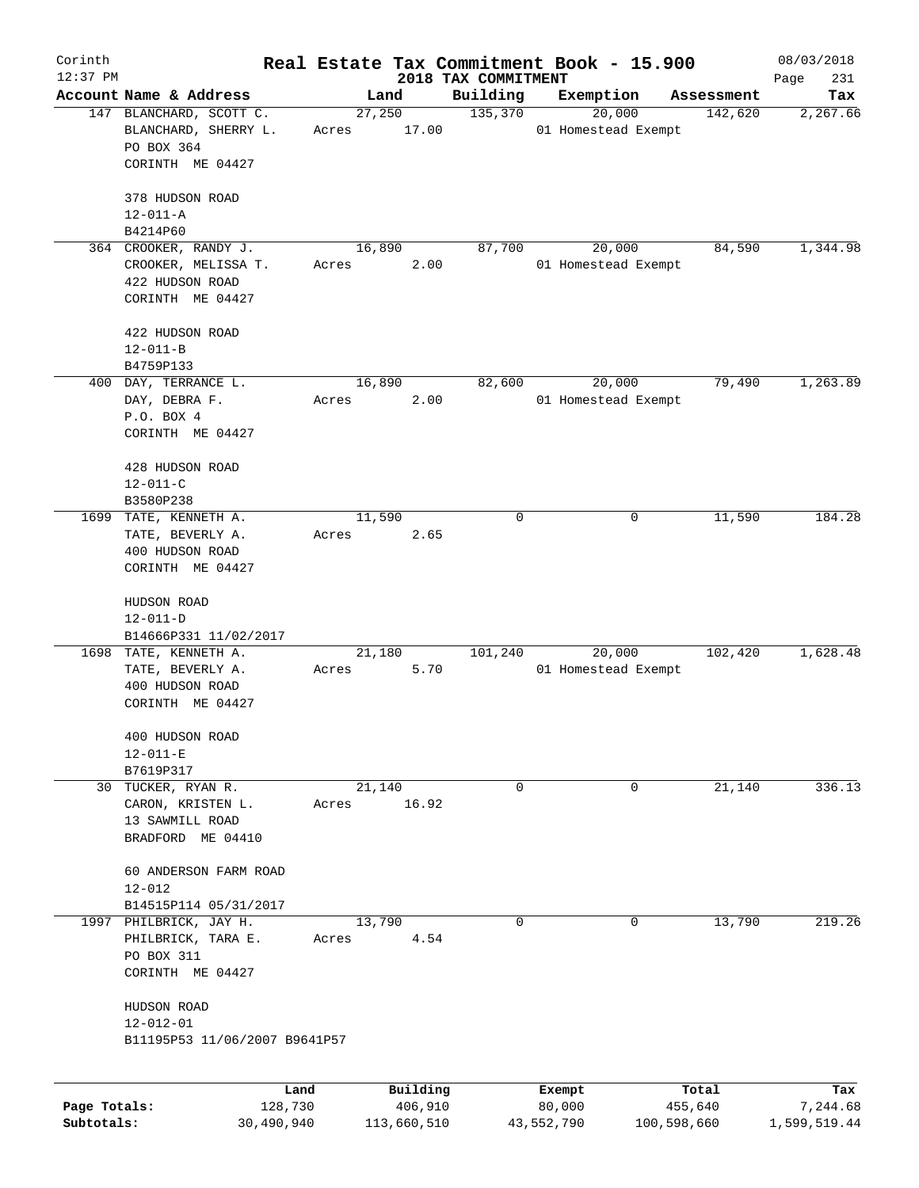# Corinth — Real Estate Tax Commitment Book - 15.900

12:37 PM — 2018 TAX COMMITMENT — 08/03/2018

| Account | Name & Address | Land | Building | Exemption | Assessment | Tax |
|---|---|---|---|---|---|---|
| 147 | BLANCHARD, SCOTT C.<br>BLANCHARD, SHERRY L.<br>PO BOX 364<br>CORINTH ME 04427<br><br>378 HUDSON ROAD<br>12-011-A<br>B4214P60 | 27,250<br>Acres 17.00 | 135,370 | 20,000<br>01 Homestead Exempt | 142,620 | 2,267.66 |
| 364 | CROOKER, RANDY J.<br>CROOKER, MELISSA T.<br>422 HUDSON ROAD<br>CORINTH ME 04427<br><br>422 HUDSON ROAD<br>12-011-B<br>B4759P133 | 16,890<br>Acres 2.00 | 87,700 | 20,000<br>01 Homestead Exempt | 84,590 | 1,344.98 |
| 400 | DAY, TERRANCE L.<br>DAY, DEBRA F.<br>P.O. BOX 4<br>CORINTH ME 04427<br><br>428 HUDSON ROAD<br>12-011-C<br>B3580P238 | 16,890<br>Acres 2.00 | 82,600 | 20,000<br>01 Homestead Exempt | 79,490 | 1,263.89 |
| 1699 | TATE, KENNETH A.<br>TATE, BEVERLY A.<br>400 HUDSON ROAD<br>CORINTH ME 04427<br><br>HUDSON ROAD<br>12-011-D<br>B14666P331 11/02/2017 | 11,590<br>Acres 2.65 | 0 | 0 | 11,590 | 184.28 |
| 1698 | TATE, KENNETH A.<br>TATE, BEVERLY A.<br>400 HUDSON ROAD<br>CORINTH ME 04427<br><br>400 HUDSON ROAD<br>12-011-E<br>B7619P317 | 21,180<br>Acres 5.70 | 101,240 | 20,000<br>01 Homestead Exempt | 102,420 | 1,628.48 |
| 30 | TUCKER, RYAN R.<br>CARON, KRISTEN L.<br>13 SAWMILL ROAD<br>BRADFORD ME 04410<br><br>60 ANDERSON FARM ROAD<br>12-012<br>B14515P114 05/31/2017 | 21,140<br>Acres 16.92 | 0 | 0 | 21,140 | 336.13 |
| 1997 | PHILBRICK, JAY H.<br>PHILBRICK, TARA E.<br>PO BOX 311<br>CORINTH ME 04427<br><br>HUDSON ROAD<br>12-012-01<br>B11195P53 11/06/2007 B9641P57 | 13,790<br>Acres 4.54 | 0 | 0 | 13,790 | 219.26 |

| | Land | Building | Exempt | Total | Tax |
|---|---|---|---|---|---|
| Page Totals: | 128,730 | 406,910 | 80,000 | 455,640 | 7,244.68 |
| Subtotals: | 30,490,940 | 113,660,510 | 43,552,790 | 100,598,660 | 1,599,519.44 |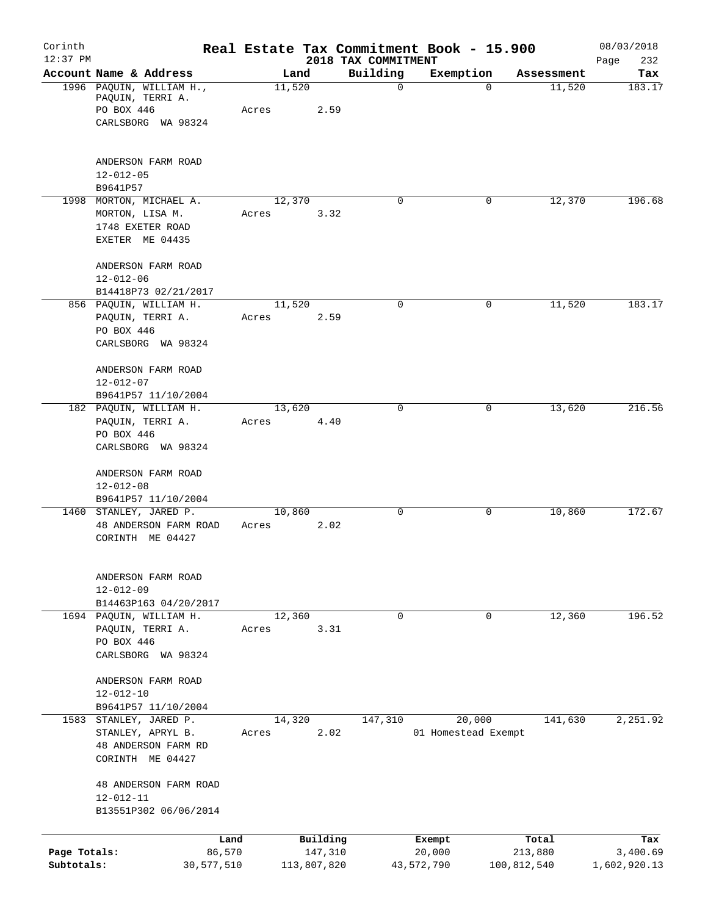Corinth 12:37 PM

# Real Estate Tax Commitment Book - 15.900

## 2018 TAX COMMITMENT

08/03/2018

| Account Name & Address | Land | Building | Exemption | Assessment | Tax |
|---|---|---|---|---|---|
| 1996 PAQUIN, WILLIAM H., PAQUIN, TERRI A. PO BOX 446 CARLSBORG WA 98324 ANDERSON FARM ROAD 12-012-05 B9641P57 | 11,520 Acres 2.59 | 0 | 0 | 11,520 | 183.17 |
| 1998 MORTON, MICHAEL A. MORTON, LISA M. 1748 EXETER ROAD EXETER ME 04435 ANDERSON FARM ROAD 12-012-06 B14418P73 02/21/2017 | 12,370 Acres 3.32 | 0 | 0 | 12,370 | 196.68 |
| 856 PAQUIN, WILLIAM H. PAQUIN, TERRI A. PO BOX 446 CARLSBORG WA 98324 ANDERSON FARM ROAD 12-012-07 B9641P57 11/10/2004 | 11,520 Acres 2.59 | 0 | 0 | 11,520 | 183.17 |
| 182 PAQUIN, WILLIAM H. PAQUIN, TERRI A. PO BOX 446 CARLSBORG WA 98324 ANDERSON FARM ROAD 12-012-08 B9641P57 11/10/2004 | 13,620 Acres 4.40 | 0 | 0 | 13,620 | 216.56 |
| 1460 STANLEY, JARED P. 48 ANDERSON FARM ROAD CORINTH ME 04427 ANDERSON FARM ROAD 12-012-09 B14463P163 04/20/2017 | 10,860 Acres 2.02 | 0 | 0 | 10,860 | 172.67 |
| 1694 PAQUIN, WILLIAM H. PAQUIN, TERRI A. PO BOX 446 CARLSBORG WA 98324 ANDERSON FARM ROAD 12-012-10 B9641P57 11/10/2004 | 12,360 Acres 3.31 | 0 | 0 | 12,360 | 196.52 |
| 1583 STANLEY, JARED P. STANLEY, APRYL B. 48 ANDERSON FARM RD CORINTH ME 04427 48 ANDERSON FARM ROAD 12-012-11 B13551P302 06/06/2014 | 14,320 Acres 2.02 | 147,310 | 20,000 01 Homestead Exempt | 141,630 | 2,251.92 |

| | Land | Building | Exempt | Total | Tax |
|---|---|---|---|---|---|
| Page Totals: | 86,570 | 147,310 | 20,000 | 213,880 | 3,400.69 |
| Subtotals: | 30,577,510 | 113,807,820 | 43,572,790 | 100,812,540 | 1,602,920.13 |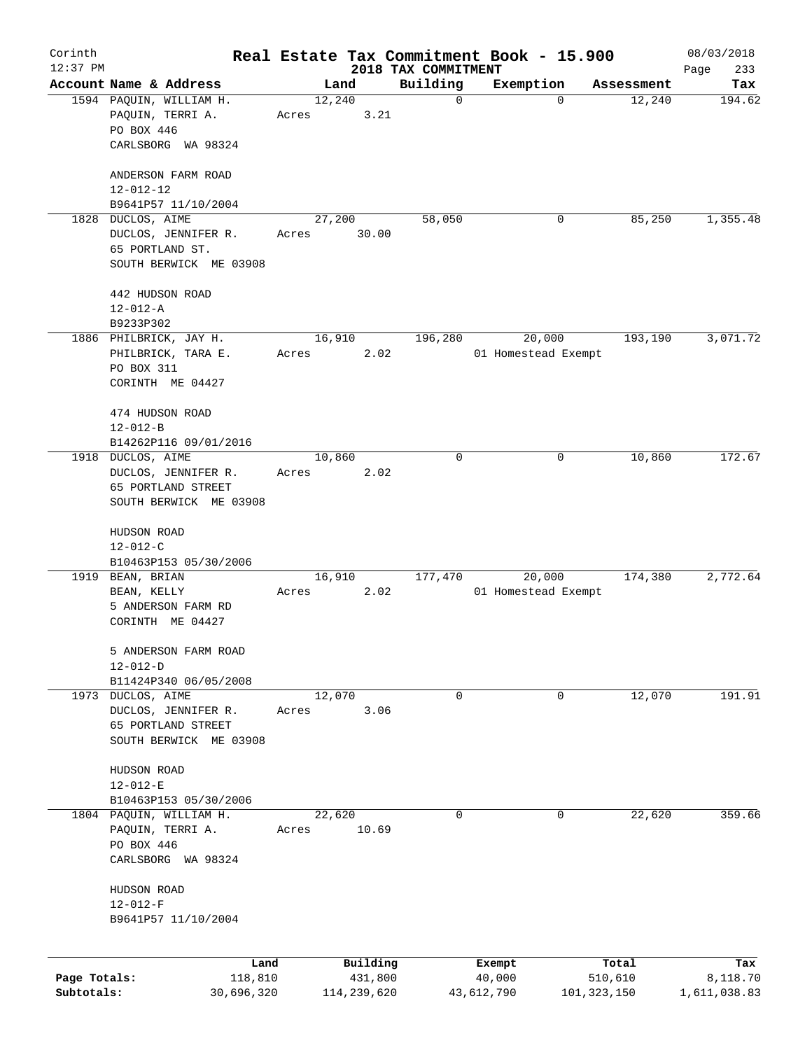Corinth 12:37 PM

# Real Estate Tax Commitment Book - 15.900

## 2018 TAX COMMITMENT

08/03/2018

| Account Name & Address | Land | Building | Exemption | Assessment | Tax |
|---|---|---|---|---|---|
| 1594 PAQUIN, WILLIAM H.<br>PAQUIN, TERRI A.<br>PO BOX 446<br>CARLSBORG WA 98324<br><br>ANDERSON FARM ROAD<br>12-012-12<br>B9641P57 11/10/2004 | 12,240<br>Acres 3.21 | 0 | 0 | 12,240 | 194.62 |
| 1828 DUCLOS, AIME<br>DUCLOS, JENNIFER R.<br>65 PORTLAND ST.<br>SOUTH BERWICK ME 03908<br><br>442 HUDSON ROAD<br>12-012-A<br>B9233P302 | 27,200<br>Acres 30.00 | 58,050 | 0 | 85,250 | 1,355.48 |
| 1886 PHILBRICK, JAY H.<br>PHILBRICK, TARA E.<br>PO BOX 311<br>CORINTH ME 04427<br><br>474 HUDSON ROAD<br>12-012-B<br>B14262P116 09/01/2016 | 16,910<br>Acres 2.02 | 196,280 | 20,000<br>01 Homestead Exempt | 193,190 | 3,071.72 |
| 1918 DUCLOS, AIME<br>DUCLOS, JENNIFER R.<br>65 PORTLAND STREET<br>SOUTH BERWICK ME 03908<br><br>HUDSON ROAD<br>12-012-C<br>B10463P153 05/30/2006 | 10,860<br>Acres 2.02 | 0 | 0 | 10,860 | 172.67 |
| 1919 BEAN, BRIAN<br>BEAN, KELLY<br>5 ANDERSON FARM RD<br>CORINTH ME 04427<br><br>5 ANDERSON FARM ROAD<br>12-012-D<br>B11424P340 06/05/2008 | 16,910<br>Acres 2.02 | 177,470 | 20,000<br>01 Homestead Exempt | 174,380 | 2,772.64 |
| 1973 DUCLOS, AIME<br>DUCLOS, JENNIFER R.<br>65 PORTLAND STREET<br>SOUTH BERWICK ME 03908<br><br>HUDSON ROAD<br>12-012-E<br>B10463P153 05/30/2006 | 12,070<br>Acres 3.06 | 0 | 0 | 12,070 | 191.91 |
| 1804 PAQUIN, WILLIAM H.<br>PAQUIN, TERRI A.<br>PO BOX 446<br>CARLSBORG WA 98324<br><br>HUDSON ROAD<br>12-012-F<br>B9641P57 11/10/2004 | 22,620<br>Acres 10.69 | 0 | 0 | 22,620 | 359.66 |

| | Land | Building | Exempt | Total | Tax |
|---|---|---|---|---|---|
| Page Totals: | 118,810 | 431,800 | 40,000 | 510,610 | 8,118.70 |
| Subtotals: | 30,696,320 | 114,239,620 | 43,612,790 | 101,323,150 | 1,611,038.83 |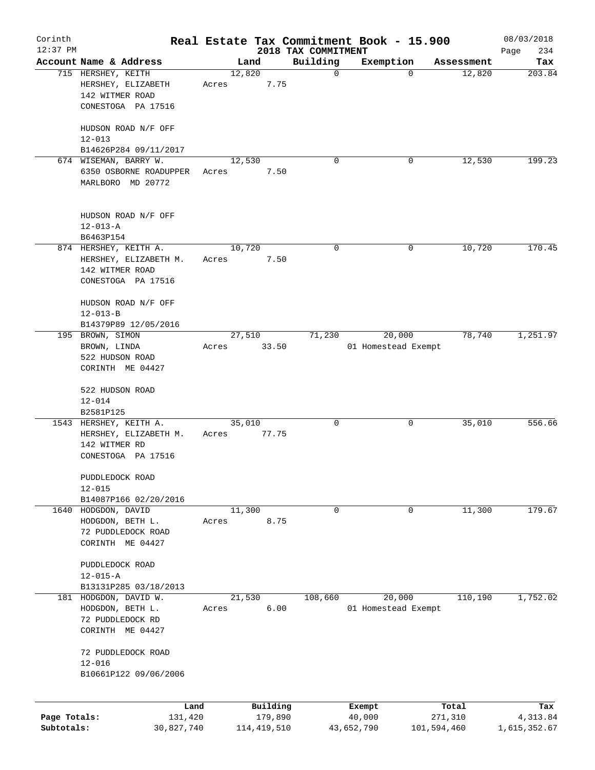Corinth 12:37 PM

# Real Estate Tax Commitment Book - 15.900

## 2018 TAX COMMITMENT

08/03/2018

| Account Name & Address | Land | Building | Exemption | Assessment | Tax |
|---|---|---|---|---|---|
| 715 HERSHEY, KEITH<br>HERSHEY, ELIZABETH<br>142 WITMER ROAD<br>CONESTOGA PA 17516<br><br>HUDSON ROAD N/F OFF<br>12-013<br>B14626P284 09/11/2017 | 12,820<br>Acres 7.75 | 0 | 0 | 12,820 | 203.84 |
| 674 WISEMAN, BARRY W.<br>6350 OSBORNE ROADUPPER<br>MARLBORO MD 20772<br><br>HUDSON ROAD N/F OFF<br>12-013-A<br>B6463P154 | 12,530<br>Acres 7.50 | 0 | 0 | 12,530 | 199.23 |
| 874 HERSHEY, KEITH A.<br>HERSHEY, ELIZABETH M.<br>142 WITMER ROAD<br>CONESTOGA PA 17516<br><br>HUDSON ROAD N/F OFF<br>12-013-B<br>B14379P89 12/05/2016 | 10,720<br>Acres 7.50 | 0 | 0 | 10,720 | 170.45 |
| 195 BROWN, SIMON<br>BROWN, LINDA<br>522 HUDSON ROAD<br>CORINTH ME 04427<br><br>522 HUDSON ROAD<br>12-014<br>B2581P125 | 27,510<br>Acres 33.50 | 71,230 | 20,000<br>01 Homestead Exempt | 78,740 | 1,251.97 |
| 1543 HERSHEY, KEITH A.<br>HERSHEY, ELIZABETH M.<br>142 WITMER RD<br>CONESTOGA PA 17516<br><br>PUDDLEDOCK ROAD<br>12-015<br>B14087P166 02/20/2016 | 35,010<br>Acres 77.75 | 0 | 0 | 35,010 | 556.66 |
| 1640 HODGDON, DAVID<br>HODGDON, BETH L.<br>72 PUDDLEDOCK ROAD<br>CORINTH ME 04427<br><br>PUDDLEDOCK ROAD<br>12-015-A<br>B13131P285 03/18/2013 | 11,300<br>Acres 8.75 | 0 | 0 | 11,300 | 179.67 |
| 181 HODGDON, DAVID W.<br>HODGDON, BETH L.<br>72 PUDDLEDOCK RD<br>CORINTH ME 04427<br><br>72 PUDDLEDOCK ROAD<br>12-016<br>B10661P122 09/06/2006 | 21,530<br>Acres 6.00 | 108,660 | 20,000<br>01 Homestead Exempt | 110,190 | 1,752.02 |

| | Land | Building | Exempt | Total | Tax |
|---|---|---|---|---|---|
| Page Totals: | 131,420 | 179,890 | 40,000 | 271,310 | 4,313.84 |
| Subtotals: | 30,827,740 | 114,419,510 | 43,652,790 | 101,594,460 | 1,615,352.67 |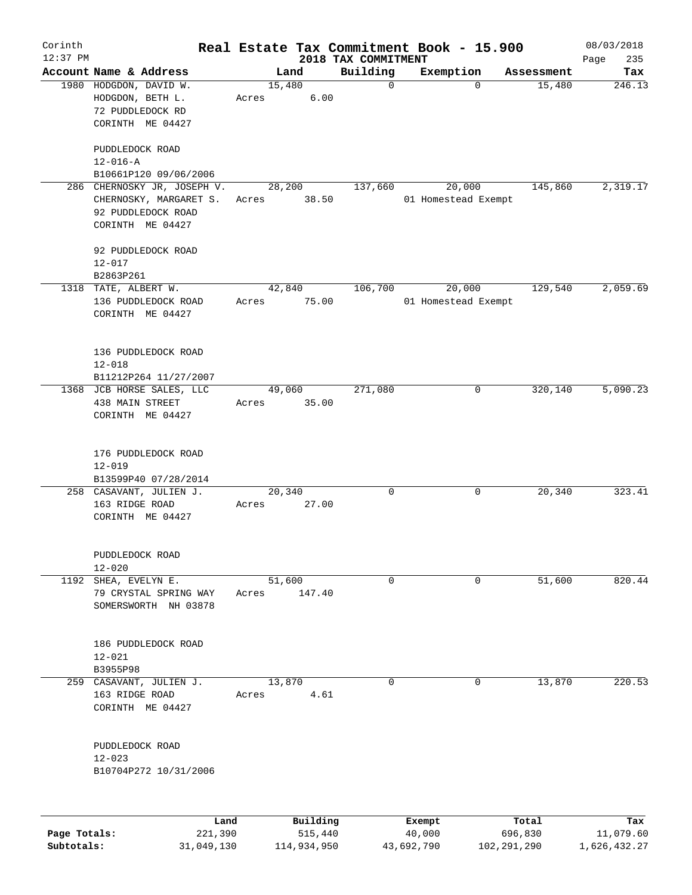Corinth
12:37 PM

# Real Estate Tax Commitment Book - 15.900

08/03/2018

## 2018 TAX COMMITMENT

| Account Name & Address | Land | Building | Exemption | Assessment | Tax |
|---|---|---|---|---|---|
| 1980 HODGDON, DAVID W.<br>HODGDON, BETH L.<br>72 PUDDLEDOCK RD<br>CORINTH ME 04427<br><br>PUDDLEDOCK ROAD<br>12-016-A<br>B10661P120 09/06/2006 | 15,480<br>Acres 6.00 | 0 | 0 | 15,480 | 246.13 |
| 286 CHERNOSKY JR, JOSEPH V.<br>CHERNOSKY, MARGARET S.<br>92 PUDDLEDOCK ROAD<br>CORINTH ME 04427<br><br>92 PUDDLEDOCK ROAD<br>12-017<br>B2863P261 | 28,200<br>Acres 38.50 | 137,660 | 20,000<br>01 Homestead Exempt | 145,860 | 2,319.17 |
| 1318 TATE, ALBERT W.<br>136 PUDDLEDOCK ROAD<br>CORINTH ME 04427<br><br>136 PUDDLEDOCK ROAD<br>12-018<br>B11212P264 11/27/2007 | 42,840<br>Acres 75.00 | 106,700 | 20,000<br>01 Homestead Exempt | 129,540 | 2,059.69 |
| 1368 JCB HORSE SALES, LLC<br>438 MAIN STREET<br>CORINTH ME 04427<br><br>176 PUDDLEDOCK ROAD<br>12-019<br>B13599P40 07/28/2014 | 49,060<br>Acres 35.00 | 271,080 | 0 | 320,140 | 5,090.23 |
| 258 CASAVANT, JULIEN J.<br>163 RIDGE ROAD<br>CORINTH ME 04427<br><br>PUDDLEDOCK ROAD<br>12-020 | 20,340<br>Acres 27.00 | 0 | 0 | 20,340 | 323.41 |
| 1192 SHEA, EVELYN E.<br>79 CRYSTAL SPRING WAY<br>SOMERSWORTH NH 03878<br><br>186 PUDDLEDOCK ROAD<br>12-021<br>B3955P98 | 51,600<br>Acres 147.40 | 0 | 0 | 51,600 | 820.44 |
| 259 CASAVANT, JULIEN J.<br>163 RIDGE ROAD<br>CORINTH ME 04427<br><br>PUDDLEDOCK ROAD<br>12-023<br>B10704P272 10/31/2006 | 13,870<br>Acres 4.61 | 0 | 0 | 13,870 | 220.53 |

| | Land | Building | Exempt | Total | Tax |
|---|---|---|---|---|---|
| Page Totals: | 221,390 | 515,440 | 40,000 | 696,830 | 11,079.60 |
| Subtotals: | 31,049,130 | 114,934,950 | 43,692,790 | 102,291,290 | 1,626,432.27 |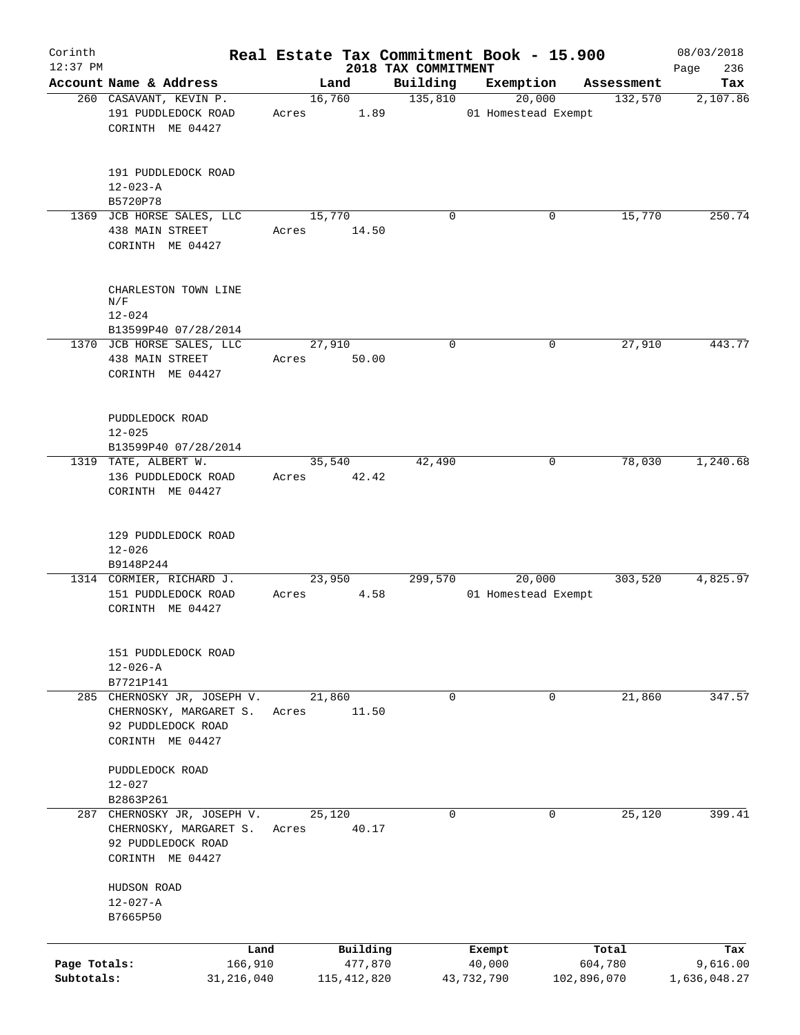Corinth
12:37 PM

# Real Estate Tax Commitment Book - 15.900

## 2018 TAX COMMITMENT

08/03/2018

| Account Name & Address | Land | Building | Exemption | Assessment | Tax |
|---|---|---|---|---|---|
| 260 CASAVANT, KEVIN P.<br>191 PUDDLEDOCK ROAD<br>CORINTH ME 04427<br><br>191 PUDDLEDOCK ROAD<br>12-023-A<br>B5720P78 | 16,760<br>Acres 1.89 | 135,810 | 20,000<br>01 Homestead Exempt | 132,570 | 2,107.86 |
| 1369 JCB HORSE SALES, LLC<br>438 MAIN STREET<br>CORINTH ME 04427<br><br>CHARLESTON TOWN LINE<br>N/F<br>12-024<br>B13599P40 07/28/2014 | 15,770<br>Acres 14.50 | 0 | 0 | 15,770 | 250.74 |
| 1370 JCB HORSE SALES, LLC<br>438 MAIN STREET<br>CORINTH ME 04427<br><br>PUDDLEDOCK ROAD<br>12-025<br>B13599P40 07/28/2014 | 27,910<br>Acres 50.00 | 0 | 0 | 27,910 | 443.77 |
| 1319 TATE, ALBERT W.<br>136 PUDDLEDOCK ROAD<br>CORINTH ME 04427<br><br>129 PUDDLEDOCK ROAD<br>12-026<br>B9148P244 | 35,540<br>Acres 42.42 | 42,490 | 0 | 78,030 | 1,240.68 |
| 1314 CORMIER, RICHARD J.<br>151 PUDDLEDOCK ROAD<br>CORINTH ME 04427<br><br>151 PUDDLEDOCK ROAD<br>12-026-A<br>B7721P141 | 23,950<br>Acres 4.58 | 299,570 | 20,000<br>01 Homestead Exempt | 303,520 | 4,825.97 |
| 285 CHERNOSKY JR, JOSEPH V.<br>CHERNOSKY, MARGARET S.<br>92 PUDDLEDOCK ROAD<br>CORINTH ME 04427<br><br>PUDDLEDOCK ROAD<br>12-027<br>B2863P261 | 21,860<br>Acres 11.50 | 0 | 0 | 21,860 | 347.57 |
| 287 CHERNOSKY JR, JOSEPH V.<br>CHERNOSKY, MARGARET S.<br>92 PUDDLEDOCK ROAD<br>CORINTH ME 04427<br><br>HUDSON ROAD<br>12-027-A<br>B7665P50 | 25,120<br>Acres 40.17 | 0 | 0 | 25,120 | 399.41 |

| | Land | Building | Exempt | Total | Tax |
|---|---|---|---|---|---|
| Page Totals: | 166,910 | 477,870 | 40,000 | 604,780 | 9,616.00 |
| Subtotals: | 31,216,040 | 115,412,820 | 43,732,790 | 102,896,070 | 1,636,048.27 |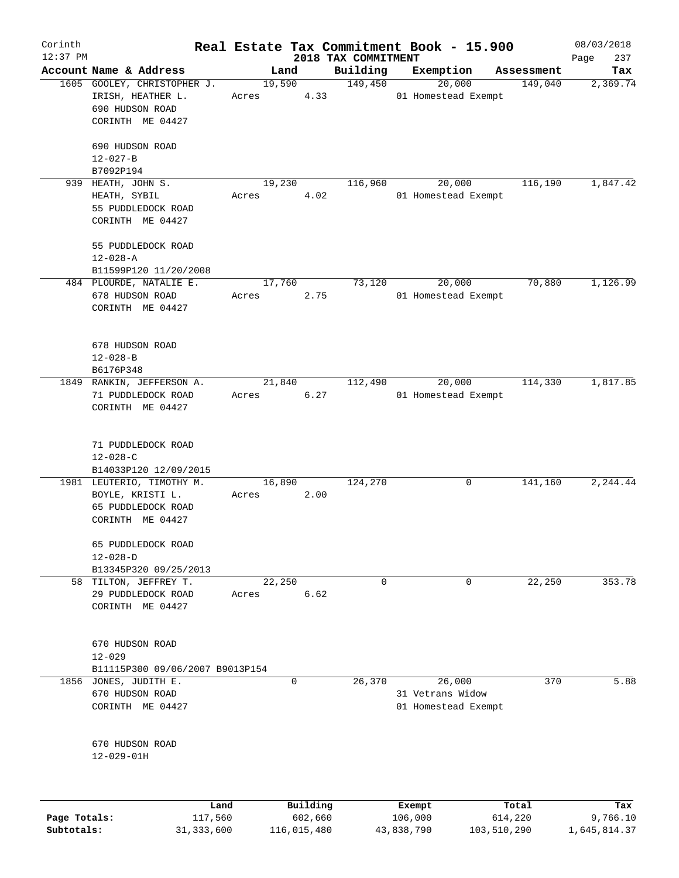Corinth 12:37 PM

# Real Estate Tax Commitment Book - 15.900

## 2018 TAX COMMITMENT

08/03/2018

| Account | Name & Address | Land | Building | Exemption | Assessment | Tax |
|---|---|---|---|---|---|---|
| 1605 | GOOLEY, CHRISTOPHER J.<br>IRISH, HEATHER L.<br>690 HUDSON ROAD<br>CORINTH ME 04427<br><br>690 HUDSON ROAD<br>12-027-B<br>B7092P194 | 19,590<br>Acres 4.33 | 149,450 | 20,000<br>01 Homestead Exempt | 149,040 | 2,369.74 |
| 939 | HEATH, JOHN S.<br>HEATH, SYBIL<br>55 PUDDLEDOCK ROAD<br>CORINTH ME 04427<br><br>55 PUDDLEDOCK ROAD<br>12-028-A<br>B11599P120 11/20/2008 | 19,230<br>Acres 4.02 | 116,960 | 20,000<br>01 Homestead Exempt | 116,190 | 1,847.42 |
| 484 | PLOURDE, NATALIE E.<br>678 HUDSON ROAD<br>CORINTH ME 04427<br><br>678 HUDSON ROAD<br>12-028-B<br>B6176P348 | 17,760<br>Acres 2.75 | 73,120 | 20,000<br>01 Homestead Exempt | 70,880 | 1,126.99 |
| 1849 | RANKIN, JEFFERSON A.<br>71 PUDDLEDOCK ROAD<br>CORINTH ME 04427<br><br>71 PUDDLEDOCK ROAD<br>12-028-C<br>B14033P120 12/09/2015 | 21,840<br>Acres 6.27 | 112,490 | 20,000<br>01 Homestead Exempt | 114,330 | 1,817.85 |
| 1981 | LEUTERIO, TIMOTHY M.<br>BOYLE, KRISTI L.<br>65 PUDDLEDOCK ROAD<br>CORINTH ME 04427<br><br>65 PUDDLEDOCK ROAD<br>12-028-D<br>B13345P320 09/25/2013 | 16,890<br>Acres 2.00 | 124,270 | 0 | 141,160 | 2,244.44 |
| 58 | TILTON, JEFFREY T.<br>29 PUDDLEDOCK ROAD<br>CORINTH ME 04427<br><br>670 HUDSON ROAD<br>12-029<br>B11115P300 09/06/2007 B9013P154 | 22,250<br>Acres 6.62 | 0 | 0 | 22,250 | 353.78 |
| 1856 | JONES, JUDITH E.<br>670 HUDSON ROAD<br>CORINTH ME 04427<br><br>670 HUDSON ROAD<br>12-029-01H | 0 | 26,370 | 26,000<br>31 Vetrans Widow<br>01 Homestead Exempt | 370 | 5.88 |

| | Land | Building | Exempt | Total | Tax |
|---|---|---|---|---|---|
| Page Totals: | 117,560 | 602,660 | 106,000 | 614,220 | 9,766.10 |
| Subtotals: | 31,333,600 | 116,015,480 | 43,838,790 | 103,510,290 | 1,645,814.37 |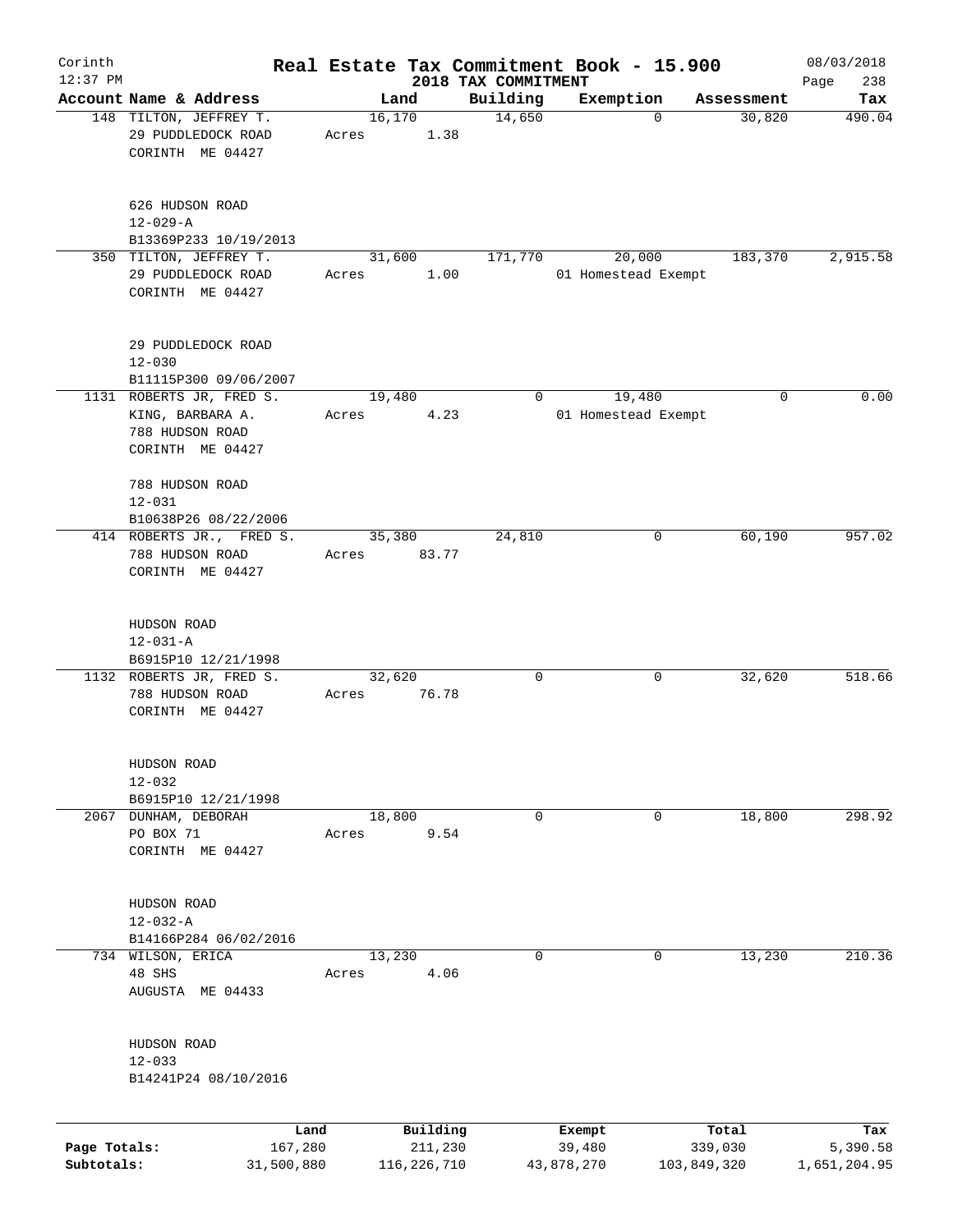# Real Estate Tax Commitment Book - 15.900

Corinth
12:37 PM

2018 TAX COMMITMENT

08/03/2018

| Account Name & Address | Land | Building | Exemption | Assessment | Tax |
|---|---|---|---|---|---|
| 148 TILTON, JEFFREY T.<br>29 PUDDLEDOCK ROAD<br>CORINTH ME 04427<br><br>626 HUDSON ROAD<br>12-029-A<br>B13369P233 10/19/2013 | 16,170<br>Acres 1.38 | 14,650 | 0 | 30,820 | 490.04 |
| 350 TILTON, JEFFREY T.<br>29 PUDDLEDOCK ROAD<br>CORINTH ME 04427<br><br>29 PUDDLEDOCK ROAD<br>12-030<br>B11115P300 09/06/2007 | 31,600<br>Acres 1.00 | 171,770 | 20,000<br>01 Homestead Exempt | 183,370 | 2,915.58 |
| 1131 ROBERTS JR, FRED S.<br>KING, BARBARA A.<br>788 HUDSON ROAD<br>CORINTH ME 04427<br><br>788 HUDSON ROAD<br>12-031<br>B10638P26 08/22/2006 | 19,480<br>Acres 4.23 | 0 | 19,480<br>01 Homestead Exempt | 0 | 0.00 |
| 414 ROBERTS JR., FRED S.<br>788 HUDSON ROAD<br>CORINTH ME 04427<br><br>HUDSON ROAD<br>12-031-A<br>B6915P10 12/21/1998 | 35,380<br>Acres 83.77 | 24,810 | 0 | 60,190 | 957.02 |
| 1132 ROBERTS JR, FRED S.<br>788 HUDSON ROAD<br>CORINTH ME 04427<br><br>HUDSON ROAD<br>12-032<br>B6915P10 12/21/1998 | 32,620<br>Acres 76.78 | 0 | 0 | 32,620 | 518.66 |
| 2067 DUNHAM, DEBORAH<br>PO BOX 71<br>CORINTH ME 04427<br><br>HUDSON ROAD<br>12-032-A<br>B14166P284 06/02/2016 | 18,800<br>Acres 9.54 | 0 | 0 | 18,800 | 298.92 |
| 734 WILSON, ERICA<br>48 SHS<br>AUGUSTA ME 04433<br><br>HUDSON ROAD<br>12-033<br>B14241P24 08/10/2016 | 13,230<br>Acres 4.06 | 0 | 0 | 13,230 | 210.36 |

| | Land | Building | Exempt | Total | Tax |
|---|---|---|---|---|---|
| Page Totals: | 167,280 | 211,230 | 39,480 | 339,030 | 5,390.58 |
| Subtotals: | 31,500,880 | 116,226,710 | 43,878,270 | 103,849,320 | 1,651,204.95 |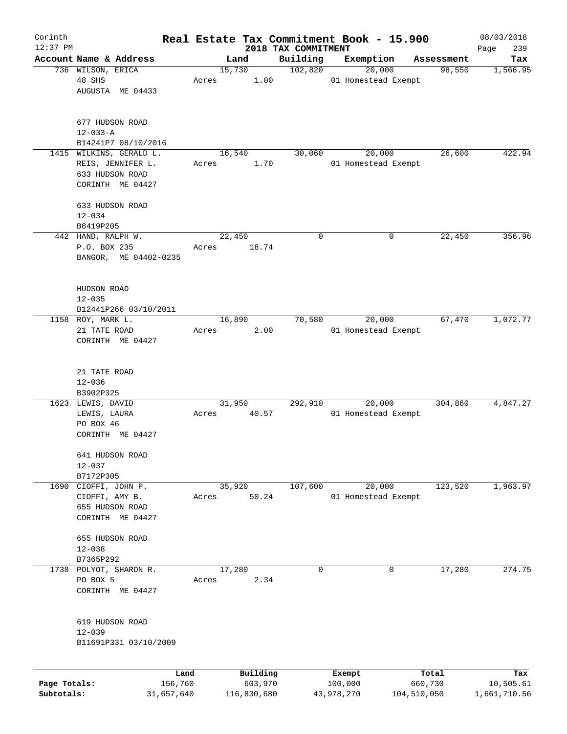# Real Estate Tax Commitment Book - 15.900

Corinth
12:37 PM

## 2018 TAX COMMITMENT

08/03/2018

| Account Name & Address | Land | Building | Exemption | Assessment | Tax |
|---|---|---|---|---|---|
| 736 WILSON, ERICA<br>48 SHS<br>AUGUSTA ME 04433<br><br>677 HUDSON ROAD<br>12-033-A<br>B14241P7 08/10/2016 | 15,730<br>Acres 1.00 | 102,820 | 20,000<br>01 Homestead Exempt | 98,550 | 1,566.95 |
| 1415 WILKINS, GERALD L.<br>REIS, JENNIFER L.<br>633 HUDSON ROAD<br>CORINTH ME 04427<br><br>633 HUDSON ROAD<br>12-034<br>B8419P205 | 16,540<br>Acres 1.70 | 30,060 | 20,000<br>01 Homestead Exempt | 26,600 | 422.94 |
| 442 HAND, RALPH W.<br>P.O. BOX 235<br>BANGOR, ME 04402-0235<br><br>HUDSON ROAD<br>12-035<br>B12441P266 03/10/2011 | 22,450<br>Acres 18.74 | 0 | 0 | 22,450 | 356.96 |
| 1158 ROY, MARK L.<br>21 TATE ROAD<br>CORINTH ME 04427<br><br>21 TATE ROAD<br>12-036<br>B3902P325 | 16,890<br>Acres 2.00 | 70,580 | 20,000<br>01 Homestead Exempt | 67,470 | 1,072.77 |
| 1623 LEWIS, DAVID<br>LEWIS, LAURA<br>PO BOX 46<br>CORINTH ME 04427<br><br>641 HUDSON ROAD<br>12-037<br>B7172P305 | 31,950<br>Acres 40.57 | 292,910 | 20,000<br>01 Homestead Exempt | 304,860 | 4,847.27 |
| 1690 CIOFFI, JOHN P.<br>CIOFFI, AMY B.<br>655 HUDSON ROAD<br>CORINTH ME 04427<br><br>655 HUDSON ROAD<br>12-038<br>B7365P292 | 35,920<br>Acres 50.24 | 107,600 | 20,000<br>01 Homestead Exempt | 123,520 | 1,963.97 |
| 1738 POLYOT, SHARON R.<br>PO BOX 5<br>CORINTH ME 04427<br><br>619 HUDSON ROAD<br>12-039<br>B11691P331 03/10/2009 | 17,280<br>Acres 2.34 | 0 | 0 | 17,280 | 274.75 |

| | Land | Building | Exempt | Total | Tax |
|---|---|---|---|---|---|
| Page Totals: | 156,760 | 603,970 | 100,000 | 660,730 | 10,505.61 |
| Subtotals: | 31,657,640 | 116,830,680 | 43,978,270 | 104,510,050 | 1,661,710.56 |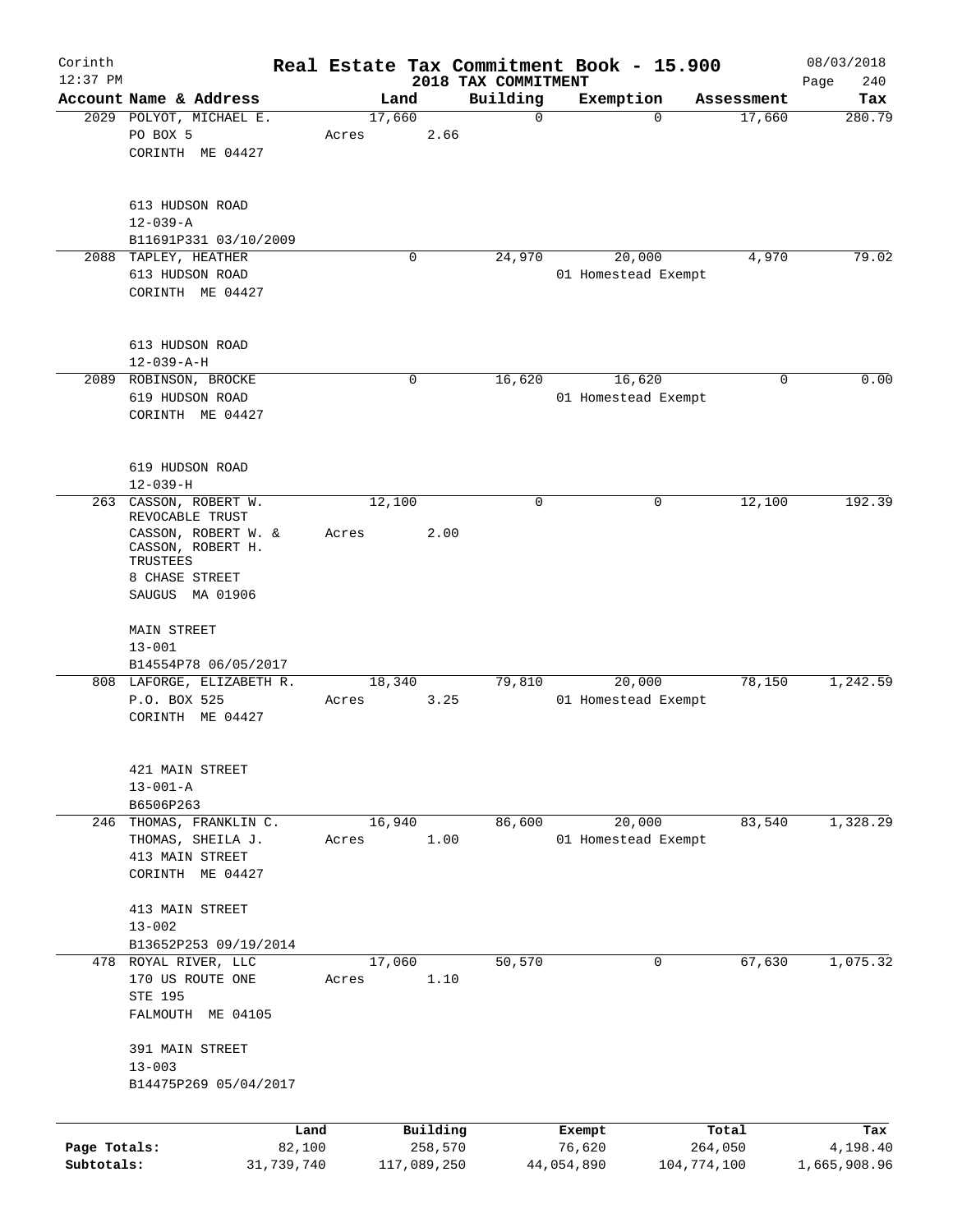# Real Estate Tax Commitment Book - 15.900

Corinth
12:37 PM

2018 TAX COMMITMENT

08/03/2018

| Account Name & Address | Land | Building | Exemption | Assessment | Tax |
|---|---|---|---|---|---|
| 2029 POLYOT, MICHAEL E.<br>PO BOX 5<br>CORINTH ME 04427<br><br>613 HUDSON ROAD<br>12-039-A<br>B11691P331 03/10/2009 | 17,660<br>Acres 2.66 | 0 | 0 | 17,660 | 280.79 |
| 2088 TAPLEY, HEATHER<br>613 HUDSON ROAD<br>CORINTH ME 04427<br><br>613 HUDSON ROAD<br>12-039-A-H | 0 | 24,970 | 20,000<br>01 Homestead Exempt | 4,970 | 79.02 |
| 2089 ROBINSON, BROCKE<br>619 HUDSON ROAD<br>CORINTH ME 04427<br><br>619 HUDSON ROAD<br>12-039-H | 0 | 16,620 | 16,620<br>01 Homestead Exempt | 0 | 0.00 |
| 263 CASSON, ROBERT W. REVOCABLE TRUST<br>CASSON, ROBERT W. & CASSON, ROBERT H. TRUSTEES<br>8 CHASE STREET<br>SAUGUS MA 01906<br><br>MAIN STREET<br>13-001<br>B14554P78 06/05/2017 | 12,100<br>Acres 2.00 | 0 | 0 | 12,100 | 192.39 |
| 808 LAFORGE, ELIZABETH R.<br>P.O. BOX 525<br>CORINTH ME 04427<br><br>421 MAIN STREET<br>13-001-A<br>B6506P263 | 18,340<br>Acres 3.25 | 79,810 | 20,000<br>01 Homestead Exempt | 78,150 | 1,242.59 |
| 246 THOMAS, FRANKLIN C.<br>THOMAS, SHEILA J.<br>413 MAIN STREET<br>CORINTH ME 04427<br><br>413 MAIN STREET<br>13-002<br>B13652P253 09/19/2014 | 16,940<br>Acres 1.00 | 86,600 | 20,000<br>01 Homestead Exempt | 83,540 | 1,328.29 |
| 478 ROYAL RIVER, LLC<br>170 US ROUTE ONE<br>STE 195<br>FALMOUTH ME 04105<br><br>391 MAIN STREET<br>13-003<br>B14475P269 05/04/2017 | 17,060<br>Acres 1.10 | 50,570 | 0 | 67,630 | 1,075.32 |

| | Land | Building | Exempt | Total | Tax |
|---|---|---|---|---|---|
| Page Totals: | 82,100 | 258,570 | 76,620 | 264,050 | 4,198.40 |
| Subtotals: | 31,739,740 | 117,089,250 | 44,054,890 | 104,774,100 | 1,665,908.96 |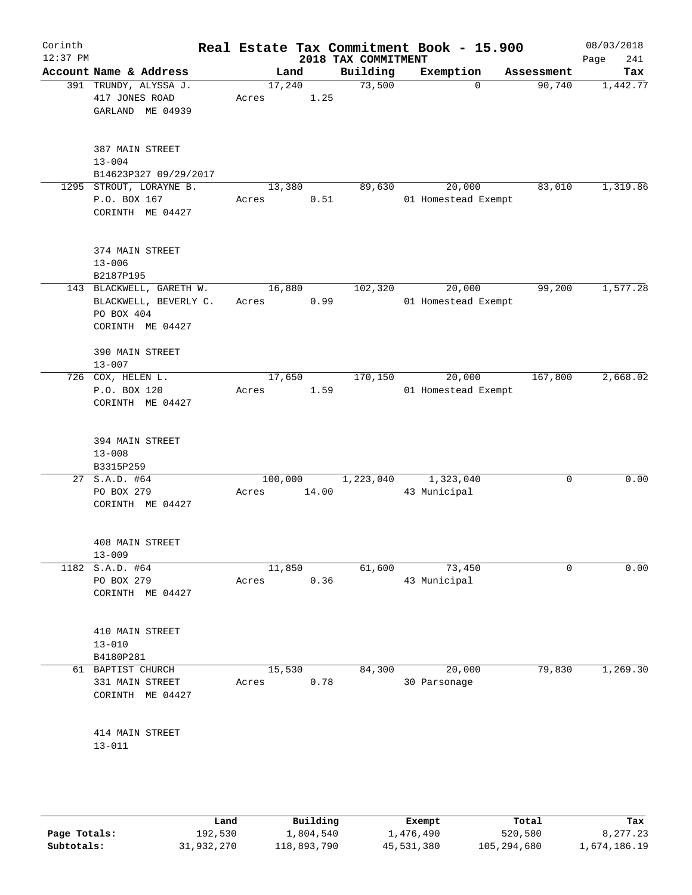Corinth 12:37 PM

# Real Estate Tax Commitment Book - 15.900

## 2018 TAX COMMITMENT

08/03/2018 Page 241

| Account Name & Address | Land | Building | Exemption | Assessment | Tax |
|---|---|---|---|---|---|
| 391 TRUNDY, ALYSSA J.<br>417 JONES ROAD<br>GARLAND ME 04939<br><br>387 MAIN STREET<br>13-004<br>B14623P327 09/29/2017 | 17,240<br>Acres 1.25 | 73,500 | 0 | 90,740 | 1,442.77 |
| 1295 STROUT, LORAYNE B.<br>P.O. BOX 167<br>CORINTH ME 04427<br><br>374 MAIN STREET<br>13-006<br>B2187P195 | 13,380<br>Acres 0.51 | 89,630 | 20,000<br>01 Homestead Exempt | 83,010 | 1,319.86 |
| 143 BLACKWELL, GARETH W.<br>BLACKWELL, BEVERLY C.<br>PO BOX 404<br>CORINTH ME 04427<br><br>390 MAIN STREET<br>13-007 | 16,880<br>Acres 0.99 | 102,320 | 20,000<br>01 Homestead Exempt | 99,200 | 1,577.28 |
| 726 COX, HELEN L.<br>P.O. BOX 120<br>CORINTH ME 04427<br><br>394 MAIN STREET<br>13-008<br>B3315P259 | 17,650<br>Acres 1.59 | 170,150 | 20,000<br>01 Homestead Exempt | 167,800 | 2,668.02 |
| 27 S.A.D. #64<br>PO BOX 279<br>CORINTH ME 04427<br><br>408 MAIN STREET<br>13-009 | 100,000<br>Acres 14.00 | 1,223,040 | 1,323,040<br>43 Municipal | 0 | 0.00 |
| 1182 S.A.D. #64<br>PO BOX 279<br>CORINTH ME 04427<br><br>410 MAIN STREET<br>13-010<br>B4180P281 | 11,850<br>Acres 0.36 | 61,600 | 73,450<br>43 Municipal | 0 | 0.00 |
| 61 BAPTIST CHURCH<br>331 MAIN STREET<br>CORINTH ME 04427<br><br>414 MAIN STREET<br>13-011 | 15,530<br>Acres 0.78 | 84,300 | 20,000<br>30 Parsonage | 79,830 | 1,269.30 |

| | Land | Building | Exempt | Total | Tax |
|---|---|---|---|---|---|
| **Page Totals:** | 192,530 | 1,804,540 | 1,476,490 | 520,580 | 8,277.23 |
| **Subtotals:** | 31,932,270 | 118,893,790 | 45,531,380 | 105,294,680 | 1,674,186.19 |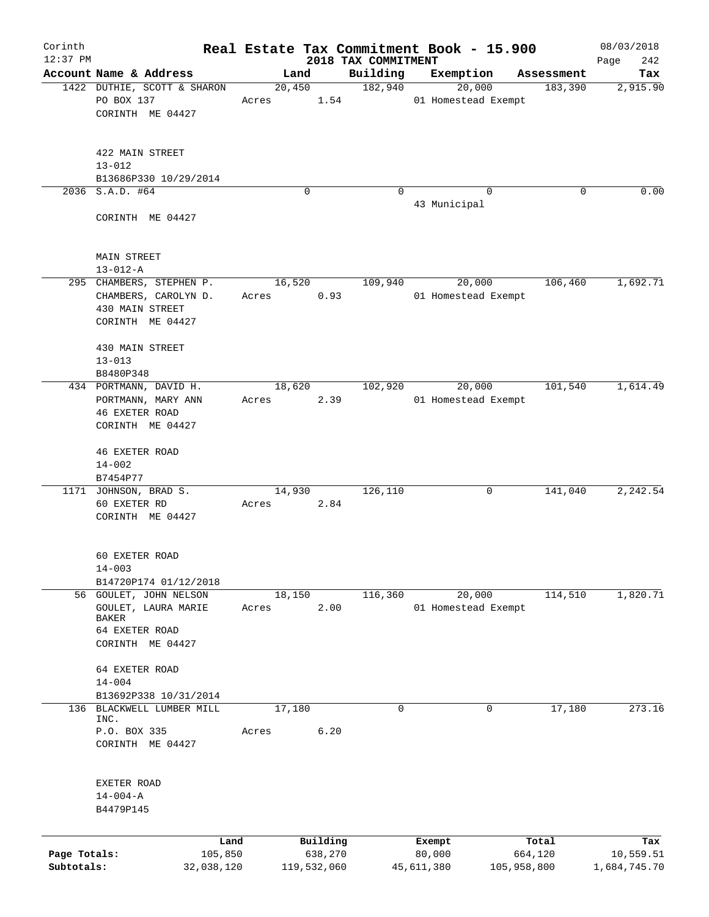Corinth 12:37 PM

# Real Estate Tax Commitment Book - 15.900

2018 TAX COMMITMENT

08/03/2018 Page 242

| Account | Name & Address | Land | Building | Exemption | Assessment | Tax |
|---|---|---|---|---|---|---|
| 1422 | DUTHIE, SCOTT & SHARON<br>PO BOX 137<br>CORINTH ME 04427<br><br>422 MAIN STREET<br>13-012<br>B13686P330 10/29/2014 | 20,450<br>Acres 1.54 | 182,940 | 20,000<br>01 Homestead Exempt | 183,390 | 2,915.90 |
| 2036 | S.A.D. #64<br><br>CORINTH ME 04427<br><br>MAIN STREET<br>13-012-A | 0 | 0 | 0<br>43 Municipal | 0 | 0.00 |
| 295 | CHAMBERS, STEPHEN P.<br>CHAMBERS, CAROLYN D.<br>430 MAIN STREET<br>CORINTH ME 04427<br><br>430 MAIN STREET<br>13-013<br>B8480P348 | 16,520<br>Acres 0.93 | 109,940 | 20,000<br>01 Homestead Exempt | 106,460 | 1,692.71 |
| 434 | PORTMANN, DAVID H.<br>PORTMANN, MARY ANN<br>46 EXETER ROAD<br>CORINTH ME 04427<br><br>46 EXETER ROAD<br>14-002<br>B7454P77 | 18,620<br>Acres 2.39 | 102,920 | 20,000<br>01 Homestead Exempt | 101,540 | 1,614.49 |
| 1171 | JOHNSON, BRAD S.<br>60 EXETER RD<br>CORINTH ME 04427<br><br>60 EXETER ROAD<br>14-003<br>B14720P174 01/12/2018 | 14,930<br>Acres 2.84 | 126,110 | 0 | 141,040 | 2,242.54 |
| 56 | GOULET, JOHN NELSON<br>GOULET, LAURA MARIE BAKER<br>64 EXETER ROAD<br>CORINTH ME 04427<br><br>64 EXETER ROAD<br>14-004<br>B13692P338 10/31/2014 | 18,150<br>Acres 2.00 | 116,360 | 20,000<br>01 Homestead Exempt | 114,510 | 1,820.71 |
| 136 | BLACKWELL LUMBER MILL INC.<br>P.O. BOX 335<br>CORINTH ME 04427<br><br>EXETER ROAD<br>14-004-A<br>B4479P145 | 17,180<br>Acres 6.20 | 0 | 0 | 17,180 | 273.16 |

| | Land | Building | Exempt | Total | Tax |
|---|---|---|---|---|---|
| Page Totals: | 105,850 | 638,270 | 80,000 | 664,120 | 10,559.51 |
| Subtotals: | 32,038,120 | 119,532,060 | 45,611,380 | 105,958,800 | 1,684,745.70 |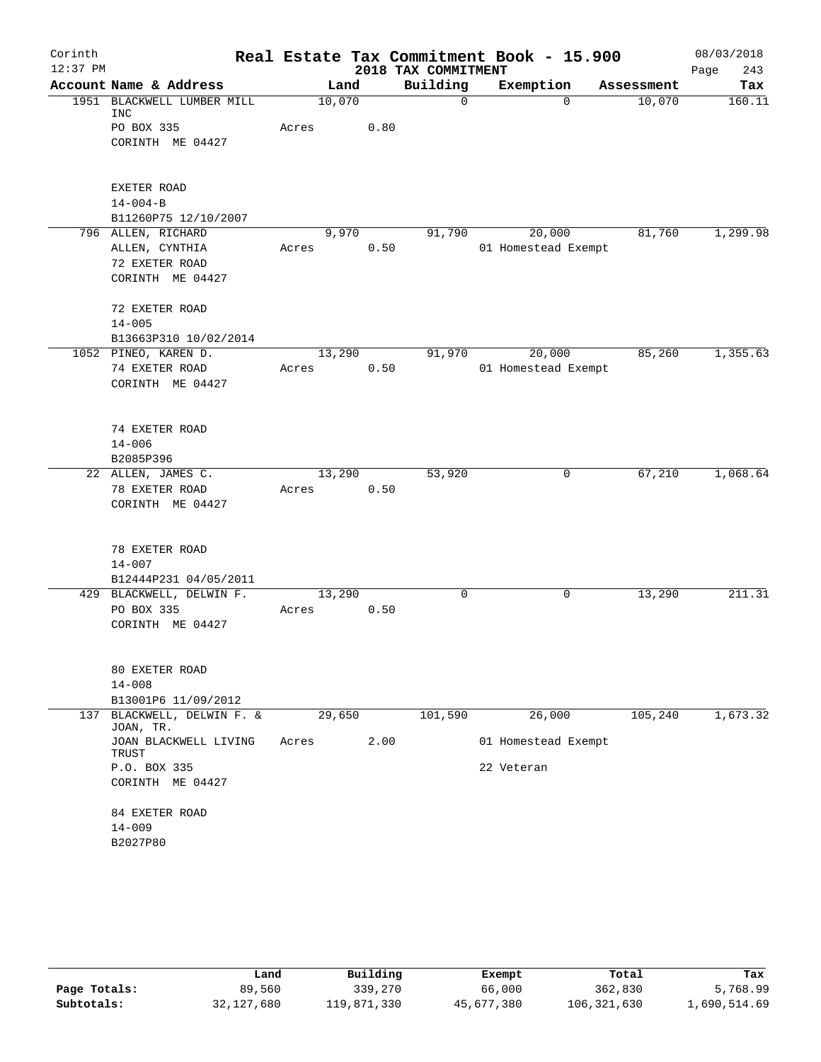Corinth
12:37 PM

# Real Estate Tax Commitment Book - 15.900

2018 TAX COMMITMENT

08/03/2018
Page 243

| Account Name & Address | Land | Building | Exemption | Assessment | Tax |
|---|---|---|---|---|---|
| 1951 BLACKWELL LUMBER MILL INC | 10,070 | 0 | 0 | 10,070 | 160.11 |
| PO BOX 335 | Acres 0.80 | | | | |
| CORINTH ME 04427 | | | | | |
| EXETER ROAD | | | | | |
| 14-004-B | | | | | |
| B11260P75 12/10/2007 | | | | | |
| 796 ALLEN, RICHARD | 9,970 | 91,790 | 20,000 | 81,760 | 1,299.98 |
| ALLEN, CYNTHIA | Acres 0.50 | | 01 Homestead Exempt | | |
| 72 EXETER ROAD | | | | | |
| CORINTH ME 04427 | | | | | |
| 72 EXETER ROAD | | | | | |
| 14-005 | | | | | |
| B13663P310 10/02/2014 | | | | | |
| 1052 PINEO, KAREN D. | 13,290 | 91,970 | 20,000 | 85,260 | 1,355.63 |
| 74 EXETER ROAD | Acres 0.50 | | 01 Homestead Exempt | | |
| CORINTH ME 04427 | | | | | |
| 74 EXETER ROAD | | | | | |
| 14-006 | | | | | |
| B2085P396 | | | | | |
| 22 ALLEN, JAMES C. | 13,290 | 53,920 | 0 | 67,210 | 1,068.64 |
| 78 EXETER ROAD | Acres 0.50 | | | | |
| CORINTH ME 04427 | | | | | |
| 78 EXETER ROAD | | | | | |
| 14-007 | | | | | |
| B12444P231 04/05/2011 | | | | | |
| 429 BLACKWELL, DELWIN F. | 13,290 | 0 | 0 | 13,290 | 211.31 |
| PO BOX 335 | Acres 0.50 | | | | |
| CORINTH ME 04427 | | | | | |
| 80 EXETER ROAD | | | | | |
| 14-008 | | | | | |
| B13001P6 11/09/2012 | | | | | |
| 137 BLACKWELL, DELWIN F. & JOAN, TR. | 29,650 | 101,590 | 26,000 | 105,240 | 1,673.32 |
| JOAN BLACKWELL LIVING TRUST | Acres 2.00 | | 01 Homestead Exempt | | |
| P.O. BOX 335 | | | 22 Veteran | | |
| CORINTH ME 04427 | | | | | |
| 84 EXETER ROAD | | | | | |
| 14-009 | | | | | |
| B2027P80 | | | | | |

| | Land | Building | Exempt | Total | Tax |
|---|---|---|---|---|---|
| Page Totals: | 89,560 | 339,270 | 66,000 | 362,830 | 5,768.99 |
| Subtotals: | 32,127,680 | 119,871,330 | 45,677,380 | 106,321,630 | 1,690,514.69 |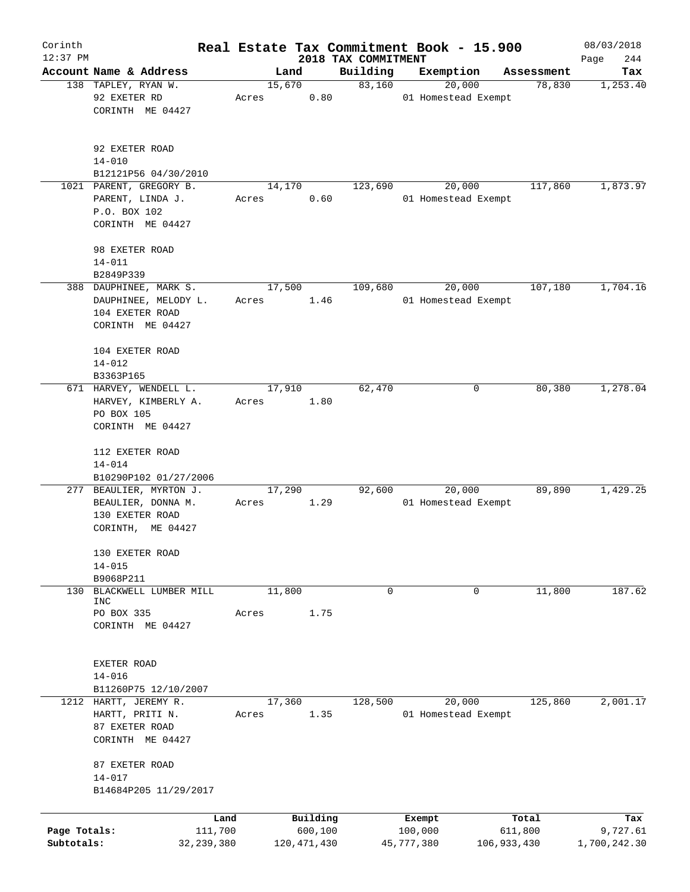# Real Estate Tax Commitment Book - 15.900

Corinth 12:37 PM — 2018 TAX COMMITMENT — 08/03/2018

| Account Name & Address | Land | Building | Exemption | Assessment | Tax |
|---|---|---|---|---|---|
| 138 TAPLEY, RYAN W.<br>92 EXETER RD<br>CORINTH ME 04427<br><br>92 EXETER ROAD<br>14-010<br>B12121P56 04/30/2010 | 15,670<br>Acres 0.80 | 83,160 | 20,000<br>01 Homestead Exempt | 78,830 | 1,253.40 |
| 1021 PARENT, GREGORY B.<br>PARENT, LINDA J.<br>P.O. BOX 102<br>CORINTH ME 04427<br><br>98 EXETER ROAD<br>14-011<br>B2849P339 | 14,170<br>Acres 0.60 | 123,690 | 20,000<br>01 Homestead Exempt | 117,860 | 1,873.97 |
| 388 DAUPHINEE, MARK S.<br>DAUPHINEE, MELODY L.<br>104 EXETER ROAD<br>CORINTH ME 04427<br><br>104 EXETER ROAD<br>14-012<br>B3363P165 | 17,500<br>Acres 1.46 | 109,680 | 20,000<br>01 Homestead Exempt | 107,180 | 1,704.16 |
| 671 HARVEY, WENDELL L.<br>HARVEY, KIMBERLY A.<br>PO BOX 105<br>CORINTH ME 04427<br><br>112 EXETER ROAD<br>14-014<br>B10290P102 01/27/2006 | 17,910<br>Acres 1.80 | 62,470 | 0 | 80,380 | 1,278.04 |
| 277 BEAULIER, MYRTON J.<br>BEAULIER, DONNA M.<br>130 EXETER ROAD<br>CORINTH, ME 04427<br><br>130 EXETER ROAD<br>14-015<br>B9068P211 | 17,290<br>Acres 1.29 | 92,600 | 20,000<br>01 Homestead Exempt | 89,890 | 1,429.25 |
| 130 BLACKWELL LUMBER MILL INC<br>PO BOX 335<br>CORINTH ME 04427<br><br>EXETER ROAD<br>14-016<br>B11260P75 12/10/2007 | 11,800<br>Acres 1.75 | 0 | 0 | 11,800 | 187.62 |
| 1212 HARTT, JEREMY R.<br>HARTT, PRITI N.<br>87 EXETER ROAD<br>CORINTH ME 04427<br><br>87 EXETER ROAD<br>14-017<br>B14684P205 11/29/2017 | 17,360<br>Acres 1.35 | 128,500 | 20,000<br>01 Homestead Exempt | 125,860 | 2,001.17 |

| | Land | Building | Exempt | Total | Tax |
|---|---|---|---|---|---|
| Page Totals: | 111,700 | 600,100 | 100,000 | 611,800 | 9,727.61 |
| Subtotals: | 32,239,380 | 120,471,430 | 45,777,380 | 106,933,430 | 1,700,242.30 |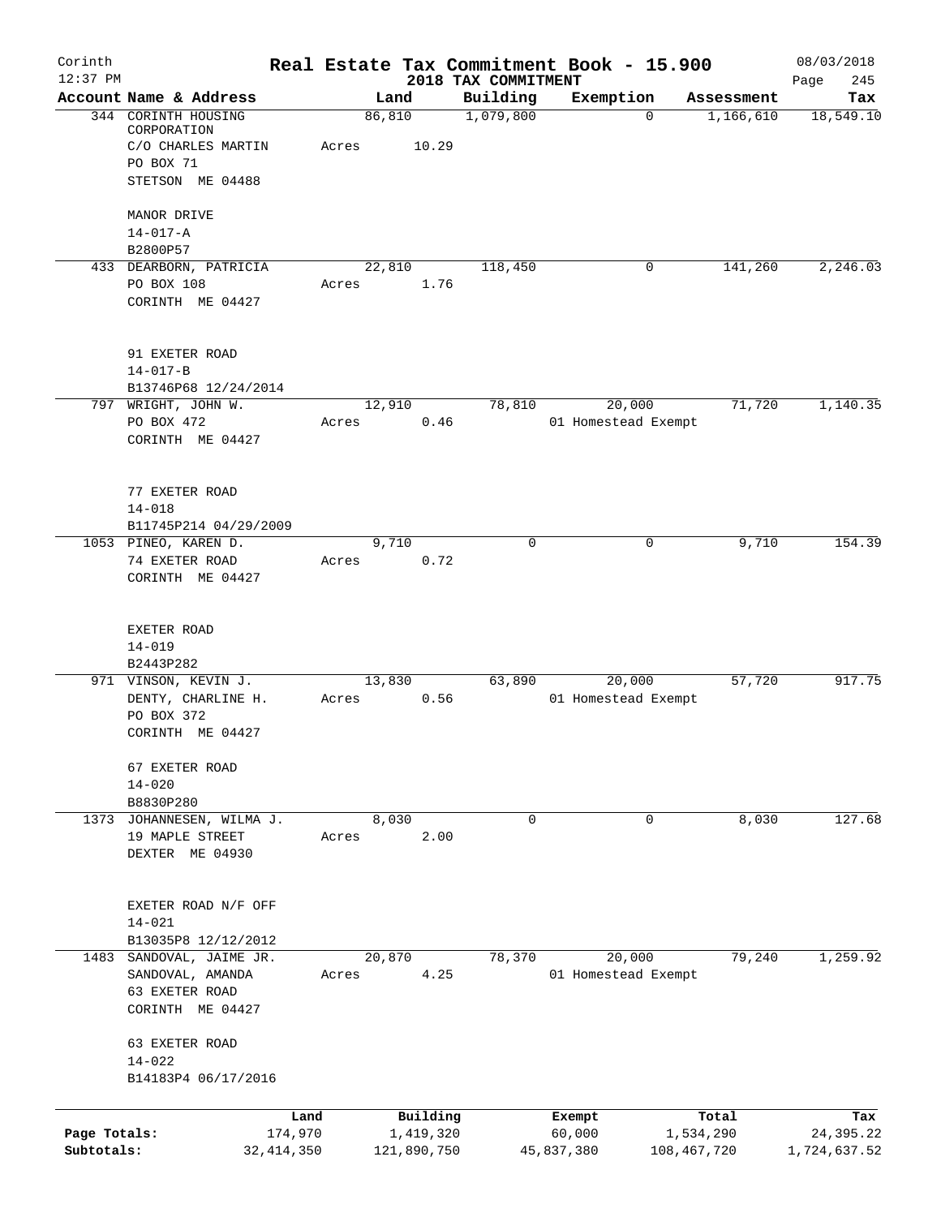# Real Estate Tax Commitment Book - 15.900

Corinth
12:37 PM

2018 TAX COMMITMENT

08/03/2018

| Account Name & Address | Land | Building | Exemption | Assessment | Tax |
|---|---|---|---|---|---|
| 344 CORINTH HOUSING CORPORATION<br>C/O CHARLES MARTIN<br>PO BOX 71<br>STETSON ME 04488<br><br>MANOR DRIVE<br>14-017-A<br>B2800P57 | 86,810<br>Acres 10.29 | 1,079,800 | 0 | 1,166,610 | 18,549.10 |
| 433 DEARBORN, PATRICIA<br>PO BOX 108<br>CORINTH ME 04427<br><br>91 EXETER ROAD<br>14-017-B<br>B13746P68 12/24/2014 | 22,810<br>Acres 1.76 | 118,450 | 0 | 141,260 | 2,246.03 |
| 797 WRIGHT, JOHN W.<br>PO BOX 472<br>CORINTH ME 04427<br><br>77 EXETER ROAD<br>14-018<br>B11745P214 04/29/2009 | 12,910<br>Acres 0.46 | 78,810 | 20,000<br>01 Homestead Exempt | 71,720 | 1,140.35 |
| 1053 PINEO, KAREN D.<br>74 EXETER ROAD<br>CORINTH ME 04427<br><br>EXETER ROAD<br>14-019<br>B2443P282 | 9,710<br>Acres 0.72 | 0 | 0 | 9,710 | 154.39 |
| 971 VINSON, KEVIN J.<br>DENTY, CHARLINE H.<br>PO BOX 372<br>CORINTH ME 04427<br><br>67 EXETER ROAD<br>14-020<br>B8830P280 | 13,830<br>Acres 0.56 | 63,890 | 20,000<br>01 Homestead Exempt | 57,720 | 917.75 |
| 1373 JOHANNESEN, WILMA J.<br>19 MAPLE STREET<br>DEXTER ME 04930<br><br>EXETER ROAD N/F OFF<br>14-021<br>B13035P8 12/12/2012 | 8,030<br>Acres 2.00 | 0 | 0 | 8,030 | 127.68 |
| 1483 SANDOVAL, JAIME JR.<br>SANDOVAL, AMANDA<br>63 EXETER ROAD<br>CORINTH ME 04427<br><br>63 EXETER ROAD<br>14-022<br>B14183P4 06/17/2016 | 20,870<br>Acres 4.25 | 78,370 | 20,000<br>01 Homestead Exempt | 79,240 | 1,259.92 |

| | Land | Building | Exempt | Total | Tax |
|---|---|---|---|---|---|
| Page Totals: | 174,970 | 1,419,320 | 60,000 | 1,534,290 | 24,395.22 |
| Subtotals: | 32,414,350 | 121,890,750 | 45,837,380 | 108,467,720 | 1,724,637.52 |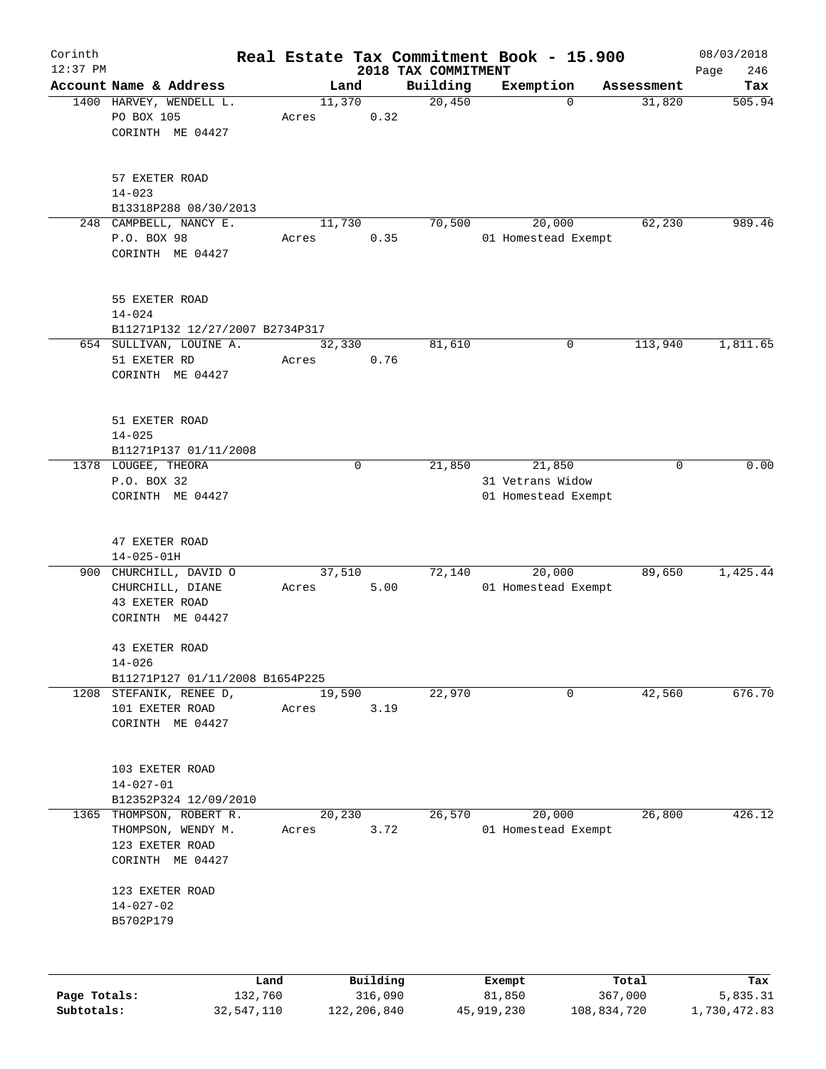Corinth
12:37 PM

# Real Estate Tax Commitment Book - 15.900

## 2018 TAX COMMITMENT

08/03/2018

| Account Name & Address | Land | Building | Exemption | Assessment | Tax |
|---|---|---|---|---|---|
| 1400 HARVEY, WENDELL L.<br>PO BOX 105<br>CORINTH ME 04427<br><br>57 EXETER ROAD<br>14-023<br>B13318P288 08/30/2013 | 11,370<br>Acres 0.32 | 20,450 | 0 | 31,820 | 505.94 |
| 248 CAMPBELL, NANCY E.<br>P.O. BOX 98<br>CORINTH ME 04427<br><br>55 EXETER ROAD<br>14-024<br>B11271P132 12/27/2007 B2734P317 | 11,730<br>Acres 0.35 | 70,500 | 20,000<br>01 Homestead Exempt | 62,230 | 989.46 |
| 654 SULLIVAN, LOUINE A.<br>51 EXETER RD<br>CORINTH ME 04427<br><br>51 EXETER ROAD<br>14-025<br>B11271P137 01/11/2008 | 32,330<br>Acres 0.76 | 81,610 | 0 | 113,940 | 1,811.65 |
| 1378 LOUGEE, THEORA<br>P.O. BOX 32<br>CORINTH ME 04427<br><br>47 EXETER ROAD<br>14-025-01H | 0 | 21,850 | 21,850<br>31 Vetrans Widow<br>01 Homestead Exempt | 0 | 0.00 |
| 900 CHURCHILL, DAVID O<br>CHURCHILL, DIANE<br>43 EXETER ROAD<br>CORINTH ME 04427<br><br>43 EXETER ROAD<br>14-026<br>B11271P127 01/11/2008 B1654P225 | 37,510<br>Acres 5.00 | 72,140 | 20,000<br>01 Homestead Exempt | 89,650 | 1,425.44 |
| 1208 STEFANIK, RENEE D,<br>101 EXETER ROAD<br>CORINTH ME 04427<br><br>103 EXETER ROAD<br>14-027-01<br>B12352P324 12/09/2010 | 19,590<br>Acres 3.19 | 22,970 | 0 | 42,560 | 676.70 |
| 1365 THOMPSON, ROBERT R.<br>THOMPSON, WENDY M.<br>123 EXETER ROAD<br>CORINTH ME 04427<br><br>123 EXETER ROAD<br>14-027-02<br>B5702P179 | 20,230<br>Acres 3.72 | 26,570 | 20,000<br>01 Homestead Exempt | 26,800 | 426.12 |

| | Land | Building | Exempt | Total | Tax |
|---|---|---|---|---|---|
| Page Totals: | 132,760 | 316,090 | 81,850 | 367,000 | 5,835.31 |
| Subtotals: | 32,547,110 | 122,206,840 | 45,919,230 | 108,834,720 | 1,730,472.83 |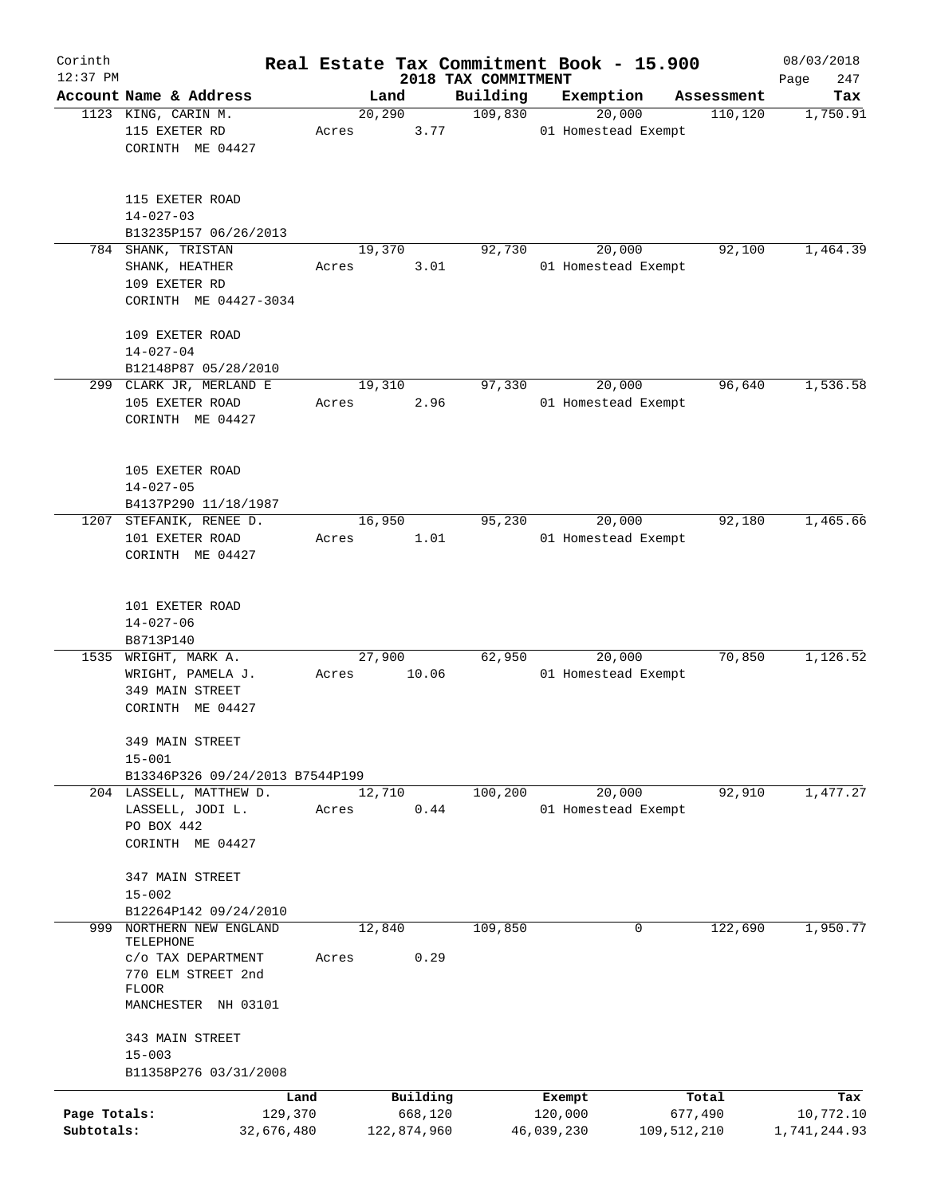Corinth 12:37 PM

# Real Estate Tax Commitment Book - 15.900
## 2018 TAX COMMITMENT

08/03/2018

| Account Name & Address | Land | Building | Exemption | Assessment | Tax |
|---|---|---|---|---|---|
| 1123 KING, CARIN M.<br>115 EXETER RD<br>CORINTH ME 04427<br><br>115 EXETER ROAD<br>14-027-03<br>B13235P157 06/26/2013 | 20,290<br>Acres 3.77 | 109,830 | 20,000<br>01 Homestead Exempt | 110,120 | 1,750.91 |
| 784 SHANK, TRISTAN<br>SHANK, HEATHER<br>109 EXETER RD<br>CORINTH ME 04427-3034<br><br>109 EXETER ROAD<br>14-027-04<br>B12148P87 05/28/2010 | 19,370<br>Acres 3.01 | 92,730 | 20,000<br>01 Homestead Exempt | 92,100 | 1,464.39 |
| 299 CLARK JR, MERLAND E<br>105 EXETER ROAD<br>CORINTH ME 04427<br><br>105 EXETER ROAD<br>14-027-05<br>B4137P290 11/18/1987 | 19,310<br>Acres 2.96 | 97,330 | 20,000<br>01 Homestead Exempt | 96,640 | 1,536.58 |
| 1207 STEFANIK, RENEE D.<br>101 EXETER ROAD<br>CORINTH ME 04427<br><br>101 EXETER ROAD<br>14-027-06<br>B8713P140 | 16,950<br>Acres 1.01 | 95,230 | 20,000<br>01 Homestead Exempt | 92,180 | 1,465.66 |
| 1535 WRIGHT, MARK A.<br>WRIGHT, PAMELA J.<br>349 MAIN STREET<br>CORINTH ME 04427<br><br>349 MAIN STREET<br>15-001<br>B13346P326 09/24/2013 B7544P199 | 27,900<br>Acres 10.06 | 62,950 | 20,000<br>01 Homestead Exempt | 70,850 | 1,126.52 |
| 204 LASSELL, MATTHEW D.<br>LASSELL, JODI L.<br>PO BOX 442<br>CORINTH ME 04427<br><br>347 MAIN STREET<br>15-002<br>B12264P142 09/24/2010 | 12,710<br>Acres 0.44 | 100,200 | 20,000<br>01 Homestead Exempt | 92,910 | 1,477.27 |
| 999 NORTHERN NEW ENGLAND TELEPHONE<br>c/o TAX DEPARTMENT<br>770 ELM STREET 2nd FLOOR<br>MANCHESTER NH 03101<br><br>343 MAIN STREET<br>15-003<br>B11358P276 03/31/2008 | 12,840<br>Acres 0.29 | 109,850 | 0 | 122,690 | 1,950.77 |

| | Land | Building | Exempt | Total | Tax |
|---|---|---|---|---|---|
| Page Totals: | 129,370 | 668,120 | 120,000 | 677,490 | 10,772.10 |
| Subtotals: | 32,676,480 | 122,874,960 | 46,039,230 | 109,512,210 | 1,741,244.93 |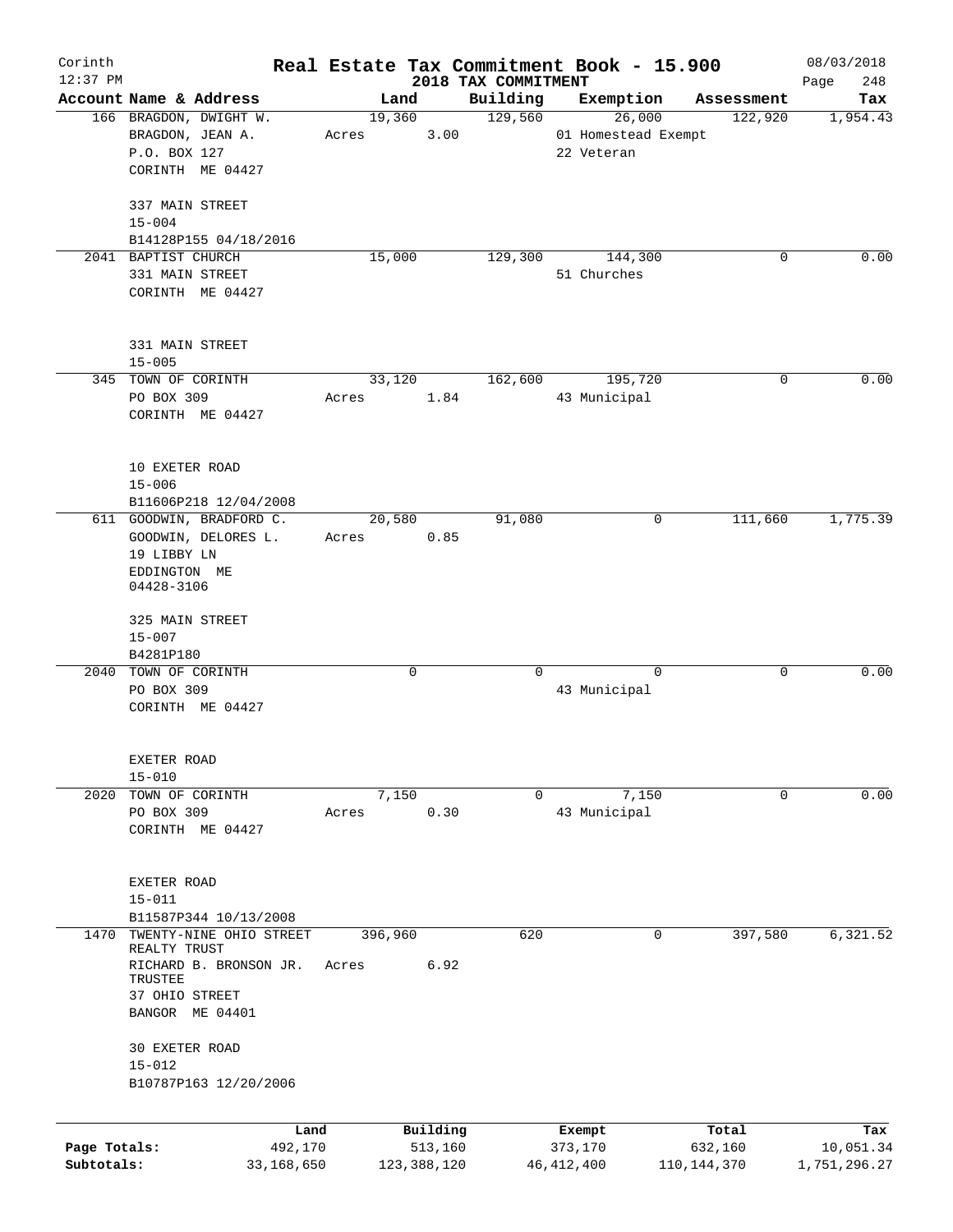# Real Estate Tax Commitment Book - 15.900

Corinth
12:37 PM

2018 TAX COMMITMENT

08/03/2018
Page 248

| Account Name & Address | Land | Building | Exemption | Assessment | Tax |
|---|---|---|---|---|---|
| 166 BRAGDON, DWIGHT W.<br>BRAGDON, JEAN A.<br>P.O. BOX 127<br>CORINTH ME 04427<br><br>337 MAIN STREET<br>15-004<br>B14128P155 04/18/2016 | 19,360<br>Acres 3.00 | 129,560 | 26,000<br>01 Homestead Exempt<br>22 Veteran | 122,920 | 1,954.43 |
| 2041 BAPTIST CHURCH<br>331 MAIN STREET<br>CORINTH ME 04427<br><br>331 MAIN STREET<br>15-005 | 15,000 | 129,300 | 144,300<br>51 Churches | 0 | 0.00 |
| 345 TOWN OF CORINTH<br>PO BOX 309<br>CORINTH ME 04427<br><br>10 EXETER ROAD<br>15-006<br>B11606P218 12/04/2008 | 33,120<br>Acres 1.84 | 162,600 | 195,720<br>43 Municipal | 0 | 0.00 |
| 611 GOODWIN, BRADFORD C.<br>GOODWIN, DELORES L.<br>19 LIBBY LN<br>EDDINGTON ME<br>04428-3106<br><br>325 MAIN STREET<br>15-007<br>B4281P180 | 20,580<br>Acres 0.85 | 91,080 | 0 | 111,660 | 1,775.39 |
| 2040 TOWN OF CORINTH<br>PO BOX 309<br>CORINTH ME 04427<br><br>EXETER ROAD<br>15-010 | 0 | 0 | 0<br>43 Municipal | 0 | 0.00 |
| 2020 TOWN OF CORINTH<br>PO BOX 309<br>CORINTH ME 04427<br><br>EXETER ROAD<br>15-011<br>B11587P344 10/13/2008 | 7,150<br>Acres 0.30 | 0 | 7,150<br>43 Municipal | 0 | 0.00 |
| 1470 TWENTY-NINE OHIO STREET REALTY TRUST<br>RICHARD B. BRONSON JR. TRUSTEE<br>37 OHIO STREET<br>BANGOR ME 04401<br><br>30 EXETER ROAD<br>15-012<br>B10787P163 12/20/2006 | 396,960<br>Acres 6.92 | 620 | 0 | 397,580 | 6,321.52 |

| | Land | Building | Exempt | Total | Tax |
|---|---|---|---|---|---|
| Page Totals: | 492,170 | 513,160 | 373,170 | 632,160 | 10,051.34 |
| Subtotals: | 33,168,650 | 123,388,120 | 46,412,400 | 110,144,370 | 1,751,296.27 |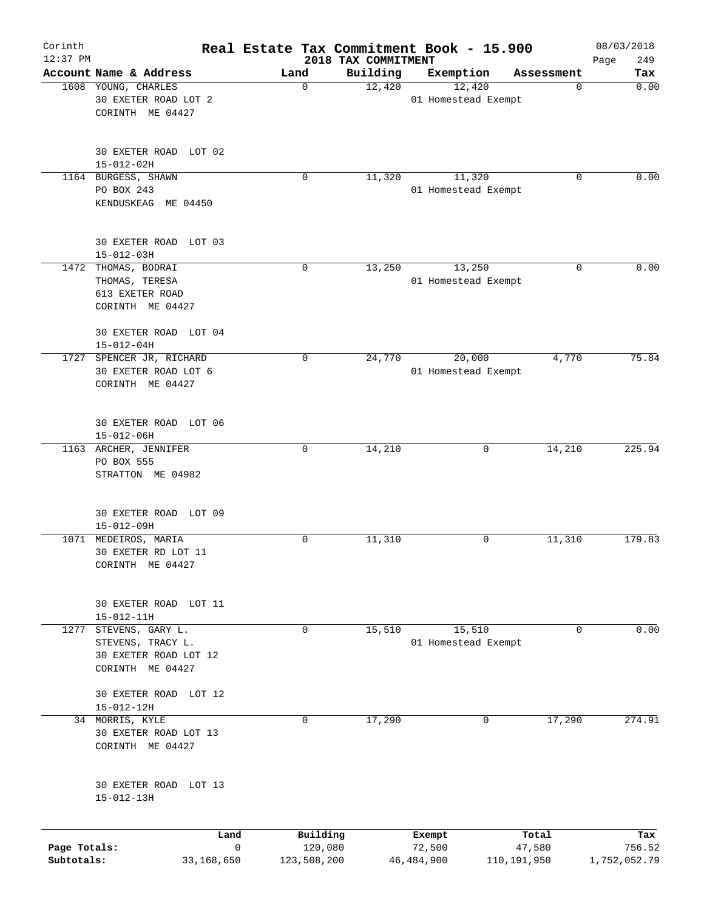# Real Estate Tax Commitment Book - 15.900

Corinth
12:37 PM

2018 TAX COMMITMENT

08/03/2018
Page 249

| Account Name & Address | Land | Building | Exemption | Assessment | Tax |
|---|---|---|---|---|---|
| 1608 YOUNG, CHARLES<br>30 EXETER ROAD LOT 2<br>CORINTH ME 04427<br><br>30 EXETER ROAD LOT 02<br>15-012-02H | 0 | 12,420 | 12,420<br>01 Homestead Exempt | 0 | 0.00 |
| 1164 BURGESS, SHAWN<br>PO BOX 243<br>KENDUSKEAG ME 04450<br><br>30 EXETER ROAD LOT 03<br>15-012-03H | 0 | 11,320 | 11,320<br>01 Homestead Exempt | 0 | 0.00 |
| 1472 THOMAS, BODRAI<br>THOMAS, TERESA<br>613 EXETER ROAD<br>CORINTH ME 04427<br><br>30 EXETER ROAD LOT 04<br>15-012-04H | 0 | 13,250 | 13,250<br>01 Homestead Exempt | 0 | 0.00 |
| 1727 SPENCER JR, RICHARD<br>30 EXETER ROAD LOT 6<br>CORINTH ME 04427<br><br>30 EXETER ROAD LOT 06<br>15-012-06H | 0 | 24,770 | 20,000<br>01 Homestead Exempt | 4,770 | 75.84 |
| 1163 ARCHER, JENNIFER<br>PO BOX 555<br>STRATTON ME 04982<br><br>30 EXETER ROAD LOT 09<br>15-012-09H | 0 | 14,210 | 0 | 14,210 | 225.94 |
| 1071 MEDEIROS, MARIA<br>30 EXETER RD LOT 11<br>CORINTH ME 04427<br><br>30 EXETER ROAD LOT 11<br>15-012-11H | 0 | 11,310 | 0 | 11,310 | 179.83 |
| 1277 STEVENS, GARY L.<br>STEVENS, TRACY L.<br>30 EXETER ROAD LOT 12<br>CORINTH ME 04427<br><br>30 EXETER ROAD LOT 12<br>15-012-12H | 0 | 15,510 | 15,510<br>01 Homestead Exempt | 0 | 0.00 |
| 34 MORRIS, KYLE<br>30 EXETER ROAD LOT 13<br>CORINTH ME 04427<br><br>30 EXETER ROAD LOT 13<br>15-012-13H | 0 | 17,290 | 0 | 17,290 | 274.91 |

| | Land | Building | Exempt | Total | Tax |
|---|---|---|---|---|---|
| Page Totals: | 0 | 120,080 | 72,500 | 47,580 | 756.52 |
| Subtotals: | 33,168,650 | 123,508,200 | 46,484,900 | 110,191,950 | 1,752,052.79 |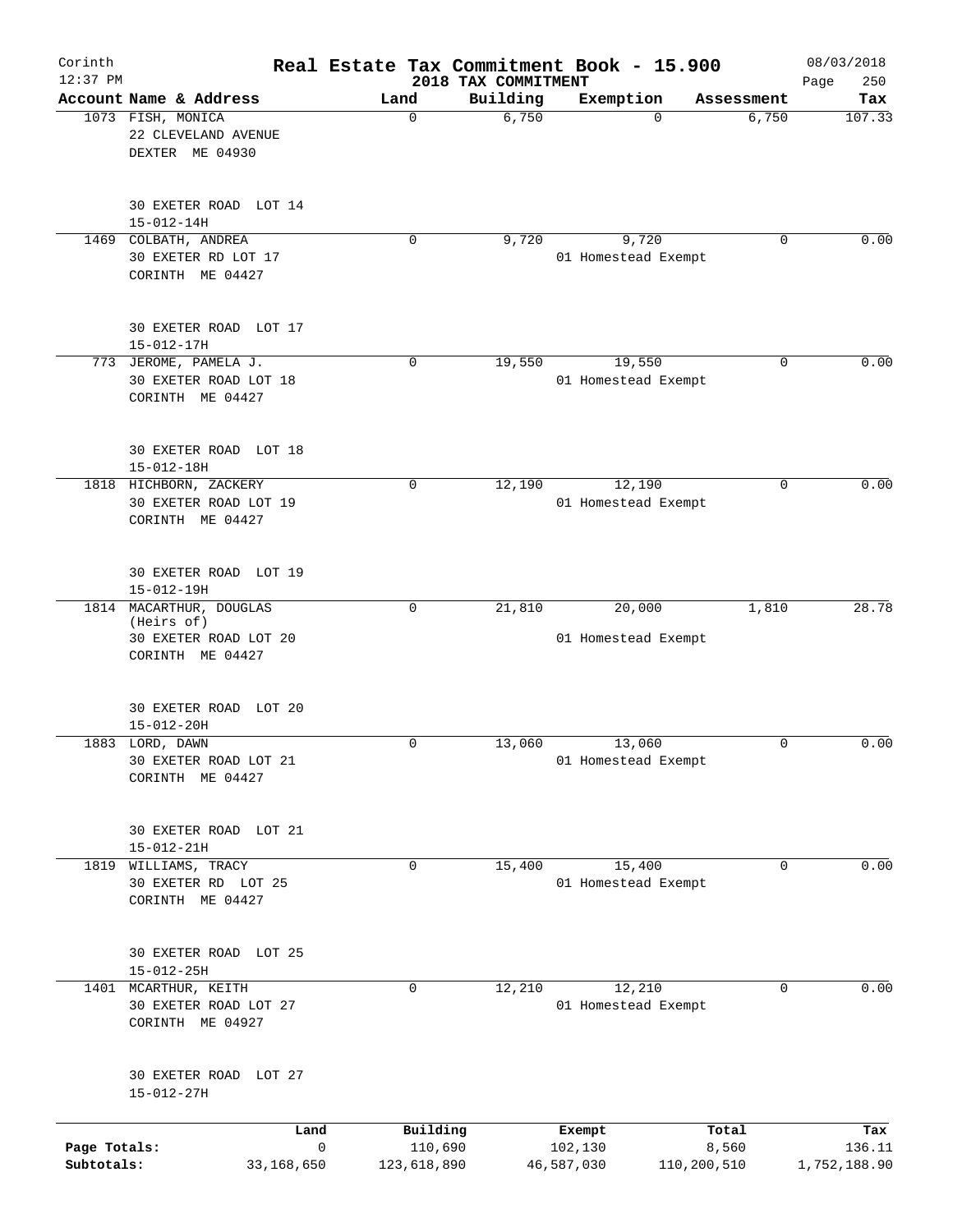# Real Estate Tax Commitment Book - 15.900

Corinth
12:37 PM

2018 TAX COMMITMENT

08/03/2018
Page 250

| Account Name & Address | Land | Building | Exemption | Assessment | Tax |
|---|---|---|---|---|---|
| 1073 FISH, MONICA<br>22 CLEVELAND AVENUE<br>DEXTER ME 04930<br><br>30 EXETER ROAD LOT 14<br>15-012-14H | 0 | 6,750 | 0 | 6,750 | 107.33 |
| 1469 COLBATH, ANDREA<br>30 EXETER RD LOT 17<br>CORINTH ME 04427<br><br>30 EXETER ROAD LOT 17<br>15-012-17H | 0 | 9,720 | 9,720<br>01 Homestead Exempt | 0 | 0.00 |
| 773 JEROME, PAMELA J.<br>30 EXETER ROAD LOT 18<br>CORINTH ME 04427<br><br>30 EXETER ROAD LOT 18<br>15-012-18H | 0 | 19,550 | 19,550<br>01 Homestead Exempt | 0 | 0.00 |
| 1818 HICHBORN, ZACKERY<br>30 EXETER ROAD LOT 19<br>CORINTH ME 04427<br><br>30 EXETER ROAD LOT 19<br>15-012-19H | 0 | 12,190 | 12,190<br>01 Homestead Exempt | 0 | 0.00 |
| 1814 MACARTHUR, DOUGLAS (Heirs of)<br>30 EXETER ROAD LOT 20<br>CORINTH ME 04427<br><br>30 EXETER ROAD LOT 20<br>15-012-20H | 0 | 21,810 | 20,000<br>01 Homestead Exempt | 1,810 | 28.78 |
| 1883 LORD, DAWN<br>30 EXETER ROAD LOT 21<br>CORINTH ME 04427<br><br>30 EXETER ROAD LOT 21<br>15-012-21H | 0 | 13,060 | 13,060<br>01 Homestead Exempt | 0 | 0.00 |
| 1819 WILLIAMS, TRACY<br>30 EXETER RD LOT 25<br>CORINTH ME 04427<br><br>30 EXETER ROAD LOT 25<br>15-012-25H | 0 | 15,400 | 15,400<br>01 Homestead Exempt | 0 | 0.00 |
| 1401 MCARTHUR, KEITH<br>30 EXETER ROAD LOT 27<br>CORINTH ME 04927<br><br>30 EXETER ROAD LOT 27<br>15-012-27H | 0 | 12,210 | 12,210<br>01 Homestead Exempt | 0 | 0.00 |

| | Land | Building | Exempt | Total | Tax |
|---|---|---|---|---|---|
| Page Totals: | 0 | 110,690 | 102,130 | 8,560 | 136.11 |
| Subtotals: | 33,168,650 | 123,618,890 | 46,587,030 | 110,200,510 | 1,752,188.90 |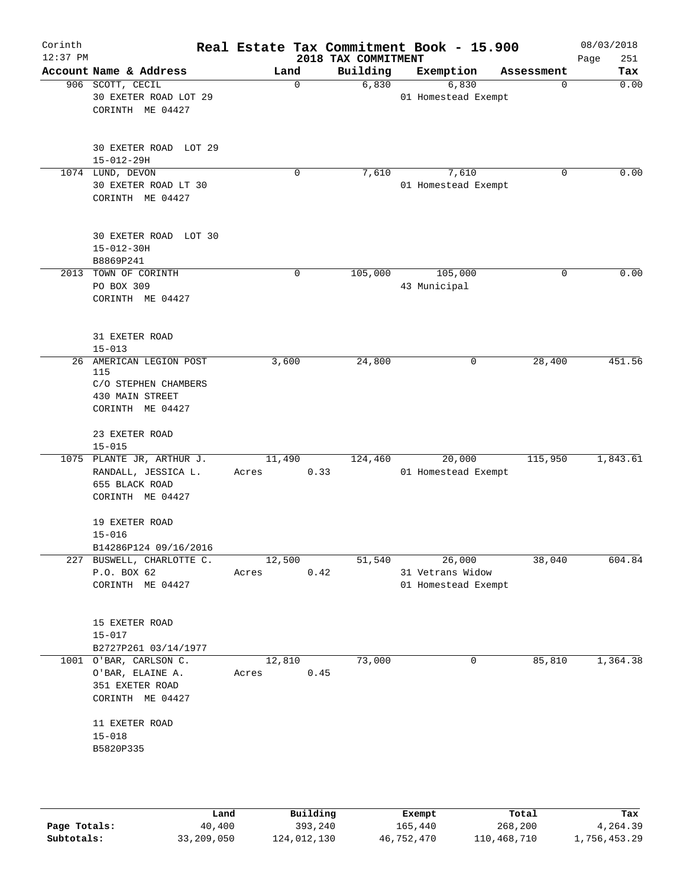# Real Estate Tax Commitment Book - 15.900

Corinth
12:37 PM

2018 TAX COMMITMENT

08/03/2018
Page 251

| Account Name & Address | Land | Building | Exemption | Assessment | Tax |
|---|---|---|---|---|---|
| 906 SCOTT, CECIL<br>30 EXETER ROAD LOT 29<br>CORINTH ME 04427<br><br>30 EXETER ROAD LOT 29<br>15-012-29H | 0 | 6,830 | 6,830<br>01 Homestead Exempt | 0 | 0.00 |
| 1074 LUND, DEVON<br>30 EXETER ROAD LT 30<br>CORINTH ME 04427<br><br>30 EXETER ROAD LOT 30<br>15-012-30H<br>B8869P241 | 0 | 7,610 | 7,610<br>01 Homestead Exempt | 0 | 0.00 |
| 2013 TOWN OF CORINTH<br>PO BOX 309<br>CORINTH ME 04427<br><br>31 EXETER ROAD<br>15-013 | 0 | 105,000 | 105,000<br>43 Municipal | 0 | 0.00 |
| 26 AMERICAN LEGION POST 115<br>C/O STEPHEN CHAMBERS<br>430 MAIN STREET<br>CORINTH ME 04427<br><br>23 EXETER ROAD<br>15-015 | 3,600 | 24,800 | 0 | 28,400 | 451.56 |
| 1075 PLANTE JR, ARTHUR J.<br>RANDALL, JESSICA L.<br>655 BLACK ROAD<br>CORINTH ME 04427<br><br>19 EXETER ROAD<br>15-016<br>B14286P124 09/16/2016 | 11,490<br>Acres 0.33 | 124,460 | 20,000<br>01 Homestead Exempt | 115,950 | 1,843.61 |
| 227 BUSWELL, CHARLOTTE C.<br>P.O. BOX 62<br>CORINTH ME 04427<br><br>15 EXETER ROAD<br>15-017<br>B2727P261 03/14/1977 | 12,500<br>Acres 0.42 | 51,540 | 26,000<br>31 Vetrans Widow<br>01 Homestead Exempt | 38,040 | 604.84 |
| 1001 O'BAR, CARLSON C.<br>O'BAR, ELAINE A.<br>351 EXETER ROAD<br>CORINTH ME 04427<br><br>11 EXETER ROAD<br>15-018<br>B5820P335 | 12,810<br>Acres 0.45 | 73,000 | 0 | 85,810 | 1,364.38 |

| | Land | Building | Exempt | Total | Tax |
|---|---|---|---|---|---|
| Page Totals: | 40,400 | 393,240 | 165,440 | 268,200 | 4,264.39 |
| Subtotals: | 33,209,050 | 124,012,130 | 46,752,470 | 110,468,710 | 1,756,453.29 |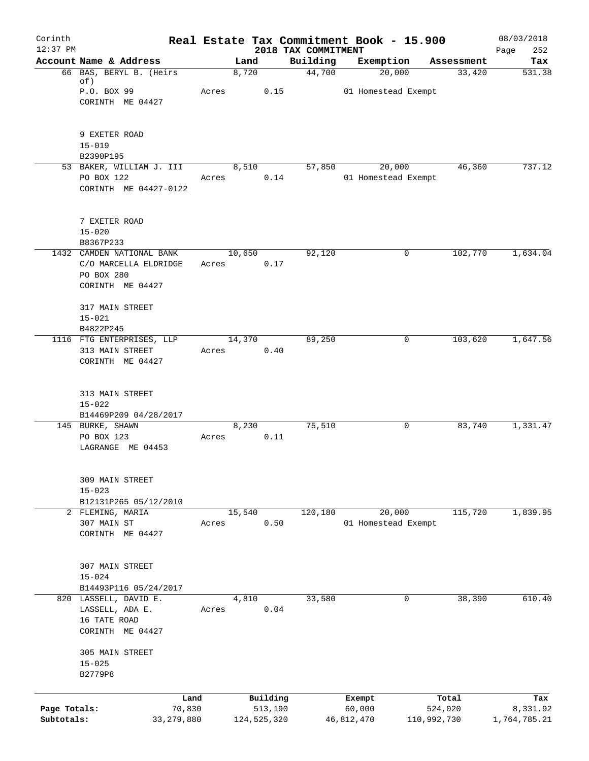# Real Estate Tax Commitment Book - 15.900

Corinth 12:37 PM — 2018 TAX COMMITMENT — 08/03/2018

| Account Name & Address | Land | Building | Exemption | Assessment | Tax |
|---|---|---|---|---|---|
| 66 BAS, BERYL B. (Heirs of) P.O. BOX 99 CORINTH ME 04427<br>9 EXETER ROAD<br>15-019<br>B2390P195 | 8,720<br>Acres 0.15 | 44,700 | 20,000<br>01 Homestead Exempt | 33,420 | 531.38 |
| 53 BAKER, WILLIAM J. III PO BOX 122 CORINTH ME 04427-0122<br>7 EXETER ROAD<br>15-020<br>B8367P233 | 8,510<br>Acres 0.14 | 57,850 | 20,000<br>01 Homestead Exempt | 46,360 | 737.12 |
| 1432 CAMDEN NATIONAL BANK C/O MARCELLA ELDRIDGE PO BOX 280 CORINTH ME 04427<br>317 MAIN STREET<br>15-021<br>B4822P245 | 10,650<br>Acres 0.17 | 92,120 | 0 | 102,770 | 1,634.04 |
| 1116 FTG ENTERPRISES, LLP 313 MAIN STREET CORINTH ME 04427<br>313 MAIN STREET<br>15-022<br>B14469P209 04/28/2017 | 14,370<br>Acres 0.40 | 89,250 | 0 | 103,620 | 1,647.56 |
| 145 BURKE, SHAWN PO BOX 123 LAGRANGE ME 04453<br>309 MAIN STREET<br>15-023<br>B12131P265 05/12/2010 | 8,230<br>Acres 0.11 | 75,510 | 0 | 83,740 | 1,331.47 |
| 2 FLEMING, MARIA 307 MAIN ST CORINTH ME 04427<br>307 MAIN STREET<br>15-024<br>B14493P116 05/24/2017 | 15,540<br>Acres 0.50 | 120,180 | 20,000<br>01 Homestead Exempt | 115,720 | 1,839.95 |
| 820 LASSELL, DAVID E. LASSELL, ADA E. 16 TATE ROAD CORINTH ME 04427<br>305 MAIN STREET<br>15-025<br>B2779P8 | 4,810<br>Acres 0.04 | 33,580 | 0 | 38,390 | 610.40 |

| | Land | Building | Exempt | Total | Tax |
|---|---|---|---|---|---|
| Page Totals: | 70,830 | 513,190 | 60,000 | 524,020 | 8,331.92 |
| Subtotals: | 33,279,880 | 124,525,320 | 46,812,470 | 110,992,730 | 1,764,785.21 |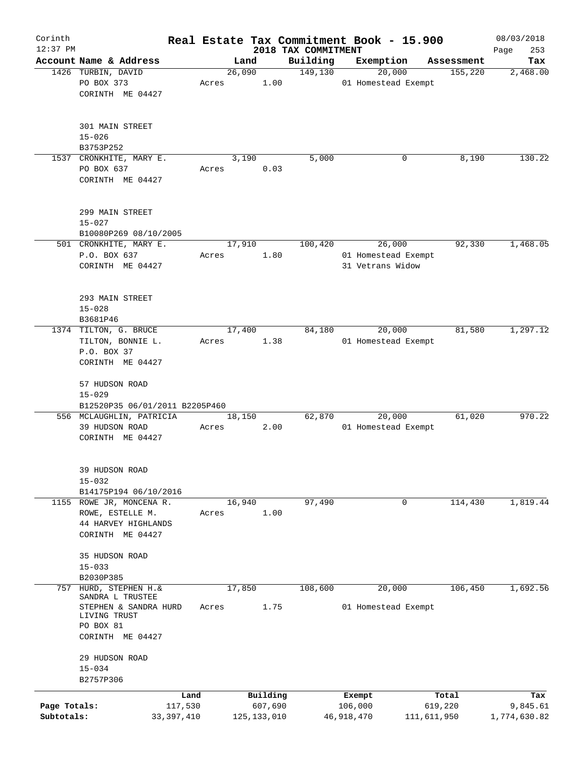Corinth 12:37 PM

# Real Estate Tax Commitment Book - 15.900

## 2018 TAX COMMITMENT

08/03/2018

| Account Name & Address | Land | Building | Exemption | Assessment | Tax |
|---|---|---|---|---|---|
| 1426 TURBIN, DAVID<br>PO BOX 373<br>CORINTH ME 04427<br><br>301 MAIN STREET<br>15-026<br>B3753P252 | 26,090<br>Acres 1.00 | 149,130 | 20,000<br>01 Homestead Exempt | 155,220 | 2,468.00 |
| 1537 CRONKHITE, MARY E.<br>PO BOX 637<br>CORINTH ME 04427<br><br>299 MAIN STREET<br>15-027<br>B10080P269 08/10/2005 | 3,190<br>Acres 0.03 | 5,000 | 0 | 8,190 | 130.22 |
| 501 CRONKHITE, MARY E.<br>P.O. BOX 637<br>CORINTH ME 04427<br><br>293 MAIN STREET<br>15-028<br>B3681P46 | 17,910<br>Acres 1.80 | 100,420 | 26,000<br>01 Homestead Exempt<br>31 Vetrans Widow | 92,330 | 1,468.05 |
| 1374 TILTON, G. BRUCE<br>TILTON, BONNIE L.<br>P.O. BOX 37<br>CORINTH ME 04427<br><br>57 HUDSON ROAD<br>15-029<br>B12520P35 06/01/2011 B2205P460 | 17,400<br>Acres 1.38 | 84,180 | 20,000<br>01 Homestead Exempt | 81,580 | 1,297.12 |
| 556 MCLAUGHLIN, PATRICIA<br>39 HUDSON ROAD<br>CORINTH ME 04427<br><br>39 HUDSON ROAD<br>15-032<br>B14175P194 06/10/2016 | 18,150<br>Acres 2.00 | 62,870 | 20,000<br>01 Homestead Exempt | 61,020 | 970.22 |
| 1155 ROWE JR, MONCENA R.<br>ROWE, ESTELLE M.<br>44 HARVEY HIGHLANDS<br>CORINTH ME 04427<br><br>35 HUDSON ROAD<br>15-033<br>B2030P385 | 16,940<br>Acres 1.00 | 97,490 | 0 | 114,430 | 1,819.44 |
| 757 HURD, STEPHEN H.&<br>SANDRA L TRUSTEE<br>STEPHEN & SANDRA HURD LIVING TRUST<br>PO BOX 81<br>CORINTH ME 04427<br><br>29 HUDSON ROAD<br>15-034<br>B2757P306 | 17,850<br>Acres 1.75 | 108,600 | 20,000<br>01 Homestead Exempt | 106,450 | 1,692.56 |

| | Land | Building | Exempt | Total | Tax |
|---|---|---|---|---|---|
| Page Totals: | 117,530 | 607,690 | 106,000 | 619,220 | 9,845.61 |
| Subtotals: | 33,397,410 | 125,133,010 | 46,918,470 | 111,611,950 | 1,774,630.82 |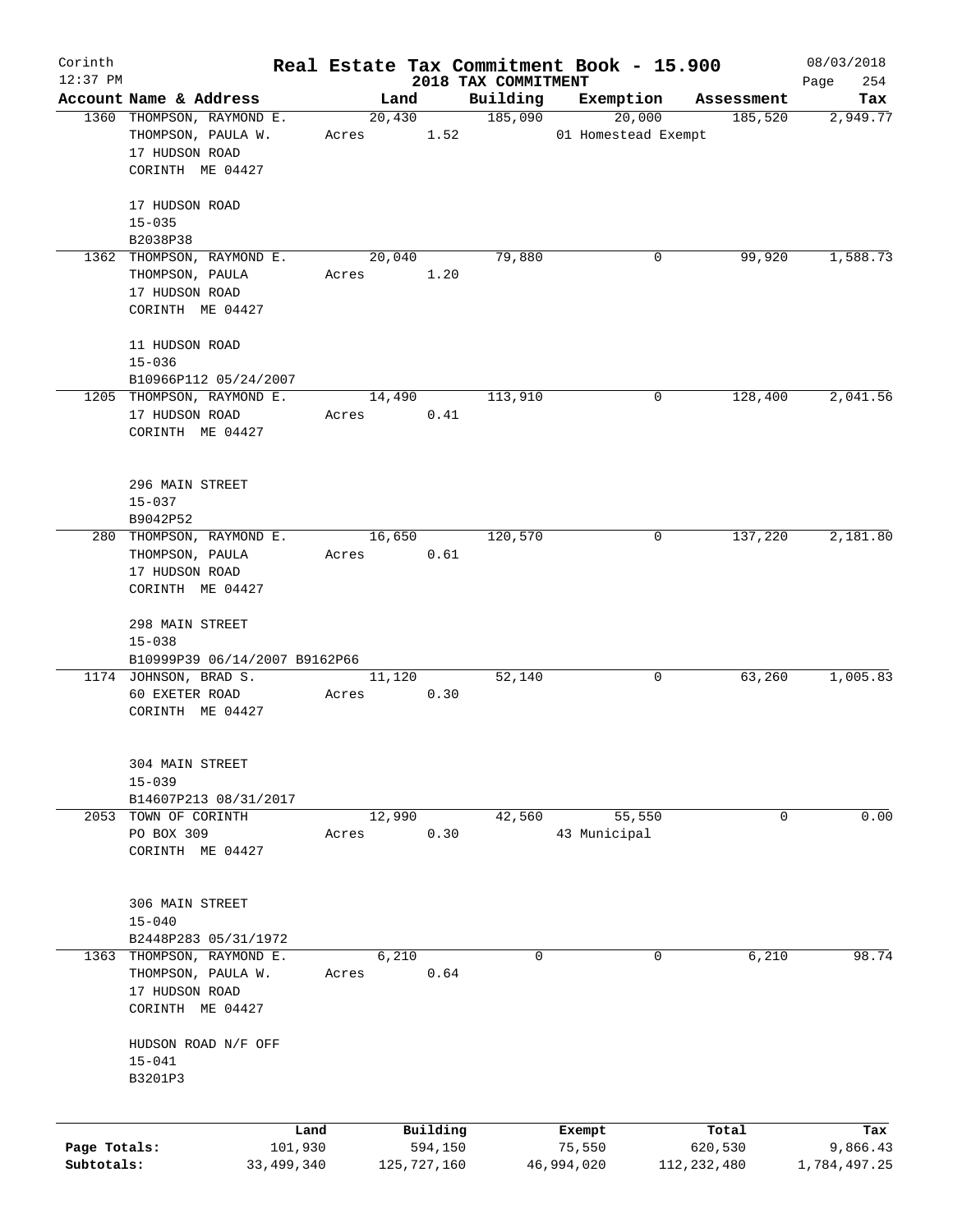Corinth 12:37 PM

# Real Estate Tax Commitment Book - 15.900

## 2018 TAX COMMITMENT

08/03/2018

| Account Name & Address | Land | Building | Exemption | Assessment | Tax |
|---|---|---|---|---|---|
| 1360 THOMPSON, RAYMOND E.<br>THOMPSON, PAULA W.<br>17 HUDSON ROAD<br>CORINTH ME 04427<br><br>17 HUDSON ROAD<br>15-035<br>B2038P38 | 20,430<br>Acres 1.52 | 185,090 | 20,000<br>01 Homestead Exempt | 185,520 | 2,949.77 |
| 1362 THOMPSON, RAYMOND E.<br>THOMPSON, PAULA<br>17 HUDSON ROAD<br>CORINTH ME 04427<br><br>11 HUDSON ROAD<br>15-036<br>B10966P112 05/24/2007 | 20,040<br>Acres 1.20 | 79,880 | 0 | 99,920 | 1,588.73 |
| 1205 THOMPSON, RAYMOND E.<br>17 HUDSON ROAD<br>CORINTH ME 04427<br><br>296 MAIN STREET<br>15-037<br>B9042P52 | 14,490<br>Acres 0.41 | 113,910 | 0 | 128,400 | 2,041.56 |
| 280 THOMPSON, RAYMOND E.<br>THOMPSON, PAULA<br>17 HUDSON ROAD<br>CORINTH ME 04427<br><br>298 MAIN STREET<br>15-038<br>B10999P39 06/14/2007 B9162P66 | 16,650<br>Acres 0.61 | 120,570 | 0 | 137,220 | 2,181.80 |
| 1174 JOHNSON, BRAD S.<br>60 EXETER ROAD<br>CORINTH ME 04427<br><br>304 MAIN STREET<br>15-039<br>B14607P213 08/31/2017 | 11,120<br>Acres 0.30 | 52,140 | 0 | 63,260 | 1,005.83 |
| 2053 TOWN OF CORINTH<br>PO BOX 309<br>CORINTH ME 04427<br><br>306 MAIN STREET<br>15-040<br>B2448P283 05/31/1972 | 12,990<br>Acres 0.30 | 42,560 | 55,550<br>43 Municipal | 0 | 0.00 |
| 1363 THOMPSON, RAYMOND E.<br>THOMPSON, PAULA W.<br>17 HUDSON ROAD<br>CORINTH ME 04427<br><br>HUDSON ROAD N/F OFF<br>15-041<br>B3201P3 | 6,210<br>Acres 0.64 | 0 | 0 | 6,210 | 98.74 |

| | Land | Building | Exempt | Total | Tax |
|---|---|---|---|---|---|
| Page Totals: | 101,930 | 594,150 | 75,550 | 620,530 | 9,866.43 |
| Subtotals: | 33,499,340 | 125,727,160 | 46,994,020 | 112,232,480 | 1,784,497.25 |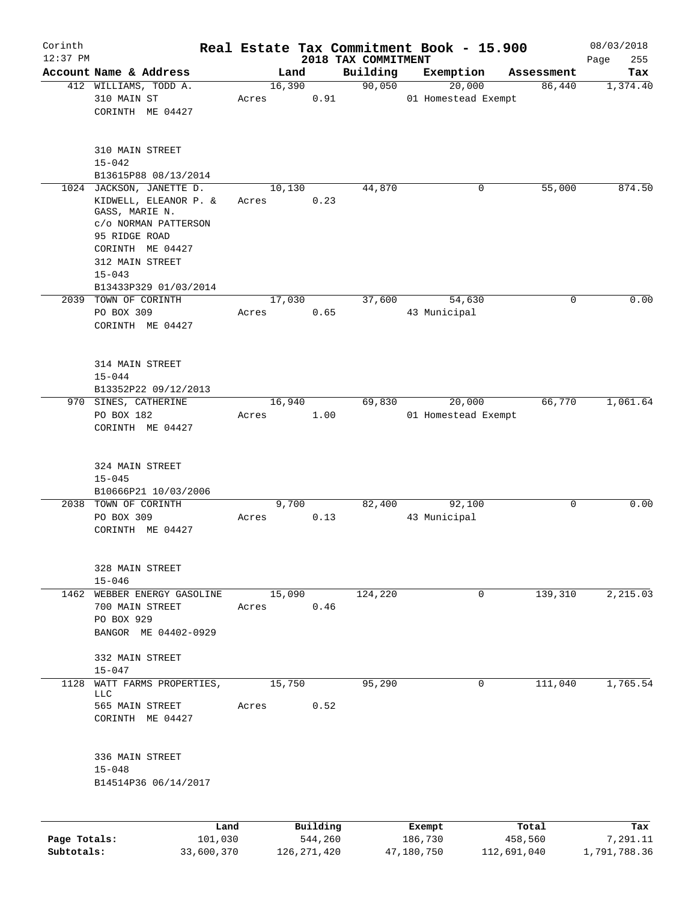Corinth 12:37 PM

# Real Estate Tax Commitment Book - 15.900

## 2018 TAX COMMITMENT

08/03/2018 Page 255

| Account Name & Address | Land | Building | Exemption | Assessment | Tax |
|---|---|---|---|---|---|
| 412 WILLIAMS, TODD A.<br>310 MAIN ST<br>CORINTH ME 04427<br><br>310 MAIN STREET<br>15-042<br>B13615P88 08/13/2014 | 16,390<br>Acres 0.91 | 90,050 | 20,000<br>01 Homestead Exempt | 86,440 | 1,374.40 |
| 1024 JACKSON, JANETTE D.<br>KIDWELL, ELEANOR P. &<br>GASS, MARIE N.<br>c/o NORMAN PATTERSON<br>95 RIDGE ROAD<br>CORINTH ME 04427<br>312 MAIN STREET<br>15-043<br>B13433P329 01/03/2014 | 10,130<br>Acres 0.23 | 44,870 | 0 | 55,000 | 874.50 |
| 2039 TOWN OF CORINTH<br>PO BOX 309<br>CORINTH ME 04427<br><br>314 MAIN STREET<br>15-044<br>B13352P22 09/12/2013 | 17,030<br>Acres 0.65 | 37,600 | 54,630<br>43 Municipal | 0 | 0.00 |
| 970 SINES, CATHERINE<br>PO BOX 182<br>CORINTH ME 04427<br><br>324 MAIN STREET<br>15-045<br>B10666P21 10/03/2006 | 16,940<br>Acres 1.00 | 69,830 | 20,000<br>01 Homestead Exempt | 66,770 | 1,061.64 |
| 2038 TOWN OF CORINTH<br>PO BOX 309<br>CORINTH ME 04427<br><br>328 MAIN STREET<br>15-046 | 9,700<br>Acres 0.13 | 82,400 | 92,100<br>43 Municipal | 0 | 0.00 |
| 1462 WEBBER ENERGY GASOLINE<br>700 MAIN STREET<br>PO BOX 929<br>BANGOR ME 04402-0929<br><br>332 MAIN STREET<br>15-047 | 15,090<br>Acres 0.46 | 124,220 | 0 | 139,310 | 2,215.03 |
| 1128 WATT FARMS PROPERTIES, LLC<br>565 MAIN STREET<br>CORINTH ME 04427<br><br>336 MAIN STREET<br>15-048<br>B14514P36 06/14/2017 | 15,750<br>Acres 0.52 | 95,290 | 0 | 111,040 | 1,765.54 |

| | Land | Building | Exempt | Total | Tax |
|---|---|---|---|---|---|
| Page Totals: | 101,030 | 544,260 | 186,730 | 458,560 | 7,291.11 |
| Subtotals: | 33,600,370 | 126,271,420 | 47,180,750 | 112,691,040 | 1,791,788.36 |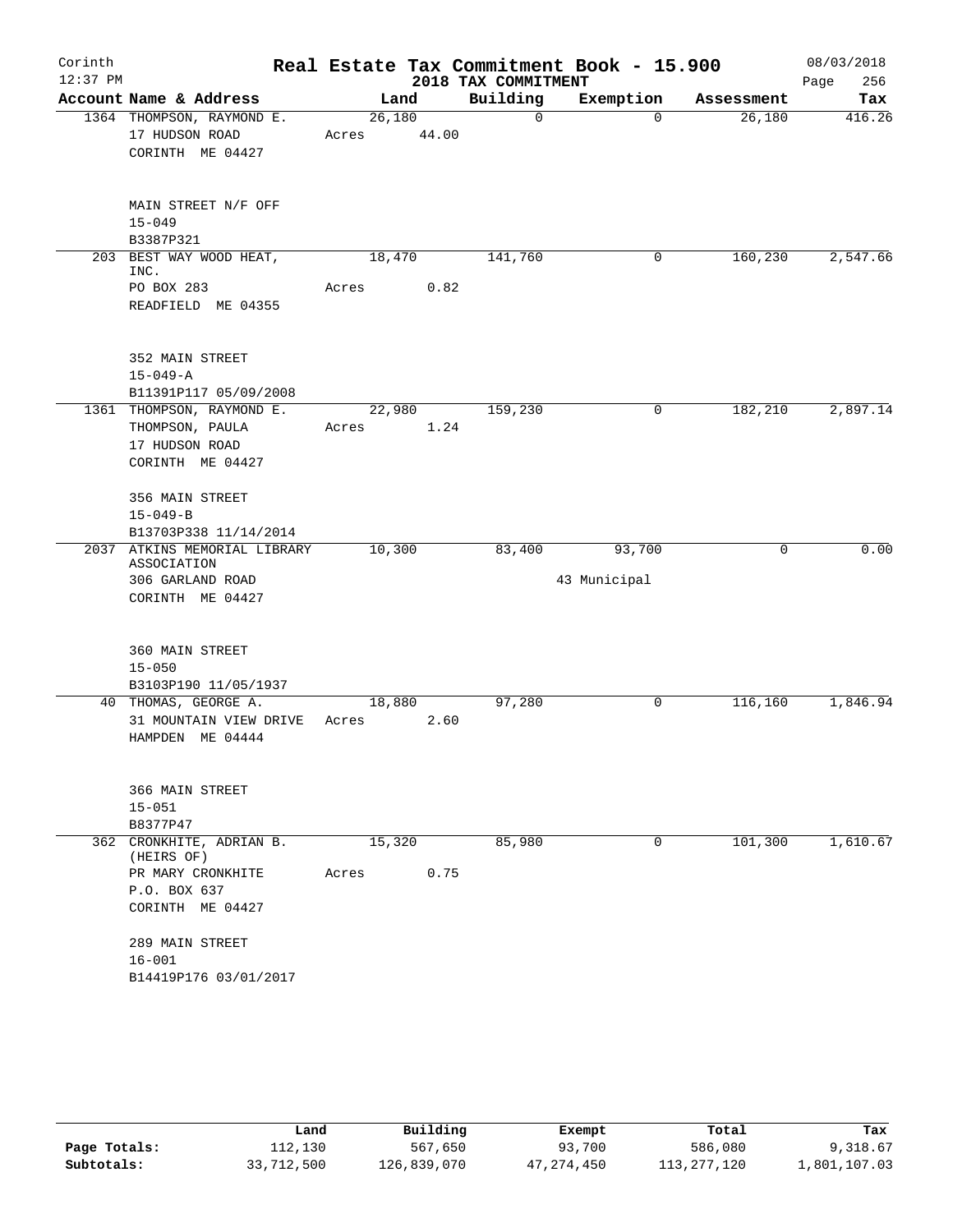Corinth 12:37 PM

# Real Estate Tax Commitment Book - 15.900

## 2018 TAX COMMITMENT

08/03/2018 Page 256

| Account Name & Address | Land | Building | Exemption | Assessment | Tax |
|---|---|---|---|---|---|
| 1364 THOMPSON, RAYMOND E.<br>17 HUDSON ROAD<br>CORINTH ME 04427<br><br>MAIN STREET N/F OFF<br>15-049<br>B3387P321 | 26,180<br>Acres 44.00 | 0 | 0 | 26,180 | 416.26 |
| 203 BEST WAY WOOD HEAT, INC.<br>PO BOX 283<br>READFIELD ME 04355<br><br>352 MAIN STREET<br>15-049-A<br>B11391P117 05/09/2008 | 18,470<br>Acres 0.82 | 141,760 | 0 | 160,230 | 2,547.66 |
| 1361 THOMPSON, RAYMOND E.<br>THOMPSON, PAULA<br>17 HUDSON ROAD<br>CORINTH ME 04427<br><br>356 MAIN STREET<br>15-049-B<br>B13703P338 11/14/2014 | 22,980<br>Acres 1.24 | 159,230 | 0 | 182,210 | 2,897.14 |
| 2037 ATKINS MEMORIAL LIBRARY ASSOCIATION<br>306 GARLAND ROAD<br>CORINTH ME 04427<br><br>360 MAIN STREET<br>15-050<br>B3103P190 11/05/1937 | 10,300 | 83,400 | 93,700<br>43 Municipal | 0 | 0.00 |
| 40 THOMAS, GEORGE A.<br>31 MOUNTAIN VIEW DRIVE<br>HAMPDEN ME 04444<br><br>366 MAIN STREET<br>15-051<br>B8377P47 | 18,880<br>Acres 2.60 | 97,280 | 0 | 116,160 | 1,846.94 |
| 362 CRONKHITE, ADRIAN B. (HEIRS OF)<br>PR MARY CRONKHITE<br>P.O. BOX 637<br>CORINTH ME 04427<br><br>289 MAIN STREET<br>16-001<br>B14419P176 03/01/2017 | 15,320<br>Acres 0.75 | 85,980 | 0 | 101,300 | 1,610.67 |

| | Land | Building | Exempt | Total | Tax |
|---|---|---|---|---|---|
| Page Totals: | 112,130 | 567,650 | 93,700 | 586,080 | 9,318.67 |
| Subtotals: | 33,712,500 | 126,839,070 | 47,274,450 | 113,277,120 | 1,801,107.03 |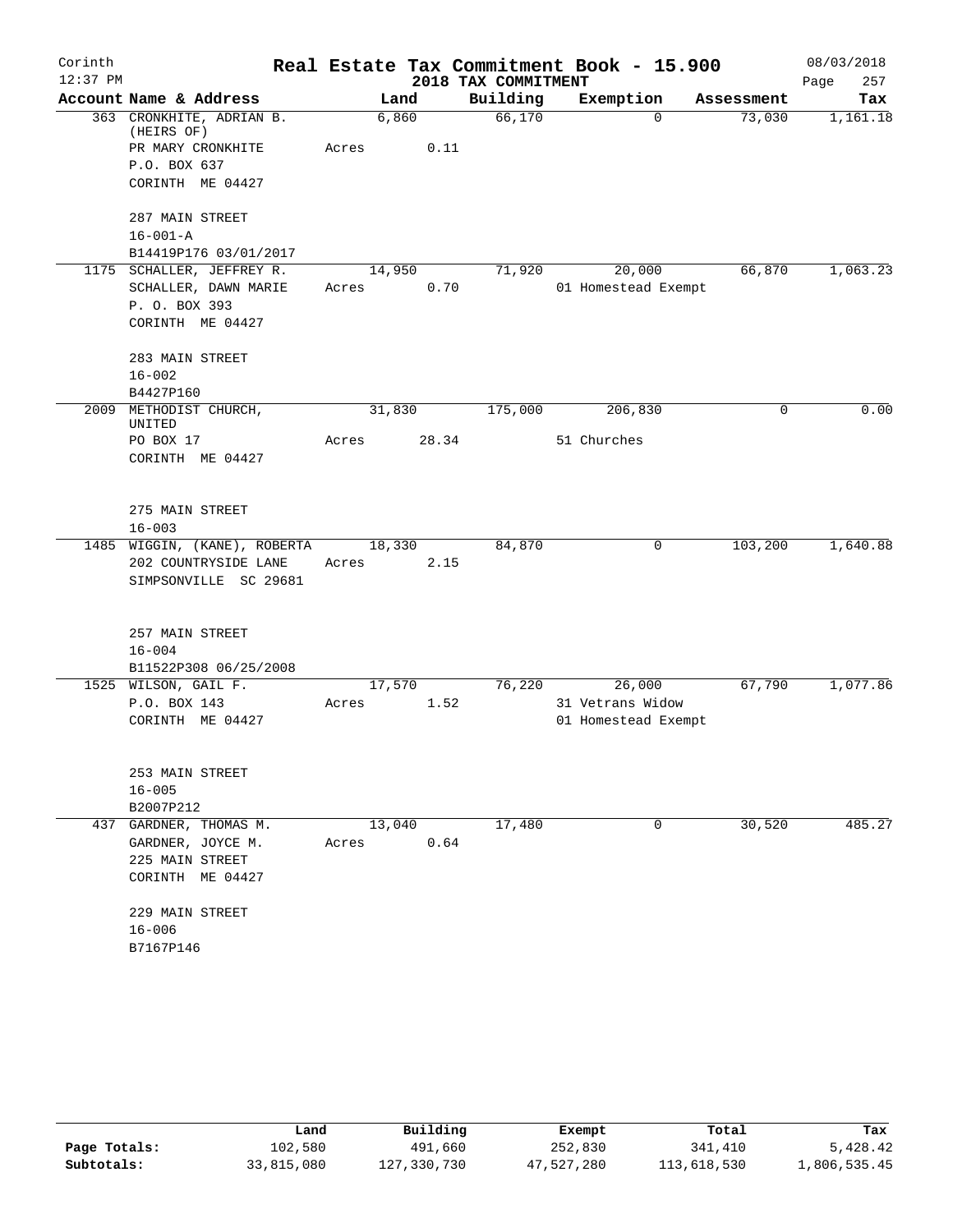Corinth
12:37 PM

# Real Estate Tax Commitment Book - 15.900

## 2018 TAX COMMITMENT

08/03/2018

| Account | Name & Address | Land | Building | Exemption | Assessment | Tax |
|---|---|---|---|---|---|---|
| 363 | CRONKHITE, ADRIAN B. (HEIRS OF)<br>PR MARY CRONKHITE<br>P.O. BOX 637<br>CORINTH ME 04427<br><br>287 MAIN STREET<br>16-001-A<br>B14419P176 03/01/2017 | 6,860<br>Acres 0.11 | 66,170 | 0 | 73,030 | 1,161.18 |
| 1175 | SCHALLER, JEFFREY R.<br>SCHALLER, DAWN MARIE<br>P. O. BOX 393<br>CORINTH ME 04427<br><br>283 MAIN STREET<br>16-002<br>B4427P160 | 14,950<br>Acres 0.70 | 71,920 | 20,000<br>01 Homestead Exempt | 66,870 | 1,063.23 |
| 2009 | METHODIST CHURCH, UNITED<br>PO BOX 17<br>CORINTH ME 04427<br><br>275 MAIN STREET<br>16-003 | 31,830<br>Acres 28.34 | 175,000 | 206,830<br>51 Churches | 0 | 0.00 |
| 1485 | WIGGIN, (KANE), ROBERTA<br>202 COUNTRYSIDE LANE<br>SIMPSONVILLE SC 29681<br><br>257 MAIN STREET<br>16-004<br>B11522P308 06/25/2008 | 18,330<br>Acres 2.15 | 84,870 | 0 | 103,200 | 1,640.88 |
| 1525 | WILSON, GAIL F.<br>P.O. BOX 143<br>CORINTH ME 04427<br><br>253 MAIN STREET<br>16-005<br>B2007P212 | 17,570<br>Acres 1.52 | 76,220 | 26,000<br>31 Vetrans Widow<br>01 Homestead Exempt | 67,790 | 1,077.86 |
| 437 | GARDNER, THOMAS M.<br>GARDNER, JOYCE M.<br>225 MAIN STREET<br>CORINTH ME 04427<br><br>229 MAIN STREET<br>16-006<br>B7167P146 | 13,040<br>Acres 0.64 | 17,480 | 0 | 30,520 | 485.27 |

| | Land | Building | Exempt | Total | Tax |
|---|---|---|---|---|---|
| Page Totals: | 102,580 | 491,660 | 252,830 | 341,410 | 5,428.42 |
| Subtotals: | 33,815,080 | 127,330,730 | 47,527,280 | 113,618,530 | 1,806,535.45 |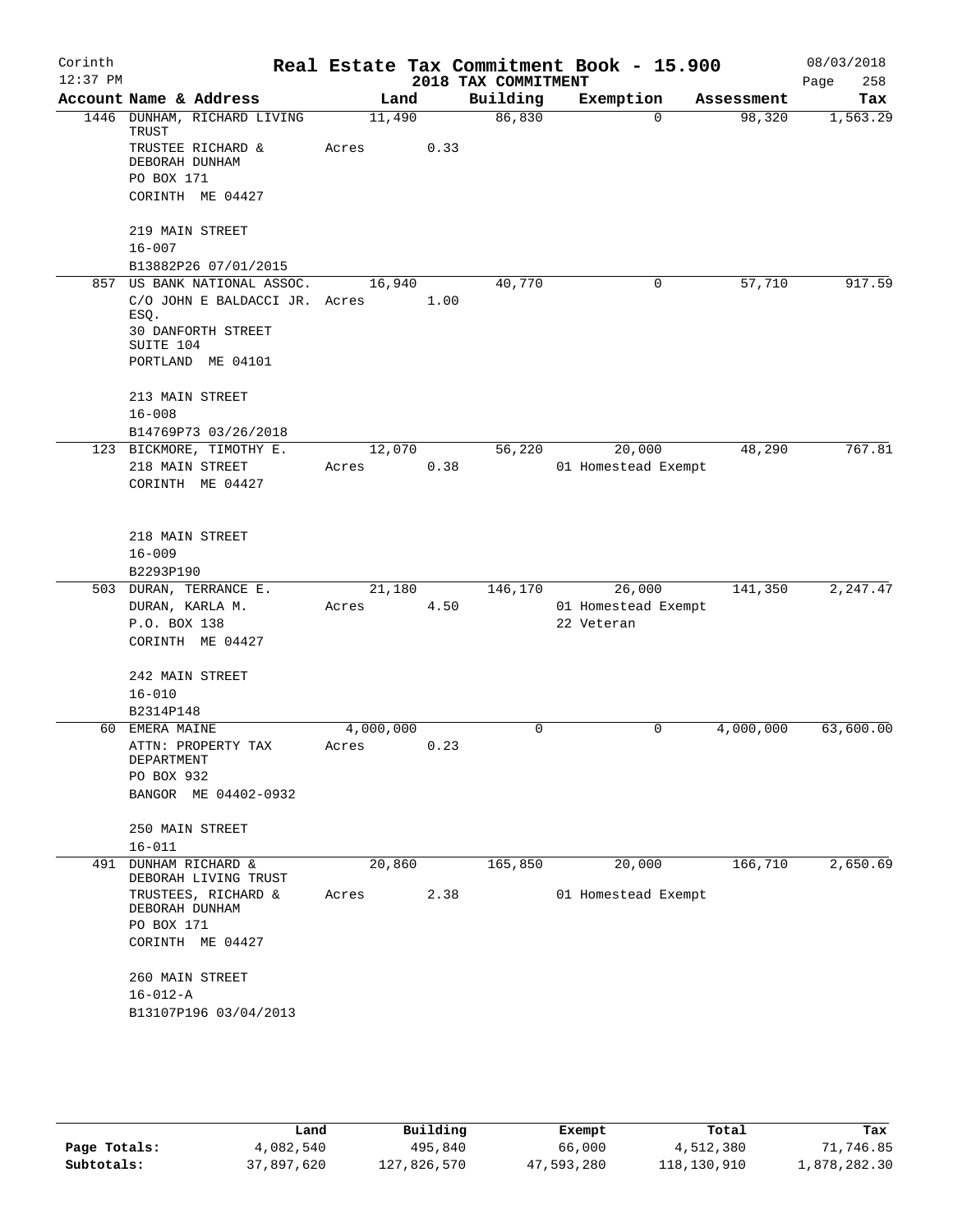# Real Estate Tax Commitment Book - 15.900

Corinth
12:37 PM

## 2018 TAX COMMITMENT

08/03/2018

| Account Name & Address | Land | Building | Exemption | Assessment | Tax |
|---|---|---|---|---|---|
| 1446 DUNHAM, RICHARD LIVING TRUST<br>TRUSTEE RICHARD & DEBORAH DUNHAM<br>PO BOX 171<br>CORINTH ME 04427<br><br>219 MAIN STREET<br>16-007<br>B13882P26 07/01/2015 | 11,490<br>Acres 0.33 | 86,830 | 0 | 98,320 | 1,563.29 |
| 857 US BANK NATIONAL ASSOC.<br>C/O JOHN E BALDACCI JR. ESQ.<br>30 DANFORTH STREET SUITE 104<br>PORTLAND ME 04101<br><br>213 MAIN STREET<br>16-008<br>B14769P73 03/26/2018 | 16,940<br>Acres 1.00 | 40,770 | 0 | 57,710 | 917.59 |
| 123 BICKMORE, TIMOTHY E.<br>218 MAIN STREET<br>CORINTH ME 04427<br><br>218 MAIN STREET<br>16-009<br>B2293P190 | 12,070<br>Acres 0.38 | 56,220 | 20,000<br>01 Homestead Exempt | 48,290 | 767.81 |
| 503 DURAN, TERRANCE E.<br>DURAN, KARLA M.<br>P.O. BOX 138<br>CORINTH ME 04427<br><br>242 MAIN STREET<br>16-010<br>B2314P148 | 21,180<br>Acres 4.50 | 146,170 | 26,000<br>01 Homestead Exempt<br>22 Veteran | 141,350 | 2,247.47 |
| 60 EMERA MAINE<br>ATTN: PROPERTY TAX DEPARTMENT<br>PO BOX 932<br>BANGOR ME 04402-0932<br><br>250 MAIN STREET<br>16-011 | 4,000,000<br>Acres 0.23 | 0 | 0 | 4,000,000 | 63,600.00 |
| 491 DUNHAM RICHARD & DEBORAH LIVING TRUST<br>TRUSTEES, RICHARD & DEBORAH DUNHAM<br>PO BOX 171<br>CORINTH ME 04427<br><br>260 MAIN STREET<br>16-012-A<br>B13107P196 03/04/2013 | 20,860<br>Acres 2.38 | 165,850 | 20,000<br>01 Homestead Exempt | 166,710 | 2,650.69 |

| | Land | Building | Exempt | Total | Tax |
|---|---|---|---|---|---|
| Page Totals: | 4,082,540 | 495,840 | 66,000 | 4,512,380 | 71,746.85 |
| Subtotals: | 37,897,620 | 127,826,570 | 47,593,280 | 118,130,910 | 1,878,282.30 |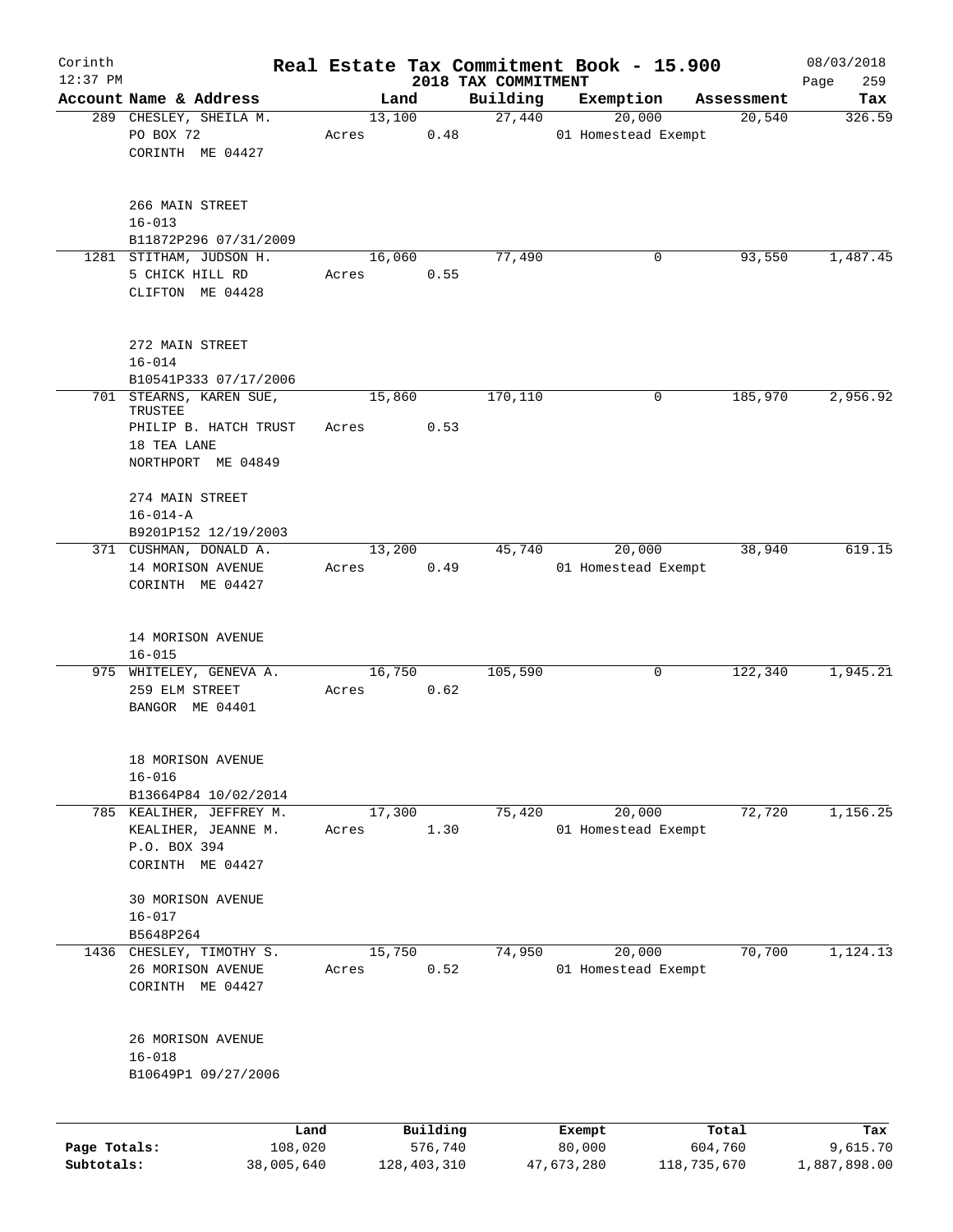Corinth 12:37 PM

# Real Estate Tax Commitment Book - 15.900

2018 TAX COMMITMENT

08/03/2018

| Account Name & Address | Land | | Building | Exemption | Assessment | Tax |
|---|---|---|---|---|---|---|
| 289 CHESLEY, SHEILA M. | 13,100 | | 27,440 | 20,000 | 20,540 | 326.59 |
| PO BOX 72 | Acres | 0.48 | | 01 Homestead Exempt | | |
| CORINTH ME 04427 | | | | | | |
| 266 MAIN STREET | | | | | | |
| 16-013 | | | | | | |
| B11872P296 07/31/2009 | | | | | | |
| 1281 STITHAM, JUDSON H. | 16,060 | | 77,490 | 0 | 93,550 | 1,487.45 |
| 5 CHICK HILL RD | Acres | 0.55 | | | | |
| CLIFTON ME 04428 | | | | | | |
| 272 MAIN STREET | | | | | | |
| 16-014 | | | | | | |
| B10541P333 07/17/2006 | | | | | | |
| 701 STEARNS, KAREN SUE, TRUSTEE | 15,860 | | 170,110 | 0 | 185,970 | 2,956.92 |
| PHILIP B. HATCH TRUST | Acres | 0.53 | | | | |
| 18 TEA LANE | | | | | | |
| NORTHPORT ME 04849 | | | | | | |
| 274 MAIN STREET | | | | | | |
| 16-014-A | | | | | | |
| B9201P152 12/19/2003 | | | | | | |
| 371 CUSHMAN, DONALD A. | 13,200 | | 45,740 | 20,000 | 38,940 | 619.15 |
| 14 MORISON AVENUE | Acres | 0.49 | | 01 Homestead Exempt | | |
| CORINTH ME 04427 | | | | | | |
| 14 MORISON AVENUE | | | | | | |
| 16-015 | | | | | | |
| 975 WHITELEY, GENEVA A. | 16,750 | | 105,590 | 0 | 122,340 | 1,945.21 |
| 259 ELM STREET | Acres | 0.62 | | | | |
| BANGOR ME 04401 | | | | | | |
| 18 MORISON AVENUE | | | | | | |
| 16-016 | | | | | | |
| B13664P84 10/02/2014 | | | | | | |
| 785 KEALIHER, JEFFREY M. | 17,300 | | 75,420 | 20,000 | 72,720 | 1,156.25 |
| KEALIHER, JEANNE M. | Acres | 1.30 | | 01 Homestead Exempt | | |
| P.O. BOX 394 | | | | | | |
| CORINTH ME 04427 | | | | | | |
| 30 MORISON AVENUE | | | | | | |
| 16-017 | | | | | | |
| B5648P264 | | | | | | |
| 1436 CHESLEY, TIMOTHY S. | 15,750 | | 74,950 | 20,000 | 70,700 | 1,124.13 |
| 26 MORISON AVENUE | Acres | 0.52 | | 01 Homestead Exempt | | |
| CORINTH ME 04427 | | | | | | |
| 26 MORISON AVENUE | | | | | | |
| 16-018 | | | | | | |
| B10649P1 09/27/2006 | | | | | | |

| | Land | Building | Exempt | Total | Tax |
|---|---|---|---|---|---|
| Page Totals: | 108,020 | 576,740 | 80,000 | 604,760 | 9,615.70 |
| Subtotals: | 38,005,640 | 128,403,310 | 47,673,280 | 118,735,670 | 1,887,898.00 |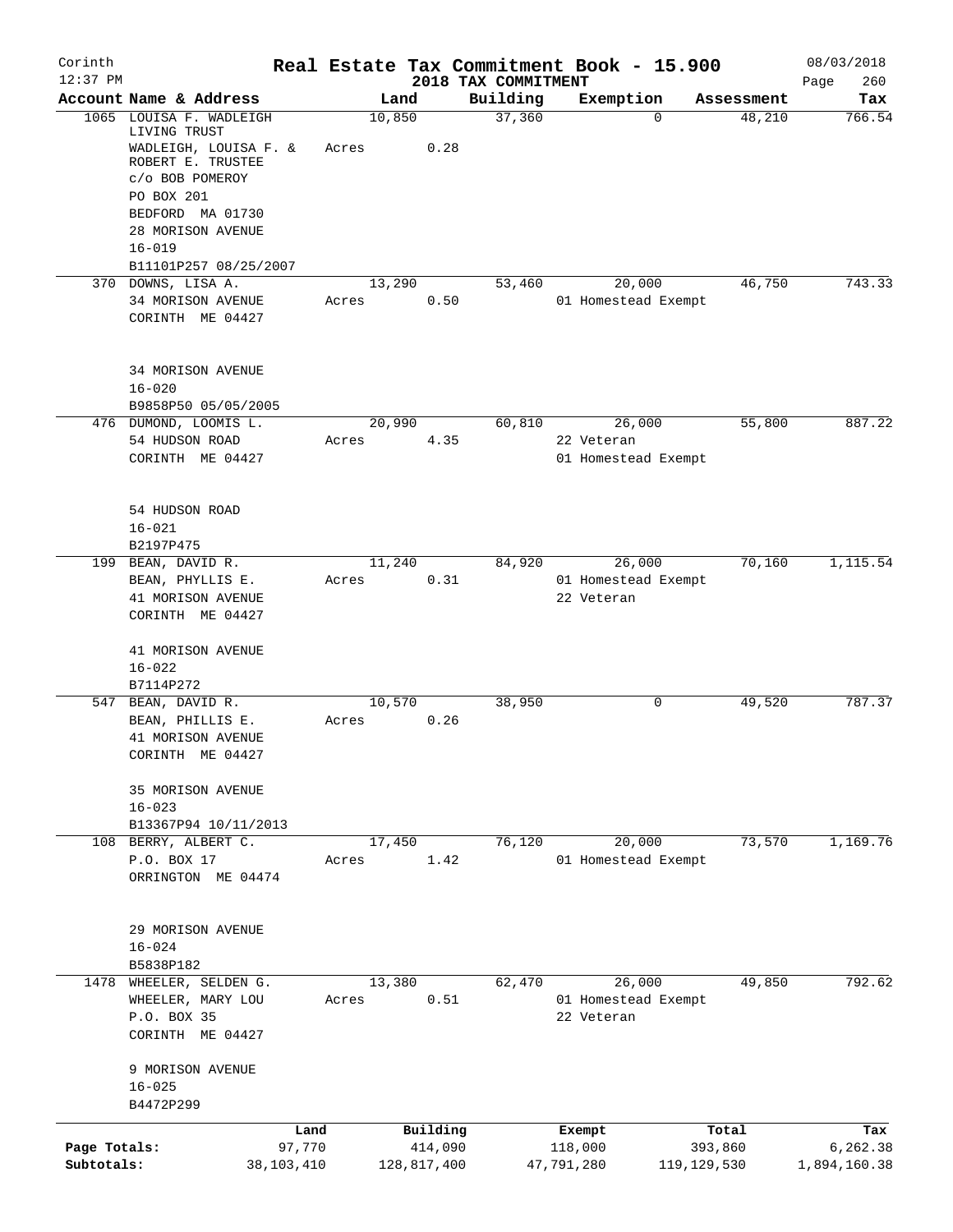# Real Estate Tax Commitment Book - 15.900

Corinth
12:37 PM

## 2018 TAX COMMITMENT

08/03/2018

| Account Name & Address | Land | Building | Exemption | Assessment | Tax |
|---|---|---|---|---|---|
| 1065 LOUISA F. WADLEIGH LIVING TRUST<br>WADLEIGH, LOUISA F. & ROBERT E. TRUSTEE<br>c/o BOB POMEROY<br>PO BOX 201<br>BEDFORD MA 01730<br>28 MORISON AVENUE<br>16-019<br>B11101P257 08/25/2007 | 10,850<br>Acres 0.28 | 37,360 | 0 | 48,210 | 766.54 |
| 370 DOWNS, LISA A.<br>34 MORISON AVENUE<br>CORINTH ME 04427<br><br>34 MORISON AVENUE<br>16-020<br>B9858P50 05/05/2005 | 13,290<br>Acres 0.50 | 53,460 | 20,000<br>01 Homestead Exempt | 46,750 | 743.33 |
| 476 DUMOND, LOOMIS L.<br>54 HUDSON ROAD<br>CORINTH ME 04427<br><br>54 HUDSON ROAD<br>16-021<br>B2197P475 | 20,990<br>Acres 4.35 | 60,810 | 26,000<br>22 Veteran<br>01 Homestead Exempt | 55,800 | 887.22 |
| 199 BEAN, DAVID R.<br>BEAN, PHYLLIS E.<br>41 MORISON AVENUE<br>CORINTH ME 04427<br><br>41 MORISON AVENUE<br>16-022<br>B7114P272 | 11,240<br>Acres 0.31 | 84,920 | 26,000<br>01 Homestead Exempt<br>22 Veteran | 70,160 | 1,115.54 |
| 547 BEAN, DAVID R.<br>BEAN, PHILLIS E.<br>41 MORISON AVENUE<br>CORINTH ME 04427<br><br>35 MORISON AVENUE<br>16-023<br>B13367P94 10/11/2013 | 10,570<br>Acres 0.26 | 38,950 | 0 | 49,520 | 787.37 |
| 108 BERRY, ALBERT C.<br>P.O. BOX 17<br>ORRINGTON ME 04474<br><br>29 MORISON AVENUE<br>16-024<br>B5838P182 | 17,450<br>Acres 1.42 | 76,120 | 20,000<br>01 Homestead Exempt | 73,570 | 1,169.76 |
| 1478 WHEELER, SELDEN G.<br>WHEELER, MARY LOU<br>P.O. BOX 35<br>CORINTH ME 04427<br><br>9 MORISON AVENUE<br>16-025<br>B4472P299 | 13,380<br>Acres 0.51 | 62,470 | 26,000<br>01 Homestead Exempt<br>22 Veteran | 49,850 | 792.62 |

| | Land | Building | Exempt | Total | Tax |
|---|---|---|---|---|---|
| Page Totals: | 97,770 | 414,090 | 118,000 | 393,860 | 6,262.38 |
| Subtotals: | 38,103,410 | 128,817,400 | 47,791,280 | 119,129,530 | 1,894,160.38 |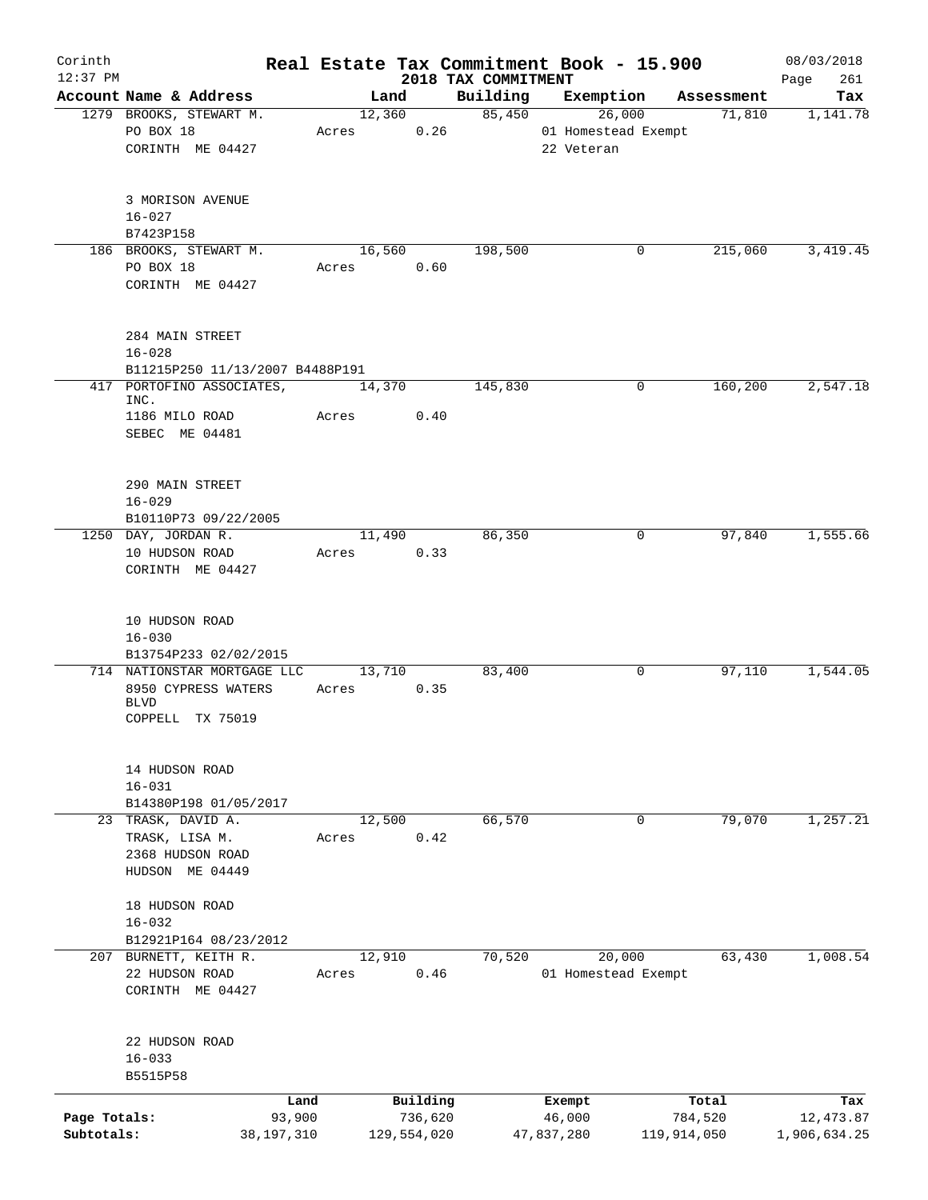# Real Estate Tax Commitment Book - 15.900

Corinth
12:37 PM

2018 TAX COMMITMENT

08/03/2018

| Account Name & Address | Land | Building | Exemption | Assessment | Tax |
|---|---|---|---|---|---|
| 1279 BROOKS, STEWART M.<br>PO BOX 18<br>CORINTH ME 04427<br><br>3 MORISON AVENUE<br>16-027<br>B7423P158 | 12,360<br>Acres 0.26 | 85,450 | 26,000<br>01 Homestead Exempt<br>22 Veteran | 71,810 | 1,141.78 |
| 186 BROOKS, STEWART M.<br>PO BOX 18<br>CORINTH ME 04427<br><br>284 MAIN STREET<br>16-028<br>B11215P250 11/13/2007 B4488P191 | 16,560<br>Acres 0.60 | 198,500 | 0 | 215,060 | 3,419.45 |
| 417 PORTOFINO ASSOCIATES, INC.<br>1186 MILO ROAD<br>SEBEC ME 04481<br><br>290 MAIN STREET<br>16-029<br>B10110P73 09/22/2005 | 14,370<br>Acres 0.40 | 145,830 | 0 | 160,200 | 2,547.18 |
| 1250 DAY, JORDAN R.<br>10 HUDSON ROAD<br>CORINTH ME 04427<br><br>10 HUDSON ROAD<br>16-030<br>B13754P233 02/02/2015 | 11,490<br>Acres 0.33 | 86,350 | 0 | 97,840 | 1,555.66 |
| 714 NATIONSTAR MORTGAGE LLC<br>8950 CYPRESS WATERS BLVD<br>COPPELL TX 75019<br><br>14 HUDSON ROAD<br>16-031<br>B14380P198 01/05/2017 | 13,710<br>Acres 0.35 | 83,400 | 0 | 97,110 | 1,544.05 |
| 23 TRASK, DAVID A.<br>TRASK, LISA M.<br>2368 HUDSON ROAD<br>HUDSON ME 04449<br><br>18 HUDSON ROAD<br>16-032<br>B12921P164 08/23/2012 | 12,500<br>Acres 0.42 | 66,570 | 0 | 79,070 | 1,257.21 |
| 207 BURNETT, KEITH R.<br>22 HUDSON ROAD<br>CORINTH ME 04427<br><br>22 HUDSON ROAD<br>16-033<br>B5515P58 | 12,910<br>Acres 0.46 | 70,520 | 20,000<br>01 Homestead Exempt | 63,430 | 1,008.54 |

| | Land | Building | Exempt | Total | Tax |
|---|---|---|---|---|---|
| Page Totals: | 93,900 | 736,620 | 46,000 | 784,520 | 12,473.87 |
| Subtotals: | 38,197,310 | 129,554,020 | 47,837,280 | 119,914,050 | 1,906,634.25 |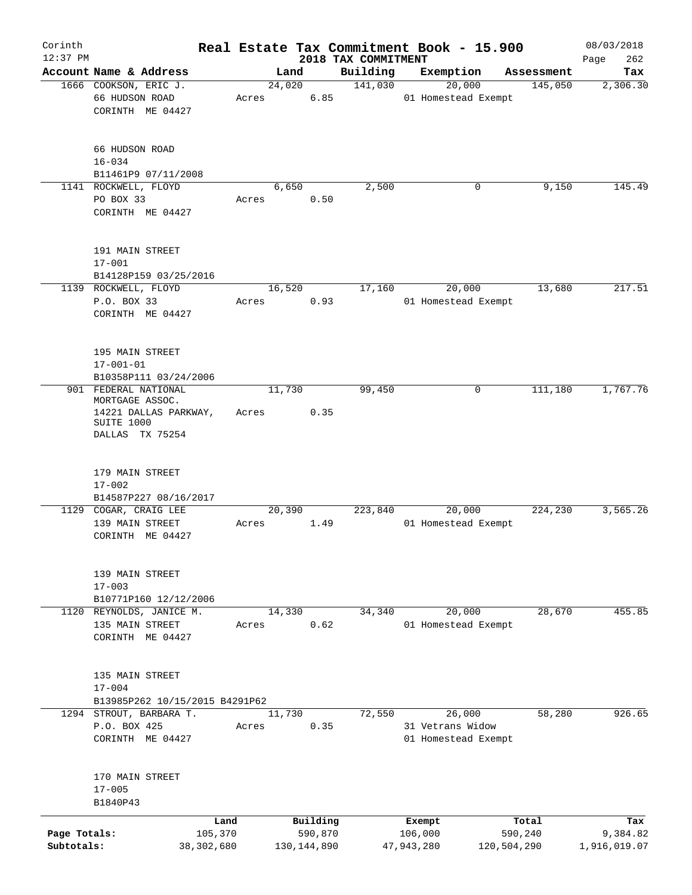Corinth
12:37 PM

# Real Estate Tax Commitment Book - 15.900

## 2018 TAX COMMITMENT

08/03/2018

| Account Name & Address | Land | Building | Exemption | Assessment | Tax |
|---|---|---|---|---|---|
| 1666 COOKSON, ERIC J.<br>66 HUDSON ROAD<br>CORINTH ME 04427<br><br>66 HUDSON ROAD<br>16-034<br>B11461P9 07/11/2008 | 24,020<br>Acres 6.85 | 141,030 | 20,000<br>01 Homestead Exempt | 145,050 | 2,306.30 |
| 1141 ROCKWELL, FLOYD<br>PO BOX 33<br>CORINTH ME 04427<br><br>191 MAIN STREET<br>17-001<br>B14128P159 03/25/2016 | 6,650<br>Acres 0.50 | 2,500 | 0 | 9,150 | 145.49 |
| 1139 ROCKWELL, FLOYD<br>P.O. BOX 33<br>CORINTH ME 04427<br><br>195 MAIN STREET<br>17-001-01<br>B10358P111 03/24/2006 | 16,520<br>Acres 0.93 | 17,160 | 20,000<br>01 Homestead Exempt | 13,680 | 217.51 |
| 901 FEDERAL NATIONAL MORTGAGE ASSOC.<br>14221 DALLAS PARKWAY, SUITE 1000<br>DALLAS TX 75254<br><br>179 MAIN STREET<br>17-002<br>B14587P227 08/16/2017 | 11,730<br>Acres 0.35 | 99,450 | 0 | 111,180 | 1,767.76 |
| 1129 COGAR, CRAIG LEE<br>139 MAIN STREET<br>CORINTH ME 04427<br><br>139 MAIN STREET<br>17-003<br>B10771P160 12/12/2006 | 20,390<br>Acres 1.49 | 223,840 | 20,000<br>01 Homestead Exempt | 224,230 | 3,565.26 |
| 1120 REYNOLDS, JANICE M.<br>135 MAIN STREET<br>CORINTH ME 04427<br><br>135 MAIN STREET<br>17-004<br>B13985P262 10/15/2015 B4291P62 | 14,330<br>Acres 0.62 | 34,340 | 20,000<br>01 Homestead Exempt | 28,670 | 455.85 |
| 1294 STROUT, BARBARA T.<br>P.O. BOX 425<br>CORINTH ME 04427<br><br>170 MAIN STREET<br>17-005<br>B1840P43 | 11,730<br>Acres 0.35 | 72,550 | 26,000<br>31 Vetrans Widow<br>01 Homestead Exempt | 58,280 | 926.65 |

| | Land | Building | Exempt | Total | Tax |
|---|---|---|---|---|---|
| Page Totals: | 105,370 | 590,870 | 106,000 | 590,240 | 9,384.82 |
| Subtotals: | 38,302,680 | 130,144,890 | 47,943,280 | 120,504,290 | 1,916,019.07 |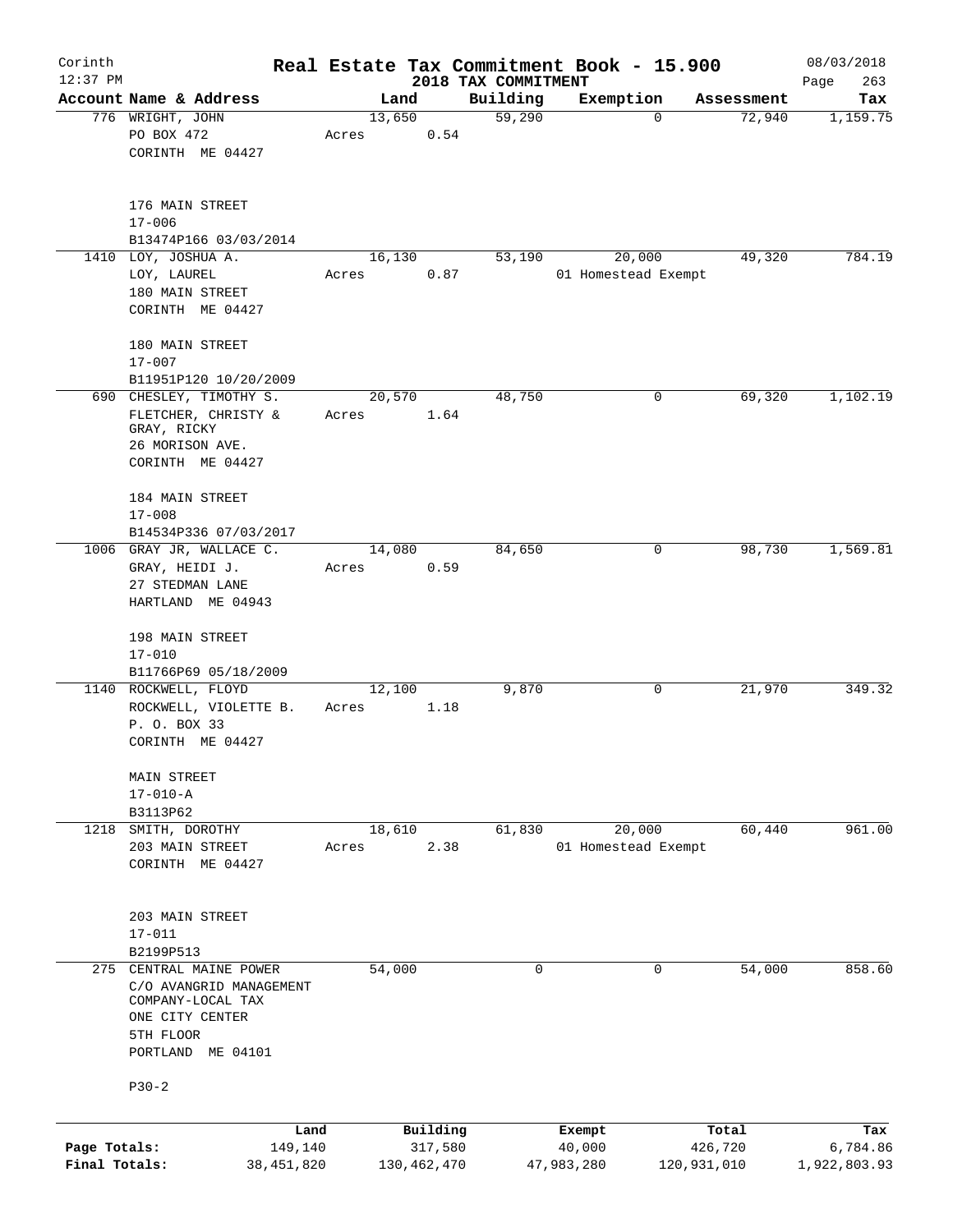Corinth 12:37 PM

# Real Estate Tax Commitment Book - 15.900

## 2018 TAX COMMITMENT

08/03/2018

| Account Name & Address | Land | Building | Exemption | Assessment | Tax |
|---|---|---|---|---|---|
| 776 WRIGHT, JOHN<br>PO BOX 472<br>CORINTH ME 04427<br><br>176 MAIN STREET<br>17-006<br>B13474P166 03/03/2014 | 13,650<br>Acres 0.54 | 59,290 | 0 | 72,940 | 1,159.75 |
| 1410 LOY, JOSHUA A.<br>LOY, LAUREL<br>180 MAIN STREET<br>CORINTH ME 04427<br><br>180 MAIN STREET<br>17-007<br>B11951P120 10/20/2009 | 16,130<br>Acres 0.87 | 53,190 | 20,000<br>01 Homestead Exempt | 49,320 | 784.19 |
| 690 CHESLEY, TIMOTHY S.<br>FLETCHER, CHRISTY &<br>GRAY, RICKY<br>26 MORISON AVE.<br>CORINTH ME 04427<br><br>184 MAIN STREET<br>17-008<br>B14534P336 07/03/2017 | 20,570<br>Acres 1.64 | 48,750 | 0 | 69,320 | 1,102.19 |
| 1006 GRAY JR, WALLACE C.<br>GRAY, HEIDI J.<br>27 STEDMAN LANE<br>HARTLAND ME 04943<br><br>198 MAIN STREET<br>17-010<br>B11766P69 05/18/2009 | 14,080<br>Acres 0.59 | 84,650 | 0 | 98,730 | 1,569.81 |
| 1140 ROCKWELL, FLOYD<br>ROCKWELL, VIOLETTE B.<br>P. O. BOX 33<br>CORINTH ME 04427<br><br>MAIN STREET<br>17-010-A<br>B3113P62 | 12,100<br>Acres 1.18 | 9,870 | 0 | 21,970 | 349.32 |
| 1218 SMITH, DOROTHY<br>203 MAIN STREET<br>CORINTH ME 04427<br><br>203 MAIN STREET<br>17-011<br>B2199P513 | 18,610<br>Acres 2.38 | 61,830 | 20,000<br>01 Homestead Exempt | 60,440 | 961.00 |
| 275 CENTRAL MAINE POWER<br>C/O AVANGRID MANAGEMENT<br>COMPANY-LOCAL TAX<br>ONE CITY CENTER<br>5TH FLOOR<br>PORTLAND ME 04101<br><br>P30-2 | 54,000 | 0 | 0 | 54,000 | 858.60 |

| | Land | Building | Exempt | Total | Tax |
|---|---|---|---|---|---|
| Page Totals: | 149,140 | 317,580 | 40,000 | 426,720 | 6,784.86 |
| Final Totals: | 38,451,820 | 130,462,470 | 47,983,280 | 120,931,010 | 1,922,803.93 |